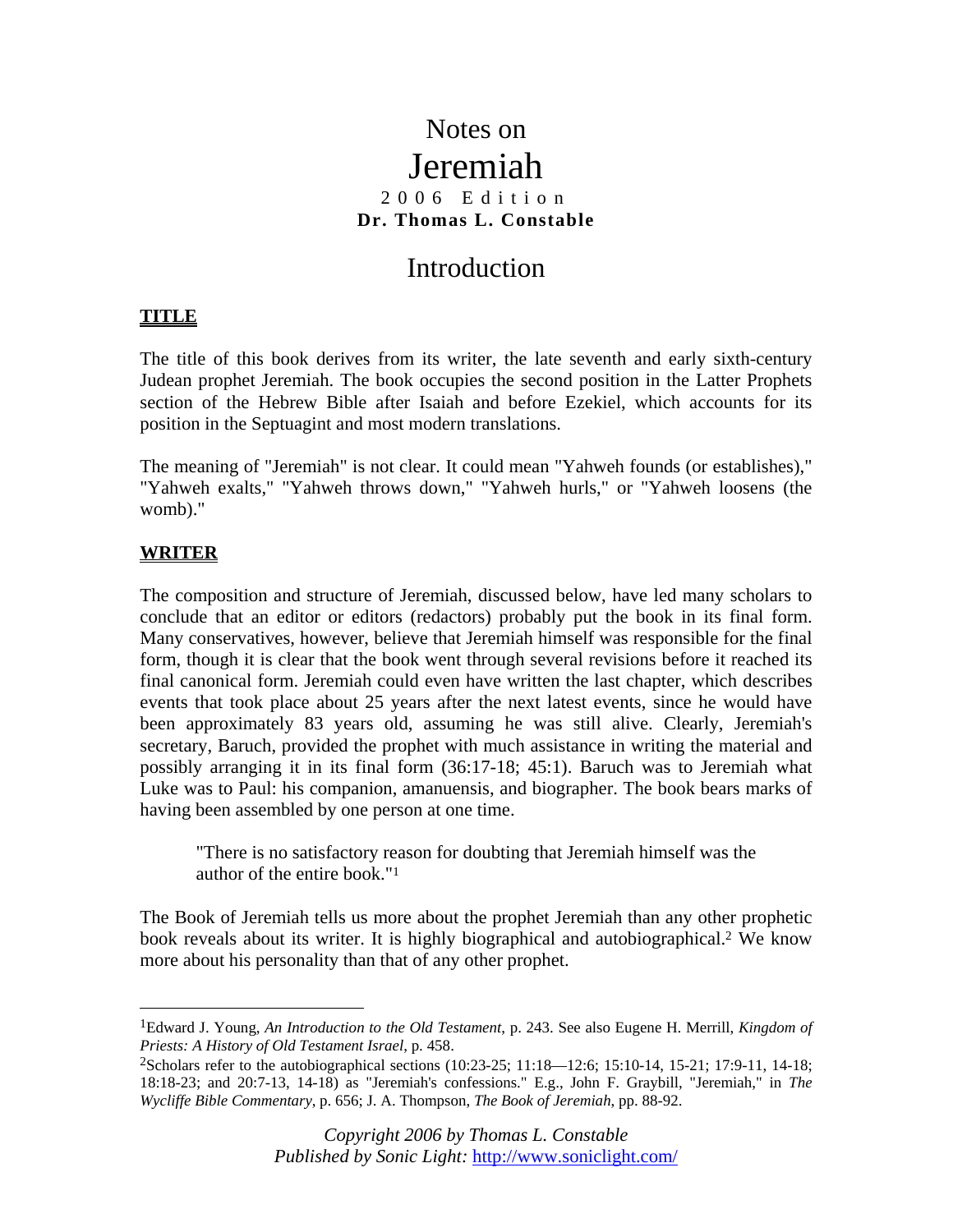# Notes on Jeremiah

2006 Edition

**Dr. Thomas L. Constable**

# Introduction

## TITLE

The title of this book derives from its writer, the late seventh and early sixth-century Judean prophet Jeremiah. The book occupies the second position in the Latter Prophets section of the Hebrew Bible after Isaiah and before Ezekiel, which accounts for its position in the Septuagint and most modern translations.

The meaning of "Jeremiah" is not clear. It could mean "Yahweh founds (or establishes)," "Yahweh exalts," "Yahweh throws down," "Yahweh hurls," or "Yahweh loosens (the womb)."

## WRITER

The composition and structure of Jeremiah, discussed below, have led many scholars to conclude that an editor or editors (redactors) probably put the book in its final form. Many conservatives, however, believe that Jeremiah himself was responsible for the final form, though it is clear that the book went through several revisions before it reached its final canonical form. Jeremiah could even have written the last chapter, which describes events that took place about 25 years after the next latest events, since he would have been approximately 83 years old, assuming he was still alive. Clearly, Jeremiah's secretary, Baruch, provided the prophet with much assistance in writing the material and possibly arranging it in its final form (36:17-18; 45:1). Baruch was to Jeremiah what Luke was to Paul: his companion, amanuensis, and biographer. The book bears marks of having been assembled by one person at one time.

> "There is no satisfactory reason for doubting that Jeremiah himself was the author of the entire book."[1]

The Book of Jeremiah tells us more about the prophet Jeremiah than any other prophetic book reveals about its writer. It is highly biographical and autobiographical.[2] We know more about his personality than that of any other prophet.

---

[1] Edward J. Young, *An Introduction to the Old Testament*, p. 243. See also Eugene H. Merrill, *Kingdom of Priests: A History of Old Testament Israel*, p. 458.

[2] Scholars refer to the autobiographical sections (10:23-25; 11:18—12:6; 15:10-14, 15-21; 17:9-11, 14-18; 18:18-23; and 20:7-13, 14-18) as "Jeremiah's confessions." E.g., John F. Graybill, "Jeremiah," in *The Wycliffe Bible Commentary*, p. 656; J. A. Thompson, *The Book of Jeremiah*, pp. 88-92.

*Copyright 2006 by Thomas L. Constable*
*Published by Sonic Light:* http://www.soniclight.com/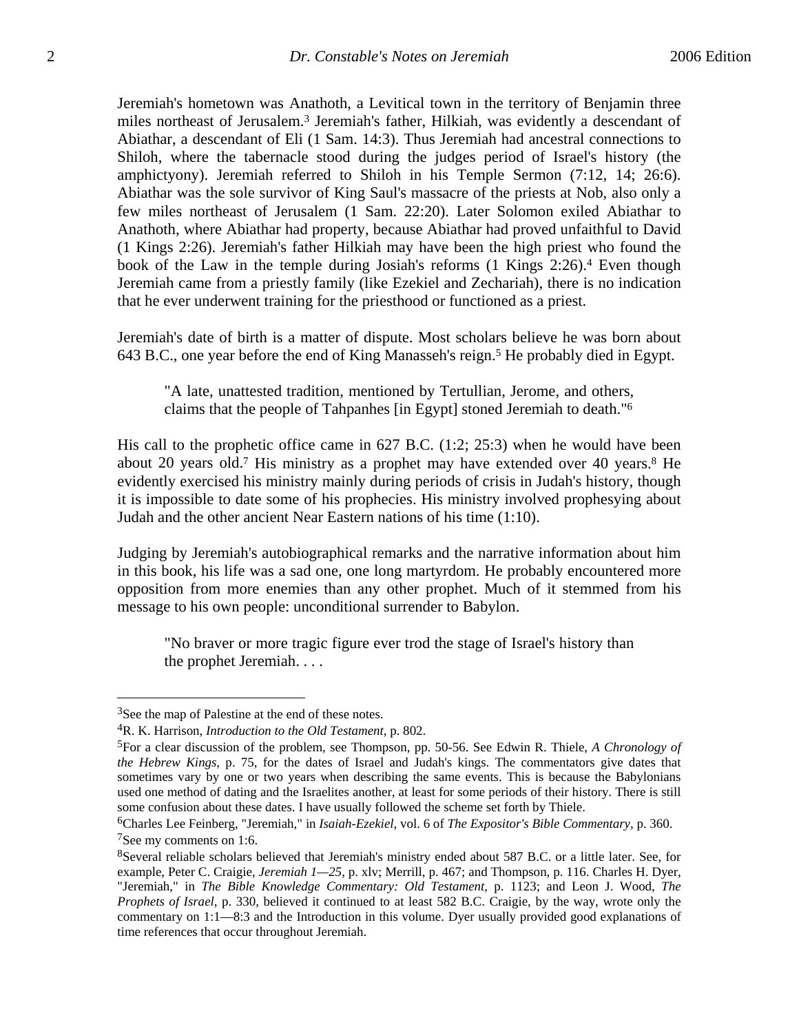Jeremiah's hometown was Anathoth, a Levitical town in the territory of Benjamin three miles northeast of Jerusalem.[3] Jeremiah's father, Hilkiah, was evidently a descendant of Abiathar, a descendant of Eli (1 Sam. 14:3). Thus Jeremiah had ancestral connections to Shiloh, where the tabernacle stood during the judges period of Israel's history (the amphictyony). Jeremiah referred to Shiloh in his Temple Sermon (7:12, 14; 26:6). Abiathar was the sole survivor of King Saul's massacre of the priests at Nob, also only a few miles northeast of Jerusalem (1 Sam. 22:20). Later Solomon exiled Abiathar to Anathoth, where Abiathar had property, because Abiathar had proved unfaithful to David (1 Kings 2:26). Jeremiah's father Hilkiah may have been the high priest who found the book of the Law in the temple during Josiah's reforms (1 Kings 2:26).[4] Even though Jeremiah came from a priestly family (like Ezekiel and Zechariah), there is no indication that he ever underwent training for the priesthood or functioned as a priest.

Jeremiah's date of birth is a matter of dispute. Most scholars believe he was born about 643 B.C., one year before the end of King Manasseh's reign.[5] He probably died in Egypt.

> "A late, unattested tradition, mentioned by Tertullian, Jerome, and others, claims that the people of Tahpanhes [in Egypt] stoned Jeremiah to death."[6]

His call to the prophetic office came in 627 B.C. (1:2; 25:3) when he would have been about 20 years old.[7] His ministry as a prophet may have extended over 40 years.[8] He evidently exercised his ministry mainly during periods of crisis in Judah's history, though it is impossible to date some of his prophecies. His ministry involved prophesying about Judah and the other ancient Near Eastern nations of his time (1:10).

Judging by Jeremiah's autobiographical remarks and the narrative information about him in this book, his life was a sad one, one long martyrdom. He probably encountered more opposition from more enemies than any other prophet. Much of it stemmed from his message to his own people: unconditional surrender to Babylon.

> "No braver or more tragic figure ever trod the stage of Israel's history than the prophet Jeremiah. . . .

---

[3]See the map of Palestine at the end of these notes.

[4]R. K. Harrison, *Introduction to the Old Testament*, p. 802.

[5]For a clear discussion of the problem, see Thompson, pp. 50-56. See Edwin R. Thiele, *A Chronology of the Hebrew Kings*, p. 75, for the dates of Israel and Judah's kings. The commentators give dates that sometimes vary by one or two years when describing the same events. This is because the Babylonians used one method of dating and the Israelites another, at least for some periods of their history. There is still some confusion about these dates. I have usually followed the scheme set forth by Thiele.

[6]Charles Lee Feinberg, "Jeremiah," in *Isaiah-Ezekiel*, vol. 6 of *The Expositor's Bible Commentary*, p. 360.

[7]See my comments on 1:6.

[8]Several reliable scholars believed that Jeremiah's ministry ended about 587 B.C. or a little later. See, for example, Peter C. Craigie, *Jeremiah 1—25*, p. xlv; Merrill, p. 467; and Thompson, p. 116. Charles H. Dyer, "Jeremiah," in *The Bible Knowledge Commentary: Old Testament*, p. 1123; and Leon J. Wood, *The Prophets of Israel*, p. 330, believed it continued to at least 582 B.C. Craigie, by the way, wrote only the commentary on 1:1—8:3 and the Introduction in this volume. Dyer usually provided good explanations of time references that occur throughout Jeremiah.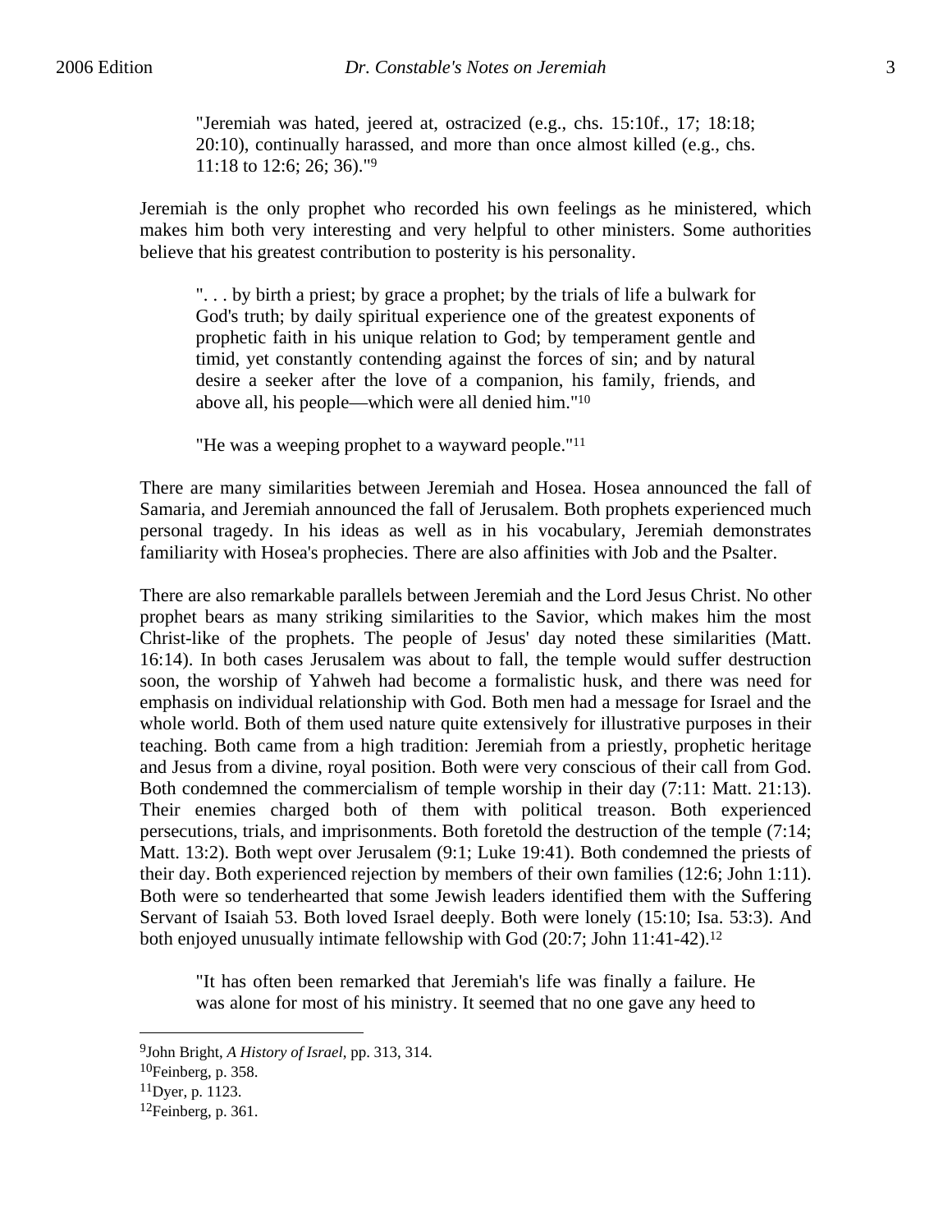> "Jeremiah was hated, jeered at, ostracized (e.g., chs. 15:10f., 17; 18:18; 20:10), continually harassed, and more than once almost killed (e.g., chs. 11:18 to 12:6; 26; 36)."[9]

Jeremiah is the only prophet who recorded his own feelings as he ministered, which makes him both very interesting and very helpful to other ministers. Some authorities believe that his greatest contribution to posterity is his personality.

> ". . . by birth a priest; by grace a prophet; by the trials of life a bulwark for God's truth; by daily spiritual experience one of the greatest exponents of prophetic faith in his unique relation to God; by temperament gentle and timid, yet constantly contending against the forces of sin; and by natural desire a seeker after the love of a companion, his family, friends, and above all, his people—which were all denied him."[10]

> "He was a weeping prophet to a wayward people."[11]

There are many similarities between Jeremiah and Hosea. Hosea announced the fall of Samaria, and Jeremiah announced the fall of Jerusalem. Both prophets experienced much personal tragedy. In his ideas as well as in his vocabulary, Jeremiah demonstrates familiarity with Hosea's prophecies. There are also affinities with Job and the Psalter.

There are also remarkable parallels between Jeremiah and the Lord Jesus Christ. No other prophet bears as many striking similarities to the Savior, which makes him the most Christ-like of the prophets. The people of Jesus' day noted these similarities (Matt. 16:14). In both cases Jerusalem was about to fall, the temple would suffer destruction soon, the worship of Yahweh had become a formalistic husk, and there was need for emphasis on individual relationship with God. Both men had a message for Israel and the whole world. Both of them used nature quite extensively for illustrative purposes in their teaching. Both came from a high tradition: Jeremiah from a priestly, prophetic heritage and Jesus from a divine, royal position. Both were very conscious of their call from God. Both condemned the commercialism of temple worship in their day (7:11: Matt. 21:13). Their enemies charged both of them with political treason. Both experienced persecutions, trials, and imprisonments. Both foretold the destruction of the temple (7:14; Matt. 13:2). Both wept over Jerusalem (9:1; Luke 19:41). Both condemned the priests of their day. Both experienced rejection by members of their own families (12:6; John 1:11). Both were so tenderhearted that some Jewish leaders identified them with the Suffering Servant of Isaiah 53. Both loved Israel deeply. Both were lonely (15:10; Isa. 53:3). And both enjoyed unusually intimate fellowship with God (20:7; John 11:41-42).[12]

> "It has often been remarked that Jeremiah's life was finally a failure. He was alone for most of his ministry. It seemed that no one gave any heed to

---

[9]John Bright, *A History of Israel*, pp. 313, 314.

[10]Feinberg, p. 358.

[11]Dyer, p. 1123.

[12]Feinberg, p. 361.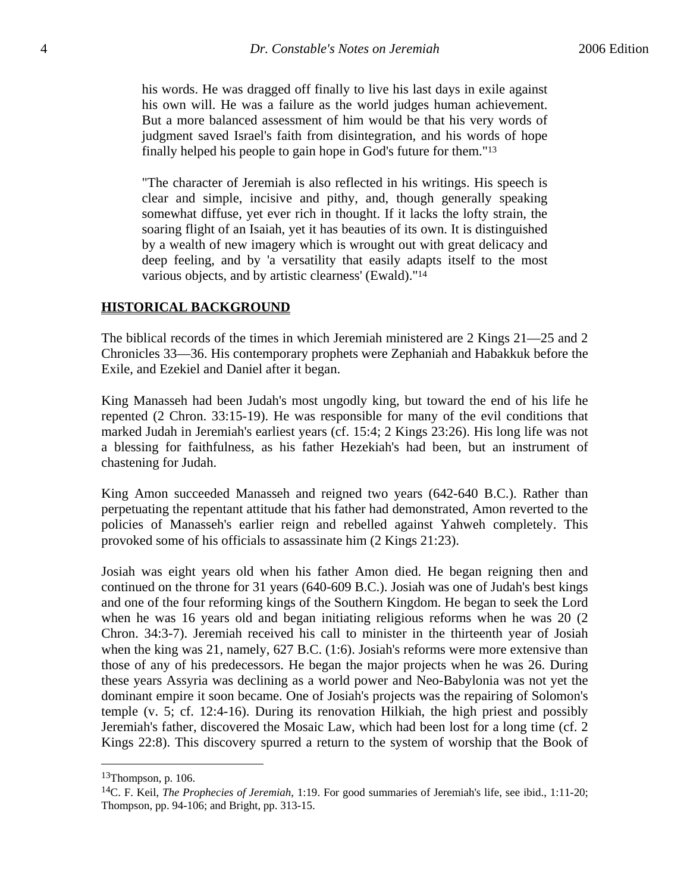> his words. He was dragged off finally to live his last days in exile against his own will. He was a failure as the world judges human achievement. But a more balanced assessment of him would be that his very words of judgment saved Israel's faith from disintegration, and his words of hope finally helped his people to gain hope in God's future for them."[13]

> "The character of Jeremiah is also reflected in his writings. His speech is clear and simple, incisive and pithy, and, though generally speaking somewhat diffuse, yet ever rich in thought. If it lacks the lofty strain, the soaring flight of an Isaiah, yet it has beauties of its own. It is distinguished by a wealth of new imagery which is wrought out with great delicacy and deep feeling, and by 'a versatility that easily adapts itself to the most various objects, and by artistic clearness' (Ewald)."[14]

## HISTORICAL BACKGROUND

The biblical records of the times in which Jeremiah ministered are 2 Kings 21—25 and 2 Chronicles 33—36. His contemporary prophets were Zephaniah and Habakkuk before the Exile, and Ezekiel and Daniel after it began.

King Manasseh had been Judah's most ungodly king, but toward the end of his life he repented (2 Chron. 33:15-19). He was responsible for many of the evil conditions that marked Judah in Jeremiah's earliest years (cf. 15:4; 2 Kings 23:26). His long life was not a blessing for faithfulness, as his father Hezekiah's had been, but an instrument of chastening for Judah.

King Amon succeeded Manasseh and reigned two years (642-640 B.C.). Rather than perpetuating the repentant attitude that his father had demonstrated, Amon reverted to the policies of Manasseh's earlier reign and rebelled against Yahweh completely. This provoked some of his officials to assassinate him (2 Kings 21:23).

Josiah was eight years old when his father Amon died. He began reigning then and continued on the throne for 31 years (640-609 B.C.). Josiah was one of Judah's best kings and one of the four reforming kings of the Southern Kingdom. He began to seek the Lord when he was 16 years old and began initiating religious reforms when he was 20 (2 Chron. 34:3-7). Jeremiah received his call to minister in the thirteenth year of Josiah when the king was 21, namely, 627 B.C. (1:6). Josiah's reforms were more extensive than those of any of his predecessors. He began the major projects when he was 26. During these years Assyria was declining as a world power and Neo-Babylonia was not yet the dominant empire it soon became. One of Josiah's projects was the repairing of Solomon's temple (v. 5; cf. 12:4-16). During its renovation Hilkiah, the high priest and possibly Jeremiah's father, discovered the Mosaic Law, which had been lost for a long time (cf. 2 Kings 22:8). This discovery spurred a return to the system of worship that the Book of

---

[13] Thompson, p. 106.

[14] C. F. Keil, *The Prophecies of Jeremiah*, 1:19. For good summaries of Jeremiah's life, see ibid., 1:11-20; Thompson, pp. 94-106; and Bright, pp. 313-15.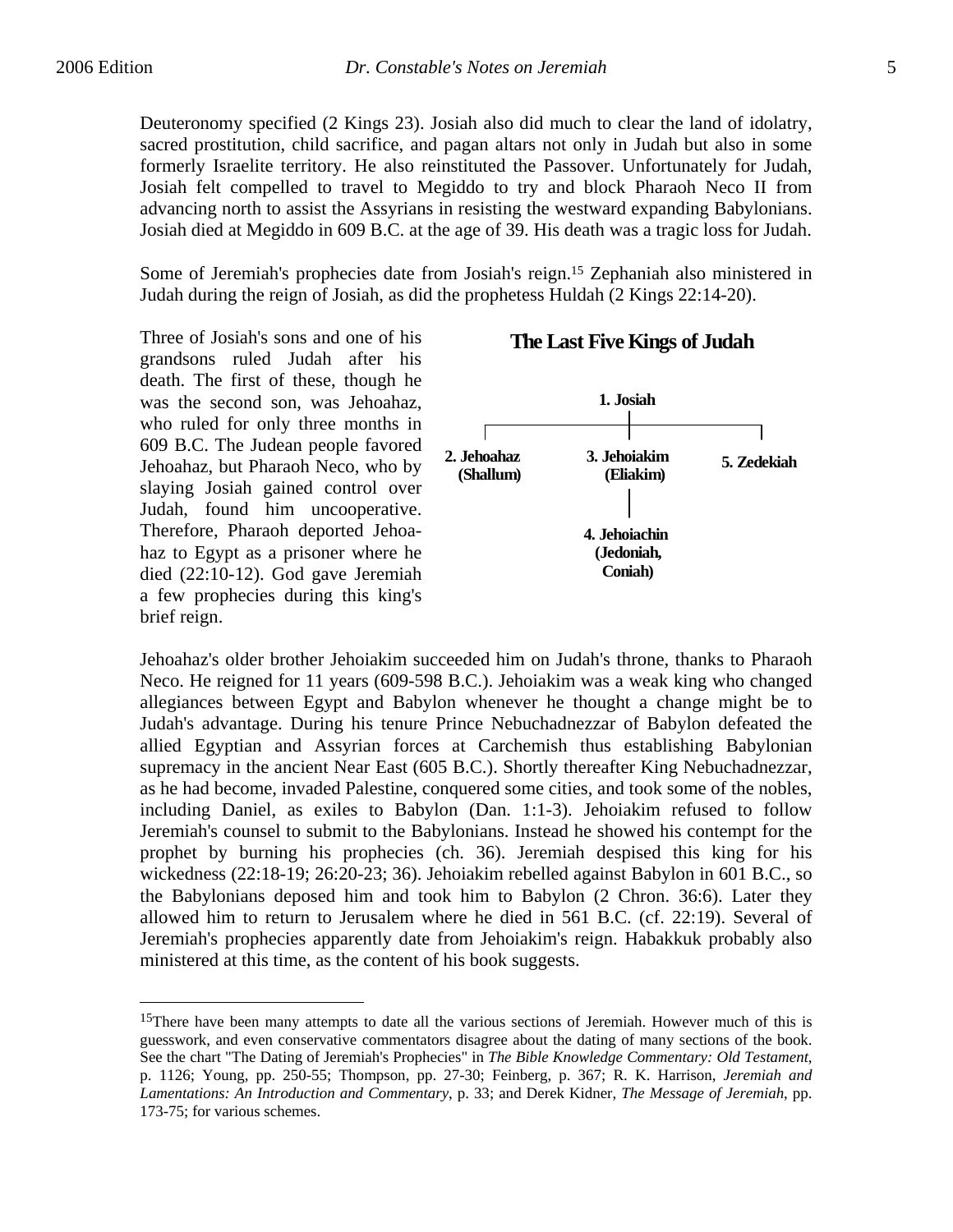Deuteronomy specified (2 Kings 23). Josiah also did much to clear the land of idolatry, sacred prostitution, child sacrifice, and pagan altars not only in Judah but also in some formerly Israelite territory. He also reinstituted the Passover. Unfortunately for Judah, Josiah felt compelled to travel to Megiddo to try and block Pharaoh Neco II from advancing north to assist the Assyrians in resisting the westward expanding Babylonians. Josiah died at Megiddo in 609 B.C. at the age of 39. His death was a tragic loss for Judah.

Some of Jeremiah's prophecies date from Josiah's reign.[15] Zephaniah also ministered in Judah during the reign of Josiah, as did the prophetess Huldah (2 Kings 22:14-20).

Three of Josiah's sons and one of his grandsons ruled Judah after his death. The first of these, though he was the second son, was Jehoahaz, who ruled for only three months in 609 B.C. The Judean people favored Jehoahaz, but Pharaoh Neco, who by slaying Josiah gained control over Judah, found him uncooperative. Therefore, Pharaoh deported Jehoahaz to Egypt as a prisoner where he died (22:10-12). God gave Jeremiah a few prophecies during this king's brief reign.

**The Last Five Kings of Judah**

- **1. Josiah**
  - **2. Jehoahaz (Shallum)**
  - **3. Jehoiakim (Eliakim)**
    - **4. Jehoiachin (Jedoniah, Coniah)**
  - **5. Zedekiah**

Jehoahaz's older brother Jehoiakim succeeded him on Judah's throne, thanks to Pharaoh Neco. He reigned for 11 years (609-598 B.C.). Jehoiakim was a weak king who changed allegiances between Egypt and Babylon whenever he thought a change might be to Judah's advantage. During his tenure Prince Nebuchadnezzar of Babylon defeated the allied Egyptian and Assyrian forces at Carchemish thus establishing Babylonian supremacy in the ancient Near East (605 B.C.). Shortly thereafter King Nebuchadnezzar, as he had become, invaded Palestine, conquered some cities, and took some of the nobles, including Daniel, as exiles to Babylon (Dan. 1:1-3). Jehoiakim refused to follow Jeremiah's counsel to submit to the Babylonians. Instead he showed his contempt for the prophet by burning his prophecies (ch. 36). Jeremiah despised this king for his wickedness (22:18-19; 26:20-23; 36). Jehoiakim rebelled against Babylon in 601 B.C., so the Babylonians deposed him and took him to Babylon (2 Chron. 36:6). Later they allowed him to return to Jerusalem where he died in 561 B.C. (cf. 22:19). Several of Jeremiah's prophecies apparently date from Jehoiakim's reign. Habakkuk probably also ministered at this time, as the content of his book suggests.

---

[15]There have been many attempts to date all the various sections of Jeremiah. However much of this is guesswork, and even conservative commentators disagree about the dating of many sections of the book. See the chart "The Dating of Jeremiah's Prophecies" in *The Bible Knowledge Commentary: Old Testament*, p. 1126; Young, pp. 250-55; Thompson, pp. 27-30; Feinberg, p. 367; R. K. Harrison, *Jeremiah and Lamentations: An Introduction and Commentary*, p. 33; and Derek Kidner, *The Message of Jeremiah*, pp. 173-75; for various schemes.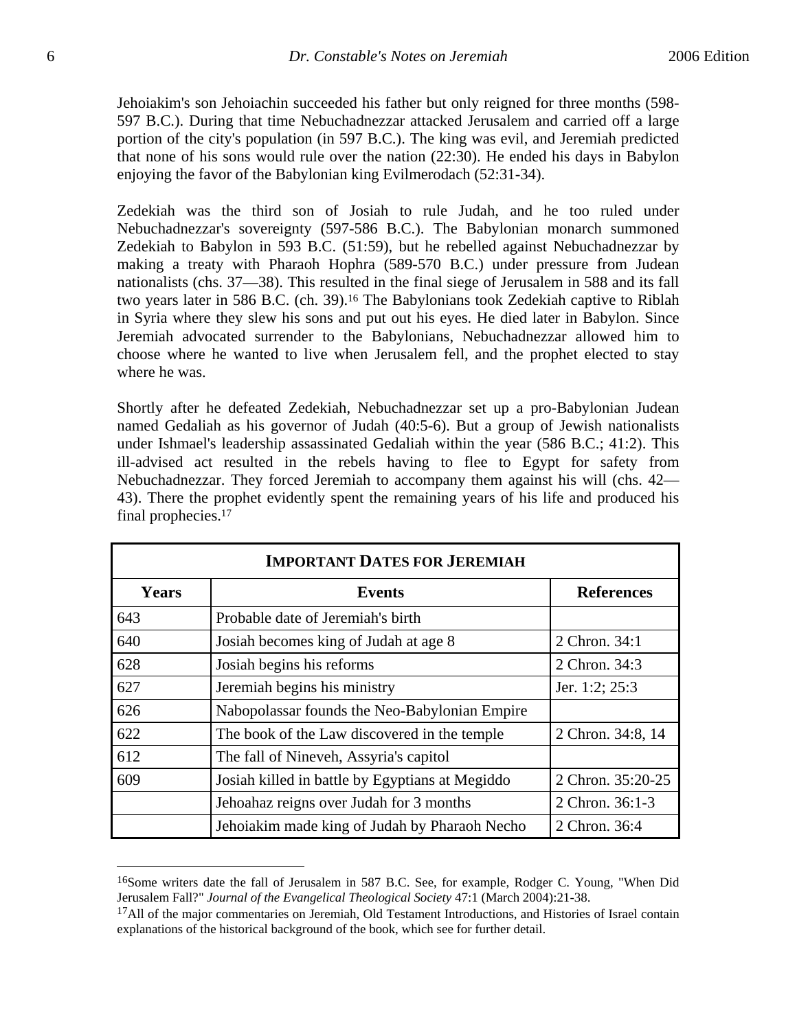Jehoiakim's son Jehoiachin succeeded his father but only reigned for three months (598-597 B.C.). During that time Nebuchadnezzar attacked Jerusalem and carried off a large portion of the city's population (in 597 B.C.). The king was evil, and Jeremiah predicted that none of his sons would rule over the nation (22:30). He ended his days in Babylon enjoying the favor of the Babylonian king Evilmerodach (52:31-34).

Zedekiah was the third son of Josiah to rule Judah, and he too ruled under Nebuchadnezzar's sovereignty (597-586 B.C.). The Babylonian monarch summoned Zedekiah to Babylon in 593 B.C. (51:59), but he rebelled against Nebuchadnezzar by making a treaty with Pharaoh Hophra (589-570 B.C.) under pressure from Judean nationalists (chs. 37—38). This resulted in the final siege of Jerusalem in 588 and its fall two years later in 586 B.C. (ch. 39).[16] The Babylonians took Zedekiah captive to Riblah in Syria where they slew his sons and put out his eyes. He died later in Babylon. Since Jeremiah advocated surrender to the Babylonians, Nebuchadnezzar allowed him to choose where he wanted to live when Jerusalem fell, and the prophet elected to stay where he was.

Shortly after he defeated Zedekiah, Nebuchadnezzar set up a pro-Babylonian Judean named Gedaliah as his governor of Judah (40:5-6). But a group of Jewish nationalists under Ishmael's leadership assassinated Gedaliah within the year (586 B.C.; 41:2). This ill-advised act resulted in the rebels having to flee to Egypt for safety from Nebuchadnezzar. They forced Jeremiah to accompany them against his will (chs. 42—43). There the prophet evidently spent the remaining years of his life and produced his final prophecies.[17]

| **IMPORTANT DATES FOR JEREMIAH** | | |
|---|---|---|
| **Years** | **Events** | **References** |
| 643 | Probable date of Jeremiah's birth | |
| 640 | Josiah becomes king of Judah at age 8 | 2 Chron. 34:1 |
| 628 | Josiah begins his reforms | 2 Chron. 34:3 |
| 627 | Jeremiah begins his ministry | Jer. 1:2; 25:3 |
| 626 | Nabopolassar founds the Neo-Babylonian Empire | |
| 622 | The book of the Law discovered in the temple | 2 Chron. 34:8, 14 |
| 612 | The fall of Nineveh, Assyria's capitol | |
| 609 | Josiah killed in battle by Egyptians at Megiddo | 2 Chron. 35:20-25 |
| | Jehoahaz reigns over Judah for 3 months | 2 Chron. 36:1-3 |
| | Jehoiakim made king of Judah by Pharaoh Necho | 2 Chron. 36:4 |

---

[16]Some writers date the fall of Jerusalem in 587 B.C. See, for example, Rodger C. Young, "When Did Jerusalem Fall?" *Journal of the Evangelical Theological Society* 47:1 (March 2004):21-38.

[17]All of the major commentaries on Jeremiah, Old Testament Introductions, and Histories of Israel contain explanations of the historical background of the book, which see for further detail.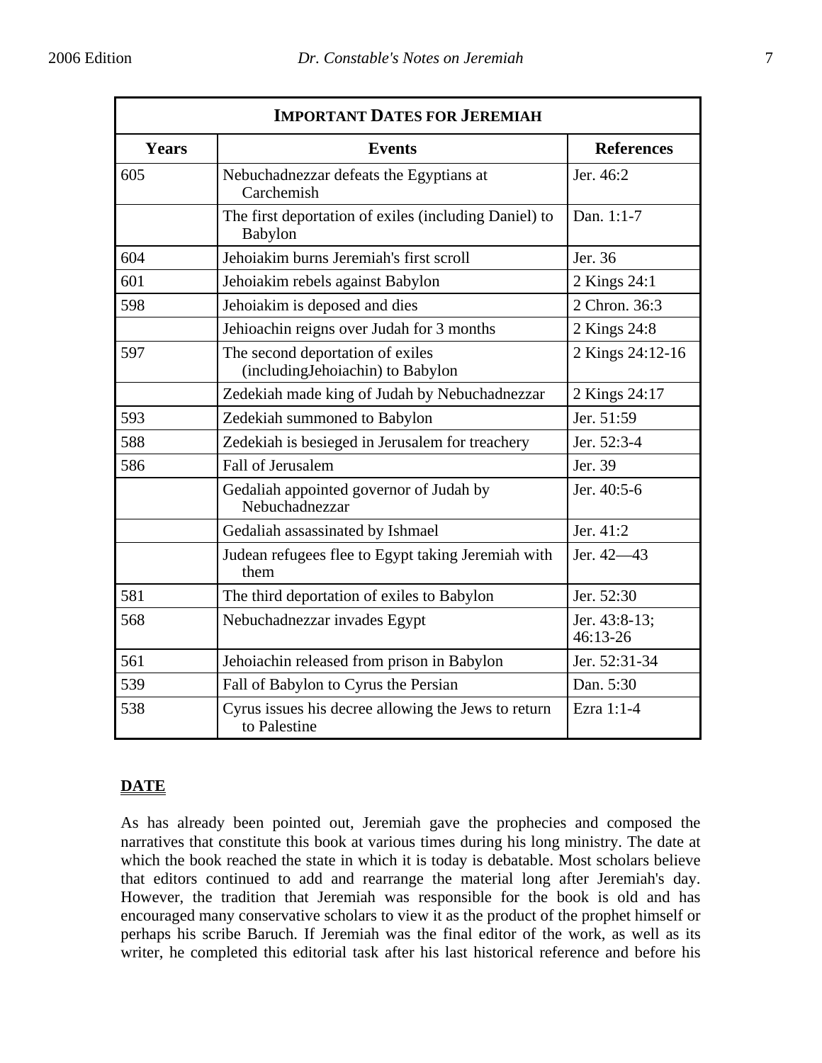| IMPORTANT DATES FOR JEREMIAH | | |
|---|---|---|
| **Years** | **Events** | **References** |
| 605 | Nebuchadnezzar defeats the Egyptians at Carchemish | Jer. 46:2 |
| | The first deportation of exiles (including Daniel) to Babylon | Dan. 1:1-7 |
| 604 | Jehoiakim burns Jeremiah's first scroll | Jer. 36 |
| 601 | Jehoiakim rebels against Babylon | 2 Kings 24:1 |
| 598 | Jehoiakim is deposed and dies | 2 Chron. 36:3 |
| | Jehioachin reigns over Judah for 3 months | 2 Kings 24:8 |
| 597 | The second deportation of exiles (includingJehoiachin) to Babylon | 2 Kings 24:12-16 |
| | Zedekiah made king of Judah by Nebuchadnezzar | 2 Kings 24:17 |
| 593 | Zedekiah summoned to Babylon | Jer. 51:59 |
| 588 | Zedekiah is besieged in Jerusalem for treachery | Jer. 52:3-4 |
| 586 | Fall of Jerusalem | Jer. 39 |
| | Gedaliah appointed governor of Judah by Nebuchadnezzar | Jer. 40:5-6 |
| | Gedaliah assassinated by Ishmael | Jer. 41:2 |
| | Judean refugees flee to Egypt taking Jeremiah with them | Jer. 42—43 |
| 581 | The third deportation of exiles to Babylon | Jer. 52:30 |
| 568 | Nebuchadnezzar invades Egypt | Jer. 43:8-13; 46:13-26 |
| 561 | Jehoiachin released from prison in Babylon | Jer. 52:31-34 |
| 539 | Fall of Babylon to Cyrus the Persian | Dan. 5:30 |
| 538 | Cyrus issues his decree allowing the Jews to return to Palestine | Ezra 1:1-4 |

## DATE

As has already been pointed out, Jeremiah gave the prophecies and composed the narratives that constitute this book at various times during his long ministry. The date at which the book reached the state in which it is today is debatable. Most scholars believe that editors continued to add and rearrange the material long after Jeremiah's day. However, the tradition that Jeremiah was responsible for the book is old and has encouraged many conservative scholars to view it as the product of the prophet himself or perhaps his scribe Baruch. If Jeremiah was the final editor of the work, as well as its writer, he completed this editorial task after his last historical reference and before his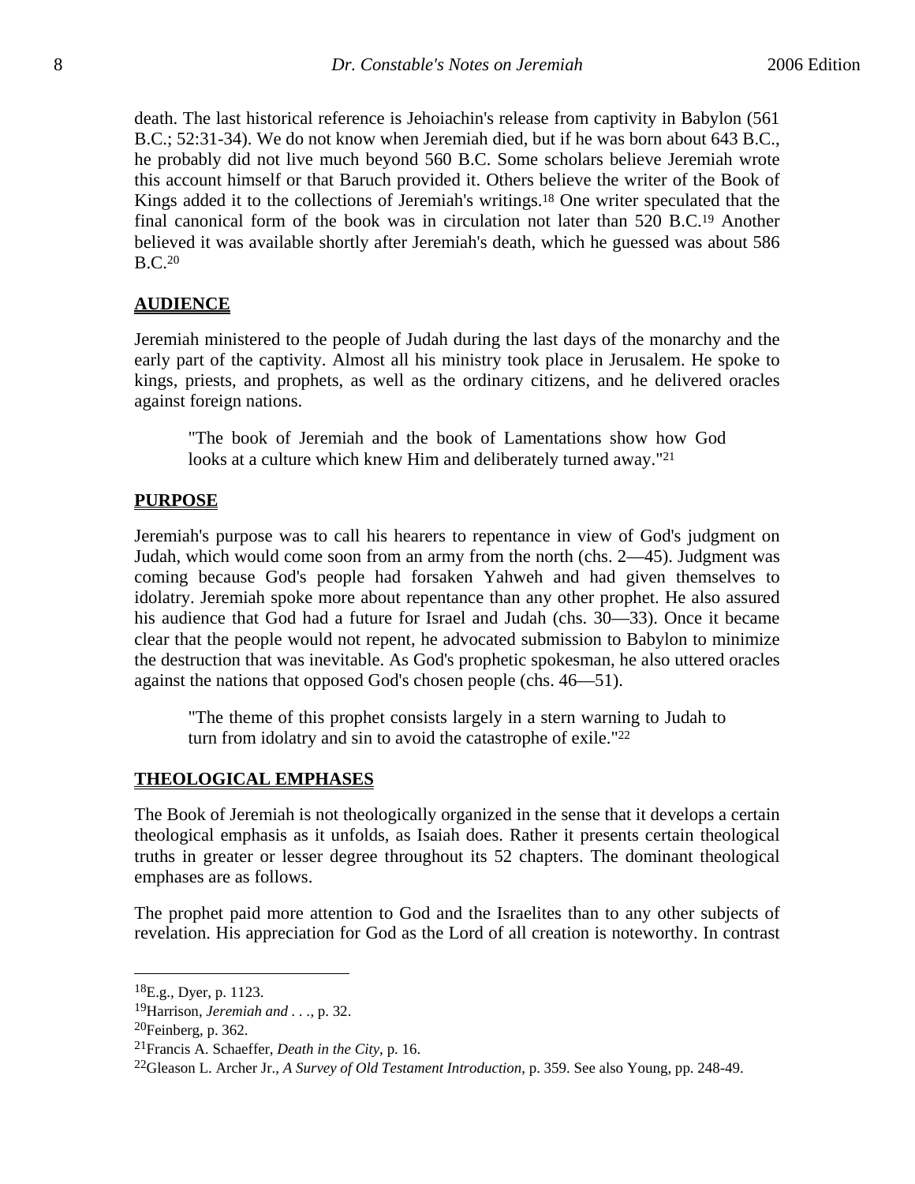death. The last historical reference is Jehoiachin's release from captivity in Babylon (561 B.C.; 52:31-34). We do not know when Jeremiah died, but if he was born about 643 B.C., he probably did not live much beyond 560 B.C. Some scholars believe Jeremiah wrote this account himself or that Baruch provided it. Others believe the writer of the Book of Kings added it to the collections of Jeremiah's writings.[18] One writer speculated that the final canonical form of the book was in circulation not later than 520 B.C.[19] Another believed it was available shortly after Jeremiah's death, which he guessed was about 586 B.C.[20]

## AUDIENCE

Jeremiah ministered to the people of Judah during the last days of the monarchy and the early part of the captivity. Almost all his ministry took place in Jerusalem. He spoke to kings, priests, and prophets, as well as the ordinary citizens, and he delivered oracles against foreign nations.

> "The book of Jeremiah and the book of Lamentations show how God looks at a culture which knew Him and deliberately turned away."[21]

## PURPOSE

Jeremiah's purpose was to call his hearers to repentance in view of God's judgment on Judah, which would come soon from an army from the north (chs. 2—45). Judgment was coming because God's people had forsaken Yahweh and had given themselves to idolatry. Jeremiah spoke more about repentance than any other prophet. He also assured his audience that God had a future for Israel and Judah (chs. 30—33). Once it became clear that the people would not repent, he advocated submission to Babylon to minimize the destruction that was inevitable. As God's prophetic spokesman, he also uttered oracles against the nations that opposed God's chosen people (chs. 46—51).

> "The theme of this prophet consists largely in a stern warning to Judah to turn from idolatry and sin to avoid the catastrophe of exile."[22]

## THEOLOGICAL EMPHASES

The Book of Jeremiah is not theologically organized in the sense that it develops a certain theological emphasis as it unfolds, as Isaiah does. Rather it presents certain theological truths in greater or lesser degree throughout its 52 chapters. The dominant theological emphases are as follows.

The prophet paid more attention to God and the Israelites than to any other subjects of revelation. His appreciation for God as the Lord of all creation is noteworthy. In contrast

---

[18]E.g., Dyer, p. 1123.

[19]Harrison, *Jeremiah and . . .*, p. 32.

[20]Feinberg, p. 362.

[21]Francis A. Schaeffer, *Death in the City*, p. 16.

[22]Gleason L. Archer Jr., *A Survey of Old Testament Introduction*, p. 359. See also Young, pp. 248-49.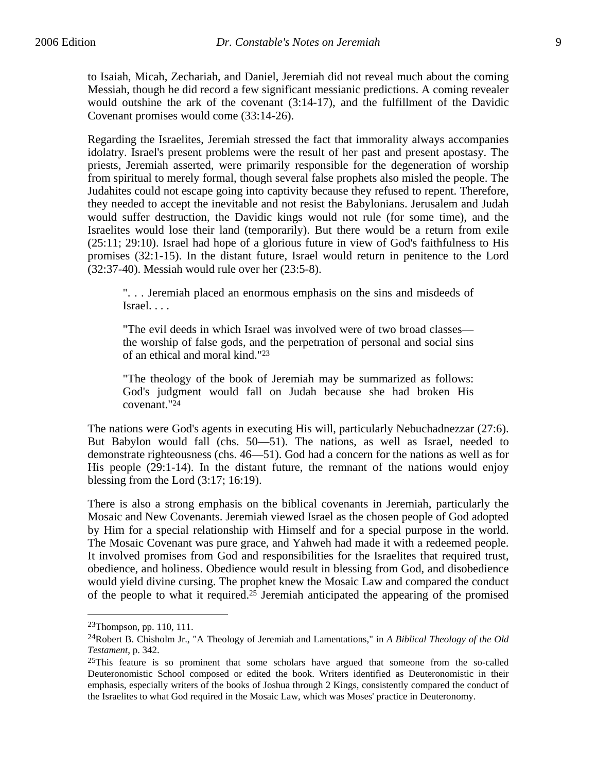to Isaiah, Micah, Zechariah, and Daniel, Jeremiah did not reveal much about the coming Messiah, though he did record a few significant messianic predictions. A coming revealer would outshine the ark of the covenant (3:14-17), and the fulfillment of the Davidic Covenant promises would come (33:14-26).

Regarding the Israelites, Jeremiah stressed the fact that immorality always accompanies idolatry. Israel's present problems were the result of her past and present apostasy. The priests, Jeremiah asserted, were primarily responsible for the degeneration of worship from spiritual to merely formal, though several false prophets also misled the people. The Judahites could not escape going into captivity because they refused to repent. Therefore, they needed to accept the inevitable and not resist the Babylonians. Jerusalem and Judah would suffer destruction, the Davidic kings would not rule (for some time), and the Israelites would lose their land (temporarily). But there would be a return from exile (25:11; 29:10). Israel had hope of a glorious future in view of God's faithfulness to His promises (32:1-15). In the distant future, Israel would return in penitence to the Lord (32:37-40). Messiah would rule over her (23:5-8).

> ". . . Jeremiah placed an enormous emphasis on the sins and misdeeds of Israel. . . .
>
> "The evil deeds in which Israel was involved were of two broad classes—the worship of false gods, and the perpetration of personal and social sins of an ethical and moral kind."[23]
>
> "The theology of the book of Jeremiah may be summarized as follows: God's judgment would fall on Judah because she had broken His covenant."[24]

The nations were God's agents in executing His will, particularly Nebuchadnezzar (27:6). But Babylon would fall (chs. 50—51). The nations, as well as Israel, needed to demonstrate righteousness (chs. 46—51). God had a concern for the nations as well as for His people (29:1-14). In the distant future, the remnant of the nations would enjoy blessing from the Lord (3:17; 16:19).

There is also a strong emphasis on the biblical covenants in Jeremiah, particularly the Mosaic and New Covenants. Jeremiah viewed Israel as the chosen people of God adopted by Him for a special relationship with Himself and for a special purpose in the world. The Mosaic Covenant was pure grace, and Yahweh had made it with a redeemed people. It involved promises from God and responsibilities for the Israelites that required trust, obedience, and holiness. Obedience would result in blessing from God, and disobedience would yield divine cursing. The prophet knew the Mosaic Law and compared the conduct of the people to what it required.[25] Jeremiah anticipated the appearing of the promised

---

[23] Thompson, pp. 110, 111.

[24] Robert B. Chisholm Jr., "A Theology of Jeremiah and Lamentations," in *A Biblical Theology of the Old Testament*, p. 342.

[25] This feature is so prominent that some scholars have argued that someone from the so-called Deuteronomistic School composed or edited the book. Writers identified as Deuteronomistic in their emphasis, especially writers of the books of Joshua through 2 Kings, consistently compared the conduct of the Israelites to what God required in the Mosaic Law, which was Moses' practice in Deuteronomy.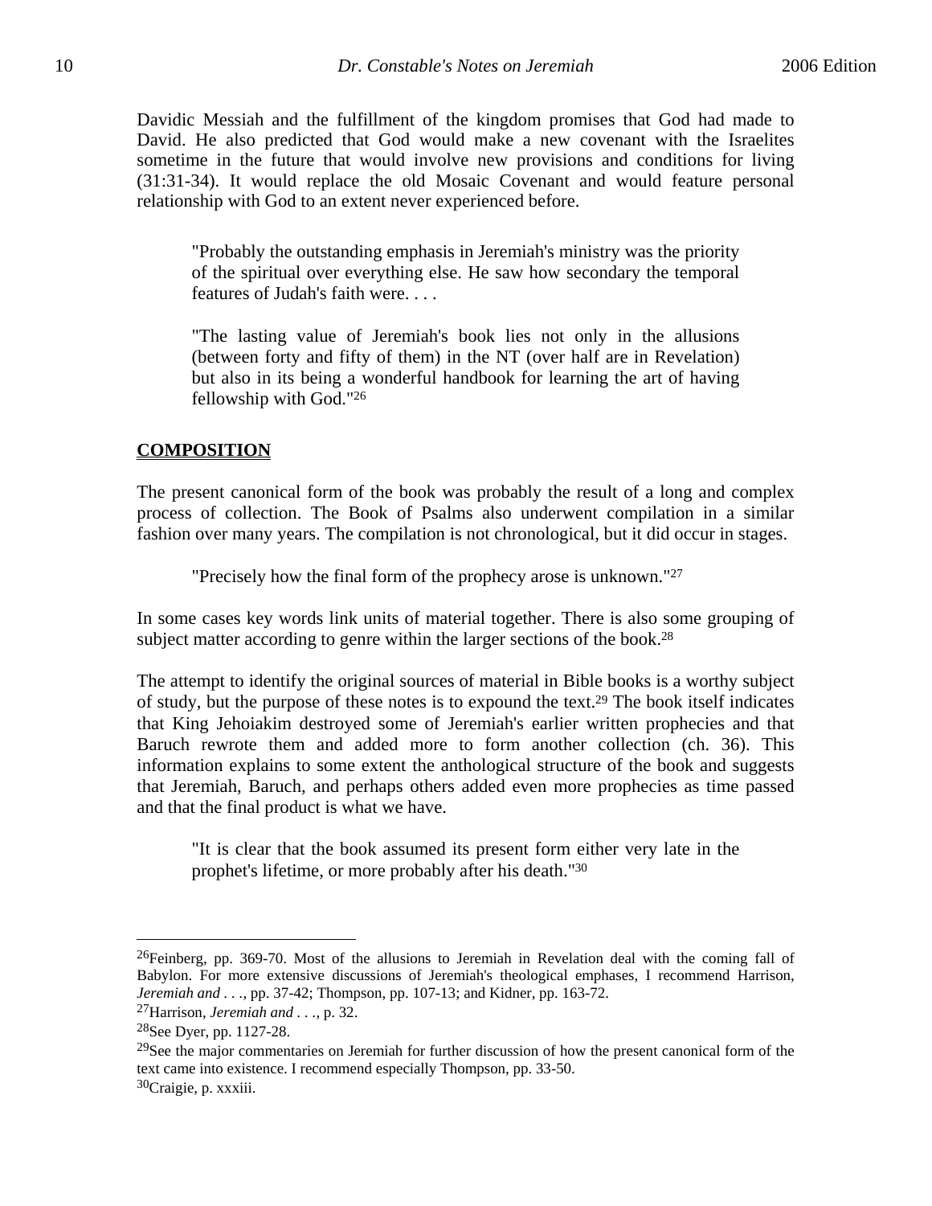Davidic Messiah and the fulfillment of the kingdom promises that God had made to David. He also predicted that God would make a new covenant with the Israelites sometime in the future that would involve new provisions and conditions for living (31:31-34). It would replace the old Mosaic Covenant and would feature personal relationship with God to an extent never experienced before.

> "Probably the outstanding emphasis in Jeremiah's ministry was the priority of the spiritual over everything else. He saw how secondary the temporal features of Judah's faith were. . . .
>
> "The lasting value of Jeremiah's book lies not only in the allusions (between forty and fifty of them) in the NT (over half are in Revelation) but also in its being a wonderful handbook for learning the art of having fellowship with God."[26]

## COMPOSITION

The present canonical form of the book was probably the result of a long and complex process of collection. The Book of Psalms also underwent compilation in a similar fashion over many years. The compilation is not chronological, but it did occur in stages.

> "Precisely how the final form of the prophecy arose is unknown."[27]

In some cases key words link units of material together. There is also some grouping of subject matter according to genre within the larger sections of the book.[28]

The attempt to identify the original sources of material in Bible books is a worthy subject of study, but the purpose of these notes is to expound the text.[29] The book itself indicates that King Jehoiakim destroyed some of Jeremiah's earlier written prophecies and that Baruch rewrote them and added more to form another collection (ch. 36). This information explains to some extent the anthological structure of the book and suggests that Jeremiah, Baruch, and perhaps others added even more prophecies as time passed and that the final product is what we have.

> "It is clear that the book assumed its present form either very late in the prophet's lifetime, or more probably after his death."[30]

---

[26]Feinberg, pp. 369-70. Most of the allusions to Jeremiah in Revelation deal with the coming fall of Babylon. For more extensive discussions of Jeremiah's theological emphases, I recommend Harrison, *Jeremiah and . . .*, pp. 37-42; Thompson, pp. 107-13; and Kidner, pp. 163-72.

[27]Harrison, *Jeremiah and . . .*, p. 32.

[28]See Dyer, pp. 1127-28.

[29]See the major commentaries on Jeremiah for further discussion of how the present canonical form of the text came into existence. I recommend especially Thompson, pp. 33-50.

[30]Craigie, p. xxxiii.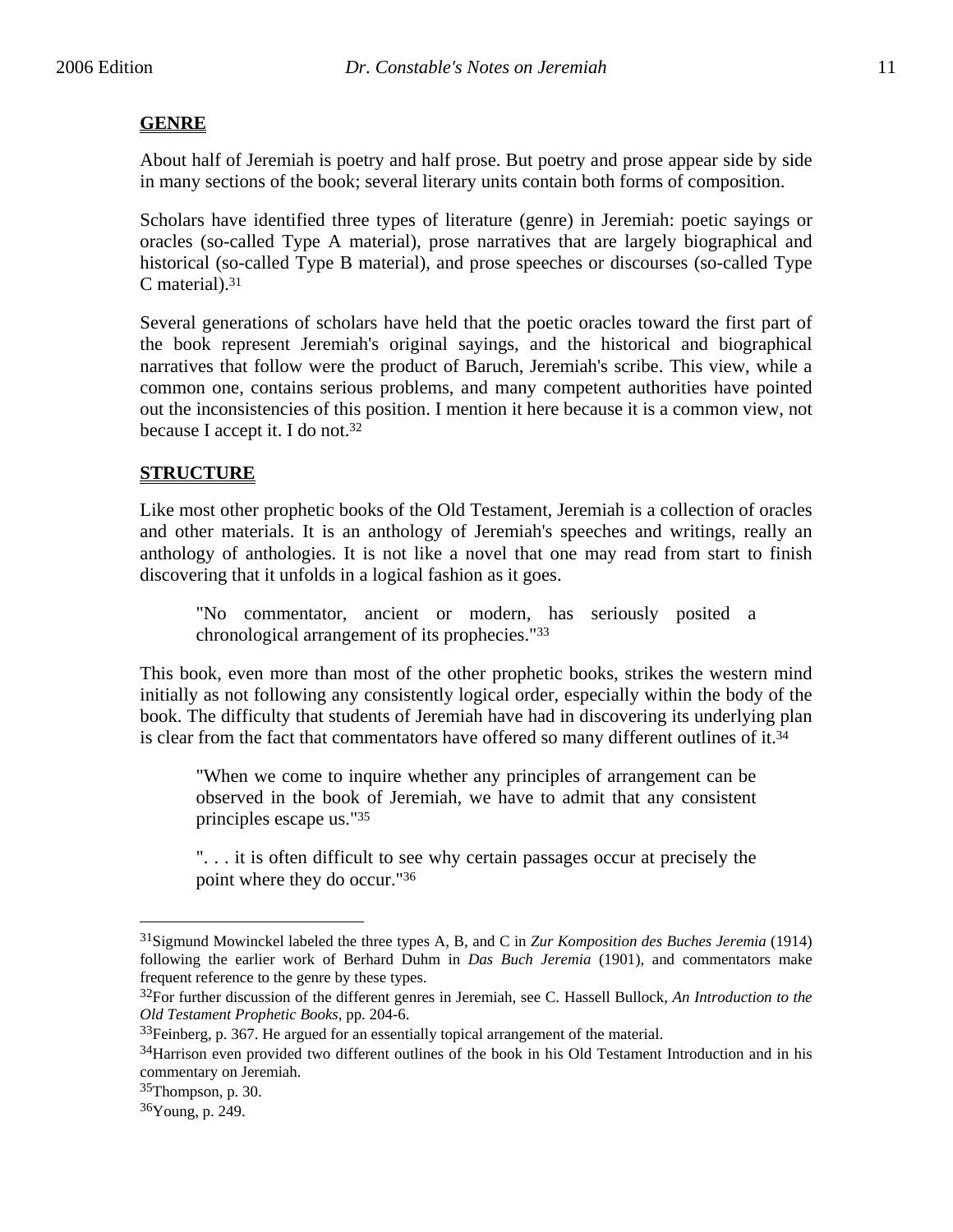## GENRE

About half of Jeremiah is poetry and half prose. But poetry and prose appear side by side in many sections of the book; several literary units contain both forms of composition.

Scholars have identified three types of literature (genre) in Jeremiah: poetic sayings or oracles (so-called Type A material), prose narratives that are largely biographical and historical (so-called Type B material), and prose speeches or discourses (so-called Type C material).[31]

Several generations of scholars have held that the poetic oracles toward the first part of the book represent Jeremiah's original sayings, and the historical and biographical narratives that follow were the product of Baruch, Jeremiah's scribe. This view, while a common one, contains serious problems, and many competent authorities have pointed out the inconsistencies of this position. I mention it here because it is a common view, not because I accept it. I do not.[32]

## STRUCTURE

Like most other prophetic books of the Old Testament, Jeremiah is a collection of oracles and other materials. It is an anthology of Jeremiah's speeches and writings, really an anthology of anthologies. It is not like a novel that one may read from start to finish discovering that it unfolds in a logical fashion as it goes.

> "No commentator, ancient or modern, has seriously posited a chronological arrangement of its prophecies."[33]

This book, even more than most of the other prophetic books, strikes the western mind initially as not following any consistently logical order, especially within the body of the book. The difficulty that students of Jeremiah have had in discovering its underlying plan is clear from the fact that commentators have offered so many different outlines of it.[34]

> "When we come to inquire whether any principles of arrangement can be observed in the book of Jeremiah, we have to admit that any consistent principles escape us."[35]

> ". . . it is often difficult to see why certain passages occur at precisely the point where they do occur."[36]

---

[31]Sigmund Mowinckel labeled the three types A, B, and C in *Zur Komposition des Buches Jeremia* (1914) following the earlier work of Berhard Duhm in *Das Buch Jeremia* (1901), and commentators make frequent reference to the genre by these types.

[32]For further discussion of the different genres in Jeremiah, see C. Hassell Bullock, *An Introduction to the Old Testament Prophetic Books*, pp. 204-6.

[33]Feinberg, p. 367. He argued for an essentially topical arrangement of the material.

[34]Harrison even provided two different outlines of the book in his Old Testament Introduction and in his commentary on Jeremiah.

[35]Thompson, p. 30.

[36]Young, p. 249.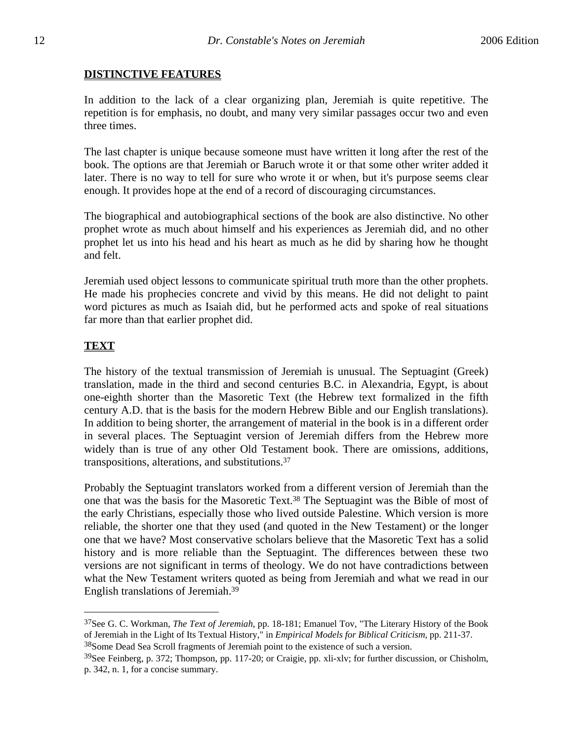## DISTINCTIVE FEATURES

In addition to the lack of a clear organizing plan, Jeremiah is quite repetitive. The repetition is for emphasis, no doubt, and many very similar passages occur two and even three times.

The last chapter is unique because someone must have written it long after the rest of the book. The options are that Jeremiah or Baruch wrote it or that some other writer added it later. There is no way to tell for sure who wrote it or when, but it's purpose seems clear enough. It provides hope at the end of a record of discouraging circumstances.

The biographical and autobiographical sections of the book are also distinctive. No other prophet wrote as much about himself and his experiences as Jeremiah did, and no other prophet let us into his head and his heart as much as he did by sharing how he thought and felt.

Jeremiah used object lessons to communicate spiritual truth more than the other prophets. He made his prophecies concrete and vivid by this means. He did not delight to paint word pictures as much as Isaiah did, but he performed acts and spoke of real situations far more than that earlier prophet did.

## TEXT

The history of the textual transmission of Jeremiah is unusual. The Septuagint (Greek) translation, made in the third and second centuries B.C. in Alexandria, Egypt, is about one-eighth shorter than the Masoretic Text (the Hebrew text formalized in the fifth century A.D. that is the basis for the modern Hebrew Bible and our English translations). In addition to being shorter, the arrangement of material in the book is in a different order in several places. The Septuagint version of Jeremiah differs from the Hebrew more widely than is true of any other Old Testament book. There are omissions, additions, transpositions, alterations, and substitutions.[37]

Probably the Septuagint translators worked from a different version of Jeremiah than the one that was the basis for the Masoretic Text.[38] The Septuagint was the Bible of most of the early Christians, especially those who lived outside Palestine. Which version is more reliable, the shorter one that they used (and quoted in the New Testament) or the longer one that we have? Most conservative scholars believe that the Masoretic Text has a solid history and is more reliable than the Septuagint. The differences between these two versions are not significant in terms of theology. We do not have contradictions between what the New Testament writers quoted as being from Jeremiah and what we read in our English translations of Jeremiah.[39]

---

[37]See G. C. Workman, *The Text of Jeremiah*, pp. 18-181; Emanuel Tov, "The Literary History of the Book of Jeremiah in the Light of Its Textual History," in *Empirical Models for Biblical Criticism*, pp. 211-37.

[38]Some Dead Sea Scroll fragments of Jeremiah point to the existence of such a version.

[39]See Feinberg, p. 372; Thompson, pp. 117-20; or Craigie, pp. xli-xlv; for further discussion, or Chisholm, p. 342, n. 1, for a concise summary.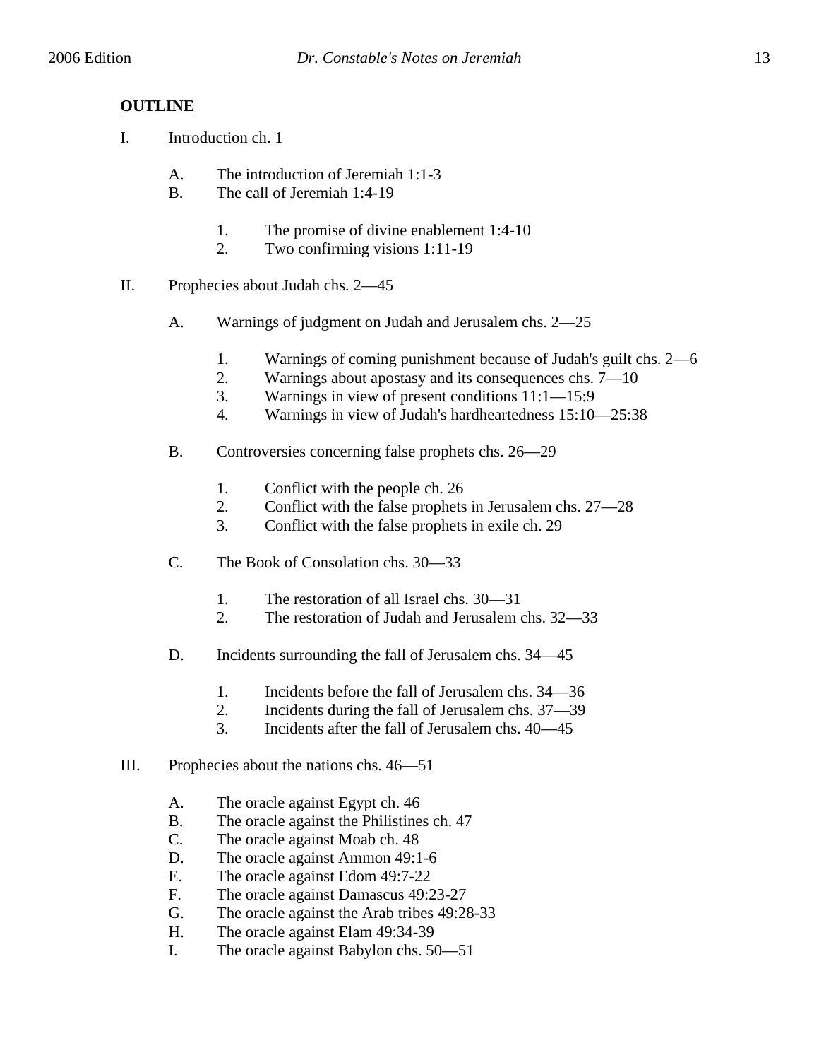## OUTLINE

I. Introduction ch. 1

   A. The introduction of Jeremiah 1:1-3
   B. The call of Jeremiah 1:4-19

      1. The promise of divine enablement 1:4-10
      2. Two confirming visions 1:11-19

II. Prophecies about Judah chs. 2—45

   A. Warnings of judgment on Judah and Jerusalem chs. 2—25

      1. Warnings of coming punishment because of Judah's guilt chs. 2—6
      2. Warnings about apostasy and its consequences chs. 7—10
      3. Warnings in view of present conditions 11:1—15:9
      4. Warnings in view of Judah's hardheartedness 15:10—25:38

   B. Controversies concerning false prophets chs. 26—29

      1. Conflict with the people ch. 26
      2. Conflict with the false prophets in Jerusalem chs. 27—28
      3. Conflict with the false prophets in exile ch. 29

   C. The Book of Consolation chs. 30—33

      1. The restoration of all Israel chs. 30—31
      2. The restoration of Judah and Jerusalem chs. 32—33

   D. Incidents surrounding the fall of Jerusalem chs. 34—45

      1. Incidents before the fall of Jerusalem chs. 34—36
      2. Incidents during the fall of Jerusalem chs. 37—39
      3. Incidents after the fall of Jerusalem chs. 40—45

III. Prophecies about the nations chs. 46—51

   A. The oracle against Egypt ch. 46
   B. The oracle against the Philistines ch. 47
   C. The oracle against Moab ch. 48
   D. The oracle against Ammon 49:1-6
   E. The oracle against Edom 49:7-22
   F. The oracle against Damascus 49:23-27
   G. The oracle against the Arab tribes 49:28-33
   H. The oracle against Elam 49:34-39
   I. The oracle against Babylon chs. 50—51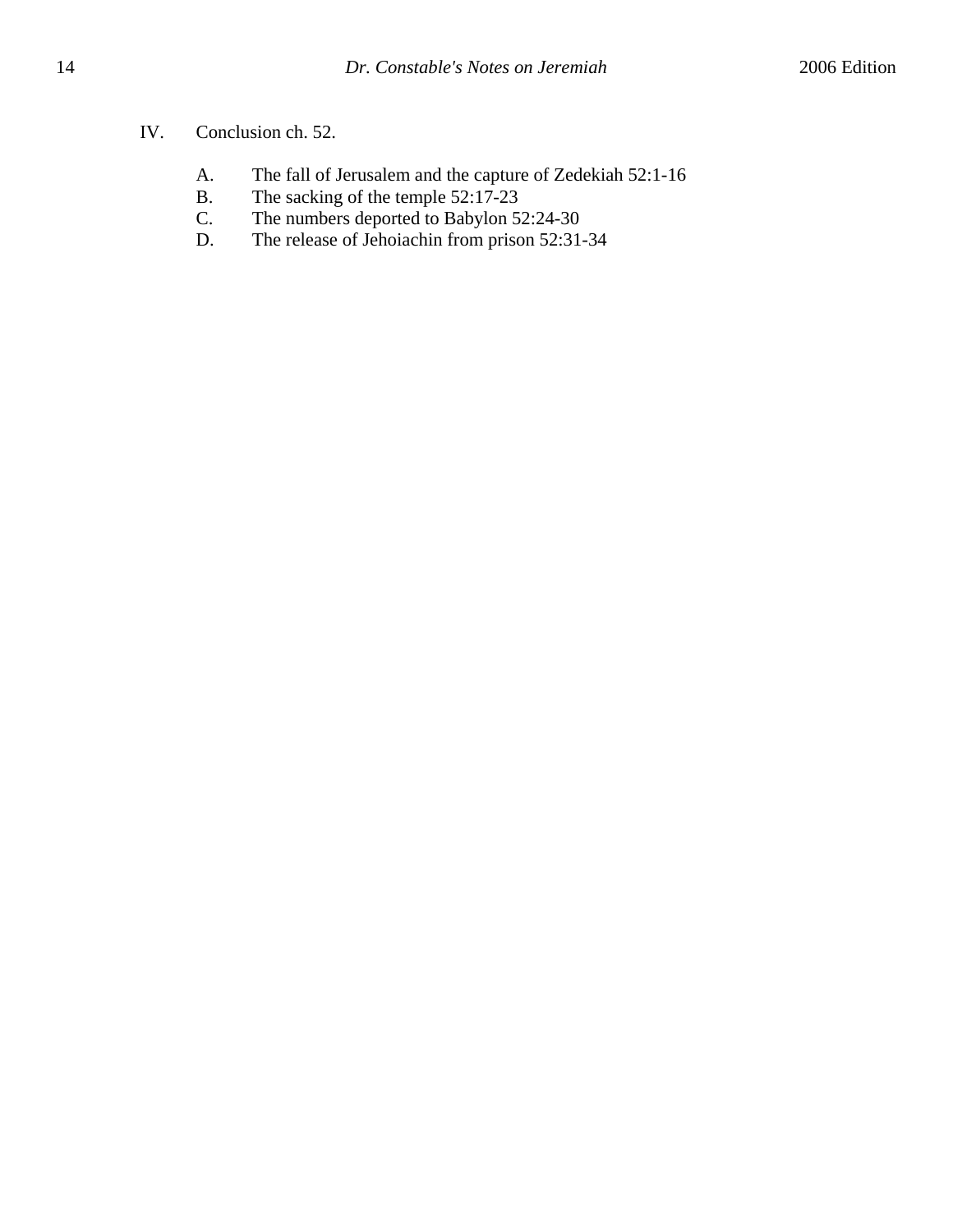IV. Conclusion ch. 52.

   A. The fall of Jerusalem and the capture of Zedekiah 52:1-16
   B. The sacking of the temple 52:17-23
   C. The numbers deported to Babylon 52:24-30
   D. The release of Jehoiachin from prison 52:31-34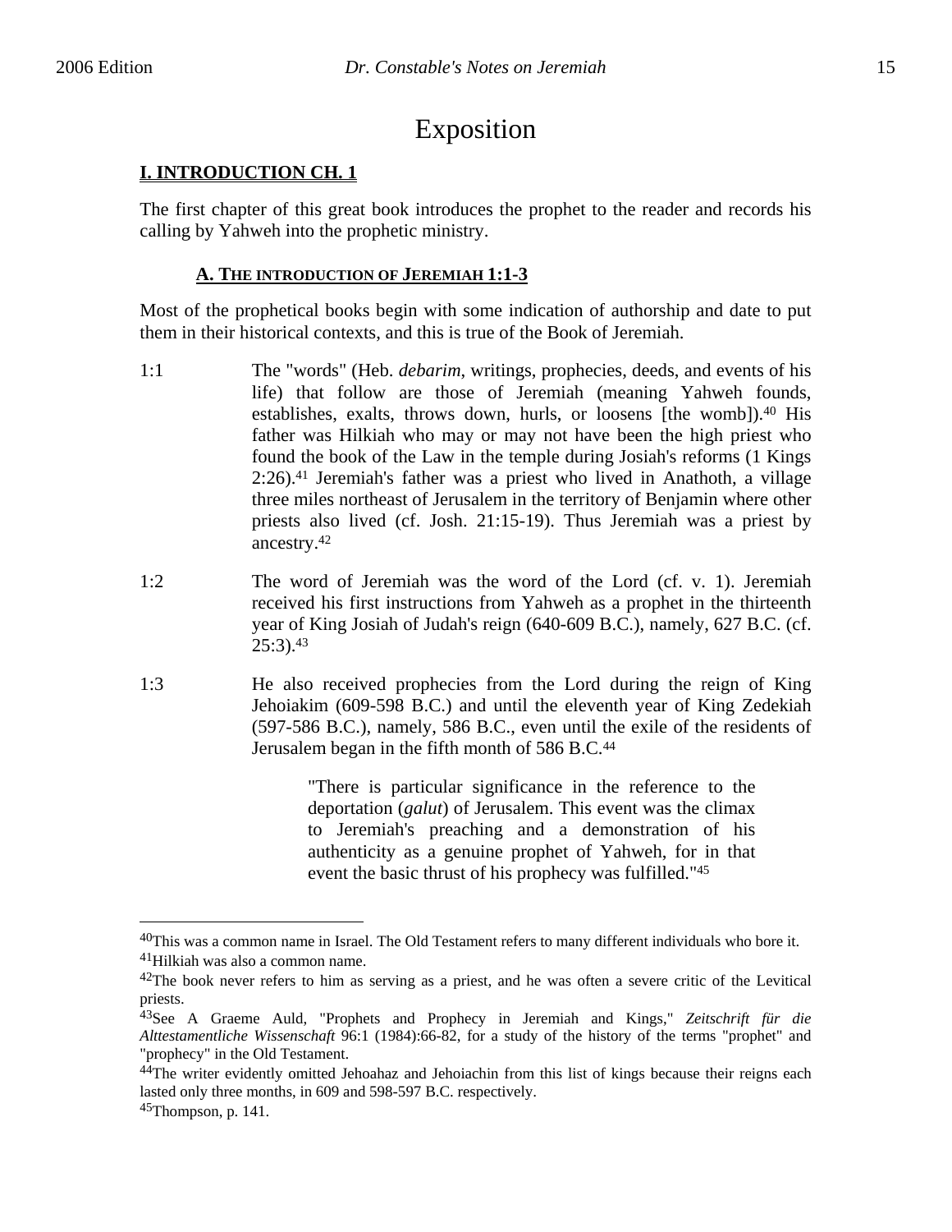# Exposition

## I. INTRODUCTION CH. 1

The first chapter of this great book introduces the prophet to the reader and records his calling by Yahweh into the prophetic ministry.

### A. THE INTRODUCTION OF JEREMIAH 1:1-3

Most of the prophetical books begin with some indication of authorship and date to put them in their historical contexts, and this is true of the Book of Jeremiah.

1:1 The "words" (Heb. *debarim*, writings, prophecies, deeds, and events of his life) that follow are those of Jeremiah (meaning Yahweh founds, establishes, exalts, throws down, hurls, or loosens [the womb]).[40] His father was Hilkiah who may or may not have been the high priest who found the book of the Law in the temple during Josiah's reforms (1 Kings 2:26).[41] Jeremiah's father was a priest who lived in Anathoth, a village three miles northeast of Jerusalem in the territory of Benjamin where other priests also lived (cf. Josh. 21:15-19). Thus Jeremiah was a priest by ancestry.[42]

1:2 The word of Jeremiah was the word of the Lord (cf. v. 1). Jeremiah received his first instructions from Yahweh as a prophet in the thirteenth year of King Josiah of Judah's reign (640-609 B.C.), namely, 627 B.C. (cf. 25:3).[43]

1:3 He also received prophecies from the Lord during the reign of King Jehoiakim (609-598 B.C.) and until the eleventh year of King Zedekiah (597-586 B.C.), namely, 586 B.C., even until the exile of the residents of Jerusalem began in the fifth month of 586 B.C.[44]

> "There is particular significance in the reference to the deportation (*galut*) of Jerusalem. This event was the climax to Jeremiah's preaching and a demonstration of his authenticity as a genuine prophet of Yahweh, for in that event the basic thrust of his prophecy was fulfilled."[45]

---

[40]This was a common name in Israel. The Old Testament refers to many different individuals who bore it.

[41]Hilkiah was also a common name.

[42]The book never refers to him as serving as a priest, and he was often a severe critic of the Levitical priests.

[43]See A Graeme Auld, "Prophets and Prophecy in Jeremiah and Kings," *Zeitschrift für die Alttestamentliche Wissenschaft* 96:1 (1984):66-82, for a study of the history of the terms "prophet" and "prophecy" in the Old Testament.

[44]The writer evidently omitted Jehoahaz and Jehoiachin from this list of kings because their reigns each lasted only three months, in 609 and 598-597 B.C. respectively.

[45]Thompson, p. 141.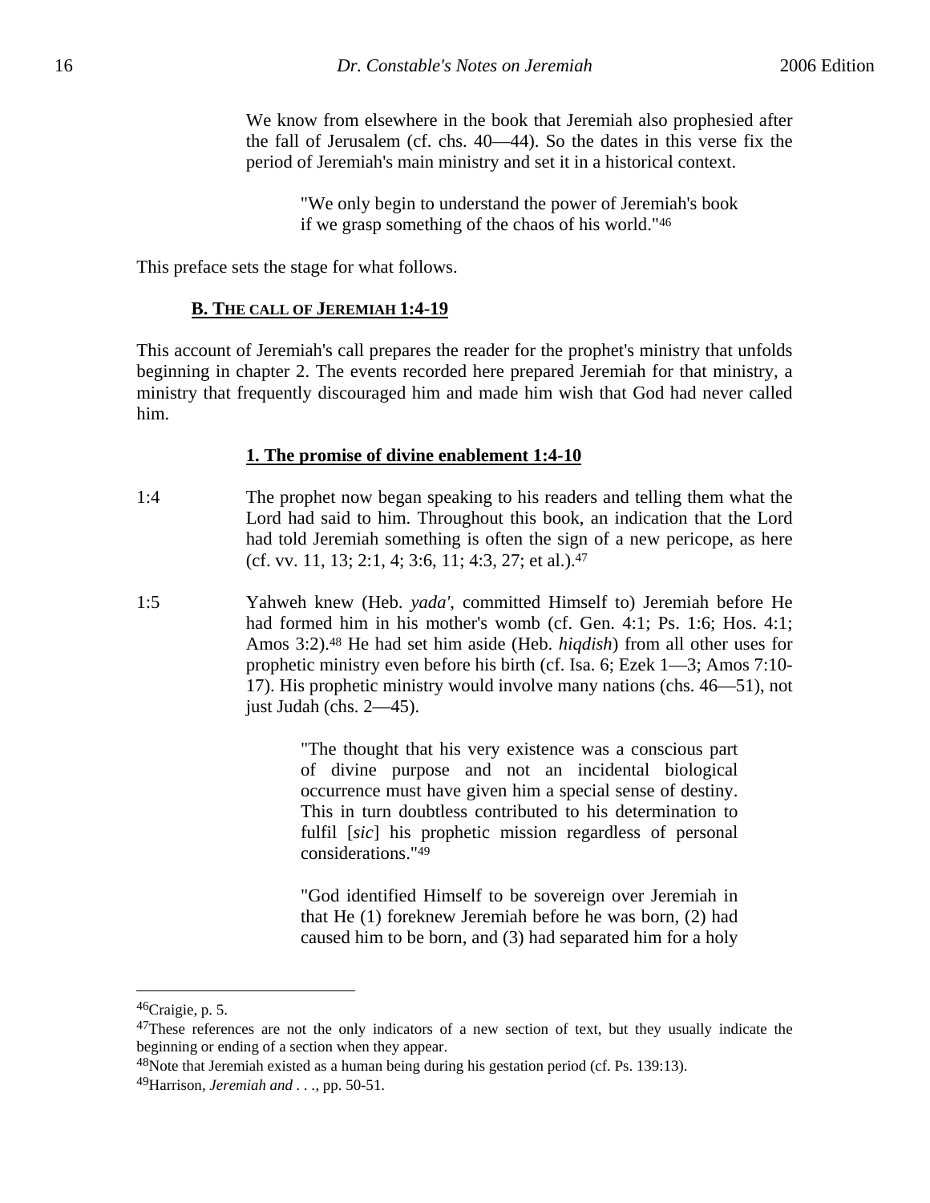We know from elsewhere in the book that Jeremiah also prophesied after the fall of Jerusalem (cf. chs. 40—44). So the dates in this verse fix the period of Jeremiah's main ministry and set it in a historical context.

> "We only begin to understand the power of Jeremiah's book if we grasp something of the chaos of his world."[46]

This preface sets the stage for what follows.

### B. THE CALL OF JEREMIAH 1:4-19

This account of Jeremiah's call prepares the reader for the prophet's ministry that unfolds beginning in chapter 2. The events recorded here prepared Jeremiah for that ministry, a ministry that frequently discouraged him and made him wish that God had never called him.

#### 1. The promise of divine enablement 1:4-10

1:4 The prophet now began speaking to his readers and telling them what the Lord had said to him. Throughout this book, an indication that the Lord had told Jeremiah something is often the sign of a new pericope, as here (cf. vv. 11, 13; 2:1, 4; 3:6, 11; 4:3, 27; et al.).[47]

1:5 Yahweh knew (Heb. *yada'*, committed Himself to) Jeremiah before He had formed him in his mother's womb (cf. Gen. 4:1; Ps. 1:6; Hos. 4:1; Amos 3:2).[48] He had set him aside (Heb. *hiqdish*) from all other uses for prophetic ministry even before his birth (cf. Isa. 6; Ezek 1—3; Amos 7:10-17). His prophetic ministry would involve many nations (chs. 46—51), not just Judah (chs. 2—45).

> "The thought that his very existence was a conscious part of divine purpose and not an incidental biological occurrence must have given him a special sense of destiny. This in turn doubtless contributed to his determination to fulfil [*sic*] his prophetic mission regardless of personal considerations."[49]

> "God identified Himself to be sovereign over Jeremiah in that He (1) foreknew Jeremiah before he was born, (2) had caused him to be born, and (3) had separated him for a holy

---

[46] Craigie, p. 5.

[47] These references are not the only indicators of a new section of text, but they usually indicate the beginning or ending of a section when they appear.

[48] Note that Jeremiah existed as a human being during his gestation period (cf. Ps. 139:13).

[49] Harrison, *Jeremiah and* . . ., pp. 50-51.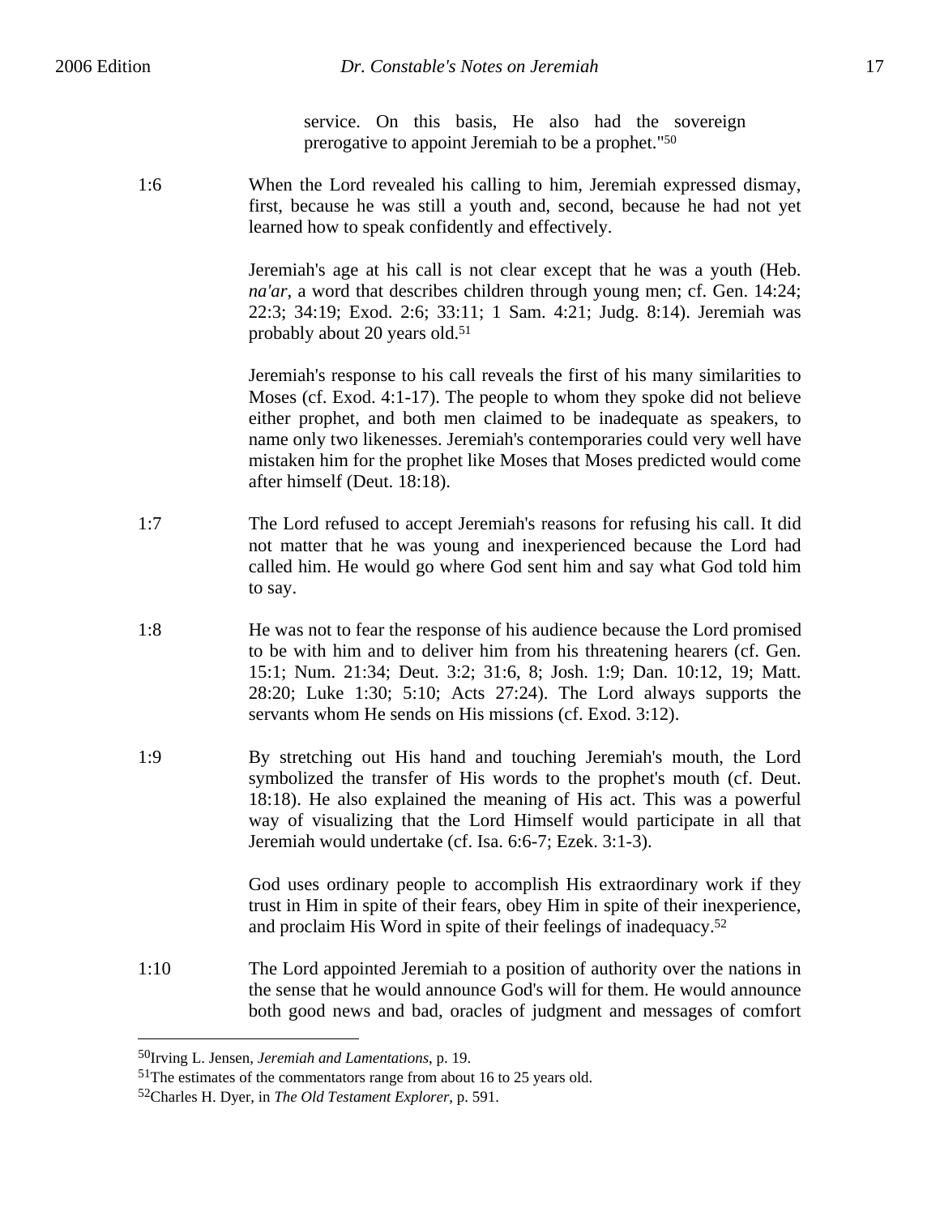> service. On this basis, He also had the sovereign prerogative to appoint Jeremiah to be a prophet."[50]

1:6 When the Lord revealed his calling to him, Jeremiah expressed dismay, first, because he was still a youth and, second, because he had not yet learned how to speak confidently and effectively.

Jeremiah's age at his call is not clear except that he was a youth (Heb. *na'ar*, a word that describes children through young men; cf. Gen. 14:24; 22:3; 34:19; Exod. 2:6; 33:11; 1 Sam. 4:21; Judg. 8:14). Jeremiah was probably about 20 years old.[51]

Jeremiah's response to his call reveals the first of his many similarities to Moses (cf. Exod. 4:1-17). The people to whom they spoke did not believe either prophet, and both men claimed to be inadequate as speakers, to name only two likenesses. Jeremiah's contemporaries could very well have mistaken him for the prophet like Moses that Moses predicted would come after himself (Deut. 18:18).

1:7 The Lord refused to accept Jeremiah's reasons for refusing his call. It did not matter that he was young and inexperienced because the Lord had called him. He would go where God sent him and say what God told him to say.

1:8 He was not to fear the response of his audience because the Lord promised to be with him and to deliver him from his threatening hearers (cf. Gen. 15:1; Num. 21:34; Deut. 3:2; 31:6, 8; Josh. 1:9; Dan. 10:12, 19; Matt. 28:20; Luke 1:30; 5:10; Acts 27:24). The Lord always supports the servants whom He sends on His missions (cf. Exod. 3:12).

1:9 By stretching out His hand and touching Jeremiah's mouth, the Lord symbolized the transfer of His words to the prophet's mouth (cf. Deut. 18:18). He also explained the meaning of His act. This was a powerful way of visualizing that the Lord Himself would participate in all that Jeremiah would undertake (cf. Isa. 6:6-7; Ezek. 3:1-3).

God uses ordinary people to accomplish His extraordinary work if they trust in Him in spite of their fears, obey Him in spite of their inexperience, and proclaim His Word in spite of their feelings of inadequacy.[52]

1:10 The Lord appointed Jeremiah to a position of authority over the nations in the sense that he would announce God's will for them. He would announce both good news and bad, oracles of judgment and messages of comfort

---

[50] Irving L. Jensen, *Jeremiah and Lamentations*, p. 19.

[51] The estimates of the commentators range from about 16 to 25 years old.

[52] Charles H. Dyer, in *The Old Testament Explorer*, p. 591.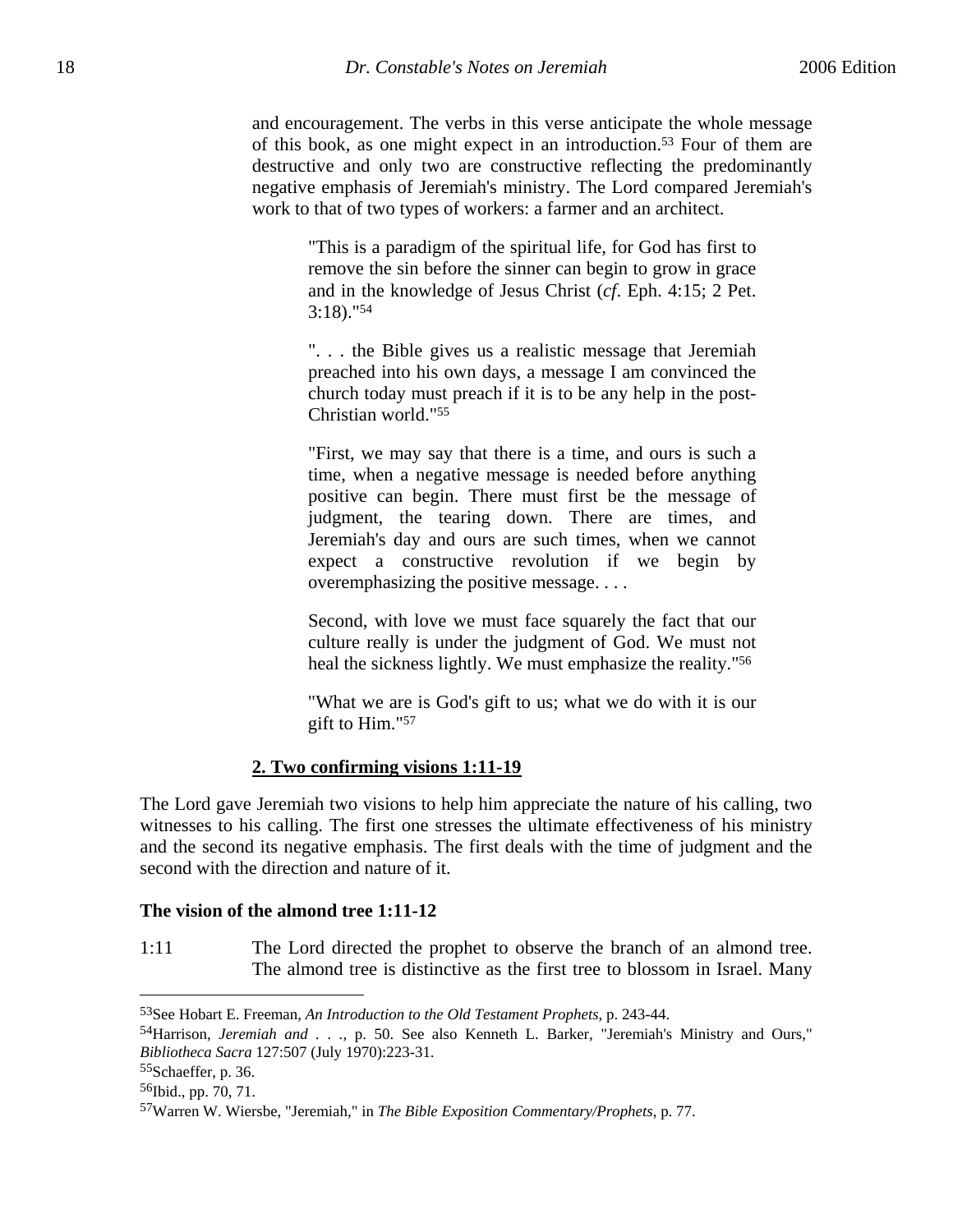and encouragement. The verbs in this verse anticipate the whole message of this book, as one might expect in an introduction.[53] Four of them are destructive and only two are constructive reflecting the predominantly negative emphasis of Jeremiah's ministry. The Lord compared Jeremiah's work to that of two types of workers: a farmer and an architect.

> "This is a paradigm of the spiritual life, for God has first to remove the sin before the sinner can begin to grow in grace and in the knowledge of Jesus Christ (*cf*. Eph. 4:15; 2 Pet. 3:18)."[54]

> ". . . the Bible gives us a realistic message that Jeremiah preached into his own days, a message I am convinced the church today must preach if it is to be any help in the post-Christian world."[55]

> "First, we may say that there is a time, and ours is such a time, when a negative message is needed before anything positive can begin. There must first be the message of judgment, the tearing down. There are times, and Jeremiah's day and ours are such times, when we cannot expect a constructive revolution if we begin by overemphasizing the positive message. . . .
>
> Second, with love we must face squarely the fact that our culture really is under the judgment of God. We must not heal the sickness lightly. We must emphasize the reality."[56]

> "What we are is God's gift to us; what we do with it is our gift to Him."[57]

### 2. Two confirming visions 1:11-19

The Lord gave Jeremiah two visions to help him appreciate the nature of his calling, two witnesses to his calling. The first one stresses the ultimate effectiveness of his ministry and the second its negative emphasis. The first deals with the time of judgment and the second with the direction and nature of it.

**The vision of the almond tree 1:11-12**

1:11 The Lord directed the prophet to observe the branch of an almond tree. The almond tree is distinctive as the first tree to blossom in Israel. Many

---

[53]See Hobart E. Freeman, *An Introduction to the Old Testament Prophets*, p. 243-44.

[54]Harrison, *Jeremiah and* . . ., p. 50. See also Kenneth L. Barker, "Jeremiah's Ministry and Ours," *Bibliotheca Sacra* 127:507 (July 1970):223-31.

[55]Schaeffer, p. 36.

[56]Ibid., pp. 70, 71.

[57]Warren W. Wiersbe, "Jeremiah," in *The Bible Exposition Commentary/Prophets*, p. 77.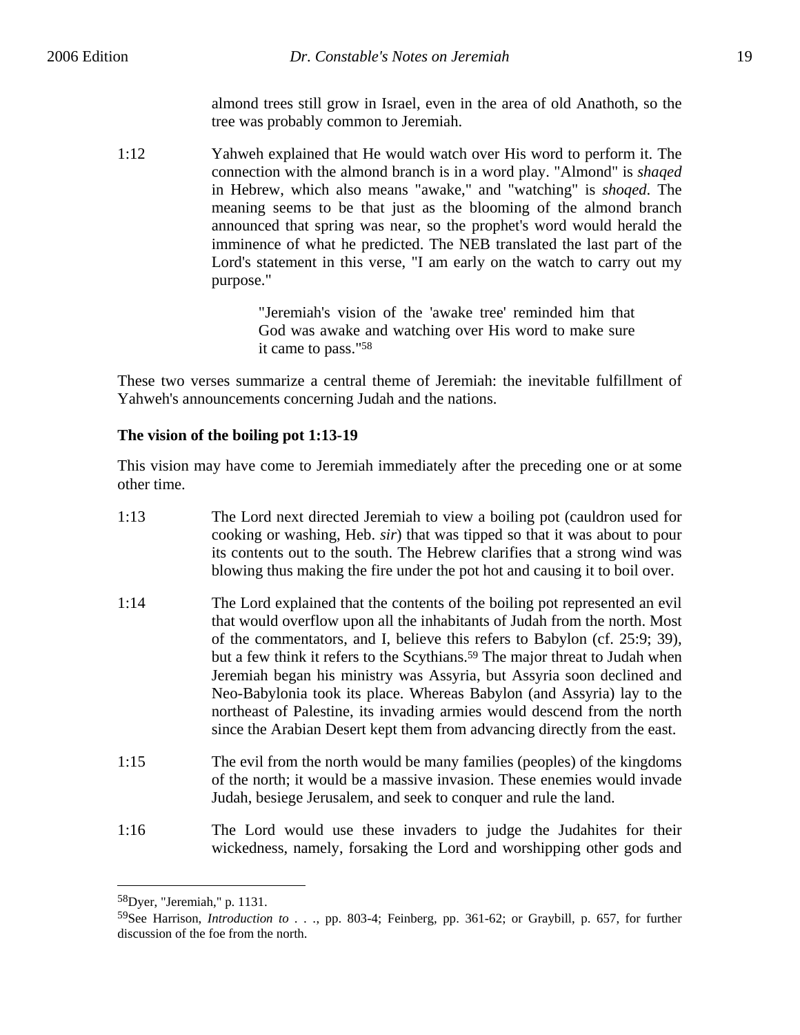almond trees still grow in Israel, even in the area of old Anathoth, so the tree was probably common to Jeremiah.

1:12 Yahweh explained that He would watch over His word to perform it. The connection with the almond branch is in a word play. "Almond" is *shaqed* in Hebrew, which also means "awake," and "watching" is *shoqed*. The meaning seems to be that just as the blooming of the almond branch announced that spring was near, so the prophet's word would herald the imminence of what he predicted. The NEB translated the last part of the Lord's statement in this verse, "I am early on the watch to carry out my purpose."

> "Jeremiah's vision of the 'awake tree' reminded him that God was awake and watching over His word to make sure it came to pass."[58]

These two verses summarize a central theme of Jeremiah: the inevitable fulfillment of Yahweh's announcements concerning Judah and the nations.

**The vision of the boiling pot 1:13-19**

This vision may have come to Jeremiah immediately after the preceding one or at some other time.

1:13 The Lord next directed Jeremiah to view a boiling pot (cauldron used for cooking or washing, Heb. *sir*) that was tipped so that it was about to pour its contents out to the south. The Hebrew clarifies that a strong wind was blowing thus making the fire under the pot hot and causing it to boil over.

1:14 The Lord explained that the contents of the boiling pot represented an evil that would overflow upon all the inhabitants of Judah from the north. Most of the commentators, and I, believe this refers to Babylon (cf. 25:9; 39), but a few think it refers to the Scythians.[59] The major threat to Judah when Jeremiah began his ministry was Assyria, but Assyria soon declined and Neo-Babylonia took its place. Whereas Babylon (and Assyria) lay to the northeast of Palestine, its invading armies would descend from the north since the Arabian Desert kept them from advancing directly from the east.

1:15 The evil from the north would be many families (peoples) of the kingdoms of the north; it would be a massive invasion. These enemies would invade Judah, besiege Jerusalem, and seek to conquer and rule the land.

1:16 The Lord would use these invaders to judge the Judahites for their wickedness, namely, forsaking the Lord and worshipping other gods and

---

[58]Dyer, "Jeremiah," p. 1131.

[59]See Harrison, *Introduction to . . .*, pp. 803-4; Feinberg, pp. 361-62; or Graybill, p. 657, for further discussion of the foe from the north.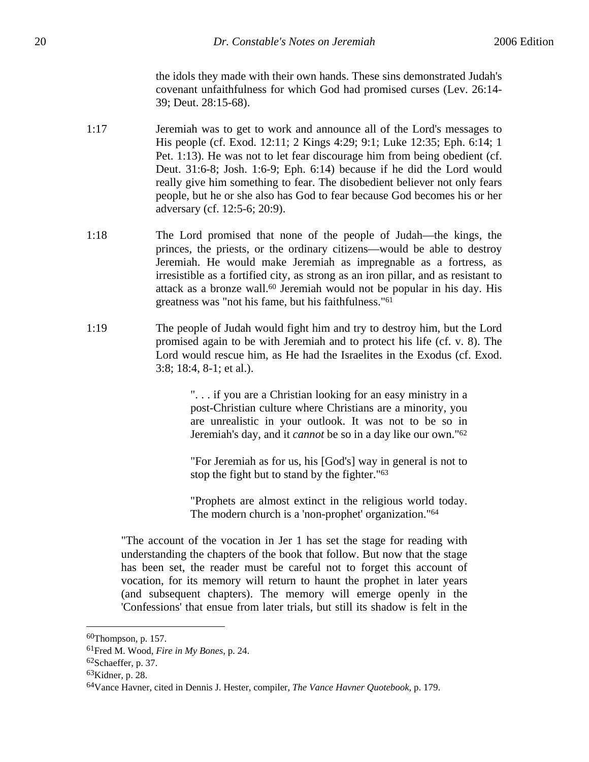the idols they made with their own hands. These sins demonstrated Judah's covenant unfaithfulness for which God had promised curses (Lev. 26:14-39; Deut. 28:15-68).

1:17 Jeremiah was to get to work and announce all of the Lord's messages to His people (cf. Exod. 12:11; 2 Kings 4:29; 9:1; Luke 12:35; Eph. 6:14; 1 Pet. 1:13). He was not to let fear discourage him from being obedient (cf. Deut. 31:6-8; Josh. 1:6-9; Eph. 6:14) because if he did the Lord would really give him something to fear. The disobedient believer not only fears people, but he or she also has God to fear because God becomes his or her adversary (cf. 12:5-6; 20:9).

1:18 The Lord promised that none of the people of Judah—the kings, the princes, the priests, or the ordinary citizens—would be able to destroy Jeremiah. He would make Jeremiah as impregnable as a fortress, as irresistible as a fortified city, as strong as an iron pillar, and as resistant to attack as a bronze wall.[60] Jeremiah would not be popular in his day. His greatness was "not his fame, but his faithfulness."[61]

1:19 The people of Judah would fight him and try to destroy him, but the Lord promised again to be with Jeremiah and to protect his life (cf. v. 8). The Lord would rescue him, as He had the Israelites in the Exodus (cf. Exod. 3:8; 18:4, 8-1; et al.).

> ". . . if you are a Christian looking for an easy ministry in a post-Christian culture where Christians are a minority, you are unrealistic in your outlook. It was not to be so in Jeremiah's day, and it *cannot* be so in a day like our own."[62]

> "For Jeremiah as for us, his [God's] way in general is not to stop the fight but to stand by the fighter."[63]

> "Prophets are almost extinct in the religious world today. The modern church is a 'non-prophet' organization."[64]

"The account of the vocation in Jer 1 has set the stage for reading with understanding the chapters of the book that follow. But now that the stage has been set, the reader must be careful not to forget this account of vocation, for its memory will return to haunt the prophet in later years (and subsequent chapters). The memory will emerge openly in the 'Confessions' that ensue from later trials, but still its shadow is felt in the

---

[60]Thompson, p. 157.

[61]Fred M. Wood, *Fire in My Bones*, p. 24.

[62]Schaeffer, p. 37.

[63]Kidner, p. 28.

[64]Vance Havner, cited in Dennis J. Hester, compiler, *The Vance Havner Quotebook*, p. 179.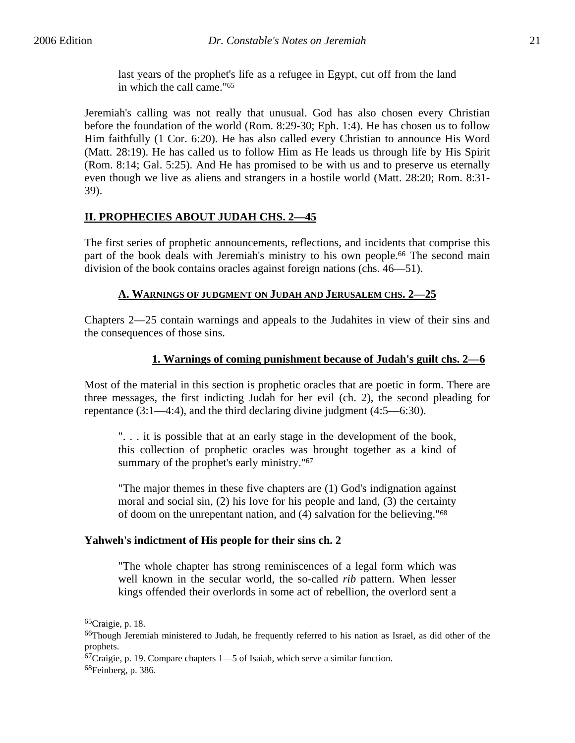> last years of the prophet's life as a refugee in Egypt, cut off from the land in which the call came."[65]

Jeremiah's calling was not really that unusual. God has also chosen every Christian before the foundation of the world (Rom. 8:29-30; Eph. 1:4). He has chosen us to follow Him faithfully (1 Cor. 6:20). He has also called every Christian to announce His Word (Matt. 28:19). He has called us to follow Him as He leads us through life by His Spirit (Rom. 8:14; Gal. 5:25). And He has promised to be with us and to preserve us eternally even though we live as aliens and strangers in a hostile world (Matt. 28:20; Rom. 8:31-39).

## II. PROPHECIES ABOUT JUDAH CHS. 2—45

The first series of prophetic announcements, reflections, and incidents that comprise this part of the book deals with Jeremiah's ministry to his own people.[66] The second main division of the book contains oracles against foreign nations (chs. 46—51).

### A. WARNINGS OF JUDGMENT ON JUDAH AND JERUSALEM CHS. 2—25

Chapters 2—25 contain warnings and appeals to the Judahites in view of their sins and the consequences of those sins.

#### 1. Warnings of coming punishment because of Judah's guilt chs. 2—6

Most of the material in this section is prophetic oracles that are poetic in form. There are three messages, the first indicting Judah for her evil (ch. 2), the second pleading for repentance (3:1—4:4), and the third declaring divine judgment (4:5—6:30).

> ". . . it is possible that at an early stage in the development of the book, this collection of prophetic oracles was brought together as a kind of summary of the prophet's early ministry."[67]

> "The major themes in these five chapters are (1) God's indignation against moral and social sin, (2) his love for his people and land, (3) the certainty of doom on the unrepentant nation, and (4) salvation for the believing."[68]

**Yahweh's indictment of His people for their sins ch. 2**

> "The whole chapter has strong reminiscences of a legal form which was well known in the secular world, the so-called *rib* pattern. When lesser kings offended their overlords in some act of rebellion, the overlord sent a

---

[65] Craigie, p. 18.

[66] Though Jeremiah ministered to Judah, he frequently referred to his nation as Israel, as did other of the prophets.

[67] Craigie, p. 19. Compare chapters 1—5 of Isaiah, which serve a similar function.

[68] Feinberg, p. 386.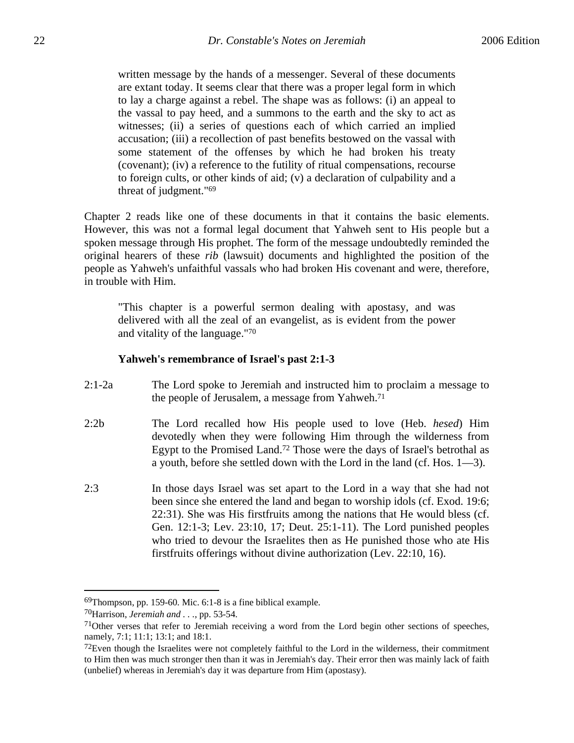> written message by the hands of a messenger. Several of these documents are extant today. It seems clear that there was a proper legal form in which to lay a charge against a rebel. The shape was as follows: (i) an appeal to the vassal to pay heed, and a summons to the earth and the sky to act as witnesses; (ii) a series of questions each of which carried an implied accusation; (iii) a recollection of past benefits bestowed on the vassal with some statement of the offenses by which he had broken his treaty (covenant); (iv) a reference to the futility of ritual compensations, recourse to foreign cults, or other kinds of aid; (v) a declaration of culpability and a threat of judgment."[69]

Chapter 2 reads like one of these documents in that it contains the basic elements. However, this was not a formal legal document that Yahweh sent to His people but a spoken message through His prophet. The form of the message undoubtedly reminded the original hearers of these *rib* (lawsuit) documents and highlighted the position of the people as Yahweh's unfaithful vassals who had broken His covenant and were, therefore, in trouble with Him.

> "This chapter is a powerful sermon dealing with apostasy, and was delivered with all the zeal of an evangelist, as is evident from the power and vitality of the language."[70]

**Yahweh's remembrance of Israel's past 2:1-3**

2:1-2a — The Lord spoke to Jeremiah and instructed him to proclaim a message to the people of Jerusalem, a message from Yahweh.[71]

2:2b — The Lord recalled how His people used to love (Heb. *hesed*) Him devotedly when they were following Him through the wilderness from Egypt to the Promised Land.[72] Those were the days of Israel's betrothal as a youth, before she settled down with the Lord in the land (cf. Hos. 1—3).

2:3 — In those days Israel was set apart to the Lord in a way that she had not been since she entered the land and began to worship idols (cf. Exod. 19:6; 22:31). She was His firstfruits among the nations that He would bless (cf. Gen. 12:1-3; Lev. 23:10, 17; Deut. 25:1-11). The Lord punished peoples who tried to devour the Israelites then as He punished those who ate His firstfruits offerings without divine authorization (Lev. 22:10, 16).

---

[69]Thompson, pp. 159-60. Mic. 6:1-8 is a fine biblical example.

[70]Harrison, *Jeremiah and* . . ., pp. 53-54.

[71]Other verses that refer to Jeremiah receiving a word from the Lord begin other sections of speeches, namely, 7:1; 11:1; 13:1; and 18:1.

[72]Even though the Israelites were not completely faithful to the Lord in the wilderness, their commitment to Him then was much stronger then than it was in Jeremiah's day. Their error then was mainly lack of faith (unbelief) whereas in Jeremiah's day it was departure from Him (apostasy).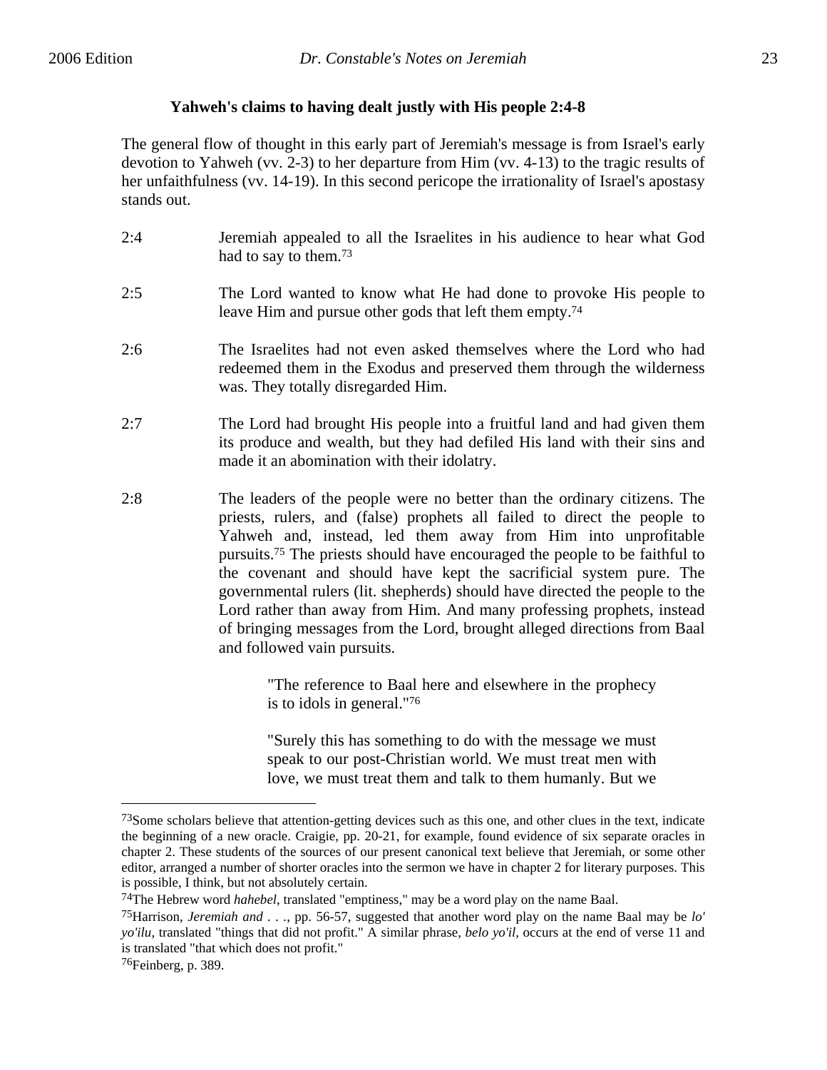### Yahweh's claims to having dealt justly with His people 2:4-8

The general flow of thought in this early part of Jeremiah's message is from Israel's early devotion to Yahweh (vv. 2-3) to her departure from Him (vv. 4-13) to the tragic results of her unfaithfulness (vv. 14-19). In this second pericope the irrationality of Israel's apostasy stands out.

2:4 Jeremiah appealed to all the Israelites in his audience to hear what God had to say to them.[73]

2:5 The Lord wanted to know what He had done to provoke His people to leave Him and pursue other gods that left them empty.[74]

2:6 The Israelites had not even asked themselves where the Lord who had redeemed them in the Exodus and preserved them through the wilderness was. They totally disregarded Him.

2:7 The Lord had brought His people into a fruitful land and had given them its produce and wealth, but they had defiled His land with their sins and made it an abomination with their idolatry.

2:8 The leaders of the people were no better than the ordinary citizens. The priests, rulers, and (false) prophets all failed to direct the people to Yahweh and, instead, led them away from Him into unprofitable pursuits.[75] The priests should have encouraged the people to be faithful to the covenant and should have kept the sacrificial system pure. The governmental rulers (lit. shepherds) should have directed the people to the Lord rather than away from Him. And many professing prophets, instead of bringing messages from the Lord, brought alleged directions from Baal and followed vain pursuits.

> "The reference to Baal here and elsewhere in the prophecy is to idols in general."[76]

> "Surely this has something to do with the message we must speak to our post-Christian world. We must treat men with love, we must treat them and talk to them humanly. But we

---

[73]Some scholars believe that attention-getting devices such as this one, and other clues in the text, indicate the beginning of a new oracle. Craigie, pp. 20-21, for example, found evidence of six separate oracles in chapter 2. These students of the sources of our present canonical text believe that Jeremiah, or some other editor, arranged a number of shorter oracles into the sermon we have in chapter 2 for literary purposes. This is possible, I think, but not absolutely certain.

[74]The Hebrew word *hahebel*, translated "emptiness," may be a word play on the name Baal.

[75]Harrison, *Jeremiah and . . .*, pp. 56-57, suggested that another word play on the name Baal may be *lo' yo'ilu*, translated "things that did not profit." A similar phrase, *belo yo'il*, occurs at the end of verse 11 and is translated "that which does not profit."

[76]Feinberg, p. 389.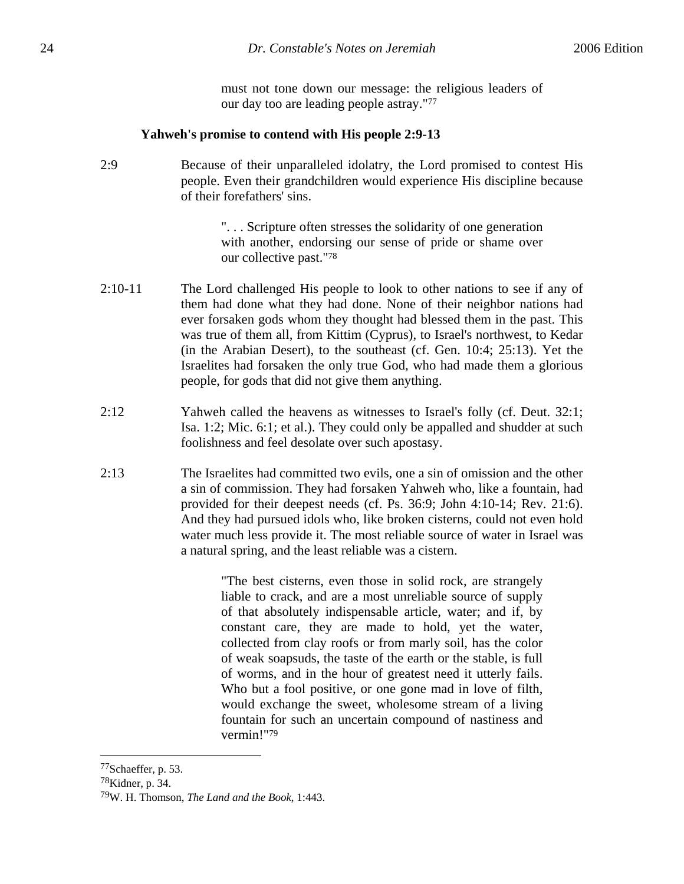> must not tone down our message: the religious leaders of our day too are leading people astray."[77]

### Yahweh's promise to contend with His people 2:9-13

2:9 Because of their unparalleled idolatry, the Lord promised to contest His people. Even their grandchildren would experience His discipline because of their forefathers' sins.

> ". . . Scripture often stresses the solidarity of one generation with another, endorsing our sense of pride or shame over our collective past."[78]

2:10-11 The Lord challenged His people to look to other nations to see if any of them had done what they had done. None of their neighbor nations had ever forsaken gods whom they thought had blessed them in the past. This was true of them all, from Kittim (Cyprus), to Israel's northwest, to Kedar (in the Arabian Desert), to the southeast (cf. Gen. 10:4; 25:13). Yet the Israelites had forsaken the only true God, who had made them a glorious people, for gods that did not give them anything.

2:12 Yahweh called the heavens as witnesses to Israel's folly (cf. Deut. 32:1; Isa. 1:2; Mic. 6:1; et al.). They could only be appalled and shudder at such foolishness and feel desolate over such apostasy.

2:13 The Israelites had committed two evils, one a sin of omission and the other a sin of commission. They had forsaken Yahweh who, like a fountain, had provided for their deepest needs (cf. Ps. 36:9; John 4:10-14; Rev. 21:6). And they had pursued idols who, like broken cisterns, could not even hold water much less provide it. The most reliable source of water in Israel was a natural spring, and the least reliable was a cistern.

> "The best cisterns, even those in solid rock, are strangely liable to crack, and are a most unreliable source of supply of that absolutely indispensable article, water; and if, by constant care, they are made to hold, yet the water, collected from clay roofs or from marly soil, has the color of weak soapsuds, the taste of the earth or the stable, is full of worms, and in the hour of greatest need it utterly fails. Who but a fool positive, or one gone mad in love of filth, would exchange the sweet, wholesome stream of a living fountain for such an uncertain compound of nastiness and vermin!"[79]

---

[77] Schaeffer, p. 53.

[78] Kidner, p. 34.

[79] W. H. Thomson, *The Land and the Book*, 1:443.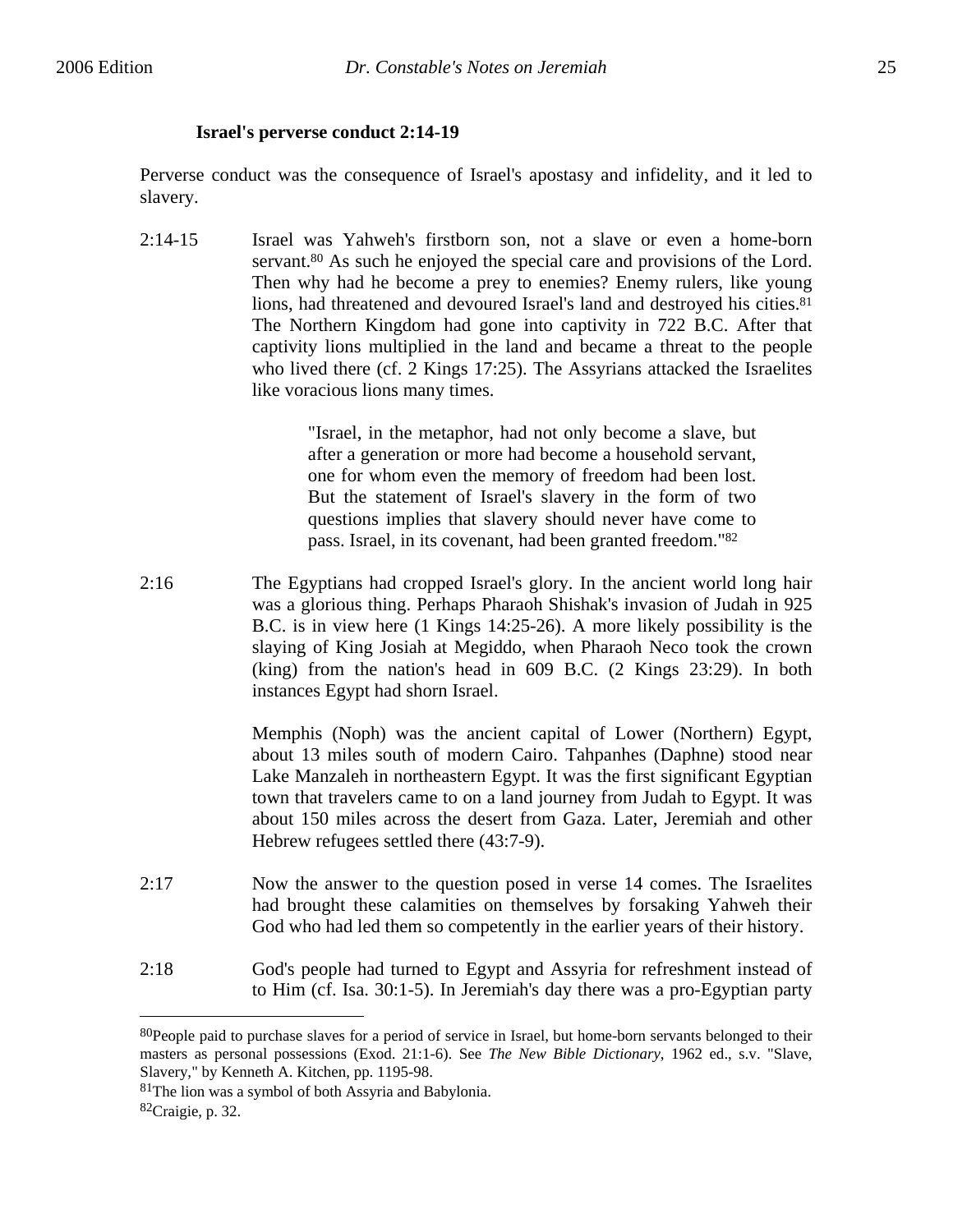**Israel's perverse conduct 2:14-19**

Perverse conduct was the consequence of Israel's apostasy and infidelity, and it led to slavery.

2:14-15 Israel was Yahweh's firstborn son, not a slave or even a home-born servant.[80] As such he enjoyed the special care and provisions of the Lord. Then why had he become a prey to enemies? Enemy rulers, like young lions, had threatened and devoured Israel's land and destroyed his cities.[81] The Northern Kingdom had gone into captivity in 722 B.C. After that captivity lions multiplied in the land and became a threat to the people who lived there (cf. 2 Kings 17:25). The Assyrians attacked the Israelites like voracious lions many times.

> "Israel, in the metaphor, had not only become a slave, but after a generation or more had become a household servant, one for whom even the memory of freedom had been lost. But the statement of Israel's slavery in the form of two questions implies that slavery should never have come to pass. Israel, in its covenant, had been granted freedom."[82]

2:16 The Egyptians had cropped Israel's glory. In the ancient world long hair was a glorious thing. Perhaps Pharaoh Shishak's invasion of Judah in 925 B.C. is in view here (1 Kings 14:25-26). A more likely possibility is the slaying of King Josiah at Megiddo, when Pharaoh Neco took the crown (king) from the nation's head in 609 B.C. (2 Kings 23:29). In both instances Egypt had shorn Israel.

Memphis (Noph) was the ancient capital of Lower (Northern) Egypt, about 13 miles south of modern Cairo. Tahpanhes (Daphne) stood near Lake Manzaleh in northeastern Egypt. It was the first significant Egyptian town that travelers came to on a land journey from Judah to Egypt. It was about 150 miles across the desert from Gaza. Later, Jeremiah and other Hebrew refugees settled there (43:7-9).

2:17 Now the answer to the question posed in verse 14 comes. The Israelites had brought these calamities on themselves by forsaking Yahweh their God who had led them so competently in the earlier years of their history.

2:18 God's people had turned to Egypt and Assyria for refreshment instead of to Him (cf. Isa. 30:1-5). In Jeremiah's day there was a pro-Egyptian party

---

[80]People paid to purchase slaves for a period of service in Israel, but home-born servants belonged to their masters as personal possessions (Exod. 21:1-6). See *The New Bible Dictionary*, 1962 ed., s.v. "Slave, Slavery," by Kenneth A. Kitchen, pp. 1195-98.

[81]The lion was a symbol of both Assyria and Babylonia.

[82]Craigie, p. 32.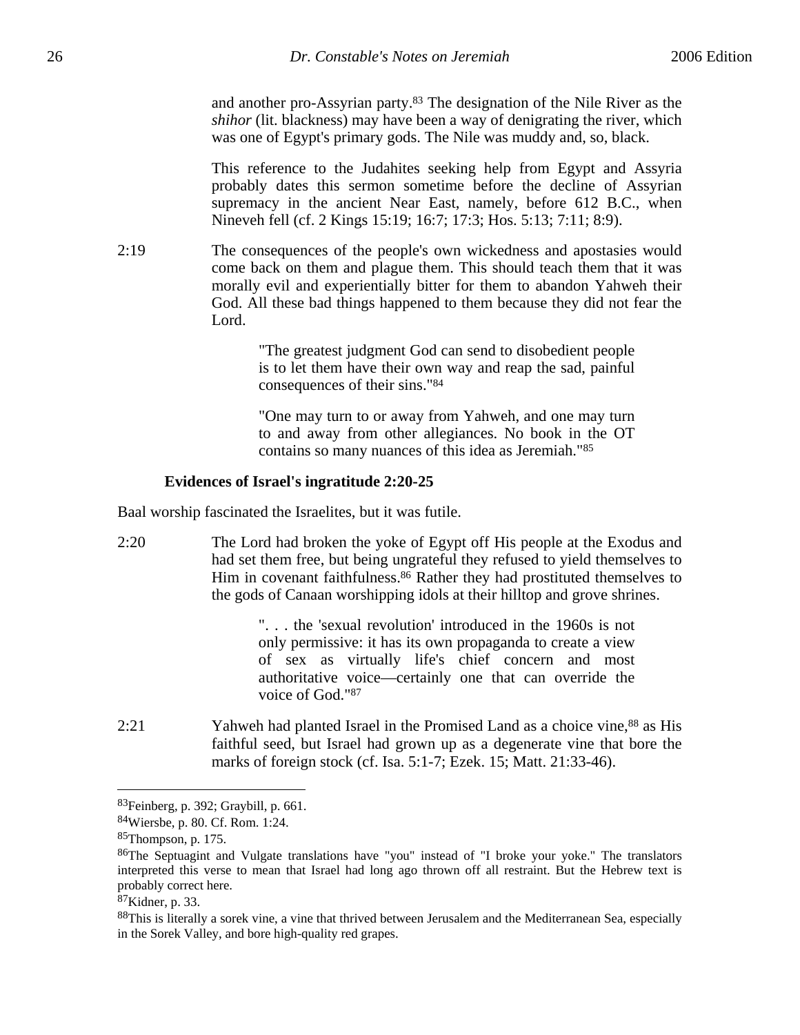and another pro-Assyrian party.[83] The designation of the Nile River as the *shihor* (lit. blackness) may have been a way of denigrating the river, which was one of Egypt's primary gods. The Nile was muddy and, so, black.

This reference to the Judahites seeking help from Egypt and Assyria probably dates this sermon sometime before the decline of Assyrian supremacy in the ancient Near East, namely, before 612 B.C., when Nineveh fell (cf. 2 Kings 15:19; 16:7; 17:3; Hos. 5:13; 7:11; 8:9).

2:19 The consequences of the people's own wickedness and apostasies would come back on them and plague them. This should teach them that it was morally evil and experientially bitter for them to abandon Yahweh their God. All these bad things happened to them because they did not fear the Lord.

> "The greatest judgment God can send to disobedient people is to let them have their own way and reap the sad, painful consequences of their sins."[84]

> "One may turn to or away from Yahweh, and one may turn to and away from other allegiances. No book in the OT contains so many nuances of this idea as Jeremiah."[85]

**Evidences of Israel's ingratitude 2:20-25**

Baal worship fascinated the Israelites, but it was futile.

2:20 The Lord had broken the yoke of Egypt off His people at the Exodus and had set them free, but being ungrateful they refused to yield themselves to Him in covenant faithfulness.[86] Rather they had prostituted themselves to the gods of Canaan worshipping idols at their hilltop and grove shrines.

> ". . . the 'sexual revolution' introduced in the 1960s is not only permissive: it has its own propaganda to create a view of sex as virtually life's chief concern and most authoritative voice—certainly one that can override the voice of God."[87]

2:21 Yahweh had planted Israel in the Promised Land as a choice vine,[88] as His faithful seed, but Israel had grown up as a degenerate vine that bore the marks of foreign stock (cf. Isa. 5:1-7; Ezek. 15; Matt. 21:33-46).

---

[83] Feinberg, p. 392; Graybill, p. 661.

[84] Wiersbe, p. 80. Cf. Rom. 1:24.

[85] Thompson, p. 175.

[86] The Septuagint and Vulgate translations have "you" instead of "I broke your yoke." The translators interpreted this verse to mean that Israel had long ago thrown off all restraint. But the Hebrew text is probably correct here.

[87] Kidner, p. 33.

[88] This is literally a sorek vine, a vine that thrived between Jerusalem and the Mediterranean Sea, especially in the Sorek Valley, and bore high-quality red grapes.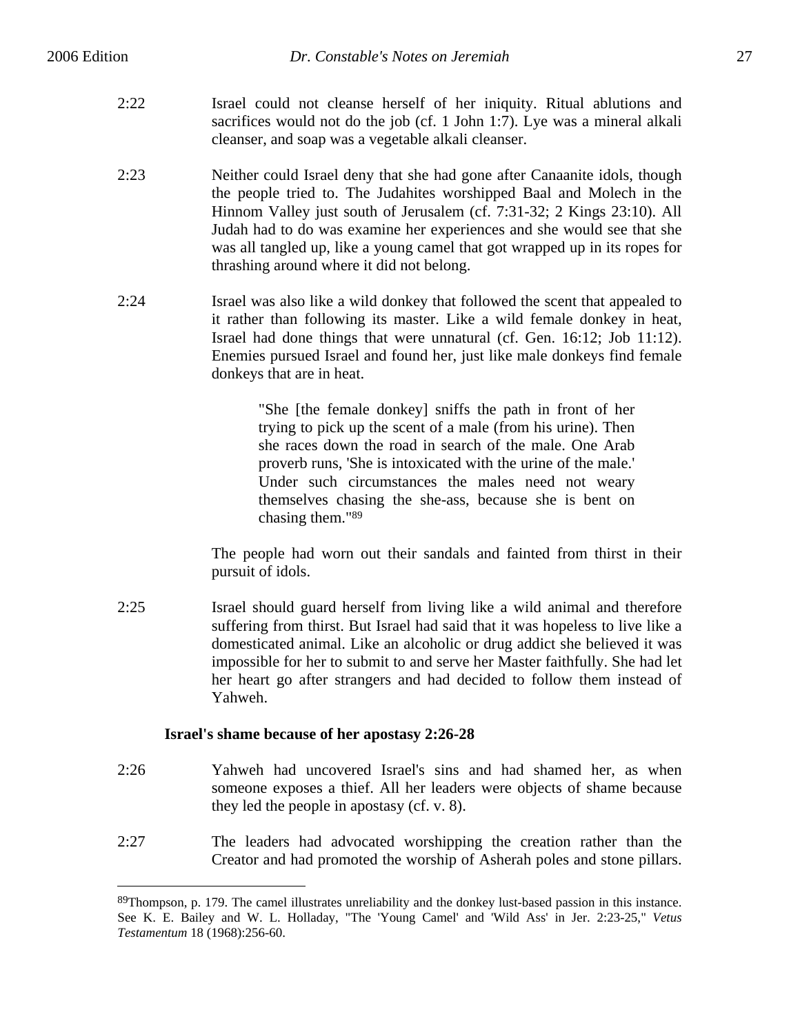2:22 Israel could not cleanse herself of her iniquity. Ritual ablutions and sacrifices would not do the job (cf. 1 John 1:7). Lye was a mineral alkali cleanser, and soap was a vegetable alkali cleanser.

2:23 Neither could Israel deny that she had gone after Canaanite idols, though the people tried to. The Judahites worshipped Baal and Molech in the Hinnom Valley just south of Jerusalem (cf. 7:31-32; 2 Kings 23:10). All Judah had to do was examine her experiences and she would see that she was all tangled up, like a young camel that got wrapped up in its ropes for thrashing around where it did not belong.

2:24 Israel was also like a wild donkey that followed the scent that appealed to it rather than following its master. Like a wild female donkey in heat, Israel had done things that were unnatural (cf. Gen. 16:12; Job 11:12). Enemies pursued Israel and found her, just like male donkeys find female donkeys that are in heat.

> "She [the female donkey] sniffs the path in front of her trying to pick up the scent of a male (from his urine). Then she races down the road in search of the male. One Arab proverb runs, 'She is intoxicated with the urine of the male.' Under such circumstances the males need not weary themselves chasing the she-ass, because she is bent on chasing them."[89]

The people had worn out their sandals and fainted from thirst in their pursuit of idols.

2:25 Israel should guard herself from living like a wild animal and therefore suffering from thirst. But Israel had said that it was hopeless to live like a domesticated animal. Like an alcoholic or drug addict she believed it was impossible for her to submit to and serve her Master faithfully. She had let her heart go after strangers and had decided to follow them instead of Yahweh.

### Israel's shame because of her apostasy 2:26-28

2:26 Yahweh had uncovered Israel's sins and had shamed her, as when someone exposes a thief. All her leaders were objects of shame because they led the people in apostasy (cf. v. 8).

2:27 The leaders had advocated worshipping the creation rather than the Creator and had promoted the worship of Asherah poles and stone pillars.

---

[89]Thompson, p. 179. The camel illustrates unreliability and the donkey lust-based passion in this instance. See K. E. Bailey and W. L. Holladay, "The 'Young Camel' and 'Wild Ass' in Jer. 2:23-25," *Vetus Testamentum* 18 (1968):256-60.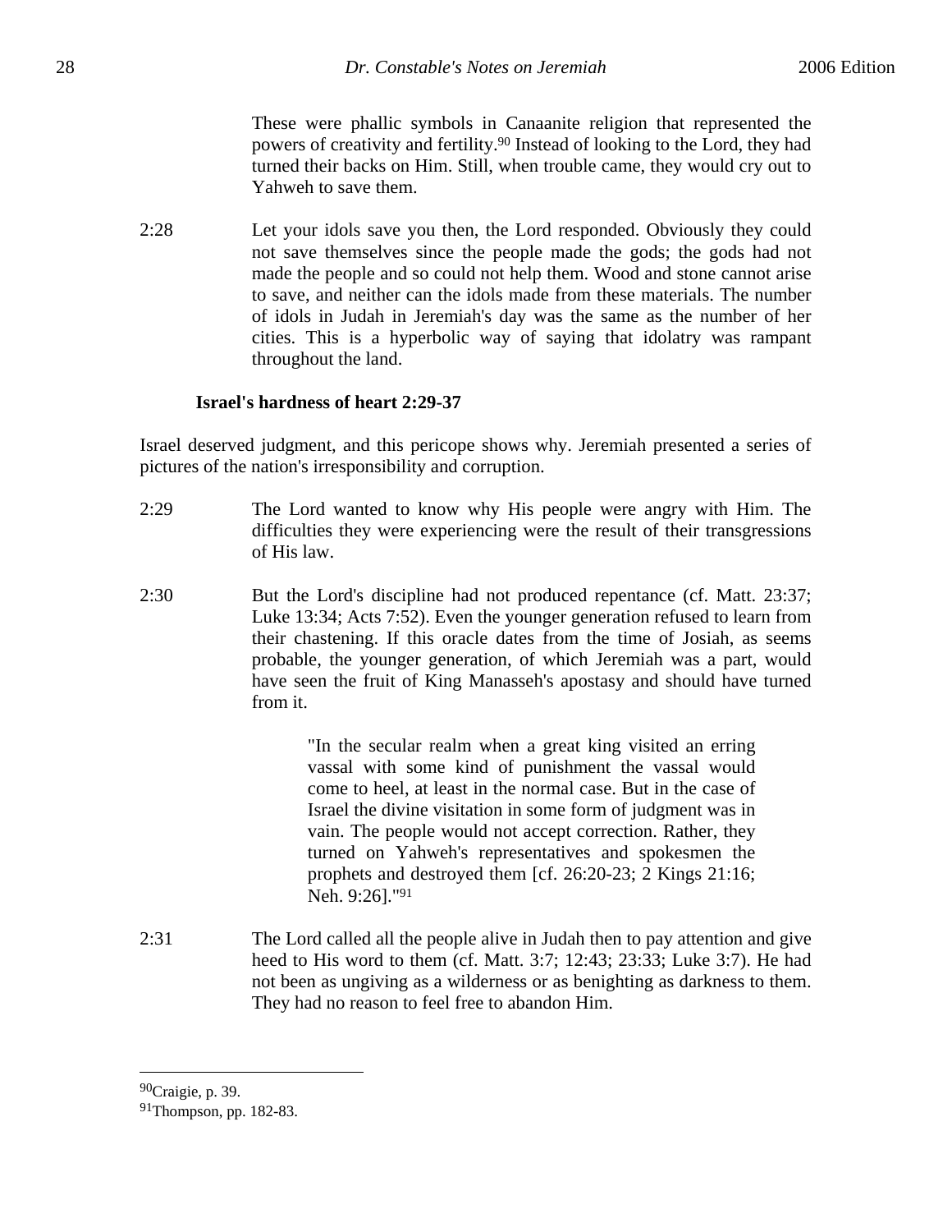These were phallic symbols in Canaanite religion that represented the powers of creativity and fertility.[90] Instead of looking to the Lord, they had turned their backs on Him. Still, when trouble came, they would cry out to Yahweh to save them.

2:28 Let your idols save you then, the Lord responded. Obviously they could not save themselves since the people made the gods; the gods had not made the people and so could not help them. Wood and stone cannot arise to save, and neither can the idols made from these materials. The number of idols in Judah in Jeremiah's day was the same as the number of her cities. This is a hyperbolic way of saying that idolatry was rampant throughout the land.

**Israel's hardness of heart 2:29-37**

Israel deserved judgment, and this pericope shows why. Jeremiah presented a series of pictures of the nation's irresponsibility and corruption.

2:29 The Lord wanted to know why His people were angry with Him. The difficulties they were experiencing were the result of their transgressions of His law.

2:30 But the Lord's discipline had not produced repentance (cf. Matt. 23:37; Luke 13:34; Acts 7:52). Even the younger generation refused to learn from their chastening. If this oracle dates from the time of Josiah, as seems probable, the younger generation, of which Jeremiah was a part, would have seen the fruit of King Manasseh's apostasy and should have turned from it.

> "In the secular realm when a great king visited an erring vassal with some kind of punishment the vassal would come to heel, at least in the normal case. But in the case of Israel the divine visitation in some form of judgment was in vain. The people would not accept correction. Rather, they turned on Yahweh's representatives and spokesmen the prophets and destroyed them [cf. 26:20-23; 2 Kings 21:16; Neh. 9:26]."[91]

2:31 The Lord called all the people alive in Judah then to pay attention and give heed to His word to them (cf. Matt. 3:7; 12:43; 23:33; Luke 3:7). He had not been as ungiving as a wilderness or as benighting as darkness to them. They had no reason to feel free to abandon Him.

---

[90]Craigie, p. 39.

[91]Thompson, pp. 182-83.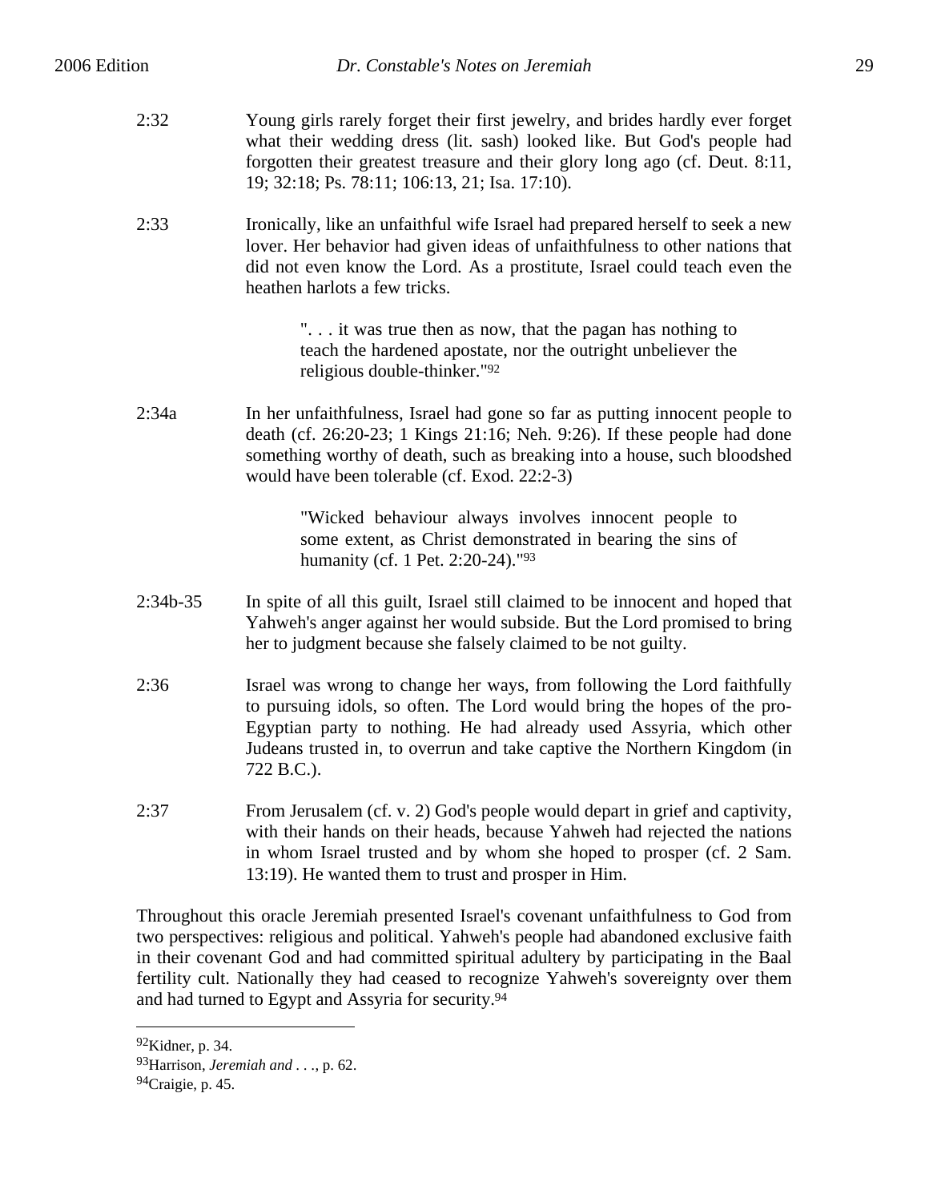2:32 Young girls rarely forget their first jewelry, and brides hardly ever forget what their wedding dress (lit. sash) looked like. But God's people had forgotten their greatest treasure and their glory long ago (cf. Deut. 8:11, 19; 32:18; Ps. 78:11; 106:13, 21; Isa. 17:10).

2:33 Ironically, like an unfaithful wife Israel had prepared herself to seek a new lover. Her behavior had given ideas of unfaithfulness to other nations that did not even know the Lord. As a prostitute, Israel could teach even the heathen harlots a few tricks.

> ". . . it was true then as now, that the pagan has nothing to teach the hardened apostate, nor the outright unbeliever the religious double-thinker."[92]

2:34a In her unfaithfulness, Israel had gone so far as putting innocent people to death (cf. 26:20-23; 1 Kings 21:16; Neh. 9:26). If these people had done something worthy of death, such as breaking into a house, such bloodshed would have been tolerable (cf. Exod. 22:2-3)

> "Wicked behaviour always involves innocent people to some extent, as Christ demonstrated in bearing the sins of humanity (cf. 1 Pet. 2:20-24)."[93]

2:34b-35 In spite of all this guilt, Israel still claimed to be innocent and hoped that Yahweh's anger against her would subside. But the Lord promised to bring her to judgment because she falsely claimed to be not guilty.

2:36 Israel was wrong to change her ways, from following the Lord faithfully to pursuing idols, so often. The Lord would bring the hopes of the pro-Egyptian party to nothing. He had already used Assyria, which other Judeans trusted in, to overrun and take captive the Northern Kingdom (in 722 B.C.).

2:37 From Jerusalem (cf. v. 2) God's people would depart in grief and captivity, with their hands on their heads, because Yahweh had rejected the nations in whom Israel trusted and by whom she hoped to prosper (cf. 2 Sam. 13:19). He wanted them to trust and prosper in Him.

Throughout this oracle Jeremiah presented Israel's covenant unfaithfulness to God from two perspectives: religious and political. Yahweh's people had abandoned exclusive faith in their covenant God and had committed spiritual adultery by participating in the Baal fertility cult. Nationally they had ceased to recognize Yahweh's sovereignty over them and had turned to Egypt and Assyria for security.[94]

---

[92]Kidner, p. 34.

[93]Harrison, *Jeremiah and . . .*, p. 62.

[94]Craigie, p. 45.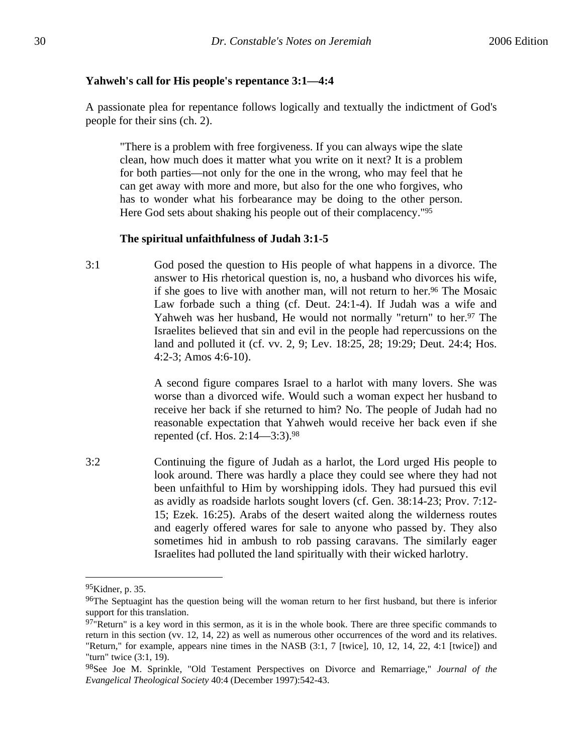### Yahweh's call for His people's repentance 3:1—4:4

A passionate plea for repentance follows logically and textually the indictment of God's people for their sins (ch. 2).

> "There is a problem with free forgiveness. If you can always wipe the slate clean, how much does it matter what you write on it next? It is a problem for both parties—not only for the one in the wrong, who may feel that he can get away with more and more, but also for the one who forgives, who has to wonder what his forbearance may be doing to the other person. Here God sets about shaking his people out of their complacency."[95]

#### The spiritual unfaithfulness of Judah 3:1-5

3:1 God posed the question to His people of what happens in a divorce. The answer to His rhetorical question is, no, a husband who divorces his wife, if she goes to live with another man, will not return to her.[96] The Mosaic Law forbade such a thing (cf. Deut. 24:1-4). If Judah was a wife and Yahweh was her husband, He would not normally "return" to her.[97] The Israelites believed that sin and evil in the people had repercussions on the land and polluted it (cf. vv. 2, 9; Lev. 18:25, 28; 19:29; Deut. 24:4; Hos. 4:2-3; Amos 4:6-10).

A second figure compares Israel to a harlot with many lovers. She was worse than a divorced wife. Would such a woman expect her husband to receive her back if she returned to him? No. The people of Judah had no reasonable expectation that Yahweh would receive her back even if she repented (cf. Hos. 2:14—3:3).[98]

3:2 Continuing the figure of Judah as a harlot, the Lord urged His people to look around. There was hardly a place they could see where they had not been unfaithful to Him by worshipping idols. They had pursued this evil as avidly as roadside harlots sought lovers (cf. Gen. 38:14-23; Prov. 7:12-15; Ezek. 16:25). Arabs of the desert waited along the wilderness routes and eagerly offered wares for sale to anyone who passed by. They also sometimes hid in ambush to rob passing caravans. The similarly eager Israelites had polluted the land spiritually with their wicked harlotry.

---

[95]Kidner, p. 35.

[96]The Septuagint has the question being will the woman return to her first husband, but there is inferior support for this translation.

[97]"Return" is a key word in this sermon, as it is in the whole book. There are three specific commands to return in this section (vv. 12, 14, 22) as well as numerous other occurrences of the word and its relatives. "Return," for example, appears nine times in the NASB (3:1, 7 [twice], 10, 12, 14, 22, 4:1 [twice]) and "turn" twice (3:1, 19).

[98]See Joe M. Sprinkle, "Old Testament Perspectives on Divorce and Remarriage," *Journal of the Evangelical Theological Society* 40:4 (December 1997):542-43.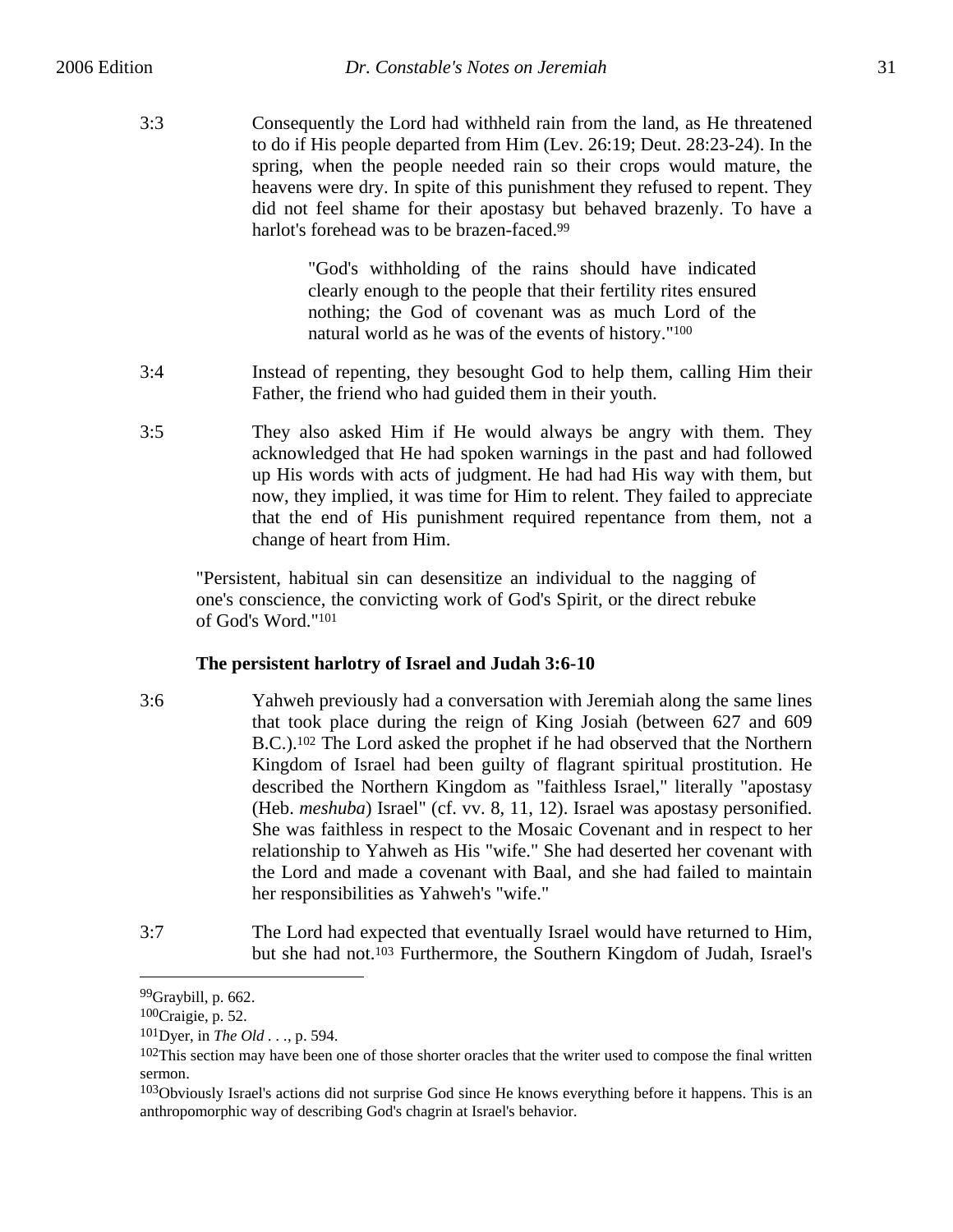3:3 Consequently the Lord had withheld rain from the land, as He threatened to do if His people departed from Him (Lev. 26:19; Deut. 28:23-24). In the spring, when the people needed rain so their crops would mature, the heavens were dry. In spite of this punishment they refused to repent. They did not feel shame for their apostasy but behaved brazenly. To have a harlot's forehead was to be brazen-faced.[99]

> "God's withholding of the rains should have indicated clearly enough to the people that their fertility rites ensured nothing; the God of covenant was as much Lord of the natural world as he was of the events of history."[100]

3:4 Instead of repenting, they besought God to help them, calling Him their Father, the friend who had guided them in their youth.

3:5 They also asked Him if He would always be angry with them. They acknowledged that He had spoken warnings in the past and had followed up His words with acts of judgment. He had had His way with them, but now, they implied, it was time for Him to relent. They failed to appreciate that the end of His punishment required repentance from them, not a change of heart from Him.

> "Persistent, habitual sin can desensitize an individual to the nagging of one's conscience, the convicting work of God's Spirit, or the direct rebuke of God's Word."[101]

**The persistent harlotry of Israel and Judah 3:6-10**

3:6 Yahweh previously had a conversation with Jeremiah along the same lines that took place during the reign of King Josiah (between 627 and 609 B.C.).[102] The Lord asked the prophet if he had observed that the Northern Kingdom of Israel had been guilty of flagrant spiritual prostitution. He described the Northern Kingdom as "faithless Israel," literally "apostasy (Heb. *meshuba*) Israel" (cf. vv. 8, 11, 12). Israel was apostasy personified. She was faithless in respect to the Mosaic Covenant and in respect to her relationship to Yahweh as His "wife." She had deserted her covenant with the Lord and made a covenant with Baal, and she had failed to maintain her responsibilities as Yahweh's "wife."

3:7 The Lord had expected that eventually Israel would have returned to Him, but she had not.[103] Furthermore, the Southern Kingdom of Judah, Israel's

---

[99]Graybill, p. 662.

[100]Craigie, p. 52.

[101]Dyer, in *The Old . . .*, p. 594.

[102]This section may have been one of those shorter oracles that the writer used to compose the final written sermon.

[103]Obviously Israel's actions did not surprise God since He knows everything before it happens. This is an anthropomorphic way of describing God's chagrin at Israel's behavior.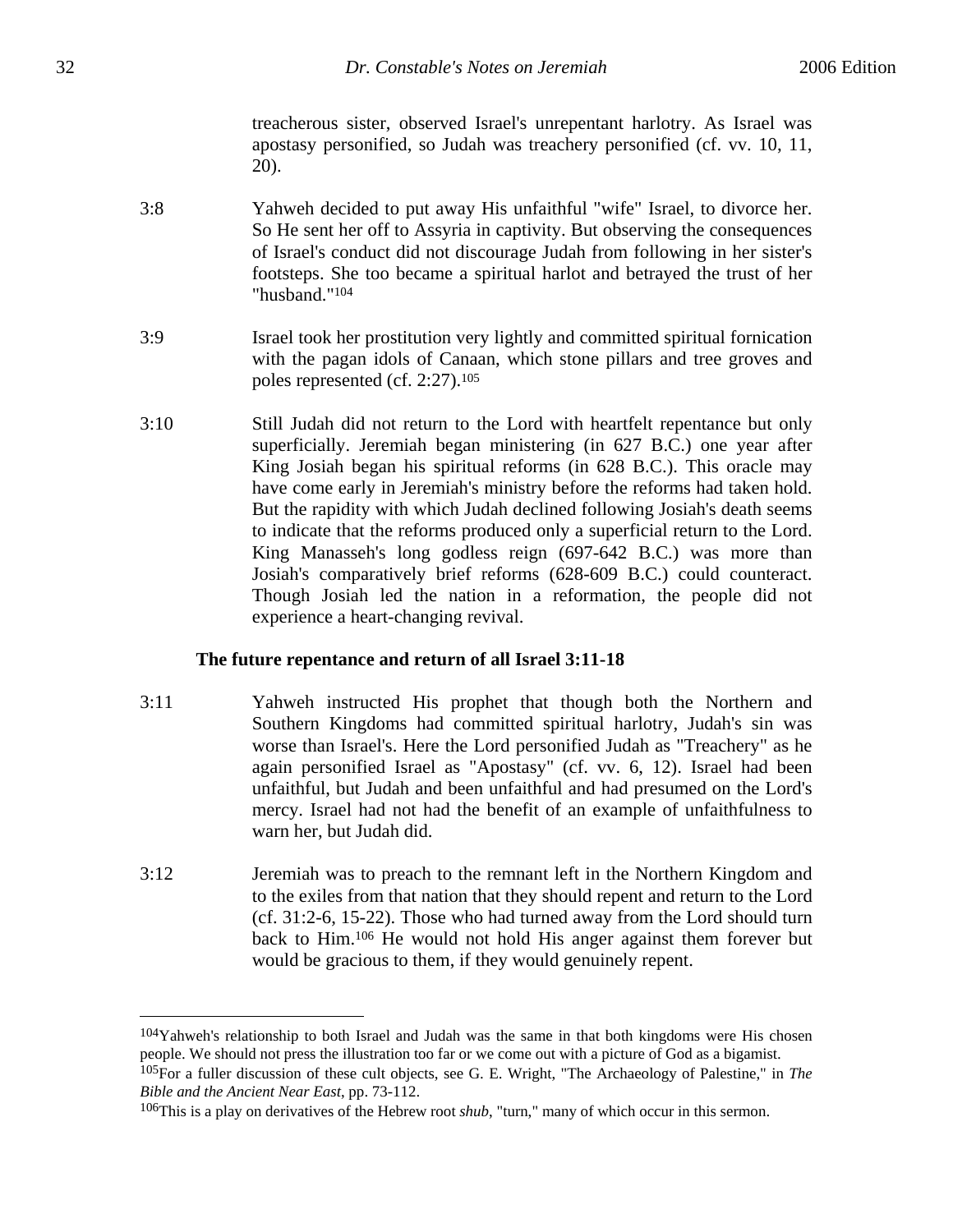treacherous sister, observed Israel's unrepentant harlotry. As Israel was apostasy personified, so Judah was treachery personified (cf. vv. 10, 11, 20).

3:8 Yahweh decided to put away His unfaithful "wife" Israel, to divorce her. So He sent her off to Assyria in captivity. But observing the consequences of Israel's conduct did not discourage Judah from following in her sister's footsteps. She too became a spiritual harlot and betrayed the trust of her "husband."[104]

3:9 Israel took her prostitution very lightly and committed spiritual fornication with the pagan idols of Canaan, which stone pillars and tree groves and poles represented (cf. 2:27).[105]

3:10 Still Judah did not return to the Lord with heartfelt repentance but only superficially. Jeremiah began ministering (in 627 B.C.) one year after King Josiah began his spiritual reforms (in 628 B.C.). This oracle may have come early in Jeremiah's ministry before the reforms had taken hold. But the rapidity with which Judah declined following Josiah's death seems to indicate that the reforms produced only a superficial return to the Lord. King Manasseh's long godless reign (697-642 B.C.) was more than Josiah's comparatively brief reforms (628-609 B.C.) could counteract. Though Josiah led the nation in a reformation, the people did not experience a heart-changing revival.

**The future repentance and return of all Israel 3:11-18**

3:11 Yahweh instructed His prophet that though both the Northern and Southern Kingdoms had committed spiritual harlotry, Judah's sin was worse than Israel's. Here the Lord personified Judah as "Treachery" as he again personified Israel as "Apostasy" (cf. vv. 6, 12). Israel had been unfaithful, but Judah and been unfaithful and had presumed on the Lord's mercy. Israel had not had the benefit of an example of unfaithfulness to warn her, but Judah did.

3:12 Jeremiah was to preach to the remnant left in the Northern Kingdom and to the exiles from that nation that they should repent and return to the Lord (cf. 31:2-6, 15-22). Those who had turned away from the Lord should turn back to Him.[106] He would not hold His anger against them forever but would be gracious to them, if they would genuinely repent.

---

[104]Yahweh's relationship to both Israel and Judah was the same in that both kingdoms were His chosen people. We should not press the illustration too far or we come out with a picture of God as a bigamist.

[105]For a fuller discussion of these cult objects, see G. E. Wright, "The Archaeology of Palestine," in *The Bible and the Ancient Near East*, pp. 73-112.

[106]This is a play on derivatives of the Hebrew root *shub*, "turn," many of which occur in this sermon.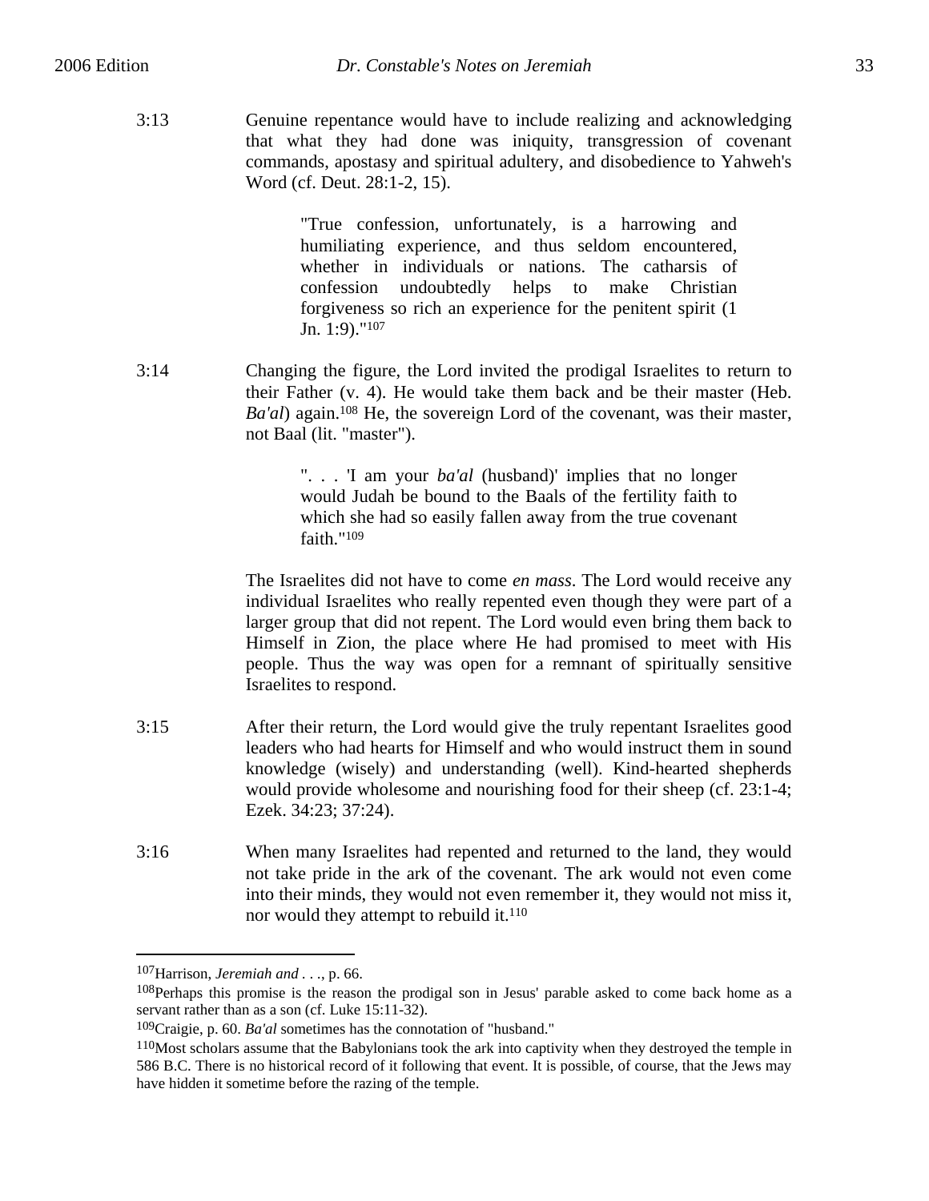3:13 Genuine repentance would have to include realizing and acknowledging that what they had done was iniquity, transgression of covenant commands, apostasy and spiritual adultery, and disobedience to Yahweh's Word (cf. Deut. 28:1-2, 15).

> "True confession, unfortunately, is a harrowing and humiliating experience, and thus seldom encountered, whether in individuals or nations. The catharsis of confession undoubtedly helps to make Christian forgiveness so rich an experience for the penitent spirit (1 Jn. 1:9)."[107]

3:14 Changing the figure, the Lord invited the prodigal Israelites to return to their Father (v. 4). He would take them back and be their master (Heb. *Ba'al*) again.[108] He, the sovereign Lord of the covenant, was their master, not Baal (lit. "master").

> ". . . 'I am your *ba'al* (husband)' implies that no longer would Judah be bound to the Baals of the fertility faith to which she had so easily fallen away from the true covenant faith."[109]

The Israelites did not have to come *en mass*. The Lord would receive any individual Israelites who really repented even though they were part of a larger group that did not repent. The Lord would even bring them back to Himself in Zion, the place where He had promised to meet with His people. Thus the way was open for a remnant of spiritually sensitive Israelites to respond.

3:15 After their return, the Lord would give the truly repentant Israelites good leaders who had hearts for Himself and who would instruct them in sound knowledge (wisely) and understanding (well). Kind-hearted shepherds would provide wholesome and nourishing food for their sheep (cf. 23:1-4; Ezek. 34:23; 37:24).

3:16 When many Israelites had repented and returned to the land, they would not take pride in the ark of the covenant. The ark would not even come into their minds, they would not even remember it, they would not miss it, nor would they attempt to rebuild it.[110]

---

[107] Harrison, *Jeremiah and . . .*, p. 66.

[108] Perhaps this promise is the reason the prodigal son in Jesus' parable asked to come back home as a servant rather than as a son (cf. Luke 15:11-32).

[109] Craigie, p. 60. *Ba'al* sometimes has the connotation of "husband."

[110] Most scholars assume that the Babylonians took the ark into captivity when they destroyed the temple in 586 B.C. There is no historical record of it following that event. It is possible, of course, that the Jews may have hidden it sometime before the razing of the temple.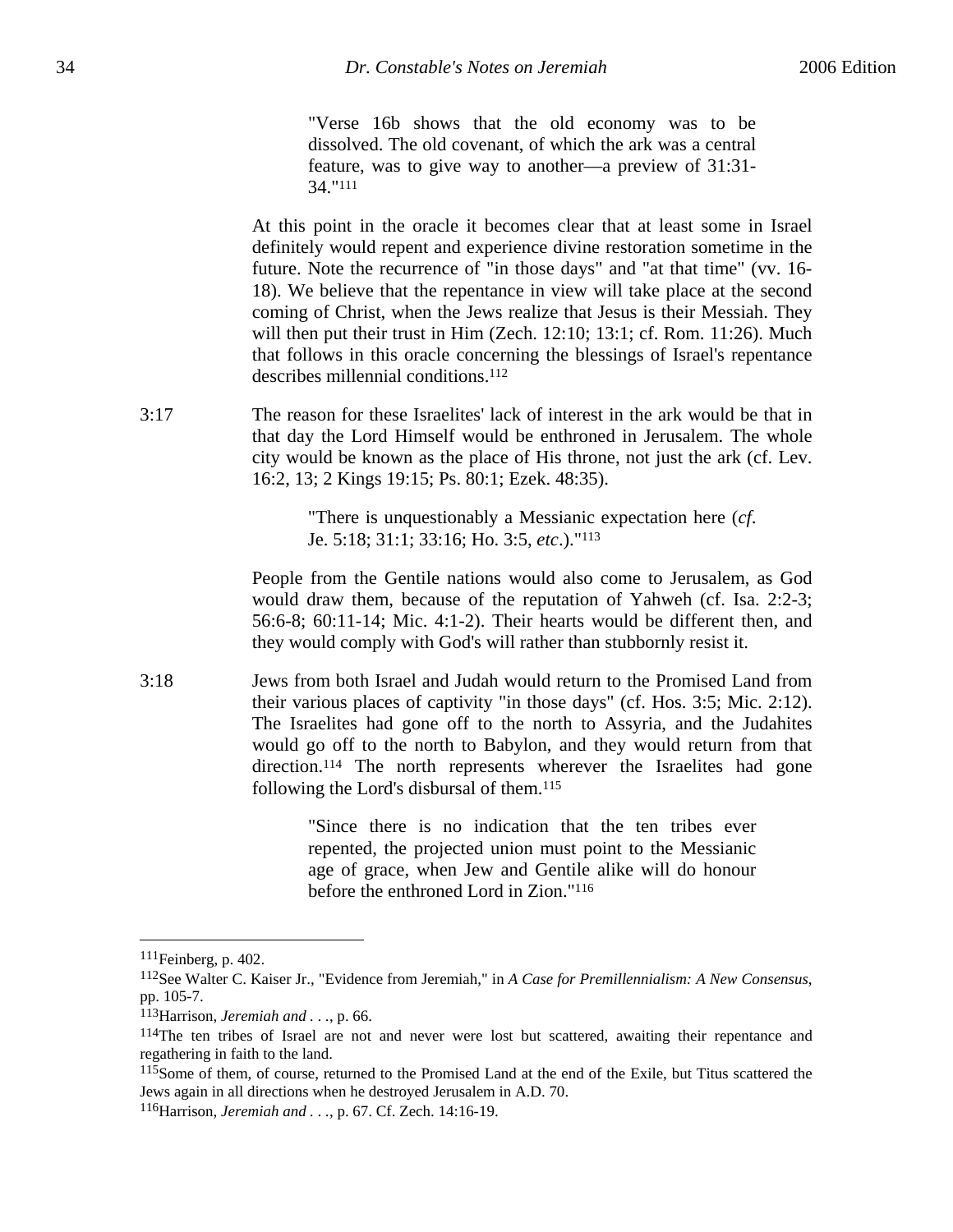> "Verse 16b shows that the old economy was to be dissolved. The old covenant, of which the ark was a central feature, was to give way to another—a preview of 31:31-34."[111]

At this point in the oracle it becomes clear that at least some in Israel definitely would repent and experience divine restoration sometime in the future. Note the recurrence of "in those days" and "at that time" (vv. 16-18). We believe that the repentance in view will take place at the second coming of Christ, when the Jews realize that Jesus is their Messiah. They will then put their trust in Him (Zech. 12:10; 13:1; cf. Rom. 11:26). Much that follows in this oracle concerning the blessings of Israel's repentance describes millennial conditions.[112]

3:17 The reason for these Israelites' lack of interest in the ark would be that in that day the Lord Himself would be enthroned in Jerusalem. The whole city would be known as the place of His throne, not just the ark (cf. Lev. 16:2, 13; 2 Kings 19:15; Ps. 80:1; Ezek. 48:35).

> "There is unquestionably a Messianic expectation here (*cf.* Je. 5:18; 31:1; 33:16; Ho. 3:5, *etc*.)."[113]

People from the Gentile nations would also come to Jerusalem, as God would draw them, because of the reputation of Yahweh (cf. Isa. 2:2-3; 56:6-8; 60:11-14; Mic. 4:1-2). Their hearts would be different then, and they would comply with God's will rather than stubbornly resist it.

3:18 Jews from both Israel and Judah would return to the Promised Land from their various places of captivity "in those days" (cf. Hos. 3:5; Mic. 2:12). The Israelites had gone off to the north to Assyria, and the Judahites would go off to the north to Babylon, and they would return from that direction.[114] The north represents wherever the Israelites had gone following the Lord's disbursal of them.[115]

> "Since there is no indication that the ten tribes ever repented, the projected union must point to the Messianic age of grace, when Jew and Gentile alike will do honour before the enthroned Lord in Zion."[116]

---

[111] Feinberg, p. 402.

[112] See Walter C. Kaiser Jr., "Evidence from Jeremiah," in *A Case for Premillennialism: A New Consensus*, pp. 105-7.

[113] Harrison, *Jeremiah and . . .*, p. 66.

[114] The ten tribes of Israel are not and never were lost but scattered, awaiting their repentance and regathering in faith to the land.

[115] Some of them, of course, returned to the Promised Land at the end of the Exile, but Titus scattered the Jews again in all directions when he destroyed Jerusalem in A.D. 70.

[116] Harrison, *Jeremiah and . . .*, p. 67. Cf. Zech. 14:16-19.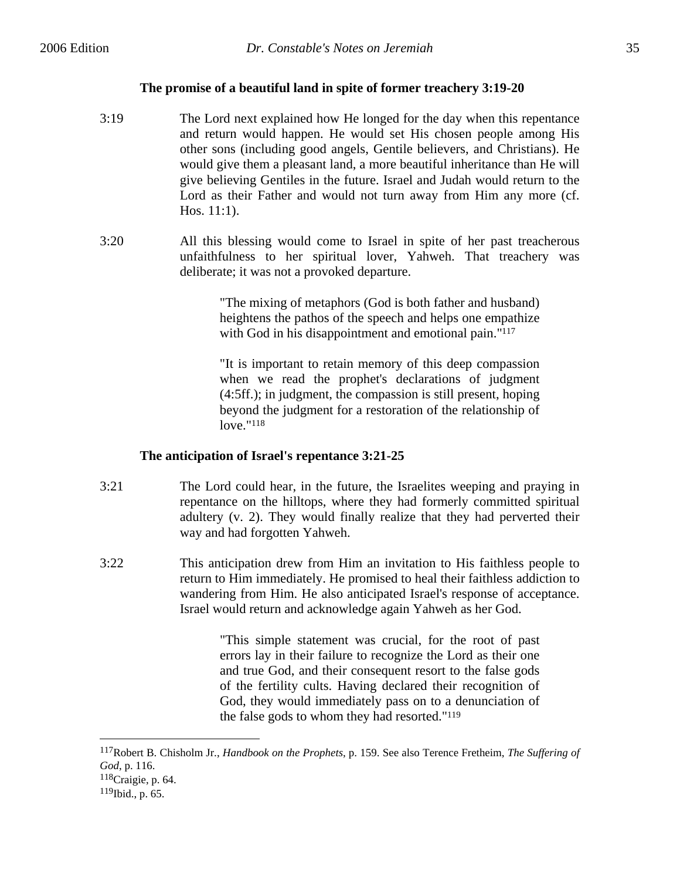### The promise of a beautiful land in spite of former treachery 3:19-20

3:19 The Lord next explained how He longed for the day when this repentance and return would happen. He would set His chosen people among His other sons (including good angels, Gentile believers, and Christians). He would give them a pleasant land, a more beautiful inheritance than He will give believing Gentiles in the future. Israel and Judah would return to the Lord as their Father and would not turn away from Him any more (cf. Hos. 11:1).

3:20 All this blessing would come to Israel in spite of her past treacherous unfaithfulness to her spiritual lover, Yahweh. That treachery was deliberate; it was not a provoked departure.

> "The mixing of metaphors (God is both father and husband) heightens the pathos of the speech and helps one empathize with God in his disappointment and emotional pain."[117]

> "It is important to retain memory of this deep compassion when we read the prophet's declarations of judgment (4:5ff.); in judgment, the compassion is still present, hoping beyond the judgment for a restoration of the relationship of love."[118]

### The anticipation of Israel's repentance 3:21-25

3:21 The Lord could hear, in the future, the Israelites weeping and praying in repentance on the hilltops, where they had formerly committed spiritual adultery (v. 2). They would finally realize that they had perverted their way and had forgotten Yahweh.

3:22 This anticipation drew from Him an invitation to His faithless people to return to Him immediately. He promised to heal their faithless addiction to wandering from Him. He also anticipated Israel's response of acceptance. Israel would return and acknowledge again Yahweh as her God.

> "This simple statement was crucial, for the root of past errors lay in their failure to recognize the Lord as their one and true God, and their consequent resort to the false gods of the fertility cults. Having declared their recognition of God, they would immediately pass on to a denunciation of the false gods to whom they had resorted."[119]

---

[117] Robert B. Chisholm Jr., *Handbook on the Prophets*, p. 159. See also Terence Fretheim, *The Suffering of God*, p. 116.

[118] Craigie, p. 64.

[119] Ibid., p. 65.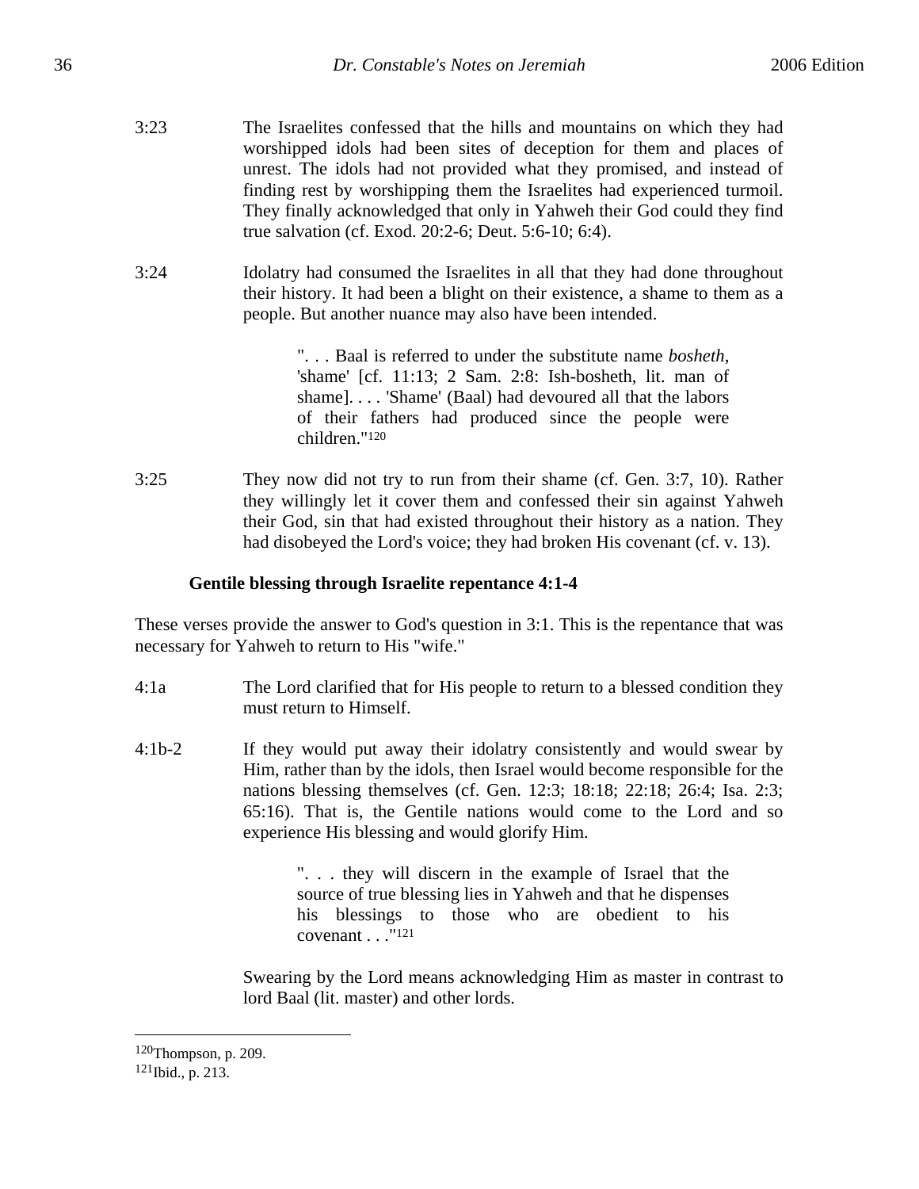3:23 The Israelites confessed that the hills and mountains on which they had worshipped idols had been sites of deception for them and places of unrest. The idols had not provided what they promised, and instead of finding rest by worshipping them the Israelites had experienced turmoil. They finally acknowledged that only in Yahweh their God could they find true salvation (cf. Exod. 20:2-6; Deut. 5:6-10; 6:4).

3:24 Idolatry had consumed the Israelites in all that they had done throughout their history. It had been a blight on their existence, a shame to them as a people. But another nuance may also have been intended.

> ". . . Baal is referred to under the substitute name *bosheth*, 'shame' [cf. 11:13; 2 Sam. 2:8: Ish-bosheth, lit. man of shame]. . . . 'Shame' (Baal) had devoured all that the labors of their fathers had produced since the people were children."[120]

3:25 They now did not try to run from their shame (cf. Gen. 3:7, 10). Rather they willingly let it cover them and confessed their sin against Yahweh their God, sin that had existed throughout their history as a nation. They had disobeyed the Lord's voice; they had broken His covenant (cf. v. 13).

### Gentile blessing through Israelite repentance 4:1-4

These verses provide the answer to God's question in 3:1. This is the repentance that was necessary for Yahweh to return to His "wife."

4:1a The Lord clarified that for His people to return to a blessed condition they must return to Himself.

4:1b-2 If they would put away their idolatry consistently and would swear by Him, rather than by the idols, then Israel would become responsible for the nations blessing themselves (cf. Gen. 12:3; 18:18; 22:18; 26:4; Isa. 2:3; 65:16). That is, the Gentile nations would come to the Lord and so experience His blessing and would glorify Him.

> ". . . they will discern in the example of Israel that the source of true blessing lies in Yahweh and that he dispenses his blessings to those who are obedient to his covenant . . ."[121]

Swearing by the Lord means acknowledging Him as master in contrast to lord Baal (lit. master) and other lords.

---

[120]Thompson, p. 209.
[121]Ibid., p. 213.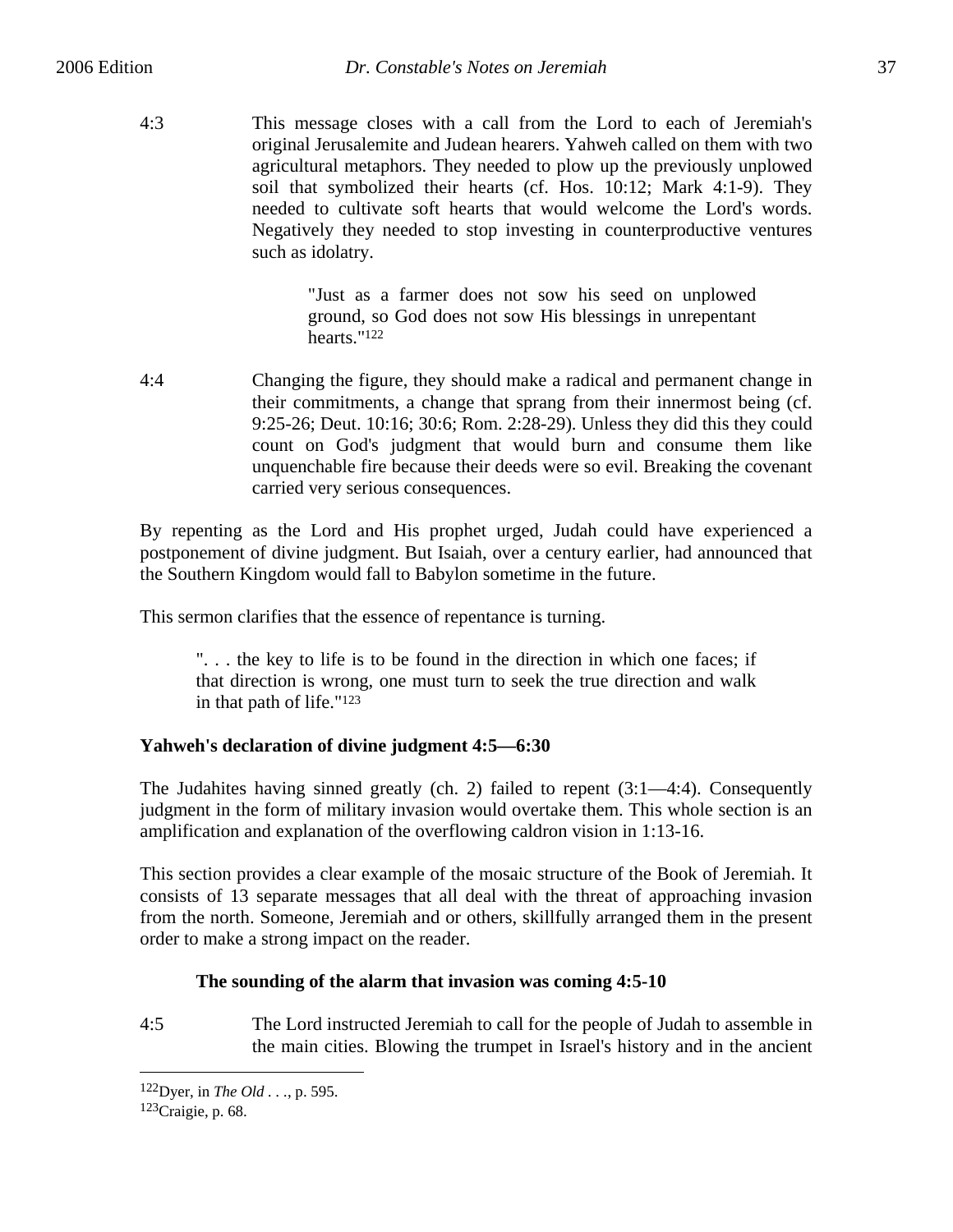4:3 This message closes with a call from the Lord to each of Jeremiah's original Jerusalemite and Judean hearers. Yahweh called on them with two agricultural metaphors. They needed to plow up the previously unplowed soil that symbolized their hearts (cf. Hos. 10:12; Mark 4:1-9). They needed to cultivate soft hearts that would welcome the Lord's words. Negatively they needed to stop investing in counterproductive ventures such as idolatry.

> "Just as a farmer does not sow his seed on unplowed ground, so God does not sow His blessings in unrepentant hearts."[122]

4:4 Changing the figure, they should make a radical and permanent change in their commitments, a change that sprang from their innermost being (cf. 9:25-26; Deut. 10:16; 30:6; Rom. 2:28-29). Unless they did this they could count on God's judgment that would burn and consume them like unquenchable fire because their deeds were so evil. Breaking the covenant carried very serious consequences.

By repenting as the Lord and His prophet urged, Judah could have experienced a postponement of divine judgment. But Isaiah, over a century earlier, had announced that the Southern Kingdom would fall to Babylon sometime in the future.

This sermon clarifies that the essence of repentance is turning.

> ". . . the key to life is to be found in the direction in which one faces; if that direction is wrong, one must turn to seek the true direction and walk in that path of life."[123]

### Yahweh's declaration of divine judgment 4:5—6:30

The Judahites having sinned greatly (ch. 2) failed to repent (3:1—4:4). Consequently judgment in the form of military invasion would overtake them. This whole section is an amplification and explanation of the overflowing caldron vision in 1:13-16.

This section provides a clear example of the mosaic structure of the Book of Jeremiah. It consists of 13 separate messages that all deal with the threat of approaching invasion from the north. Someone, Jeremiah and or others, skillfully arranged them in the present order to make a strong impact on the reader.

#### The sounding of the alarm that invasion was coming 4:5-10

4:5 The Lord instructed Jeremiah to call for the people of Judah to assemble in the main cities. Blowing the trumpet in Israel's history and in the ancient

---

[122]Dyer, in *The Old . . .*, p. 595.

[123]Craigie, p. 68.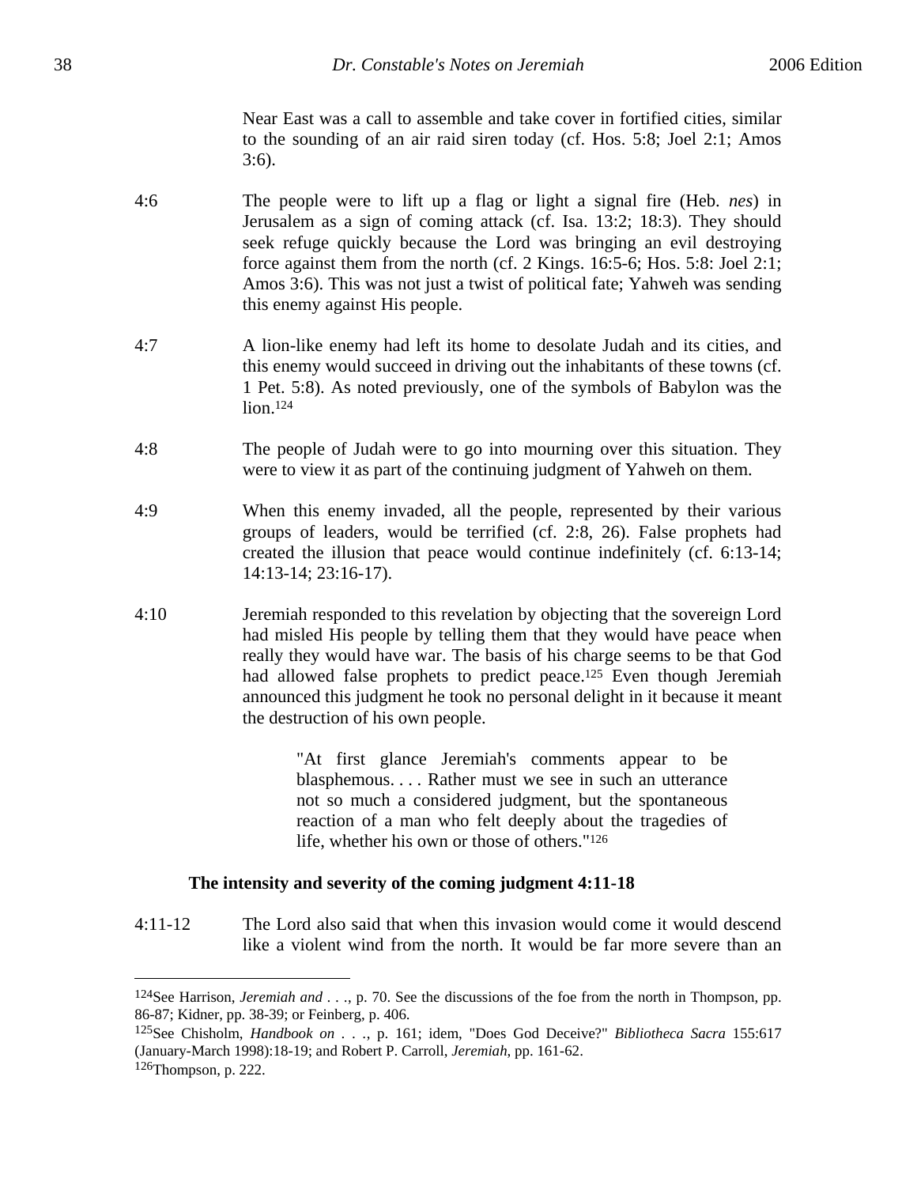Near East was a call to assemble and take cover in fortified cities, similar to the sounding of an air raid siren today (cf. Hos. 5:8; Joel 2:1; Amos 3:6).

4:6 The people were to lift up a flag or light a signal fire (Heb. *nes*) in Jerusalem as a sign of coming attack (cf. Isa. 13:2; 18:3). They should seek refuge quickly because the Lord was bringing an evil destroying force against them from the north (cf. 2 Kings. 16:5-6; Hos. 5:8: Joel 2:1; Amos 3:6). This was not just a twist of political fate; Yahweh was sending this enemy against His people.

4:7 A lion-like enemy had left its home to desolate Judah and its cities, and this enemy would succeed in driving out the inhabitants of these towns (cf. 1 Pet. 5:8). As noted previously, one of the symbols of Babylon was the lion.[124]

4:8 The people of Judah were to go into mourning over this situation. They were to view it as part of the continuing judgment of Yahweh on them.

4:9 When this enemy invaded, all the people, represented by their various groups of leaders, would be terrified (cf. 2:8, 26). False prophets had created the illusion that peace would continue indefinitely (cf. 6:13-14; 14:13-14; 23:16-17).

4:10 Jeremiah responded to this revelation by objecting that the sovereign Lord had misled His people by telling them that they would have peace when really they would have war. The basis of his charge seems to be that God had allowed false prophets to predict peace.[125] Even though Jeremiah announced this judgment he took no personal delight in it because it meant the destruction of his own people.

> "At first glance Jeremiah's comments appear to be blasphemous. . . . Rather must we see in such an utterance not so much a considered judgment, but the spontaneous reaction of a man who felt deeply about the tragedies of life, whether his own or those of others."[126]

**The intensity and severity of the coming judgment 4:11-18**

4:11-12 The Lord also said that when this invasion would come it would descend like a violent wind from the north. It would be far more severe than an

---

[124]See Harrison, *Jeremiah and* . . ., p. 70. See the discussions of the foe from the north in Thompson, pp. 86-87; Kidner, pp. 38-39; or Feinberg, p. 406.

[125]See Chisholm, *Handbook on* . . ., p. 161; idem, "Does God Deceive?" *Bibliotheca Sacra* 155:617 (January-March 1998):18-19; and Robert P. Carroll, *Jeremiah*, pp. 161-62.

[126]Thompson, p. 222.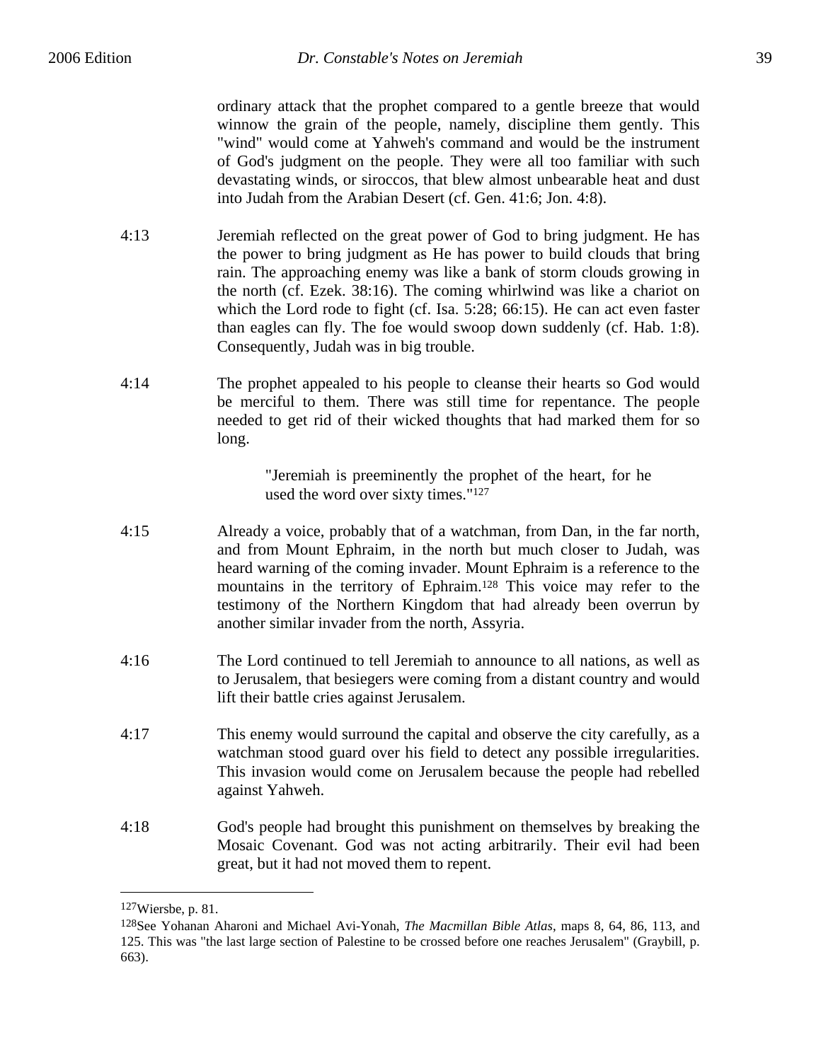ordinary attack that the prophet compared to a gentle breeze that would winnow the grain of the people, namely, discipline them gently. This "wind" would come at Yahweh's command and would be the instrument of God's judgment on the people. They were all too familiar with such devastating winds, or siroccos, that blew almost unbearable heat and dust into Judah from the Arabian Desert (cf. Gen. 41:6; Jon. 4:8).

4:13 Jeremiah reflected on the great power of God to bring judgment. He has the power to bring judgment as He has power to build clouds that bring rain. The approaching enemy was like a bank of storm clouds growing in the north (cf. Ezek. 38:16). The coming whirlwind was like a chariot on which the Lord rode to fight (cf. Isa. 5:28; 66:15). He can act even faster than eagles can fly. The foe would swoop down suddenly (cf. Hab. 1:8). Consequently, Judah was in big trouble.

4:14 The prophet appealed to his people to cleanse their hearts so God would be merciful to them. There was still time for repentance. The people needed to get rid of their wicked thoughts that had marked them for so long.

> "Jeremiah is preeminently the prophet of the heart, for he used the word over sixty times."[127]

4:15 Already a voice, probably that of a watchman, from Dan, in the far north, and from Mount Ephraim, in the north but much closer to Judah, was heard warning of the coming invader. Mount Ephraim is a reference to the mountains in the territory of Ephraim.[128] This voice may refer to the testimony of the Northern Kingdom that had already been overrun by another similar invader from the north, Assyria.

4:16 The Lord continued to tell Jeremiah to announce to all nations, as well as to Jerusalem, that besiegers were coming from a distant country and would lift their battle cries against Jerusalem.

4:17 This enemy would surround the capital and observe the city carefully, as a watchman stood guard over his field to detect any possible irregularities. This invasion would come on Jerusalem because the people had rebelled against Yahweh.

4:18 God's people had brought this punishment on themselves by breaking the Mosaic Covenant. God was not acting arbitrarily. Their evil had been great, but it had not moved them to repent.

---

[127]Wiersbe, p. 81.

[128]See Yohanan Aharoni and Michael Avi-Yonah, *The Macmillan Bible Atlas*, maps 8, 64, 86, 113, and 125. This was "the last large section of Palestine to be crossed before one reaches Jerusalem" (Graybill, p. 663).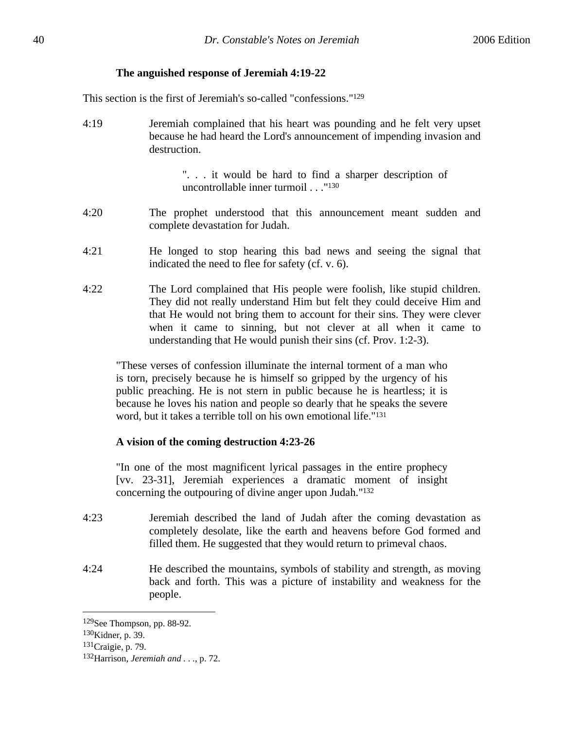**The anguished response of Jeremiah 4:19-22**

This section is the first of Jeremiah's so-called "confessions."[129]

4:19 Jeremiah complained that his heart was pounding and he felt very upset because he had heard the Lord's announcement of impending invasion and destruction.

> ". . . it would be hard to find a sharper description of uncontrollable inner turmoil . . ."[130]

4:20 The prophet understood that this announcement meant sudden and complete devastation for Judah.

4:21 He longed to stop hearing this bad news and seeing the signal that indicated the need to flee for safety (cf. v. 6).

4:22 The Lord complained that His people were foolish, like stupid children. They did not really understand Him but felt they could deceive Him and that He would not bring them to account for their sins. They were clever when it came to sinning, but not clever at all when it came to understanding that He would punish their sins (cf. Prov. 1:2-3).

> "These verses of confession illuminate the internal torment of a man who is torn, precisely because he is himself so gripped by the urgency of his public preaching. He is not stern in public because he is heartless; it is because he loves his nation and people so dearly that he speaks the severe word, but it takes a terrible toll on his own emotional life."[131]

**A vision of the coming destruction 4:23-26**

> "In one of the most magnificent lyrical passages in the entire prophecy [vv. 23-31], Jeremiah experiences a dramatic moment of insight concerning the outpouring of divine anger upon Judah."[132]

4:23 Jeremiah described the land of Judah after the coming devastation as completely desolate, like the earth and heavens before God formed and filled them. He suggested that they would return to primeval chaos.

4:24 He described the mountains, symbols of stability and strength, as moving back and forth. This was a picture of instability and weakness for the people.

---

[129] See Thompson, pp. 88-92.

[130] Kidner, p. 39.

[131] Craigie, p. 79.

[132] Harrison, *Jeremiah and . . .*, p. 72.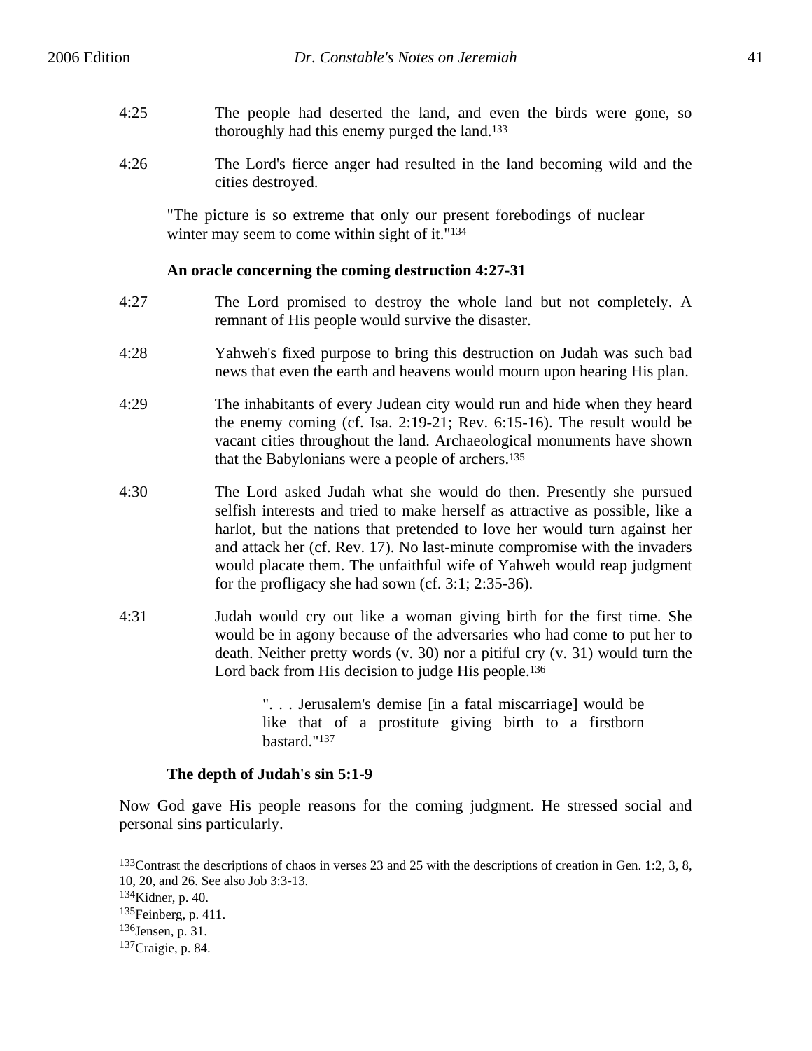4:25 The people had deserted the land, and even the birds were gone, so thoroughly had this enemy purged the land.[133]

4:26 The Lord's fierce anger had resulted in the land becoming wild and the cities destroyed.

> "The picture is so extreme that only our present forebodings of nuclear winter may seem to come within sight of it."[134]

**An oracle concerning the coming destruction 4:27-31**

4:27 The Lord promised to destroy the whole land but not completely. A remnant of His people would survive the disaster.

4:28 Yahweh's fixed purpose to bring this destruction on Judah was such bad news that even the earth and heavens would mourn upon hearing His plan.

4:29 The inhabitants of every Judean city would run and hide when they heard the enemy coming (cf. Isa. 2:19-21; Rev. 6:15-16). The result would be vacant cities throughout the land. Archaeological monuments have shown that the Babylonians were a people of archers.[135]

4:30 The Lord asked Judah what she would do then. Presently she pursued selfish interests and tried to make herself as attractive as possible, like a harlot, but the nations that pretended to love her would turn against her and attack her (cf. Rev. 17). No last-minute compromise with the invaders would placate them. The unfaithful wife of Yahweh would reap judgment for the profligacy she had sown (cf. 3:1; 2:35-36).

4:31 Judah would cry out like a woman giving birth for the first time. She would be in agony because of the adversaries who had come to put her to death. Neither pretty words (v. 30) nor a pitiful cry (v. 31) would turn the Lord back from His decision to judge His people.[136]

> ". . . Jerusalem's demise [in a fatal miscarriage] would be like that of a prostitute giving birth to a firstborn bastard."[137]

**The depth of Judah's sin 5:1-9**

Now God gave His people reasons for the coming judgment. He stressed social and personal sins particularly.

---

[133]Contrast the descriptions of chaos in verses 23 and 25 with the descriptions of creation in Gen. 1:2, 3, 8, 10, 20, and 26. See also Job 3:3-13.

[134]Kidner, p. 40.

[135]Feinberg, p. 411.

[136]Jensen, p. 31.

[137]Craigie, p. 84.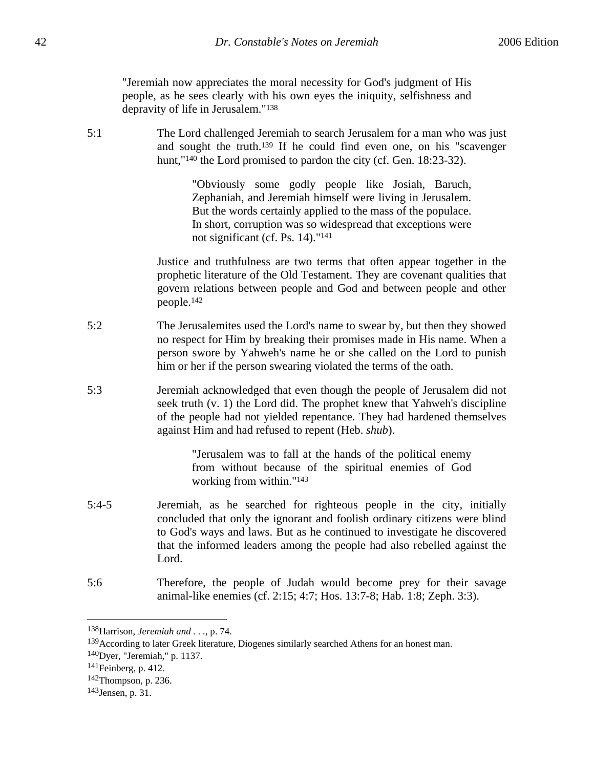> "Jeremiah now appreciates the moral necessity for God's judgment of His people, as he sees clearly with his own eyes the iniquity, selfishness and depravity of life in Jerusalem."[138]

5:1 The Lord challenged Jeremiah to search Jerusalem for a man who was just and sought the truth.[139] If he could find even one, on his "scavenger hunt,"[140] the Lord promised to pardon the city (cf. Gen. 18:23-32).

> "Obviously some godly people like Josiah, Baruch, Zephaniah, and Jeremiah himself were living in Jerusalem. But the words certainly applied to the mass of the populace. In short, corruption was so widespread that exceptions were not significant (cf. Ps. 14)."[141]

Justice and truthfulness are two terms that often appear together in the prophetic literature of the Old Testament. They are covenant qualities that govern relations between people and God and between people and other people.[142]

5:2 The Jerusalemites used the Lord's name to swear by, but then they showed no respect for Him by breaking their promises made in His name. When a person swore by Yahweh's name he or she called on the Lord to punish him or her if the person swearing violated the terms of the oath.

5:3 Jeremiah acknowledged that even though the people of Jerusalem did not seek truth (v. 1) the Lord did. The prophet knew that Yahweh's discipline of the people had not yielded repentance. They had hardened themselves against Him and had refused to repent (Heb. *shub*).

> "Jerusalem was to fall at the hands of the political enemy from without because of the spiritual enemies of God working from within."[143]

5:4-5 Jeremiah, as he searched for righteous people in the city, initially concluded that only the ignorant and foolish ordinary citizens were blind to God's ways and laws. But as he continued to investigate he discovered that the informed leaders among the people had also rebelled against the Lord.

5:6 Therefore, the people of Judah would become prey for their savage animal-like enemies (cf. 2:15; 4:7; Hos. 13:7-8; Hab. 1:8; Zeph. 3:3).

---

[138] Harrison, *Jeremiah and . . .*, p. 74.
[139] According to later Greek literature, Diogenes similarly searched Athens for an honest man.
[140] Dyer, "Jeremiah," p. 1137.
[141] Feinberg, p. 412.
[142] Thompson, p. 236.
[143] Jensen, p. 31.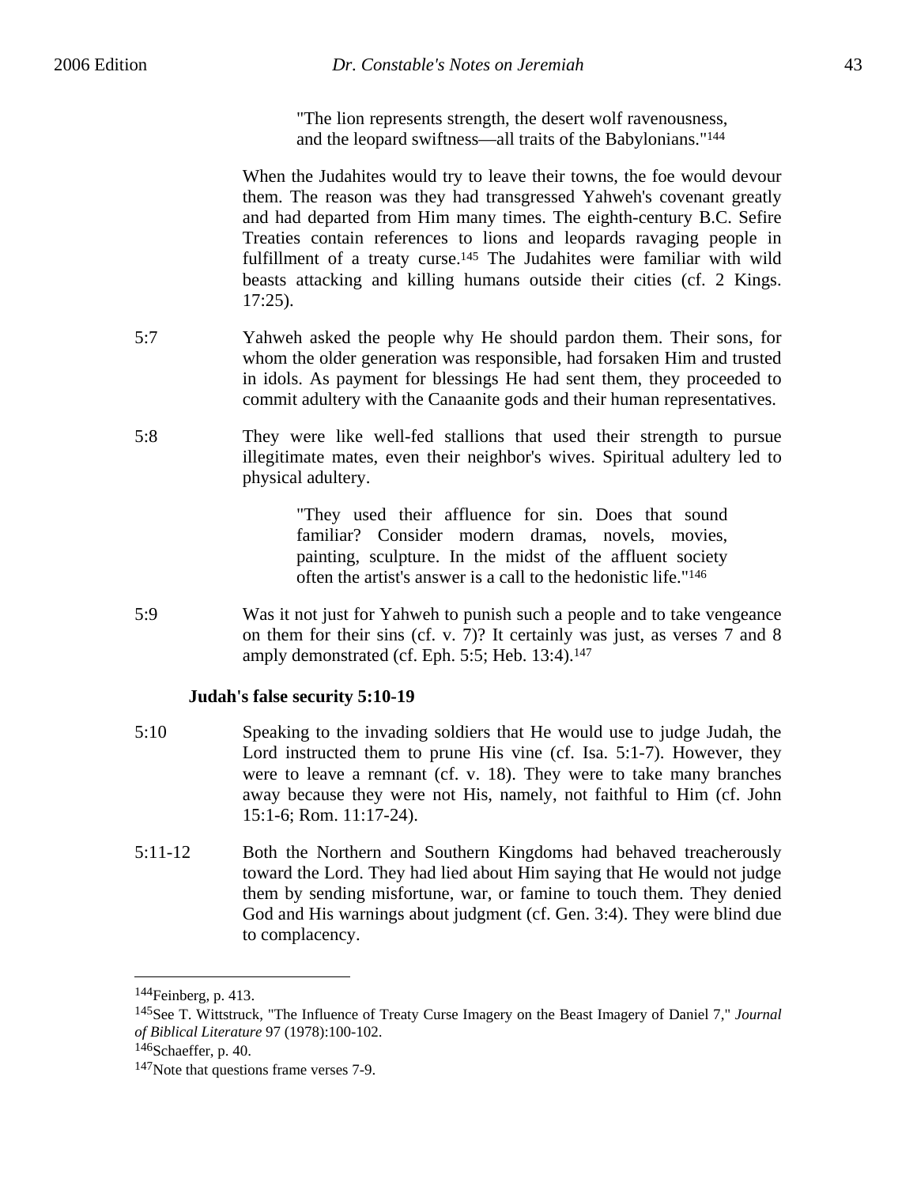> "The lion represents strength, the desert wolf ravenousness, and the leopard swiftness—all traits of the Babylonians."[144]

When the Judahites would try to leave their towns, the foe would devour them. The reason was they had transgressed Yahweh's covenant greatly and had departed from Him many times. The eighth-century B.C. Sefire Treaties contain references to lions and leopards ravaging people in fulfillment of a treaty curse.[145] The Judahites were familiar with wild beasts attacking and killing humans outside their cities (cf. 2 Kings. 17:25).

5:7 Yahweh asked the people why He should pardon them. Their sons, for whom the older generation was responsible, had forsaken Him and trusted in idols. As payment for blessings He had sent them, they proceeded to commit adultery with the Canaanite gods and their human representatives.

5:8 They were like well-fed stallions that used their strength to pursue illegitimate mates, even their neighbor's wives. Spiritual adultery led to physical adultery.

> "They used their affluence for sin. Does that sound familiar? Consider modern dramas, novels, movies, painting, sculpture. In the midst of the affluent society often the artist's answer is a call to the hedonistic life."[146]

5:9 Was it not just for Yahweh to punish such a people and to take vengeance on them for their sins (cf. v. 7)? It certainly was just, as verses 7 and 8 amply demonstrated (cf. Eph. 5:5; Heb. 13:4).[147]

**Judah's false security 5:10-19**

5:10 Speaking to the invading soldiers that He would use to judge Judah, the Lord instructed them to prune His vine (cf. Isa. 5:1-7). However, they were to leave a remnant (cf. v. 18). They were to take many branches away because they were not His, namely, not faithful to Him (cf. John 15:1-6; Rom. 11:17-24).

5:11-12 Both the Northern and Southern Kingdoms had behaved treacherously toward the Lord. They had lied about Him saying that He would not judge them by sending misfortune, war, or famine to touch them. They denied God and His warnings about judgment (cf. Gen. 3:4). They were blind due to complacency.

---

[144]Feinberg, p. 413.

[145]See T. Wittstruck, "The Influence of Treaty Curse Imagery on the Beast Imagery of Daniel 7," *Journal of Biblical Literature* 97 (1978):100-102.

[146]Schaeffer, p. 40.

[147]Note that questions frame verses 7-9.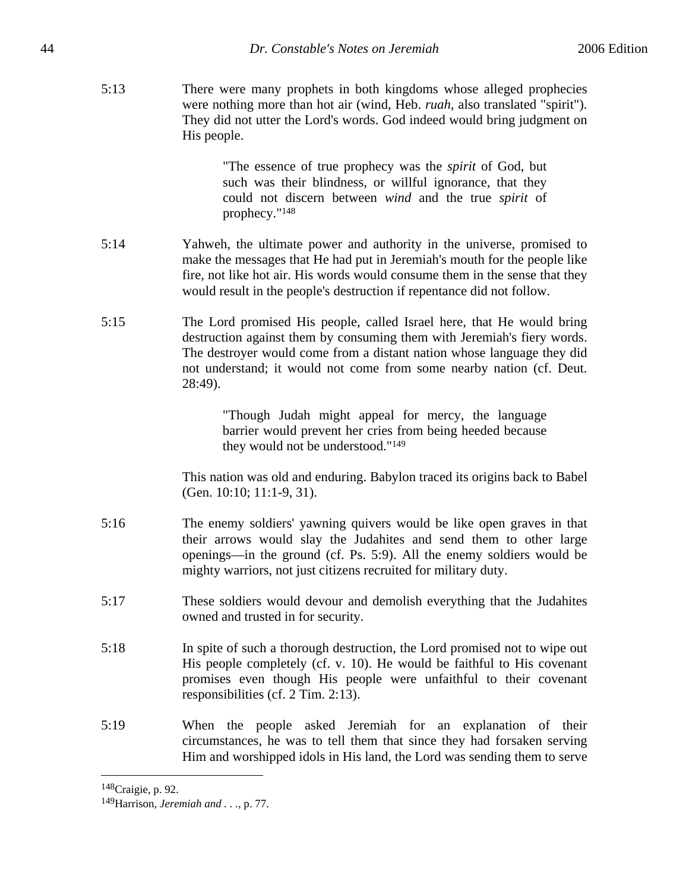5:13 There were many prophets in both kingdoms whose alleged prophecies were nothing more than hot air (wind, Heb. *ruah*, also translated "spirit"). They did not utter the Lord's words. God indeed would bring judgment on His people.

> "The essence of true prophecy was the *spirit* of God, but such was their blindness, or willful ignorance, that they could not discern between *wind* and the true *spirit* of prophecy."[148]

5:14 Yahweh, the ultimate power and authority in the universe, promised to make the messages that He had put in Jeremiah's mouth for the people like fire, not like hot air. His words would consume them in the sense that they would result in the people's destruction if repentance did not follow.

5:15 The Lord promised His people, called Israel here, that He would bring destruction against them by consuming them with Jeremiah's fiery words. The destroyer would come from a distant nation whose language they did not understand; it would not come from some nearby nation (cf. Deut. 28:49).

> "Though Judah might appeal for mercy, the language barrier would prevent her cries from being heeded because they would not be understood."[149]

This nation was old and enduring. Babylon traced its origins back to Babel (Gen. 10:10; 11:1-9, 31).

5:16 The enemy soldiers' yawning quivers would be like open graves in that their arrows would slay the Judahites and send them to other large openings—in the ground (cf. Ps. 5:9). All the enemy soldiers would be mighty warriors, not just citizens recruited for military duty.

5:17 These soldiers would devour and demolish everything that the Judahites owned and trusted in for security.

5:18 In spite of such a thorough destruction, the Lord promised not to wipe out His people completely (cf. v. 10). He would be faithful to His covenant promises even though His people were unfaithful to their covenant responsibilities (cf. 2 Tim. 2:13).

5:19 When the people asked Jeremiah for an explanation of their circumstances, he was to tell them that since they had forsaken serving Him and worshipped idols in His land, the Lord was sending them to serve

---

[148] Craigie, p. 92.

[149] Harrison, *Jeremiah and . . .*, p. 77.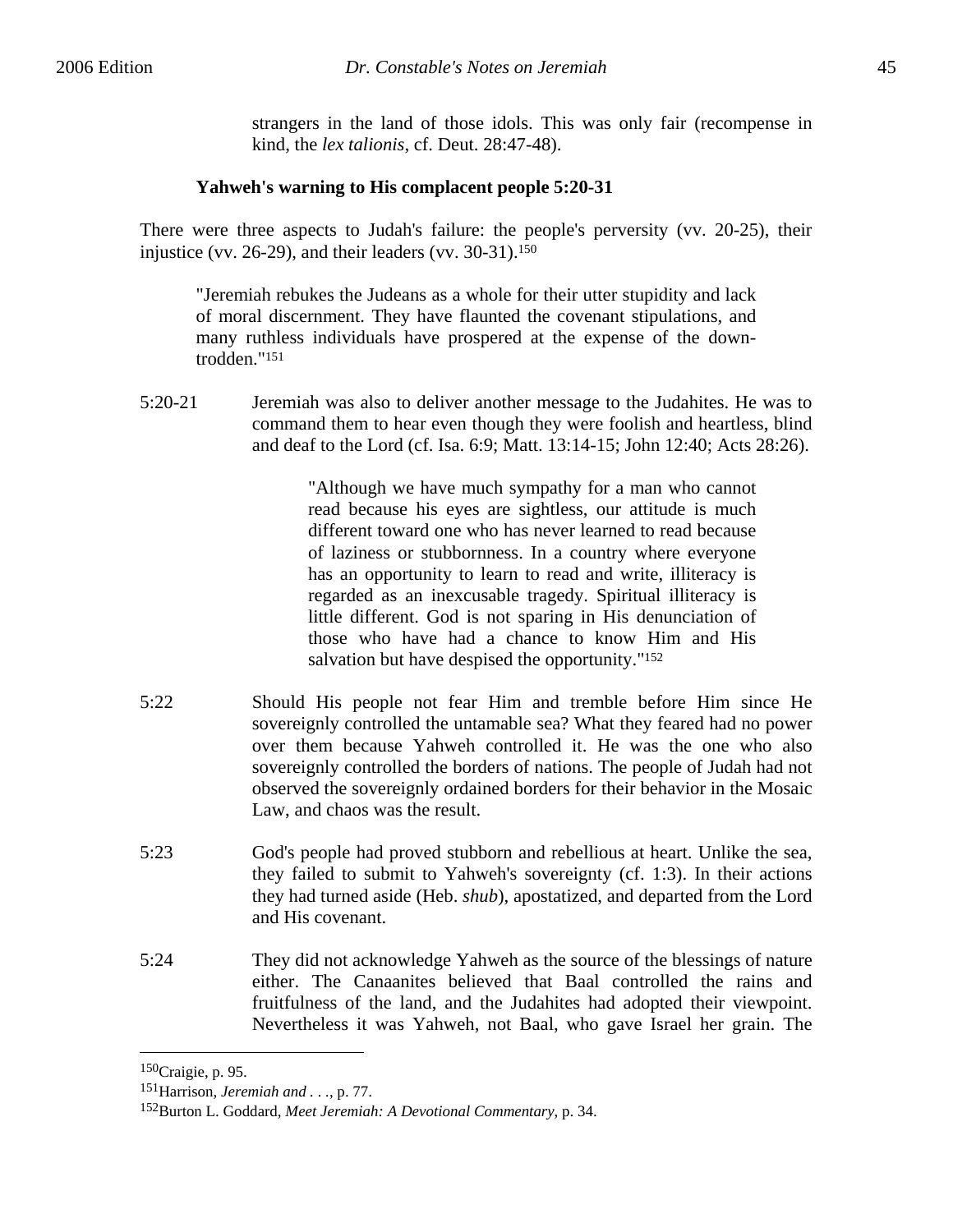strangers in the land of those idols. This was only fair (recompense in kind, the *lex talionis*, cf. Deut. 28:47-48).

**Yahweh's warning to His complacent people 5:20-31**

There were three aspects to Judah's failure: the people's perversity (vv. 20-25), their injustice (vv. 26-29), and their leaders (vv. 30-31).[150]

> "Jeremiah rebukes the Judeans as a whole for their utter stupidity and lack of moral discernment. They have flaunted the covenant stipulations, and many ruthless individuals have prospered at the expense of the down-trodden."[151]

5:20-21 Jeremiah was also to deliver another message to the Judahites. He was to command them to hear even though they were foolish and heartless, blind and deaf to the Lord (cf. Isa. 6:9; Matt. 13:14-15; John 12:40; Acts 28:26).

> "Although we have much sympathy for a man who cannot read because his eyes are sightless, our attitude is much different toward one who has never learned to read because of laziness or stubbornness. In a country where everyone has an opportunity to learn to read and write, illiteracy is regarded as an inexcusable tragedy. Spiritual illiteracy is little different. God is not sparing in His denunciation of those who have had a chance to know Him and His salvation but have despised the opportunity."[152]

5:22 Should His people not fear Him and tremble before Him since He sovereignly controlled the untamable sea? What they feared had no power over them because Yahweh controlled it. He was the one who also sovereignly controlled the borders of nations. The people of Judah had not observed the sovereignly ordained borders for their behavior in the Mosaic Law, and chaos was the result.

5:23 God's people had proved stubborn and rebellious at heart. Unlike the sea, they failed to submit to Yahweh's sovereignty (cf. 1:3). In their actions they had turned aside (Heb. *shub*), apostatized, and departed from the Lord and His covenant.

5:24 They did not acknowledge Yahweh as the source of the blessings of nature either. The Canaanites believed that Baal controlled the rains and fruitfulness of the land, and the Judahites had adopted their viewpoint. Nevertheless it was Yahweh, not Baal, who gave Israel her grain. The

---

[150] Craigie, p. 95.

[151] Harrison, *Jeremiah and . . .*, p. 77.

[152] Burton L. Goddard, *Meet Jeremiah: A Devotional Commentary*, p. 34.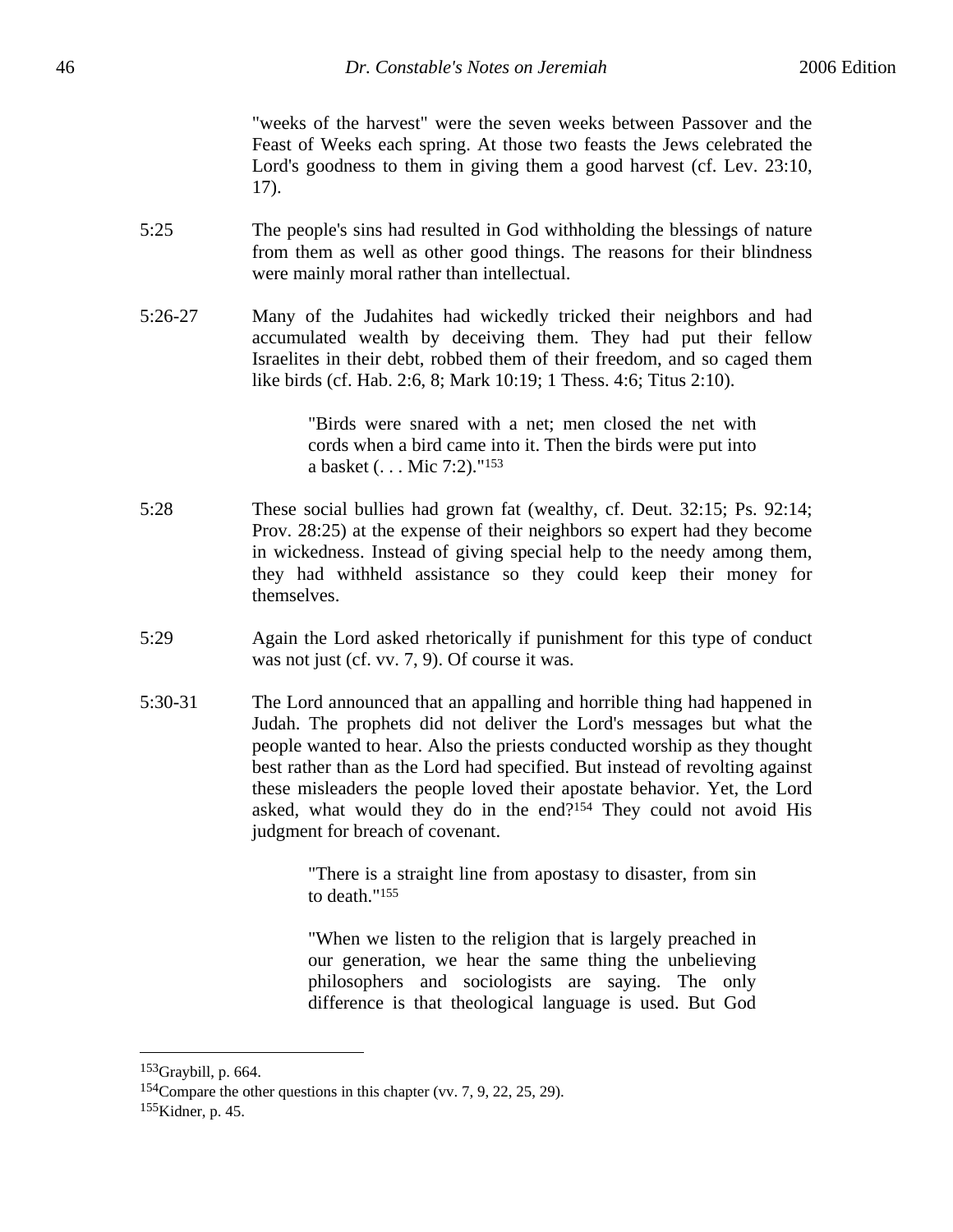"weeks of the harvest" were the seven weeks between Passover and the Feast of Weeks each spring. At those two feasts the Jews celebrated the Lord's goodness to them in giving them a good harvest (cf. Lev. 23:10, 17).

5:25 The people's sins had resulted in God withholding the blessings of nature from them as well as other good things. The reasons for their blindness were mainly moral rather than intellectual.

5:26-27 Many of the Judahites had wickedly tricked their neighbors and had accumulated wealth by deceiving them. They had put their fellow Israelites in their debt, robbed them of their freedom, and so caged them like birds (cf. Hab. 2:6, 8; Mark 10:19; 1 Thess. 4:6; Titus 2:10).

> "Birds were snared with a net; men closed the net with cords when a bird came into it. Then the birds were put into a basket (. . . Mic 7:2)."[153]

5:28 These social bullies had grown fat (wealthy, cf. Deut. 32:15; Ps. 92:14; Prov. 28:25) at the expense of their neighbors so expert had they become in wickedness. Instead of giving special help to the needy among them, they had withheld assistance so they could keep their money for themselves.

5:29 Again the Lord asked rhetorically if punishment for this type of conduct was not just (cf. vv. 7, 9). Of course it was.

5:30-31 The Lord announced that an appalling and horrible thing had happened in Judah. The prophets did not deliver the Lord's messages but what the people wanted to hear. Also the priests conducted worship as they thought best rather than as the Lord had specified. But instead of revolting against these misleaders the people loved their apostate behavior. Yet, the Lord asked, what would they do in the end?[154] They could not avoid His judgment for breach of covenant.

> "There is a straight line from apostasy to disaster, from sin to death."[155]

> "When we listen to the religion that is largely preached in our generation, we hear the same thing the unbelieving philosophers and sociologists are saying. The only difference is that theological language is used. But God

---

[153] Graybill, p. 664.

[154] Compare the other questions in this chapter (vv. 7, 9, 22, 25, 29).

[155] Kidner, p. 45.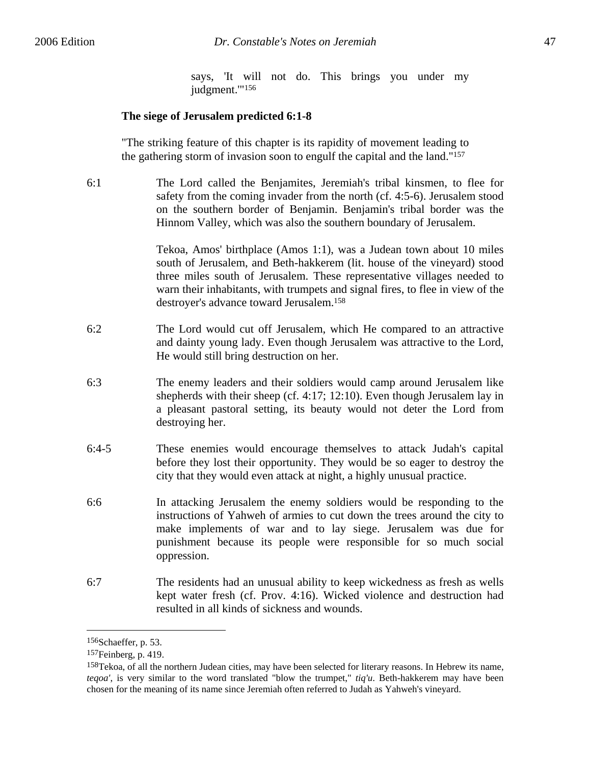> says, 'It will not do. This brings you under my judgment.'"[156]

### The siege of Jerusalem predicted 6:1-8

"The striking feature of this chapter is its rapidity of movement leading to the gathering storm of invasion soon to engulf the capital and the land."[157]

6:1 The Lord called the Benjamites, Jeremiah's tribal kinsmen, to flee for safety from the coming invader from the north (cf. 4:5-6). Jerusalem stood on the southern border of Benjamin. Benjamin's tribal border was the Hinnom Valley, which was also the southern boundary of Jerusalem.

Tekoa, Amos' birthplace (Amos 1:1), was a Judean town about 10 miles south of Jerusalem, and Beth-hakkerem (lit. house of the vineyard) stood three miles south of Jerusalem. These representative villages needed to warn their inhabitants, with trumpets and signal fires, to flee in view of the destroyer's advance toward Jerusalem.[158]

6:2 The Lord would cut off Jerusalem, which He compared to an attractive and dainty young lady. Even though Jerusalem was attractive to the Lord, He would still bring destruction on her.

6:3 The enemy leaders and their soldiers would camp around Jerusalem like shepherds with their sheep (cf. 4:17; 12:10). Even though Jerusalem lay in a pleasant pastoral setting, its beauty would not deter the Lord from destroying her.

6:4-5 These enemies would encourage themselves to attack Judah's capital before they lost their opportunity. They would be so eager to destroy the city that they would even attack at night, a highly unusual practice.

6:6 In attacking Jerusalem the enemy soldiers would be responding to the instructions of Yahweh of armies to cut down the trees around the city to make implements of war and to lay siege. Jerusalem was due for punishment because its people were responsible for so much social oppression.

6:7 The residents had an unusual ability to keep wickedness as fresh as wells kept water fresh (cf. Prov. 4:16). Wicked violence and destruction had resulted in all kinds of sickness and wounds.

---

[156]Schaeffer, p. 53.

[157]Feinberg, p. 419.

[158]Tekoa, of all the northern Judean cities, may have been selected for literary reasons. In Hebrew its name, *teqoa'*, is very similar to the word translated "blow the trumpet," *tiq'u*. Beth-hakkerem may have been chosen for the meaning of its name since Jeremiah often referred to Judah as Yahweh's vineyard.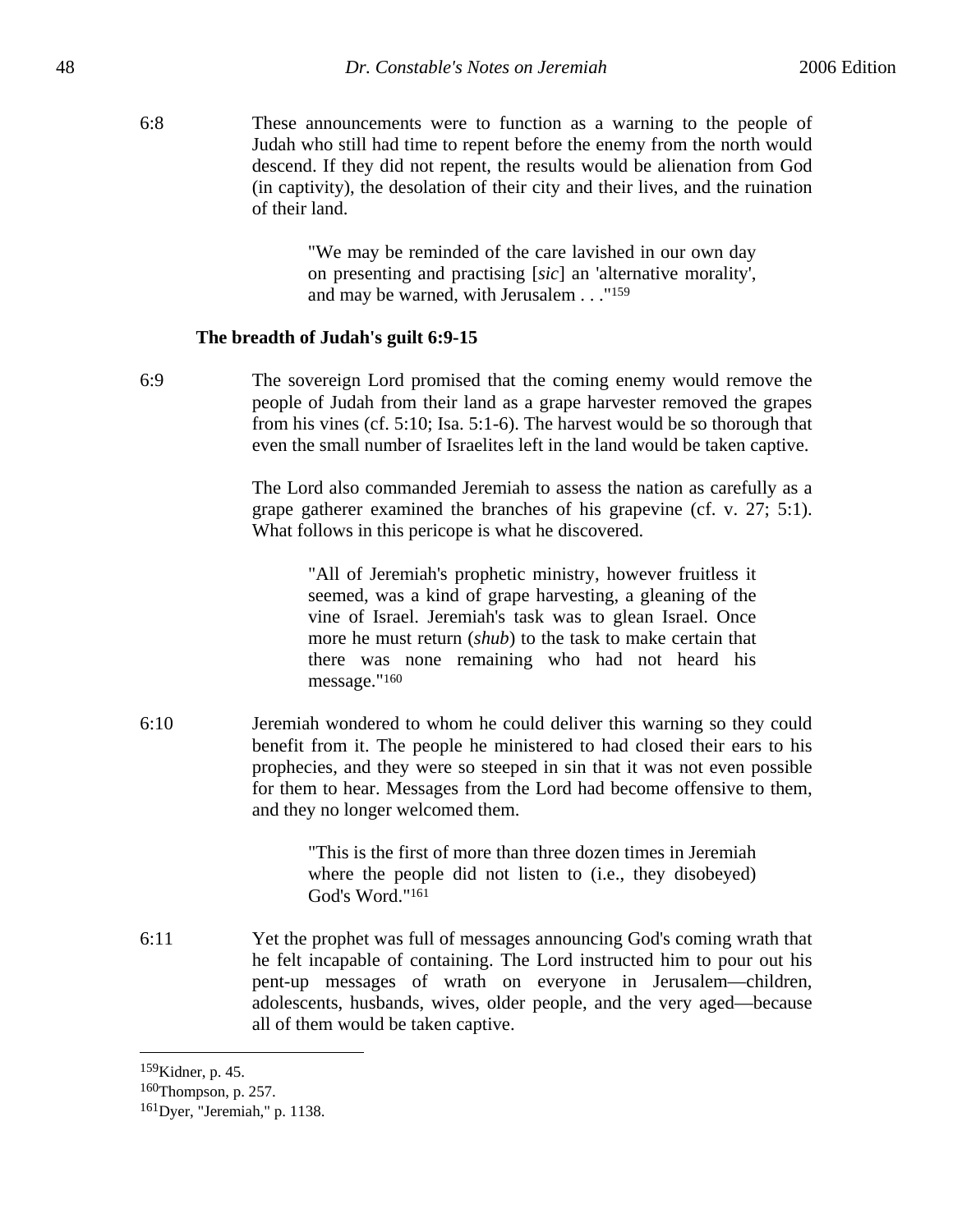6:8 These announcements were to function as a warning to the people of Judah who still had time to repent before the enemy from the north would descend. If they did not repent, the results would be alienation from God (in captivity), the desolation of their city and their lives, and the ruination of their land.

> "We may be reminded of the care lavished in our own day on presenting and practising [*sic*] an 'alternative morality', and may be warned, with Jerusalem . . ."[159]

### The breadth of Judah's guilt 6:9-15

6:9 The sovereign Lord promised that the coming enemy would remove the people of Judah from their land as a grape harvester removed the grapes from his vines (cf. 5:10; Isa. 5:1-6). The harvest would be so thorough that even the small number of Israelites left in the land would be taken captive.

The Lord also commanded Jeremiah to assess the nation as carefully as a grape gatherer examined the branches of his grapevine (cf. v. 27; 5:1). What follows in this pericope is what he discovered.

> "All of Jeremiah's prophetic ministry, however fruitless it seemed, was a kind of grape harvesting, a gleaning of the vine of Israel. Jeremiah's task was to glean Israel. Once more he must return (*shub*) to the task to make certain that there was none remaining who had not heard his message."[160]

6:10 Jeremiah wondered to whom he could deliver this warning so they could benefit from it. The people he ministered to had closed their ears to his prophecies, and they were so steeped in sin that it was not even possible for them to hear. Messages from the Lord had become offensive to them, and they no longer welcomed them.

> "This is the first of more than three dozen times in Jeremiah where the people did not listen to (i.e., they disobeyed) God's Word."[161]

6:11 Yet the prophet was full of messages announcing God's coming wrath that he felt incapable of containing. The Lord instructed him to pour out his pent-up messages of wrath on everyone in Jerusalem—children, adolescents, husbands, wives, older people, and the very aged—because all of them would be taken captive.

---

[159]Kidner, p. 45.
[160]Thompson, p. 257.
[161]Dyer, "Jeremiah," p. 1138.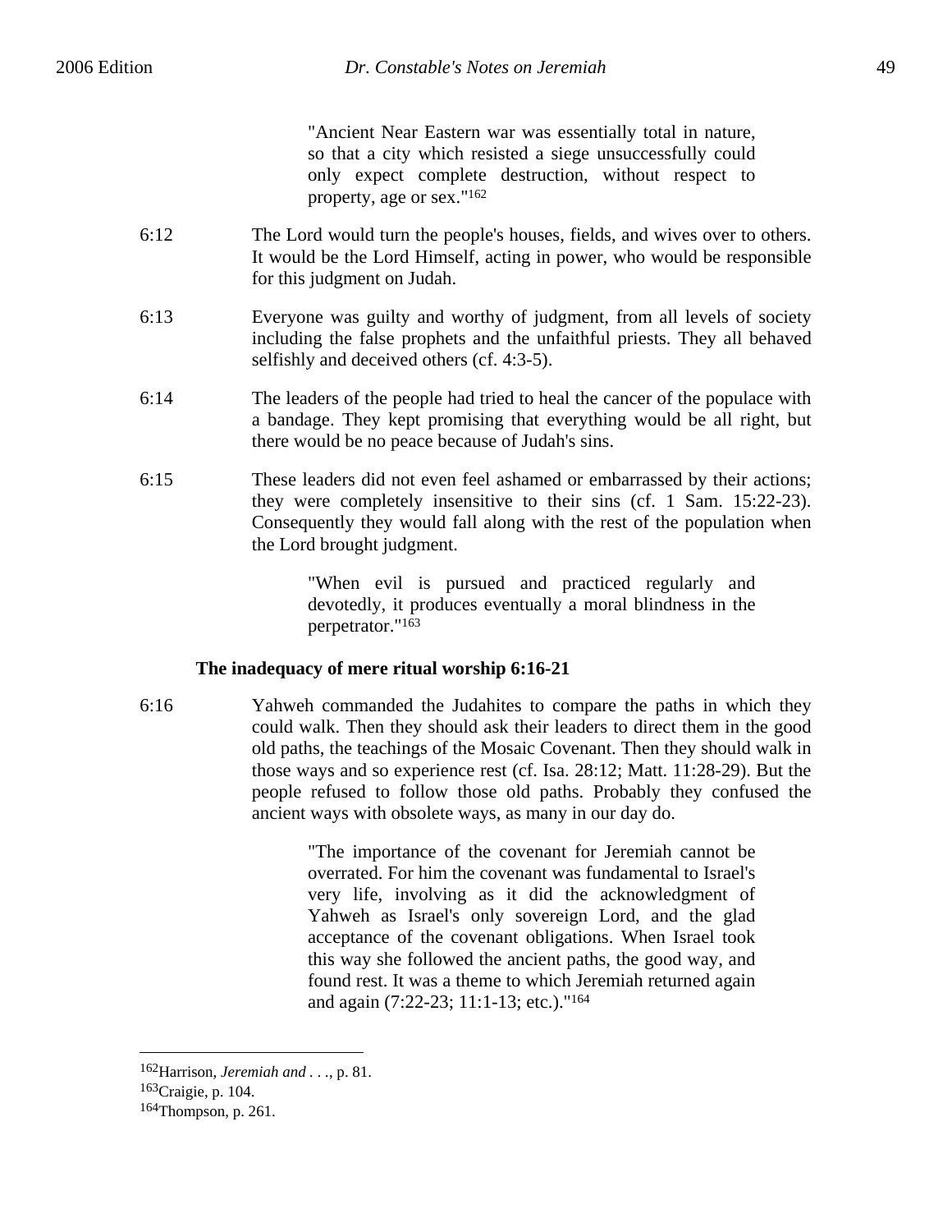> "Ancient Near Eastern war was essentially total in nature, so that a city which resisted a siege unsuccessfully could only expect complete destruction, without respect to property, age or sex."[162]

6:12 The Lord would turn the people's houses, fields, and wives over to others. It would be the Lord Himself, acting in power, who would be responsible for this judgment on Judah.

6:13 Everyone was guilty and worthy of judgment, from all levels of society including the false prophets and the unfaithful priests. They all behaved selfishly and deceived others (cf. 4:3-5).

6:14 The leaders of the people had tried to heal the cancer of the populace with a bandage. They kept promising that everything would be all right, but there would be no peace because of Judah's sins.

6:15 These leaders did not even feel ashamed or embarrassed by their actions; they were completely insensitive to their sins (cf. 1 Sam. 15:22-23). Consequently they would fall along with the rest of the population when the Lord brought judgment.

> "When evil is pursued and practiced regularly and devotedly, it produces eventually a moral blindness in the perpetrator."[163]

**The inadequacy of mere ritual worship 6:16-21**

6:16 Yahweh commanded the Judahites to compare the paths in which they could walk. Then they should ask their leaders to direct them in the good old paths, the teachings of the Mosaic Covenant. Then they should walk in those ways and so experience rest (cf. Isa. 28:12; Matt. 11:28-29). But the people refused to follow those old paths. Probably they confused the ancient ways with obsolete ways, as many in our day do.

> "The importance of the covenant for Jeremiah cannot be overrated. For him the covenant was fundamental to Israel's very life, involving as it did the acknowledgment of Yahweh as Israel's only sovereign Lord, and the glad acceptance of the covenant obligations. When Israel took this way she followed the ancient paths, the good way, and found rest. It was a theme to which Jeremiah returned again and again (7:22-23; 11:1-13; etc.)."[164]

---

[162] Harrison, *Jeremiah and . . .*, p. 81.
[163] Craigie, p. 104.
[164] Thompson, p. 261.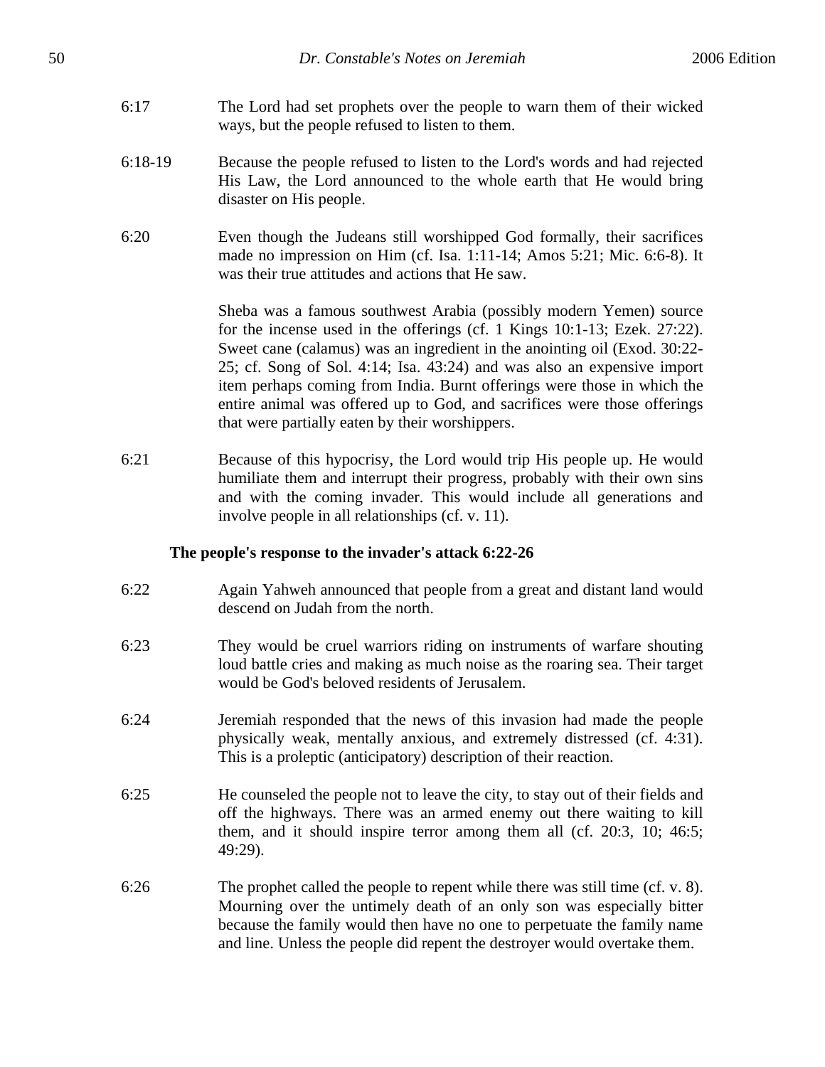6:17 The Lord had set prophets over the people to warn them of their wicked ways, but the people refused to listen to them.

6:18-19 Because the people refused to listen to the Lord's words and had rejected His Law, the Lord announced to the whole earth that He would bring disaster on His people.

6:20 Even though the Judeans still worshipped God formally, their sacrifices made no impression on Him (cf. Isa. 1:11-14; Amos 5:21; Mic. 6:6-8). It was their true attitudes and actions that He saw.

Sheba was a famous southwest Arabia (possibly modern Yemen) source for the incense used in the offerings (cf. 1 Kings 10:1-13; Ezek. 27:22). Sweet cane (calamus) was an ingredient in the anointing oil (Exod. 30:22-25; cf. Song of Sol. 4:14; Isa. 43:24) and was also an expensive import item perhaps coming from India. Burnt offerings were those in which the entire animal was offered up to God, and sacrifices were those offerings that were partially eaten by their worshippers.

6:21 Because of this hypocrisy, the Lord would trip His people up. He would humiliate them and interrupt their progress, probably with their own sins and with the coming invader. This would include all generations and involve people in all relationships (cf. v. 11).

**The people's response to the invader's attack 6:22-26**

6:22 Again Yahweh announced that people from a great and distant land would descend on Judah from the north.

6:23 They would be cruel warriors riding on instruments of warfare shouting loud battle cries and making as much noise as the roaring sea. Their target would be God's beloved residents of Jerusalem.

6:24 Jeremiah responded that the news of this invasion had made the people physically weak, mentally anxious, and extremely distressed (cf. 4:31). This is a proleptic (anticipatory) description of their reaction.

6:25 He counseled the people not to leave the city, to stay out of their fields and off the highways. There was an armed enemy out there waiting to kill them, and it should inspire terror among them all (cf. 20:3, 10; 46:5; 49:29).

6:26 The prophet called the people to repent while there was still time (cf. v. 8). Mourning over the untimely death of an only son was especially bitter because the family would then have no one to perpetuate the family name and line. Unless the people did repent the destroyer would overtake them.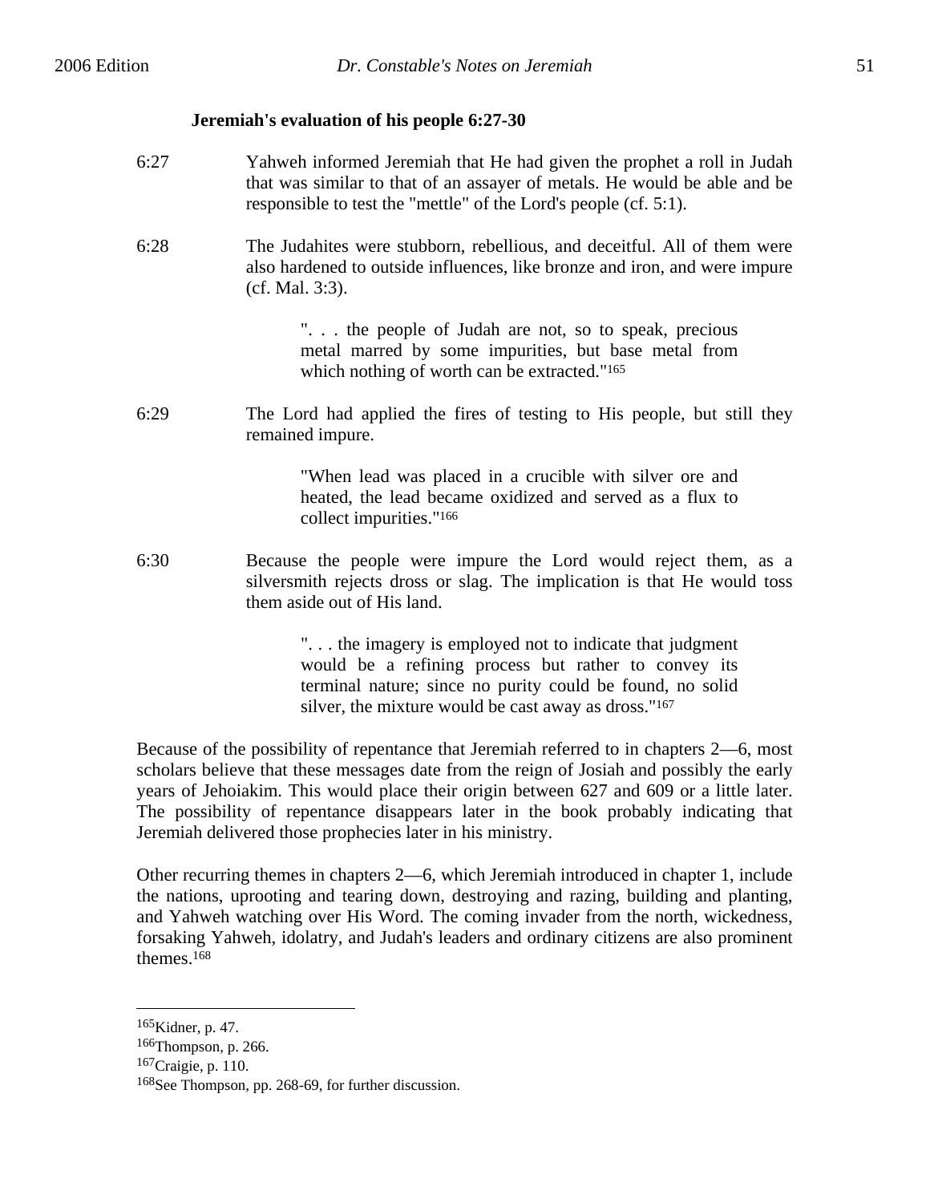### Jeremiah's evaluation of his people 6:27-30

6:27 Yahweh informed Jeremiah that He had given the prophet a roll in Judah that was similar to that of an assayer of metals. He would be able and be responsible to test the "mettle" of the Lord's people (cf. 5:1).

6:28 The Judahites were stubborn, rebellious, and deceitful. All of them were also hardened to outside influences, like bronze and iron, and were impure (cf. Mal. 3:3).

> ". . . the people of Judah are not, so to speak, precious metal marred by some impurities, but base metal from which nothing of worth can be extracted."[165]

6:29 The Lord had applied the fires of testing to His people, but still they remained impure.

> "When lead was placed in a crucible with silver ore and heated, the lead became oxidized and served as a flux to collect impurities."[166]

6:30 Because the people were impure the Lord would reject them, as a silversmith rejects dross or slag. The implication is that He would toss them aside out of His land.

> ". . . the imagery is employed not to indicate that judgment would be a refining process but rather to convey its terminal nature; since no purity could be found, no solid silver, the mixture would be cast away as dross."[167]

Because of the possibility of repentance that Jeremiah referred to in chapters 2—6, most scholars believe that these messages date from the reign of Josiah and possibly the early years of Jehoiakim. This would place their origin between 627 and 609 or a little later. The possibility of repentance disappears later in the book probably indicating that Jeremiah delivered those prophecies later in his ministry.

Other recurring themes in chapters 2—6, which Jeremiah introduced in chapter 1, include the nations, uprooting and tearing down, destroying and razing, building and planting, and Yahweh watching over His Word. The coming invader from the north, wickedness, forsaking Yahweh, idolatry, and Judah's leaders and ordinary citizens are also prominent themes.[168]

---

[165] Kidner, p. 47.
[166] Thompson, p. 266.
[167] Craigie, p. 110.
[168] See Thompson, pp. 268-69, for further discussion.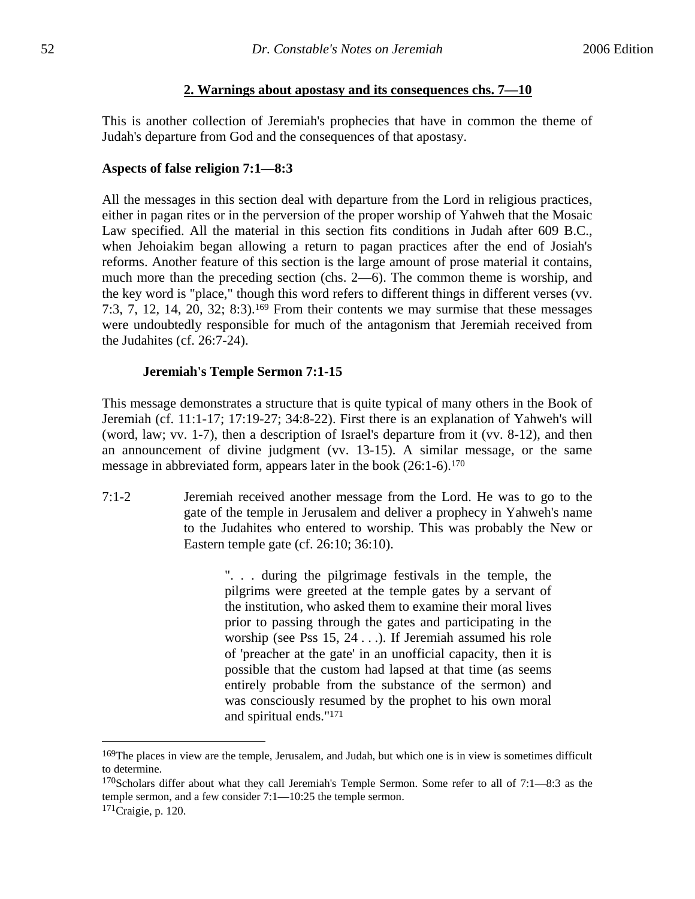## 2. Warnings about apostasy and its consequences chs. 7—10

This is another collection of Jeremiah's prophecies that have in common the theme of Judah's departure from God and the consequences of that apostasy.

### Aspects of false religion 7:1—8:3

All the messages in this section deal with departure from the Lord in religious practices, either in pagan rites or in the perversion of the proper worship of Yahweh that the Mosaic Law specified. All the material in this section fits conditions in Judah after 609 B.C., when Jehoiakim began allowing a return to pagan practices after the end of Josiah's reforms. Another feature of this section is the large amount of prose material it contains, much more than the preceding section (chs. 2—6). The common theme is worship, and the key word is "place," though this word refers to different things in different verses (vv. 7:3, 7, 12, 14, 20, 32; 8:3).[169] From their contents we may surmise that these messages were undoubtedly responsible for much of the antagonism that Jeremiah received from the Judahites (cf. 26:7-24).

#### Jeremiah's Temple Sermon 7:1-15

This message demonstrates a structure that is quite typical of many others in the Book of Jeremiah (cf. 11:1-17; 17:19-27; 34:8-22). First there is an explanation of Yahweh's will (word, law; vv. 1-7), then a description of Israel's departure from it (vv. 8-12), and then an announcement of divine judgment (vv. 13-15). A similar message, or the same message in abbreviated form, appears later in the book (26:1-6).[170]

7:1-2 Jeremiah received another message from the Lord. He was to go to the gate of the temple in Jerusalem and deliver a prophecy in Yahweh's name to the Judahites who entered to worship. This was probably the New or Eastern temple gate (cf. 26:10; 36:10).

> ". . . during the pilgrimage festivals in the temple, the pilgrims were greeted at the temple gates by a servant of the institution, who asked them to examine their moral lives prior to passing through the gates and participating in the worship (see Pss 15, 24 . . .). If Jeremiah assumed his role of 'preacher at the gate' in an unofficial capacity, then it is possible that the custom had lapsed at that time (as seems entirely probable from the substance of the sermon) and was consciously resumed by the prophet to his own moral and spiritual ends."[171]

---

[169] The places in view are the temple, Jerusalem, and Judah, but which one is in view is sometimes difficult to determine.

[170] Scholars differ about what they call Jeremiah's Temple Sermon. Some refer to all of 7:1—8:3 as the temple sermon, and a few consider 7:1—10:25 the temple sermon.

[171] Craigie, p. 120.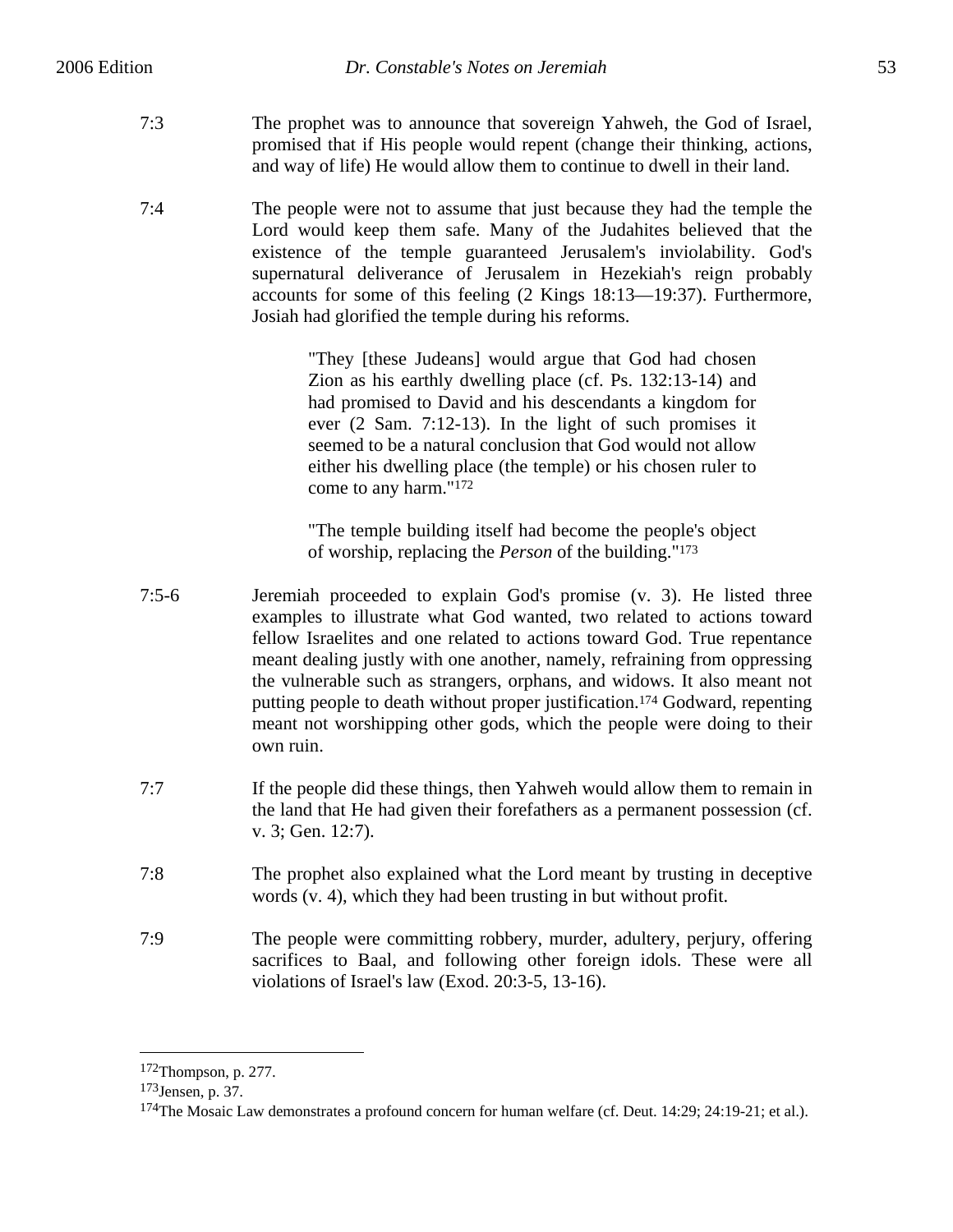7:3 The prophet was to announce that sovereign Yahweh, the God of Israel, promised that if His people would repent (change their thinking, actions, and way of life) He would allow them to continue to dwell in their land.

7:4 The people were not to assume that just because they had the temple the Lord would keep them safe. Many of the Judahites believed that the existence of the temple guaranteed Jerusalem's inviolability. God's supernatural deliverance of Jerusalem in Hezekiah's reign probably accounts for some of this feeling (2 Kings 18:13—19:37). Furthermore, Josiah had glorified the temple during his reforms.

> "They [these Judeans] would argue that God had chosen Zion as his earthly dwelling place (cf. Ps. 132:13-14) and had promised to David and his descendants a kingdom for ever (2 Sam. 7:12-13). In the light of such promises it seemed to be a natural conclusion that God would not allow either his dwelling place (the temple) or his chosen ruler to come to any harm."[172]

> "The temple building itself had become the people's object of worship, replacing the *Person* of the building."[173]

7:5-6 Jeremiah proceeded to explain God's promise (v. 3). He listed three examples to illustrate what God wanted, two related to actions toward fellow Israelites and one related to actions toward God. True repentance meant dealing justly with one another, namely, refraining from oppressing the vulnerable such as strangers, orphans, and widows. It also meant not putting people to death without proper justification.[174] Godward, repenting meant not worshipping other gods, which the people were doing to their own ruin.

7:7 If the people did these things, then Yahweh would allow them to remain in the land that He had given their forefathers as a permanent possession (cf. v. 3; Gen. 12:7).

7:8 The prophet also explained what the Lord meant by trusting in deceptive words (v. 4), which they had been trusting in but without profit.

7:9 The people were committing robbery, murder, adultery, perjury, offering sacrifices to Baal, and following other foreign idols. These were all violations of Israel's law (Exod. 20:3-5, 13-16).

---

[172] Thompson, p. 277.
[173] Jensen, p. 37.
[174] The Mosaic Law demonstrates a profound concern for human welfare (cf. Deut. 14:29; 24:19-21; et al.).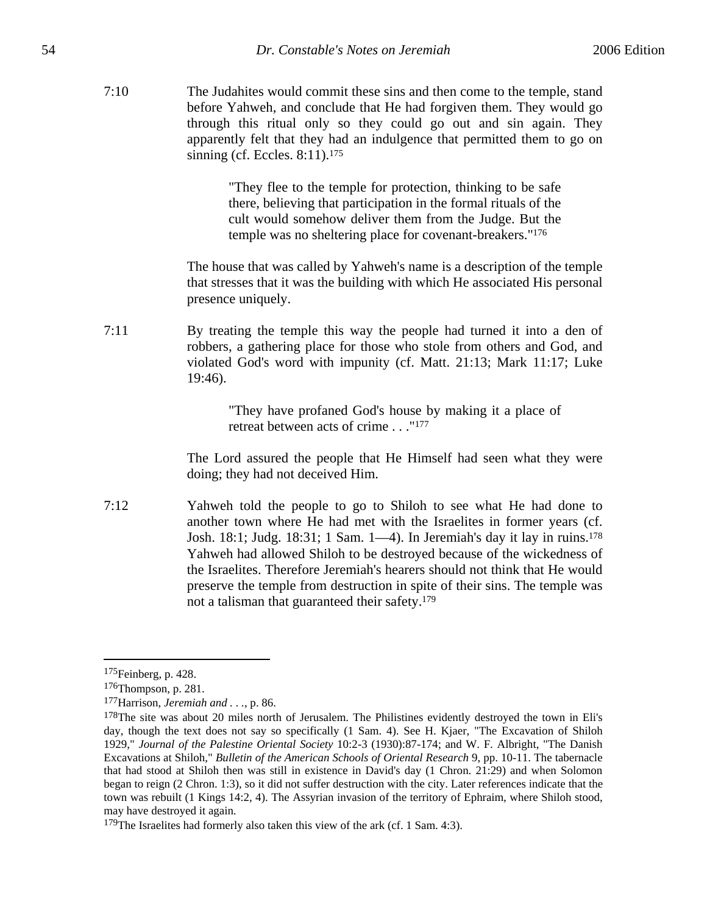7:10 The Judahites would commit these sins and then come to the temple, stand before Yahweh, and conclude that He had forgiven them. They would go through this ritual only so they could go out and sin again. They apparently felt that they had an indulgence that permitted them to go on sinning (cf. Eccles. 8:11).[175]

> "They flee to the temple for protection, thinking to be safe there, believing that participation in the formal rituals of the cult would somehow deliver them from the Judge. But the temple was no sheltering place for covenant-breakers."[176]

The house that was called by Yahweh's name is a description of the temple that stresses that it was the building with which He associated His personal presence uniquely.

7:11 By treating the temple this way the people had turned it into a den of robbers, a gathering place for those who stole from others and God, and violated God's word with impunity (cf. Matt. 21:13; Mark 11:17; Luke 19:46).

> "They have profaned God's house by making it a place of retreat between acts of crime . . ."[177]

The Lord assured the people that He Himself had seen what they were doing; they had not deceived Him.

7:12 Yahweh told the people to go to Shiloh to see what He had done to another town where He had met with the Israelites in former years (cf. Josh. 18:1; Judg. 18:31; 1 Sam. 1—4). In Jeremiah's day it lay in ruins.[178] Yahweh had allowed Shiloh to be destroyed because of the wickedness of the Israelites. Therefore Jeremiah's hearers should not think that He would preserve the temple from destruction in spite of their sins. The temple was not a talisman that guaranteed their safety.[179]

---

[175]Feinberg, p. 428.

[176]Thompson, p. 281.

[177]Harrison, *Jeremiah and . . .*, p. 86.

[178]The site was about 20 miles north of Jerusalem. The Philistines evidently destroyed the town in Eli's day, though the text does not say so specifically (1 Sam. 4). See H. Kjaer, "The Excavation of Shiloh 1929," *Journal of the Palestine Oriental Society* 10:2-3 (1930):87-174; and W. F. Albright, "The Danish Excavations at Shiloh," *Bulletin of the American Schools of Oriental Research* 9, pp. 10-11. The tabernacle that had stood at Shiloh then was still in existence in David's day (1 Chron. 21:29) and when Solomon began to reign (2 Chron. 1:3), so it did not suffer destruction with the city. Later references indicate that the town was rebuilt (1 Kings 14:2, 4). The Assyrian invasion of the territory of Ephraim, where Shiloh stood, may have destroyed it again.

[179]The Israelites had formerly also taken this view of the ark (cf. 1 Sam. 4:3).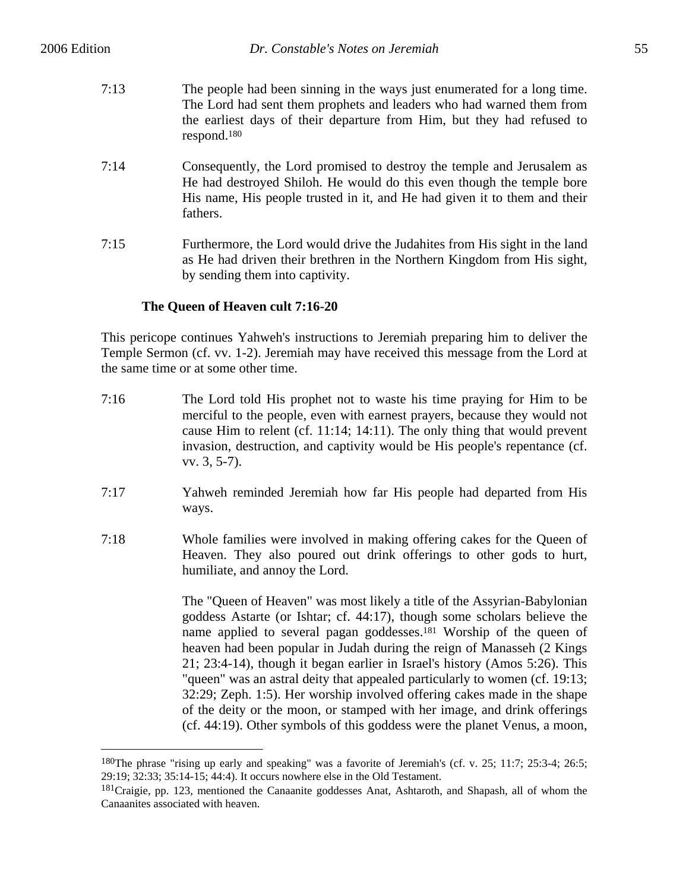7:13 The people had been sinning in the ways just enumerated for a long time. The Lord had sent them prophets and leaders who had warned them from the earliest days of their departure from Him, but they had refused to respond.[180]

7:14 Consequently, the Lord promised to destroy the temple and Jerusalem as He had destroyed Shiloh. He would do this even though the temple bore His name, His people trusted in it, and He had given it to them and their fathers.

7:15 Furthermore, the Lord would drive the Judahites from His sight in the land as He had driven their brethren in the Northern Kingdom from His sight, by sending them into captivity.

**The Queen of Heaven cult 7:16-20**

This pericope continues Yahweh's instructions to Jeremiah preparing him to deliver the Temple Sermon (cf. vv. 1-2). Jeremiah may have received this message from the Lord at the same time or at some other time.

7:16 The Lord told His prophet not to waste his time praying for Him to be merciful to the people, even with earnest prayers, because they would not cause Him to relent (cf. 11:14; 14:11). The only thing that would prevent invasion, destruction, and captivity would be His people's repentance (cf. vv. 3, 5-7).

7:17 Yahweh reminded Jeremiah how far His people had departed from His ways.

7:18 Whole families were involved in making offering cakes for the Queen of Heaven. They also poured out drink offerings to other gods to hurt, humiliate, and annoy the Lord.

The "Queen of Heaven" was most likely a title of the Assyrian-Babylonian goddess Astarte (or Ishtar; cf. 44:17), though some scholars believe the name applied to several pagan goddesses.[181] Worship of the queen of heaven had been popular in Judah during the reign of Manasseh (2 Kings 21; 23:4-14), though it began earlier in Israel's history (Amos 5:26). This "queen" was an astral deity that appealed particularly to women (cf. 19:13; 32:29; Zeph. 1:5). Her worship involved offering cakes made in the shape of the deity or the moon, or stamped with her image, and drink offerings (cf. 44:19). Other symbols of this goddess were the planet Venus, a moon,

---

[180]The phrase "rising up early and speaking" was a favorite of Jeremiah's (cf. v. 25; 11:7; 25:3-4; 26:5; 29:19; 32:33; 35:14-15; 44:4). It occurs nowhere else in the Old Testament.

[181]Craigie, pp. 123, mentioned the Canaanite goddesses Anat, Ashtaroth, and Shapash, all of whom the Canaanites associated with heaven.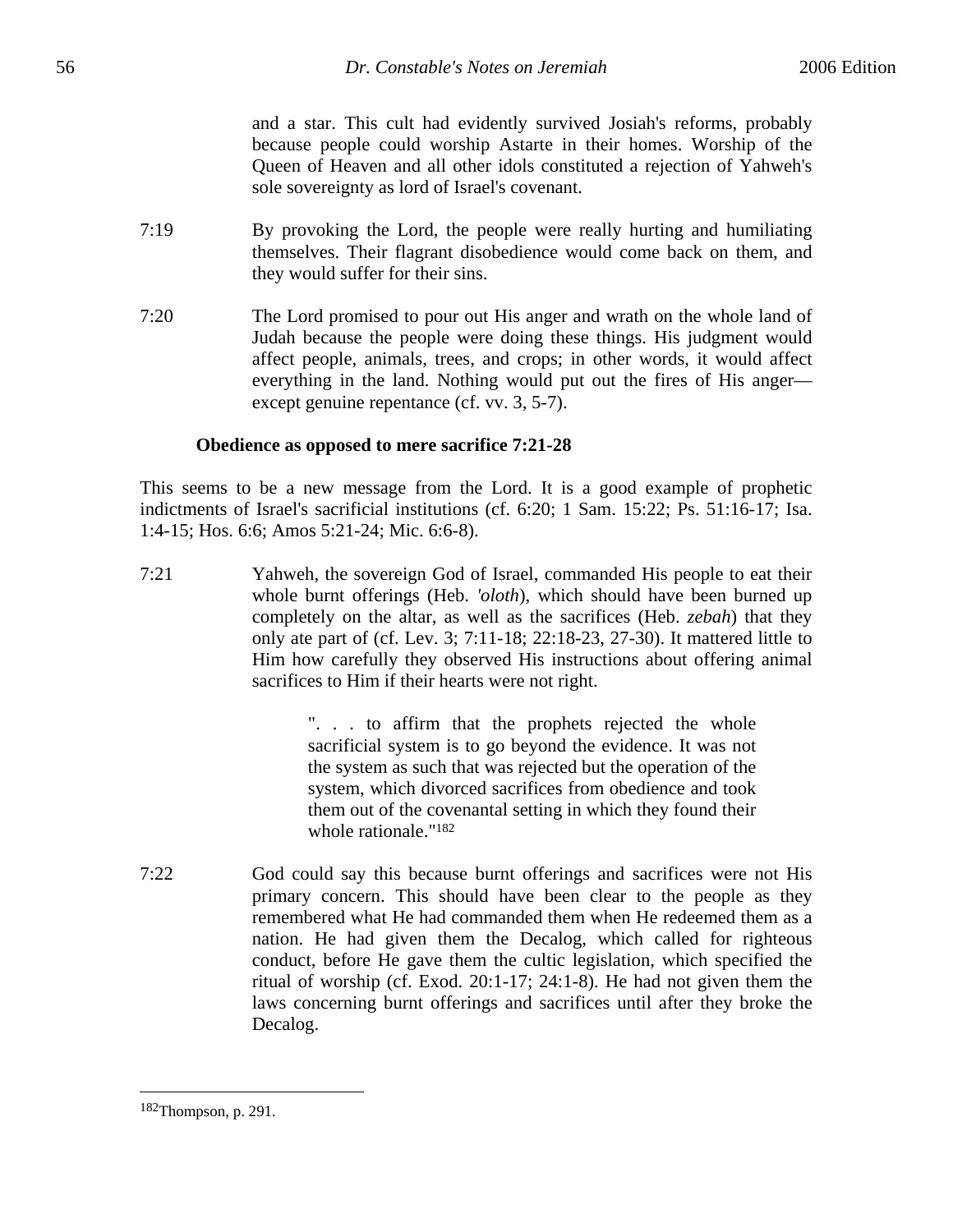and a star. This cult had evidently survived Josiah's reforms, probably because people could worship Astarte in their homes. Worship of the Queen of Heaven and all other idols constituted a rejection of Yahweh's sole sovereignty as lord of Israel's covenant.

7:19 By provoking the Lord, the people were really hurting and humiliating themselves. Their flagrant disobedience would come back on them, and they would suffer for their sins.

7:20 The Lord promised to pour out His anger and wrath on the whole land of Judah because the people were doing these things. His judgment would affect people, animals, trees, and crops; in other words, it would affect everything in the land. Nothing would put out the fires of His anger—except genuine repentance (cf. vv. 3, 5-7).

**Obedience as opposed to mere sacrifice 7:21-28**

This seems to be a new message from the Lord. It is a good example of prophetic indictments of Israel's sacrificial institutions (cf. 6:20; 1 Sam. 15:22; Ps. 51:16-17; Isa. 1:4-15; Hos. 6:6; Amos 5:21-24; Mic. 6:6-8).

7:21 Yahweh, the sovereign God of Israel, commanded His people to eat their whole burnt offerings (Heb. *'oloth*), which should have been burned up completely on the altar, as well as the sacrifices (Heb. *zebah*) that they only ate part of (cf. Lev. 3; 7:11-18; 22:18-23, 27-30). It mattered little to Him how carefully they observed His instructions about offering animal sacrifices to Him if their hearts were not right.

> ". . . to affirm that the prophets rejected the whole sacrificial system is to go beyond the evidence. It was not the system as such that was rejected but the operation of the system, which divorced sacrifices from obedience and took them out of the covenantal setting in which they found their whole rationale."[182]

7:22 God could say this because burnt offerings and sacrifices were not His primary concern. This should have been clear to the people as they remembered what He had commanded them when He redeemed them as a nation. He had given them the Decalog, which called for righteous conduct, before He gave them the cultic legislation, which specified the ritual of worship (cf. Exod. 20:1-17; 24:1-8). He had not given them the laws concerning burnt offerings and sacrifices until after they broke the Decalog.

---

[182] Thompson, p. 291.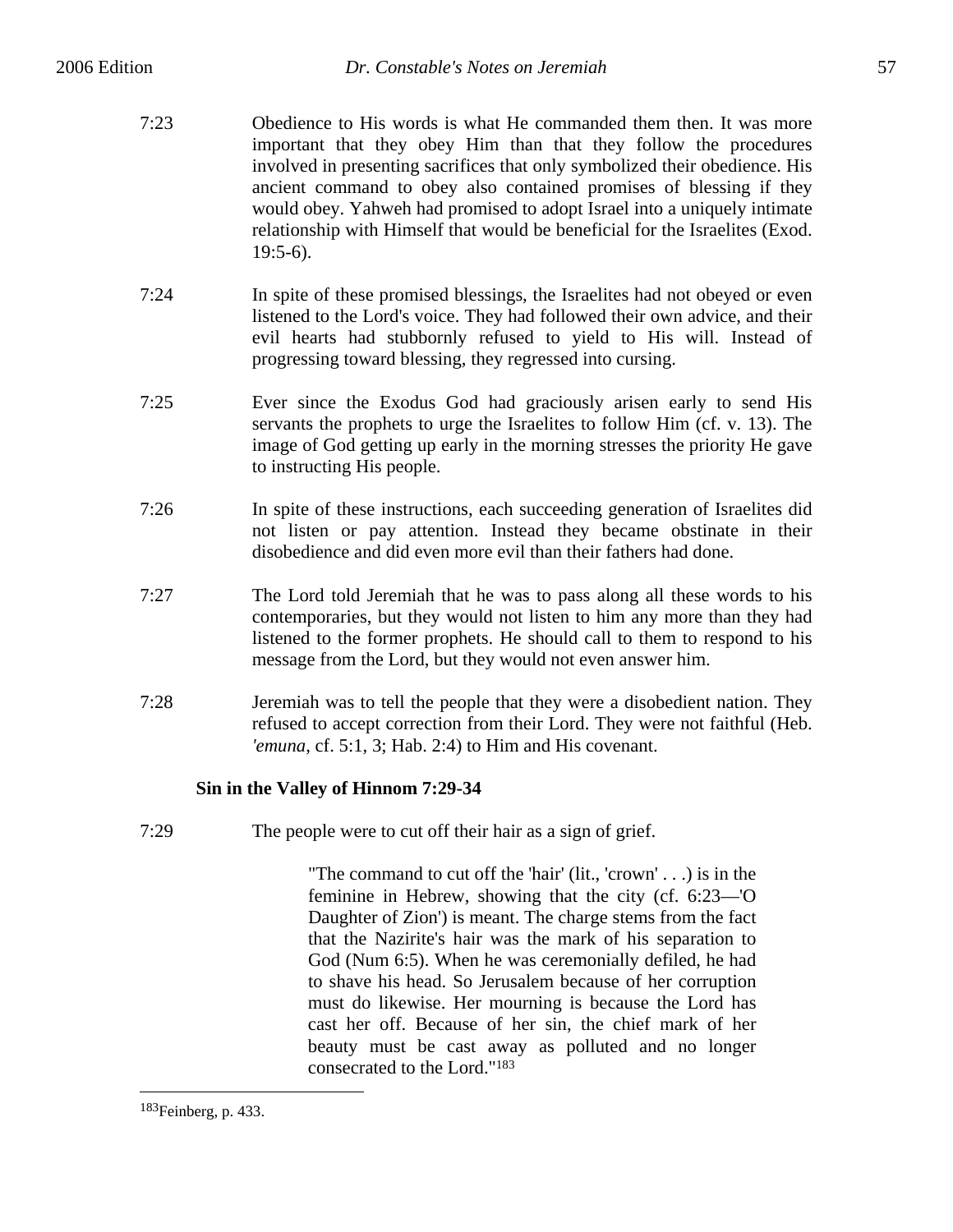7:23 Obedience to His words is what He commanded them then. It was more important that they obey Him than that they follow the procedures involved in presenting sacrifices that only symbolized their obedience. His ancient command to obey also contained promises of blessing if they would obey. Yahweh had promised to adopt Israel into a uniquely intimate relationship with Himself that would be beneficial for the Israelites (Exod. 19:5-6).

7:24 In spite of these promised blessings, the Israelites had not obeyed or even listened to the Lord's voice. They had followed their own advice, and their evil hearts had stubbornly refused to yield to His will. Instead of progressing toward blessing, they regressed into cursing.

7:25 Ever since the Exodus God had graciously arisen early to send His servants the prophets to urge the Israelites to follow Him (cf. v. 13). The image of God getting up early in the morning stresses the priority He gave to instructing His people.

7:26 In spite of these instructions, each succeeding generation of Israelites did not listen or pay attention. Instead they became obstinate in their disobedience and did even more evil than their fathers had done.

7:27 The Lord told Jeremiah that he was to pass along all these words to his contemporaries, but they would not listen to him any more than they had listened to the former prophets. He should call to them to respond to his message from the Lord, but they would not even answer him.

7:28 Jeremiah was to tell the people that they were a disobedient nation. They refused to accept correction from their Lord. They were not faithful (Heb. *'emuna*, cf. 5:1, 3; Hab. 2:4) to Him and His covenant.

### Sin in the Valley of Hinnom 7:29-34

7:29 The people were to cut off their hair as a sign of grief.

> "The command to cut off the 'hair' (lit., 'crown' . . .) is in the feminine in Hebrew, showing that the city (cf. 6:23—'O Daughter of Zion') is meant. The charge stems from the fact that the Nazirite's hair was the mark of his separation to God (Num 6:5). When he was ceremonially defiled, he had to shave his head. So Jerusalem because of her corruption must do likewise. Her mourning is because the Lord has cast her off. Because of her sin, the chief mark of her beauty must be cast away as polluted and no longer consecrated to the Lord."[183]

---

[183]Feinberg, p. 433.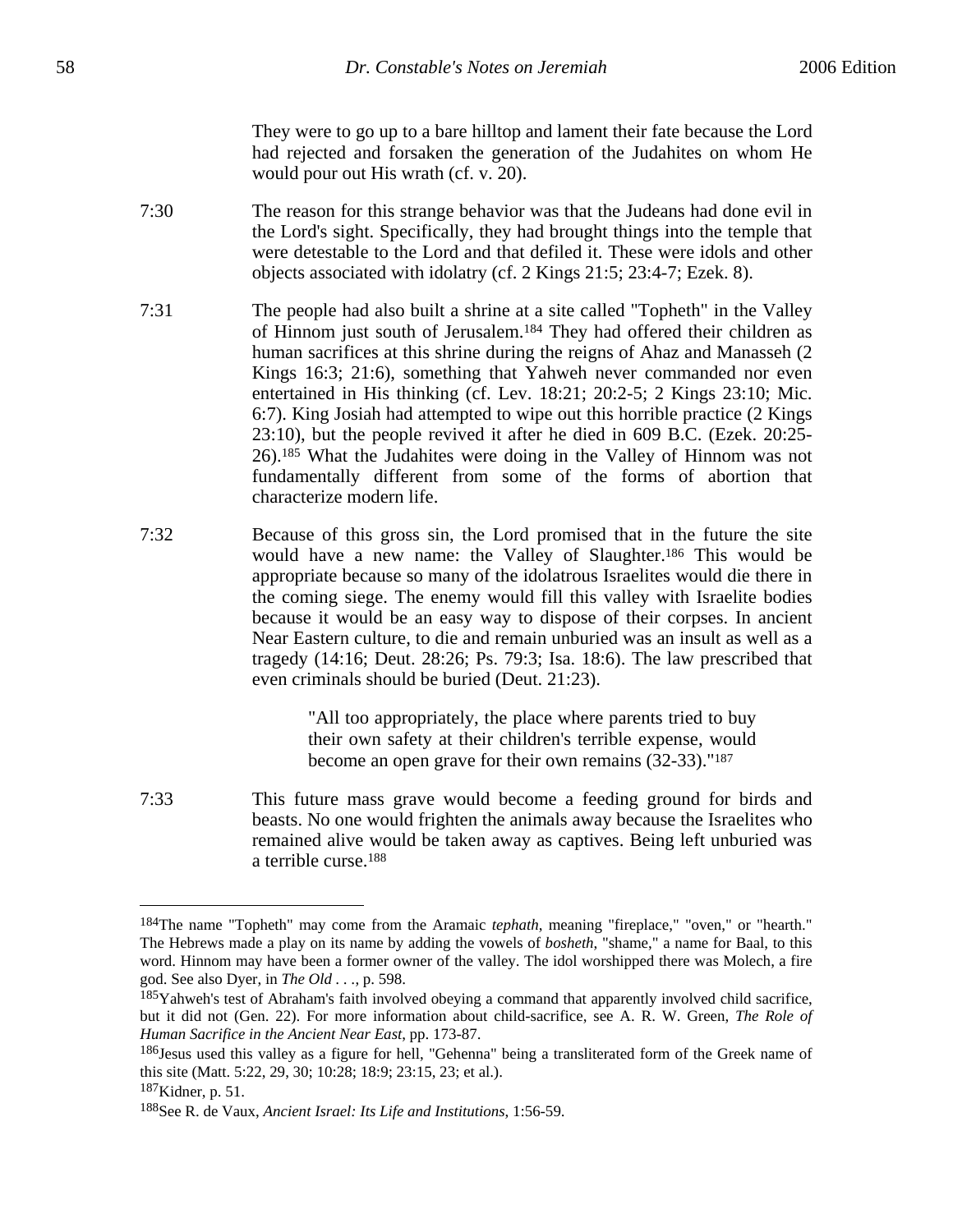They were to go up to a bare hilltop and lament their fate because the Lord had rejected and forsaken the generation of the Judahites on whom He would pour out His wrath (cf. v. 20).

7:30 The reason for this strange behavior was that the Judeans had done evil in the Lord's sight. Specifically, they had brought things into the temple that were detestable to the Lord and that defiled it. These were idols and other objects associated with idolatry (cf. 2 Kings 21:5; 23:4-7; Ezek. 8).

7:31 The people had also built a shrine at a site called "Topheth" in the Valley of Hinnom just south of Jerusalem.[184] They had offered their children as human sacrifices at this shrine during the reigns of Ahaz and Manasseh (2 Kings 16:3; 21:6), something that Yahweh never commanded nor even entertained in His thinking (cf. Lev. 18:21; 20:2-5; 2 Kings 23:10; Mic. 6:7). King Josiah had attempted to wipe out this horrible practice (2 Kings 23:10), but the people revived it after he died in 609 B.C. (Ezek. 20:25-26).[185] What the Judahites were doing in the Valley of Hinnom was not fundamentally different from some of the forms of abortion that characterize modern life.

7:32 Because of this gross sin, the Lord promised that in the future the site would have a new name: the Valley of Slaughter.[186] This would be appropriate because so many of the idolatrous Israelites would die there in the coming siege. The enemy would fill this valley with Israelite bodies because it would be an easy way to dispose of their corpses. In ancient Near Eastern culture, to die and remain unburied was an insult as well as a tragedy (14:16; Deut. 28:26; Ps. 79:3; Isa. 18:6). The law prescribed that even criminals should be buried (Deut. 21:23).

> "All too appropriately, the place where parents tried to buy their own safety at their children's terrible expense, would become an open grave for their own remains (32-33)."[187]

7:33 This future mass grave would become a feeding ground for birds and beasts. No one would frighten the animals away because the Israelites who remained alive would be taken away as captives. Being left unburied was a terrible curse.[188]

---

[184] The name "Topheth" may come from the Aramaic *tephath*, meaning "fireplace," "oven," or "hearth." The Hebrews made a play on its name by adding the vowels of *bosheth*, "shame," a name for Baal, to this word. Hinnom may have been a former owner of the valley. The idol worshipped there was Molech, a fire god. See also Dyer, in *The Old . . .*, p. 598.

[185] Yahweh's test of Abraham's faith involved obeying a command that apparently involved child sacrifice, but it did not (Gen. 22). For more information about child-sacrifice, see A. R. W. Green, *The Role of Human Sacrifice in the Ancient Near East*, pp. 173-87.

[186] Jesus used this valley as a figure for hell, "Gehenna" being a transliterated form of the Greek name of this site (Matt. 5:22, 29, 30; 10:28; 18:9; 23:15, 23; et al.).

[187] Kidner, p. 51.

[188] See R. de Vaux, *Ancient Israel: Its Life and Institutions*, 1:56-59.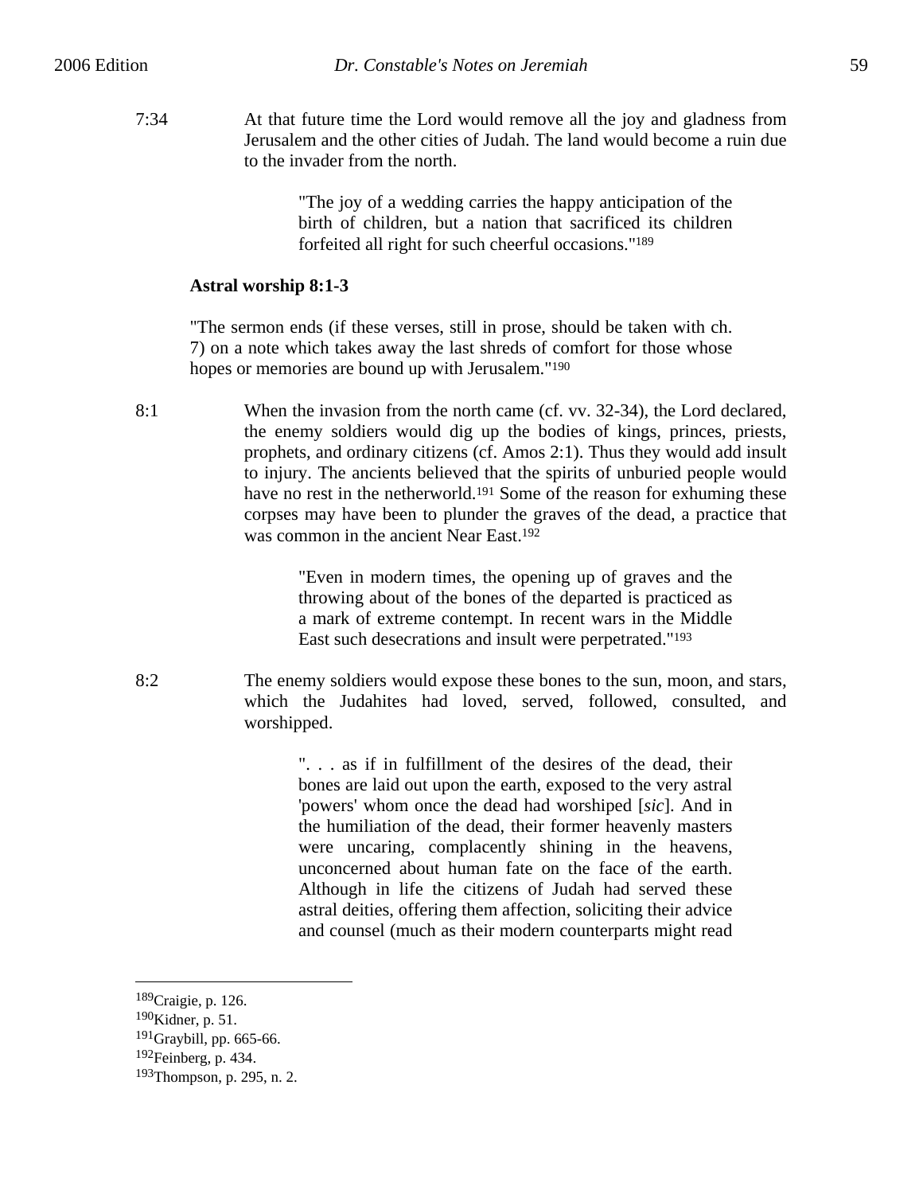7:34 At that future time the Lord would remove all the joy and gladness from Jerusalem and the other cities of Judah. The land would become a ruin due to the invader from the north.

> "The joy of a wedding carries the happy anticipation of the birth of children, but a nation that sacrificed its children forfeited all right for such cheerful occasions."[189]

**Astral worship 8:1-3**

"The sermon ends (if these verses, still in prose, should be taken with ch. 7) on a note which takes away the last shreds of comfort for those whose hopes or memories are bound up with Jerusalem."[190]

8:1 When the invasion from the north came (cf. vv. 32-34), the Lord declared, the enemy soldiers would dig up the bodies of kings, princes, priests, prophets, and ordinary citizens (cf. Amos 2:1). Thus they would add insult to injury. The ancients believed that the spirits of unburied people would have no rest in the netherworld.[191] Some of the reason for exhuming these corpses may have been to plunder the graves of the dead, a practice that was common in the ancient Near East.[192]

> "Even in modern times, the opening up of graves and the throwing about of the bones of the departed is practiced as a mark of extreme contempt. In recent wars in the Middle East such desecrations and insult were perpetrated."[193]

8:2 The enemy soldiers would expose these bones to the sun, moon, and stars, which the Judahites had loved, served, followed, consulted, and worshipped.

> ". . . as if in fulfillment of the desires of the dead, their bones are laid out upon the earth, exposed to the very astral 'powers' whom once the dead had worshiped [*sic*]. And in the humiliation of the dead, their former heavenly masters were uncaring, complacently shining in the heavens, unconcerned about human fate on the face of the earth. Although in life the citizens of Judah had served these astral deities, offering them affection, soliciting their advice and counsel (much as their modern counterparts might read

---

[189]Craigie, p. 126.
[190]Kidner, p. 51.
[191]Graybill, pp. 665-66.
[192]Feinberg, p. 434.
[193]Thompson, p. 295, n. 2.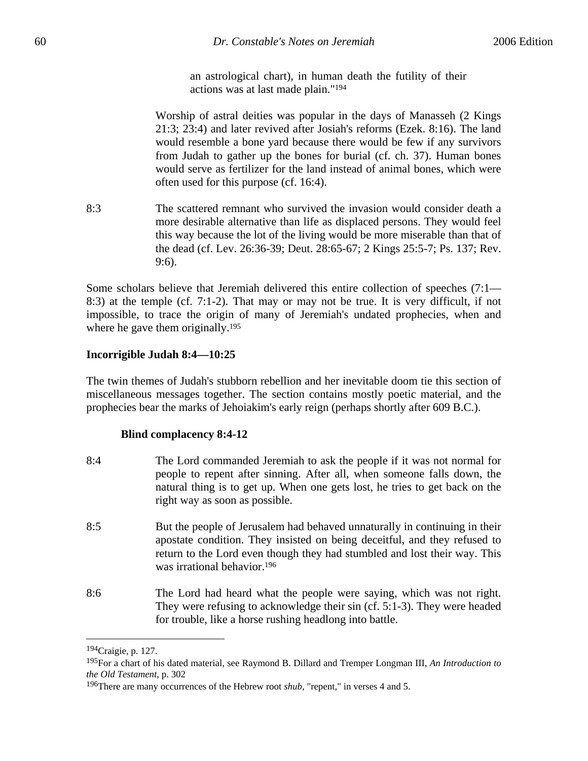an astrological chart), in human death the futility of their actions was at last made plain."[194]

Worship of astral deities was popular in the days of Manasseh (2 Kings 21:3; 23:4) and later revived after Josiah's reforms (Ezek. 8:16). The land would resemble a bone yard because there would be few if any survivors from Judah to gather up the bones for burial (cf. ch. 37). Human bones would serve as fertilizer for the land instead of animal bones, which were often used for this purpose (cf. 16:4).

8:3 The scattered remnant who survived the invasion would consider death a more desirable alternative than life as displaced persons. They would feel this way because the lot of the living would be more miserable than that of the dead (cf. Lev. 26:36-39; Deut. 28:65-67; 2 Kings 25:5-7; Ps. 137; Rev. 9:6).

Some scholars believe that Jeremiah delivered this entire collection of speeches (7:1—8:3) at the temple (cf. 7:1-2). That may or may not be true. It is very difficult, if not impossible, to trace the origin of many of Jeremiah's undated prophecies, when and where he gave them originally.[195]

**Incorrigible Judah 8:4—10:25**

The twin themes of Judah's stubborn rebellion and her inevitable doom tie this section of miscellaneous messages together. The section contains mostly poetic material, and the prophecies bear the marks of Jehoiakim's early reign (perhaps shortly after 609 B.C.).

**Blind complacency 8:4-12**

8:4 The Lord commanded Jeremiah to ask the people if it was not normal for people to repent after sinning. After all, when someone falls down, the natural thing is to get up. When one gets lost, he tries to get back on the right way as soon as possible.

8:5 But the people of Jerusalem had behaved unnaturally in continuing in their apostate condition. They insisted on being deceitful, and they refused to return to the Lord even though they had stumbled and lost their way. This was irrational behavior.[196]

8:6 The Lord had heard what the people were saying, which was not right. They were refusing to acknowledge their sin (cf. 5:1-3). They were headed for trouble, like a horse rushing headlong into battle.

---

[194] Craigie, p. 127.

[195] For a chart of his dated material, see Raymond B. Dillard and Tremper Longman III, *An Introduction to the Old Testament*, p. 302

[196] There are many occurrences of the Hebrew root *shub*, "repent," in verses 4 and 5.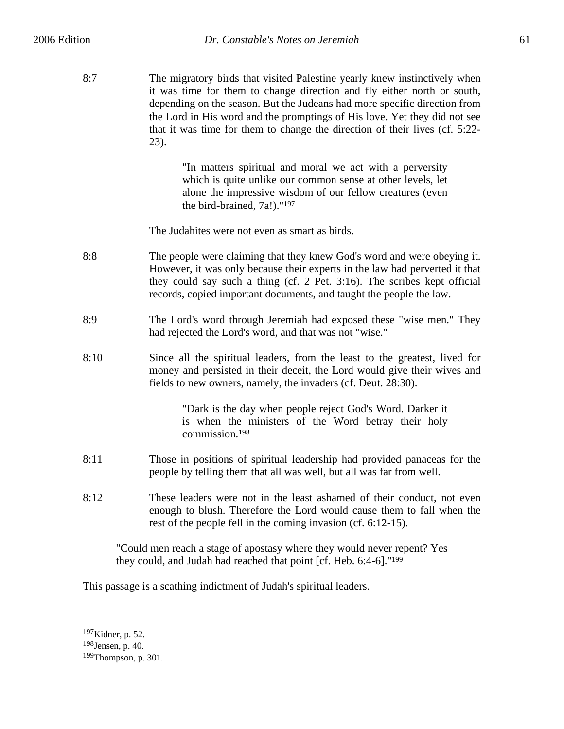8:7 The migratory birds that visited Palestine yearly knew instinctively when it was time for them to change direction and fly either north or south, depending on the season. But the Judeans had more specific direction from the Lord in His word and the promptings of His love. Yet they did not see that it was time for them to change the direction of their lives (cf. 5:22-23).

> "In matters spiritual and moral we act with a perversity which is quite unlike our common sense at other levels, let alone the impressive wisdom of our fellow creatures (even the bird-brained, 7a!)."[197]

The Judahites were not even as smart as birds.

8:8 The people were claiming that they knew God's word and were obeying it. However, it was only because their experts in the law had perverted it that they could say such a thing (cf. 2 Pet. 3:16). The scribes kept official records, copied important documents, and taught the people the law.

8:9 The Lord's word through Jeremiah had exposed these "wise men." They had rejected the Lord's word, and that was not "wise."

8:10 Since all the spiritual leaders, from the least to the greatest, lived for money and persisted in their deceit, the Lord would give their wives and fields to new owners, namely, the invaders (cf. Deut. 28:30).

> "Dark is the day when people reject God's Word. Darker it is when the ministers of the Word betray their holy commission.[198]

8:11 Those in positions of spiritual leadership had provided panaceas for the people by telling them that all was well, but all was far from well.

8:12 These leaders were not in the least ashamed of their conduct, not even enough to blush. Therefore the Lord would cause them to fall when the rest of the people fell in the coming invasion (cf. 6:12-15).

> "Could men reach a stage of apostasy where they would never repent? Yes they could, and Judah had reached that point [cf. Heb. 6:4-6]."[199]

This passage is a scathing indictment of Judah's spiritual leaders.

---

[197]Kidner, p. 52.

[198]Jensen, p. 40.

[199]Thompson, p. 301.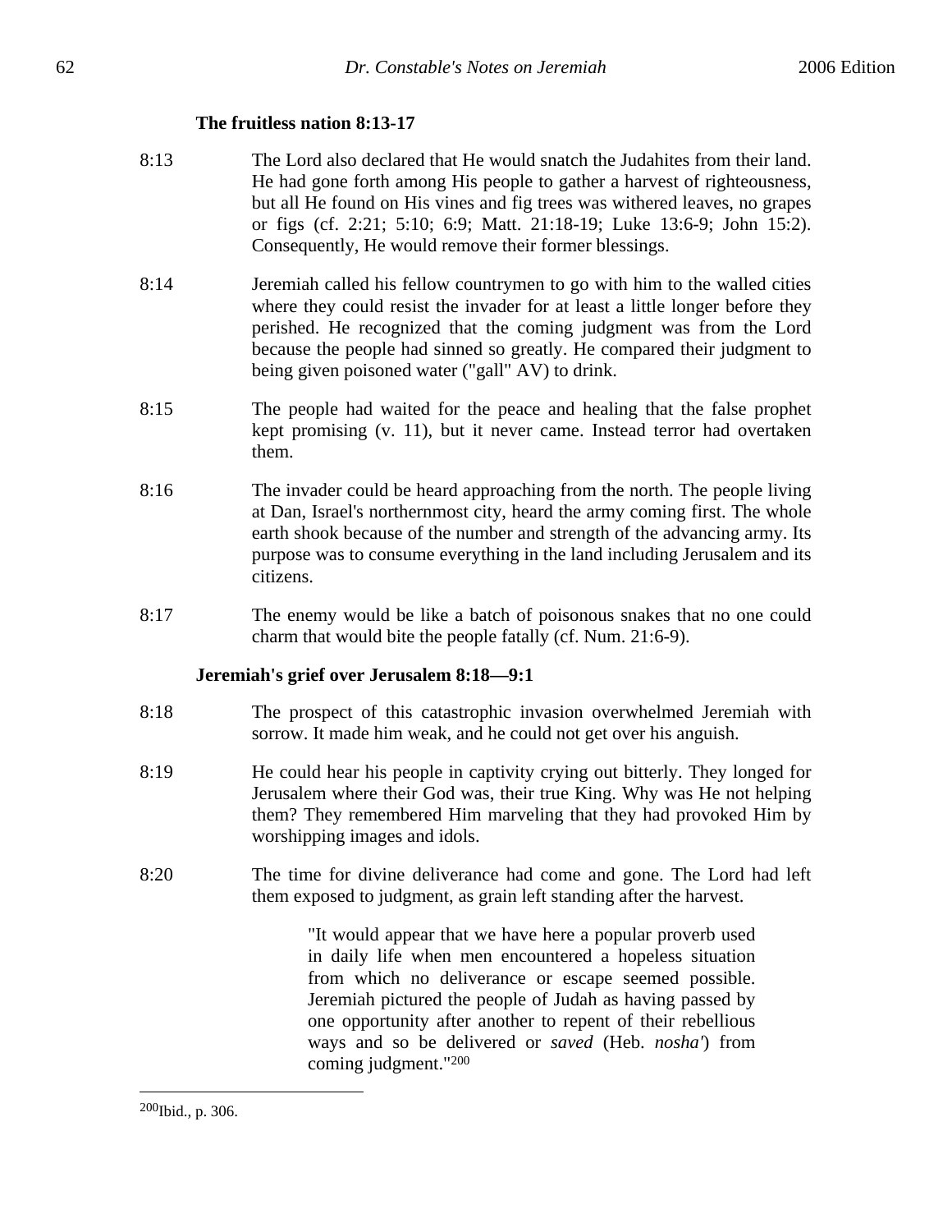### The fruitless nation 8:13-17

8:13 The Lord also declared that He would snatch the Judahites from their land. He had gone forth among His people to gather a harvest of righteousness, but all He found on His vines and fig trees was withered leaves, no grapes or figs (cf. 2:21; 5:10; 6:9; Matt. 21:18-19; Luke 13:6-9; John 15:2). Consequently, He would remove their former blessings.

8:14 Jeremiah called his fellow countrymen to go with him to the walled cities where they could resist the invader for at least a little longer before they perished. He recognized that the coming judgment was from the Lord because the people had sinned so greatly. He compared their judgment to being given poisoned water ("gall" AV) to drink.

8:15 The people had waited for the peace and healing that the false prophet kept promising (v. 11), but it never came. Instead terror had overtaken them.

8:16 The invader could be heard approaching from the north. The people living at Dan, Israel's northernmost city, heard the army coming first. The whole earth shook because of the number and strength of the advancing army. Its purpose was to consume everything in the land including Jerusalem and its citizens.

8:17 The enemy would be like a batch of poisonous snakes that no one could charm that would bite the people fatally (cf. Num. 21:6-9).

### Jeremiah's grief over Jerusalem 8:18—9:1

8:18 The prospect of this catastrophic invasion overwhelmed Jeremiah with sorrow. It made him weak, and he could not get over his anguish.

8:19 He could hear his people in captivity crying out bitterly. They longed for Jerusalem where their God was, their true King. Why was He not helping them? They remembered Him marveling that they had provoked Him by worshipping images and idols.

8:20 The time for divine deliverance had come and gone. The Lord had left them exposed to judgment, as grain left standing after the harvest.

> "It would appear that we have here a popular proverb used in daily life when men encountered a hopeless situation from which no deliverance or escape seemed possible. Jeremiah pictured the people of Judah as having passed by one opportunity after another to repent of their rebellious ways and so be delivered or *saved* (Heb. *nosha'*) from coming judgment."[200]

---

[200] Ibid., p. 306.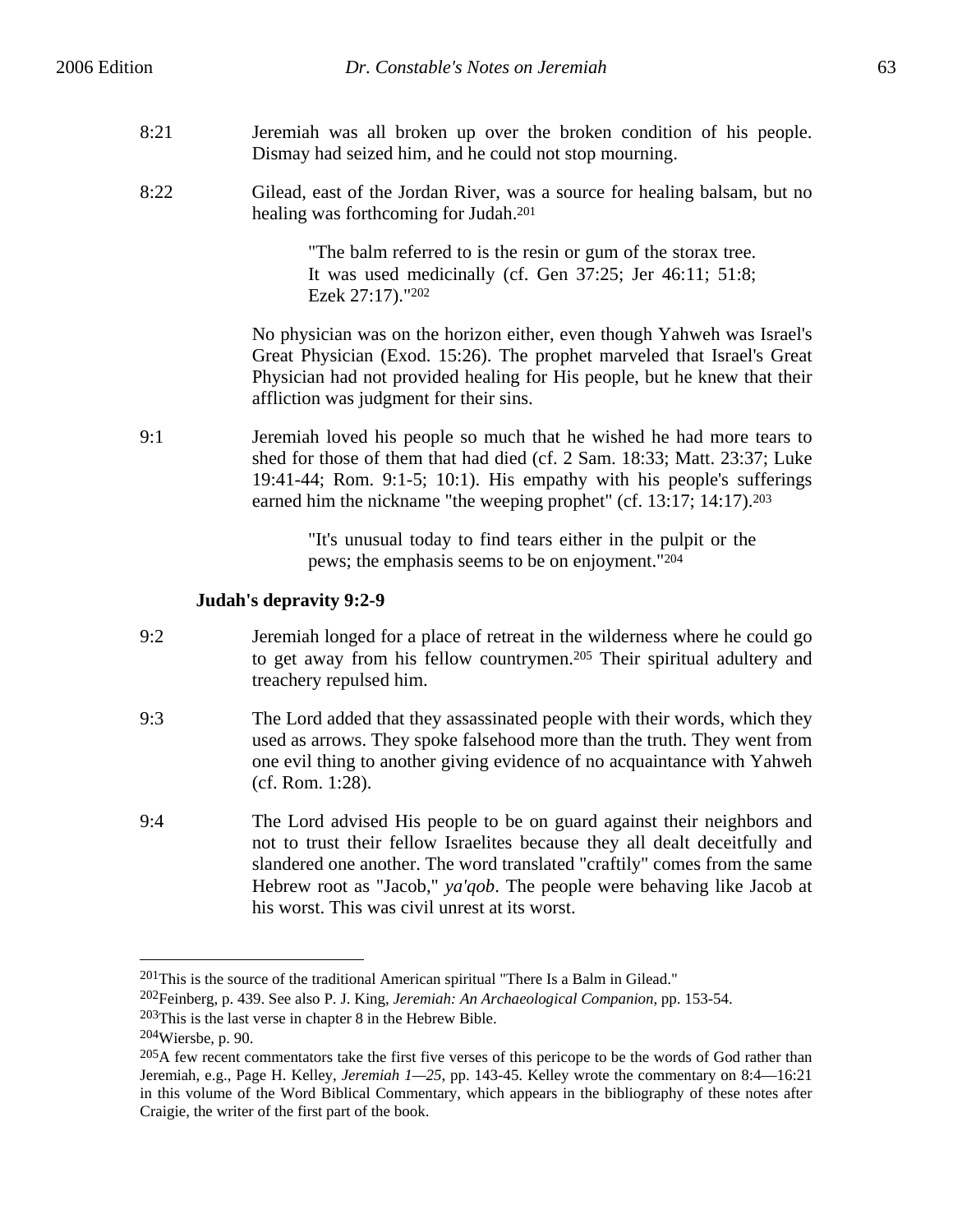8:21 Jeremiah was all broken up over the broken condition of his people. Dismay had seized him, and he could not stop mourning.

8:22 Gilead, east of the Jordan River, was a source for healing balsam, but no healing was forthcoming for Judah.[201]

> "The balm referred to is the resin or gum of the storax tree. It was used medicinally (cf. Gen 37:25; Jer 46:11; 51:8; Ezek 27:17)."[202]

No physician was on the horizon either, even though Yahweh was Israel's Great Physician (Exod. 15:26). The prophet marveled that Israel's Great Physician had not provided healing for His people, but he knew that their affliction was judgment for their sins.

9:1 Jeremiah loved his people so much that he wished he had more tears to shed for those of them that had died (cf. 2 Sam. 18:33; Matt. 23:37; Luke 19:41-44; Rom. 9:1-5; 10:1). His empathy with his people's sufferings earned him the nickname "the weeping prophet" (cf. 13:17; 14:17).[203]

> "It's unusual today to find tears either in the pulpit or the pews; the emphasis seems to be on enjoyment."[204]

**Judah's depravity 9:2-9**

9:2 Jeremiah longed for a place of retreat in the wilderness where he could go to get away from his fellow countrymen.[205] Their spiritual adultery and treachery repulsed him.

9:3 The Lord added that they assassinated people with their words, which they used as arrows. They spoke falsehood more than the truth. They went from one evil thing to another giving evidence of no acquaintance with Yahweh (cf. Rom. 1:28).

9:4 The Lord advised His people to be on guard against their neighbors and not to trust their fellow Israelites because they all dealt deceitfully and slandered one another. The word translated "craftily" comes from the same Hebrew root as "Jacob," *ya'qob*. The people were behaving like Jacob at his worst. This was civil unrest at its worst.

---

[201]This is the source of the traditional American spiritual "There Is a Balm in Gilead."

[202]Feinberg, p. 439. See also P. J. King, *Jeremiah: An Archaeological Companion*, pp. 153-54.

[203]This is the last verse in chapter 8 in the Hebrew Bible.

[204]Wiersbe, p. 90.

[205]A few recent commentators take the first five verses of this pericope to be the words of God rather than Jeremiah, e.g., Page H. Kelley, *Jeremiah 1—25*, pp. 143-45. Kelley wrote the commentary on 8:4—16:21 in this volume of the Word Biblical Commentary, which appears in the bibliography of these notes after Craigie, the writer of the first part of the book.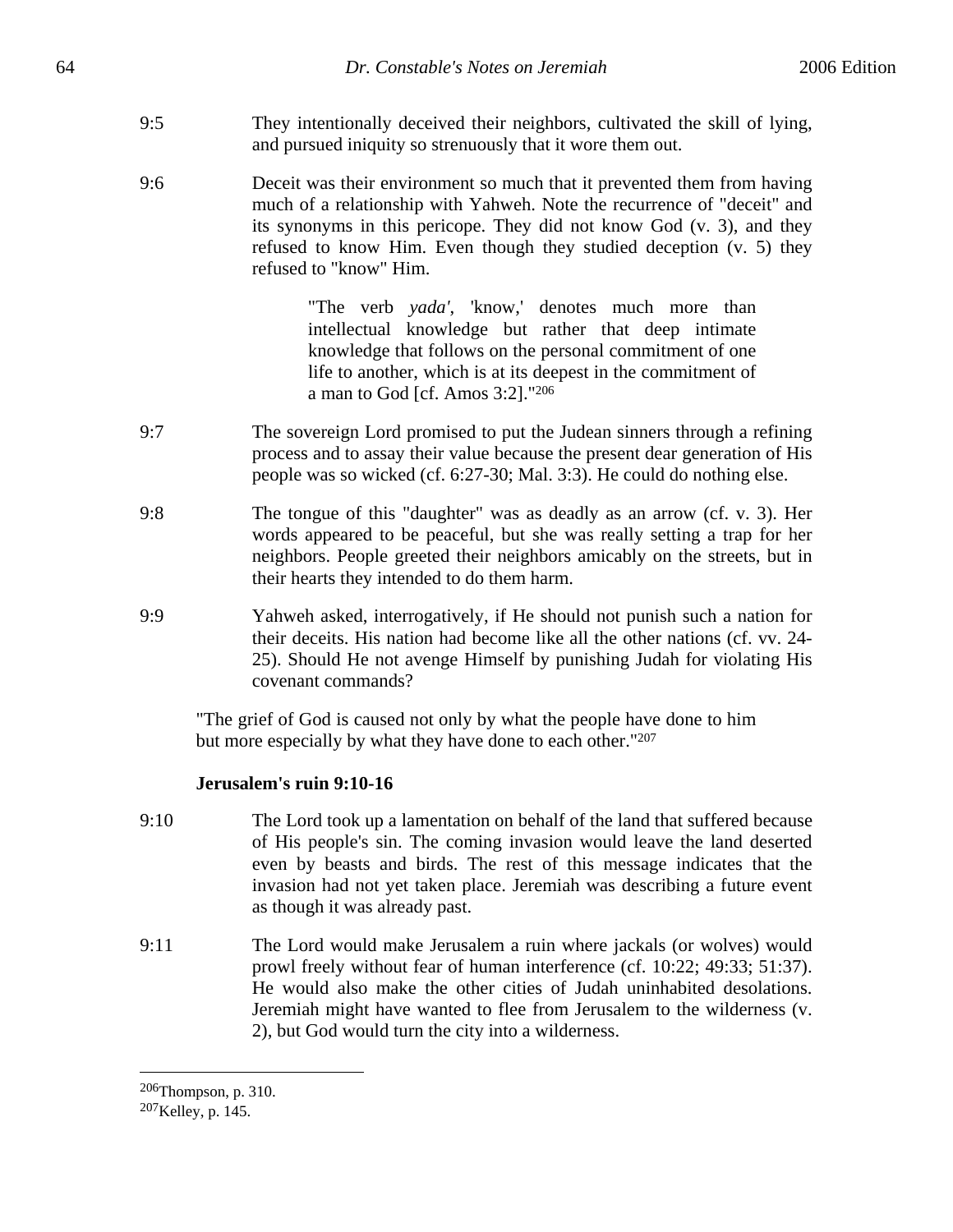9:5 They intentionally deceived their neighbors, cultivated the skill of lying, and pursued iniquity so strenuously that it wore them out.

9:6 Deceit was their environment so much that it prevented them from having much of a relationship with Yahweh. Note the recurrence of "deceit" and its synonyms in this pericope. They did not know God (v. 3), and they refused to know Him. Even though they studied deception (v. 5) they refused to "know" Him.

> "The verb *yada'*, 'know,' denotes much more than intellectual knowledge but rather that deep intimate knowledge that follows on the personal commitment of one life to another, which is at its deepest in the commitment of a man to God [cf. Amos 3:2]."[206]

9:7 The sovereign Lord promised to put the Judean sinners through a refining process and to assay their value because the present dear generation of His people was so wicked (cf. 6:27-30; Mal. 3:3). He could do nothing else.

9:8 The tongue of this "daughter" was as deadly as an arrow (cf. v. 3). Her words appeared to be peaceful, but she was really setting a trap for her neighbors. People greeted their neighbors amicably on the streets, but in their hearts they intended to do them harm.

9:9 Yahweh asked, interrogatively, if He should not punish such a nation for their deceits. His nation had become like all the other nations (cf. vv. 24-25). Should He not avenge Himself by punishing Judah for violating His covenant commands?

> "The grief of God is caused not only by what the people have done to him but more especially by what they have done to each other."[207]

**Jerusalem's ruin 9:10-16**

9:10 The Lord took up a lamentation on behalf of the land that suffered because of His people's sin. The coming invasion would leave the land deserted even by beasts and birds. The rest of this message indicates that the invasion had not yet taken place. Jeremiah was describing a future event as though it was already past.

9:11 The Lord would make Jerusalem a ruin where jackals (or wolves) would prowl freely without fear of human interference (cf. 10:22; 49:33; 51:37). He would also make the other cities of Judah uninhabited desolations. Jeremiah might have wanted to flee from Jerusalem to the wilderness (v. 2), but God would turn the city into a wilderness.

---

[206]Thompson, p. 310.
[207]Kelley, p. 145.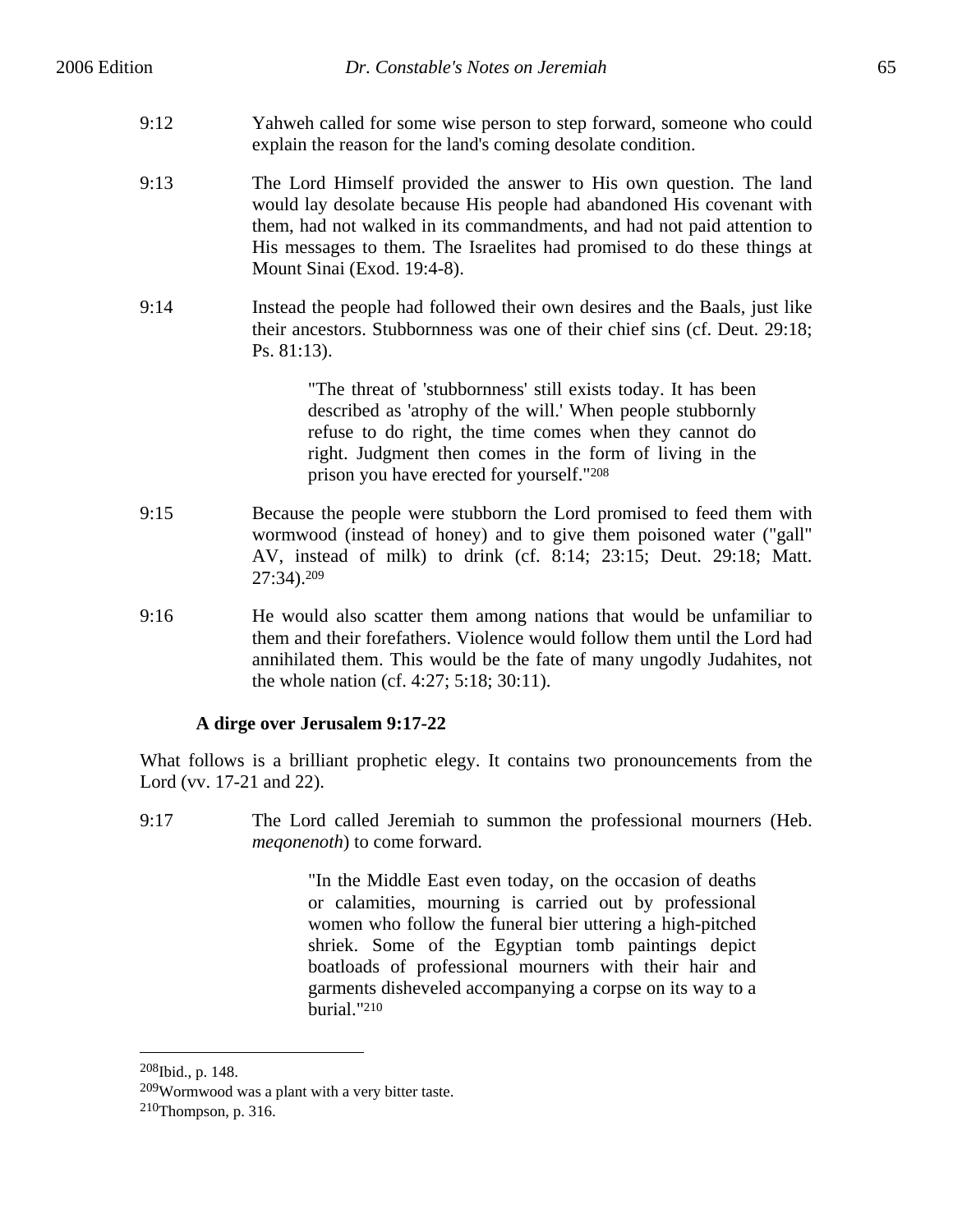9:12 Yahweh called for some wise person to step forward, someone who could explain the reason for the land's coming desolate condition.

9:13 The Lord Himself provided the answer to His own question. The land would lay desolate because His people had abandoned His covenant with them, had not walked in its commandments, and had not paid attention to His messages to them. The Israelites had promised to do these things at Mount Sinai (Exod. 19:4-8).

9:14 Instead the people had followed their own desires and the Baals, just like their ancestors. Stubbornness was one of their chief sins (cf. Deut. 29:18; Ps. 81:13).

> "The threat of 'stubbornness' still exists today. It has been described as 'atrophy of the will.' When people stubbornly refuse to do right, the time comes when they cannot do right. Judgment then comes in the form of living in the prison you have erected for yourself."[208]

9:15 Because the people were stubborn the Lord promised to feed them with wormwood (instead of honey) and to give them poisoned water ("gall" AV, instead of milk) to drink (cf. 8:14; 23:15; Deut. 29:18; Matt. 27:34).[209]

9:16 He would also scatter them among nations that would be unfamiliar to them and their forefathers. Violence would follow them until the Lord had annihilated them. This would be the fate of many ungodly Judahites, not the whole nation (cf. 4:27; 5:18; 30:11).

### A dirge over Jerusalem 9:17-22

What follows is a brilliant prophetic elegy. It contains two pronouncements from the Lord (vv. 17-21 and 22).

9:17 The Lord called Jeremiah to summon the professional mourners (Heb. *meqonenoth*) to come forward.

> "In the Middle East even today, on the occasion of deaths or calamities, mourning is carried out by professional women who follow the funeral bier uttering a high-pitched shriek. Some of the Egyptian tomb paintings depict boatloads of professional mourners with their hair and garments disheveled accompanying a corpse on its way to a burial."[210]

---

[208] Ibid., p. 148.

[209] Wormwood was a plant with a very bitter taste.

[210] Thompson, p. 316.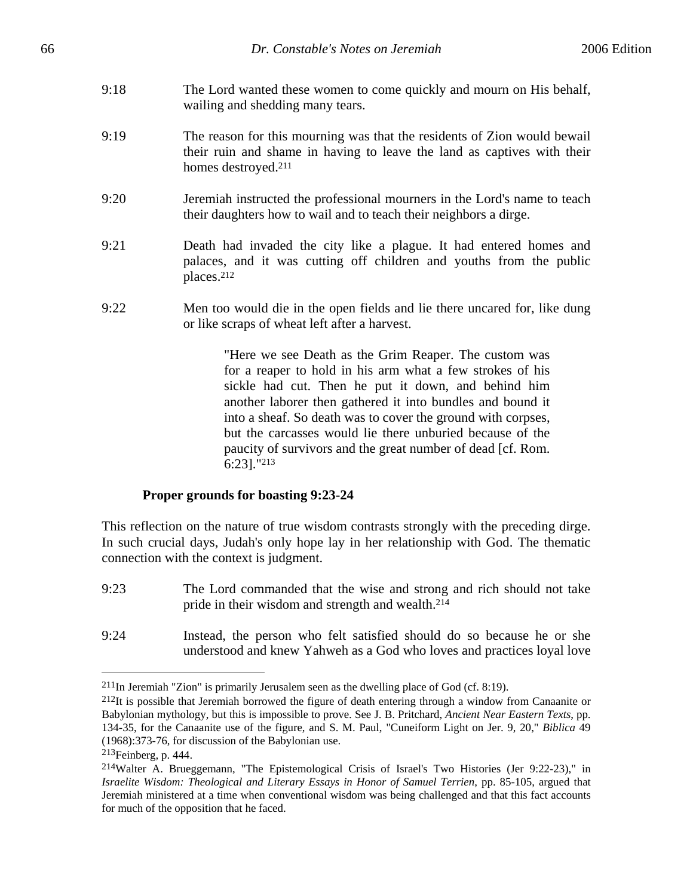9:18 The Lord wanted these women to come quickly and mourn on His behalf, wailing and shedding many tears.

9:19 The reason for this mourning was that the residents of Zion would bewail their ruin and shame in having to leave the land as captives with their homes destroyed.[211]

9:20 Jeremiah instructed the professional mourners in the Lord's name to teach their daughters how to wail and to teach their neighbors a dirge.

9:21 Death had invaded the city like a plague. It had entered homes and palaces, and it was cutting off children and youths from the public places.[212]

9:22 Men too would die in the open fields and lie there uncared for, like dung or like scraps of wheat left after a harvest.

> "Here we see Death as the Grim Reaper. The custom was for a reaper to hold in his arm what a few strokes of his sickle had cut. Then he put it down, and behind him another laborer then gathered it into bundles and bound it into a sheaf. So death was to cover the ground with corpses, but the carcasses would lie there unburied because of the paucity of survivors and the great number of dead [cf. Rom. 6:23]."[213]

**Proper grounds for boasting 9:23-24**

This reflection on the nature of true wisdom contrasts strongly with the preceding dirge. In such crucial days, Judah's only hope lay in her relationship with God. The thematic connection with the context is judgment.

9:23 The Lord commanded that the wise and strong and rich should not take pride in their wisdom and strength and wealth.[214]

9:24 Instead, the person who felt satisfied should do so because he or she understood and knew Yahweh as a God who loves and practices loyal love

---

[211]In Jeremiah "Zion" is primarily Jerusalem seen as the dwelling place of God (cf. 8:19).

[212]It is possible that Jeremiah borrowed the figure of death entering through a window from Canaanite or Babylonian mythology, but this is impossible to prove. See J. B. Pritchard, *Ancient Near Eastern Texts*, pp. 134-35, for the Canaanite use of the figure, and S. M. Paul, "Cuneiform Light on Jer. 9, 20," *Biblica* 49 (1968):373-76, for discussion of the Babylonian use.

[213]Feinberg, p. 444.

[214]Walter A. Brueggemann, "The Epistemological Crisis of Israel's Two Histories (Jer 9:22-23)," in *Israelite Wisdom: Theological and Literary Essays in Honor of Samuel Terrien*, pp. 85-105, argued that Jeremiah ministered at a time when conventional wisdom was being challenged and that this fact accounts for much of the opposition that he faced.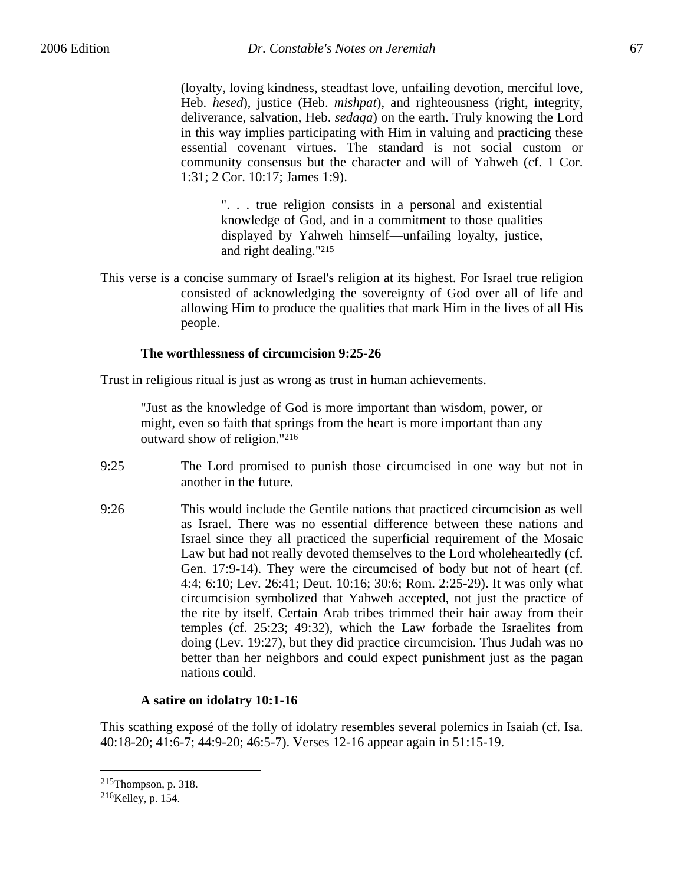(loyalty, loving kindness, steadfast love, unfailing devotion, merciful love, Heb. *hesed*), justice (Heb. *mishpat*), and righteousness (right, integrity, deliverance, salvation, Heb. *sedaqa*) on the earth. Truly knowing the Lord in this way implies participating with Him in valuing and practicing these essential covenant virtues. The standard is not social custom or community consensus but the character and will of Yahweh (cf. 1 Cor. 1:31; 2 Cor. 10:17; James 1:9).

> ". . . true religion consists in a personal and existential knowledge of God, and in a commitment to those qualities displayed by Yahweh himself—unfailing loyalty, justice, and right dealing."[215]

This verse is a concise summary of Israel's religion at its highest. For Israel true religion consisted of acknowledging the sovereignty of God over all of life and allowing Him to produce the qualities that mark Him in the lives of all His people.

**The worthlessness of circumcision 9:25-26**

Trust in religious ritual is just as wrong as trust in human achievements.

> "Just as the knowledge of God is more important than wisdom, power, or might, even so faith that springs from the heart is more important than any outward show of religion."[216]

9:25 The Lord promised to punish those circumcised in one way but not in another in the future.

9:26 This would include the Gentile nations that practiced circumcision as well as Israel. There was no essential difference between these nations and Israel since they all practiced the superficial requirement of the Mosaic Law but had not really devoted themselves to the Lord wholeheartedly (cf. Gen. 17:9-14). They were the circumcised of body but not of heart (cf. 4:4; 6:10; Lev. 26:41; Deut. 10:16; 30:6; Rom. 2:25-29). It was only what circumcision symbolized that Yahweh accepted, not just the practice of the rite by itself. Certain Arab tribes trimmed their hair away from their temples (cf. 25:23; 49:32), which the Law forbade the Israelites from doing (Lev. 19:27), but they did practice circumcision. Thus Judah was no better than her neighbors and could expect punishment just as the pagan nations could.

**A satire on idolatry 10:1-16**

This scathing exposé of the folly of idolatry resembles several polemics in Isaiah (cf. Isa. 40:18-20; 41:6-7; 44:9-20; 46:5-7). Verses 12-16 appear again in 51:15-19.

---

[215] Thompson, p. 318.
[216] Kelley, p. 154.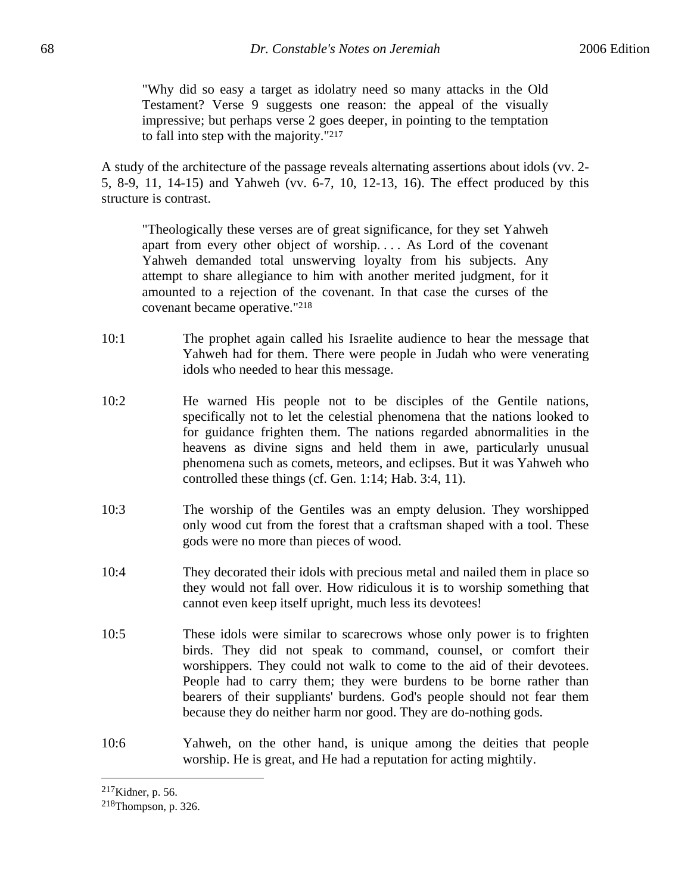> "Why did so easy a target as idolatry need so many attacks in the Old Testament? Verse 9 suggests one reason: the appeal of the visually impressive; but perhaps verse 2 goes deeper, in pointing to the temptation to fall into step with the majority."[217]

A study of the architecture of the passage reveals alternating assertions about idols (vv. 2-5, 8-9, 11, 14-15) and Yahweh (vv. 6-7, 10, 12-13, 16). The effect produced by this structure is contrast.

> "Theologically these verses are of great significance, for they set Yahweh apart from every other object of worship. . . . As Lord of the covenant Yahweh demanded total unswerving loyalty from his subjects. Any attempt to share allegiance to him with another merited judgment, for it amounted to a rejection of the covenant. In that case the curses of the covenant became operative."[218]

10:1 The prophet again called his Israelite audience to hear the message that Yahweh had for them. There were people in Judah who were venerating idols who needed to hear this message.

10:2 He warned His people not to be disciples of the Gentile nations, specifically not to let the celestial phenomena that the nations looked to for guidance frighten them. The nations regarded abnormalities in the heavens as divine signs and held them in awe, particularly unusual phenomena such as comets, meteors, and eclipses. But it was Yahweh who controlled these things (cf. Gen. 1:14; Hab. 3:4, 11).

10:3 The worship of the Gentiles was an empty delusion. They worshipped only wood cut from the forest that a craftsman shaped with a tool. These gods were no more than pieces of wood.

10:4 They decorated their idols with precious metal and nailed them in place so they would not fall over. How ridiculous it is to worship something that cannot even keep itself upright, much less its devotees!

10:5 These idols were similar to scarecrows whose only power is to frighten birds. They did not speak to command, counsel, or comfort their worshippers. They could not walk to come to the aid of their devotees. People had to carry them; they were burdens to be borne rather than bearers of their suppliants' burdens. God's people should not fear them because they do neither harm nor good. They are do-nothing gods.

10:6 Yahweh, on the other hand, is unique among the deities that people worship. He is great, and He had a reputation for acting mightily.

---

[217] Kidner, p. 56.

[218] Thompson, p. 326.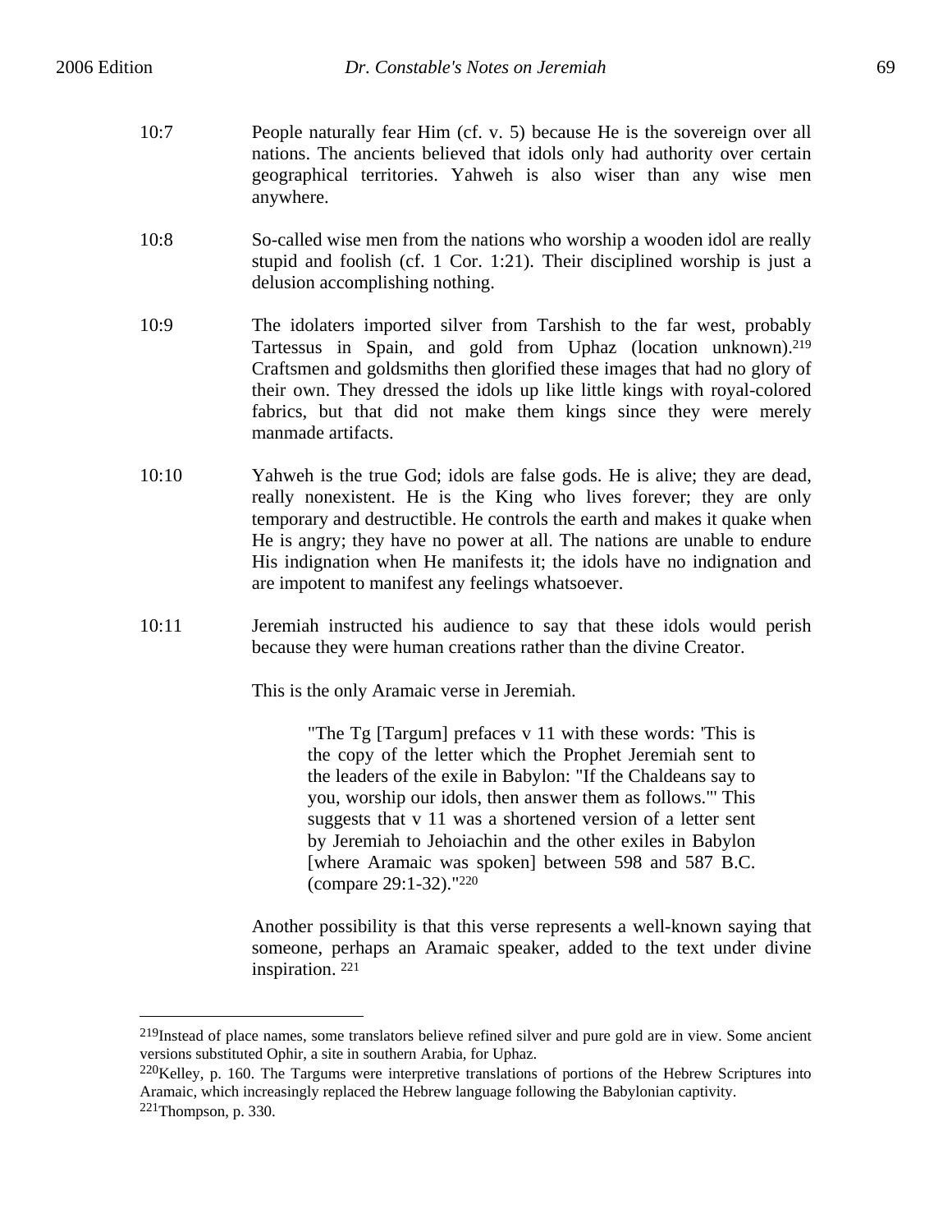10:7 People naturally fear Him (cf. v. 5) because He is the sovereign over all nations. The ancients believed that idols only had authority over certain geographical territories. Yahweh is also wiser than any wise men anywhere.

10:8 So-called wise men from the nations who worship a wooden idol are really stupid and foolish (cf. 1 Cor. 1:21). Their disciplined worship is just a delusion accomplishing nothing.

10:9 The idolaters imported silver from Tarshish to the far west, probably Tartessus in Spain, and gold from Uphaz (location unknown).[219] Craftsmen and goldsmiths then glorified these images that had no glory of their own. They dressed the idols up like little kings with royal-colored fabrics, but that did not make them kings since they were merely manmade artifacts.

10:10 Yahweh is the true God; idols are false gods. He is alive; they are dead, really nonexistent. He is the King who lives forever; they are only temporary and destructible. He controls the earth and makes it quake when He is angry; they have no power at all. The nations are unable to endure His indignation when He manifests it; the idols have no indignation and are impotent to manifest any feelings whatsoever.

10:11 Jeremiah instructed his audience to say that these idols would perish because they were human creations rather than the divine Creator.

This is the only Aramaic verse in Jeremiah.

> "The Tg [Targum] prefaces v 11 with these words: 'This is the copy of the letter which the Prophet Jeremiah sent to the leaders of the exile in Babylon: "If the Chaldeans say to you, worship our idols, then answer them as follows."' This suggests that v 11 was a shortened version of a letter sent by Jeremiah to Jehoiachin and the other exiles in Babylon [where Aramaic was spoken] between 598 and 587 B.C. (compare 29:1-32)."[220]

Another possibility is that this verse represents a well-known saying that someone, perhaps an Aramaic speaker, added to the text under divine inspiration. [221]

---

[219]Instead of place names, some translators believe refined silver and pure gold are in view. Some ancient versions substituted Ophir, a site in southern Arabia, for Uphaz.

[220]Kelley, p. 160. The Targums were interpretive translations of portions of the Hebrew Scriptures into Aramaic, which increasingly replaced the Hebrew language following the Babylonian captivity.

[221]Thompson, p. 330.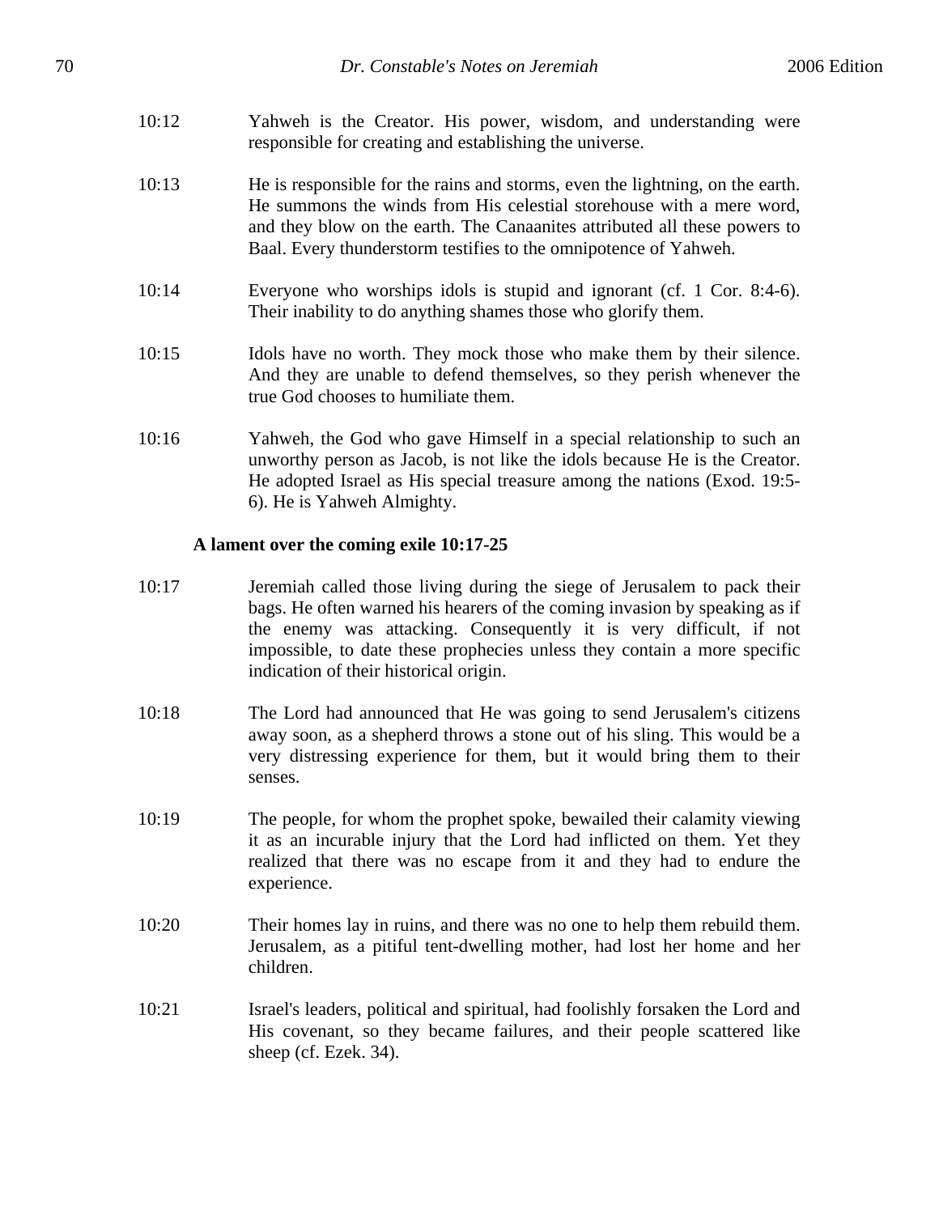10:12 Yahweh is the Creator. His power, wisdom, and understanding were responsible for creating and establishing the universe.

10:13 He is responsible for the rains and storms, even the lightning, on the earth. He summons the winds from His celestial storehouse with a mere word, and they blow on the earth. The Canaanites attributed all these powers to Baal. Every thunderstorm testifies to the omnipotence of Yahweh.

10:14 Everyone who worships idols is stupid and ignorant (cf. 1 Cor. 8:4-6). Their inability to do anything shames those who glorify them.

10:15 Idols have no worth. They mock those who make them by their silence. And they are unable to defend themselves, so they perish whenever the true God chooses to humiliate them.

10:16 Yahweh, the God who gave Himself in a special relationship to such an unworthy person as Jacob, is not like the idols because He is the Creator. He adopted Israel as His special treasure among the nations (Exod. 19:5-6). He is Yahweh Almighty.

**A lament over the coming exile 10:17-25**

10:17 Jeremiah called those living during the siege of Jerusalem to pack their bags. He often warned his hearers of the coming invasion by speaking as if the enemy was attacking. Consequently it is very difficult, if not impossible, to date these prophecies unless they contain a more specific indication of their historical origin.

10:18 The Lord had announced that He was going to send Jerusalem's citizens away soon, as a shepherd throws a stone out of his sling. This would be a very distressing experience for them, but it would bring them to their senses.

10:19 The people, for whom the prophet spoke, bewailed their calamity viewing it as an incurable injury that the Lord had inflicted on them. Yet they realized that there was no escape from it and they had to endure the experience.

10:20 Their homes lay in ruins, and there was no one to help them rebuild them. Jerusalem, as a pitiful tent-dwelling mother, had lost her home and her children.

10:21 Israel's leaders, political and spiritual, had foolishly forsaken the Lord and His covenant, so they became failures, and their people scattered like sheep (cf. Ezek. 34).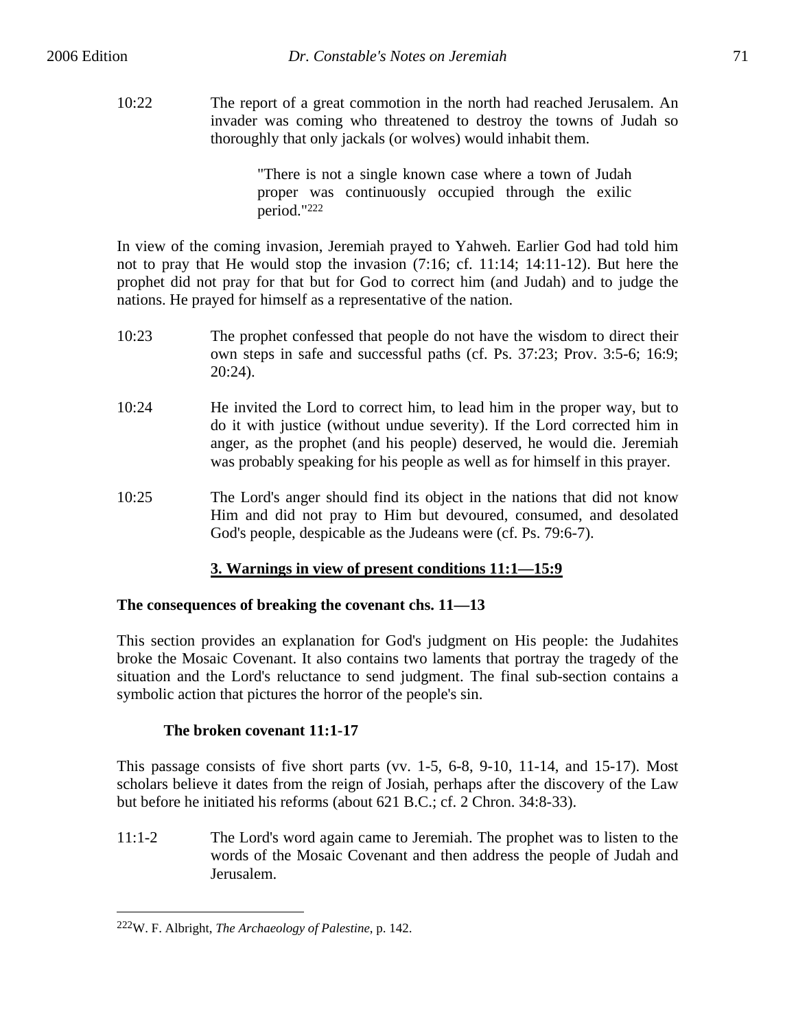10:22 The report of a great commotion in the north had reached Jerusalem. An invader was coming who threatened to destroy the towns of Judah so thoroughly that only jackals (or wolves) would inhabit them.

> "There is not a single known case where a town of Judah proper was continuously occupied through the exilic period."[222]

In view of the coming invasion, Jeremiah prayed to Yahweh. Earlier God had told him not to pray that He would stop the invasion (7:16; cf. 11:14; 14:11-12). But here the prophet did not pray for that but for God to correct him (and Judah) and to judge the nations. He prayed for himself as a representative of the nation.

10:23 The prophet confessed that people do not have the wisdom to direct their own steps in safe and successful paths (cf. Ps. 37:23; Prov. 3:5-6; 16:9; 20:24).

10:24 He invited the Lord to correct him, to lead him in the proper way, but to do it with justice (without undue severity). If the Lord corrected him in anger, as the prophet (and his people) deserved, he would die. Jeremiah was probably speaking for his people as well as for himself in this prayer.

10:25 The Lord's anger should find its object in the nations that did not know Him and did not pray to Him but devoured, consumed, and desolated God's people, despicable as the Judeans were (cf. Ps. 79:6-7).

## 3. Warnings in view of present conditions 11:1—15:9

### The consequences of breaking the covenant chs. 11—13

This section provides an explanation for God's judgment on His people: the Judahites broke the Mosaic Covenant. It also contains two laments that portray the tragedy of the situation and the Lord's reluctance to send judgment. The final sub-section contains a symbolic action that pictures the horror of the people's sin.

#### The broken covenant 11:1-17

This passage consists of five short parts (vv. 1-5, 6-8, 9-10, 11-14, and 15-17). Most scholars believe it dates from the reign of Josiah, perhaps after the discovery of the Law but before he initiated his reforms (about 621 B.C.; cf. 2 Chron. 34:8-33).

11:1-2 The Lord's word again came to Jeremiah. The prophet was to listen to the words of the Mosaic Covenant and then address the people of Judah and Jerusalem.

---

[222]W. F. Albright, *The Archaeology of Palestine*, p. 142.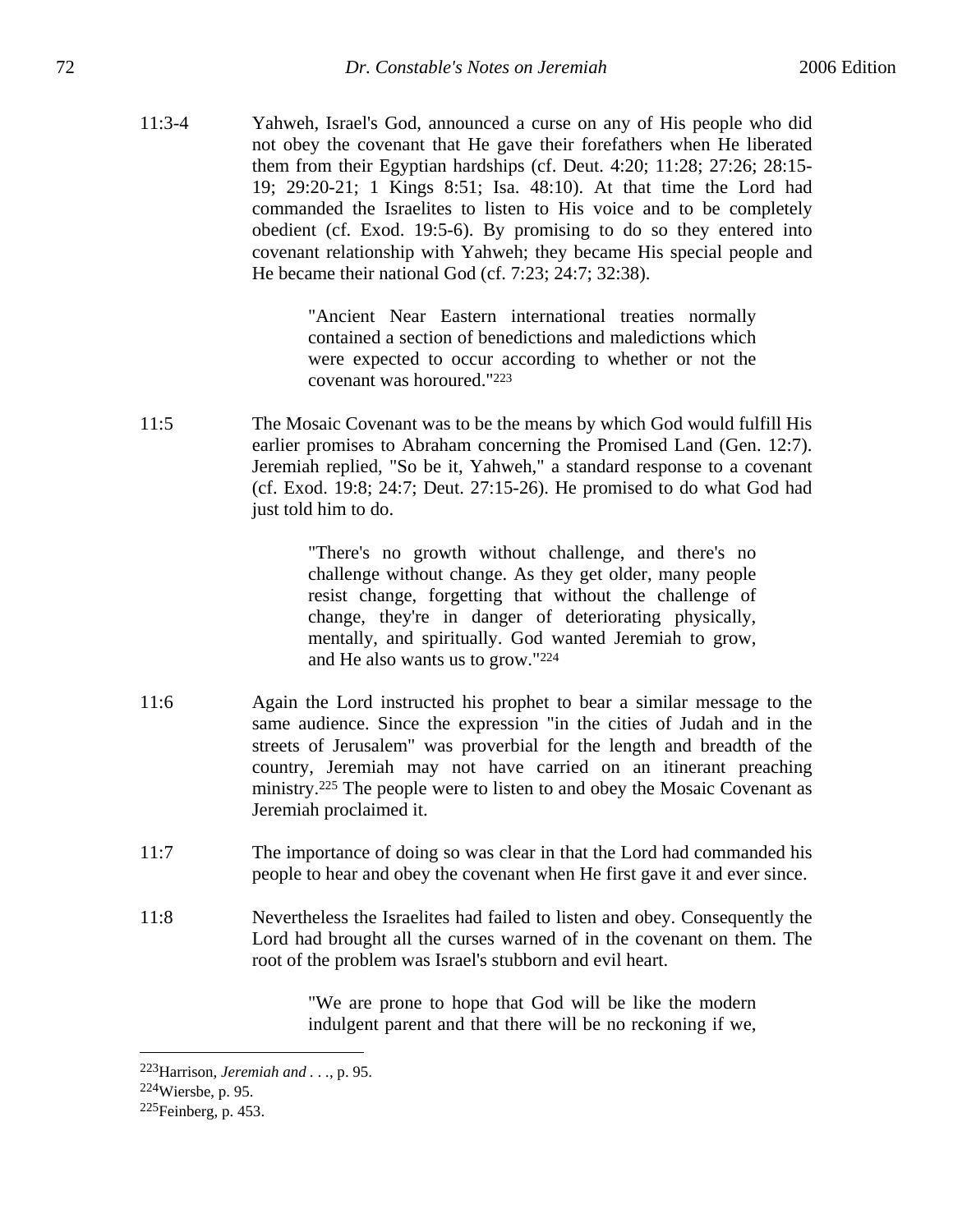11:3-4 Yahweh, Israel's God, announced a curse on any of His people who did not obey the covenant that He gave their forefathers when He liberated them from their Egyptian hardships (cf. Deut. 4:20; 11:28; 27:26; 28:15-19; 29:20-21; 1 Kings 8:51; Isa. 48:10). At that time the Lord had commanded the Israelites to listen to His voice and to be completely obedient (cf. Exod. 19:5-6). By promising to do so they entered into covenant relationship with Yahweh; they became His special people and He became their national God (cf. 7:23; 24:7; 32:38).

> "Ancient Near Eastern international treaties normally contained a section of benedictions and maledictions which were expected to occur according to whether or not the covenant was horoured."[223]

11:5 The Mosaic Covenant was to be the means by which God would fulfill His earlier promises to Abraham concerning the Promised Land (Gen. 12:7). Jeremiah replied, "So be it, Yahweh," a standard response to a covenant (cf. Exod. 19:8; 24:7; Deut. 27:15-26). He promised to do what God had just told him to do.

> "There's no growth without challenge, and there's no challenge without change. As they get older, many people resist change, forgetting that without the challenge of change, they're in danger of deteriorating physically, mentally, and spiritually. God wanted Jeremiah to grow, and He also wants us to grow."[224]

11:6 Again the Lord instructed his prophet to bear a similar message to the same audience. Since the expression "in the cities of Judah and in the streets of Jerusalem" was proverbial for the length and breadth of the country, Jeremiah may not have carried on an itinerant preaching ministry.[225] The people were to listen to and obey the Mosaic Covenant as Jeremiah proclaimed it.

11:7 The importance of doing so was clear in that the Lord had commanded his people to hear and obey the covenant when He first gave it and ever since.

11:8 Nevertheless the Israelites had failed to listen and obey. Consequently the Lord had brought all the curses warned of in the covenant on them. The root of the problem was Israel's stubborn and evil heart.

> "We are prone to hope that God will be like the modern indulgent parent and that there will be no reckoning if we,

---

[223] Harrison, *Jeremiah and . . .*, p. 95.

[224] Wiersbe, p. 95.

[225] Feinberg, p. 453.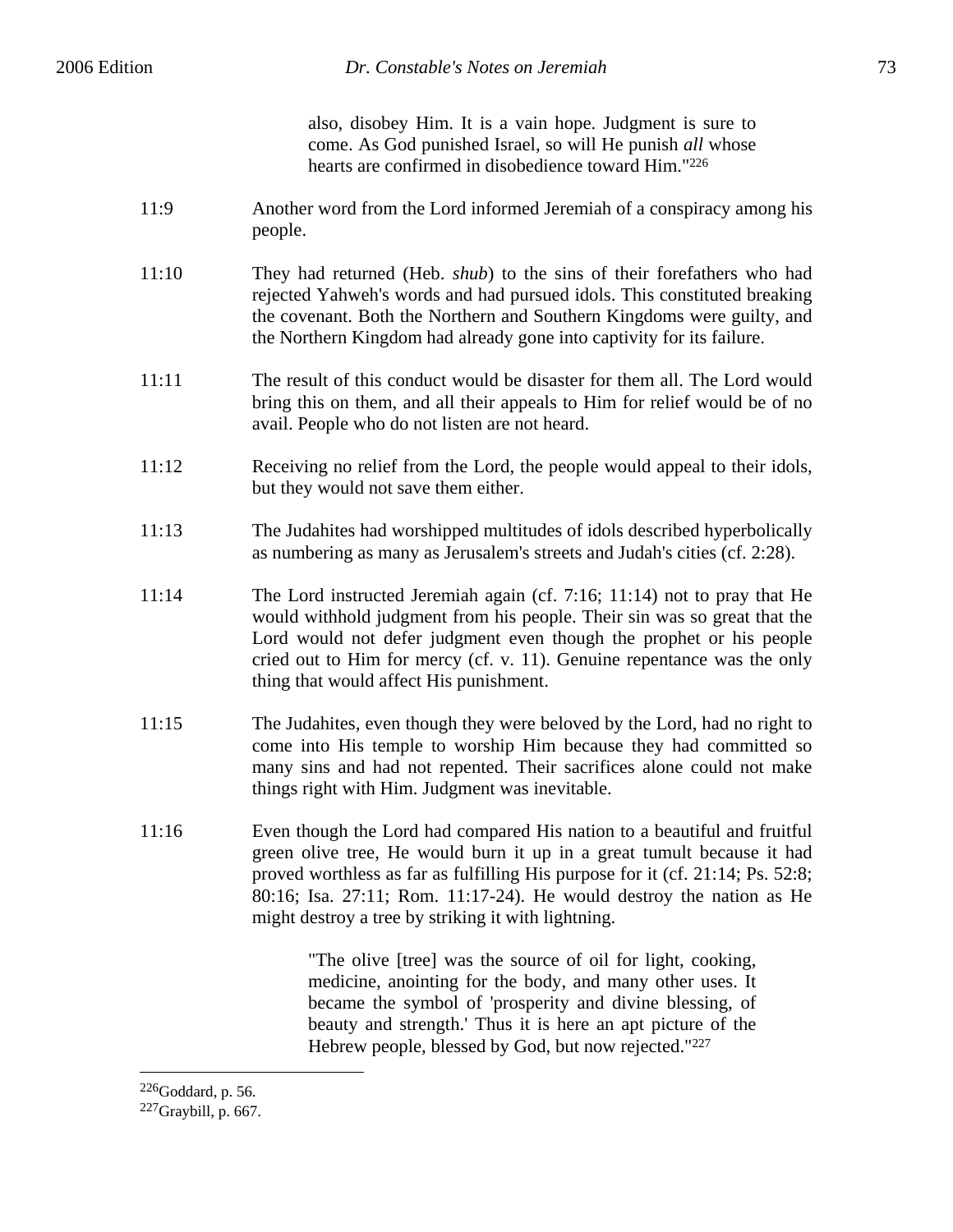> also, disobey Him. It is a vain hope. Judgment is sure to come. As God punished Israel, so will He punish *all* whose hearts are confirmed in disobedience toward Him."[226]

11:9 Another word from the Lord informed Jeremiah of a conspiracy among his people.

11:10 They had returned (Heb. *shub*) to the sins of their forefathers who had rejected Yahweh's words and had pursued idols. This constituted breaking the covenant. Both the Northern and Southern Kingdoms were guilty, and the Northern Kingdom had already gone into captivity for its failure.

11:11 The result of this conduct would be disaster for them all. The Lord would bring this on them, and all their appeals to Him for relief would be of no avail. People who do not listen are not heard.

11:12 Receiving no relief from the Lord, the people would appeal to their idols, but they would not save them either.

11:13 The Judahites had worshipped multitudes of idols described hyperbolically as numbering as many as Jerusalem's streets and Judah's cities (cf. 2:28).

11:14 The Lord instructed Jeremiah again (cf. 7:16; 11:14) not to pray that He would withhold judgment from his people. Their sin was so great that the Lord would not defer judgment even though the prophet or his people cried out to Him for mercy (cf. v. 11). Genuine repentance was the only thing that would affect His punishment.

11:15 The Judahites, even though they were beloved by the Lord, had no right to come into His temple to worship Him because they had committed so many sins and had not repented. Their sacrifices alone could not make things right with Him. Judgment was inevitable.

11:16 Even though the Lord had compared His nation to a beautiful and fruitful green olive tree, He would burn it up in a great tumult because it had proved worthless as far as fulfilling His purpose for it (cf. 21:14; Ps. 52:8; 80:16; Isa. 27:11; Rom. 11:17-24). He would destroy the nation as He might destroy a tree by striking it with lightning.

> "The olive [tree] was the source of oil for light, cooking, medicine, anointing for the body, and many other uses. It became the symbol of 'prosperity and divine blessing, of beauty and strength.' Thus it is here an apt picture of the Hebrew people, blessed by God, but now rejected."[227]

---

[226] Goddard, p. 56.
[227] Graybill, p. 667.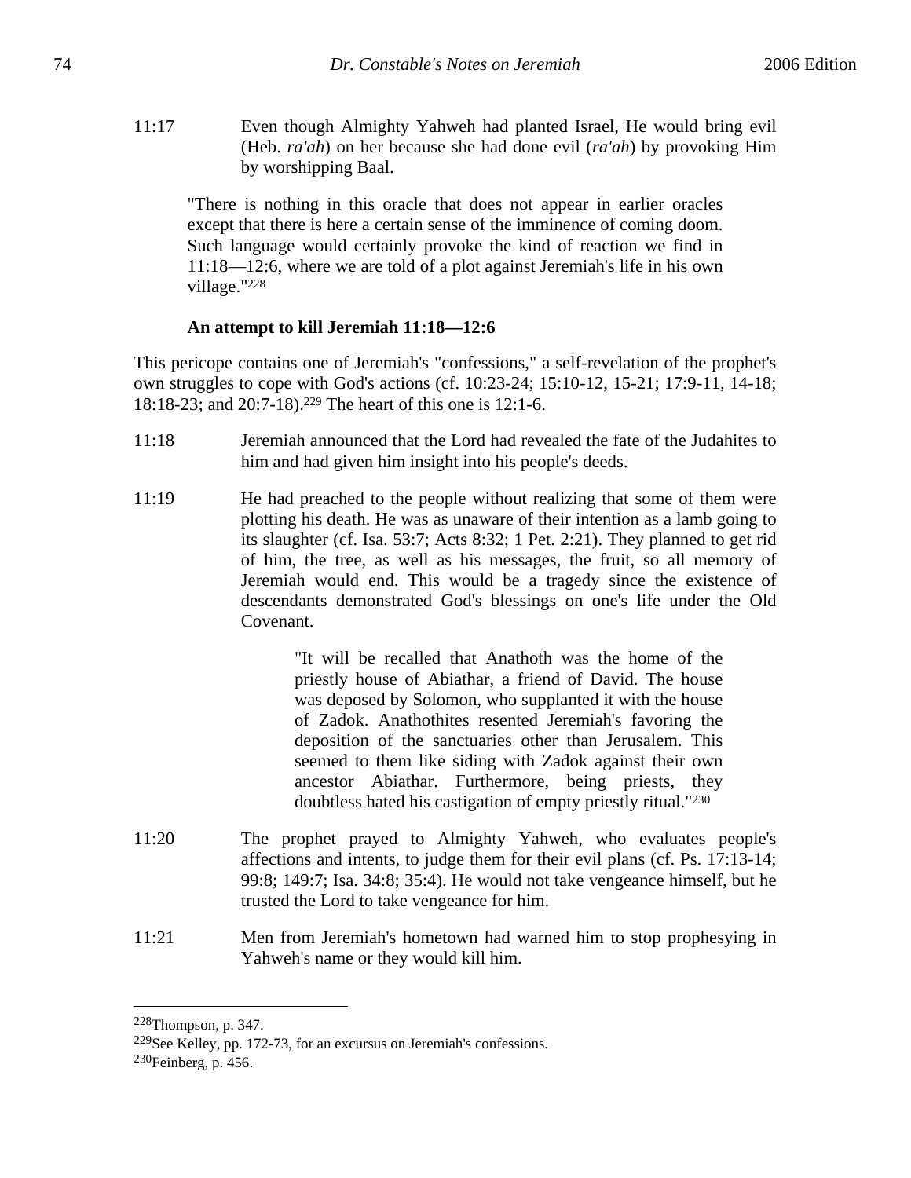11:17 Even though Almighty Yahweh had planted Israel, He would bring evil (Heb. *ra'ah*) on her because she had done evil (*ra'ah*) by provoking Him by worshipping Baal.

> "There is nothing in this oracle that does not appear in earlier oracles except that there is here a certain sense of the imminence of coming doom. Such language would certainly provoke the kind of reaction we find in 11:18—12:6, where we are told of a plot against Jeremiah's life in his own village."[228]

**An attempt to kill Jeremiah 11:18—12:6**

This pericope contains one of Jeremiah's "confessions," a self-revelation of the prophet's own struggles to cope with God's actions (cf. 10:23-24; 15:10-12, 15-21; 17:9-11, 14-18; 18:18-23; and 20:7-18).[229] The heart of this one is 12:1-6.

11:18 Jeremiah announced that the Lord had revealed the fate of the Judahites to him and had given him insight into his people's deeds.

11:19 He had preached to the people without realizing that some of them were plotting his death. He was as unaware of their intention as a lamb going to its slaughter (cf. Isa. 53:7; Acts 8:32; 1 Pet. 2:21). They planned to get rid of him, the tree, as well as his messages, the fruit, so all memory of Jeremiah would end. This would be a tragedy since the existence of descendants demonstrated God's blessings on one's life under the Old Covenant.

> "It will be recalled that Anathoth was the home of the priestly house of Abiathar, a friend of David. The house was deposed by Solomon, who supplanted it with the house of Zadok. Anathothites resented Jeremiah's favoring the deposition of the sanctuaries other than Jerusalem. This seemed to them like siding with Zadok against their own ancestor Abiathar. Furthermore, being priests, they doubtless hated his castigation of empty priestly ritual."[230]

11:20 The prophet prayed to Almighty Yahweh, who evaluates people's affections and intents, to judge them for their evil plans (cf. Ps. 17:13-14; 99:8; 149:7; Isa. 34:8; 35:4). He would not take vengeance himself, but he trusted the Lord to take vengeance for him.

11:21 Men from Jeremiah's hometown had warned him to stop prophesying in Yahweh's name or they would kill him.

---

[228] Thompson, p. 347.
[229] See Kelley, pp. 172-73, for an excursus on Jeremiah's confessions.
[230] Feinberg, p. 456.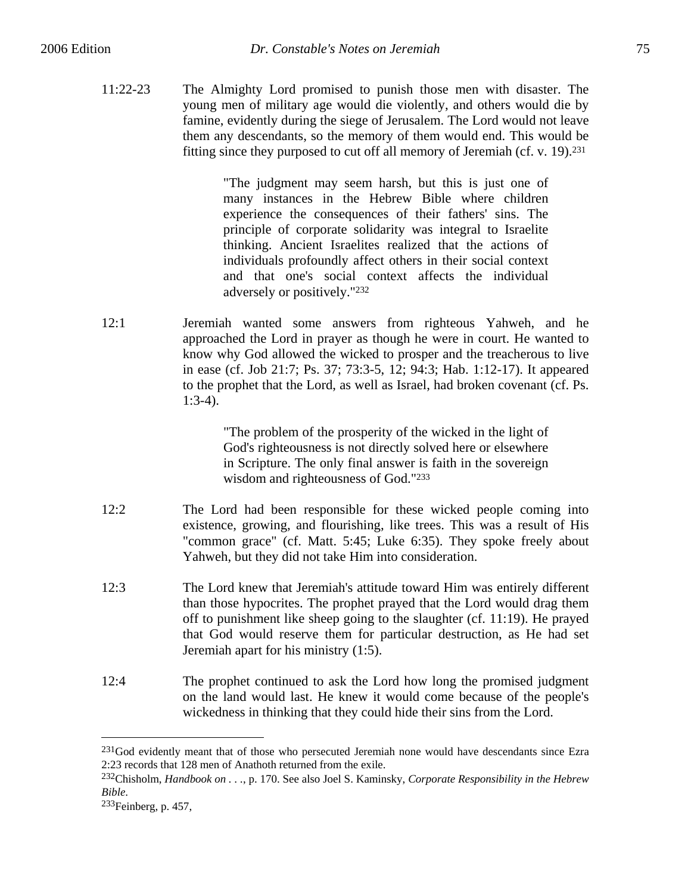11:22-23 The Almighty Lord promised to punish those men with disaster. The young men of military age would die violently, and others would die by famine, evidently during the siege of Jerusalem. The Lord would not leave them any descendants, so the memory of them would end. This would be fitting since they purposed to cut off all memory of Jeremiah (cf. v. 19).[231]

> "The judgment may seem harsh, but this is just one of many instances in the Hebrew Bible where children experience the consequences of their fathers' sins. The principle of corporate solidarity was integral to Israelite thinking. Ancient Israelites realized that the actions of individuals profoundly affect others in their social context and that one's social context affects the individual adversely or positively."[232]

12:1 Jeremiah wanted some answers from righteous Yahweh, and he approached the Lord in prayer as though he were in court. He wanted to know why God allowed the wicked to prosper and the treacherous to live in ease (cf. Job 21:7; Ps. 37; 73:3-5, 12; 94:3; Hab. 1:12-17). It appeared to the prophet that the Lord, as well as Israel, had broken covenant (cf. Ps. 1:3-4).

> "The problem of the prosperity of the wicked in the light of God's righteousness is not directly solved here or elsewhere in Scripture. The only final answer is faith in the sovereign wisdom and righteousness of God."[233]

12:2 The Lord had been responsible for these wicked people coming into existence, growing, and flourishing, like trees. This was a result of His "common grace" (cf. Matt. 5:45; Luke 6:35). They spoke freely about Yahweh, but they did not take Him into consideration.

12:3 The Lord knew that Jeremiah's attitude toward Him was entirely different than those hypocrites. The prophet prayed that the Lord would drag them off to punishment like sheep going to the slaughter (cf. 11:19). He prayed that God would reserve them for particular destruction, as He had set Jeremiah apart for his ministry (1:5).

12:4 The prophet continued to ask the Lord how long the promised judgment on the land would last. He knew it would come because of the people's wickedness in thinking that they could hide their sins from the Lord.

---

[231] God evidently meant that of those who persecuted Jeremiah none would have descendants since Ezra 2:23 records that 128 men of Anathoth returned from the exile.

[232] Chisholm, *Handbook on . . .*, p. 170. See also Joel S. Kaminsky, *Corporate Responsibility in the Hebrew Bible*.

[233] Feinberg, p. 457,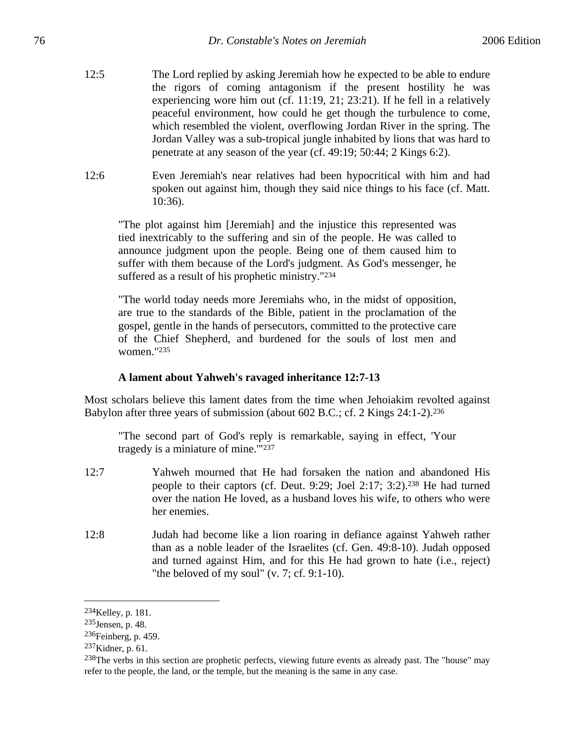12:5 The Lord replied by asking Jeremiah how he expected to be able to endure the rigors of coming antagonism if the present hostility he was experiencing wore him out (cf. 11:19, 21; 23:21). If he fell in a relatively peaceful environment, how could he get though the turbulence to come, which resembled the violent, overflowing Jordan River in the spring. The Jordan Valley was a sub-tropical jungle inhabited by lions that was hard to penetrate at any season of the year (cf. 49:19; 50:44; 2 Kings 6:2).

12:6 Even Jeremiah's near relatives had been hypocritical with him and had spoken out against him, though they said nice things to his face (cf. Matt. 10:36).

> "The plot against him [Jeremiah] and the injustice this represented was tied inextricably to the suffering and sin of the people. He was called to announce judgment upon the people. Being one of them caused him to suffer with them because of the Lord's judgment. As God's messenger, he suffered as a result of his prophetic ministry."[234]

> "The world today needs more Jeremiahs who, in the midst of opposition, are true to the standards of the Bible, patient in the proclamation of the gospel, gentle in the hands of persecutors, committed to the protective care of the Chief Shepherd, and burdened for the souls of lost men and women."[235]

**A lament about Yahweh's ravaged inheritance 12:7-13**

Most scholars believe this lament dates from the time when Jehoiakim revolted against Babylon after three years of submission (about 602 B.C.; cf. 2 Kings 24:1-2).[236]

> "The second part of God's reply is remarkable, saying in effect, 'Your tragedy is a miniature of mine.'"[237]

12:7 Yahweh mourned that He had forsaken the nation and abandoned His people to their captors (cf. Deut. 9:29; Joel 2:17; 3:2).[238] He had turned over the nation He loved, as a husband loves his wife, to others who were her enemies.

12:8 Judah had become like a lion roaring in defiance against Yahweh rather than as a noble leader of the Israelites (cf. Gen. 49:8-10). Judah opposed and turned against Him, and for this He had grown to hate (i.e., reject) "the beloved of my soul" (v. 7; cf. 9:1-10).

---

[234]Kelley, p. 181.

[235]Jensen, p. 48.

[236]Feinberg, p. 459.

[237]Kidner, p. 61.

[238]The verbs in this section are prophetic perfects, viewing future events as already past. The "house" may refer to the people, the land, or the temple, but the meaning is the same in any case.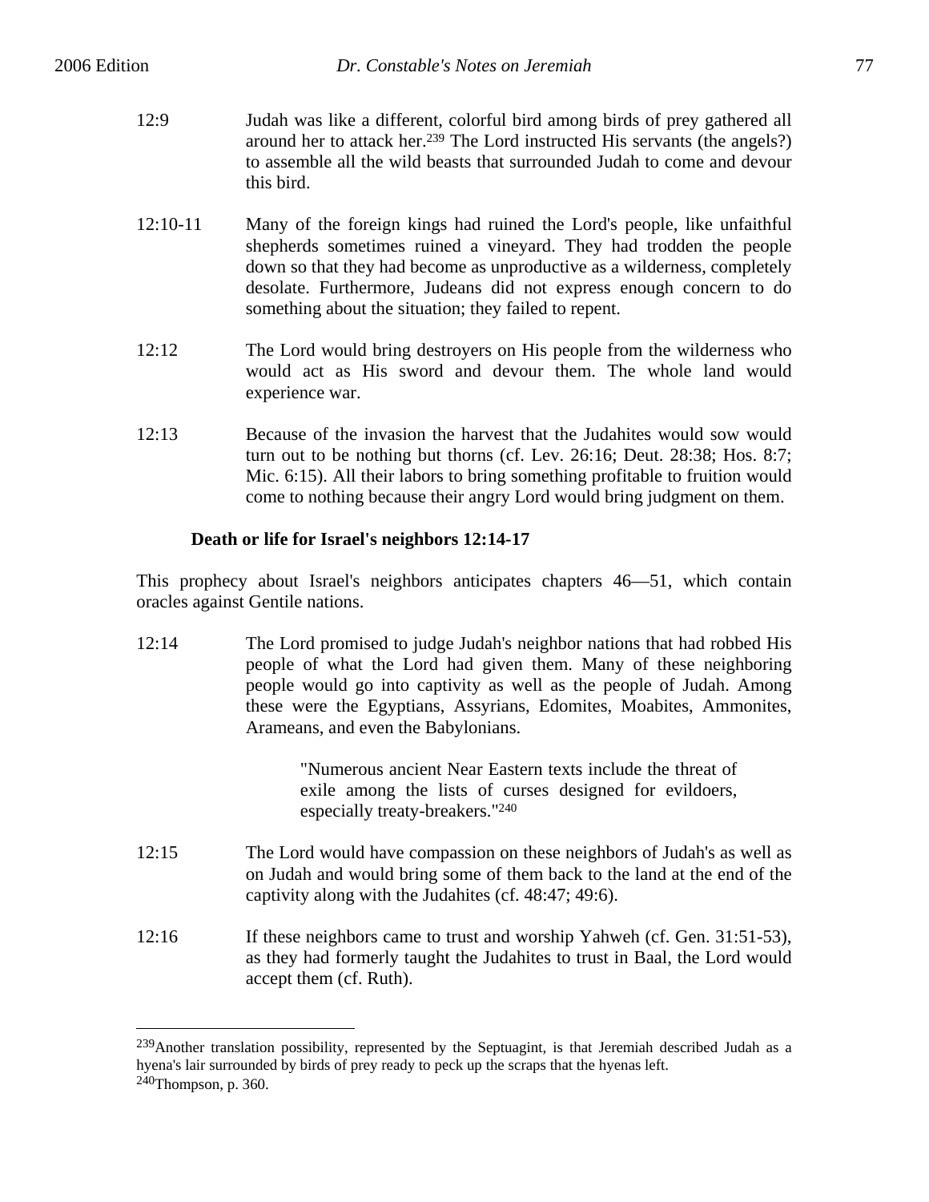12:9 Judah was like a different, colorful bird among birds of prey gathered all around her to attack her.[239] The Lord instructed His servants (the angels?) to assemble all the wild beasts that surrounded Judah to come and devour this bird.

12:10-11 Many of the foreign kings had ruined the Lord's people, like unfaithful shepherds sometimes ruined a vineyard. They had trodden the people down so that they had become as unproductive as a wilderness, completely desolate. Furthermore, Judeans did not express enough concern to do something about the situation; they failed to repent.

12:12 The Lord would bring destroyers on His people from the wilderness who would act as His sword and devour them. The whole land would experience war.

12:13 Because of the invasion the harvest that the Judahites would sow would turn out to be nothing but thorns (cf. Lev. 26:16; Deut. 28:38; Hos. 8:7; Mic. 6:15). All their labors to bring something profitable to fruition would come to nothing because their angry Lord would bring judgment on them.

**Death or life for Israel's neighbors 12:14-17**

This prophecy about Israel's neighbors anticipates chapters 46—51, which contain oracles against Gentile nations.

12:14 The Lord promised to judge Judah's neighbor nations that had robbed His people of what the Lord had given them. Many of these neighboring people would go into captivity as well as the people of Judah. Among these were the Egyptians, Assyrians, Edomites, Moabites, Ammonites, Arameans, and even the Babylonians.

> "Numerous ancient Near Eastern texts include the threat of exile among the lists of curses designed for evildoers, especially treaty-breakers."[240]

12:15 The Lord would have compassion on these neighbors of Judah's as well as on Judah and would bring some of them back to the land at the end of the captivity along with the Judahites (cf. 48:47; 49:6).

12:16 If these neighbors came to trust and worship Yahweh (cf. Gen. 31:51-53), as they had formerly taught the Judahites to trust in Baal, the Lord would accept them (cf. Ruth).

---

[239] Another translation possibility, represented by the Septuagint, is that Jeremiah described Judah as a hyena's lair surrounded by birds of prey ready to peck up the scraps that the hyenas left.

[240] Thompson, p. 360.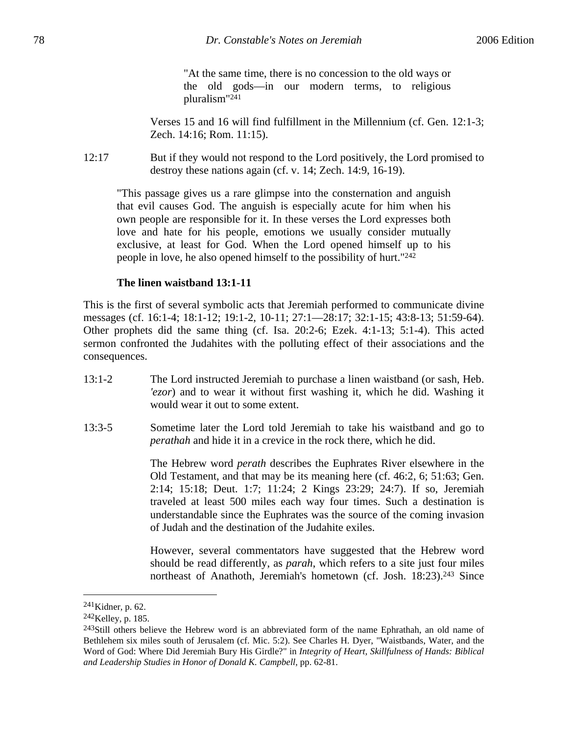> "At the same time, there is no concession to the old ways or the old gods—in our modern terms, to religious pluralism"[241]

Verses 15 and 16 will find fulfillment in the Millennium (cf. Gen. 12:1-3; Zech. 14:16; Rom. 11:15).

12:17 But if they would not respond to the Lord positively, the Lord promised to destroy these nations again (cf. v. 14; Zech. 14:9, 16-19).

> "This passage gives us a rare glimpse into the consternation and anguish that evil causes God. The anguish is especially acute for him when his own people are responsible for it. In these verses the Lord expresses both love and hate for his people, emotions we usually consider mutually exclusive, at least for God. When the Lord opened himself up to his people in love, he also opened himself to the possibility of hurt."[242]

**The linen waistband 13:1-11**

This is the first of several symbolic acts that Jeremiah performed to communicate divine messages (cf. 16:1-4; 18:1-12; 19:1-2, 10-11; 27:1—28:17; 32:1-15; 43:8-13; 51:59-64). Other prophets did the same thing (cf. Isa. 20:2-6; Ezek. 4:1-13; 5:1-4). This acted sermon confronted the Judahites with the polluting effect of their associations and the consequences.

13:1-2 The Lord instructed Jeremiah to purchase a linen waistband (or sash, Heb. *'ezor*) and to wear it without first washing it, which he did. Washing it would wear it out to some extent.

13:3-5 Sometime later the Lord told Jeremiah to take his waistband and go to *perathah* and hide it in a crevice in the rock there, which he did.

The Hebrew word *perath* describes the Euphrates River elsewhere in the Old Testament, and that may be its meaning here (cf. 46:2, 6; 51:63; Gen. 2:14; 15:18; Deut. 1:7; 11:24; 2 Kings 23:29; 24:7). If so, Jeremiah traveled at least 500 miles each way four times. Such a destination is understandable since the Euphrates was the source of the coming invasion of Judah and the destination of the Judahite exiles.

However, several commentators have suggested that the Hebrew word should be read differently, as *parah*, which refers to a site just four miles northeast of Anathoth, Jeremiah's hometown (cf. Josh. 18:23).[243] Since

---

[241] Kidner, p. 62.

[242] Kelley, p. 185.

[243] Still others believe the Hebrew word is an abbreviated form of the name Ephrathah, an old name of Bethlehem six miles south of Jerusalem (cf. Mic. 5:2). See Charles H. Dyer, "Waistbands, Water, and the Word of God: Where Did Jeremiah Bury His Girdle?" in *Integrity of Heart, Skillfulness of Hands: Biblical and Leadership Studies in Honor of Donald K. Campbell*, pp. 62-81.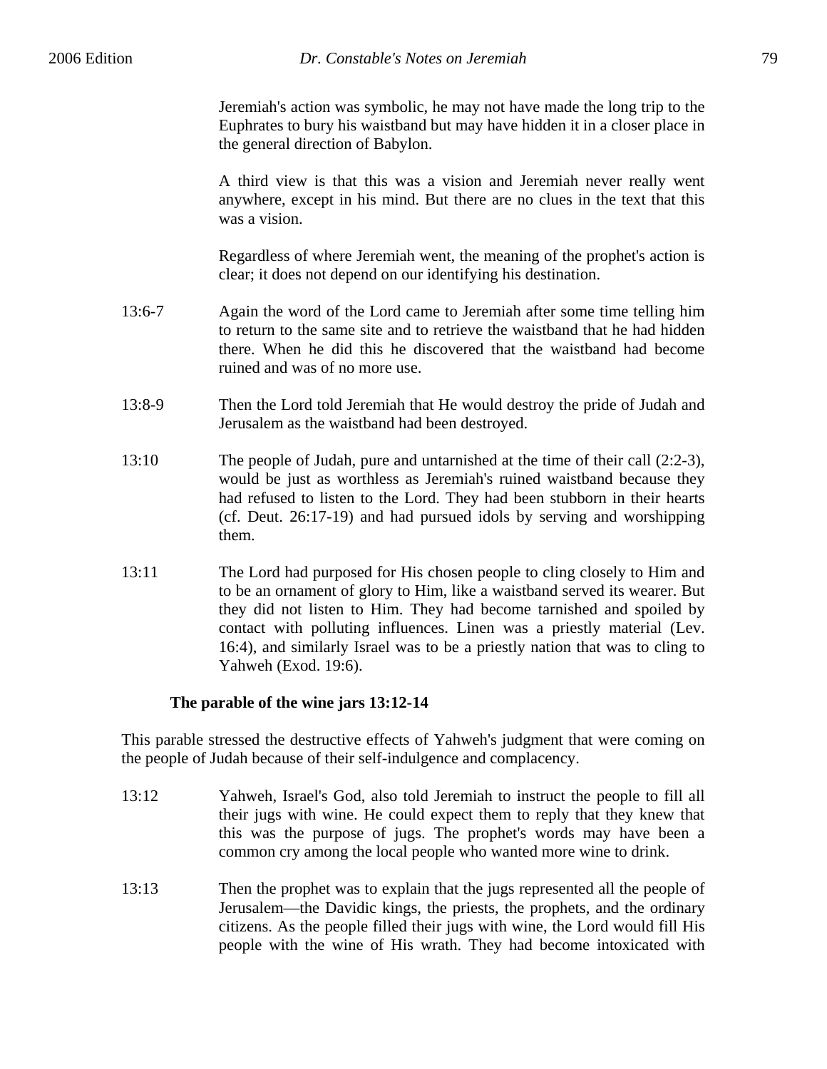Jeremiah's action was symbolic, he may not have made the long trip to the Euphrates to bury his waistband but may have hidden it in a closer place in the general direction of Babylon.

A third view is that this was a vision and Jeremiah never really went anywhere, except in his mind. But there are no clues in the text that this was a vision.

Regardless of where Jeremiah went, the meaning of the prophet's action is clear; it does not depend on our identifying his destination.

13:6-7 Again the word of the Lord came to Jeremiah after some time telling him to return to the same site and to retrieve the waistband that he had hidden there. When he did this he discovered that the waistband had become ruined and was of no more use.

13:8-9 Then the Lord told Jeremiah that He would destroy the pride of Judah and Jerusalem as the waistband had been destroyed.

13:10 The people of Judah, pure and untarnished at the time of their call (2:2-3), would be just as worthless as Jeremiah's ruined waistband because they had refused to listen to the Lord. They had been stubborn in their hearts (cf. Deut. 26:17-19) and had pursued idols by serving and worshipping them.

13:11 The Lord had purposed for His chosen people to cling closely to Him and to be an ornament of glory to Him, like a waistband served its wearer. But they did not listen to Him. They had become tarnished and spoiled by contact with polluting influences. Linen was a priestly material (Lev. 16:4), and similarly Israel was to be a priestly nation that was to cling to Yahweh (Exod. 19:6).

**The parable of the wine jars 13:12-14**

This parable stressed the destructive effects of Yahweh's judgment that were coming on the people of Judah because of their self-indulgence and complacency.

13:12 Yahweh, Israel's God, also told Jeremiah to instruct the people to fill all their jugs with wine. He could expect them to reply that they knew that this was the purpose of jugs. The prophet's words may have been a common cry among the local people who wanted more wine to drink.

13:13 Then the prophet was to explain that the jugs represented all the people of Jerusalem—the Davidic kings, the priests, the prophets, and the ordinary citizens. As the people filled their jugs with wine, the Lord would fill His people with the wine of His wrath. They had become intoxicated with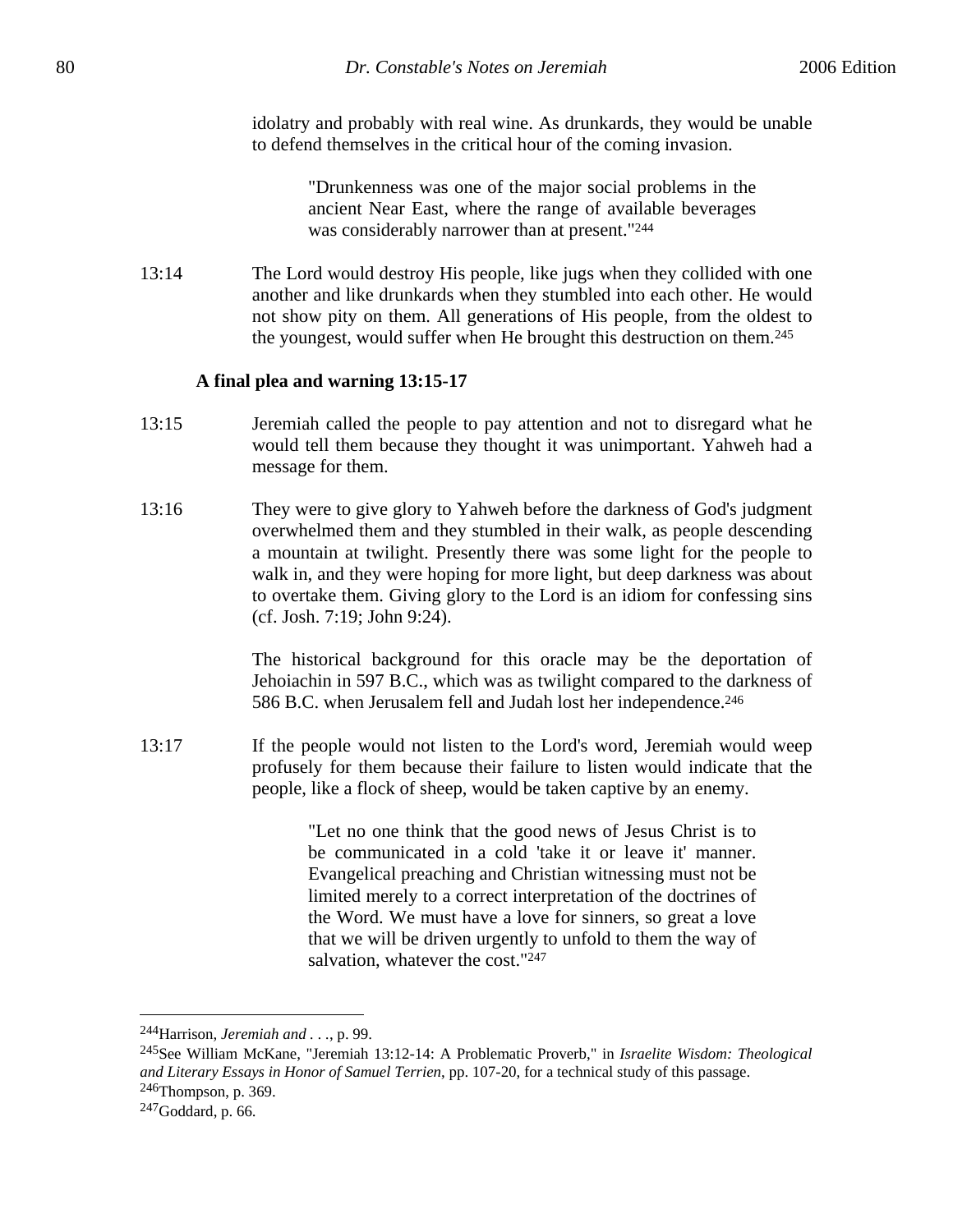idolatry and probably with real wine. As drunkards, they would be unable to defend themselves in the critical hour of the coming invasion.

> "Drunkenness was one of the major social problems in the ancient Near East, where the range of available beverages was considerably narrower than at present."[244]

13:14 The Lord would destroy His people, like jugs when they collided with one another and like drunkards when they stumbled into each other. He would not show pity on them. All generations of His people, from the oldest to the youngest, would suffer when He brought this destruction on them.[245]

**A final plea and warning 13:15-17**

13:15 Jeremiah called the people to pay attention and not to disregard what he would tell them because they thought it was unimportant. Yahweh had a message for them.

13:16 They were to give glory to Yahweh before the darkness of God's judgment overwhelmed them and they stumbled in their walk, as people descending a mountain at twilight. Presently there was some light for the people to walk in, and they were hoping for more light, but deep darkness was about to overtake them. Giving glory to the Lord is an idiom for confessing sins (cf. Josh. 7:19; John 9:24).

The historical background for this oracle may be the deportation of Jehoiachin in 597 B.C., which was as twilight compared to the darkness of 586 B.C. when Jerusalem fell and Judah lost her independence.[246]

13:17 If the people would not listen to the Lord's word, Jeremiah would weep profusely for them because their failure to listen would indicate that the people, like a flock of sheep, would be taken captive by an enemy.

> "Let no one think that the good news of Jesus Christ is to be communicated in a cold 'take it or leave it' manner. Evangelical preaching and Christian witnessing must not be limited merely to a correct interpretation of the doctrines of the Word. We must have a love for sinners, so great a love that we will be driven urgently to unfold to them the way of salvation, whatever the cost."[247]

---

[244] Harrison, *Jeremiah and . . .*, p. 99.

[245] See William McKane, "Jeremiah 13:12-14: A Problematic Proverb," in *Israelite Wisdom: Theological and Literary Essays in Honor of Samuel Terrien*, pp. 107-20, for a technical study of this passage.

[246] Thompson, p. 369.

[247] Goddard, p. 66.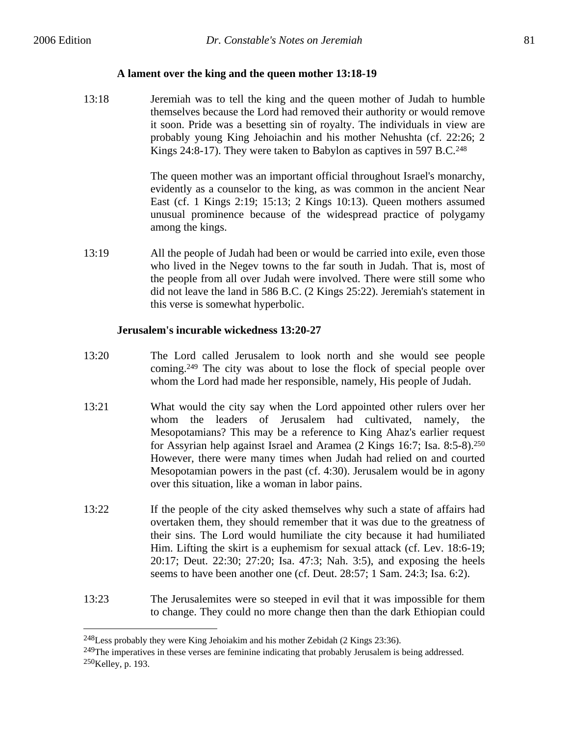**A lament over the king and the queen mother 13:18-19**

13:18 Jeremiah was to tell the king and the queen mother of Judah to humble themselves because the Lord had removed their authority or would remove it soon. Pride was a besetting sin of royalty. The individuals in view are probably young King Jehoiachin and his mother Nehushta (cf. 22:26; 2 Kings 24:8-17). They were taken to Babylon as captives in 597 B.C.[248]

The queen mother was an important official throughout Israel's monarchy, evidently as a counselor to the king, as was common in the ancient Near East (cf. 1 Kings 2:19; 15:13; 2 Kings 10:13). Queen mothers assumed unusual prominence because of the widespread practice of polygamy among the kings.

13:19 All the people of Judah had been or would be carried into exile, even those who lived in the Negev towns to the far south in Judah. That is, most of the people from all over Judah were involved. There were still some who did not leave the land in 586 B.C. (2 Kings 25:22). Jeremiah's statement in this verse is somewhat hyperbolic.

**Jerusalem's incurable wickedness 13:20-27**

13:20 The Lord called Jerusalem to look north and she would see people coming.[249] The city was about to lose the flock of special people over whom the Lord had made her responsible, namely, His people of Judah.

13:21 What would the city say when the Lord appointed other rulers over her whom the leaders of Jerusalem had cultivated, namely, the Mesopotamians? This may be a reference to King Ahaz's earlier request for Assyrian help against Israel and Aramea (2 Kings 16:7; Isa. 8:5-8).[250] However, there were many times when Judah had relied on and courted Mesopotamian powers in the past (cf. 4:30). Jerusalem would be in agony over this situation, like a woman in labor pains.

13:22 If the people of the city asked themselves why such a state of affairs had overtaken them, they should remember that it was due to the greatness of their sins. The Lord would humiliate the city because it had humiliated Him. Lifting the skirt is a euphemism for sexual attack (cf. Lev. 18:6-19; 20:17; Deut. 22:30; 27:20; Isa. 47:3; Nah. 3:5), and exposing the heels seems to have been another one (cf. Deut. 28:57; 1 Sam. 24:3; Isa. 6:2).

13:23 The Jerusalemites were so steeped in evil that it was impossible for them to change. They could no more change then than the dark Ethiopian could

---

[248]Less probably they were King Jehoiakim and his mother Zebidah (2 Kings 23:36).

[249]The imperatives in these verses are feminine indicating that probably Jerusalem is being addressed.

[250]Kelley, p. 193.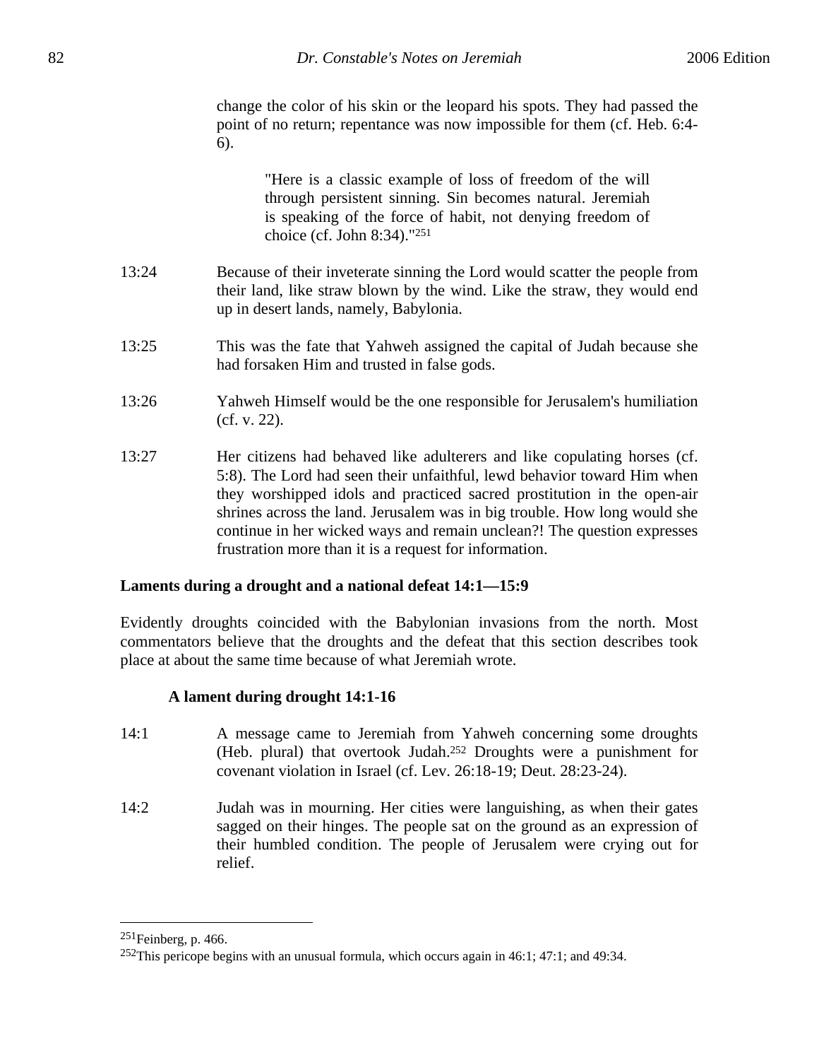change the color of his skin or the leopard his spots. They had passed the point of no return; repentance was now impossible for them (cf. Heb. 6:4-6).

> "Here is a classic example of loss of freedom of the will through persistent sinning. Sin becomes natural. Jeremiah is speaking of the force of habit, not denying freedom of choice (cf. John 8:34)."[251]

13:24 Because of their inveterate sinning the Lord would scatter the people from their land, like straw blown by the wind. Like the straw, they would end up in desert lands, namely, Babylonia.

13:25 This was the fate that Yahweh assigned the capital of Judah because she had forsaken Him and trusted in false gods.

13:26 Yahweh Himself would be the one responsible for Jerusalem's humiliation (cf. v. 22).

13:27 Her citizens had behaved like adulterers and like copulating horses (cf. 5:8). The Lord had seen their unfaithful, lewd behavior toward Him when they worshipped idols and practiced sacred prostitution in the open-air shrines across the land. Jerusalem was in big trouble. How long would she continue in her wicked ways and remain unclean?! The question expresses frustration more than it is a request for information.

**Laments during a drought and a national defeat 14:1—15:9**

Evidently droughts coincided with the Babylonian invasions from the north. Most commentators believe that the droughts and the defeat that this section describes took place at about the same time because of what Jeremiah wrote.

**A lament during drought 14:1-16**

14:1 A message came to Jeremiah from Yahweh concerning some droughts (Heb. plural) that overtook Judah.[252] Droughts were a punishment for covenant violation in Israel (cf. Lev. 26:18-19; Deut. 28:23-24).

14:2 Judah was in mourning. Her cities were languishing, as when their gates sagged on their hinges. The people sat on the ground as an expression of their humbled condition. The people of Jerusalem were crying out for relief.

---

[251]Feinberg, p. 466.

[252]This pericope begins with an unusual formula, which occurs again in 46:1; 47:1; and 49:34.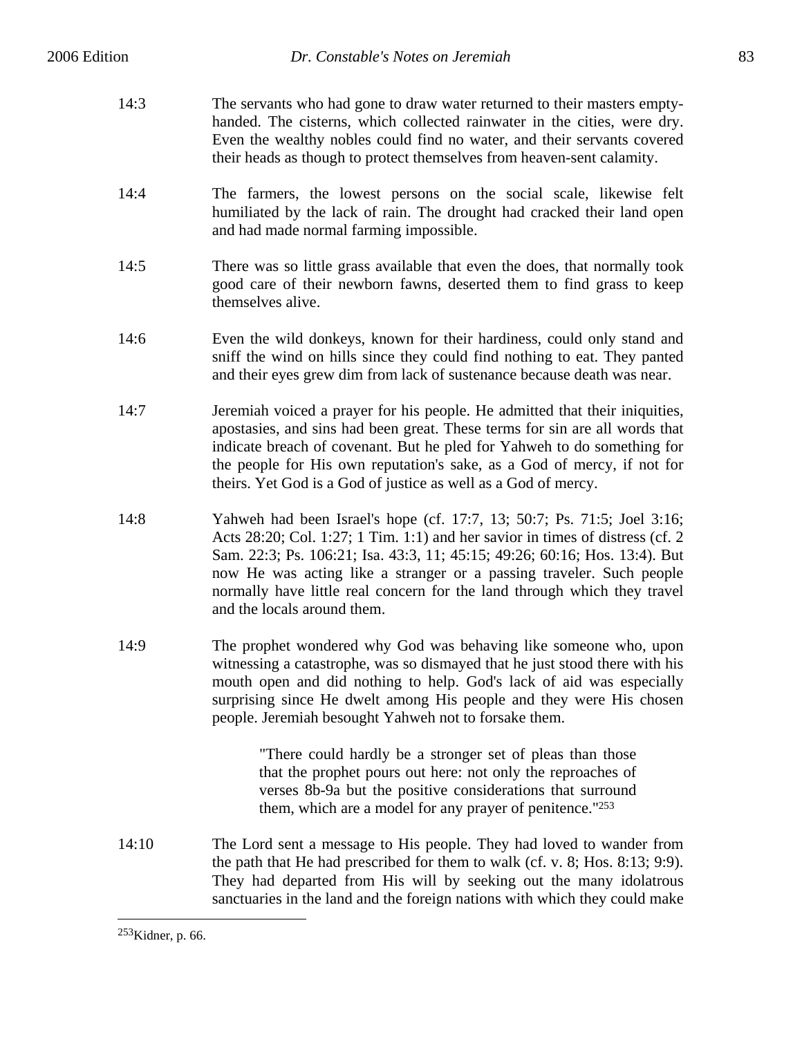14:3 The servants who had gone to draw water returned to their masters empty-handed. The cisterns, which collected rainwater in the cities, were dry. Even the wealthy nobles could find no water, and their servants covered their heads as though to protect themselves from heaven-sent calamity.

14:4 The farmers, the lowest persons on the social scale, likewise felt humiliated by the lack of rain. The drought had cracked their land open and had made normal farming impossible.

14:5 There was so little grass available that even the does, that normally took good care of their newborn fawns, deserted them to find grass to keep themselves alive.

14:6 Even the wild donkeys, known for their hardiness, could only stand and sniff the wind on hills since they could find nothing to eat. They panted and their eyes grew dim from lack of sustenance because death was near.

14:7 Jeremiah voiced a prayer for his people. He admitted that their iniquities, apostasies, and sins had been great. These terms for sin are all words that indicate breach of covenant. But he pled for Yahweh to do something for the people for His own reputation's sake, as a God of mercy, if not for theirs. Yet God is a God of justice as well as a God of mercy.

14:8 Yahweh had been Israel's hope (cf. 17:7, 13; 50:7; Ps. 71:5; Joel 3:16; Acts 28:20; Col. 1:27; 1 Tim. 1:1) and her savior in times of distress (cf. 2 Sam. 22:3; Ps. 106:21; Isa. 43:3, 11; 45:15; 49:26; 60:16; Hos. 13:4). But now He was acting like a stranger or a passing traveler. Such people normally have little real concern for the land through which they travel and the locals around them.

14:9 The prophet wondered why God was behaving like someone who, upon witnessing a catastrophe, was so dismayed that he just stood there with his mouth open and did nothing to help. God's lack of aid was especially surprising since He dwelt among His people and they were His chosen people. Jeremiah besought Yahweh not to forsake them.

> "There could hardly be a stronger set of pleas than those that the prophet pours out here: not only the reproaches of verses 8b-9a but the positive considerations that surround them, which are a model for any prayer of penitence."[253]

14:10 The Lord sent a message to His people. They had loved to wander from the path that He had prescribed for them to walk (cf. v. 8; Hos. 8:13; 9:9). They had departed from His will by seeking out the many idolatrous sanctuaries in the land and the foreign nations with which they could make

---

[253]Kidner, p. 66.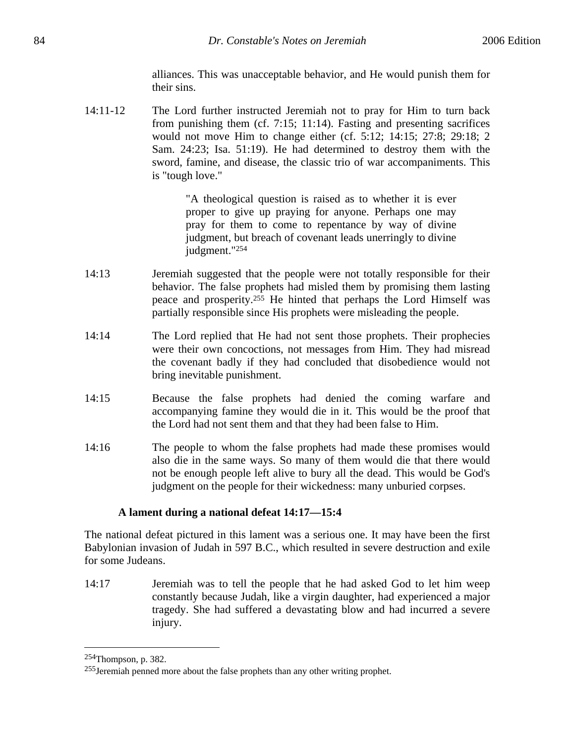alliances. This was unacceptable behavior, and He would punish them for their sins.

14:11-12 The Lord further instructed Jeremiah not to pray for Him to turn back from punishing them (cf. 7:15; 11:14). Fasting and presenting sacrifices would not move Him to change either (cf. 5:12; 14:15; 27:8; 29:18; 2 Sam. 24:23; Isa. 51:19). He had determined to destroy them with the sword, famine, and disease, the classic trio of war accompaniments. This is "tough love."

> "A theological question is raised as to whether it is ever proper to give up praying for anyone. Perhaps one may pray for them to come to repentance by way of divine judgment, but breach of covenant leads unerringly to divine judgment."[254]

14:13 Jeremiah suggested that the people were not totally responsible for their behavior. The false prophets had misled them by promising them lasting peace and prosperity.[255] He hinted that perhaps the Lord Himself was partially responsible since His prophets were misleading the people.

14:14 The Lord replied that He had not sent those prophets. Their prophecies were their own concoctions, not messages from Him. They had misread the covenant badly if they had concluded that disobedience would not bring inevitable punishment.

14:15 Because the false prophets had denied the coming warfare and accompanying famine they would die in it. This would be the proof that the Lord had not sent them and that they had been false to Him.

14:16 The people to whom the false prophets had made these promises would also die in the same ways. So many of them would die that there would not be enough people left alive to bury all the dead. This would be God's judgment on the people for their wickedness: many unburied corpses.

### A lament during a national defeat 14:17—15:4

The national defeat pictured in this lament was a serious one. It may have been the first Babylonian invasion of Judah in 597 B.C., which resulted in severe destruction and exile for some Judeans.

14:17 Jeremiah was to tell the people that he had asked God to let him weep constantly because Judah, like a virgin daughter, had experienced a major tragedy. She had suffered a devastating blow and had incurred a severe injury.

---

[254]Thompson, p. 382.

[255]Jeremiah penned more about the false prophets than any other writing prophet.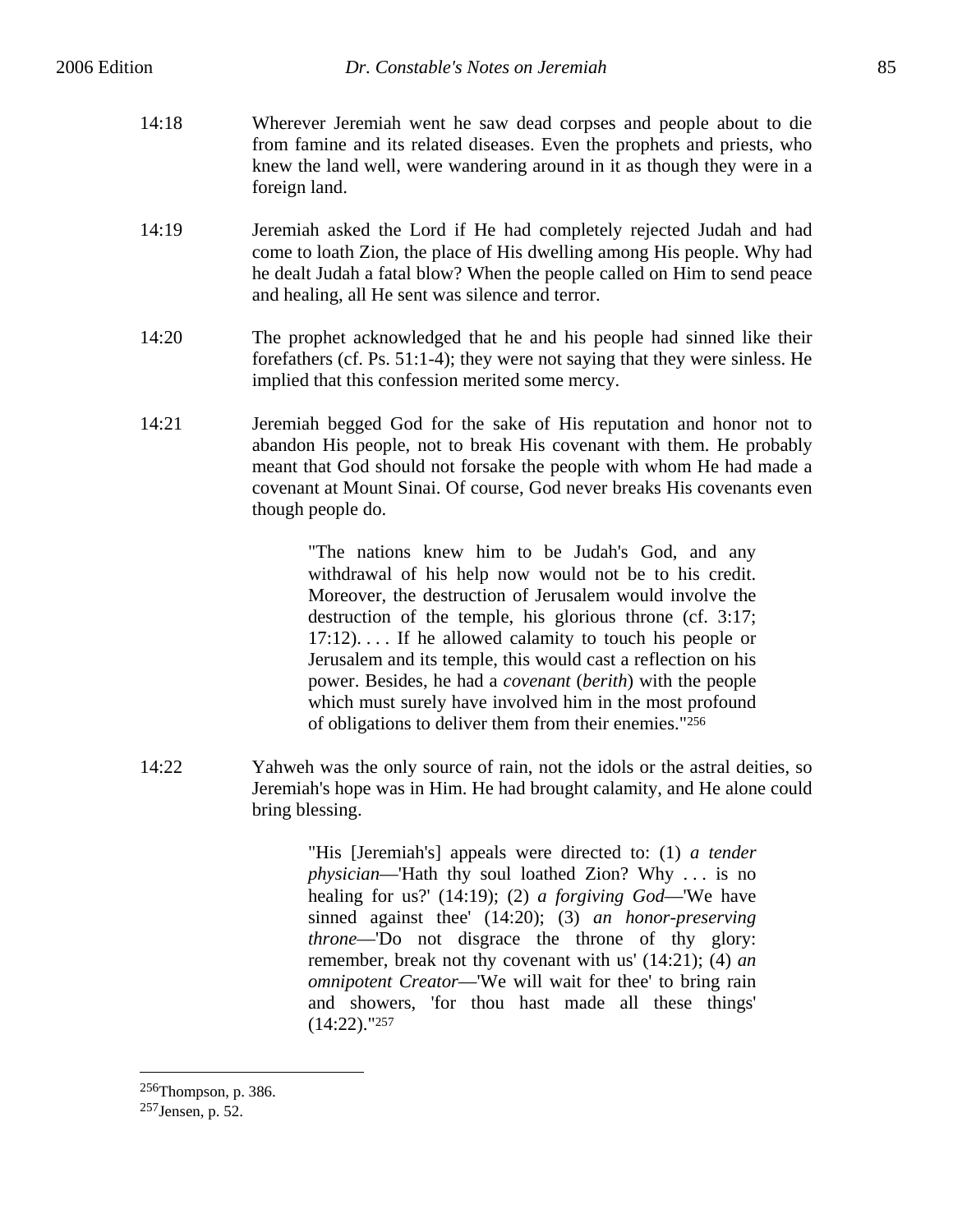14:18 Wherever Jeremiah went he saw dead corpses and people about to die from famine and its related diseases. Even the prophets and priests, who knew the land well, were wandering around in it as though they were in a foreign land.

14:19 Jeremiah asked the Lord if He had completely rejected Judah and had come to loath Zion, the place of His dwelling among His people. Why had he dealt Judah a fatal blow? When the people called on Him to send peace and healing, all He sent was silence and terror.

14:20 The prophet acknowledged that he and his people had sinned like their forefathers (cf. Ps. 51:1-4); they were not saying that they were sinless. He implied that this confession merited some mercy.

14:21 Jeremiah begged God for the sake of His reputation and honor not to abandon His people, not to break His covenant with them. He probably meant that God should not forsake the people with whom He had made a covenant at Mount Sinai. Of course, God never breaks His covenants even though people do.

> "The nations knew him to be Judah's God, and any withdrawal of his help now would not be to his credit. Moreover, the destruction of Jerusalem would involve the destruction of the temple, his glorious throne (cf. 3:17; 17:12). . . . If he allowed calamity to touch his people or Jerusalem and its temple, this would cast a reflection on his power. Besides, he had a *covenant* (*berith*) with the people which must surely have involved him in the most profound of obligations to deliver them from their enemies."[256]

14:22 Yahweh was the only source of rain, not the idols or the astral deities, so Jeremiah's hope was in Him. He had brought calamity, and He alone could bring blessing.

> "His [Jeremiah's] appeals were directed to: (1) *a tender physician*—'Hath thy soul loathed Zion? Why . . . is no healing for us?' (14:19); (2) *a forgiving God*—'We have sinned against thee' (14:20); (3) *an honor-preserving throne*—'Do not disgrace the throne of thy glory: remember, break not thy covenant with us' (14:21); (4) *an omnipotent Creator*—'We will wait for thee' to bring rain and showers, 'for thou hast made all these things' (14:22)."[257]

---

[256] Thompson, p. 386.

[257] Jensen, p. 52.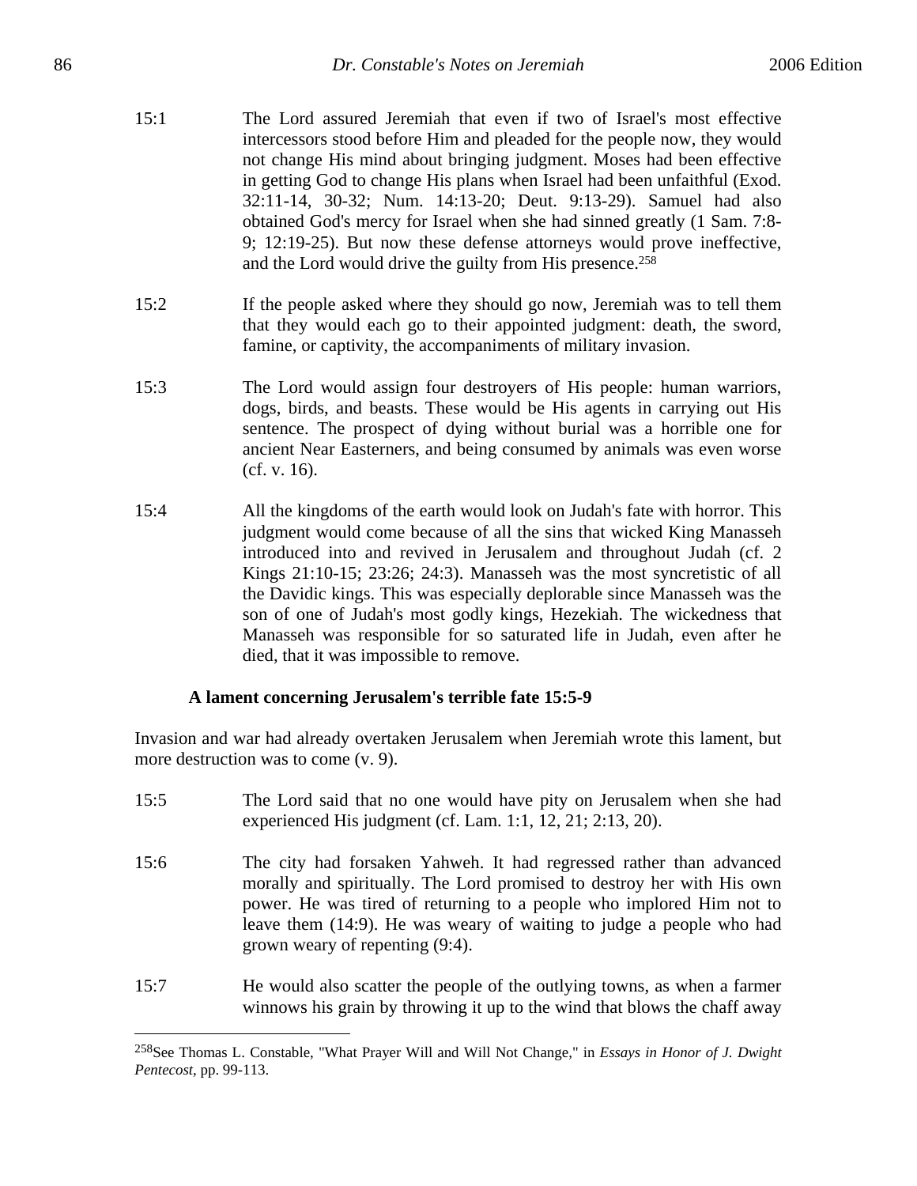15:1 The Lord assured Jeremiah that even if two of Israel's most effective intercessors stood before Him and pleaded for the people now, they would not change His mind about bringing judgment. Moses had been effective in getting God to change His plans when Israel had been unfaithful (Exod. 32:11-14, 30-32; Num. 14:13-20; Deut. 9:13-29). Samuel had also obtained God's mercy for Israel when she had sinned greatly (1 Sam. 7:8-9; 12:19-25). But now these defense attorneys would prove ineffective, and the Lord would drive the guilty from His presence.[258]

15:2 If the people asked where they should go now, Jeremiah was to tell them that they would each go to their appointed judgment: death, the sword, famine, or captivity, the accompaniments of military invasion.

15:3 The Lord would assign four destroyers of His people: human warriors, dogs, birds, and beasts. These would be His agents in carrying out His sentence. The prospect of dying without burial was a horrible one for ancient Near Easterners, and being consumed by animals was even worse (cf. v. 16).

15:4 All the kingdoms of the earth would look on Judah's fate with horror. This judgment would come because of all the sins that wicked King Manasseh introduced into and revived in Jerusalem and throughout Judah (cf. 2 Kings 21:10-15; 23:26; 24:3). Manasseh was the most syncretistic of all the Davidic kings. This was especially deplorable since Manasseh was the son of one of Judah's most godly kings, Hezekiah. The wickedness that Manasseh was responsible for so saturated life in Judah, even after he died, that it was impossible to remove.

**A lament concerning Jerusalem's terrible fate 15:5-9**

Invasion and war had already overtaken Jerusalem when Jeremiah wrote this lament, but more destruction was to come (v. 9).

15:5 The Lord said that no one would have pity on Jerusalem when she had experienced His judgment (cf. Lam. 1:1, 12, 21; 2:13, 20).

15:6 The city had forsaken Yahweh. It had regressed rather than advanced morally and spiritually. The Lord promised to destroy her with His own power. He was tired of returning to a people who implored Him not to leave them (14:9). He was weary of waiting to judge a people who had grown weary of repenting (9:4).

15:7 He would also scatter the people of the outlying towns, as when a farmer winnows his grain by throwing it up to the wind that blows the chaff away

---

[258]See Thomas L. Constable, "What Prayer Will and Will Not Change," in *Essays in Honor of J. Dwight Pentecost*, pp. 99-113.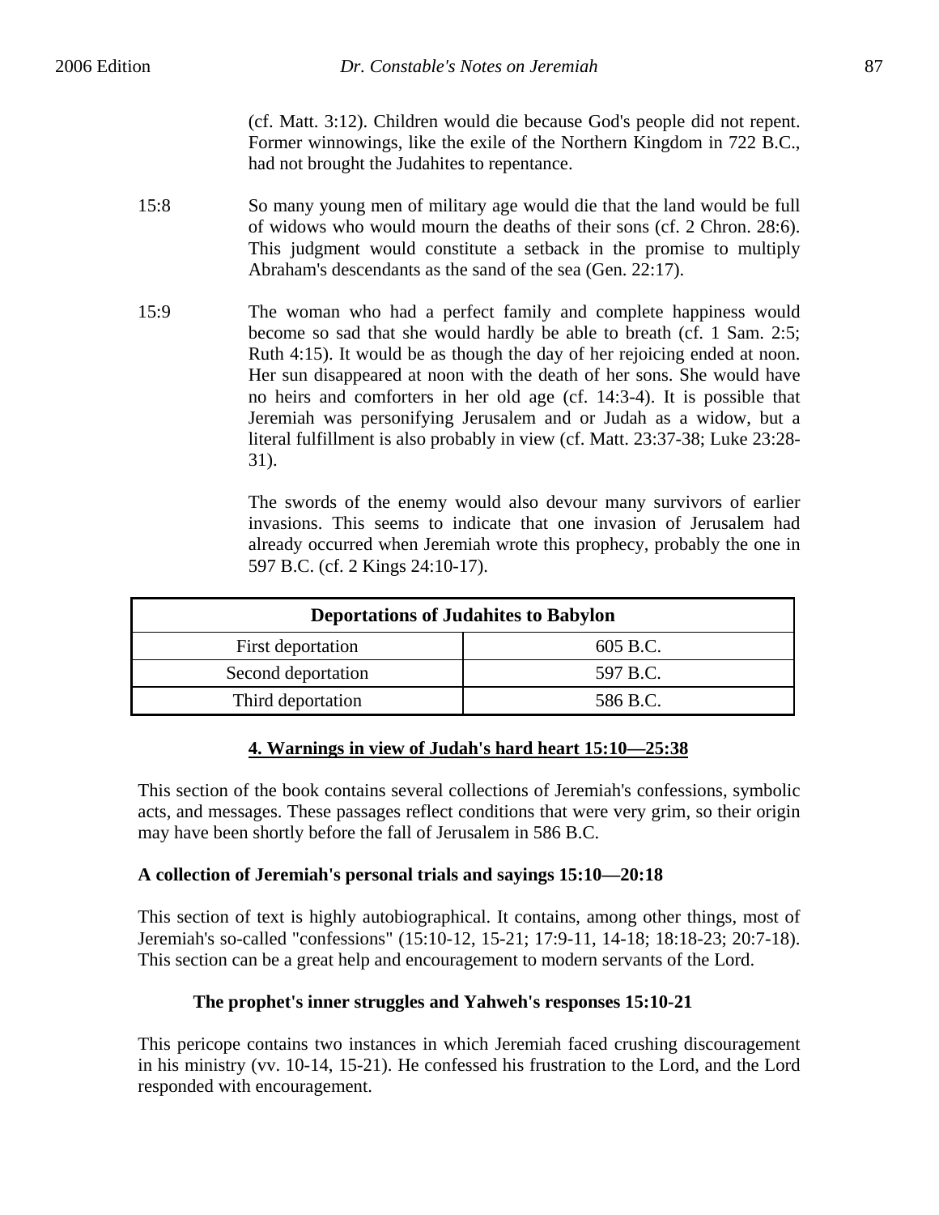(cf. Matt. 3:12). Children would die because God's people did not repent. Former winnowings, like the exile of the Northern Kingdom in 722 B.C., had not brought the Judahites to repentance.

15:8 So many young men of military age would die that the land would be full of widows who would mourn the deaths of their sons (cf. 2 Chron. 28:6). This judgment would constitute a setback in the promise to multiply Abraham's descendants as the sand of the sea (Gen. 22:17).

15:9 The woman who had a perfect family and complete happiness would become so sad that she would hardly be able to breath (cf. 1 Sam. 2:5; Ruth 4:15). It would be as though the day of her rejoicing ended at noon. Her sun disappeared at noon with the death of her sons. She would have no heirs and comforters in her old age (cf. 14:3-4). It is possible that Jeremiah was personifying Jerusalem and or Judah as a widow, but a literal fulfillment is also probably in view (cf. Matt. 23:37-38; Luke 23:28-31).

The swords of the enemy would also devour many survivors of earlier invasions. This seems to indicate that one invasion of Jerusalem had already occurred when Jeremiah wrote this prophecy, probably the one in 597 B.C. (cf. 2 Kings 24:10-17).

| Deportations of Judahites to Babylon | |
|---|---|
| First deportation | 605 B.C. |
| Second deportation | 597 B.C. |
| Third deportation | 586 B.C. |

## 4. Warnings in view of Judah's hard heart 15:10—25:38

This section of the book contains several collections of Jeremiah's confessions, symbolic acts, and messages. These passages reflect conditions that were very grim, so their origin may have been shortly before the fall of Jerusalem in 586 B.C.

### A collection of Jeremiah's personal trials and sayings 15:10—20:18

This section of text is highly autobiographical. It contains, among other things, most of Jeremiah's so-called "confessions" (15:10-12, 15-21; 17:9-11, 14-18; 18:18-23; 20:7-18). This section can be a great help and encouragement to modern servants of the Lord.

#### The prophet's inner struggles and Yahweh's responses 15:10-21

This pericope contains two instances in which Jeremiah faced crushing discouragement in his ministry (vv. 10-14, 15-21). He confessed his frustration to the Lord, and the Lord responded with encouragement.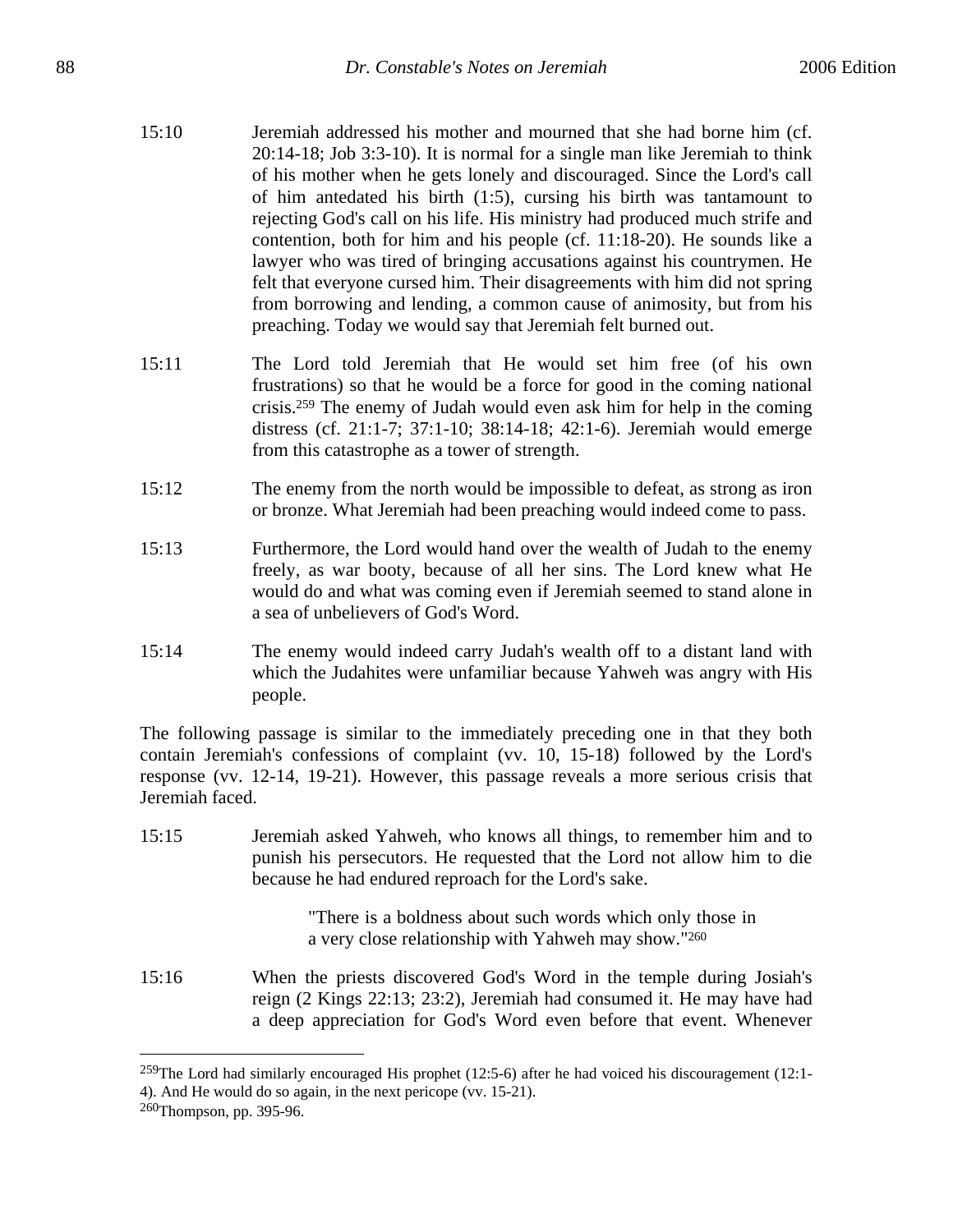15:10 Jeremiah addressed his mother and mourned that she had borne him (cf. 20:14-18; Job 3:3-10). It is normal for a single man like Jeremiah to think of his mother when he gets lonely and discouraged. Since the Lord's call of him antedated his birth (1:5), cursing his birth was tantamount to rejecting God's call on his life. His ministry had produced much strife and contention, both for him and his people (cf. 11:18-20). He sounds like a lawyer who was tired of bringing accusations against his countrymen. He felt that everyone cursed him. Their disagreements with him did not spring from borrowing and lending, a common cause of animosity, but from his preaching. Today we would say that Jeremiah felt burned out.

15:11 The Lord told Jeremiah that He would set him free (of his own frustrations) so that he would be a force for good in the coming national crisis.[259] The enemy of Judah would even ask him for help in the coming distress (cf. 21:1-7; 37:1-10; 38:14-18; 42:1-6). Jeremiah would emerge from this catastrophe as a tower of strength.

15:12 The enemy from the north would be impossible to defeat, as strong as iron or bronze. What Jeremiah had been preaching would indeed come to pass.

15:13 Furthermore, the Lord would hand over the wealth of Judah to the enemy freely, as war booty, because of all her sins. The Lord knew what He would do and what was coming even if Jeremiah seemed to stand alone in a sea of unbelievers of God's Word.

15:14 The enemy would indeed carry Judah's wealth off to a distant land with which the Judahites were unfamiliar because Yahweh was angry with His people.

The following passage is similar to the immediately preceding one in that they both contain Jeremiah's confessions of complaint (vv. 10, 15-18) followed by the Lord's response (vv. 12-14, 19-21). However, this passage reveals a more serious crisis that Jeremiah faced.

15:15 Jeremiah asked Yahweh, who knows all things, to remember him and to punish his persecutors. He requested that the Lord not allow him to die because he had endured reproach for the Lord's sake.

> "There is a boldness about such words which only those in a very close relationship with Yahweh may show."[260]

15:16 When the priests discovered God's Word in the temple during Josiah's reign (2 Kings 22:13; 23:2), Jeremiah had consumed it. He may have had a deep appreciation for God's Word even before that event. Whenever

---

[259]The Lord had similarly encouraged His prophet (12:5-6) after he had voiced his discouragement (12:1-4). And He would do so again, in the next pericope (vv. 15-21).

[260]Thompson, pp. 395-96.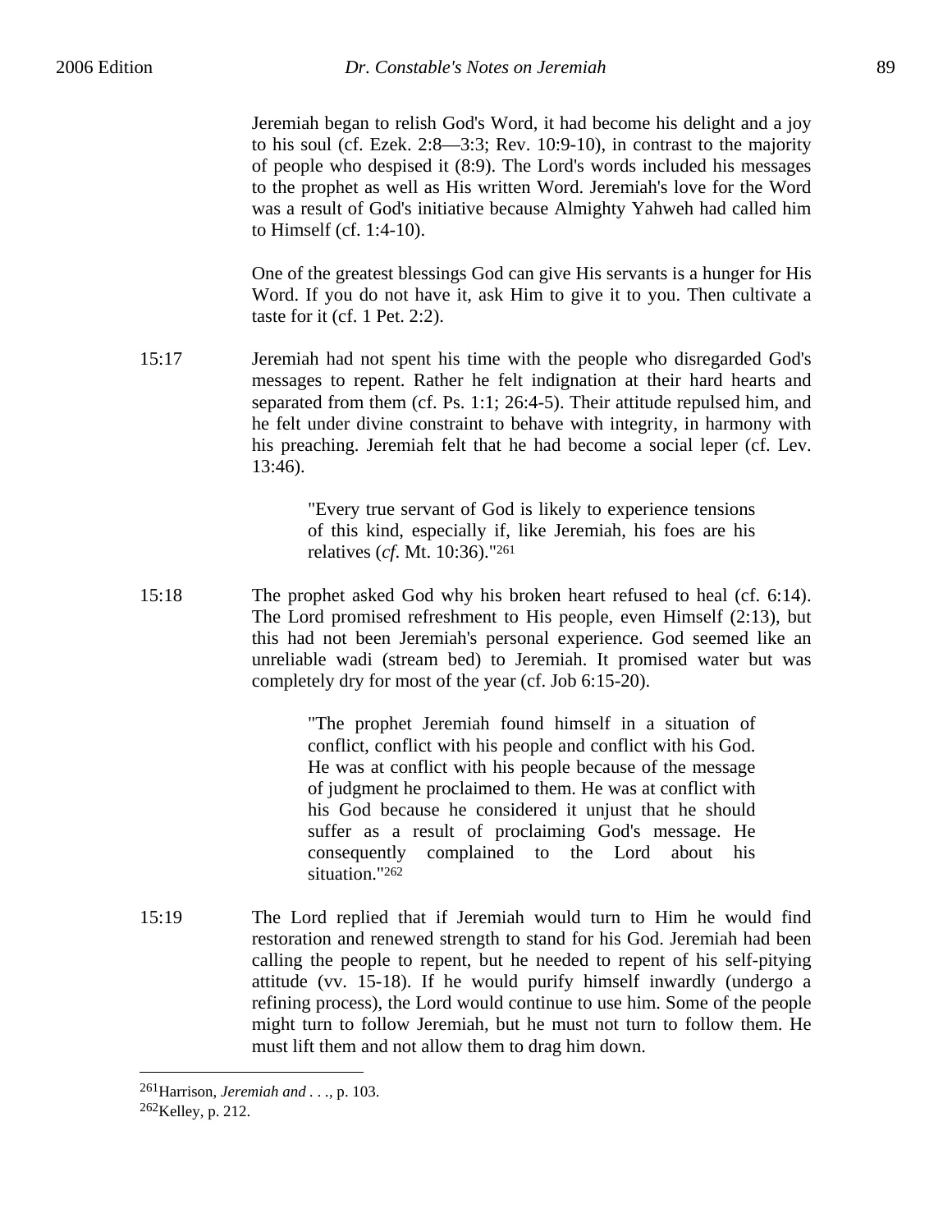Jeremiah began to relish God's Word, it had become his delight and a joy to his soul (cf. Ezek. 2:8—3:3; Rev. 10:9-10), in contrast to the majority of people who despised it (8:9). The Lord's words included his messages to the prophet as well as His written Word. Jeremiah's love for the Word was a result of God's initiative because Almighty Yahweh had called him to Himself (cf. 1:4-10).

One of the greatest blessings God can give His servants is a hunger for His Word. If you do not have it, ask Him to give it to you. Then cultivate a taste for it (cf. 1 Pet. 2:2).

15:17 Jeremiah had not spent his time with the people who disregarded God's messages to repent. Rather he felt indignation at their hard hearts and separated from them (cf. Ps. 1:1; 26:4-5). Their attitude repulsed him, and he felt under divine constraint to behave with integrity, in harmony with his preaching. Jeremiah felt that he had become a social leper (cf. Lev. 13:46).

> "Every true servant of God is likely to experience tensions of this kind, especially if, like Jeremiah, his foes are his relatives (*cf.* Mt. 10:36)."[261]

15:18 The prophet asked God why his broken heart refused to heal (cf. 6:14). The Lord promised refreshment to His people, even Himself (2:13), but this had not been Jeremiah's personal experience. God seemed like an unreliable wadi (stream bed) to Jeremiah. It promised water but was completely dry for most of the year (cf. Job 6:15-20).

> "The prophet Jeremiah found himself in a situation of conflict, conflict with his people and conflict with his God. He was at conflict with his people because of the message of judgment he proclaimed to them. He was at conflict with his God because he considered it unjust that he should suffer as a result of proclaiming God's message. He consequently complained to the Lord about his situation."[262]

15:19 The Lord replied that if Jeremiah would turn to Him he would find restoration and renewed strength to stand for his God. Jeremiah had been calling the people to repent, but he needed to repent of his self-pitying attitude (vv. 15-18). If he would purify himself inwardly (undergo a refining process), the Lord would continue to use him. Some of the people might turn to follow Jeremiah, but he must not turn to follow them. He must lift them and not allow them to drag him down.

---

[261]Harrison, *Jeremiah and . . .*, p. 103.

[262]Kelley, p. 212.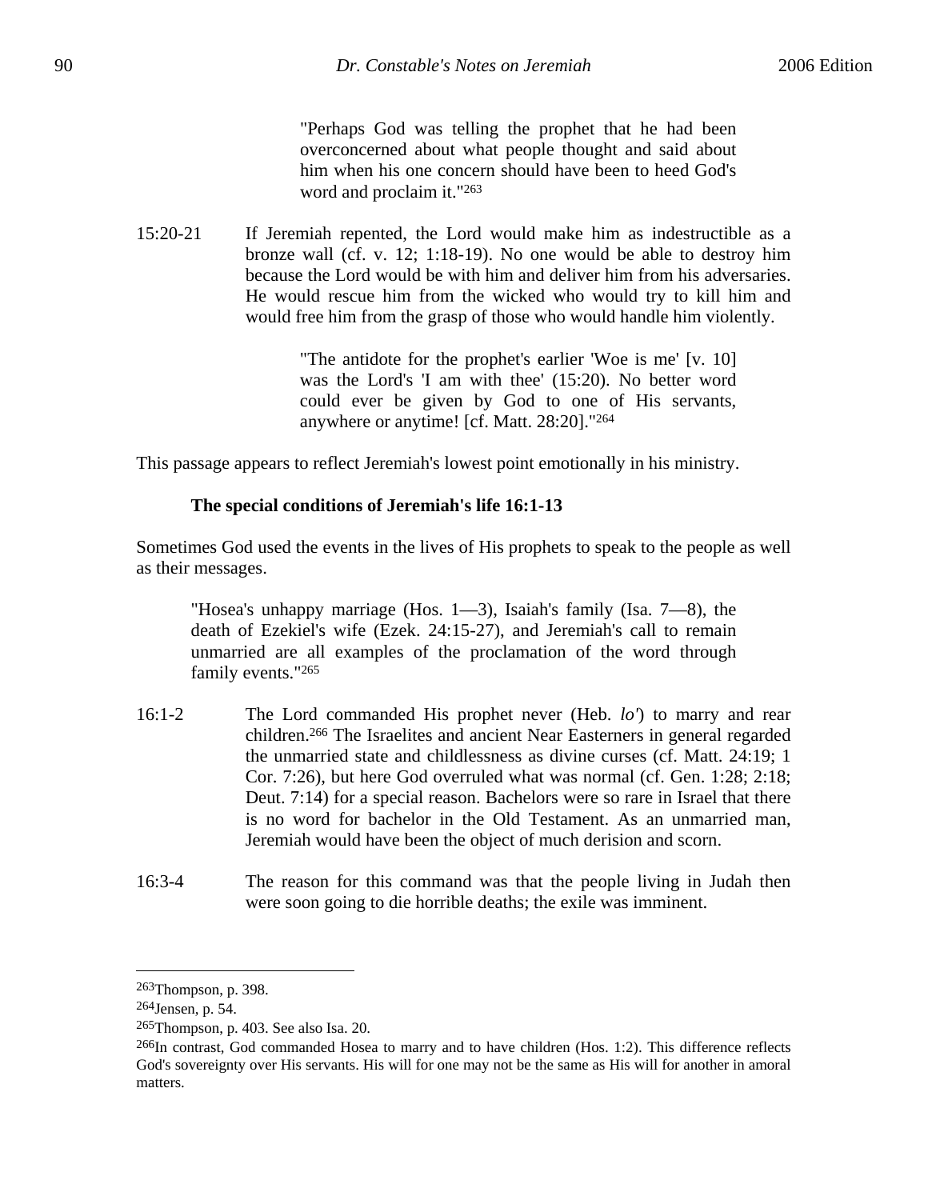> "Perhaps God was telling the prophet that he had been overconcerned about what people thought and said about him when his one concern should have been to heed God's word and proclaim it."[263]

15:20-21 If Jeremiah repented, the Lord would make him as indestructible as a bronze wall (cf. v. 12; 1:18-19). No one would be able to destroy him because the Lord would be with him and deliver him from his adversaries. He would rescue him from the wicked who would try to kill him and would free him from the grasp of those who would handle him violently.

> "The antidote for the prophet's earlier 'Woe is me' [v. 10] was the Lord's 'I am with thee' (15:20). No better word could ever be given by God to one of His servants, anywhere or anytime! [cf. Matt. 28:20]."[264]

This passage appears to reflect Jeremiah's lowest point emotionally in his ministry.

**The special conditions of Jeremiah's life 16:1-13**

Sometimes God used the events in the lives of His prophets to speak to the people as well as their messages.

> "Hosea's unhappy marriage (Hos. 1—3), Isaiah's family (Isa. 7—8), the death of Ezekiel's wife (Ezek. 24:15-27), and Jeremiah's call to remain unmarried are all examples of the proclamation of the word through family events."[265]

16:1-2 The Lord commanded His prophet never (Heb. *lo'*) to marry and rear children.[266] The Israelites and ancient Near Easterners in general regarded the unmarried state and childlessness as divine curses (cf. Matt. 24:19; 1 Cor. 7:26), but here God overruled what was normal (cf. Gen. 1:28; 2:18; Deut. 7:14) for a special reason. Bachelors were so rare in Israel that there is no word for bachelor in the Old Testament. As an unmarried man, Jeremiah would have been the object of much derision and scorn.

16:3-4 The reason for this command was that the people living in Judah then were soon going to die horrible deaths; the exile was imminent.

---

[263]Thompson, p. 398.

[264]Jensen, p. 54.

[265]Thompson, p. 403. See also Isa. 20.

[266]In contrast, God commanded Hosea to marry and to have children (Hos. 1:2). This difference reflects God's sovereignty over His servants. His will for one may not be the same as His will for another in amoral matters.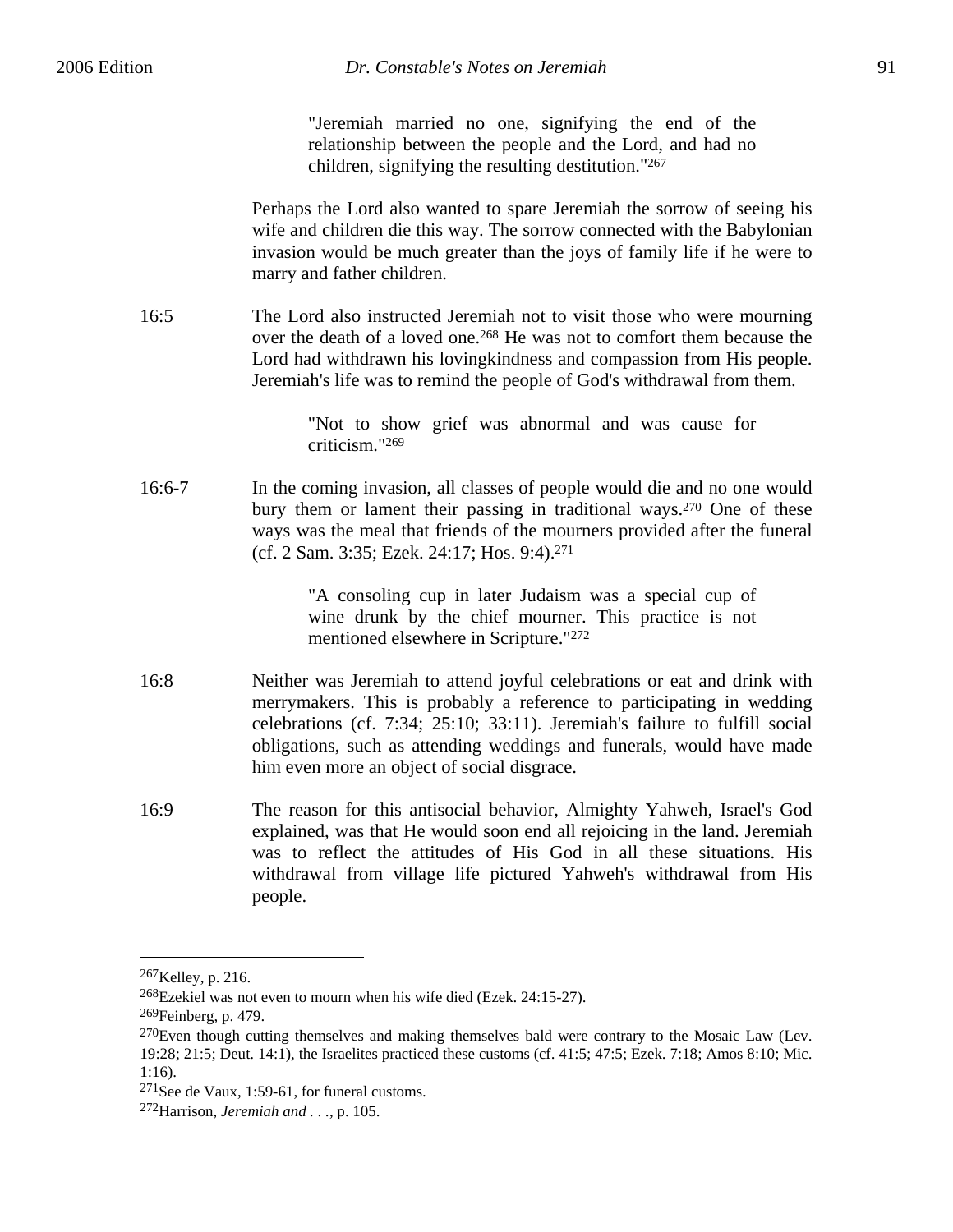> "Jeremiah married no one, signifying the end of the relationship between the people and the Lord, and had no children, signifying the resulting destitution."[267]

Perhaps the Lord also wanted to spare Jeremiah the sorrow of seeing his wife and children die this way. The sorrow connected with the Babylonian invasion would be much greater than the joys of family life if he were to marry and father children.

16:5 The Lord also instructed Jeremiah not to visit those who were mourning over the death of a loved one.[268] He was not to comfort them because the Lord had withdrawn his lovingkindness and compassion from His people. Jeremiah's life was to remind the people of God's withdrawal from them.

> "Not to show grief was abnormal and was cause for criticism."[269]

16:6-7 In the coming invasion, all classes of people would die and no one would bury them or lament their passing in traditional ways.[270] One of these ways was the meal that friends of the mourners provided after the funeral (cf. 2 Sam. 3:35; Ezek. 24:17; Hos. 9:4).[271]

> "A consoling cup in later Judaism was a special cup of wine drunk by the chief mourner. This practice is not mentioned elsewhere in Scripture."[272]

16:8 Neither was Jeremiah to attend joyful celebrations or eat and drink with merrymakers. This is probably a reference to participating in wedding celebrations (cf. 7:34; 25:10; 33:11). Jeremiah's failure to fulfill social obligations, such as attending weddings and funerals, would have made him even more an object of social disgrace.

16:9 The reason for this antisocial behavior, Almighty Yahweh, Israel's God explained, was that He would soon end all rejoicing in the land. Jeremiah was to reflect the attitudes of His God in all these situations. His withdrawal from village life pictured Yahweh's withdrawal from His people.

---

[267]Kelley, p. 216.

[268]Ezekiel was not even to mourn when his wife died (Ezek. 24:15-27).

[269]Feinberg, p. 479.

[270]Even though cutting themselves and making themselves bald were contrary to the Mosaic Law (Lev. 19:28; 21:5; Deut. 14:1), the Israelites practiced these customs (cf. 41:5; 47:5; Ezek. 7:18; Amos 8:10; Mic. 1:16).

[271]See de Vaux, 1:59-61, for funeral customs.

[272]Harrison, *Jeremiah and . . .*, p. 105.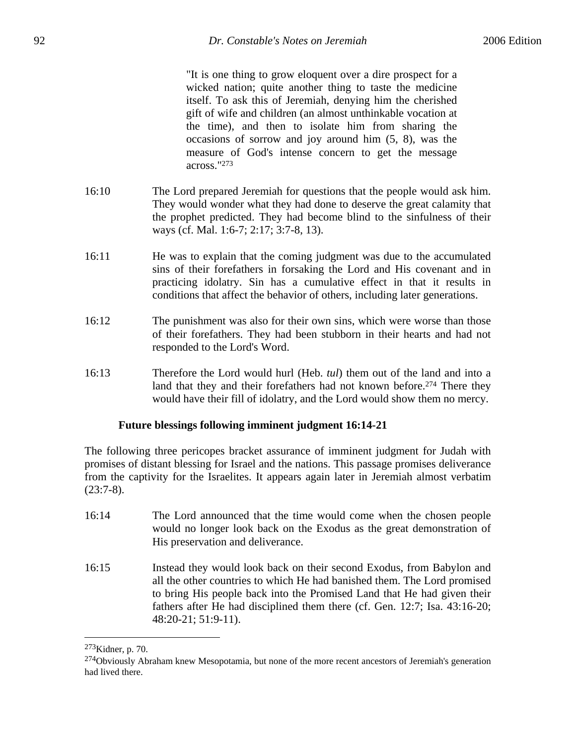> "It is one thing to grow eloquent over a dire prospect for a wicked nation; quite another thing to taste the medicine itself. To ask this of Jeremiah, denying him the cherished gift of wife and children (an almost unthinkable vocation at the time), and then to isolate him from sharing the occasions of sorrow and joy around him (5, 8), was the measure of God's intense concern to get the message across."[273]

16:10 The Lord prepared Jeremiah for questions that the people would ask him. They would wonder what they had done to deserve the great calamity that the prophet predicted. They had become blind to the sinfulness of their ways (cf. Mal. 1:6-7; 2:17; 3:7-8, 13).

16:11 He was to explain that the coming judgment was due to the accumulated sins of their forefathers in forsaking the Lord and His covenant and in practicing idolatry. Sin has a cumulative effect in that it results in conditions that affect the behavior of others, including later generations.

16:12 The punishment was also for their own sins, which were worse than those of their forefathers. They had been stubborn in their hearts and had not responded to the Lord's Word.

16:13 Therefore the Lord would hurl (Heb. *tul*) them out of the land and into a land that they and their forefathers had not known before.[274] There they would have their fill of idolatry, and the Lord would show them no mercy.

**Future blessings following imminent judgment 16:14-21**

The following three pericopes bracket assurance of imminent judgment for Judah with promises of distant blessing for Israel and the nations. This passage promises deliverance from the captivity for the Israelites. It appears again later in Jeremiah almost verbatim (23:7-8).

16:14 The Lord announced that the time would come when the chosen people would no longer look back on the Exodus as the great demonstration of His preservation and deliverance.

16:15 Instead they would look back on their second Exodus, from Babylon and all the other countries to which He had banished them. The Lord promised to bring His people back into the Promised Land that He had given their fathers after He had disciplined them there (cf. Gen. 12:7; Isa. 43:16-20; 48:20-21; 51:9-11).

---

[273]Kidner, p. 70.

[274]Obviously Abraham knew Mesopotamia, but none of the more recent ancestors of Jeremiah's generation had lived there.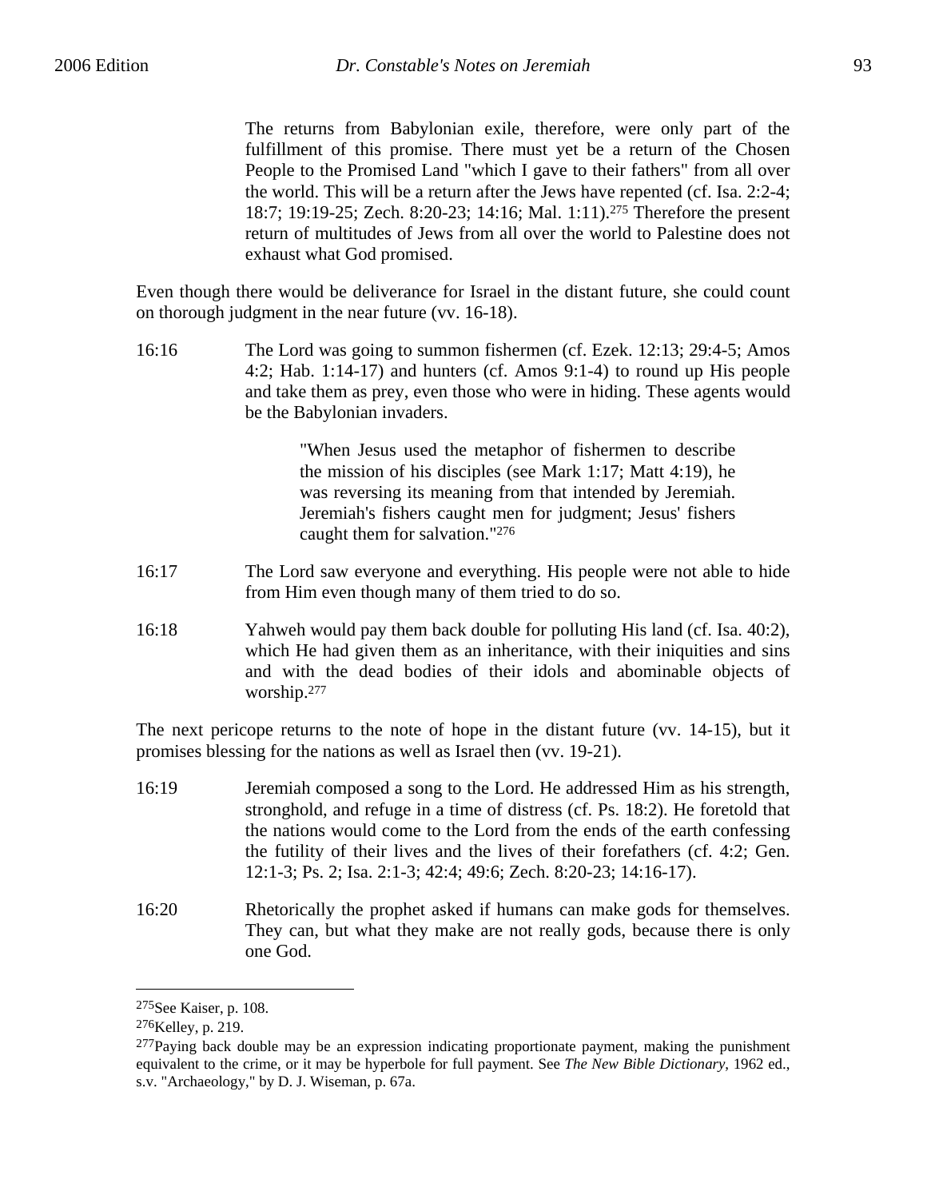> The returns from Babylonian exile, therefore, were only part of the fulfillment of this promise. There must yet be a return of the Chosen People to the Promised Land "which I gave to their fathers" from all over the world. This will be a return after the Jews have repented (cf. Isa. 2:2-4; 18:7; 19:19-25; Zech. 8:20-23; 14:16; Mal. 1:11).[275] Therefore the present return of multitudes of Jews from all over the world to Palestine does not exhaust what God promised.

Even though there would be deliverance for Israel in the distant future, she could count on thorough judgment in the near future (vv. 16-18).

16:16 The Lord was going to summon fishermen (cf. Ezek. 12:13; 29:4-5; Amos 4:2; Hab. 1:14-17) and hunters (cf. Amos 9:1-4) to round up His people and take them as prey, even those who were in hiding. These agents would be the Babylonian invaders.

> "When Jesus used the metaphor of fishermen to describe the mission of his disciples (see Mark 1:17; Matt 4:19), he was reversing its meaning from that intended by Jeremiah. Jeremiah's fishers caught men for judgment; Jesus' fishers caught them for salvation."[276]

16:17 The Lord saw everyone and everything. His people were not able to hide from Him even though many of them tried to do so.

16:18 Yahweh would pay them back double for polluting His land (cf. Isa. 40:2), which He had given them as an inheritance, with their iniquities and sins and with the dead bodies of their idols and abominable objects of worship.[277]

The next pericope returns to the note of hope in the distant future (vv. 14-15), but it promises blessing for the nations as well as Israel then (vv. 19-21).

16:19 Jeremiah composed a song to the Lord. He addressed Him as his strength, stronghold, and refuge in a time of distress (cf. Ps. 18:2). He foretold that the nations would come to the Lord from the ends of the earth confessing the futility of their lives and the lives of their forefathers (cf. 4:2; Gen. 12:1-3; Ps. 2; Isa. 2:1-3; 42:4; 49:6; Zech. 8:20-23; 14:16-17).

16:20 Rhetorically the prophet asked if humans can make gods for themselves. They can, but what they make are not really gods, because there is only one God.

---

[275]See Kaiser, p. 108.

[276]Kelley, p. 219.

[277]Paying back double may be an expression indicating proportionate payment, making the punishment equivalent to the crime, or it may be hyperbole for full payment. See *The New Bible Dictionary*, 1962 ed., s.v. "Archaeology," by D. J. Wiseman, p. 67a.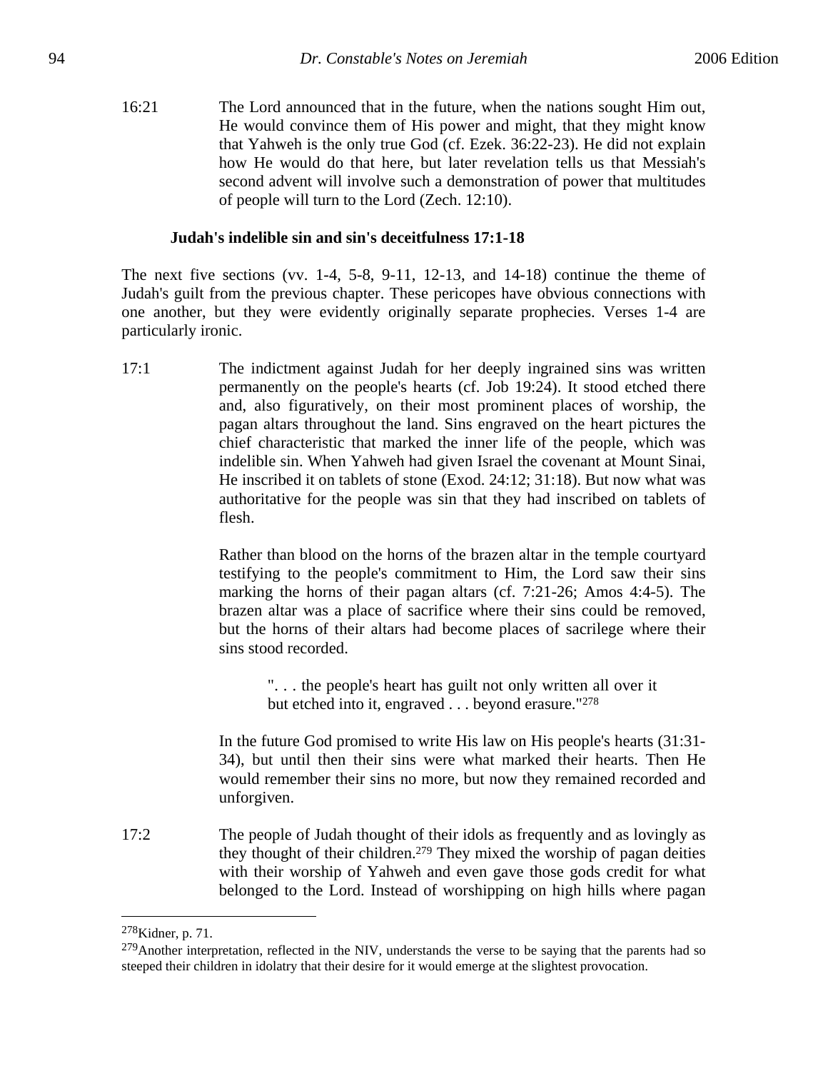16:21 The Lord announced that in the future, when the nations sought Him out, He would convince them of His power and might, that they might know that Yahweh is the only true God (cf. Ezek. 36:22-23). He did not explain how He would do that here, but later revelation tells us that Messiah's second advent will involve such a demonstration of power that multitudes of people will turn to the Lord (Zech. 12:10).

### Judah's indelible sin and sin's deceitfulness 17:1-18

The next five sections (vv. 1-4, 5-8, 9-11, 12-13, and 14-18) continue the theme of Judah's guilt from the previous chapter. These pericopes have obvious connections with one another, but they were evidently originally separate prophecies. Verses 1-4 are particularly ironic.

17:1 The indictment against Judah for her deeply ingrained sins was written permanently on the people's hearts (cf. Job 19:24). It stood etched there and, also figuratively, on their most prominent places of worship, the pagan altars throughout the land. Sins engraved on the heart pictures the chief characteristic that marked the inner life of the people, which was indelible sin. When Yahweh had given Israel the covenant at Mount Sinai, He inscribed it on tablets of stone (Exod. 24:12; 31:18). But now what was authoritative for the people was sin that they had inscribed on tablets of flesh.

Rather than blood on the horns of the brazen altar in the temple courtyard testifying to the people's commitment to Him, the Lord saw their sins marking the horns of their pagan altars (cf. 7:21-26; Amos 4:4-5). The brazen altar was a place of sacrifice where their sins could be removed, but the horns of their altars had become places of sacrilege where their sins stood recorded.

> ". . . the people's heart has guilt not only written all over it but etched into it, engraved . . . beyond erasure."[278]

In the future God promised to write His law on His people's hearts (31:31-34), but until then their sins were what marked their hearts. Then He would remember their sins no more, but now they remained recorded and unforgiven.

17:2 The people of Judah thought of their idols as frequently and as lovingly as they thought of their children.[279] They mixed the worship of pagan deities with their worship of Yahweh and even gave those gods credit for what belonged to the Lord. Instead of worshipping on high hills where pagan

---

[278]Kidner, p. 71.

[279]Another interpretation, reflected in the NIV, understands the verse to be saying that the parents had so steeped their children in idolatry that their desire for it would emerge at the slightest provocation.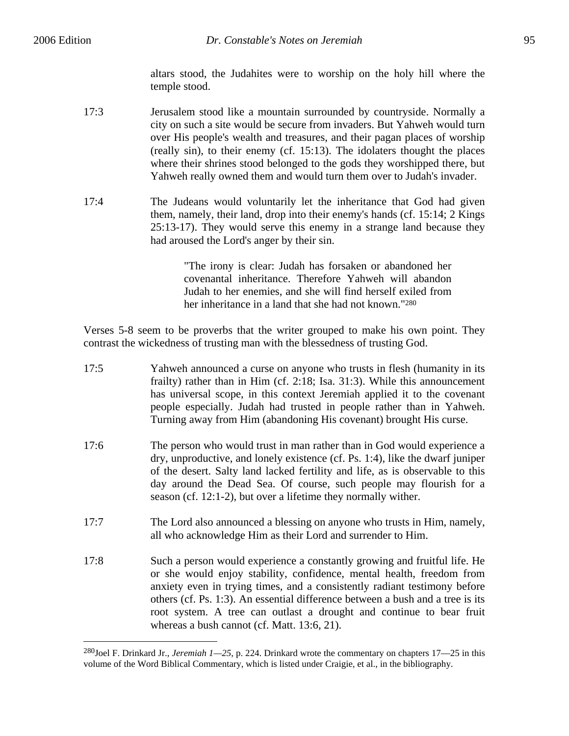altars stood, the Judahites were to worship on the holy hill where the temple stood.

17:3 Jerusalem stood like a mountain surrounded by countryside. Normally a city on such a site would be secure from invaders. But Yahweh would turn over His people's wealth and treasures, and their pagan places of worship (really sin), to their enemy (cf. 15:13). The idolaters thought the places where their shrines stood belonged to the gods they worshipped there, but Yahweh really owned them and would turn them over to Judah's invader.

17:4 The Judeans would voluntarily let the inheritance that God had given them, namely, their land, drop into their enemy's hands (cf. 15:14; 2 Kings 25:13-17). They would serve this enemy in a strange land because they had aroused the Lord's anger by their sin.

> "The irony is clear: Judah has forsaken or abandoned her covenantal inheritance. Therefore Yahweh will abandon Judah to her enemies, and she will find herself exiled from her inheritance in a land that she had not known."[280]

Verses 5-8 seem to be proverbs that the writer grouped to make his own point. They contrast the wickedness of trusting man with the blessedness of trusting God.

17:5 Yahweh announced a curse on anyone who trusts in flesh (humanity in its frailty) rather than in Him (cf. 2:18; Isa. 31:3). While this announcement has universal scope, in this context Jeremiah applied it to the covenant people especially. Judah had trusted in people rather than in Yahweh. Turning away from Him (abandoning His covenant) brought His curse.

17:6 The person who would trust in man rather than in God would experience a dry, unproductive, and lonely existence (cf. Ps. 1:4), like the dwarf juniper of the desert. Salty land lacked fertility and life, as is observable to this day around the Dead Sea. Of course, such people may flourish for a season (cf. 12:1-2), but over a lifetime they normally wither.

17:7 The Lord also announced a blessing on anyone who trusts in Him, namely, all who acknowledge Him as their Lord and surrender to Him.

17:8 Such a person would experience a constantly growing and fruitful life. He or she would enjoy stability, confidence, mental health, freedom from anxiety even in trying times, and a consistently radiant testimony before others (cf. Ps. 1:3). An essential difference between a bush and a tree is its root system. A tree can outlast a drought and continue to bear fruit whereas a bush cannot (cf. Matt. 13:6, 21).

---

[280] Joel F. Drinkard Jr., *Jeremiah 1—25*, p. 224. Drinkard wrote the commentary on chapters 17—25 in this volume of the Word Biblical Commentary, which is listed under Craigie, et al., in the bibliography.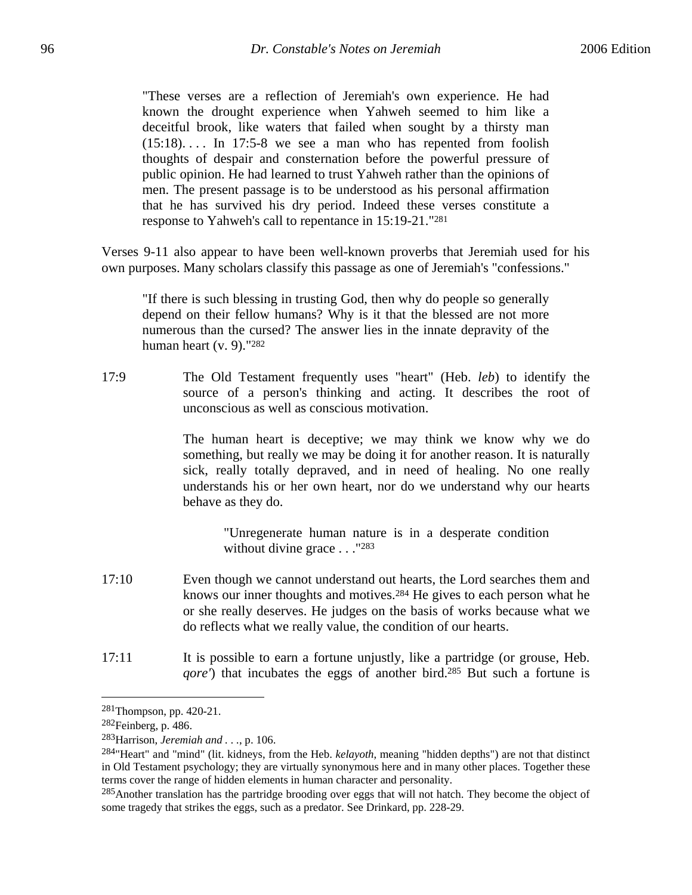> "These verses are a reflection of Jeremiah's own experience. He had known the drought experience when Yahweh seemed to him like a deceitful brook, like waters that failed when sought by a thirsty man (15:18). . . . In 17:5-8 we see a man who has repented from foolish thoughts of despair and consternation before the powerful pressure of public opinion. He had learned to trust Yahweh rather than the opinions of men. The present passage is to be understood as his personal affirmation that he has survived his dry period. Indeed these verses constitute a response to Yahweh's call to repentance in 15:19-21."[281]

Verses 9-11 also appear to have been well-known proverbs that Jeremiah used for his own purposes. Many scholars classify this passage as one of Jeremiah's "confessions."

> "If there is such blessing in trusting God, then why do people so generally depend on their fellow humans? Why is it that the blessed are not more numerous than the cursed? The answer lies in the innate depravity of the human heart (v. 9)."[282]

17:9 The Old Testament frequently uses "heart" (Heb. *leb*) to identify the source of a person's thinking and acting. It describes the root of unconscious as well as conscious motivation.

The human heart is deceptive; we may think we know why we do something, but really we may be doing it for another reason. It is naturally sick, really totally depraved, and in need of healing. No one really understands his or her own heart, nor do we understand why our hearts behave as they do.

> "Unregenerate human nature is in a desperate condition without divine grace . . ."[283]

17:10 Even though we cannot understand out hearts, the Lord searches them and knows our inner thoughts and motives.[284] He gives to each person what he or she really deserves. He judges on the basis of works because what we do reflects what we really value, the condition of our hearts.

17:11 It is possible to earn a fortune unjustly, like a partridge (or grouse, Heb. *qore'*) that incubates the eggs of another bird.[285] But such a fortune is

---

[281] Thompson, pp. 420-21.

[282] Feinberg, p. 486.

[283] Harrison, *Jeremiah and . . .*, p. 106.

[284] "Heart" and "mind" (lit. kidneys, from the Heb. *kelayoth*, meaning "hidden depths") are not that distinct in Old Testament psychology; they are virtually synonymous here and in many other places. Together these terms cover the range of hidden elements in human character and personality.

[285] Another translation has the partridge brooding over eggs that will not hatch. They become the object of some tragedy that strikes the eggs, such as a predator. See Drinkard, pp. 228-29.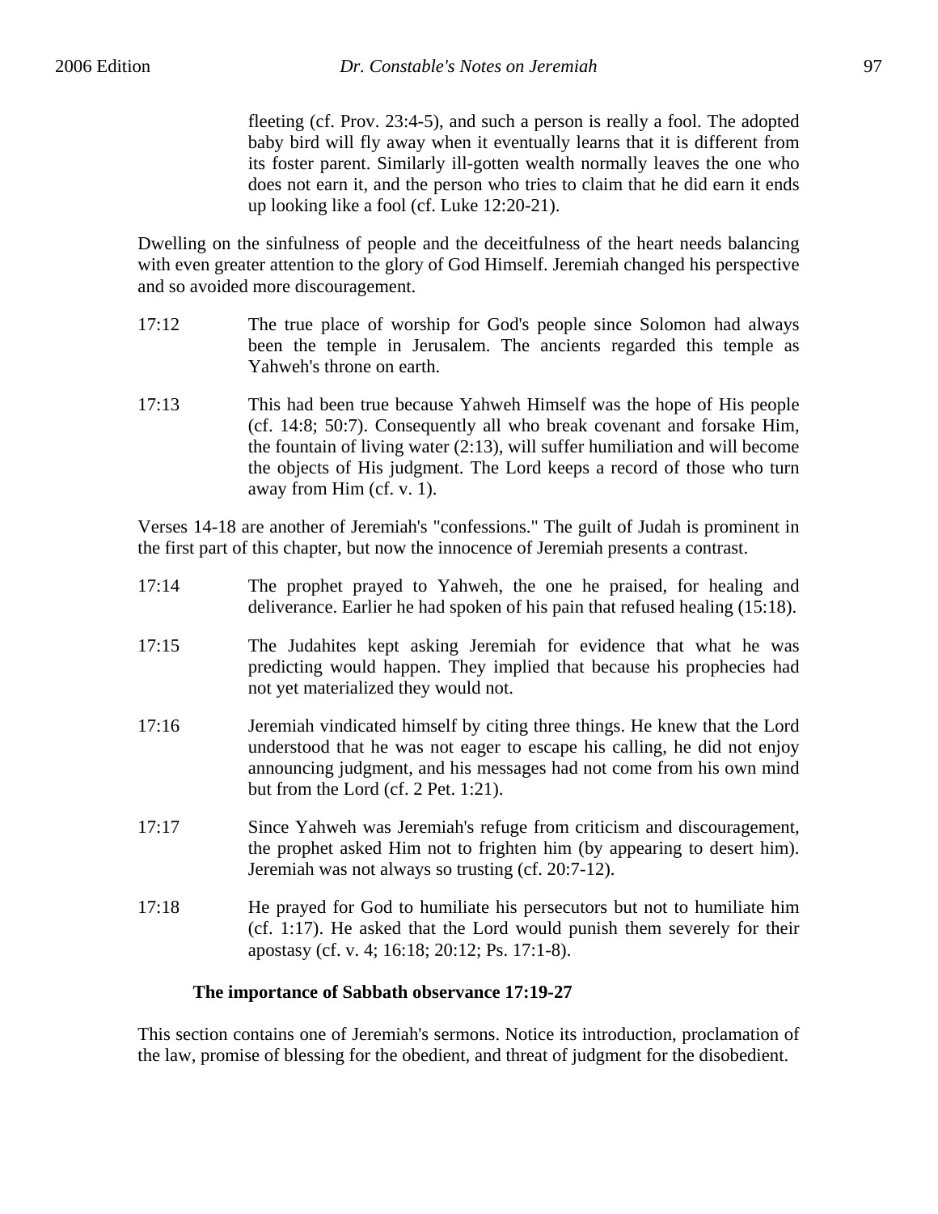fleeting (cf. Prov. 23:4-5), and such a person is really a fool. The adopted baby bird will fly away when it eventually learns that it is different from its foster parent. Similarly ill-gotten wealth normally leaves the one who does not earn it, and the person who tries to claim that he did earn it ends up looking like a fool (cf. Luke 12:20-21).

Dwelling on the sinfulness of people and the deceitfulness of the heart needs balancing with even greater attention to the glory of God Himself. Jeremiah changed his perspective and so avoided more discouragement.

17:12 The true place of worship for God's people since Solomon had always been the temple in Jerusalem. The ancients regarded this temple as Yahweh's throne on earth.

17:13 This had been true because Yahweh Himself was the hope of His people (cf. 14:8; 50:7). Consequently all who break covenant and forsake Him, the fountain of living water (2:13), will suffer humiliation and will become the objects of His judgment. The Lord keeps a record of those who turn away from Him (cf. v. 1).

Verses 14-18 are another of Jeremiah's "confessions." The guilt of Judah is prominent in the first part of this chapter, but now the innocence of Jeremiah presents a contrast.

17:14 The prophet prayed to Yahweh, the one he praised, for healing and deliverance. Earlier he had spoken of his pain that refused healing (15:18).

17:15 The Judahites kept asking Jeremiah for evidence that what he was predicting would happen. They implied that because his prophecies had not yet materialized they would not.

17:16 Jeremiah vindicated himself by citing three things. He knew that the Lord understood that he was not eager to escape his calling, he did not enjoy announcing judgment, and his messages had not come from his own mind but from the Lord (cf. 2 Pet. 1:21).

17:17 Since Yahweh was Jeremiah's refuge from criticism and discouragement, the prophet asked Him not to frighten him (by appearing to desert him). Jeremiah was not always so trusting (cf. 20:7-12).

17:18 He prayed for God to humiliate his persecutors but not to humiliate him (cf. 1:17). He asked that the Lord would punish them severely for their apostasy (cf. v. 4; 16:18; 20:12; Ps. 17:1-8).

**The importance of Sabbath observance 17:19-27**

This section contains one of Jeremiah's sermons. Notice its introduction, proclamation of the law, promise of blessing for the obedient, and threat of judgment for the disobedient.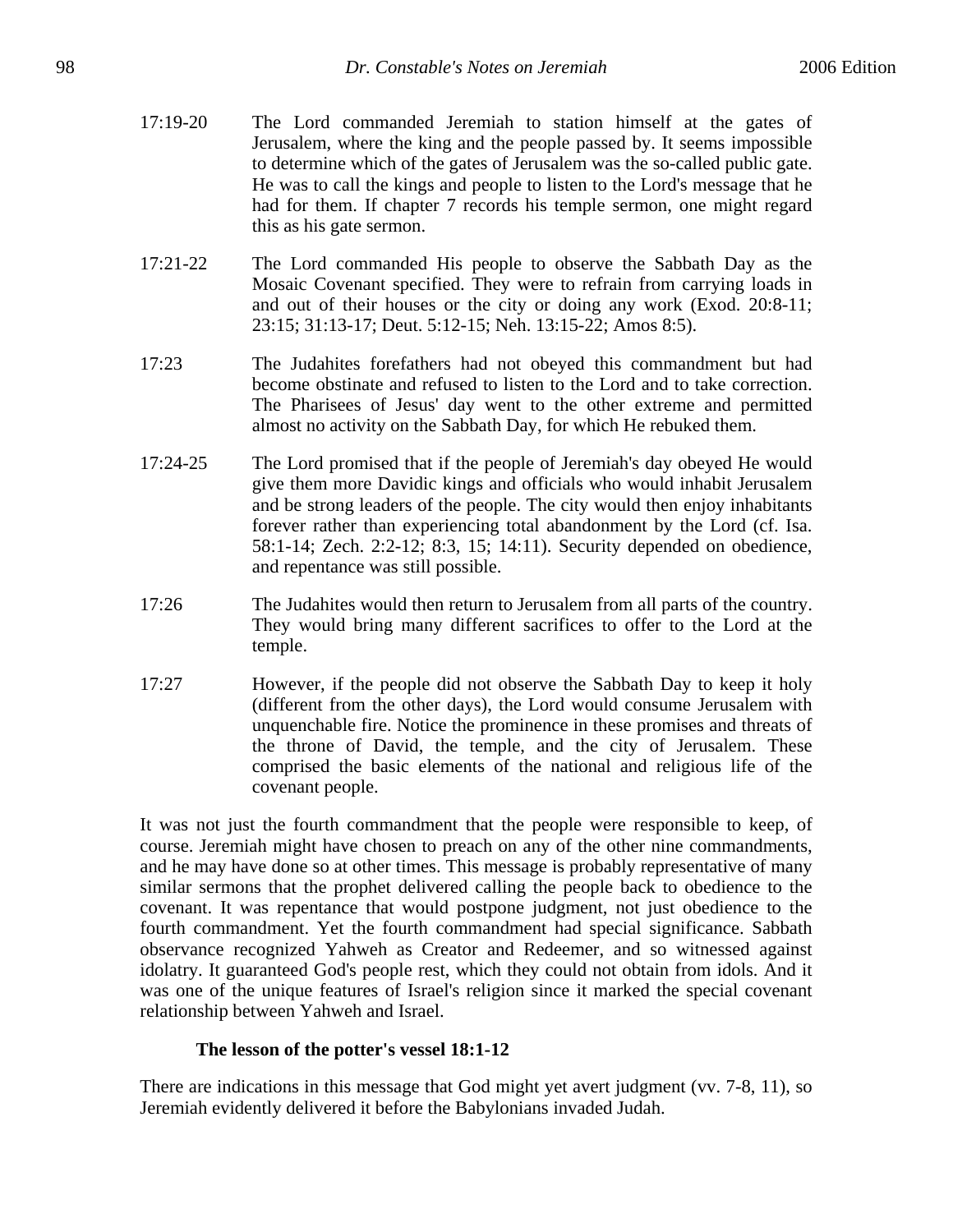17:19-20 The Lord commanded Jeremiah to station himself at the gates of Jerusalem, where the king and the people passed by. It seems impossible to determine which of the gates of Jerusalem was the so-called public gate. He was to call the kings and people to listen to the Lord's message that he had for them. If chapter 7 records his temple sermon, one might regard this as his gate sermon.

17:21-22 The Lord commanded His people to observe the Sabbath Day as the Mosaic Covenant specified. They were to refrain from carrying loads in and out of their houses or the city or doing any work (Exod. 20:8-11; 23:15; 31:13-17; Deut. 5:12-15; Neh. 13:15-22; Amos 8:5).

17:23 The Judahites forefathers had not obeyed this commandment but had become obstinate and refused to listen to the Lord and to take correction. The Pharisees of Jesus' day went to the other extreme and permitted almost no activity on the Sabbath Day, for which He rebuked them.

17:24-25 The Lord promised that if the people of Jeremiah's day obeyed He would give them more Davidic kings and officials who would inhabit Jerusalem and be strong leaders of the people. The city would then enjoy inhabitants forever rather than experiencing total abandonment by the Lord (cf. Isa. 58:1-14; Zech. 2:2-12; 8:3, 15; 14:11). Security depended on obedience, and repentance was still possible.

17:26 The Judahites would then return to Jerusalem from all parts of the country. They would bring many different sacrifices to offer to the Lord at the temple.

17:27 However, if the people did not observe the Sabbath Day to keep it holy (different from the other days), the Lord would consume Jerusalem with unquenchable fire. Notice the prominence in these promises and threats of the throne of David, the temple, and the city of Jerusalem. These comprised the basic elements of the national and religious life of the covenant people.

It was not just the fourth commandment that the people were responsible to keep, of course. Jeremiah might have chosen to preach on any of the other nine commandments, and he may have done so at other times. This message is probably representative of many similar sermons that the prophet delivered calling the people back to obedience to the covenant. It was repentance that would postpone judgment, not just obedience to the fourth commandment. Yet the fourth commandment had special significance. Sabbath observance recognized Yahweh as Creator and Redeemer, and so witnessed against idolatry. It guaranteed God's people rest, which they could not obtain from idols. And it was one of the unique features of Israel's religion since it marked the special covenant relationship between Yahweh and Israel.

**The lesson of the potter's vessel 18:1-12**

There are indications in this message that God might yet avert judgment (vv. 7-8, 11), so Jeremiah evidently delivered it before the Babylonians invaded Judah.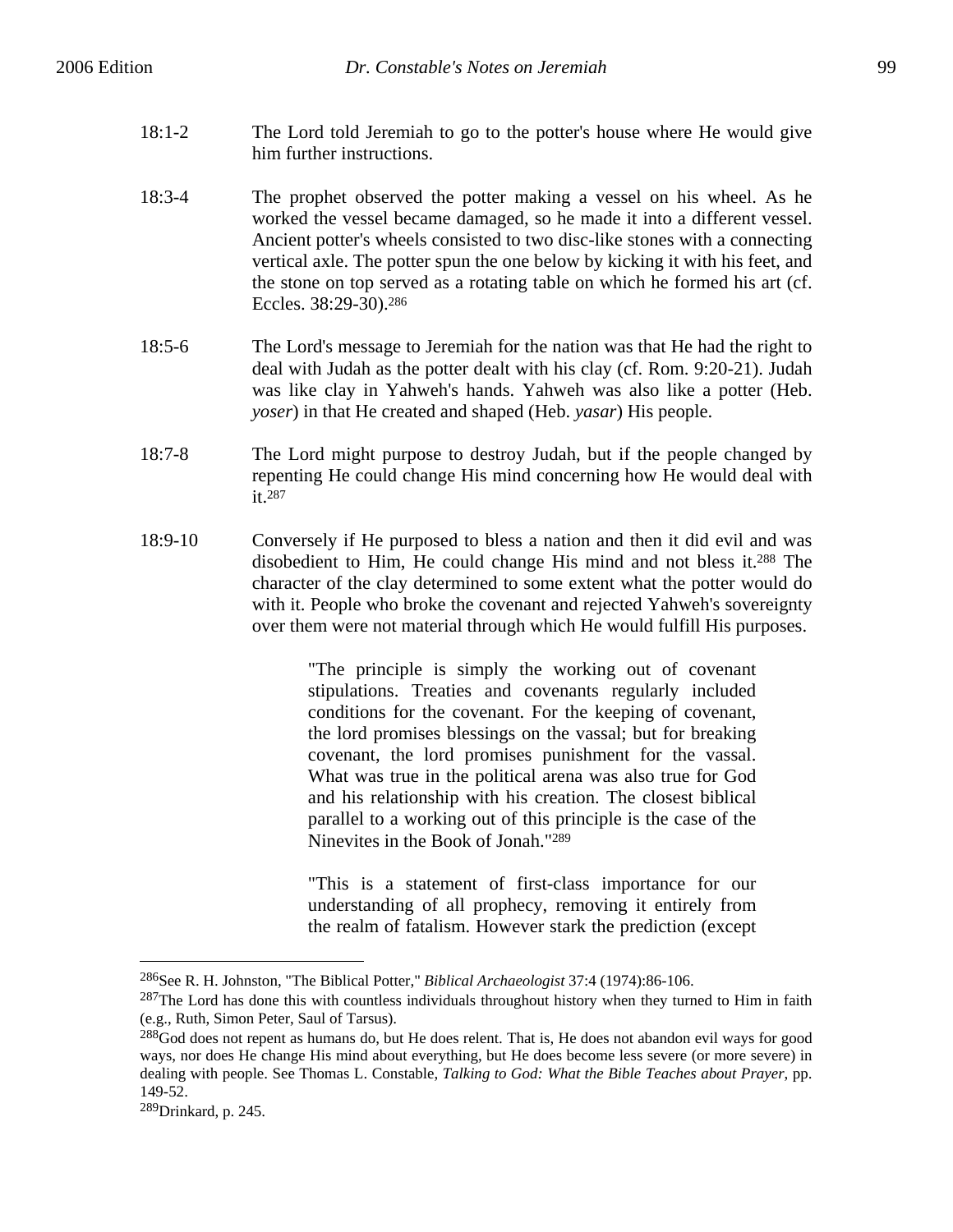18:1-2 The Lord told Jeremiah to go to the potter's house where He would give him further instructions.

18:3-4 The prophet observed the potter making a vessel on his wheel. As he worked the vessel became damaged, so he made it into a different vessel. Ancient potter's wheels consisted to two disc-like stones with a connecting vertical axle. The potter spun the one below by kicking it with his feet, and the stone on top served as a rotating table on which he formed his art (cf. Eccles. 38:29-30).[286]

18:5-6 The Lord's message to Jeremiah for the nation was that He had the right to deal with Judah as the potter dealt with his clay (cf. Rom. 9:20-21). Judah was like clay in Yahweh's hands. Yahweh was also like a potter (Heb. *yoser*) in that He created and shaped (Heb. *yasar*) His people.

18:7-8 The Lord might purpose to destroy Judah, but if the people changed by repenting He could change His mind concerning how He would deal with it.[287]

18:9-10 Conversely if He purposed to bless a nation and then it did evil and was disobedient to Him, He could change His mind and not bless it.[288] The character of the clay determined to some extent what the potter would do with it. People who broke the covenant and rejected Yahweh's sovereignty over them were not material through which He would fulfill His purposes.

> "The principle is simply the working out of covenant stipulations. Treaties and covenants regularly included conditions for the covenant. For the keeping of covenant, the lord promises blessings on the vassal; but for breaking covenant, the lord promises punishment for the vassal. What was true in the political arena was also true for God and his relationship with his creation. The closest biblical parallel to a working out of this principle is the case of the Ninevites in the Book of Jonah."[289]

> "This is a statement of first-class importance for our understanding of all prophecy, removing it entirely from the realm of fatalism. However stark the prediction (except

---

[286]See R. H. Johnston, "The Biblical Potter," *Biblical Archaeologist* 37:4 (1974):86-106.

[287]The Lord has done this with countless individuals throughout history when they turned to Him in faith (e.g., Ruth, Simon Peter, Saul of Tarsus).

[288]God does not repent as humans do, but He does relent. That is, He does not abandon evil ways for good ways, nor does He change His mind about everything, but He does become less severe (or more severe) in dealing with people. See Thomas L. Constable, *Talking to God: What the Bible Teaches about Prayer*, pp. 149-52.

[289]Drinkard, p. 245.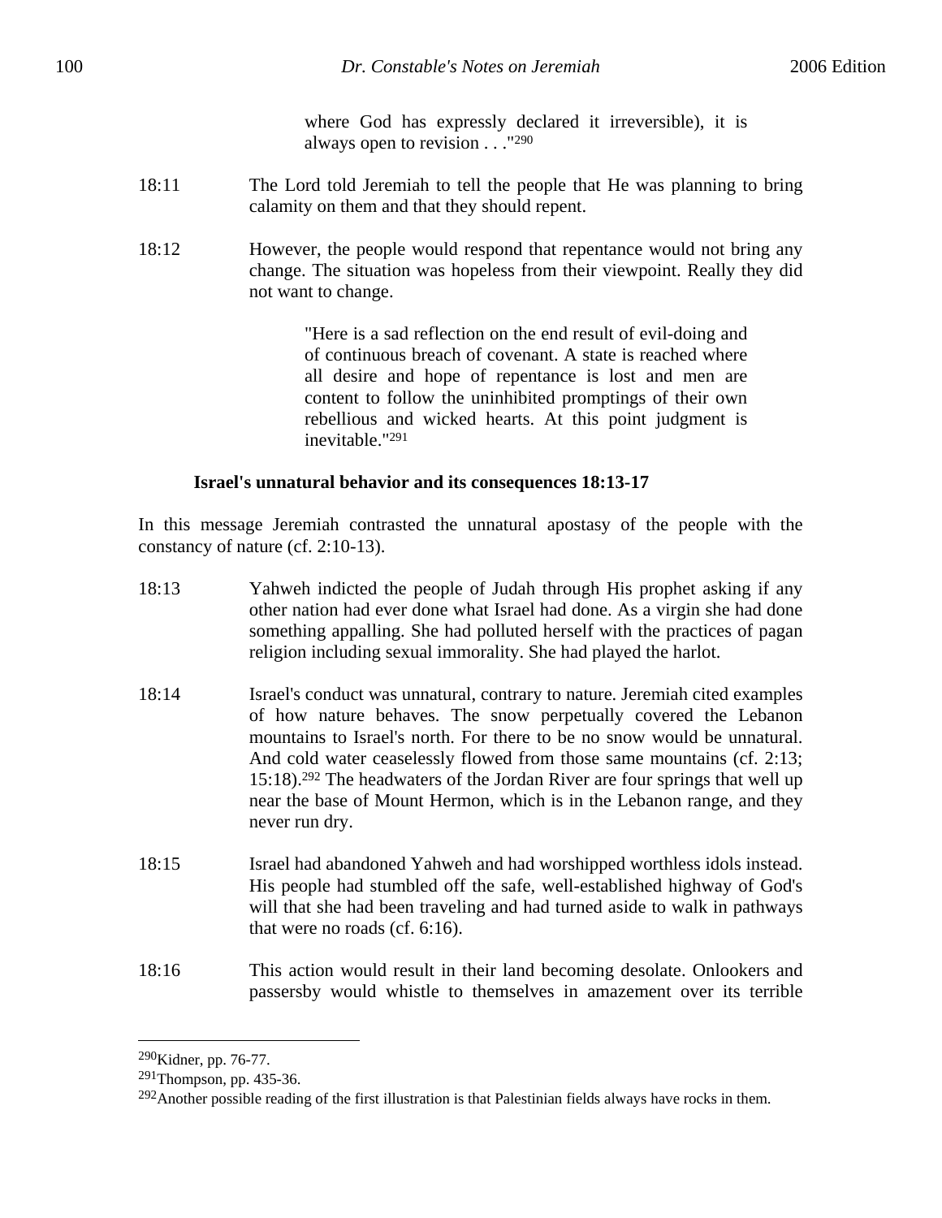> where God has expressly declared it irreversible), it is always open to revision . . ."[290]

18:11 The Lord told Jeremiah to tell the people that He was planning to bring calamity on them and that they should repent.

18:12 However, the people would respond that repentance would not bring any change. The situation was hopeless from their viewpoint. Really they did not want to change.

> "Here is a sad reflection on the end result of evil-doing and of continuous breach of covenant. A state is reached where all desire and hope of repentance is lost and men are content to follow the uninhibited promptings of their own rebellious and wicked hearts. At this point judgment is inevitable."[291]

### Israel's unnatural behavior and its consequences 18:13-17

In this message Jeremiah contrasted the unnatural apostasy of the people with the constancy of nature (cf. 2:10-13).

18:13 Yahweh indicted the people of Judah through His prophet asking if any other nation had ever done what Israel had done. As a virgin she had done something appalling. She had polluted herself with the practices of pagan religion including sexual immorality. She had played the harlot.

18:14 Israel's conduct was unnatural, contrary to nature. Jeremiah cited examples of how nature behaves. The snow perpetually covered the Lebanon mountains to Israel's north. For there to be no snow would be unnatural. And cold water ceaselessly flowed from those same mountains (cf. 2:13; 15:18).[292] The headwaters of the Jordan River are four springs that well up near the base of Mount Hermon, which is in the Lebanon range, and they never run dry.

18:15 Israel had abandoned Yahweh and had worshipped worthless idols instead. His people had stumbled off the safe, well-established highway of God's will that she had been traveling and had turned aside to walk in pathways that were no roads (cf. 6:16).

18:16 This action would result in their land becoming desolate. Onlookers and passersby would whistle to themselves in amazement over its terrible

---

[290] Kidner, pp. 76-77.

[291] Thompson, pp. 435-36.

[292] Another possible reading of the first illustration is that Palestinian fields always have rocks in them.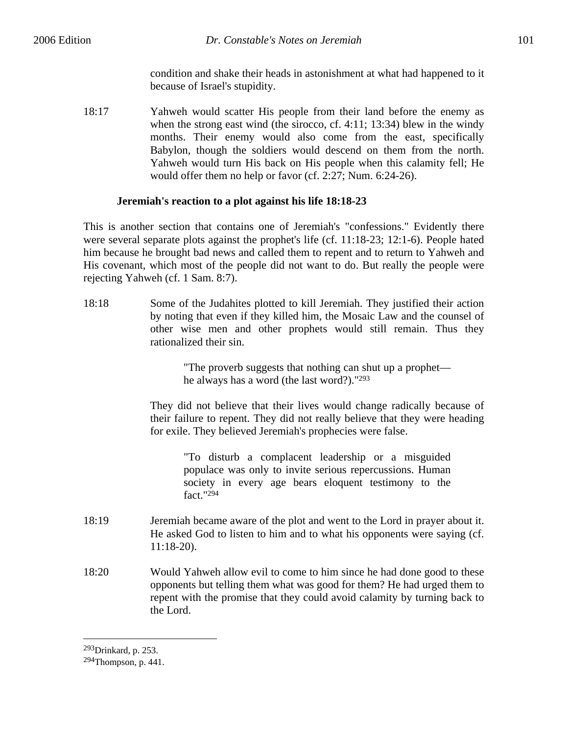condition and shake their heads in astonishment at what had happened to it because of Israel's stupidity.

18:17 Yahweh would scatter His people from their land before the enemy as when the strong east wind (the sirocco, cf. 4:11; 13:34) blew in the windy months. Their enemy would also come from the east, specifically Babylon, though the soldiers would descend on them from the north. Yahweh would turn His back on His people when this calamity fell; He would offer them no help or favor (cf. 2:27; Num. 6:24-26).

**Jeremiah's reaction to a plot against his life 18:18-23**

This is another section that contains one of Jeremiah's "confessions." Evidently there were several separate plots against the prophet's life (cf. 11:18-23; 12:1-6). People hated him because he brought bad news and called them to repent and to return to Yahweh and His covenant, which most of the people did not want to do. But really the people were rejecting Yahweh (cf. 1 Sam. 8:7).

18:18 Some of the Judahites plotted to kill Jeremiah. They justified their action by noting that even if they killed him, the Mosaic Law and the counsel of other wise men and other prophets would still remain. Thus they rationalized their sin.

> "The proverb suggests that nothing can shut up a prophet—he always has a word (the last word?)."[293]

They did not believe that their lives would change radically because of their failure to repent. They did not really believe that they were heading for exile. They believed Jeremiah's prophecies were false.

> "To disturb a complacent leadership or a misguided populace was only to invite serious repercussions. Human society in every age bears eloquent testimony to the fact."[294]

18:19 Jeremiah became aware of the plot and went to the Lord in prayer about it. He asked God to listen to him and to what his opponents were saying (cf. 11:18-20).

18:20 Would Yahweh allow evil to come to him since he had done good to these opponents but telling them what was good for them? He had urged them to repent with the promise that they could avoid calamity by turning back to the Lord.

---

[293]Drinkard, p. 253.

[294]Thompson, p. 441.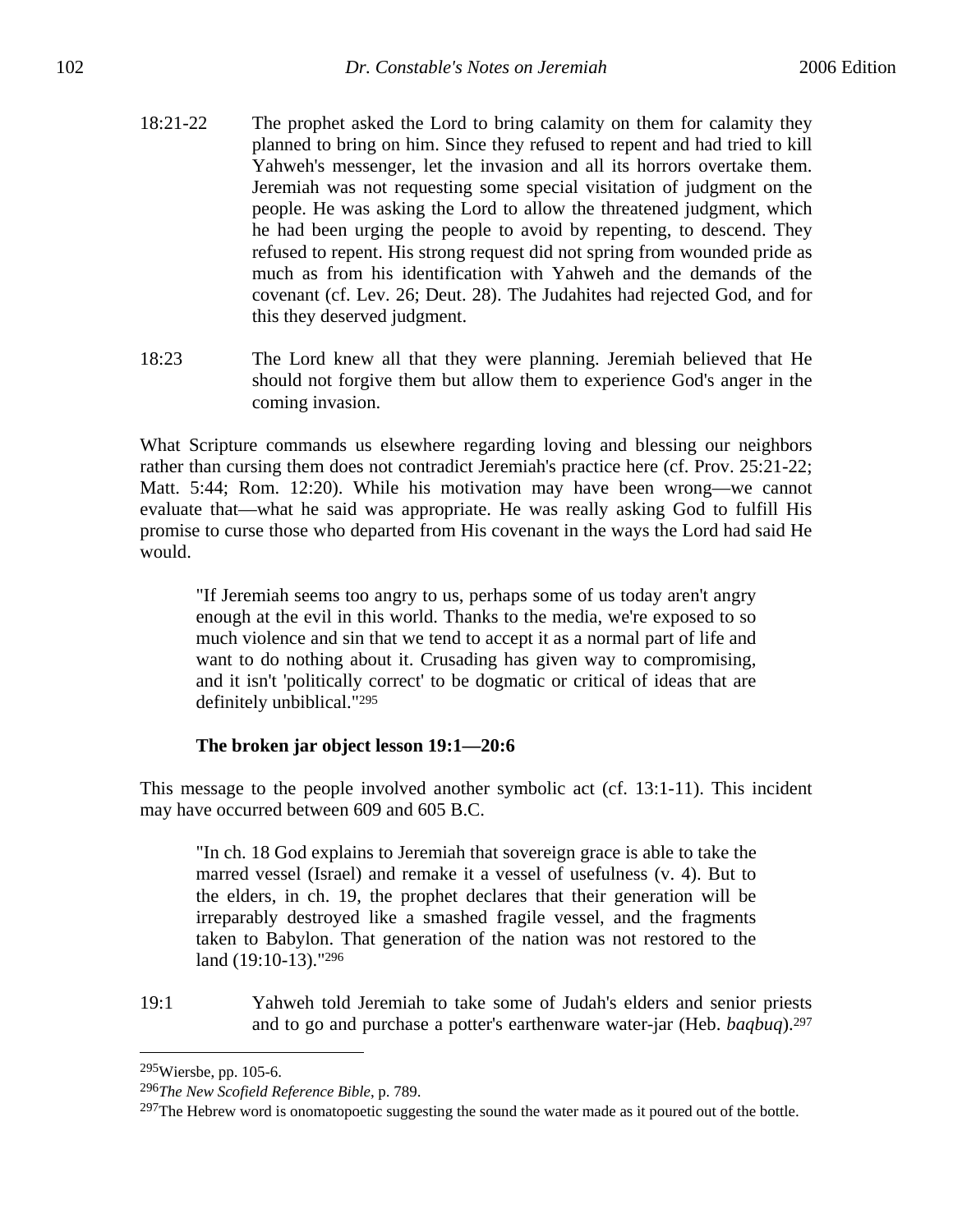18:21-22 The prophet asked the Lord to bring calamity on them for calamity they planned to bring on him. Since they refused to repent and had tried to kill Yahweh's messenger, let the invasion and all its horrors overtake them. Jeremiah was not requesting some special visitation of judgment on the people. He was asking the Lord to allow the threatened judgment, which he had been urging the people to avoid by repenting, to descend. They refused to repent. His strong request did not spring from wounded pride as much as from his identification with Yahweh and the demands of the covenant (cf. Lev. 26; Deut. 28). The Judahites had rejected God, and for this they deserved judgment.

18:23 The Lord knew all that they were planning. Jeremiah believed that He should not forgive them but allow them to experience God's anger in the coming invasion.

What Scripture commands us elsewhere regarding loving and blessing our neighbors rather than cursing them does not contradict Jeremiah's practice here (cf. Prov. 25:21-22; Matt. 5:44; Rom. 12:20). While his motivation may have been wrong—we cannot evaluate that—what he said was appropriate. He was really asking God to fulfill His promise to curse those who departed from His covenant in the ways the Lord had said He would.

> "If Jeremiah seems too angry to us, perhaps some of us today aren't angry enough at the evil in this world. Thanks to the media, we're exposed to so much violence and sin that we tend to accept it as a normal part of life and want to do nothing about it. Crusading has given way to compromising, and it isn't 'politically correct' to be dogmatic or critical of ideas that are definitely unbiblical."[295]

### The broken jar object lesson 19:1—20:6

This message to the people involved another symbolic act (cf. 13:1-11). This incident may have occurred between 609 and 605 B.C.

> "In ch. 18 God explains to Jeremiah that sovereign grace is able to take the marred vessel (Israel) and remake it a vessel of usefulness (v. 4). But to the elders, in ch. 19, the prophet declares that their generation will be irreparably destroyed like a smashed fragile vessel, and the fragments taken to Babylon. That generation of the nation was not restored to the land (19:10-13)."[296]

19:1 Yahweh told Jeremiah to take some of Judah's elders and senior priests and to go and purchase a potter's earthenware water-jar (Heb. *baqbuq*).[297]

---

[295] Wiersbe, pp. 105-6.

[296] *The New Scofield Reference Bible*, p. 789.

[297] The Hebrew word is onomatopoetic suggesting the sound the water made as it poured out of the bottle.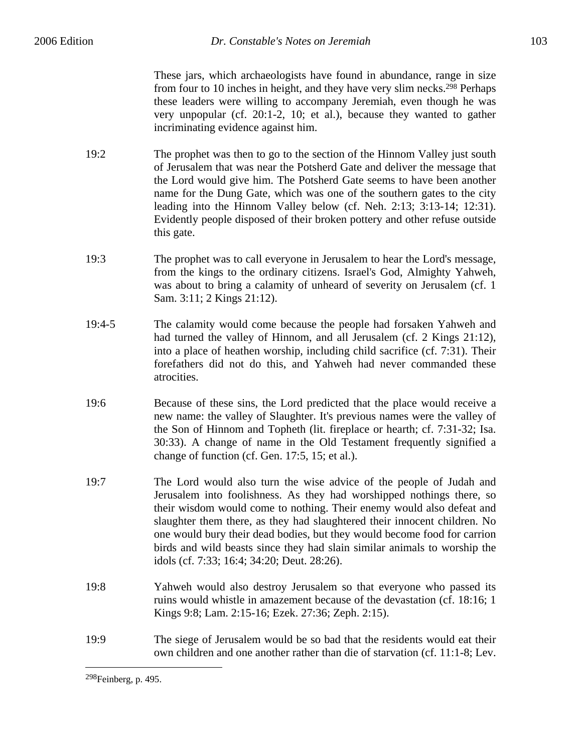These jars, which archaeologists have found in abundance, range in size from four to 10 inches in height, and they have very slim necks.[298] Perhaps these leaders were willing to accompany Jeremiah, even though he was very unpopular (cf. 20:1-2, 10; et al.), because they wanted to gather incriminating evidence against him.

19:2 The prophet was then to go to the section of the Hinnom Valley just south of Jerusalem that was near the Potsherd Gate and deliver the message that the Lord would give him. The Potsherd Gate seems to have been another name for the Dung Gate, which was one of the southern gates to the city leading into the Hinnom Valley below (cf. Neh. 2:13; 3:13-14; 12:31). Evidently people disposed of their broken pottery and other refuse outside this gate.

19:3 The prophet was to call everyone in Jerusalem to hear the Lord's message, from the kings to the ordinary citizens. Israel's God, Almighty Yahweh, was about to bring a calamity of unheard of severity on Jerusalem (cf. 1 Sam. 3:11; 2 Kings 21:12).

19:4-5 The calamity would come because the people had forsaken Yahweh and had turned the valley of Hinnom, and all Jerusalem (cf. 2 Kings 21:12), into a place of heathen worship, including child sacrifice (cf. 7:31). Their forefathers did not do this, and Yahweh had never commanded these atrocities.

19:6 Because of these sins, the Lord predicted that the place would receive a new name: the valley of Slaughter. It's previous names were the valley of the Son of Hinnom and Topheth (lit. fireplace or hearth; cf. 7:31-32; Isa. 30:33). A change of name in the Old Testament frequently signified a change of function (cf. Gen. 17:5, 15; et al.).

19:7 The Lord would also turn the wise advice of the people of Judah and Jerusalem into foolishness. As they had worshipped nothings there, so their wisdom would come to nothing. Their enemy would also defeat and slaughter them there, as they had slaughtered their innocent children. No one would bury their dead bodies, but they would become food for carrion birds and wild beasts since they had slain similar animals to worship the idols (cf. 7:33; 16:4; 34:20; Deut. 28:26).

19:8 Yahweh would also destroy Jerusalem so that everyone who passed its ruins would whistle in amazement because of the devastation (cf. 18:16; 1 Kings 9:8; Lam. 2:15-16; Ezek. 27:36; Zeph. 2:15).

19:9 The siege of Jerusalem would be so bad that the residents would eat their own children and one another rather than die of starvation (cf. 11:1-8; Lev.

---

[298] Feinberg, p. 495.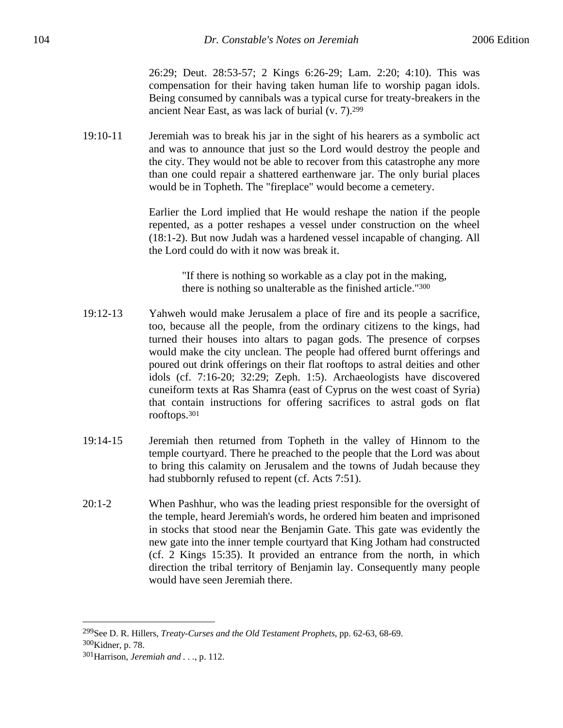26:29; Deut. 28:53-57; 2 Kings 6:26-29; Lam. 2:20; 4:10). This was compensation for their having taken human life to worship pagan idols. Being consumed by cannibals was a typical curse for treaty-breakers in the ancient Near East, as was lack of burial (v. 7).[299]

19:10-11 Jeremiah was to break his jar in the sight of his hearers as a symbolic act and was to announce that just so the Lord would destroy the people and the city. They would not be able to recover from this catastrophe any more than one could repair a shattered earthenware jar. The only burial places would be in Topheth. The "fireplace" would become a cemetery.

Earlier the Lord implied that He would reshape the nation if the people repented, as a potter reshapes a vessel under construction on the wheel (18:1-2). But now Judah was a hardened vessel incapable of changing. All the Lord could do with it now was break it.

> "If there is nothing so workable as a clay pot in the making, there is nothing so unalterable as the finished article."[300]

19:12-13 Yahweh would make Jerusalem a place of fire and its people a sacrifice, too, because all the people, from the ordinary citizens to the kings, had turned their houses into altars to pagan gods. The presence of corpses would make the city unclean. The people had offered burnt offerings and poured out drink offerings on their flat rooftops to astral deities and other idols (cf. 7:16-20; 32:29; Zeph. 1:5). Archaeologists have discovered cuneiform texts at Ras Shamra (east of Cyprus on the west coast of Syria) that contain instructions for offering sacrifices to astral gods on flat rooftops.[301]

19:14-15 Jeremiah then returned from Topheth in the valley of Hinnom to the temple courtyard. There he preached to the people that the Lord was about to bring this calamity on Jerusalem and the towns of Judah because they had stubbornly refused to repent (cf. Acts 7:51).

20:1-2 When Pashhur, who was the leading priest responsible for the oversight of the temple, heard Jeremiah's words, he ordered him beaten and imprisoned in stocks that stood near the Benjamin Gate. This gate was evidently the new gate into the inner temple courtyard that King Jotham had constructed (cf. 2 Kings 15:35). It provided an entrance from the north, in which direction the tribal territory of Benjamin lay. Consequently many people would have seen Jeremiah there.

---

[299]See D. R. Hillers, *Treaty-Curses and the Old Testament Prophets*, pp. 62-63, 68-69.

[300]Kidner, p. 78.

[301]Harrison, *Jeremiah and . . .*, p. 112.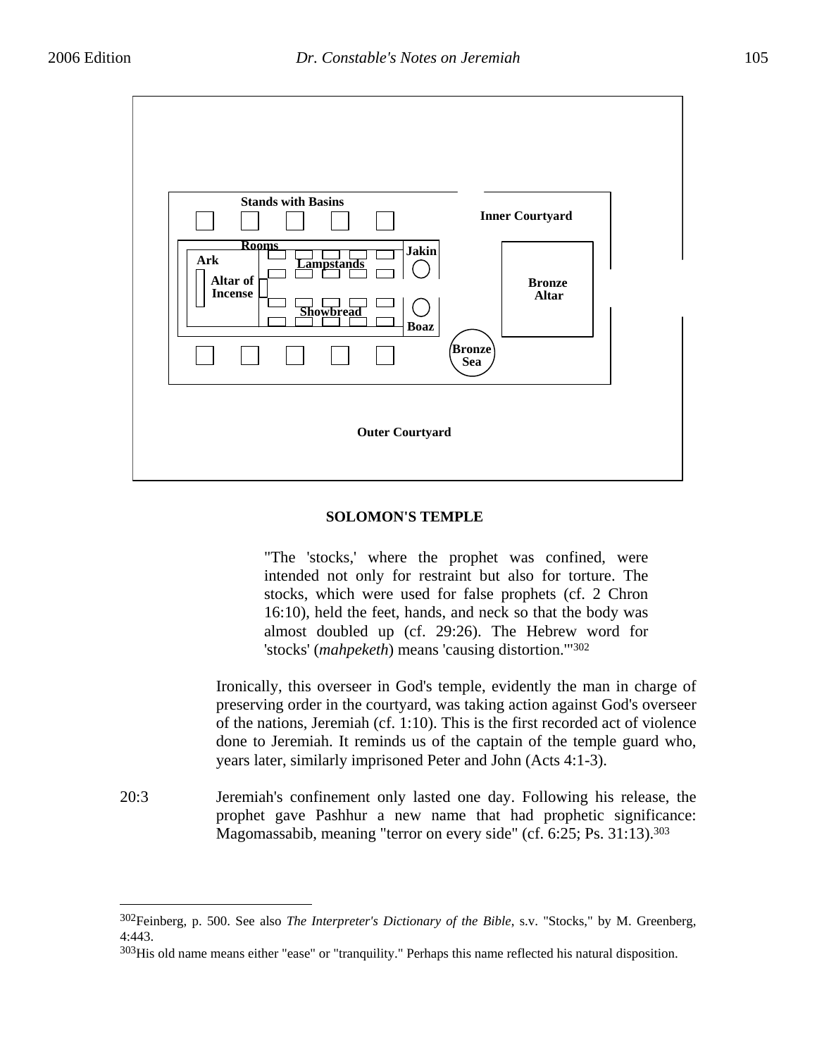Stands with Basins

Inner Courtyard

Rooms

Ark

Lampstands

Jakin

Altar of Incense

Bronze Altar

Showbread

Boaz

Bronze Sea

Outer Courtyard

**SOLOMON'S TEMPLE**

> "The 'stocks,' where the prophet was confined, were intended not only for restraint but also for torture. The stocks, which were used for false prophets (cf. 2 Chron 16:10), held the feet, hands, and neck so that the body was almost doubled up (cf. 29:26). The Hebrew word for 'stocks' (*mahpeketh*) means 'causing distortion.'"[302]

Ironically, this overseer in God's temple, evidently the man in charge of preserving order in the courtyard, was taking action against God's overseer of the nations, Jeremiah (cf. 1:10). This is the first recorded act of violence done to Jeremiah. It reminds us of the captain of the temple guard who, years later, similarly imprisoned Peter and John (Acts 4:1-3).

20:3 Jeremiah's confinement only lasted one day. Following his release, the prophet gave Pashhur a new name that had prophetic significance: Magomassabib, meaning "terror on every side" (cf. 6:25; Ps. 31:13).[303]

---

[302]Feinberg, p. 500. See also *The Interpreter's Dictionary of the Bible*, s.v. "Stocks," by M. Greenberg, 4:443.

[303]His old name means either "ease" or "tranquility." Perhaps this name reflected his natural disposition.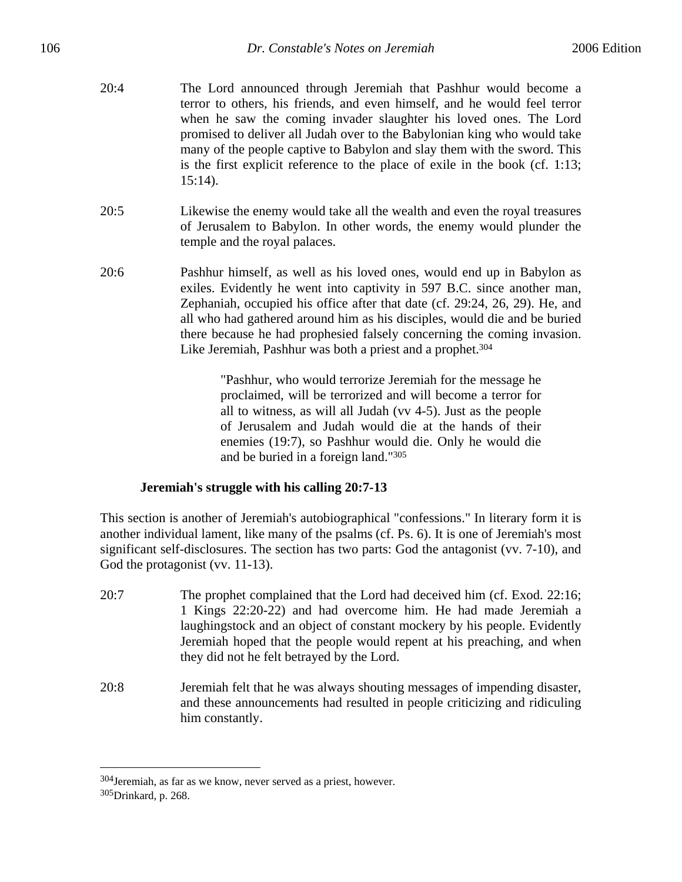20:4 The Lord announced through Jeremiah that Pashhur would become a terror to others, his friends, and even himself, and he would feel terror when he saw the coming invader slaughter his loved ones. The Lord promised to deliver all Judah over to the Babylonian king who would take many of the people captive to Babylon and slay them with the sword. This is the first explicit reference to the place of exile in the book (cf. 1:13; 15:14).

20:5 Likewise the enemy would take all the wealth and even the royal treasures of Jerusalem to Babylon. In other words, the enemy would plunder the temple and the royal palaces.

20:6 Pashhur himself, as well as his loved ones, would end up in Babylon as exiles. Evidently he went into captivity in 597 B.C. since another man, Zephaniah, occupied his office after that date (cf. 29:24, 26, 29). He, and all who had gathered around him as his disciples, would die and be buried there because he had prophesied falsely concerning the coming invasion. Like Jeremiah, Pashhur was both a priest and a prophet.[304]

> "Pashhur, who would terrorize Jeremiah for the message he proclaimed, will be terrorized and will become a terror for all to witness, as will all Judah (vv 4-5). Just as the people of Jerusalem and Judah would die at the hands of their enemies (19:7), so Pashhur would die. Only he would die and be buried in a foreign land."[305]

### Jeremiah's struggle with his calling 20:7-13

This section is another of Jeremiah's autobiographical "confessions." In literary form it is another individual lament, like many of the psalms (cf. Ps. 6). It is one of Jeremiah's most significant self-disclosures. The section has two parts: God the antagonist (vv. 7-10), and God the protagonist (vv. 11-13).

20:7 The prophet complained that the Lord had deceived him (cf. Exod. 22:16; 1 Kings 22:20-22) and had overcome him. He had made Jeremiah a laughingstock and an object of constant mockery by his people. Evidently Jeremiah hoped that the people would repent at his preaching, and when they did not he felt betrayed by the Lord.

20:8 Jeremiah felt that he was always shouting messages of impending disaster, and these announcements had resulted in people criticizing and ridiculing him constantly.

---

[304] Jeremiah, as far as we know, never served as a priest, however.

[305] Drinkard, p. 268.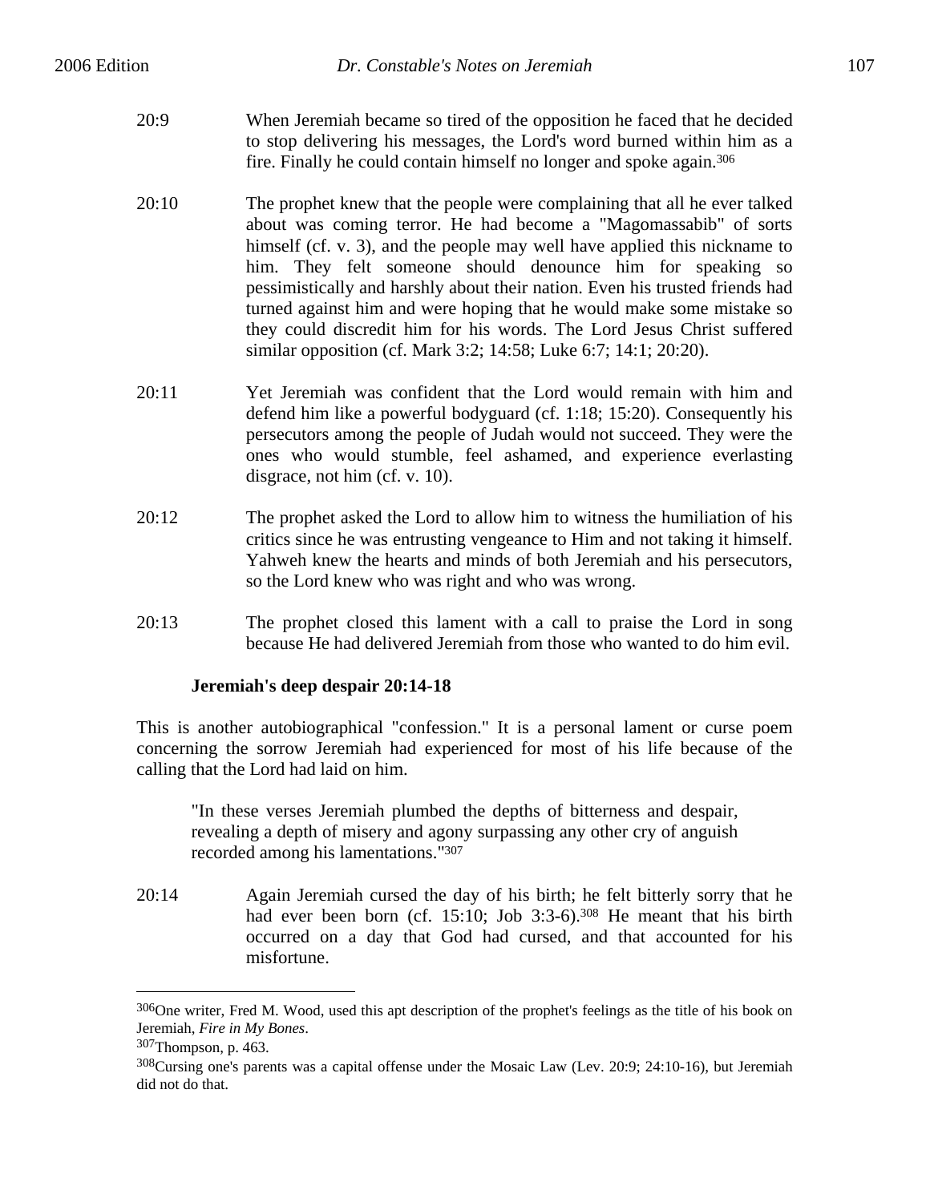20:9 When Jeremiah became so tired of the opposition he faced that he decided to stop delivering his messages, the Lord's word burned within him as a fire. Finally he could contain himself no longer and spoke again.[306]

20:10 The prophet knew that the people were complaining that all he ever talked about was coming terror. He had become a "Magomassabib" of sorts himself (cf. v. 3), and the people may well have applied this nickname to him. They felt someone should denounce him for speaking so pessimistically and harshly about their nation. Even his trusted friends had turned against him and were hoping that he would make some mistake so they could discredit him for his words. The Lord Jesus Christ suffered similar opposition (cf. Mark 3:2; 14:58; Luke 6:7; 14:1; 20:20).

20:11 Yet Jeremiah was confident that the Lord would remain with him and defend him like a powerful bodyguard (cf. 1:18; 15:20). Consequently his persecutors among the people of Judah would not succeed. They were the ones who would stumble, feel ashamed, and experience everlasting disgrace, not him (cf. v. 10).

20:12 The prophet asked the Lord to allow him to witness the humiliation of his critics since he was entrusting vengeance to Him and not taking it himself. Yahweh knew the hearts and minds of both Jeremiah and his persecutors, so the Lord knew who was right and who was wrong.

20:13 The prophet closed this lament with a call to praise the Lord in song because He had delivered Jeremiah from those who wanted to do him evil.

**Jeremiah's deep despair 20:14-18**

This is another autobiographical "confession." It is a personal lament or curse poem concerning the sorrow Jeremiah had experienced for most of his life because of the calling that the Lord had laid on him.

> "In these verses Jeremiah plumbed the depths of bitterness and despair, revealing a depth of misery and agony surpassing any other cry of anguish recorded among his lamentations."[307]

20:14 Again Jeremiah cursed the day of his birth; he felt bitterly sorry that he had ever been born (cf. 15:10; Job 3:3-6).[308] He meant that his birth occurred on a day that God had cursed, and that accounted for his misfortune.

---

[306]One writer, Fred M. Wood, used this apt description of the prophet's feelings as the title of his book on Jeremiah, *Fire in My Bones*.

[307]Thompson, p. 463.

[308]Cursing one's parents was a capital offense under the Mosaic Law (Lev. 20:9; 24:10-16), but Jeremiah did not do that.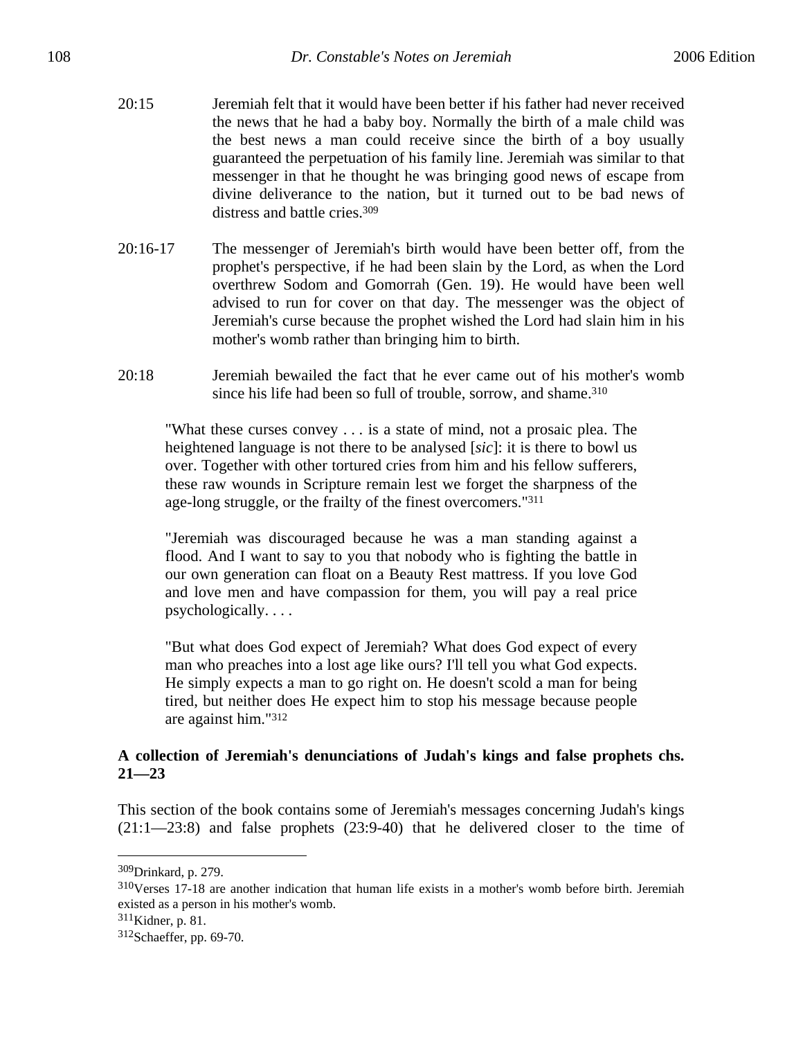20:15 Jeremiah felt that it would have been better if his father had never received the news that he had a baby boy. Normally the birth of a male child was the best news a man could receive since the birth of a boy usually guaranteed the perpetuation of his family line. Jeremiah was similar to that messenger in that he thought he was bringing good news of escape from divine deliverance to the nation, but it turned out to be bad news of distress and battle cries.[309]

20:16-17 The messenger of Jeremiah's birth would have been better off, from the prophet's perspective, if he had been slain by the Lord, as when the Lord overthrew Sodom and Gomorrah (Gen. 19). He would have been well advised to run for cover on that day. The messenger was the object of Jeremiah's curse because the prophet wished the Lord had slain him in his mother's womb rather than bringing him to birth.

20:18 Jeremiah bewailed the fact that he ever came out of his mother's womb since his life had been so full of trouble, sorrow, and shame.[310]

> "What these curses convey . . . is a state of mind, not a prosaic plea. The heightened language is not there to be analysed [*sic*]: it is there to bowl us over. Together with other tortured cries from him and his fellow sufferers, these raw wounds in Scripture remain lest we forget the sharpness of the age-long struggle, or the frailty of the finest overcomers."[311]

> "Jeremiah was discouraged because he was a man standing against a flood. And I want to say to you that nobody who is fighting the battle in our own generation can float on a Beauty Rest mattress. If you love God and love men and have compassion for them, you will pay a real price psychologically. . . .
>
> "But what does God expect of Jeremiah? What does God expect of every man who preaches into a lost age like ours? I'll tell you what God expects. He simply expects a man to go right on. He doesn't scold a man for being tired, but neither does He expect him to stop his message because people are against him."[312]

**A collection of Jeremiah's denunciations of Judah's kings and false prophets chs. 21—23**

This section of the book contains some of Jeremiah's messages concerning Judah's kings (21:1—23:8) and false prophets (23:9-40) that he delivered closer to the time of

---

[309]Drinkard, p. 279.

[310]Verses 17-18 are another indication that human life exists in a mother's womb before birth. Jeremiah existed as a person in his mother's womb.

[311]Kidner, p. 81.

[312]Schaeffer, pp. 69-70.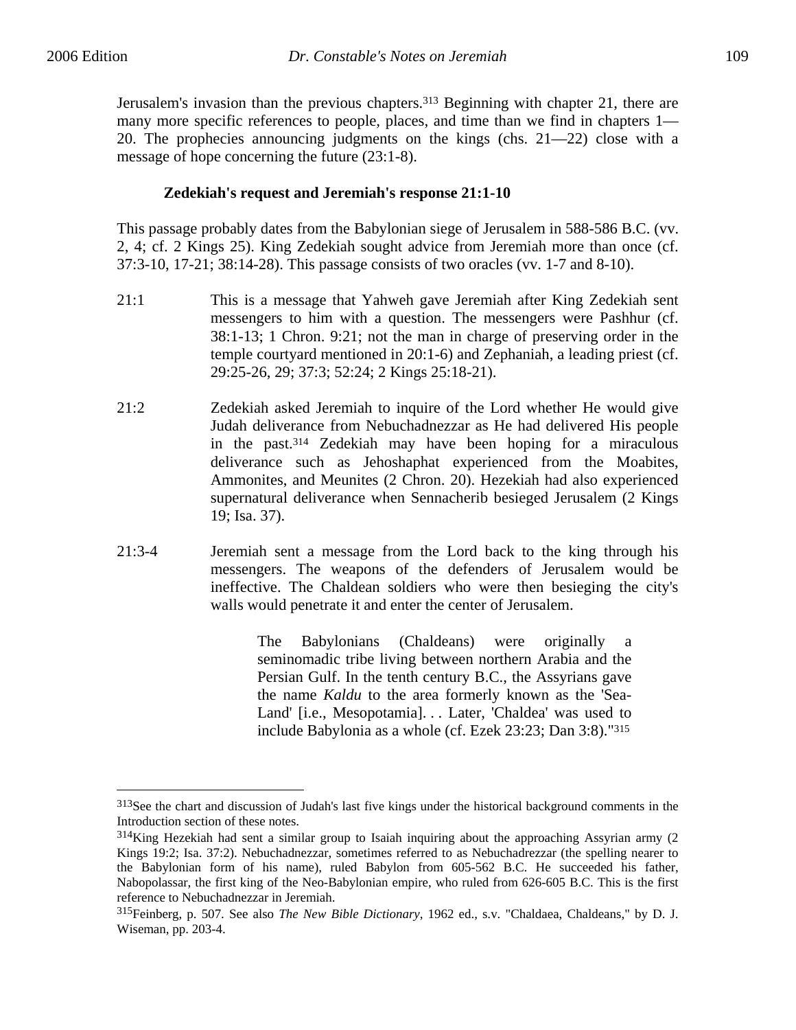Jerusalem's invasion than the previous chapters.[313] Beginning with chapter 21, there are many more specific references to people, places, and time than we find in chapters 1—20. The prophecies announcing judgments on the kings (chs. 21—22) close with a message of hope concerning the future (23:1-8).

#### Zedekiah's request and Jeremiah's response 21:1-10

This passage probably dates from the Babylonian siege of Jerusalem in 588-586 B.C. (vv. 2, 4; cf. 2 Kings 25). King Zedekiah sought advice from Jeremiah more than once (cf. 37:3-10, 17-21; 38:14-28). This passage consists of two oracles (vv. 1-7 and 8-10).

21:1 This is a message that Yahweh gave Jeremiah after King Zedekiah sent messengers to him with a question. The messengers were Pashhur (cf. 38:1-13; 1 Chron. 9:21; not the man in charge of preserving order in the temple courtyard mentioned in 20:1-6) and Zephaniah, a leading priest (cf. 29:25-26, 29; 37:3; 52:24; 2 Kings 25:18-21).

21:2 Zedekiah asked Jeremiah to inquire of the Lord whether He would give Judah deliverance from Nebuchadnezzar as He had delivered His people in the past.[314] Zedekiah may have been hoping for a miraculous deliverance such as Jehoshaphat experienced from the Moabites, Ammonites, and Meunites (2 Chron. 20). Hezekiah had also experienced supernatural deliverance when Sennacherib besieged Jerusalem (2 Kings 19; Isa. 37).

21:3-4 Jeremiah sent a message from the Lord back to the king through his messengers. The weapons of the defenders of Jerusalem would be ineffective. The Chaldean soldiers who were then besieging the city's walls would penetrate it and enter the center of Jerusalem.

> The Babylonians (Chaldeans) were originally a seminomadic tribe living between northern Arabia and the Persian Gulf. In the tenth century B.C., the Assyrians gave the name *Kaldu* to the area formerly known as the 'Sea-Land' [i.e., Mesopotamia]. . . Later, 'Chaldea' was used to include Babylonia as a whole (cf. Ezek 23:23; Dan 3:8)."[315]

---

[313] See the chart and discussion of Judah's last five kings under the historical background comments in the Introduction section of these notes.

[314] King Hezekiah had sent a similar group to Isaiah inquiring about the approaching Assyrian army (2 Kings 19:2; Isa. 37:2). Nebuchadnezzar, sometimes referred to as Nebuchadrezzar (the spelling nearer to the Babylonian form of his name), ruled Babylon from 605-562 B.C. He succeeded his father, Nabopolassar, the first king of the Neo-Babylonian empire, who ruled from 626-605 B.C. This is the first reference to Nebuchadnezzar in Jeremiah.

[315] Feinberg, p. 507. See also *The New Bible Dictionary*, 1962 ed., s.v. "Chaldaea, Chaldeans," by D. J. Wiseman, pp. 203-4.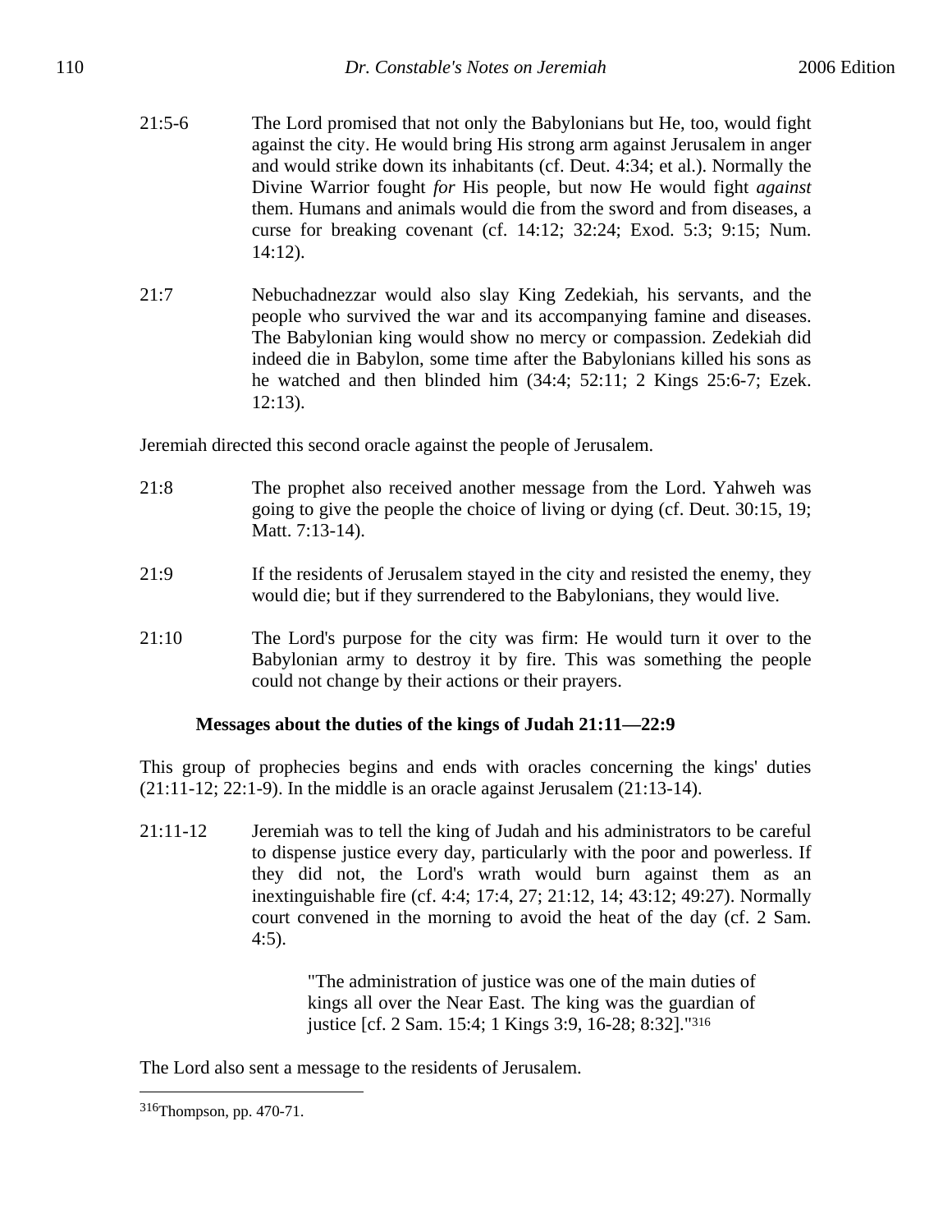21:5-6 The Lord promised that not only the Babylonians but He, too, would fight against the city. He would bring His strong arm against Jerusalem in anger and would strike down its inhabitants (cf. Deut. 4:34; et al.). Normally the Divine Warrior fought *for* His people, but now He would fight *against* them. Humans and animals would die from the sword and from diseases, a curse for breaking covenant (cf. 14:12; 32:24; Exod. 5:3; 9:15; Num. 14:12).

21:7 Nebuchadnezzar would also slay King Zedekiah, his servants, and the people who survived the war and its accompanying famine and diseases. The Babylonian king would show no mercy or compassion. Zedekiah did indeed die in Babylon, some time after the Babylonians killed his sons as he watched and then blinded him (34:4; 52:11; 2 Kings 25:6-7; Ezek. 12:13).

Jeremiah directed this second oracle against the people of Jerusalem.

21:8 The prophet also received another message from the Lord. Yahweh was going to give the people the choice of living or dying (cf. Deut. 30:15, 19; Matt. 7:13-14).

21:9 If the residents of Jerusalem stayed in the city and resisted the enemy, they would die; but if they surrendered to the Babylonians, they would live.

21:10 The Lord's purpose for the city was firm: He would turn it over to the Babylonian army to destroy it by fire. This was something the people could not change by their actions or their prayers.

### Messages about the duties of the kings of Judah 21:11—22:9

This group of prophecies begins and ends with oracles concerning the kings' duties (21:11-12; 22:1-9). In the middle is an oracle against Jerusalem (21:13-14).

21:11-12 Jeremiah was to tell the king of Judah and his administrators to be careful to dispense justice every day, particularly with the poor and powerless. If they did not, the Lord's wrath would burn against them as an inextinguishable fire (cf. 4:4; 17:4, 27; 21:12, 14; 43:12; 49:27). Normally court convened in the morning to avoid the heat of the day (cf. 2 Sam. 4:5).

> "The administration of justice was one of the main duties of kings all over the Near East. The king was the guardian of justice [cf. 2 Sam. 15:4; 1 Kings 3:9, 16-28; 8:32]."[316]

The Lord also sent a message to the residents of Jerusalem.

---

[316]Thompson, pp. 470-71.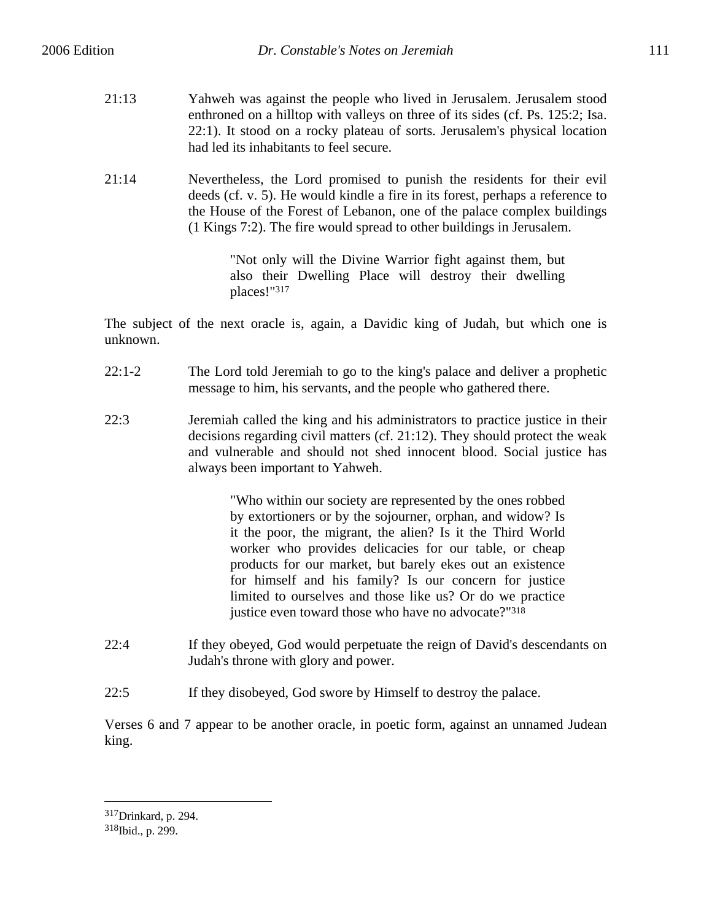21:13 Yahweh was against the people who lived in Jerusalem. Jerusalem stood enthroned on a hilltop with valleys on three of its sides (cf. Ps. 125:2; Isa. 22:1). It stood on a rocky plateau of sorts. Jerusalem's physical location had led its inhabitants to feel secure.

21:14 Nevertheless, the Lord promised to punish the residents for their evil deeds (cf. v. 5). He would kindle a fire in its forest, perhaps a reference to the House of the Forest of Lebanon, one of the palace complex buildings (1 Kings 7:2). The fire would spread to other buildings in Jerusalem.

> "Not only will the Divine Warrior fight against them, but also their Dwelling Place will destroy their dwelling places!"[317]

The subject of the next oracle is, again, a Davidic king of Judah, but which one is unknown.

22:1-2 The Lord told Jeremiah to go to the king's palace and deliver a prophetic message to him, his servants, and the people who gathered there.

22:3 Jeremiah called the king and his administrators to practice justice in their decisions regarding civil matters (cf. 21:12). They should protect the weak and vulnerable and should not shed innocent blood. Social justice has always been important to Yahweh.

> "Who within our society are represented by the ones robbed by extortioners or by the sojourner, orphan, and widow? Is it the poor, the migrant, the alien? Is it the Third World worker who provides delicacies for our table, or cheap products for our market, but barely ekes out an existence for himself and his family? Is our concern for justice limited to ourselves and those like us? Or do we practice justice even toward those who have no advocate?"[318]

22:4 If they obeyed, God would perpetuate the reign of David's descendants on Judah's throne with glory and power.

22:5 If they disobeyed, God swore by Himself to destroy the palace.

Verses 6 and 7 appear to be another oracle, in poetic form, against an unnamed Judean king.

---

[317] Drinkard, p. 294.

[318] Ibid., p. 299.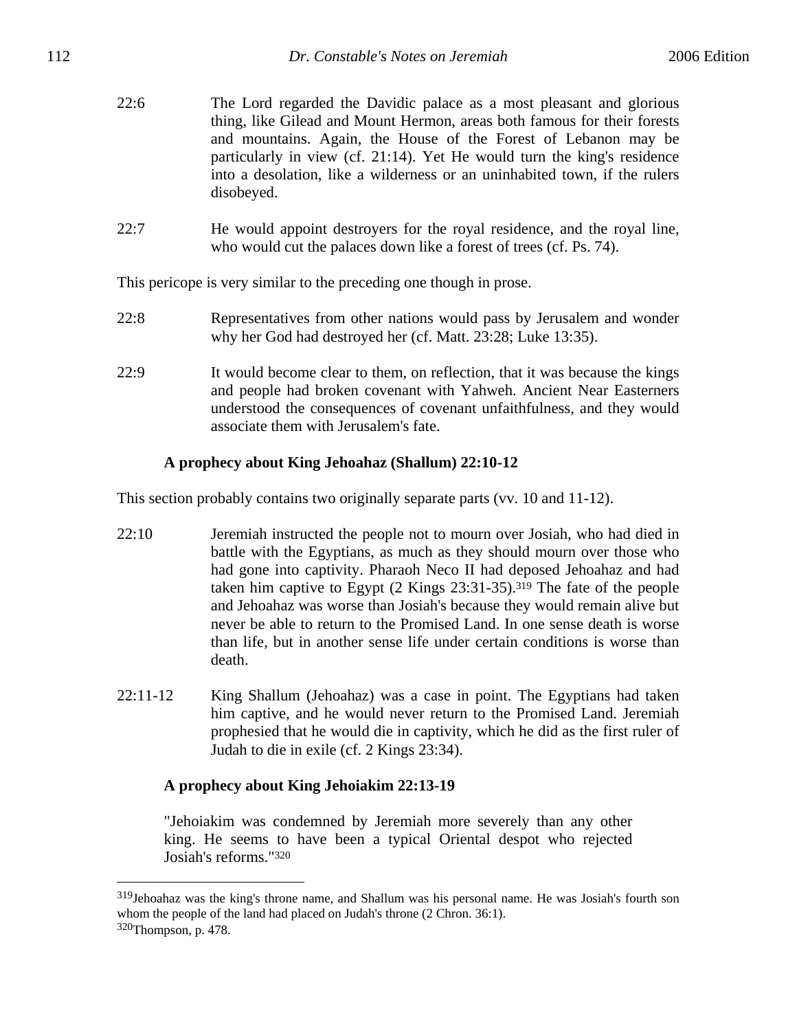22:6 The Lord regarded the Davidic palace as a most pleasant and glorious thing, like Gilead and Mount Hermon, areas both famous for their forests and mountains. Again, the House of the Forest of Lebanon may be particularly in view (cf. 21:14). Yet He would turn the king's residence into a desolation, like a wilderness or an uninhabited town, if the rulers disobeyed.

22:7 He would appoint destroyers for the royal residence, and the royal line, who would cut the palaces down like a forest of trees (cf. Ps. 74).

This pericope is very similar to the preceding one though in prose.

22:8 Representatives from other nations would pass by Jerusalem and wonder why her God had destroyed her (cf. Matt. 23:28; Luke 13:35).

22:9 It would become clear to them, on reflection, that it was because the kings and people had broken covenant with Yahweh. Ancient Near Easterners understood the consequences of covenant unfaithfulness, and they would associate them with Jerusalem's fate.

**A prophecy about King Jehoahaz (Shallum) 22:10-12**

This section probably contains two originally separate parts (vv. 10 and 11-12).

22:10 Jeremiah instructed the people not to mourn over Josiah, who had died in battle with the Egyptians, as much as they should mourn over those who had gone into captivity. Pharaoh Neco II had deposed Jehoahaz and had taken him captive to Egypt (2 Kings 23:31-35).[319] The fate of the people and Jehoahaz was worse than Josiah's because they would remain alive but never be able to return to the Promised Land. In one sense death is worse than life, but in another sense life under certain conditions is worse than death.

22:11-12 King Shallum (Jehoahaz) was a case in point. The Egyptians had taken him captive, and he would never return to the Promised Land. Jeremiah prophesied that he would die in captivity, which he did as the first ruler of Judah to die in exile (cf. 2 Kings 23:34).

**A prophecy about King Jehoiakim 22:13-19**

> "Jehoiakim was condemned by Jeremiah more severely than any other king. He seems to have been a typical Oriental despot who rejected Josiah's reforms."[320]

---

[319]Jehoahaz was the king's throne name, and Shallum was his personal name. He was Josiah's fourth son whom the people of the land had placed on Judah's throne (2 Chron. 36:1).

[320]Thompson, p. 478.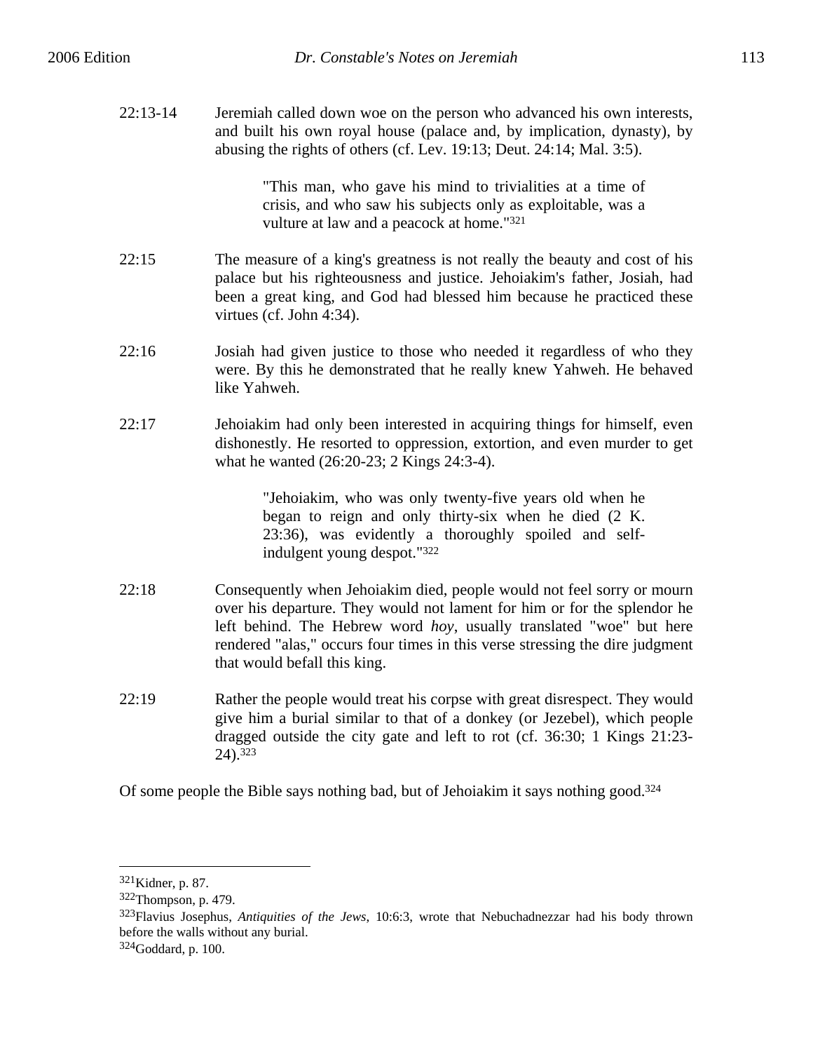22:13-14 Jeremiah called down woe on the person who advanced his own interests, and built his own royal house (palace and, by implication, dynasty), by abusing the rights of others (cf. Lev. 19:13; Deut. 24:14; Mal. 3:5).

> "This man, who gave his mind to trivialities at a time of crisis, and who saw his subjects only as exploitable, was a vulture at law and a peacock at home."[321]

22:15 The measure of a king's greatness is not really the beauty and cost of his palace but his righteousness and justice. Jehoiakim's father, Josiah, had been a great king, and God had blessed him because he practiced these virtues (cf. John 4:34).

22:16 Josiah had given justice to those who needed it regardless of who they were. By this he demonstrated that he really knew Yahweh. He behaved like Yahweh.

22:17 Jehoiakim had only been interested in acquiring things for himself, even dishonestly. He resorted to oppression, extortion, and even murder to get what he wanted (26:20-23; 2 Kings 24:3-4).

> "Jehoiakim, who was only twenty-five years old when he began to reign and only thirty-six when he died (2 K. 23:36), was evidently a thoroughly spoiled and self-indulgent young despot."[322]

22:18 Consequently when Jehoiakim died, people would not feel sorry or mourn over his departure. They would not lament for him or for the splendor he left behind. The Hebrew word *hoy*, usually translated "woe" but here rendered "alas," occurs four times in this verse stressing the dire judgment that would befall this king.

22:19 Rather the people would treat his corpse with great disrespect. They would give him a burial similar to that of a donkey (or Jezebel), which people dragged outside the city gate and left to rot (cf. 36:30; 1 Kings 21:23-24).[323]

Of some people the Bible says nothing bad, but of Jehoiakim it says nothing good.[324]

---

[321] Kidner, p. 87.

[322] Thompson, p. 479.

[323] Flavius Josephus, *Antiquities of the Jews*, 10:6:3, wrote that Nebuchadnezzar had his body thrown before the walls without any burial.

[324] Goddard, p. 100.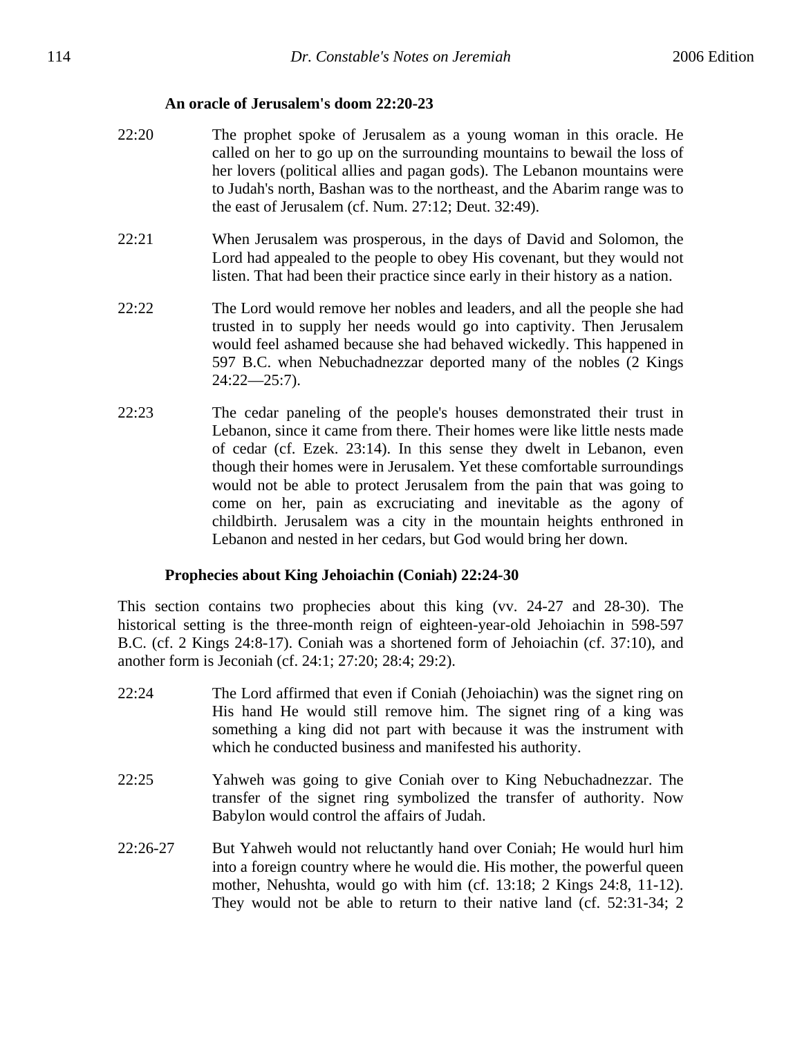### An oracle of Jerusalem's doom 22:20-23

22:20 The prophet spoke of Jerusalem as a young woman in this oracle. He called on her to go up on the surrounding mountains to bewail the loss of her lovers (political allies and pagan gods). The Lebanon mountains were to Judah's north, Bashan was to the northeast, and the Abarim range was to the east of Jerusalem (cf. Num. 27:12; Deut. 32:49).

22:21 When Jerusalem was prosperous, in the days of David and Solomon, the Lord had appealed to the people to obey His covenant, but they would not listen. That had been their practice since early in their history as a nation.

22:22 The Lord would remove her nobles and leaders, and all the people she had trusted in to supply her needs would go into captivity. Then Jerusalem would feel ashamed because she had behaved wickedly. This happened in 597 B.C. when Nebuchadnezzar deported many of the nobles (2 Kings 24:22—25:7).

22:23 The cedar paneling of the people's houses demonstrated their trust in Lebanon, since it came from there. Their homes were like little nests made of cedar (cf. Ezek. 23:14). In this sense they dwelt in Lebanon, even though their homes were in Jerusalem. Yet these comfortable surroundings would not be able to protect Jerusalem from the pain that was going to come on her, pain as excruciating and inevitable as the agony of childbirth. Jerusalem was a city in the mountain heights enthroned in Lebanon and nested in her cedars, but God would bring her down.

### Prophecies about King Jehoiachin (Coniah) 22:24-30

This section contains two prophecies about this king (vv. 24-27 and 28-30). The historical setting is the three-month reign of eighteen-year-old Jehoiachin in 598-597 B.C. (cf. 2 Kings 24:8-17). Coniah was a shortened form of Jehoiachin (cf. 37:10), and another form is Jeconiah (cf. 24:1; 27:20; 28:4; 29:2).

22:24 The Lord affirmed that even if Coniah (Jehoiachin) was the signet ring on His hand He would still remove him. The signet ring of a king was something a king did not part with because it was the instrument with which he conducted business and manifested his authority.

22:25 Yahweh was going to give Coniah over to King Nebuchadnezzar. The transfer of the signet ring symbolized the transfer of authority. Now Babylon would control the affairs of Judah.

22:26-27 But Yahweh would not reluctantly hand over Coniah; He would hurl him into a foreign country where he would die. His mother, the powerful queen mother, Nehushta, would go with him (cf. 13:18; 2 Kings 24:8, 11-12). They would not be able to return to their native land (cf. 52:31-34; 2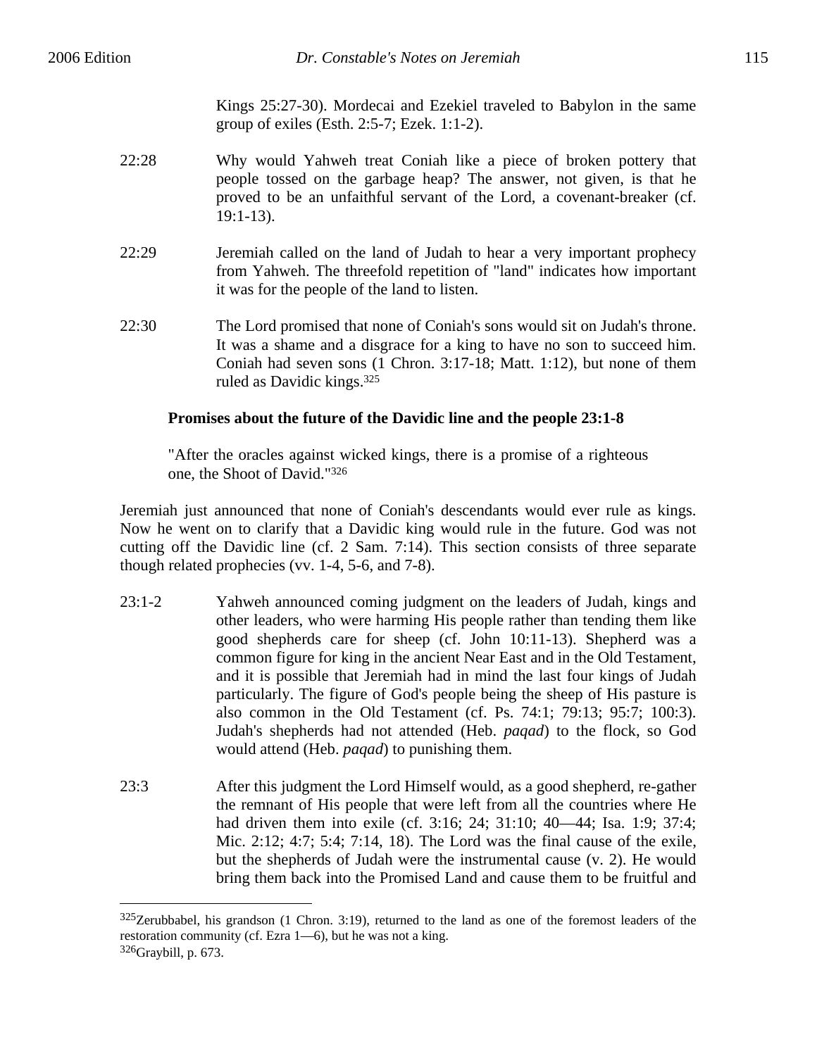Kings 25:27-30). Mordecai and Ezekiel traveled to Babylon in the same group of exiles (Esth. 2:5-7; Ezek. 1:1-2).

22:28 Why would Yahweh treat Coniah like a piece of broken pottery that people tossed on the garbage heap? The answer, not given, is that he proved to be an unfaithful servant of the Lord, a covenant-breaker (cf. 19:1-13).

22:29 Jeremiah called on the land of Judah to hear a very important prophecy from Yahweh. The threefold repetition of "land" indicates how important it was for the people of the land to listen.

22:30 The Lord promised that none of Coniah's sons would sit on Judah's throne. It was a shame and a disgrace for a king to have no son to succeed him. Coniah had seven sons (1 Chron. 3:17-18; Matt. 1:12), but none of them ruled as Davidic kings.[325]

**Promises about the future of the Davidic line and the people 23:1-8**

"After the oracles against wicked kings, there is a promise of a righteous one, the Shoot of David."[326]

Jeremiah just announced that none of Coniah's descendants would ever rule as kings. Now he went on to clarify that a Davidic king would rule in the future. God was not cutting off the Davidic line (cf. 2 Sam. 7:14). This section consists of three separate though related prophecies (vv. 1-4, 5-6, and 7-8).

23:1-2 Yahweh announced coming judgment on the leaders of Judah, kings and other leaders, who were harming His people rather than tending them like good shepherds care for sheep (cf. John 10:11-13). Shepherd was a common figure for king in the ancient Near East and in the Old Testament, and it is possible that Jeremiah had in mind the last four kings of Judah particularly. The figure of God's people being the sheep of His pasture is also common in the Old Testament (cf. Ps. 74:1; 79:13; 95:7; 100:3). Judah's shepherds had not attended (Heb. *paqad*) to the flock, so God would attend (Heb. *paqad*) to punishing them.

23:3 After this judgment the Lord Himself would, as a good shepherd, re-gather the remnant of His people that were left from all the countries where He had driven them into exile (cf. 3:16; 24; 31:10; 40—44; Isa. 1:9; 37:4; Mic. 2:12; 4:7; 5:4; 7:14, 18). The Lord was the final cause of the exile, but the shepherds of Judah were the instrumental cause (v. 2). He would bring them back into the Promised Land and cause them to be fruitful and

---

[325] Zerubbabel, his grandson (1 Chron. 3:19), returned to the land as one of the foremost leaders of the restoration community (cf. Ezra 1—6), but he was not a king.

[326] Graybill, p. 673.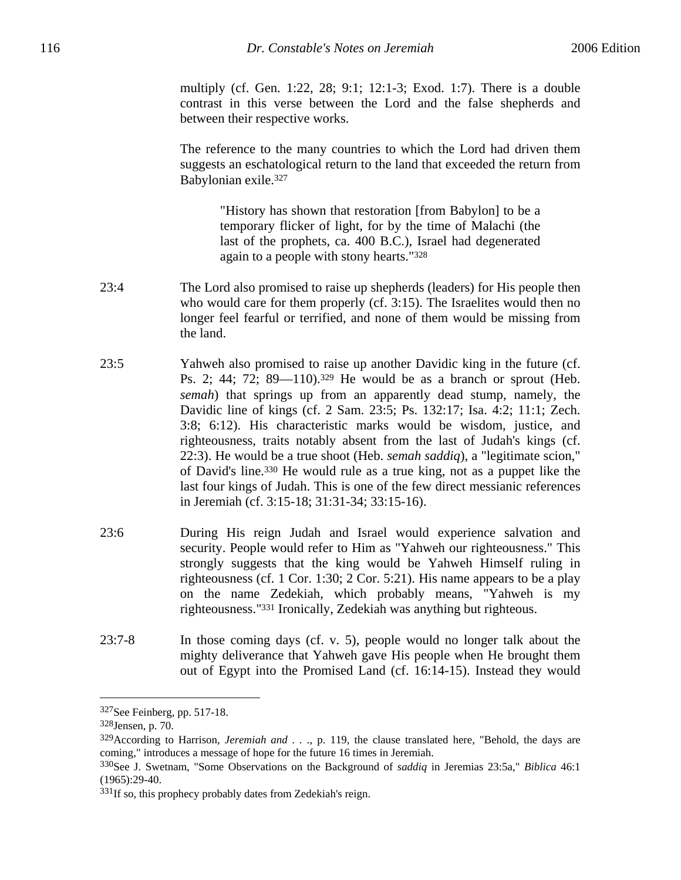multiply (cf. Gen. 1:22, 28; 9:1; 12:1-3; Exod. 1:7). There is a double contrast in this verse between the Lord and the false shepherds and between their respective works.

The reference to the many countries to which the Lord had driven them suggests an eschatological return to the land that exceeded the return from Babylonian exile.[327]

> "History has shown that restoration [from Babylon] to be a temporary flicker of light, for by the time of Malachi (the last of the prophets, ca. 400 B.C.), Israel had degenerated again to a people with stony hearts."[328]

23:4 The Lord also promised to raise up shepherds (leaders) for His people then who would care for them properly (cf. 3:15). The Israelites would then no longer feel fearful or terrified, and none of them would be missing from the land.

23:5 Yahweh also promised to raise up another Davidic king in the future (cf. Ps. 2; 44; 72; 89—110).[329] He would be as a branch or sprout (Heb. *semah*) that springs up from an apparently dead stump, namely, the Davidic line of kings (cf. 2 Sam. 23:5; Ps. 132:17; Isa. 4:2; 11:1; Zech. 3:8; 6:12). His characteristic marks would be wisdom, justice, and righteousness, traits notably absent from the last of Judah's kings (cf. 22:3). He would be a true shoot (Heb. *semah saddiq*), a "legitimate scion," of David's line.[330] He would rule as a true king, not as a puppet like the last four kings of Judah. This is one of the few direct messianic references in Jeremiah (cf. 3:15-18; 31:31-34; 33:15-16).

23:6 During His reign Judah and Israel would experience salvation and security. People would refer to Him as "Yahweh our righteousness." This strongly suggests that the king would be Yahweh Himself ruling in righteousness (cf. 1 Cor. 1:30; 2 Cor. 5:21). His name appears to be a play on the name Zedekiah, which probably means, "Yahweh is my righteousness."[331] Ironically, Zedekiah was anything but righteous.

23:7-8 In those coming days (cf. v. 5), people would no longer talk about the mighty deliverance that Yahweh gave His people when He brought them out of Egypt into the Promised Land (cf. 16:14-15). Instead they would

---

[327] See Feinberg, pp. 517-18.

[328] Jensen, p. 70.

[329] According to Harrison, *Jeremiah and . . .*, p. 119, the clause translated here, "Behold, the days are coming," introduces a message of hope for the future 16 times in Jeremiah.

[330] See J. Swetnam, "Some Observations on the Background of *saddiq* in Jeremias 23:5a," *Biblica* 46:1 (1965):29-40.

[331] If so, this prophecy probably dates from Zedekiah's reign.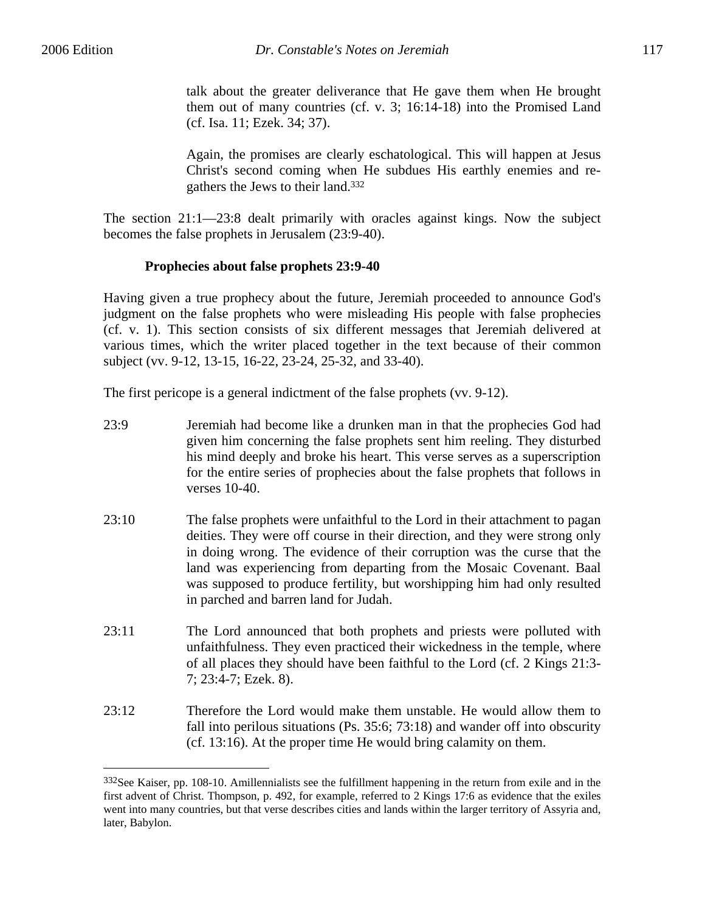talk about the greater deliverance that He gave them when He brought them out of many countries (cf. v. 3; 16:14-18) into the Promised Land (cf. Isa. 11; Ezek. 34; 37).

Again, the promises are clearly eschatological. This will happen at Jesus Christ's second coming when He subdues His earthly enemies and re-gathers the Jews to their land.[332]

The section 21:1—23:8 dealt primarily with oracles against kings. Now the subject becomes the false prophets in Jerusalem (23:9-40).

### Prophecies about false prophets 23:9-40

Having given a true prophecy about the future, Jeremiah proceeded to announce God's judgment on the false prophets who were misleading His people with false prophecies (cf. v. 1). This section consists of six different messages that Jeremiah delivered at various times, which the writer placed together in the text because of their common subject (vv. 9-12, 13-15, 16-22, 23-24, 25-32, and 33-40).

The first pericope is a general indictment of the false prophets (vv. 9-12).

23:9 Jeremiah had become like a drunken man in that the prophecies God had given him concerning the false prophets sent him reeling. They disturbed his mind deeply and broke his heart. This verse serves as a superscription for the entire series of prophecies about the false prophets that follows in verses 10-40.

23:10 The false prophets were unfaithful to the Lord in their attachment to pagan deities. They were off course in their direction, and they were strong only in doing wrong. The evidence of their corruption was the curse that the land was experiencing from departing from the Mosaic Covenant. Baal was supposed to produce fertility, but worshipping him had only resulted in parched and barren land for Judah.

23:11 The Lord announced that both prophets and priests were polluted with unfaithfulness. They even practiced their wickedness in the temple, where of all places they should have been faithful to the Lord (cf. 2 Kings 21:3-7; 23:4-7; Ezek. 8).

23:12 Therefore the Lord would make them unstable. He would allow them to fall into perilous situations (Ps. 35:6; 73:18) and wander off into obscurity (cf. 13:16). At the proper time He would bring calamity on them.

---

[332]See Kaiser, pp. 108-10. Amillennialists see the fulfillment happening in the return from exile and in the first advent of Christ. Thompson, p. 492, for example, referred to 2 Kings 17:6 as evidence that the exiles went into many countries, but that verse describes cities and lands within the larger territory of Assyria and, later, Babylon.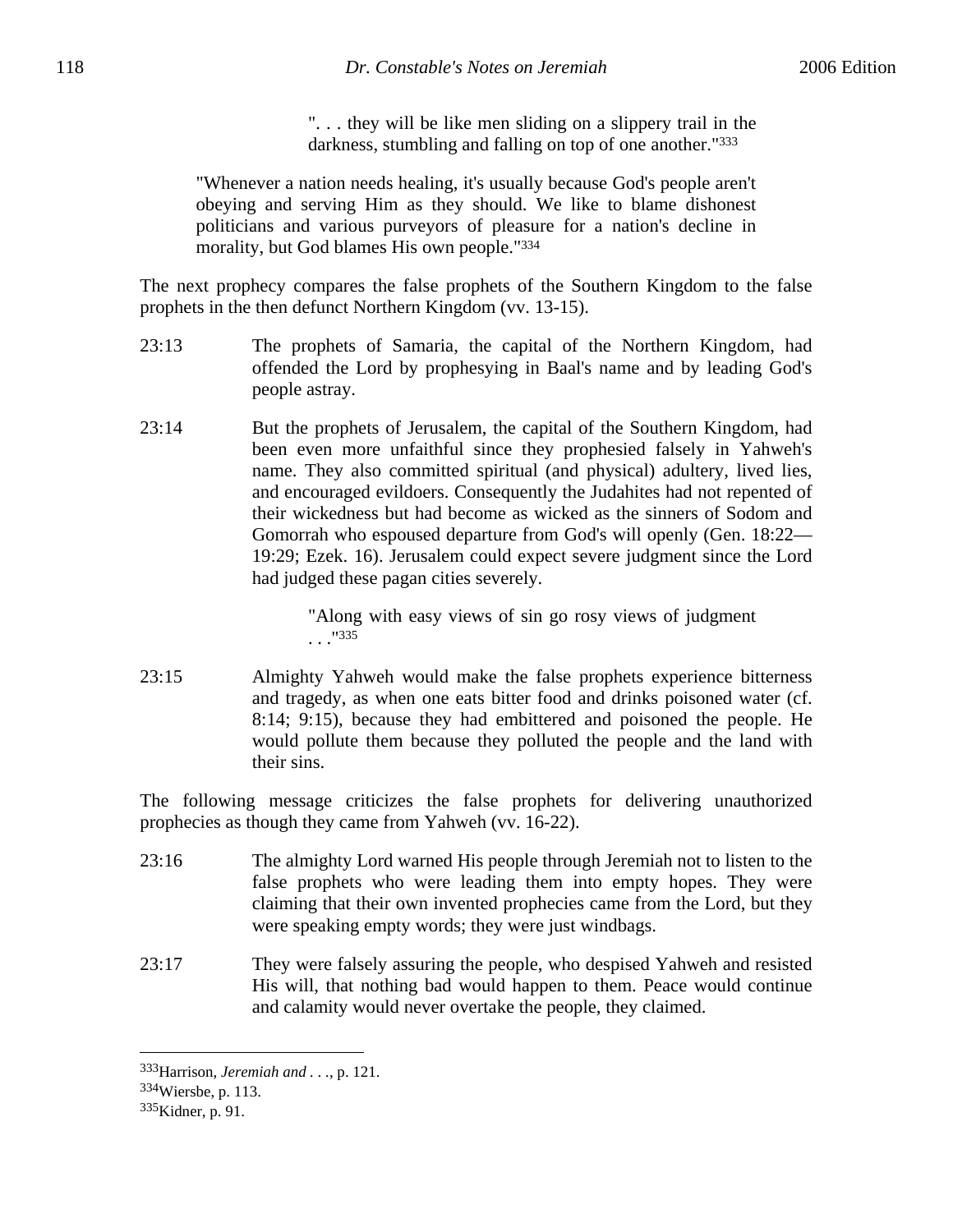> ". . . they will be like men sliding on a slippery trail in the darkness, stumbling and falling on top of one another."[333]

> "Whenever a nation needs healing, it's usually because God's people aren't obeying and serving Him as they should. We like to blame dishonest politicians and various purveyors of pleasure for a nation's decline in morality, but God blames His own people."[334]

The next prophecy compares the false prophets of the Southern Kingdom to the false prophets in the then defunct Northern Kingdom (vv. 13-15).

23:13 The prophets of Samaria, the capital of the Northern Kingdom, had offended the Lord by prophesying in Baal's name and by leading God's people astray.

23:14 But the prophets of Jerusalem, the capital of the Southern Kingdom, had been even more unfaithful since they prophesied falsely in Yahweh's name. They also committed spiritual (and physical) adultery, lived lies, and encouraged evildoers. Consequently the Judahites had not repented of their wickedness but had become as wicked as the sinners of Sodom and Gomorrah who espoused departure from God's will openly (Gen. 18:22—19:29; Ezek. 16). Jerusalem could expect severe judgment since the Lord had judged these pagan cities severely.

> "Along with easy views of sin go rosy views of judgment . . ."[335]

23:15 Almighty Yahweh would make the false prophets experience bitterness and tragedy, as when one eats bitter food and drinks poisoned water (cf. 8:14; 9:15), because they had embittered and poisoned the people. He would pollute them because they polluted the people and the land with their sins.

The following message criticizes the false prophets for delivering unauthorized prophecies as though they came from Yahweh (vv. 16-22).

23:16 The almighty Lord warned His people through Jeremiah not to listen to the false prophets who were leading them into empty hopes. They were claiming that their own invented prophecies came from the Lord, but they were speaking empty words; they were just windbags.

23:17 They were falsely assuring the people, who despised Yahweh and resisted His will, that nothing bad would happen to them. Peace would continue and calamity would never overtake the people, they claimed.

---

[333] Harrison, *Jeremiah and . . .*, p. 121.

[334] Wiersbe, p. 113.

[335] Kidner, p. 91.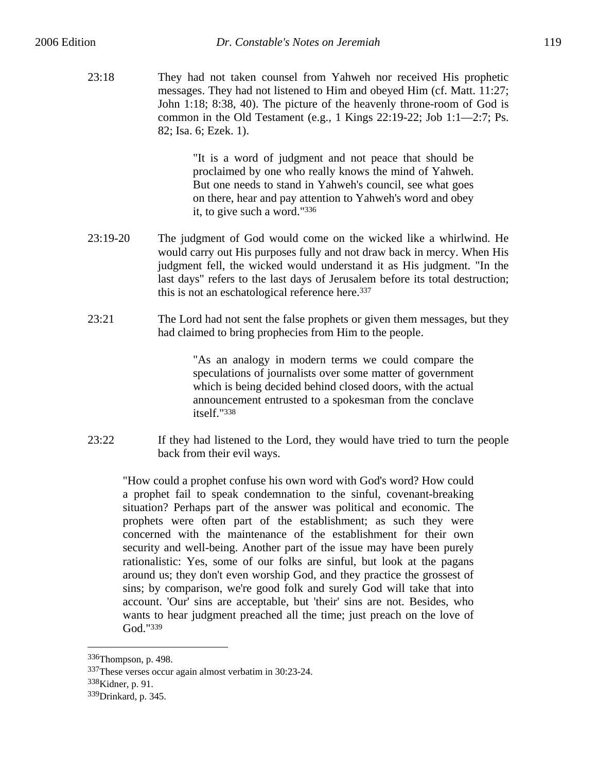23:18 They had not taken counsel from Yahweh nor received His prophetic messages. They had not listened to Him and obeyed Him (cf. Matt. 11:27; John 1:18; 8:38, 40). The picture of the heavenly throne-room of God is common in the Old Testament (e.g., 1 Kings 22:19-22; Job 1:1—2:7; Ps. 82; Isa. 6; Ezek. 1).

> "It is a word of judgment and not peace that should be proclaimed by one who really knows the mind of Yahweh. But one needs to stand in Yahweh's council, see what goes on there, hear and pay attention to Yahweh's word and obey it, to give such a word."[336]

23:19-20 The judgment of God would come on the wicked like a whirlwind. He would carry out His purposes fully and not draw back in mercy. When His judgment fell, the wicked would understand it as His judgment. "In the last days" refers to the last days of Jerusalem before its total destruction; this is not an eschatological reference here.[337]

23:21 The Lord had not sent the false prophets or given them messages, but they had claimed to bring prophecies from Him to the people.

> "As an analogy in modern terms we could compare the speculations of journalists over some matter of government which is being decided behind closed doors, with the actual announcement entrusted to a spokesman from the conclave itself."[338]

23:22 If they had listened to the Lord, they would have tried to turn the people back from their evil ways.

> "How could a prophet confuse his own word with God's word? How could a prophet fail to speak condemnation to the sinful, covenant-breaking situation? Perhaps part of the answer was political and economic. The prophets were often part of the establishment; as such they were concerned with the maintenance of the establishment for their own security and well-being. Another part of the issue may have been purely rationalistic: Yes, some of our folks are sinful, but look at the pagans around us; they don't even worship God, and they practice the grossest of sins; by comparison, we're good folk and surely God will take that into account. 'Our' sins are acceptable, but 'their' sins are not. Besides, who wants to hear judgment preached all the time; just preach on the love of God."[339]

---

[336]Thompson, p. 498.

[337]These verses occur again almost verbatim in 30:23-24.

[338]Kidner, p. 91.

[339]Drinkard, p. 345.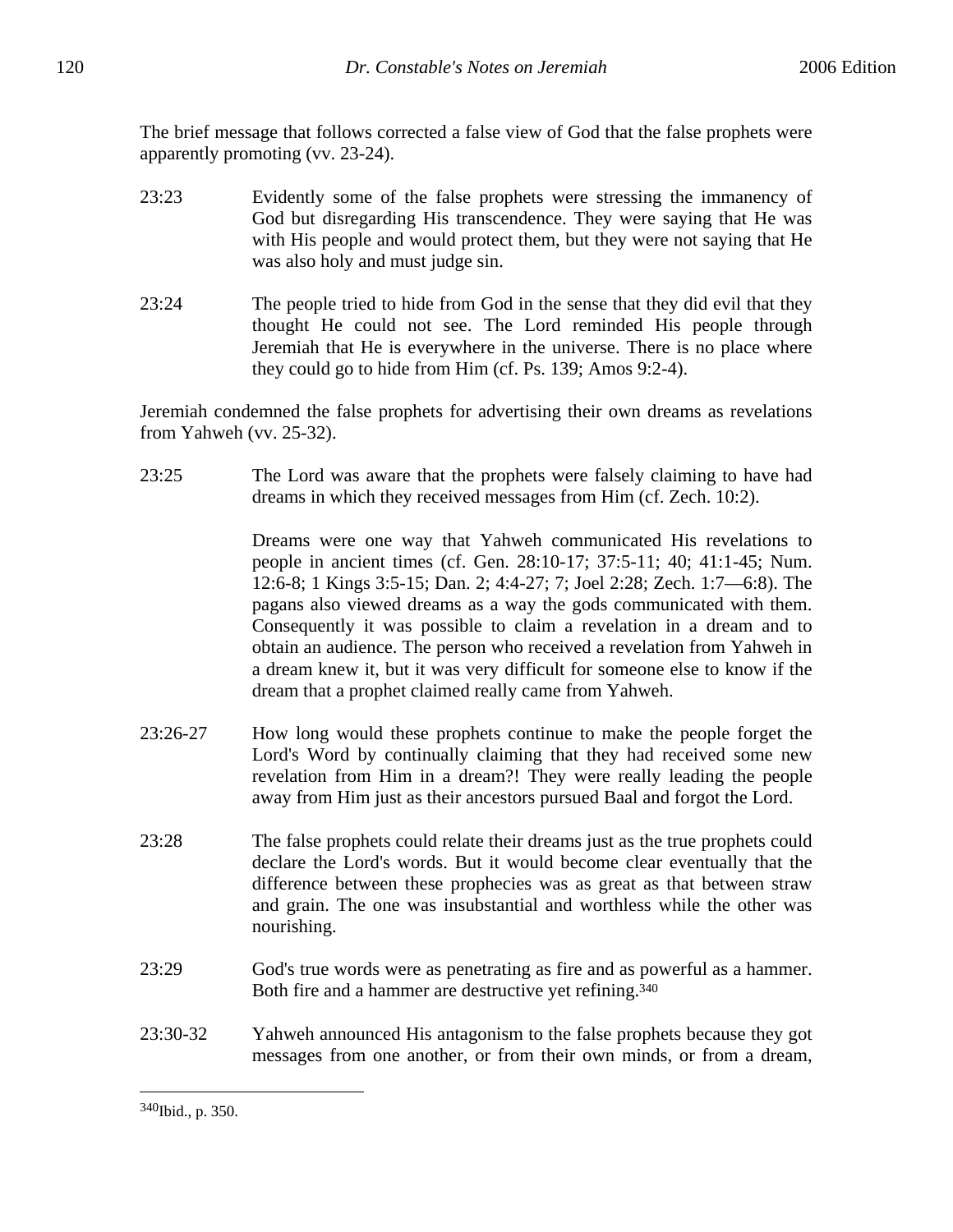The brief message that follows corrected a false view of God that the false prophets were apparently promoting (vv. 23-24).

23:23 Evidently some of the false prophets were stressing the immanency of God but disregarding His transcendence. They were saying that He was with His people and would protect them, but they were not saying that He was also holy and must judge sin.

23:24 The people tried to hide from God in the sense that they did evil that they thought He could not see. The Lord reminded His people through Jeremiah that He is everywhere in the universe. There is no place where they could go to hide from Him (cf. Ps. 139; Amos 9:2-4).

Jeremiah condemned the false prophets for advertising their own dreams as revelations from Yahweh (vv. 25-32).

23:25 The Lord was aware that the prophets were falsely claiming to have had dreams in which they received messages from Him (cf. Zech. 10:2).

Dreams were one way that Yahweh communicated His revelations to people in ancient times (cf. Gen. 28:10-17; 37:5-11; 40; 41:1-45; Num. 12:6-8; 1 Kings 3:5-15; Dan. 2; 4:4-27; 7; Joel 2:28; Zech. 1:7—6:8). The pagans also viewed dreams as a way the gods communicated with them. Consequently it was possible to claim a revelation in a dream and to obtain an audience. The person who received a revelation from Yahweh in a dream knew it, but it was very difficult for someone else to know if the dream that a prophet claimed really came from Yahweh.

23:26-27 How long would these prophets continue to make the people forget the Lord's Word by continually claiming that they had received some new revelation from Him in a dream?! They were really leading the people away from Him just as their ancestors pursued Baal and forgot the Lord.

23:28 The false prophets could relate their dreams just as the true prophets could declare the Lord's words. But it would become clear eventually that the difference between these prophecies was as great as that between straw and grain. The one was insubstantial and worthless while the other was nourishing.

23:29 God's true words were as penetrating as fire and as powerful as a hammer. Both fire and a hammer are destructive yet refining.[340]

23:30-32 Yahweh announced His antagonism to the false prophets because they got messages from one another, or from their own minds, or from a dream,

---

[340] Ibid., p. 350.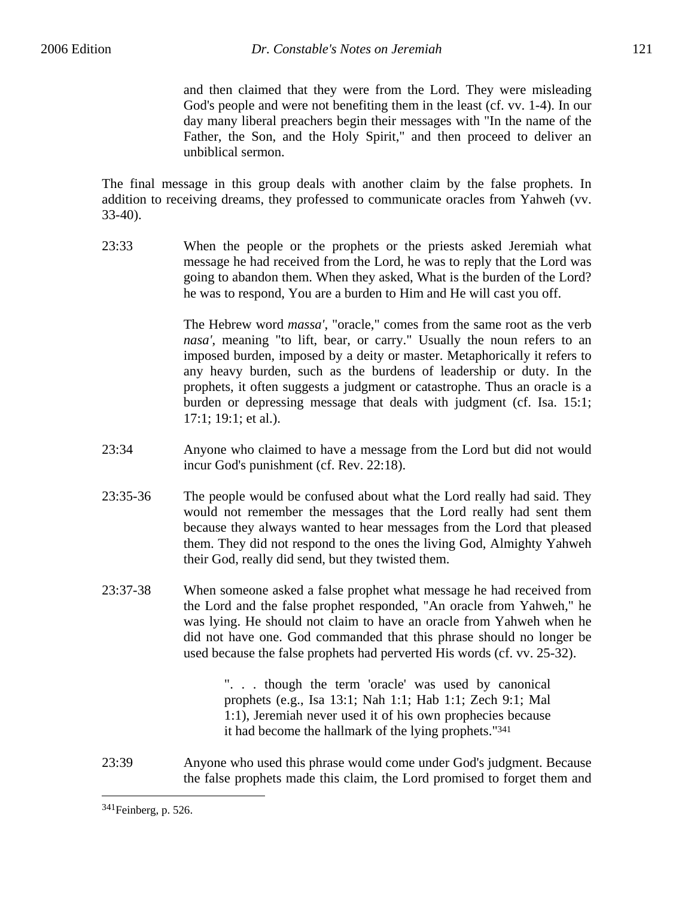and then claimed that they were from the Lord. They were misleading God's people and were not benefiting them in the least (cf. vv. 1-4). In our day many liberal preachers begin their messages with "In the name of the Father, the Son, and the Holy Spirit," and then proceed to deliver an unbiblical sermon.

The final message in this group deals with another claim by the false prophets. In addition to receiving dreams, they professed to communicate oracles from Yahweh (vv. 33-40).

23:33 When the people or the prophets or the priests asked Jeremiah what message he had received from the Lord, he was to reply that the Lord was going to abandon them. When they asked, What is the burden of the Lord? he was to respond, You are a burden to Him and He will cast you off.

The Hebrew word *massa'*, "oracle," comes from the same root as the verb *nasa'*, meaning "to lift, bear, or carry." Usually the noun refers to an imposed burden, imposed by a deity or master. Metaphorically it refers to any heavy burden, such as the burdens of leadership or duty. In the prophets, it often suggests a judgment or catastrophe. Thus an oracle is a burden or depressing message that deals with judgment (cf. Isa. 15:1; 17:1; 19:1; et al.).

23:34 Anyone who claimed to have a message from the Lord but did not would incur God's punishment (cf. Rev. 22:18).

23:35-36 The people would be confused about what the Lord really had said. They would not remember the messages that the Lord really had sent them because they always wanted to hear messages from the Lord that pleased them. They did not respond to the ones the living God, Almighty Yahweh their God, really did send, but they twisted them.

23:37-38 When someone asked a false prophet what message he had received from the Lord and the false prophet responded, "An oracle from Yahweh," he was lying. He should not claim to have an oracle from Yahweh when he did not have one. God commanded that this phrase should no longer be used because the false prophets had perverted His words (cf. vv. 25-32).

> ". . . though the term 'oracle' was used by canonical prophets (e.g., Isa 13:1; Nah 1:1; Hab 1:1; Zech 9:1; Mal 1:1), Jeremiah never used it of his own prophecies because it had become the hallmark of the lying prophets."[341]

23:39 Anyone who used this phrase would come under God's judgment. Because the false prophets made this claim, the Lord promised to forget them and

---

[341]Feinberg, p. 526.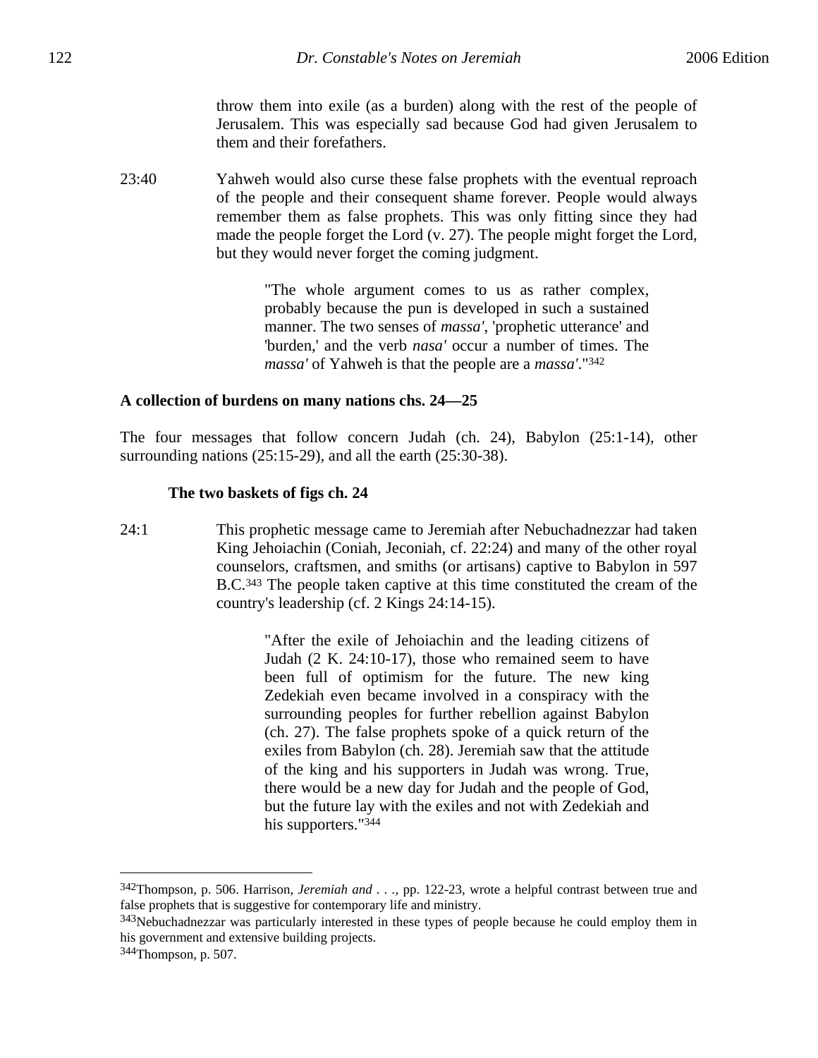throw them into exile (as a burden) along with the rest of the people of Jerusalem. This was especially sad because God had given Jerusalem to them and their forefathers.

23:40 Yahweh would also curse these false prophets with the eventual reproach of the people and their consequent shame forever. People would always remember them as false prophets. This was only fitting since they had made the people forget the Lord (v. 27). The people might forget the Lord, but they would never forget the coming judgment.

> "The whole argument comes to us as rather complex, probably because the pun is developed in such a sustained manner. The two senses of *massa'*, 'prophetic utterance' and 'burden,' and the verb *nasa'* occur a number of times. The *massa'* of Yahweh is that the people are a *massa'*."[342]

**A collection of burdens on many nations chs. 24—25**

The four messages that follow concern Judah (ch. 24), Babylon (25:1-14), other surrounding nations (25:15-29), and all the earth (25:30-38).

**The two baskets of figs ch. 24**

24:1 This prophetic message came to Jeremiah after Nebuchadnezzar had taken King Jehoiachin (Coniah, Jeconiah, cf. 22:24) and many of the other royal counselors, craftsmen, and smiths (or artisans) captive to Babylon in 597 B.C.[343] The people taken captive at this time constituted the cream of the country's leadership (cf. 2 Kings 24:14-15).

> "After the exile of Jehoiachin and the leading citizens of Judah (2 K. 24:10-17), those who remained seem to have been full of optimism for the future. The new king Zedekiah even became involved in a conspiracy with the surrounding peoples for further rebellion against Babylon (ch. 27). The false prophets spoke of a quick return of the exiles from Babylon (ch. 28). Jeremiah saw that the attitude of the king and his supporters in Judah was wrong. True, there would be a new day for Judah and the people of God, but the future lay with the exiles and not with Zedekiah and his supporters."[344]

---

[342]Thompson, p. 506. Harrison, *Jeremiah and . . .*, pp. 122-23, wrote a helpful contrast between true and false prophets that is suggestive for contemporary life and ministry.

[343]Nebuchadnezzar was particularly interested in these types of people because he could employ them in his government and extensive building projects.

[344]Thompson, p. 507.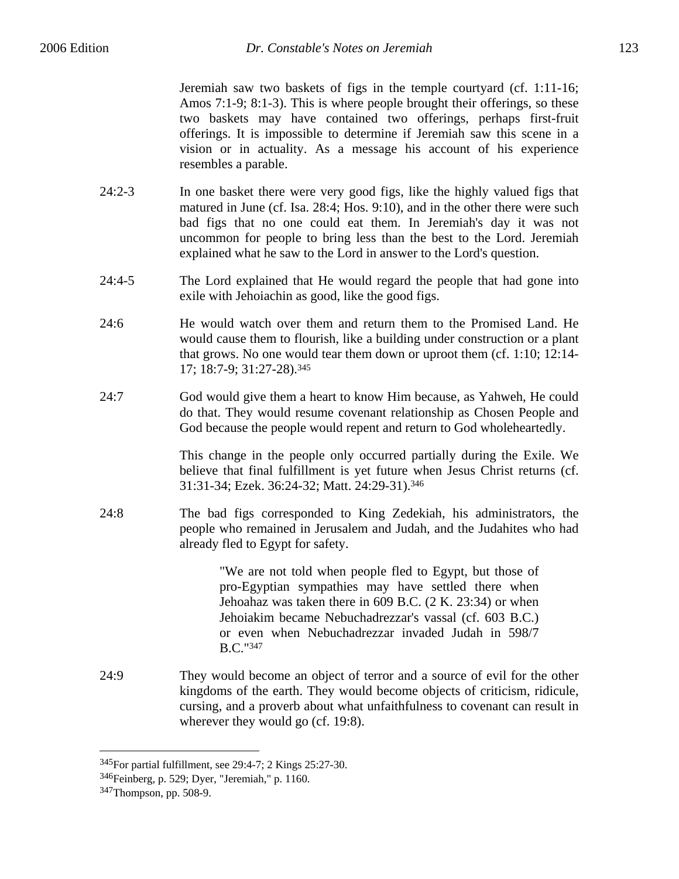Jeremiah saw two baskets of figs in the temple courtyard (cf. 1:11-16; Amos 7:1-9; 8:1-3). This is where people brought their offerings, so these two baskets may have contained two offerings, perhaps first-fruit offerings. It is impossible to determine if Jeremiah saw this scene in a vision or in actuality. As a message his account of his experience resembles a parable.

24:2-3 In one basket there were very good figs, like the highly valued figs that matured in June (cf. Isa. 28:4; Hos. 9:10), and in the other there were such bad figs that no one could eat them. In Jeremiah's day it was not uncommon for people to bring less than the best to the Lord. Jeremiah explained what he saw to the Lord in answer to the Lord's question.

24:4-5 The Lord explained that He would regard the people that had gone into exile with Jehoiachin as good, like the good figs.

24:6 He would watch over them and return them to the Promised Land. He would cause them to flourish, like a building under construction or a plant that grows. No one would tear them down or uproot them (cf. 1:10; 12:14-17; 18:7-9; 31:27-28).[345]

24:7 God would give them a heart to know Him because, as Yahweh, He could do that. They would resume covenant relationship as Chosen People and God because the people would repent and return to God wholeheartedly.

This change in the people only occurred partially during the Exile. We believe that final fulfillment is yet future when Jesus Christ returns (cf. 31:31-34; Ezek. 36:24-32; Matt. 24:29-31).[346]

24:8 The bad figs corresponded to King Zedekiah, his administrators, the people who remained in Jerusalem and Judah, and the Judahites who had already fled to Egypt for safety.

> "We are not told when people fled to Egypt, but those of pro-Egyptian sympathies may have settled there when Jehoahaz was taken there in 609 B.C. (2 K. 23:34) or when Jehoiakim became Nebuchadrezzar's vassal (cf. 603 B.C.) or even when Nebuchadrezzar invaded Judah in 598/7 B.C."[347]

24:9 They would become an object of terror and a source of evil for the other kingdoms of the earth. They would become objects of criticism, ridicule, cursing, and a proverb about what unfaithfulness to covenant can result in wherever they would go (cf. 19:8).

---

[345] For partial fulfillment, see 29:4-7; 2 Kings 25:27-30.

[346] Feinberg, p. 529; Dyer, "Jeremiah," p. 1160.

[347] Thompson, pp. 508-9.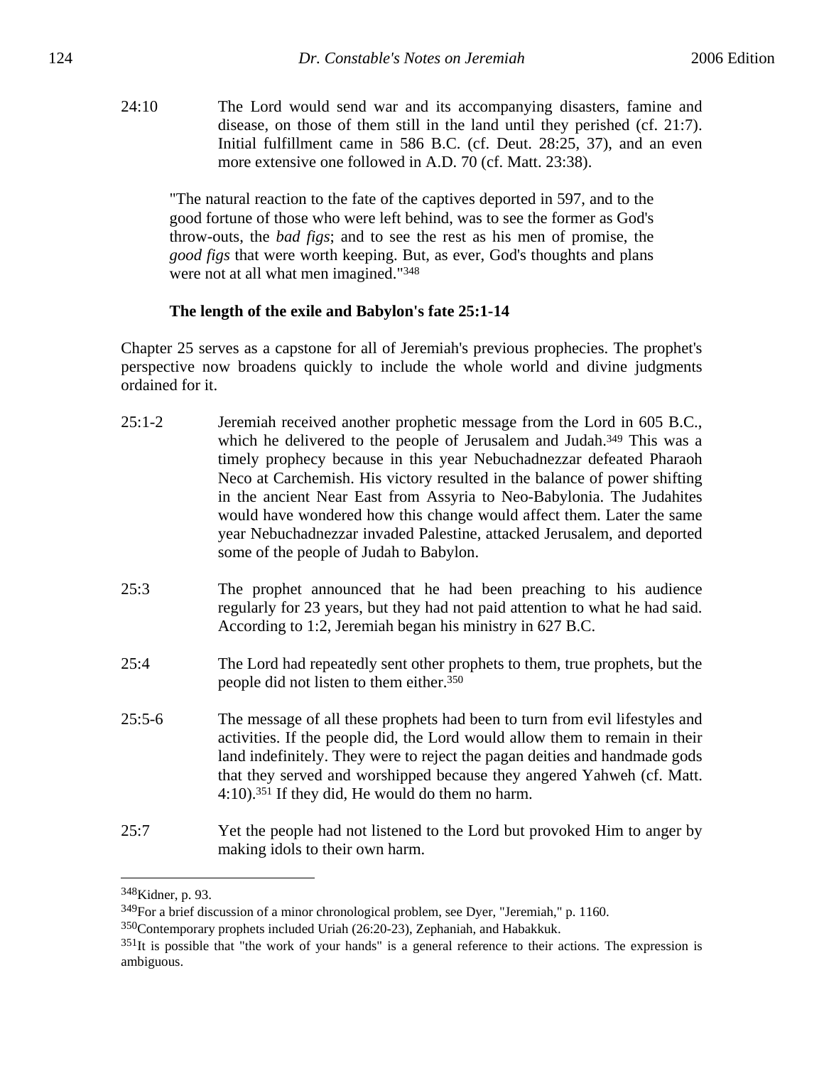24:10 The Lord would send war and its accompanying disasters, famine and disease, on those of them still in the land until they perished (cf. 21:7). Initial fulfillment came in 586 B.C. (cf. Deut. 28:25, 37), and an even more extensive one followed in A.D. 70 (cf. Matt. 23:38).

> "The natural reaction to the fate of the captives deported in 597, and to the good fortune of those who were left behind, was to see the former as God's throw-outs, the *bad figs*; and to see the rest as his men of promise, the *good figs* that were worth keeping. But, as ever, God's thoughts and plans were not at all what men imagined."[348]

**The length of the exile and Babylon's fate 25:1-14**

Chapter 25 serves as a capstone for all of Jeremiah's previous prophecies. The prophet's perspective now broadens quickly to include the whole world and divine judgments ordained for it.

25:1-2 Jeremiah received another prophetic message from the Lord in 605 B.C., which he delivered to the people of Jerusalem and Judah.[349] This was a timely prophecy because in this year Nebuchadnezzar defeated Pharaoh Neco at Carchemish. His victory resulted in the balance of power shifting in the ancient Near East from Assyria to Neo-Babylonia. The Judahites would have wondered how this change would affect them. Later the same year Nebuchadnezzar invaded Palestine, attacked Jerusalem, and deported some of the people of Judah to Babylon.

25:3 The prophet announced that he had been preaching to his audience regularly for 23 years, but they had not paid attention to what he had said. According to 1:2, Jeremiah began his ministry in 627 B.C.

25:4 The Lord had repeatedly sent other prophets to them, true prophets, but the people did not listen to them either.[350]

25:5-6 The message of all these prophets had been to turn from evil lifestyles and activities. If the people did, the Lord would allow them to remain in their land indefinitely. They were to reject the pagan deities and handmade gods that they served and worshipped because they angered Yahweh (cf. Matt. 4:10).[351] If they did, He would do them no harm.

25:7 Yet the people had not listened to the Lord but provoked Him to anger by making idols to their own harm.

---

[348]Kidner, p. 93.

[349]For a brief discussion of a minor chronological problem, see Dyer, "Jeremiah," p. 1160.

[350]Contemporary prophets included Uriah (26:20-23), Zephaniah, and Habakkuk.

[351]It is possible that "the work of your hands" is a general reference to their actions. The expression is ambiguous.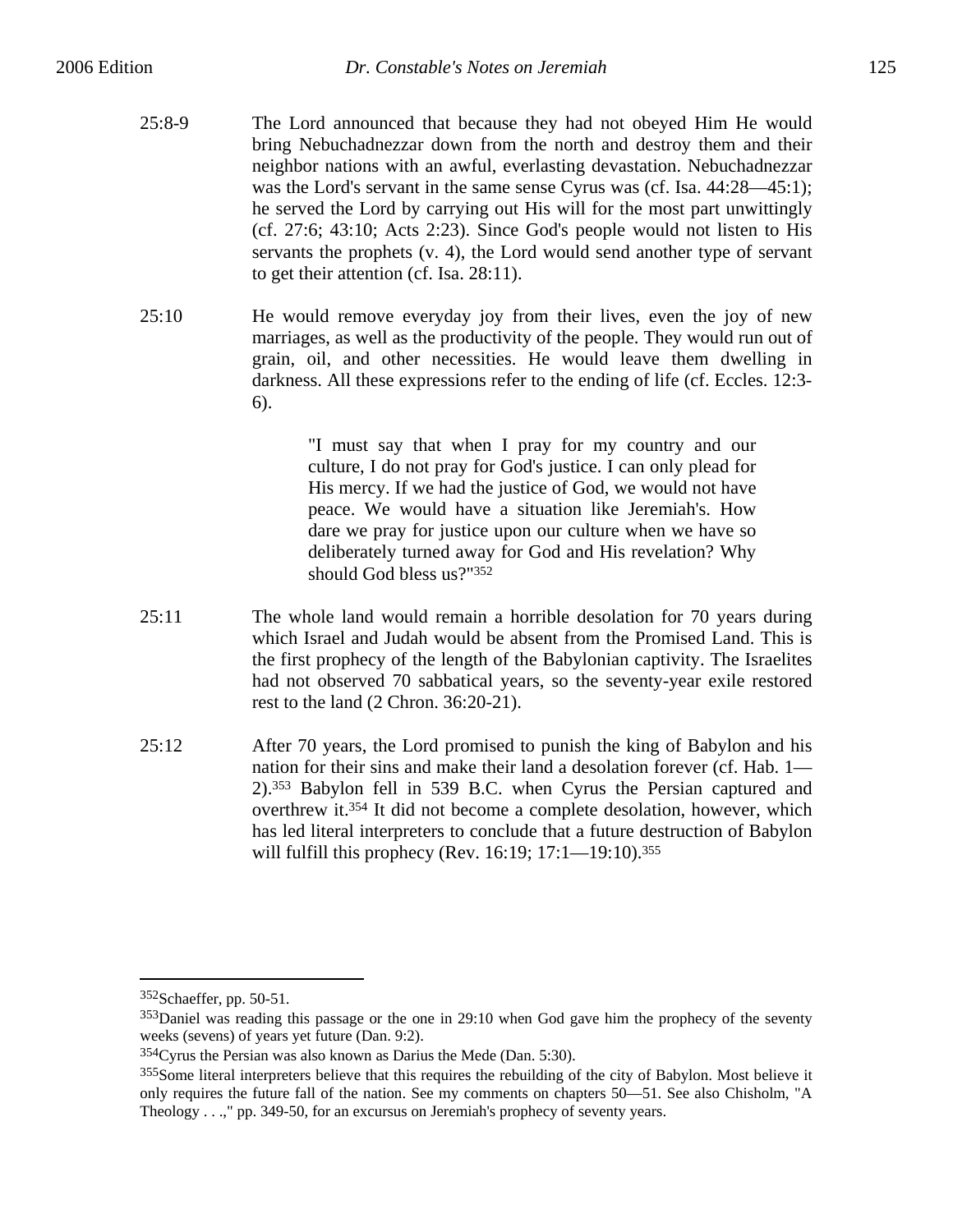25:8-9 The Lord announced that because they had not obeyed Him He would bring Nebuchadnezzar down from the north and destroy them and their neighbor nations with an awful, everlasting devastation. Nebuchadnezzar was the Lord's servant in the same sense Cyrus was (cf. Isa. 44:28—45:1); he served the Lord by carrying out His will for the most part unwittingly (cf. 27:6; 43:10; Acts 2:23). Since God's people would not listen to His servants the prophets (v. 4), the Lord would send another type of servant to get their attention (cf. Isa. 28:11).

25:10 He would remove everyday joy from their lives, even the joy of new marriages, as well as the productivity of the people. They would run out of grain, oil, and other necessities. He would leave them dwelling in darkness. All these expressions refer to the ending of life (cf. Eccles. 12:3-6).

> "I must say that when I pray for my country and our culture, I do not pray for God's justice. I can only plead for His mercy. If we had the justice of God, we would not have peace. We would have a situation like Jeremiah's. How dare we pray for justice upon our culture when we have so deliberately turned away for God and His revelation? Why should God bless us?"[352]

25:11 The whole land would remain a horrible desolation for 70 years during which Israel and Judah would be absent from the Promised Land. This is the first prophecy of the length of the Babylonian captivity. The Israelites had not observed 70 sabbatical years, so the seventy-year exile restored rest to the land (2 Chron. 36:20-21).

25:12 After 70 years, the Lord promised to punish the king of Babylon and his nation for their sins and make their land a desolation forever (cf. Hab. 1—2).[353] Babylon fell in 539 B.C. when Cyrus the Persian captured and overthrew it.[354] It did not become a complete desolation, however, which has led literal interpreters to conclude that a future destruction of Babylon will fulfill this prophecy (Rev. 16:19; 17:1—19:10).[355]

---

[352]Schaeffer, pp. 50-51.

[353]Daniel was reading this passage or the one in 29:10 when God gave him the prophecy of the seventy weeks (sevens) of years yet future (Dan. 9:2).

[354]Cyrus the Persian was also known as Darius the Mede (Dan. 5:30).

[355]Some literal interpreters believe that this requires the rebuilding of the city of Babylon. Most believe it only requires the future fall of the nation. See my comments on chapters 50—51. See also Chisholm, "A Theology . . .," pp. 349-50, for an excursus on Jeremiah's prophecy of seventy years.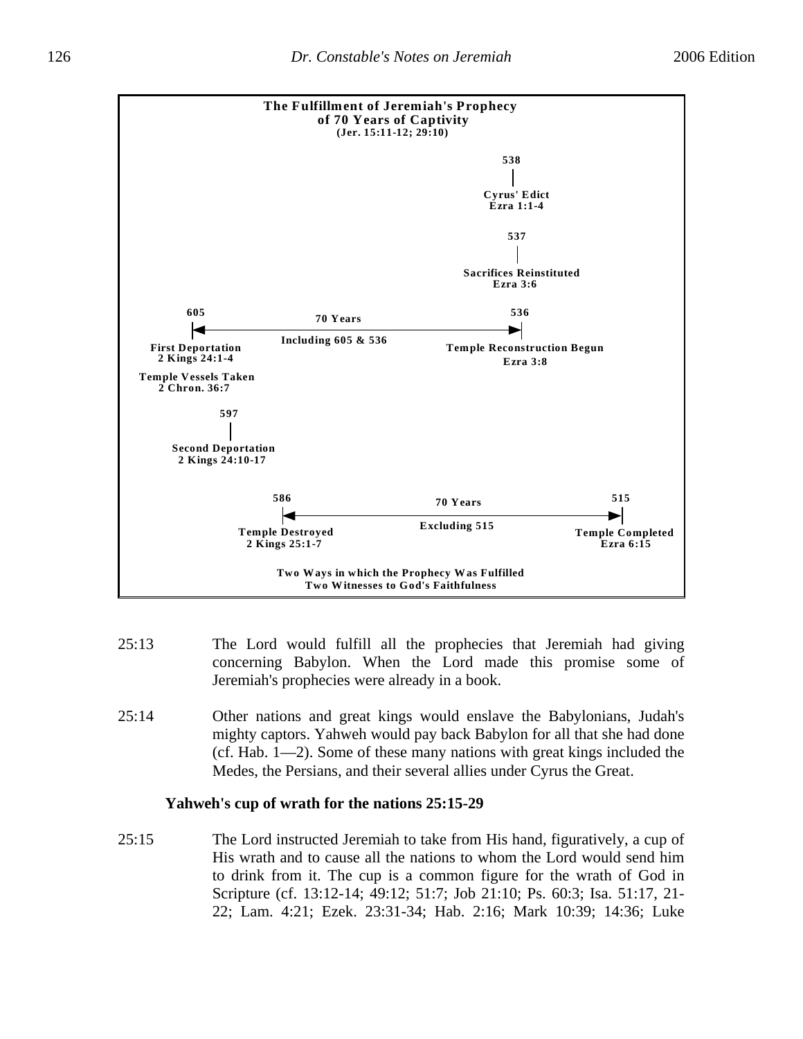**The Fulfillment of Jeremiah's Prophecy of 70 Years of Captivity**
**(Jer. 15:11-12; 29:10)**

538
Cyrus' Edict
Ezra 1:1-4

537
Sacrifices Reinstituted
Ezra 3:6

605 ← 70 Years, Including 605 & 536 → 536

605: First Deportation, 2 Kings 24:1-4; Temple Vessels Taken, 2 Chron. 36:7

536: Temple Reconstruction Begun, Ezra 3:8

597
Second Deportation
2 Kings 24:10-17

586 ← 70 Years, Excluding 515 → 515

586: Temple Destroyed, 2 Kings 25:1-7

515: Temple Completed, Ezra 6:15

Two Ways in which the Prophecy Was Fulfilled
Two Witnesses to God's Faithfulness

25:13 The Lord would fulfill all the prophecies that Jeremiah had giving concerning Babylon. When the Lord made this promise some of Jeremiah's prophecies were already in a book.

25:14 Other nations and great kings would enslave the Babylonians, Judah's mighty captors. Yahweh would pay back Babylon for all that she had done (cf. Hab. 1—2). Some of these many nations with great kings included the Medes, the Persians, and their several allies under Cyrus the Great.

### Yahweh's cup of wrath for the nations 25:15-29

25:15 The Lord instructed Jeremiah to take from His hand, figuratively, a cup of His wrath and to cause all the nations to whom the Lord would send him to drink from it. The cup is a common figure for the wrath of God in Scripture (cf. 13:12-14; 49:12; 51:7; Job 21:10; Ps. 60:3; Isa. 51:17, 21-22; Lam. 4:21; Ezek. 23:31-34; Hab. 2:16; Mark 10:39; 14:36; Luke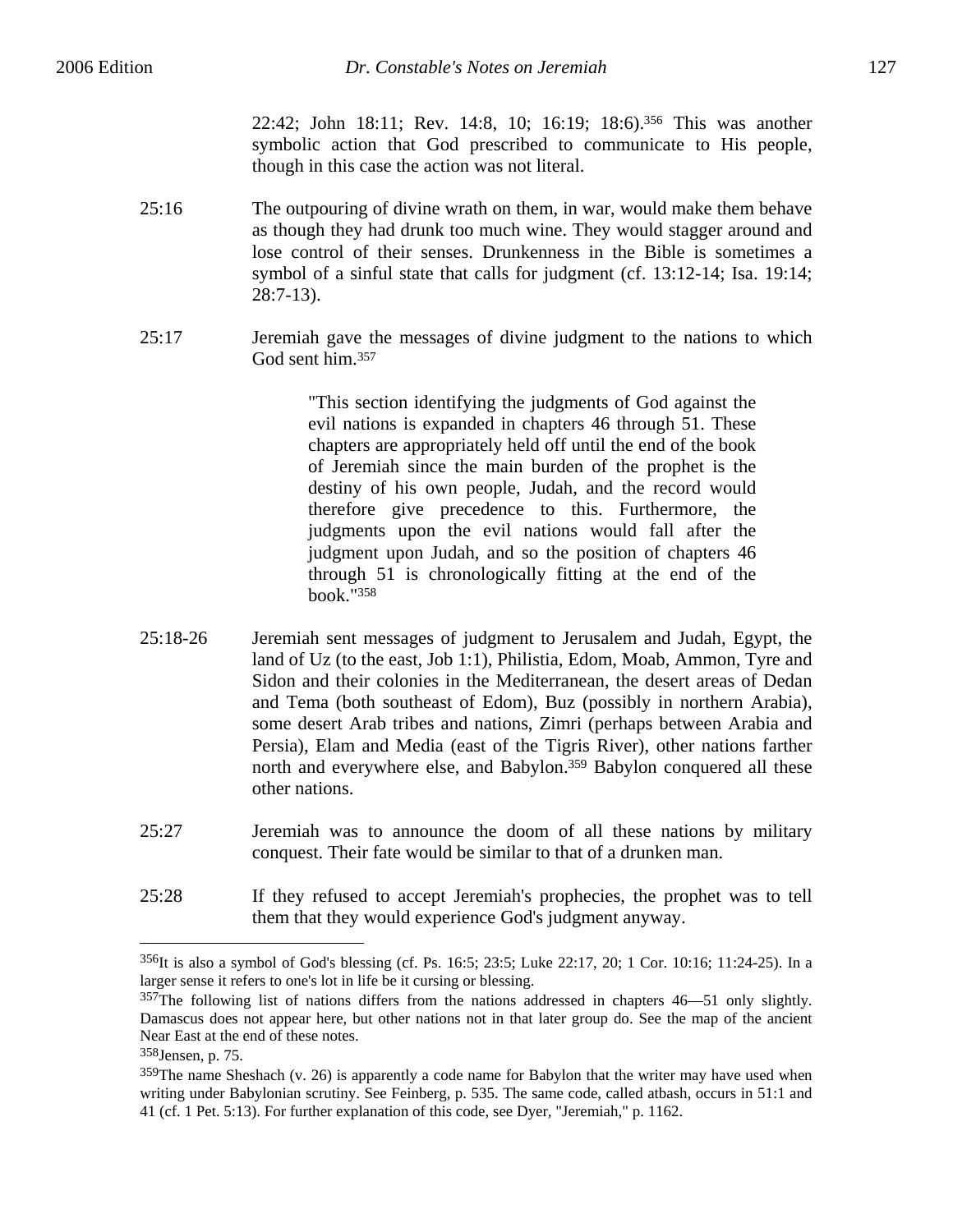22:42; John 18:11; Rev. 14:8, 10; 16:19; 18:6).[356] This was another symbolic action that God prescribed to communicate to His people, though in this case the action was not literal.

25:16 The outpouring of divine wrath on them, in war, would make them behave as though they had drunk too much wine. They would stagger around and lose control of their senses. Drunkenness in the Bible is sometimes a symbol of a sinful state that calls for judgment (cf. 13:12-14; Isa. 19:14; 28:7-13).

25:17 Jeremiah gave the messages of divine judgment to the nations to which God sent him.[357]

> "This section identifying the judgments of God against the evil nations is expanded in chapters 46 through 51. These chapters are appropriately held off until the end of the book of Jeremiah since the main burden of the prophet is the destiny of his own people, Judah, and the record would therefore give precedence to this. Furthermore, the judgments upon the evil nations would fall after the judgment upon Judah, and so the position of chapters 46 through 51 is chronologically fitting at the end of the book."[358]

25:18-26 Jeremiah sent messages of judgment to Jerusalem and Judah, Egypt, the land of Uz (to the east, Job 1:1), Philistia, Edom, Moab, Ammon, Tyre and Sidon and their colonies in the Mediterranean, the desert areas of Dedan and Tema (both southeast of Edom), Buz (possibly in northern Arabia), some desert Arab tribes and nations, Zimri (perhaps between Arabia and Persia), Elam and Media (east of the Tigris River), other nations farther north and everywhere else, and Babylon.[359] Babylon conquered all these other nations.

25:27 Jeremiah was to announce the doom of all these nations by military conquest. Their fate would be similar to that of a drunken man.

25:28 If they refused to accept Jeremiah's prophecies, the prophet was to tell them that they would experience God's judgment anyway.

---

[356]It is also a symbol of God's blessing (cf. Ps. 16:5; 23:5; Luke 22:17, 20; 1 Cor. 10:16; 11:24-25). In a larger sense it refers to one's lot in life be it cursing or blessing.

[357]The following list of nations differs from the nations addressed in chapters 46—51 only slightly. Damascus does not appear here, but other nations not in that later group do. See the map of the ancient Near East at the end of these notes.

[358]Jensen, p. 75.

[359]The name Sheshach (v. 26) is apparently a code name for Babylon that the writer may have used when writing under Babylonian scrutiny. See Feinberg, p. 535. The same code, called atbash, occurs in 51:1 and 41 (cf. 1 Pet. 5:13). For further explanation of this code, see Dyer, "Jeremiah," p. 1162.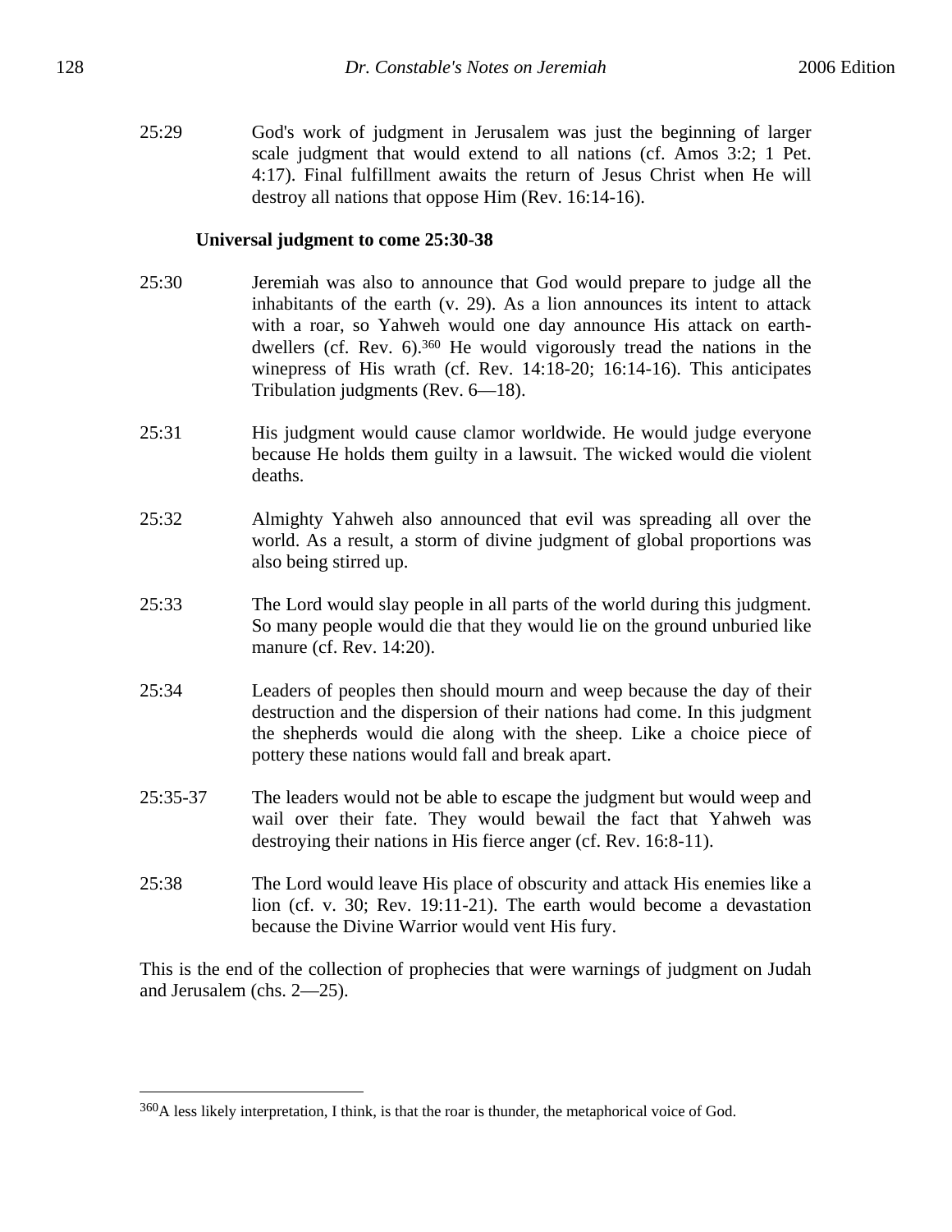25:29 God's work of judgment in Jerusalem was just the beginning of larger scale judgment that would extend to all nations (cf. Amos 3:2; 1 Pet. 4:17). Final fulfillment awaits the return of Jesus Christ when He will destroy all nations that oppose Him (Rev. 16:14-16).

**Universal judgment to come 25:30-38**

25:30 Jeremiah was also to announce that God would prepare to judge all the inhabitants of the earth (v. 29). As a lion announces its intent to attack with a roar, so Yahweh would one day announce His attack on earth-dwellers (cf. Rev. 6).[360] He would vigorously tread the nations in the winepress of His wrath (cf. Rev. 14:18-20; 16:14-16). This anticipates Tribulation judgments (Rev. 6—18).

25:31 His judgment would cause clamor worldwide. He would judge everyone because He holds them guilty in a lawsuit. The wicked would die violent deaths.

25:32 Almighty Yahweh also announced that evil was spreading all over the world. As a result, a storm of divine judgment of global proportions was also being stirred up.

25:33 The Lord would slay people in all parts of the world during this judgment. So many people would die that they would lie on the ground unburied like manure (cf. Rev. 14:20).

25:34 Leaders of peoples then should mourn and weep because the day of their destruction and the dispersion of their nations had come. In this judgment the shepherds would die along with the sheep. Like a choice piece of pottery these nations would fall and break apart.

25:35-37 The leaders would not be able to escape the judgment but would weep and wail over their fate. They would bewail the fact that Yahweh was destroying their nations in His fierce anger (cf. Rev. 16:8-11).

25:38 The Lord would leave His place of obscurity and attack His enemies like a lion (cf. v. 30; Rev. 19:11-21). The earth would become a devastation because the Divine Warrior would vent His fury.

This is the end of the collection of prophecies that were warnings of judgment on Judah and Jerusalem (chs. 2—25).

---

[360] A less likely interpretation, I think, is that the roar is thunder, the metaphorical voice of God.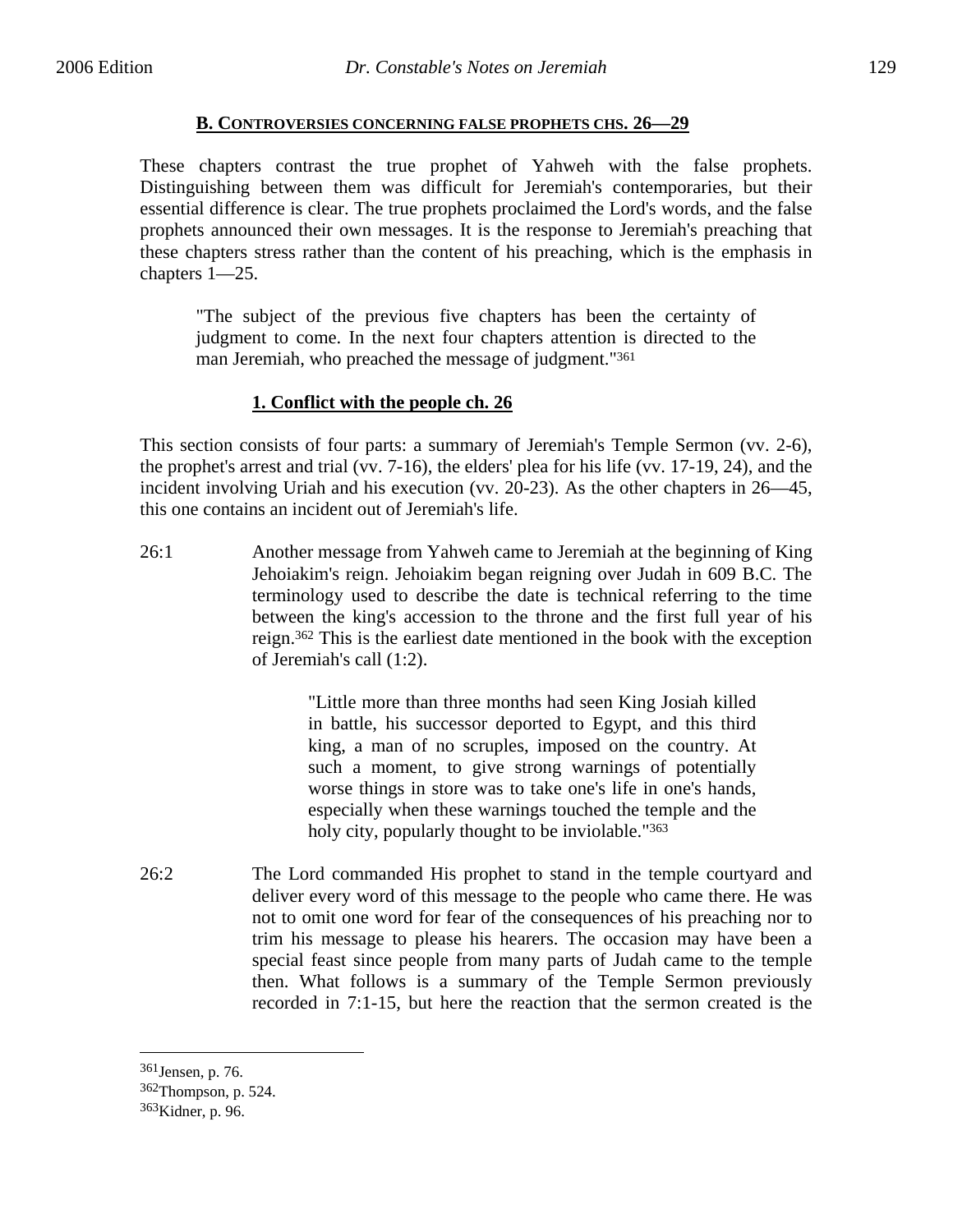## B. CONTROVERSIES CONCERNING FALSE PROPHETS CHS. 26—29

These chapters contrast the true prophet of Yahweh with the false prophets. Distinguishing between them was difficult for Jeremiah's contemporaries, but their essential difference is clear. The true prophets proclaimed the Lord's words, and the false prophets announced their own messages. It is the response to Jeremiah's preaching that these chapters stress rather than the content of his preaching, which is the emphasis in chapters 1—25.

> "The subject of the previous five chapters has been the certainty of judgment to come. In the next four chapters attention is directed to the man Jeremiah, who preached the message of judgment."[361]

### 1. Conflict with the people ch. 26

This section consists of four parts: a summary of Jeremiah's Temple Sermon (vv. 2-6), the prophet's arrest and trial (vv. 7-16), the elders' plea for his life (vv. 17-19, 24), and the incident involving Uriah and his execution (vv. 20-23). As the other chapters in 26—45, this one contains an incident out of Jeremiah's life.

26:1 Another message from Yahweh came to Jeremiah at the beginning of King Jehoiakim's reign. Jehoiakim began reigning over Judah in 609 B.C. The terminology used to describe the date is technical referring to the time between the king's accession to the throne and the first full year of his reign.[362] This is the earliest date mentioned in the book with the exception of Jeremiah's call (1:2).

> "Little more than three months had seen King Josiah killed in battle, his successor deported to Egypt, and this third king, a man of no scruples, imposed on the country. At such a moment, to give strong warnings of potentially worse things in store was to take one's life in one's hands, especially when these warnings touched the temple and the holy city, popularly thought to be inviolable."[363]

26:2 The Lord commanded His prophet to stand in the temple courtyard and deliver every word of this message to the people who came there. He was not to omit one word for fear of the consequences of his preaching nor to trim his message to please his hearers. The occasion may have been a special feast since people from many parts of Judah came to the temple then. What follows is a summary of the Temple Sermon previously recorded in 7:1-15, but here the reaction that the sermon created is the

---

[361] Jensen, p. 76.

[362] Thompson, p. 524.

[363] Kidner, p. 96.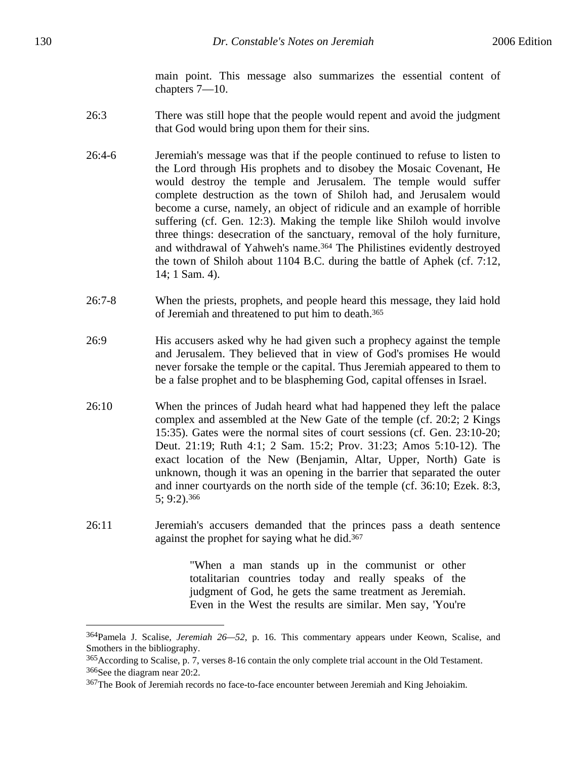main point. This message also summarizes the essential content of chapters 7—10.

26:3 There was still hope that the people would repent and avoid the judgment that God would bring upon them for their sins.

26:4-6 Jeremiah's message was that if the people continued to refuse to listen to the Lord through His prophets and to disobey the Mosaic Covenant, He would destroy the temple and Jerusalem. The temple would suffer complete destruction as the town of Shiloh had, and Jerusalem would become a curse, namely, an object of ridicule and an example of horrible suffering (cf. Gen. 12:3). Making the temple like Shiloh would involve three things: desecration of the sanctuary, removal of the holy furniture, and withdrawal of Yahweh's name.[364] The Philistines evidently destroyed the town of Shiloh about 1104 B.C. during the battle of Aphek (cf. 7:12, 14; 1 Sam. 4).

26:7-8 When the priests, prophets, and people heard this message, they laid hold of Jeremiah and threatened to put him to death.[365]

26:9 His accusers asked why he had given such a prophecy against the temple and Jerusalem. They believed that in view of God's promises He would never forsake the temple or the capital. Thus Jeremiah appeared to them to be a false prophet and to be blaspheming God, capital offenses in Israel.

26:10 When the princes of Judah heard what had happened they left the palace complex and assembled at the New Gate of the temple (cf. 20:2; 2 Kings 15:35). Gates were the normal sites of court sessions (cf. Gen. 23:10-20; Deut. 21:19; Ruth 4:1; 2 Sam. 15:2; Prov. 31:23; Amos 5:10-12). The exact location of the New (Benjamin, Altar, Upper, North) Gate is unknown, though it was an opening in the barrier that separated the outer and inner courtyards on the north side of the temple (cf. 36:10; Ezek. 8:3, 5; 9:2).[366]

26:11 Jeremiah's accusers demanded that the princes pass a death sentence against the prophet for saying what he did.[367]

> "When a man stands up in the communist or other totalitarian countries today and really speaks of the judgment of God, he gets the same treatment as Jeremiah. Even in the West the results are similar. Men say, 'You're

---

[364] Pamela J. Scalise, *Jeremiah 26—52*, p. 16. This commentary appears under Keown, Scalise, and Smothers in the bibliography.

[365] According to Scalise, p. 7, verses 8-16 contain the only complete trial account in the Old Testament.

[366] See the diagram near 20:2.

[367] The Book of Jeremiah records no face-to-face encounter between Jeremiah and King Jehoiakim.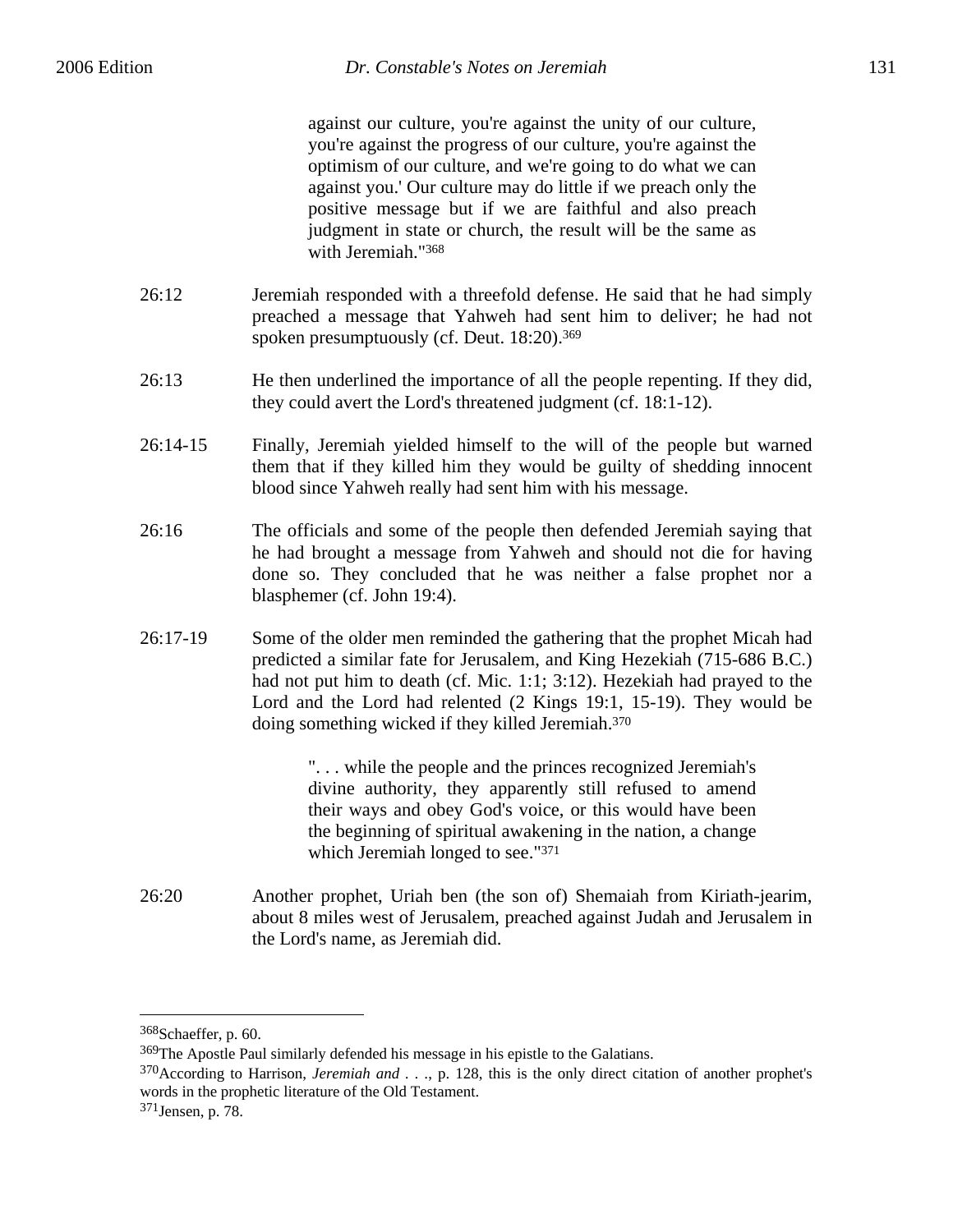against our culture, you're against the unity of our culture, you're against the progress of our culture, you're against the optimism of our culture, and we're going to do what we can against you.' Our culture may do little if we preach only the positive message but if we are faithful and also preach judgment in state or church, the result will be the same as with Jeremiah."[368]

26:12 Jeremiah responded with a threefold defense. He said that he had simply preached a message that Yahweh had sent him to deliver; he had not spoken presumptuously (cf. Deut. 18:20).[369]

26:13 He then underlined the importance of all the people repenting. If they did, they could avert the Lord's threatened judgment (cf. 18:1-12).

26:14-15 Finally, Jeremiah yielded himself to the will of the people but warned them that if they killed him they would be guilty of shedding innocent blood since Yahweh really had sent him with his message.

26:16 The officials and some of the people then defended Jeremiah saying that he had brought a message from Yahweh and should not die for having done so. They concluded that he was neither a false prophet nor a blasphemer (cf. John 19:4).

26:17-19 Some of the older men reminded the gathering that the prophet Micah had predicted a similar fate for Jerusalem, and King Hezekiah (715-686 B.C.) had not put him to death (cf. Mic. 1:1; 3:12). Hezekiah had prayed to the Lord and the Lord had relented (2 Kings 19:1, 15-19). They would be doing something wicked if they killed Jeremiah.[370]

> ". . . while the people and the princes recognized Jeremiah's divine authority, they apparently still refused to amend their ways and obey God's voice, or this would have been the beginning of spiritual awakening in the nation, a change which Jeremiah longed to see."[371]

26:20 Another prophet, Uriah ben (the son of) Shemaiah from Kiriath-jearim, about 8 miles west of Jerusalem, preached against Judah and Jerusalem in the Lord's name, as Jeremiah did.

---

[368] Schaeffer, p. 60.

[369] The Apostle Paul similarly defended his message in his epistle to the Galatians.

[370] According to Harrison, *Jeremiah and* . . ., p. 128, this is the only direct citation of another prophet's words in the prophetic literature of the Old Testament.

[371] Jensen, p. 78.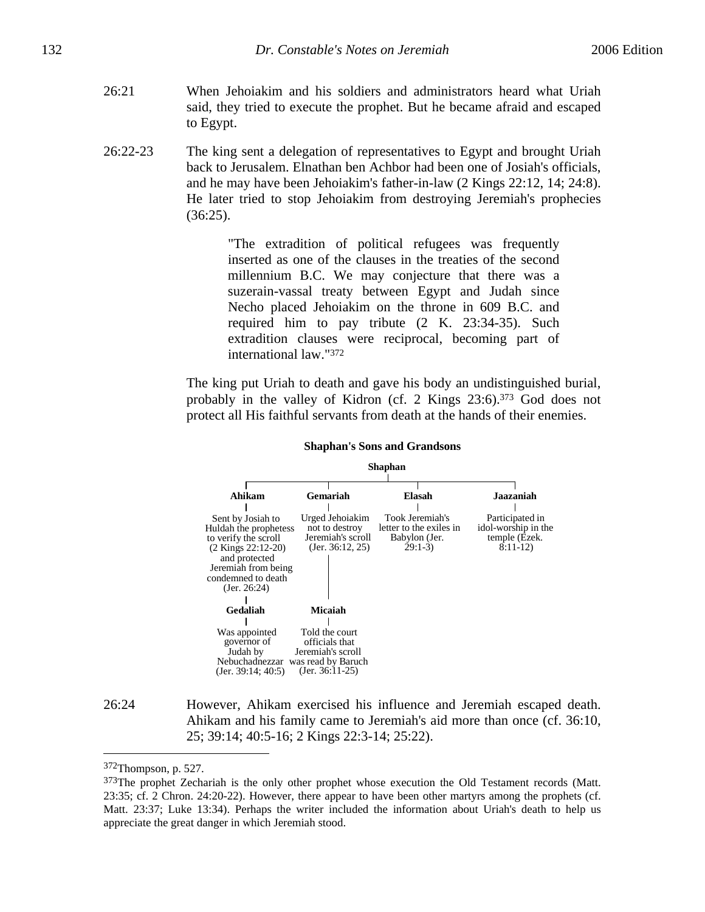26:21 When Jehoiakim and his soldiers and administrators heard what Uriah said, they tried to execute the prophet. But he became afraid and escaped to Egypt.

26:22-23 The king sent a delegation of representatives to Egypt and brought Uriah back to Jerusalem. Elnathan ben Achbor had been one of Josiah's officials, and he may have been Jehoiakim's father-in-law (2 Kings 22:12, 14; 24:8). He later tried to stop Jehoiakim from destroying Jeremiah's prophecies (36:25).

> "The extradition of political refugees was frequently inserted as one of the clauses in the treaties of the second millennium B.C. We may conjecture that there was a suzerain-vassal treaty between Egypt and Judah since Necho placed Jehoiakim on the throne in 609 B.C. and required him to pay tribute (2 K. 23:34-35). Such extradition clauses were reciprocal, becoming part of international law."[372]

The king put Uriah to death and gave his body an undistinguished burial, probably in the valley of Kidron (cf. 2 Kings 23:6).[373] God does not protect all His faithful servants from death at the hands of their enemies.

**Shaphan's Sons and Grandsons**

**Shaphan**

| Son | Description | Grandson | Description |
|---|---|---|---|
| **Ahikam** | Sent by Josiah to Huldah the prophetess to verify the scroll (2 Kings 22:12-20) and protected Jeremiah from being condemned to death (Jer. 26:24) | **Gedaliah** | Was appointed governor of Judah by Nebuchadnezzar (Jer. 39:14; 40:5) |
| **Gemariah** | Urged Jehoiakim not to destroy Jeremiah's scroll (Jer. 36:12, 25) | **Micaiah** | Told the court officials that Jeremiah's scroll was read by Baruch (Jer. 36:11-25) |
| **Elasah** | Took Jeremiah's letter to the exiles in Babylon (Jer. 29:1-3) | | |
| **Jaazaniah** | Participated in idol-worship in the temple (Ezek. 8:11-12) | | |

26:24 However, Ahikam exercised his influence and Jeremiah escaped death. Ahikam and his family came to Jeremiah's aid more than once (cf. 36:10, 25; 39:14; 40:5-16; 2 Kings 22:3-14; 25:22).

---

[372]Thompson, p. 527.

[373]The prophet Zechariah is the only other prophet whose execution the Old Testament records (Matt. 23:35; cf. 2 Chron. 24:20-22). However, there appear to have been other martyrs among the prophets (cf. Matt. 23:37; Luke 13:34). Perhaps the writer included the information about Uriah's death to help us appreciate the great danger in which Jeremiah stood.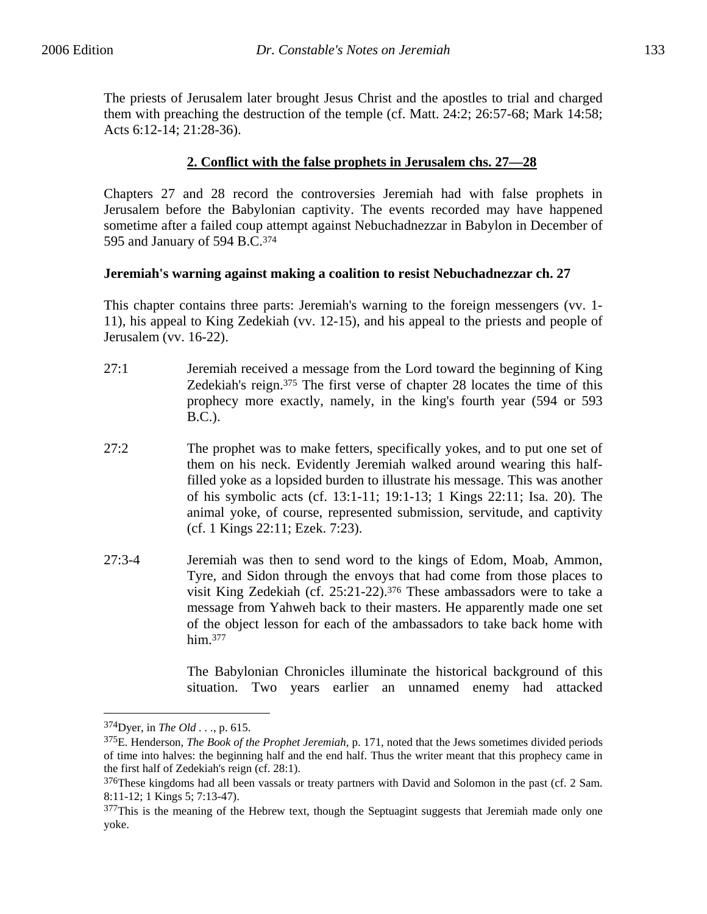The priests of Jerusalem later brought Jesus Christ and the apostles to trial and charged them with preaching the destruction of the temple (cf. Matt. 24:2; 26:57-68; Mark 14:58; Acts 6:12-14; 21:28-36).

### 2. Conflict with the false prophets in Jerusalem chs. 27—28

Chapters 27 and 28 record the controversies Jeremiah had with false prophets in Jerusalem before the Babylonian captivity. The events recorded may have happened sometime after a failed coup attempt against Nebuchadnezzar in Babylon in December of 595 and January of 594 B.C.[374]

**Jeremiah's warning against making a coalition to resist Nebuchadnezzar ch. 27**

This chapter contains three parts: Jeremiah's warning to the foreign messengers (vv. 1-11), his appeal to King Zedekiah (vv. 12-15), and his appeal to the priests and people of Jerusalem (vv. 16-22).

27:1 Jeremiah received a message from the Lord toward the beginning of King Zedekiah's reign.[375] The first verse of chapter 28 locates the time of this prophecy more exactly, namely, in the king's fourth year (594 or 593 B.C.).

27:2 The prophet was to make fetters, specifically yokes, and to put one set of them on his neck. Evidently Jeremiah walked around wearing this half-filled yoke as a lopsided burden to illustrate his message. This was another of his symbolic acts (cf. 13:1-11; 19:1-13; 1 Kings 22:11; Isa. 20). The animal yoke, of course, represented submission, servitude, and captivity (cf. 1 Kings 22:11; Ezek. 7:23).

27:3-4 Jeremiah was then to send word to the kings of Edom, Moab, Ammon, Tyre, and Sidon through the envoys that had come from those places to visit King Zedekiah (cf. 25:21-22).[376] These ambassadors were to take a message from Yahweh back to their masters. He apparently made one set of the object lesson for each of the ambassadors to take back home with him.[377]

The Babylonian Chronicles illuminate the historical background of this situation. Two years earlier an unnamed enemy had attacked

---

[374]Dyer, in *The Old* . . ., p. 615.

[375]E. Henderson, *The Book of the Prophet Jeremiah*, p. 171, noted that the Jews sometimes divided periods of time into halves: the beginning half and the end half. Thus the writer meant that this prophecy came in the first half of Zedekiah's reign (cf. 28:1).

[376]These kingdoms had all been vassals or treaty partners with David and Solomon in the past (cf. 2 Sam. 8:11-12; 1 Kings 5; 7:13-47).

[377]This is the meaning of the Hebrew text, though the Septuagint suggests that Jeremiah made only one yoke.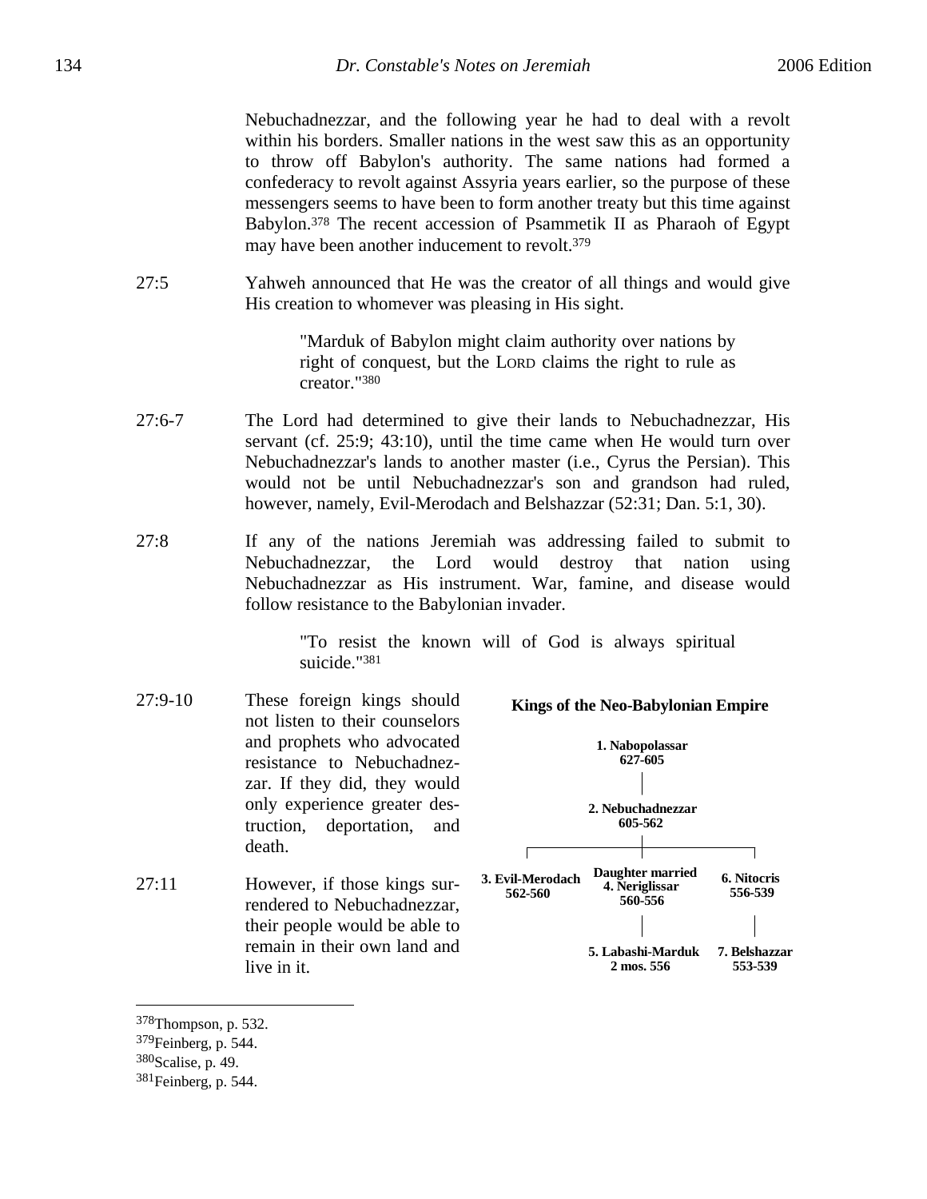Nebuchadnezzar, and the following year he had to deal with a revolt within his borders. Smaller nations in the west saw this as an opportunity to throw off Babylon's authority. The same nations had formed a confederacy to revolt against Assyria years earlier, so the purpose of these messengers seems to have been to form another treaty but this time against Babylon.[378] The recent accession of Psammetik II as Pharaoh of Egypt may have been another inducement to revolt.[379]

27:5 Yahweh announced that He was the creator of all things and would give His creation to whomever was pleasing in His sight.

> "Marduk of Babylon might claim authority over nations by right of conquest, but the LORD claims the right to rule as creator."[380]

27:6-7 The Lord had determined to give their lands to Nebuchadnezzar, His servant (cf. 25:9; 43:10), until the time came when He would turn over Nebuchadnezzar's lands to another master (i.e., Cyrus the Persian). This would not be until Nebuchadnezzar's son and grandson had ruled, however, namely, Evil-Merodach and Belshazzar (52:31; Dan. 5:1, 30).

27:8 If any of the nations Jeremiah was addressing failed to submit to Nebuchadnezzar, the Lord would destroy that nation using Nebuchadnezzar as His instrument. War, famine, and disease would follow resistance to the Babylonian invader.

> "To resist the known will of God is always spiritual suicide."[381]

27:9-10 These foreign kings should not listen to their counselors and prophets who advocated resistance to Nebuchadnezzar. If they did, they would only experience greater destruction, deportation, and death.

27:11 However, if those kings surrendered to Nebuchadnezzar, their people would be able to remain in their own land and live in it.

**Kings of the Neo-Babylonian Empire**

**1. Nabopolassar 627-605**
- **2. Nebuchadnezzar 605-562**
  - **3. Evil-Merodach 562-560**
  - **Daughter married 4. Neriglissar 560-556**
    - **5. Labashi-Marduk 2 mos. 556**
  - **6. Nitocris 556-539**
    - **7. Belshazzar 553-539**

---

[378] Thompson, p. 532.
[379] Feinberg, p. 544.
[380] Scalise, p. 49.
[381] Feinberg, p. 544.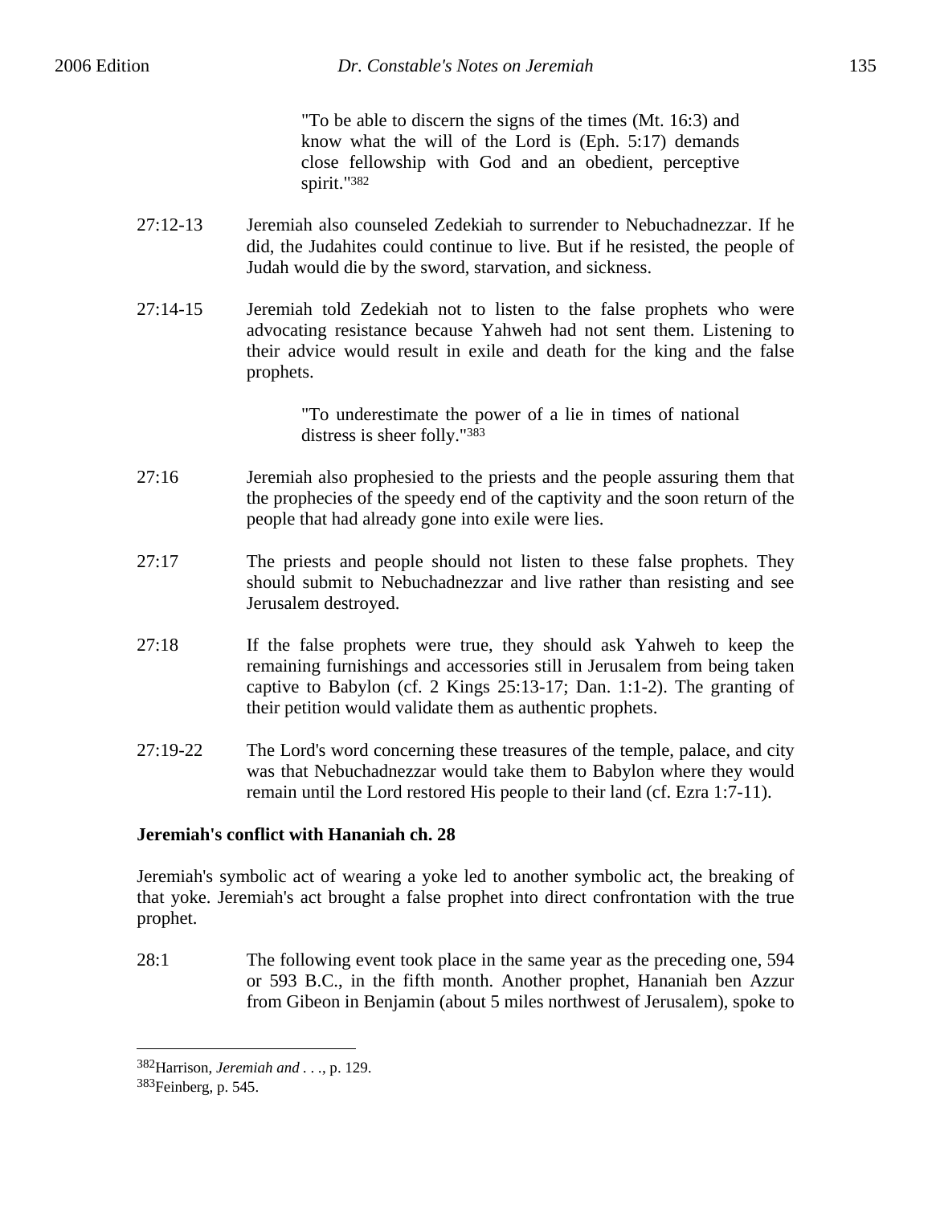> "To be able to discern the signs of the times (Mt. 16:3) and know what the will of the Lord is (Eph. 5:17) demands close fellowship with God and an obedient, perceptive spirit."[382]

27:12-13 Jeremiah also counseled Zedekiah to surrender to Nebuchadnezzar. If he did, the Judahites could continue to live. But if he resisted, the people of Judah would die by the sword, starvation, and sickness.

27:14-15 Jeremiah told Zedekiah not to listen to the false prophets who were advocating resistance because Yahweh had not sent them. Listening to their advice would result in exile and death for the king and the false prophets.

> "To underestimate the power of a lie in times of national distress is sheer folly."[383]

27:16 Jeremiah also prophesied to the priests and the people assuring them that the prophecies of the speedy end of the captivity and the soon return of the people that had already gone into exile were lies.

27:17 The priests and people should not listen to these false prophets. They should submit to Nebuchadnezzar and live rather than resisting and see Jerusalem destroyed.

27:18 If the false prophets were true, they should ask Yahweh to keep the remaining furnishings and accessories still in Jerusalem from being taken captive to Babylon (cf. 2 Kings 25:13-17; Dan. 1:1-2). The granting of their petition would validate them as authentic prophets.

27:19-22 The Lord's word concerning these treasures of the temple, palace, and city was that Nebuchadnezzar would take them to Babylon where they would remain until the Lord restored His people to their land (cf. Ezra 1:7-11).

**Jeremiah's conflict with Hananiah ch. 28**

Jeremiah's symbolic act of wearing a yoke led to another symbolic act, the breaking of that yoke. Jeremiah's act brought a false prophet into direct confrontation with the true prophet.

28:1 The following event took place in the same year as the preceding one, 594 or 593 B.C., in the fifth month. Another prophet, Hananiah ben Azzur from Gibeon in Benjamin (about 5 miles northwest of Jerusalem), spoke to

---

[382] Harrison, *Jeremiah and . . .*, p. 129.

[383] Feinberg, p. 545.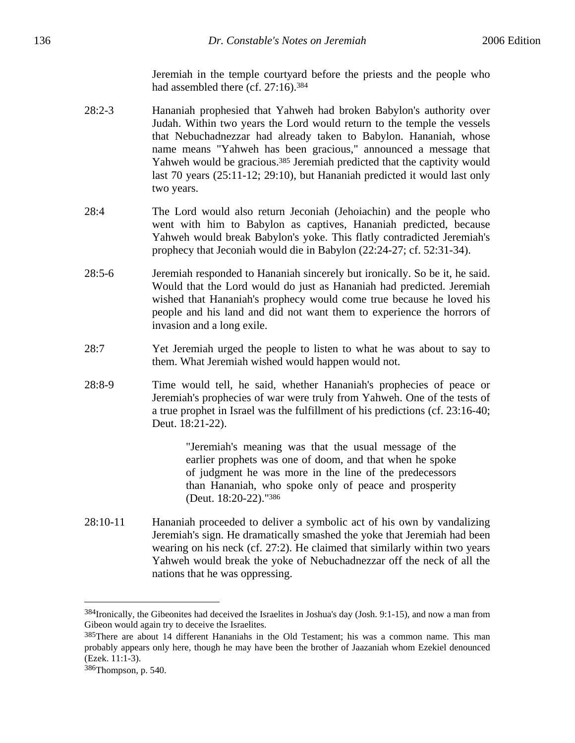Jeremiah in the temple courtyard before the priests and the people who had assembled there (cf. 27:16).[384]

28:2-3 Hananiah prophesied that Yahweh had broken Babylon's authority over Judah. Within two years the Lord would return to the temple the vessels that Nebuchadnezzar had already taken to Babylon. Hananiah, whose name means "Yahweh has been gracious," announced a message that Yahweh would be gracious.[385] Jeremiah predicted that the captivity would last 70 years (25:11-12; 29:10), but Hananiah predicted it would last only two years.

28:4 The Lord would also return Jeconiah (Jehoiachin) and the people who went with him to Babylon as captives, Hananiah predicted, because Yahweh would break Babylon's yoke. This flatly contradicted Jeremiah's prophecy that Jeconiah would die in Babylon (22:24-27; cf. 52:31-34).

28:5-6 Jeremiah responded to Hananiah sincerely but ironically. So be it, he said. Would that the Lord would do just as Hananiah had predicted. Jeremiah wished that Hananiah's prophecy would come true because he loved his people and his land and did not want them to experience the horrors of invasion and a long exile.

28:7 Yet Jeremiah urged the people to listen to what he was about to say to them. What Jeremiah wished would happen would not.

28:8-9 Time would tell, he said, whether Hananiah's prophecies of peace or Jeremiah's prophecies of war were truly from Yahweh. One of the tests of a true prophet in Israel was the fulfillment of his predictions (cf. 23:16-40; Deut. 18:21-22).

> "Jeremiah's meaning was that the usual message of the earlier prophets was one of doom, and that when he spoke of judgment he was more in the line of the predecessors than Hananiah, who spoke only of peace and prosperity (Deut. 18:20-22)."[386]

28:10-11 Hananiah proceeded to deliver a symbolic act of his own by vandalizing Jeremiah's sign. He dramatically smashed the yoke that Jeremiah had been wearing on his neck (cf. 27:2). He claimed that similarly within two years Yahweh would break the yoke of Nebuchadnezzar off the neck of all the nations that he was oppressing.

---

[384]Ironically, the Gibeonites had deceived the Israelites in Joshua's day (Josh. 9:1-15), and now a man from Gibeon would again try to deceive the Israelites.

[385]There are about 14 different Hananiahs in the Old Testament; his was a common name. This man probably appears only here, though he may have been the brother of Jaazaniah whom Ezekiel denounced (Ezek. 11:1-3).

[386]Thompson, p. 540.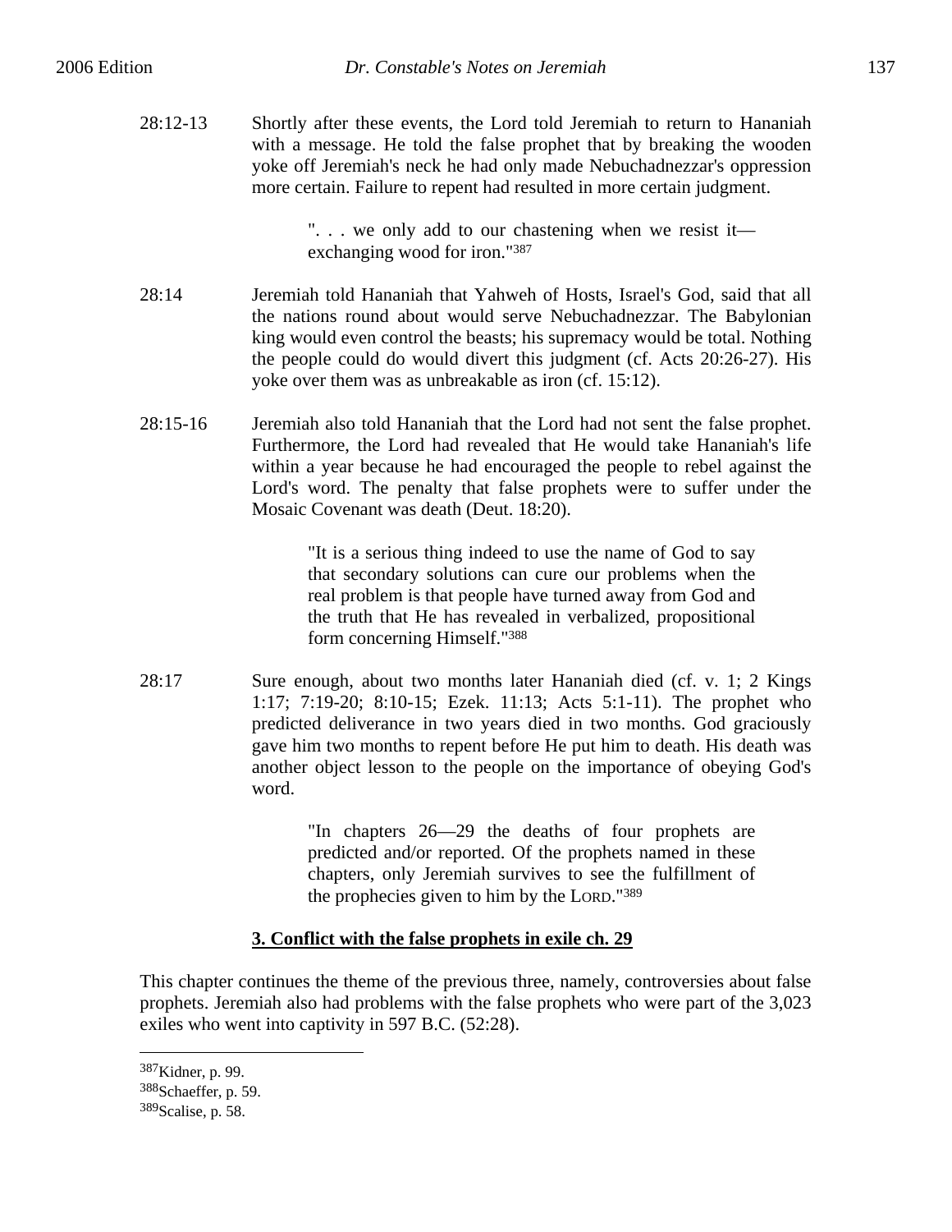28:12-13 Shortly after these events, the Lord told Jeremiah to return to Hananiah with a message. He told the false prophet that by breaking the wooden yoke off Jeremiah's neck he had only made Nebuchadnezzar's oppression more certain. Failure to repent had resulted in more certain judgment.

> ". . . we only add to our chastening when we resist it—exchanging wood for iron."[387]

28:14 Jeremiah told Hananiah that Yahweh of Hosts, Israel's God, said that all the nations round about would serve Nebuchadnezzar. The Babylonian king would even control the beasts; his supremacy would be total. Nothing the people could do would divert this judgment (cf. Acts 20:26-27). His yoke over them was as unbreakable as iron (cf. 15:12).

28:15-16 Jeremiah also told Hananiah that the Lord had not sent the false prophet. Furthermore, the Lord had revealed that He would take Hananiah's life within a year because he had encouraged the people to rebel against the Lord's word. The penalty that false prophets were to suffer under the Mosaic Covenant was death (Deut. 18:20).

> "It is a serious thing indeed to use the name of God to say that secondary solutions can cure our problems when the real problem is that people have turned away from God and the truth that He has revealed in verbalized, propositional form concerning Himself."[388]

28:17 Sure enough, about two months later Hananiah died (cf. v. 1; 2 Kings 1:17; 7:19-20; 8:10-15; Ezek. 11:13; Acts 5:1-11). The prophet who predicted deliverance in two years died in two months. God graciously gave him two months to repent before He put him to death. His death was another object lesson to the people on the importance of obeying God's word.

> "In chapters 26—29 the deaths of four prophets are predicted and/or reported. Of the prophets named in these chapters, only Jeremiah survives to see the fulfillment of the prophecies given to him by the LORD."[389]

### 3. Conflict with the false prophets in exile ch. 29

This chapter continues the theme of the previous three, namely, controversies about false prophets. Jeremiah also had problems with the false prophets who were part of the 3,023 exiles who went into captivity in 597 B.C. (52:28).

---

[387] Kidner, p. 99.
[388] Schaeffer, p. 59.
[389] Scalise, p. 58.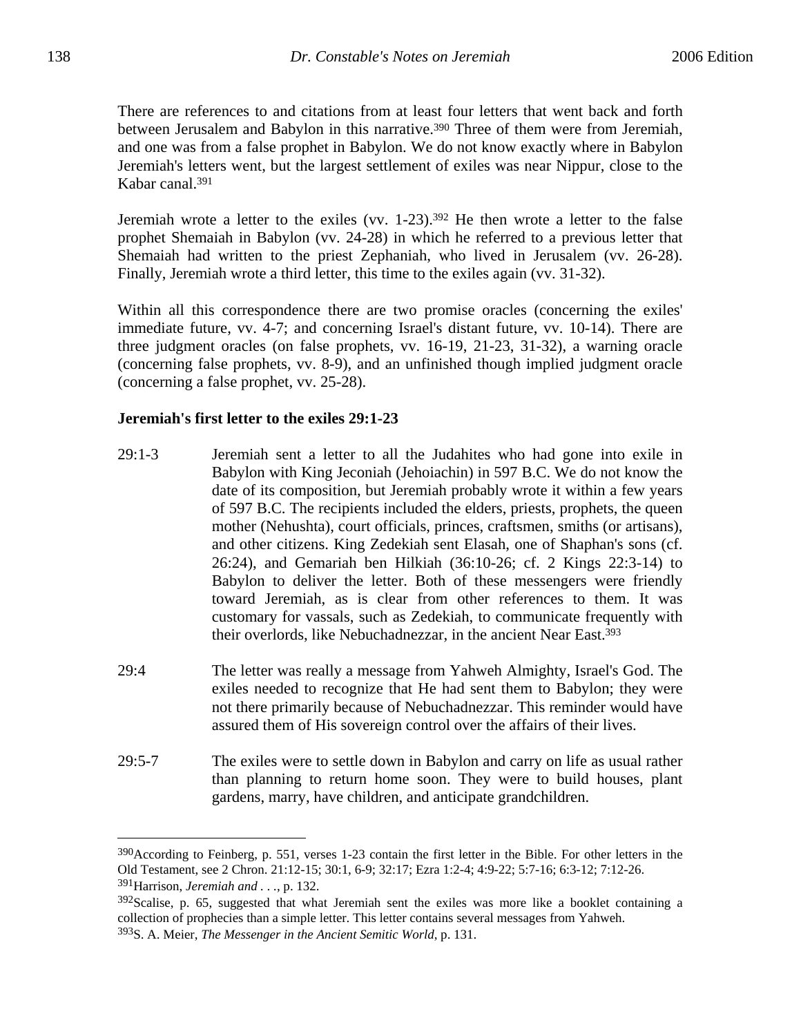There are references to and citations from at least four letters that went back and forth between Jerusalem and Babylon in this narrative.[390] Three of them were from Jeremiah, and one was from a false prophet in Babylon. We do not know exactly where in Babylon Jeremiah's letters went, but the largest settlement of exiles was near Nippur, close to the Kabar canal.[391]

Jeremiah wrote a letter to the exiles (vv. 1-23).[392] He then wrote a letter to the false prophet Shemaiah in Babylon (vv. 24-28) in which he referred to a previous letter that Shemaiah had written to the priest Zephaniah, who lived in Jerusalem (vv. 26-28). Finally, Jeremiah wrote a third letter, this time to the exiles again (vv. 31-32).

Within all this correspondence there are two promise oracles (concerning the exiles' immediate future, vv. 4-7; and concerning Israel's distant future, vv. 10-14). There are three judgment oracles (on false prophets, vv. 16-19, 21-23, 31-32), a warning oracle (concerning false prophets, vv. 8-9), and an unfinished though implied judgment oracle (concerning a false prophet, vv. 25-28).

**Jeremiah's first letter to the exiles 29:1-23**

29:1-3 Jeremiah sent a letter to all the Judahites who had gone into exile in Babylon with King Jeconiah (Jehoiachin) in 597 B.C. We do not know the date of its composition, but Jeremiah probably wrote it within a few years of 597 B.C. The recipients included the elders, priests, prophets, the queen mother (Nehushta), court officials, princes, craftsmen, smiths (or artisans), and other citizens. King Zedekiah sent Elasah, one of Shaphan's sons (cf. 26:24), and Gemariah ben Hilkiah (36:10-26; cf. 2 Kings 22:3-14) to Babylon to deliver the letter. Both of these messengers were friendly toward Jeremiah, as is clear from other references to them. It was customary for vassals, such as Zedekiah, to communicate frequently with their overlords, like Nebuchadnezzar, in the ancient Near East.[393]

29:4 The letter was really a message from Yahweh Almighty, Israel's God. The exiles needed to recognize that He had sent them to Babylon; they were not there primarily because of Nebuchadnezzar. This reminder would have assured them of His sovereign control over the affairs of their lives.

29:5-7 The exiles were to settle down in Babylon and carry on life as usual rather than planning to return home soon. They were to build houses, plant gardens, marry, have children, and anticipate grandchildren.

---

[390]According to Feinberg, p. 551, verses 1-23 contain the first letter in the Bible. For other letters in the Old Testament, see 2 Chron. 21:12-15; 30:1, 6-9; 32:17; Ezra 1:2-4; 4:9-22; 5:7-16; 6:3-12; 7:12-26.

[391]Harrison, *Jeremiah and . . .*, p. 132.

[392]Scalise, p. 65, suggested that what Jeremiah sent the exiles was more like a booklet containing a collection of prophecies than a simple letter. This letter contains several messages from Yahweh.

[393]S. A. Meier, *The Messenger in the Ancient Semitic World*, p. 131.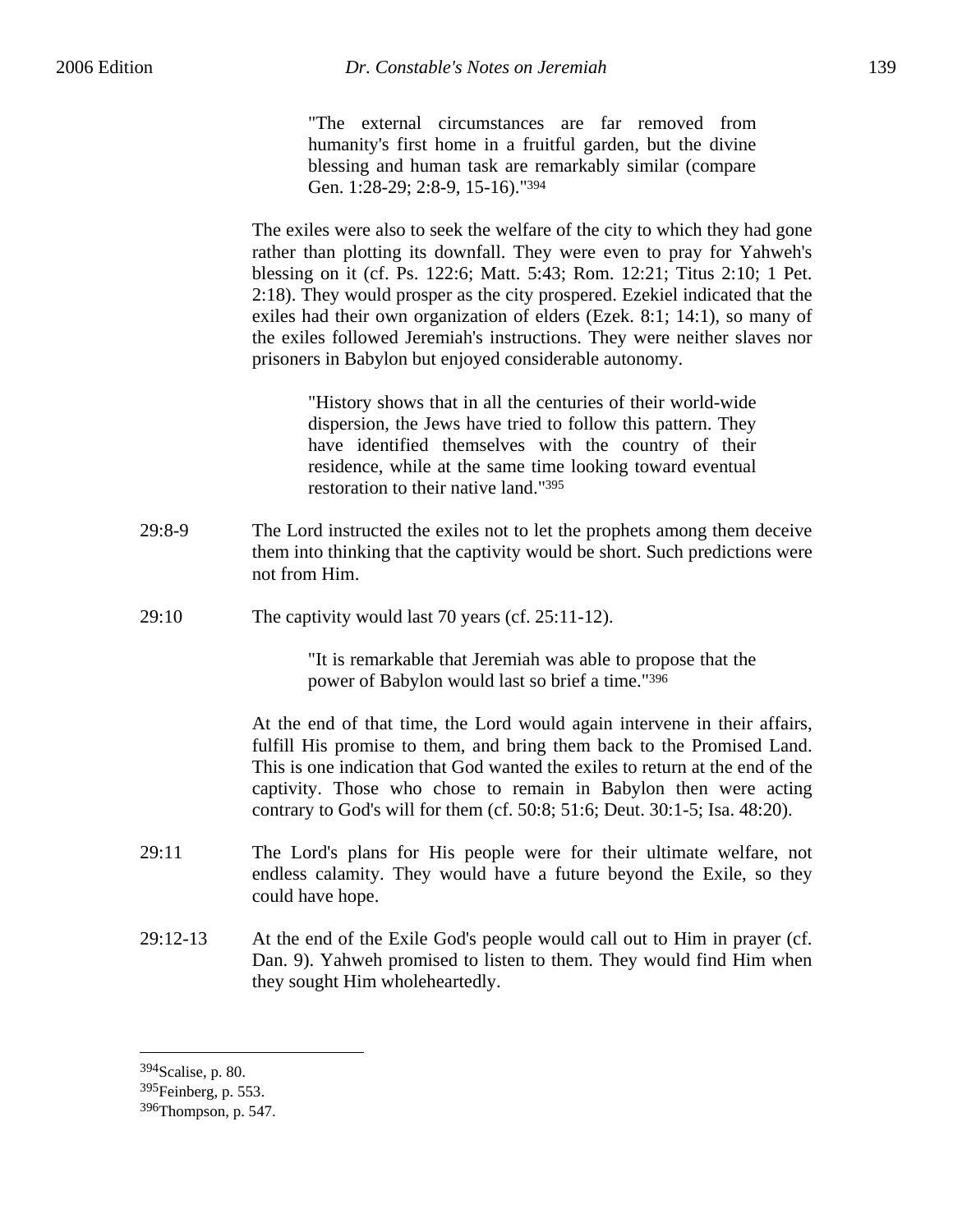> "The external circumstances are far removed from humanity's first home in a fruitful garden, but the divine blessing and human task are remarkably similar (compare Gen. 1:28-29; 2:8-9, 15-16)."[394]

The exiles were also to seek the welfare of the city to which they had gone rather than plotting its downfall. They were even to pray for Yahweh's blessing on it (cf. Ps. 122:6; Matt. 5:43; Rom. 12:21; Titus 2:10; 1 Pet. 2:18). They would prosper as the city prospered. Ezekiel indicated that the exiles had their own organization of elders (Ezek. 8:1; 14:1), so many of the exiles followed Jeremiah's instructions. They were neither slaves nor prisoners in Babylon but enjoyed considerable autonomy.

> "History shows that in all the centuries of their world-wide dispersion, the Jews have tried to follow this pattern. They have identified themselves with the country of their residence, while at the same time looking toward eventual restoration to their native land."[395]

29:8-9 The Lord instructed the exiles not to let the prophets among them deceive them into thinking that the captivity would be short. Such predictions were not from Him.

29:10 The captivity would last 70 years (cf. 25:11-12).

> "It is remarkable that Jeremiah was able to propose that the power of Babylon would last so brief a time."[396]

At the end of that time, the Lord would again intervene in their affairs, fulfill His promise to them, and bring them back to the Promised Land. This is one indication that God wanted the exiles to return at the end of the captivity. Those who chose to remain in Babylon then were acting contrary to God's will for them (cf. 50:8; 51:6; Deut. 30:1-5; Isa. 48:20).

29:11 The Lord's plans for His people were for their ultimate welfare, not endless calamity. They would have a future beyond the Exile, so they could have hope.

29:12-13 At the end of the Exile God's people would call out to Him in prayer (cf. Dan. 9). Yahweh promised to listen to them. They would find Him when they sought Him wholeheartedly.

---

[394]Scalise, p. 80.
[395]Feinberg, p. 553.
[396]Thompson, p. 547.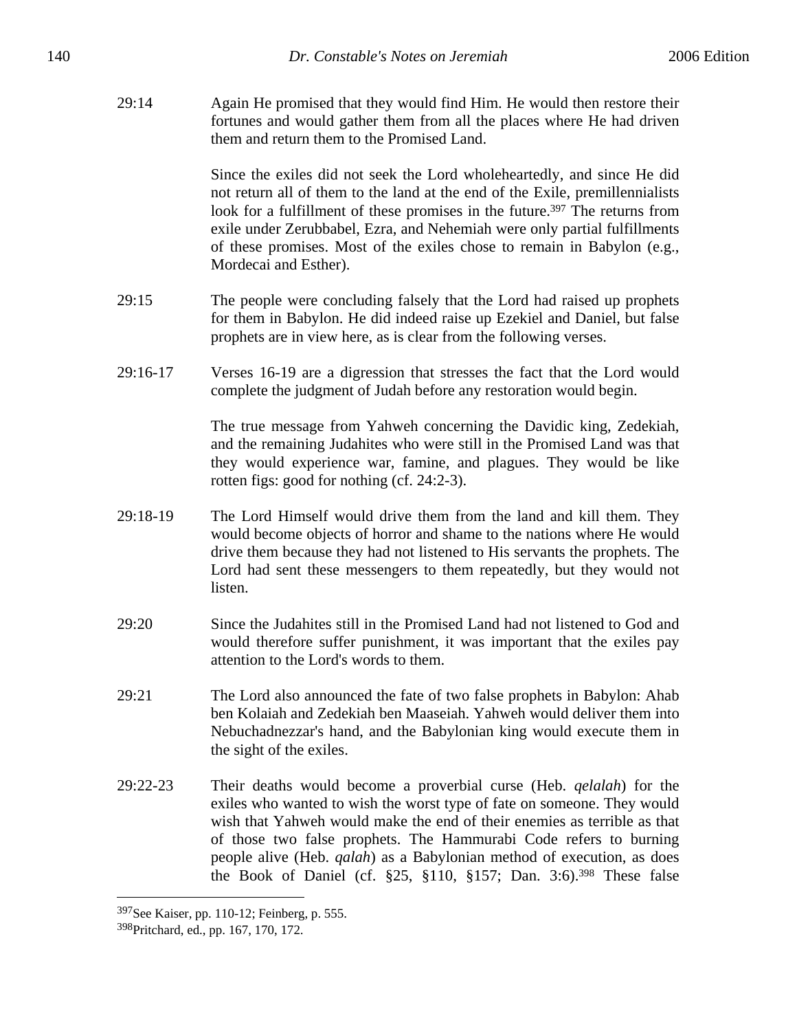29:14 Again He promised that they would find Him. He would then restore their fortunes and would gather them from all the places where He had driven them and return them to the Promised Land.

Since the exiles did not seek the Lord wholeheartedly, and since He did not return all of them to the land at the end of the Exile, premillennialists look for a fulfillment of these promises in the future.[397] The returns from exile under Zerubbabel, Ezra, and Nehemiah were only partial fulfillments of these promises. Most of the exiles chose to remain in Babylon (e.g., Mordecai and Esther).

29:15 The people were concluding falsely that the Lord had raised up prophets for them in Babylon. He did indeed raise up Ezekiel and Daniel, but false prophets are in view here, as is clear from the following verses.

29:16-17 Verses 16-19 are a digression that stresses the fact that the Lord would complete the judgment of Judah before any restoration would begin.

The true message from Yahweh concerning the Davidic king, Zedekiah, and the remaining Judahites who were still in the Promised Land was that they would experience war, famine, and plagues. They would be like rotten figs: good for nothing (cf. 24:2-3).

29:18-19 The Lord Himself would drive them from the land and kill them. They would become objects of horror and shame to the nations where He would drive them because they had not listened to His servants the prophets. The Lord had sent these messengers to them repeatedly, but they would not listen.

29:20 Since the Judahites still in the Promised Land had not listened to God and would therefore suffer punishment, it was important that the exiles pay attention to the Lord's words to them.

29:21 The Lord also announced the fate of two false prophets in Babylon: Ahab ben Kolaiah and Zedekiah ben Maaseiah. Yahweh would deliver them into Nebuchadnezzar's hand, and the Babylonian king would execute them in the sight of the exiles.

29:22-23 Their deaths would become a proverbial curse (Heb. *qelalah*) for the exiles who wanted to wish the worst type of fate on someone. They would wish that Yahweh would make the end of their enemies as terrible as that of those two false prophets. The Hammurabi Code refers to burning people alive (Heb. *qalah*) as a Babylonian method of execution, as does the Book of Daniel (cf. §25, §110, §157; Dan. 3:6).[398] These false

---

[397] See Kaiser, pp. 110-12; Feinberg, p. 555.

[398] Pritchard, ed., pp. 167, 170, 172.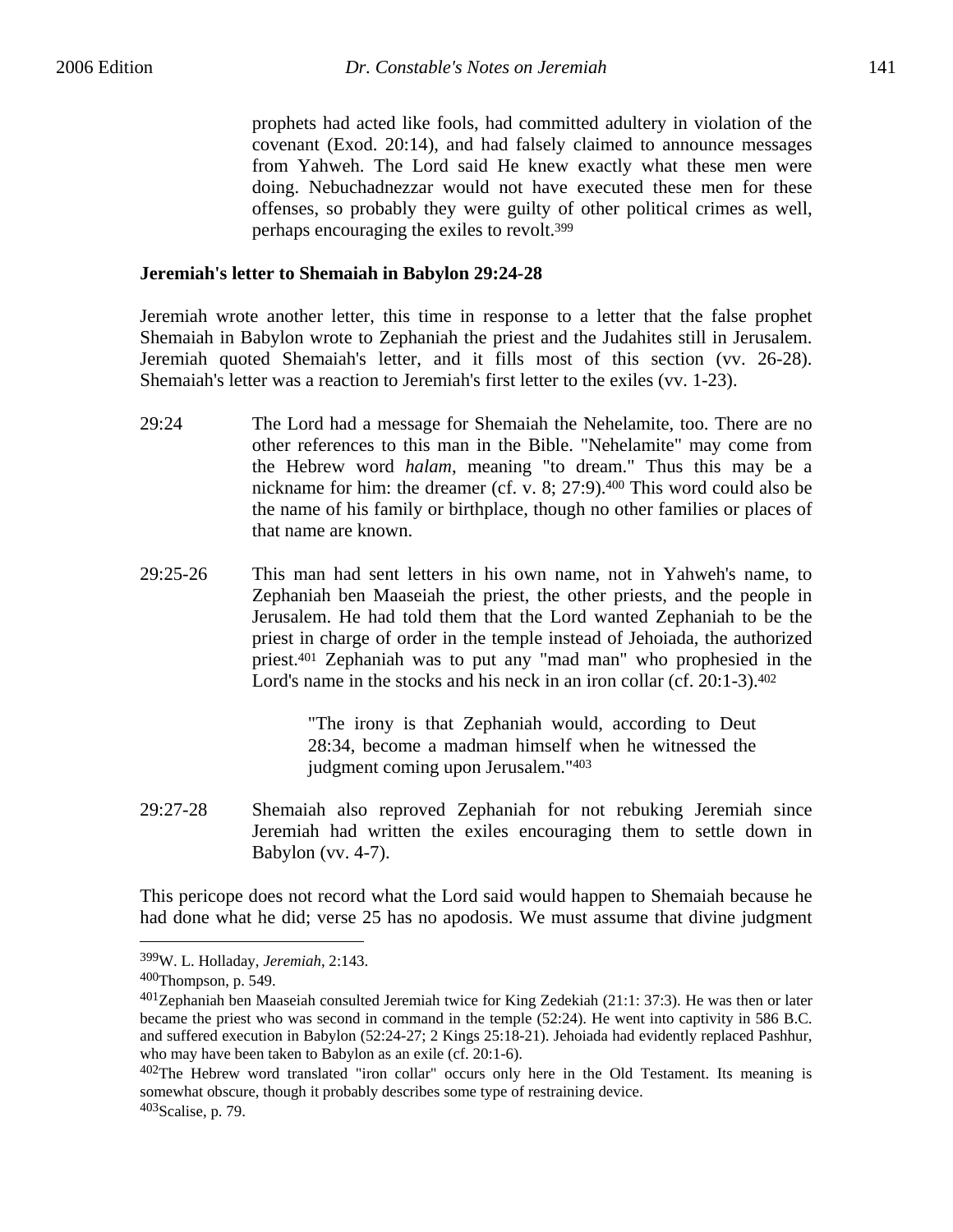prophets had acted like fools, had committed adultery in violation of the covenant (Exod. 20:14), and had falsely claimed to announce messages from Yahweh. The Lord said He knew exactly what these men were doing. Nebuchadnezzar would not have executed these men for these offenses, so probably they were guilty of other political crimes as well, perhaps encouraging the exiles to revolt.[399]

**Jeremiah's letter to Shemaiah in Babylon 29:24-28**

Jeremiah wrote another letter, this time in response to a letter that the false prophet Shemaiah in Babylon wrote to Zephaniah the priest and the Judahites still in Jerusalem. Jeremiah quoted Shemaiah's letter, and it fills most of this section (vv. 26-28). Shemaiah's letter was a reaction to Jeremiah's first letter to the exiles (vv. 1-23).

29:24 The Lord had a message for Shemaiah the Nehelamite, too. There are no other references to this man in the Bible. "Nehelamite" may come from the Hebrew word *halam*, meaning "to dream." Thus this may be a nickname for him: the dreamer (cf. v. 8; 27:9).[400] This word could also be the name of his family or birthplace, though no other families or places of that name are known.

29:25-26 This man had sent letters in his own name, not in Yahweh's name, to Zephaniah ben Maaseiah the priest, the other priests, and the people in Jerusalem. He had told them that the Lord wanted Zephaniah to be the priest in charge of order in the temple instead of Jehoiada, the authorized priest.[401] Zephaniah was to put any "mad man" who prophesied in the Lord's name in the stocks and his neck in an iron collar (cf. 20:1-3).[402]

> "The irony is that Zephaniah would, according to Deut 28:34, become a madman himself when he witnessed the judgment coming upon Jerusalem."[403]

29:27-28 Shemaiah also reproved Zephaniah for not rebuking Jeremiah since Jeremiah had written the exiles encouraging them to settle down in Babylon (vv. 4-7).

This pericope does not record what the Lord said would happen to Shemaiah because he had done what he did; verse 25 has no apodosis. We must assume that divine judgment

---

[399] W. L. Holladay, *Jeremiah*, 2:143.

[400] Thompson, p. 549.

[401] Zephaniah ben Maaseiah consulted Jeremiah twice for King Zedekiah (21:1: 37:3). He was then or later became the priest who was second in command in the temple (52:24). He went into captivity in 586 B.C. and suffered execution in Babylon (52:24-27; 2 Kings 25:18-21). Jehoiada had evidently replaced Pashhur, who may have been taken to Babylon as an exile (cf. 20:1-6).

[402] The Hebrew word translated "iron collar" occurs only here in the Old Testament. Its meaning is somewhat obscure, though it probably describes some type of restraining device.

[403] Scalise, p. 79.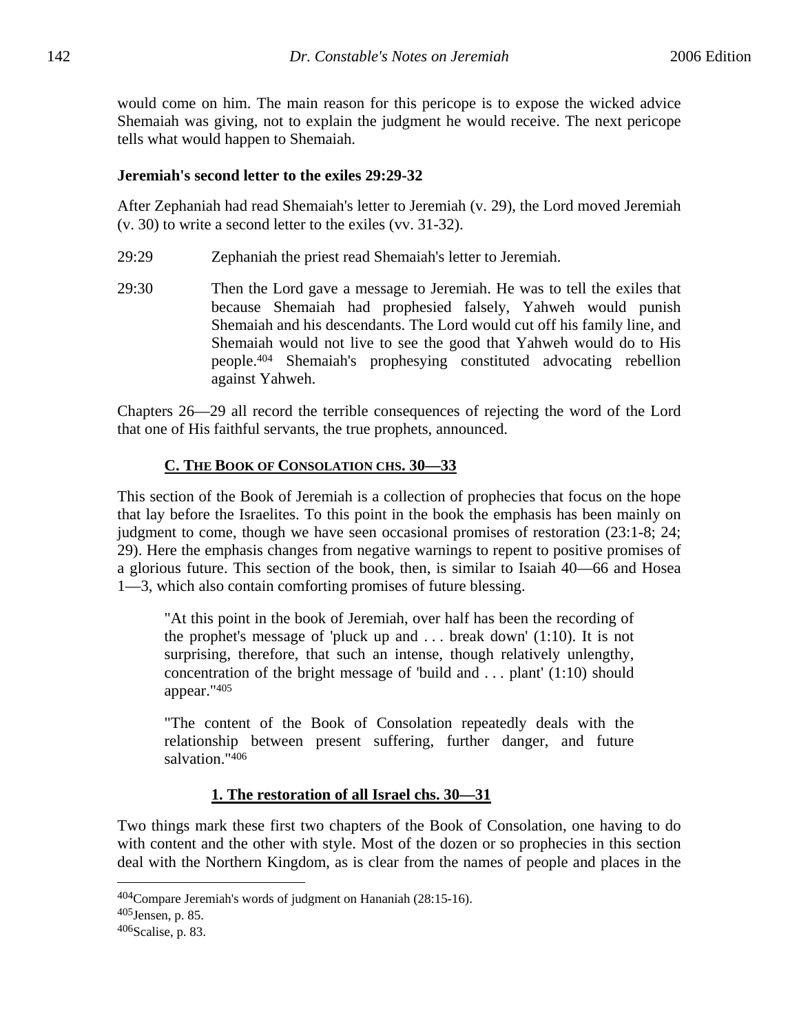would come on him. The main reason for this pericope is to expose the wicked advice Shemaiah was giving, not to explain the judgment he would receive. The next pericope tells what would happen to Shemaiah.

### Jeremiah's second letter to the exiles 29:29-32

After Zephaniah had read Shemaiah's letter to Jeremiah (v. 29), the Lord moved Jeremiah (v. 30) to write a second letter to the exiles (vv. 31-32).

29:29 Zephaniah the priest read Shemaiah's letter to Jeremiah.

29:30 Then the Lord gave a message to Jeremiah. He was to tell the exiles that because Shemaiah had prophesied falsely, Yahweh would punish Shemaiah and his descendants. The Lord would cut off his family line, and Shemaiah would not live to see the good that Yahweh would do to His people.[404] Shemaiah's prophesying constituted advocating rebellion against Yahweh.

Chapters 26—29 all record the terrible consequences of rejecting the word of the Lord that one of His faithful servants, the true prophets, announced.

## C. The Book of Consolation chs. 30—33

This section of the Book of Jeremiah is a collection of prophecies that focus on the hope that lay before the Israelites. To this point in the book the emphasis has been mainly on judgment to come, though we have seen occasional promises of restoration (23:1-8; 24; 29). Here the emphasis changes from negative warnings to repent to positive promises of a glorious future. This section of the book, then, is similar to Isaiah 40—66 and Hosea 1—3, which also contain comforting promises of future blessing.

> "At this point in the book of Jeremiah, over half has been the recording of the prophet's message of 'pluck up and . . . break down' (1:10). It is not surprising, therefore, that such an intense, though relatively unlengthy, concentration of the bright message of 'build and . . . plant' (1:10) should appear."[405]

> "The content of the Book of Consolation repeatedly deals with the relationship between present suffering, further danger, and future salvation."[406]

### 1. The restoration of all Israel chs. 30—31

Two things mark these first two chapters of the Book of Consolation, one having to do with content and the other with style. Most of the dozen or so prophecies in this section deal with the Northern Kingdom, as is clear from the names of people and places in the

---

[404] Compare Jeremiah's words of judgment on Hananiah (28:15-16).

[405] Jensen, p. 85.

[406] Scalise, p. 83.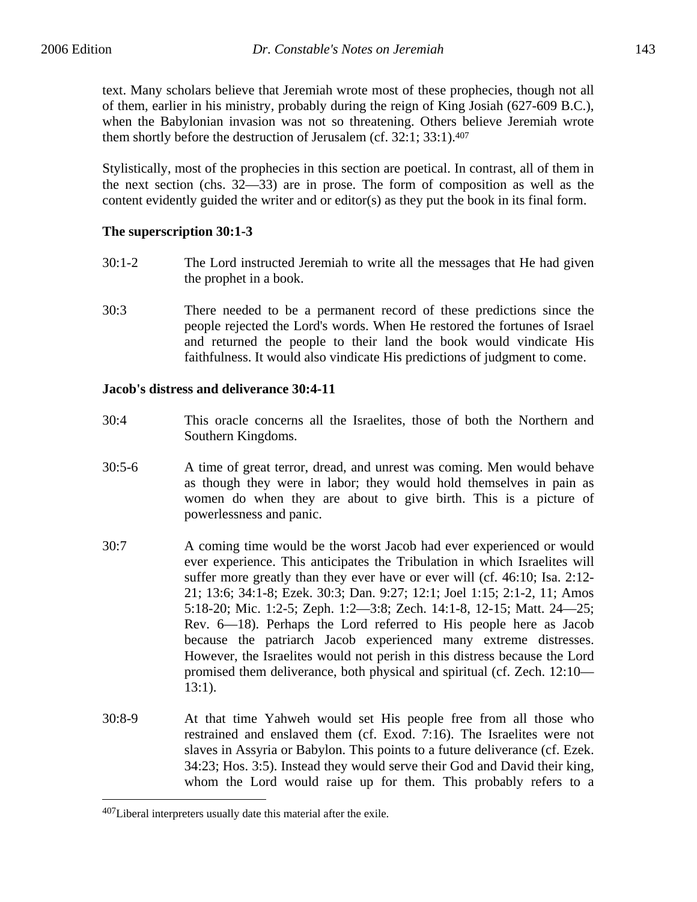text. Many scholars believe that Jeremiah wrote most of these prophecies, though not all of them, earlier in his ministry, probably during the reign of King Josiah (627-609 B.C.), when the Babylonian invasion was not so threatening. Others believe Jeremiah wrote them shortly before the destruction of Jerusalem (cf. 32:1; 33:1).[407]

Stylistically, most of the prophecies in this section are poetical. In contrast, all of them in the next section (chs. 32—33) are in prose. The form of composition as well as the content evidently guided the writer and or editor(s) as they put the book in its final form.

**The superscription 30:1-3**

30:1-2 The Lord instructed Jeremiah to write all the messages that He had given the prophet in a book.

30:3 There needed to be a permanent record of these predictions since the people rejected the Lord's words. When He restored the fortunes of Israel and returned the people to their land the book would vindicate His faithfulness. It would also vindicate His predictions of judgment to come.

**Jacob's distress and deliverance 30:4-11**

30:4 This oracle concerns all the Israelites, those of both the Northern and Southern Kingdoms.

30:5-6 A time of great terror, dread, and unrest was coming. Men would behave as though they were in labor; they would hold themselves in pain as women do when they are about to give birth. This is a picture of powerlessness and panic.

30:7 A coming time would be the worst Jacob had ever experienced or would ever experience. This anticipates the Tribulation in which Israelites will suffer more greatly than they ever have or ever will (cf. 46:10; Isa. 2:12-21; 13:6; 34:1-8; Ezek. 30:3; Dan. 9:27; 12:1; Joel 1:15; 2:1-2, 11; Amos 5:18-20; Mic. 1:2-5; Zeph. 1:2—3:8; Zech. 14:1-8, 12-15; Matt. 24—25; Rev. 6—18). Perhaps the Lord referred to His people here as Jacob because the patriarch Jacob experienced many extreme distresses. However, the Israelites would not perish in this distress because the Lord promised them deliverance, both physical and spiritual (cf. Zech. 12:10—13:1).

30:8-9 At that time Yahweh would set His people free from all those who restrained and enslaved them (cf. Exod. 7:16). The Israelites were not slaves in Assyria or Babylon. This points to a future deliverance (cf. Ezek. 34:23; Hos. 3:5). Instead they would serve their God and David their king, whom the Lord would raise up for them. This probably refers to a

[407]Liberal interpreters usually date this material after the exile.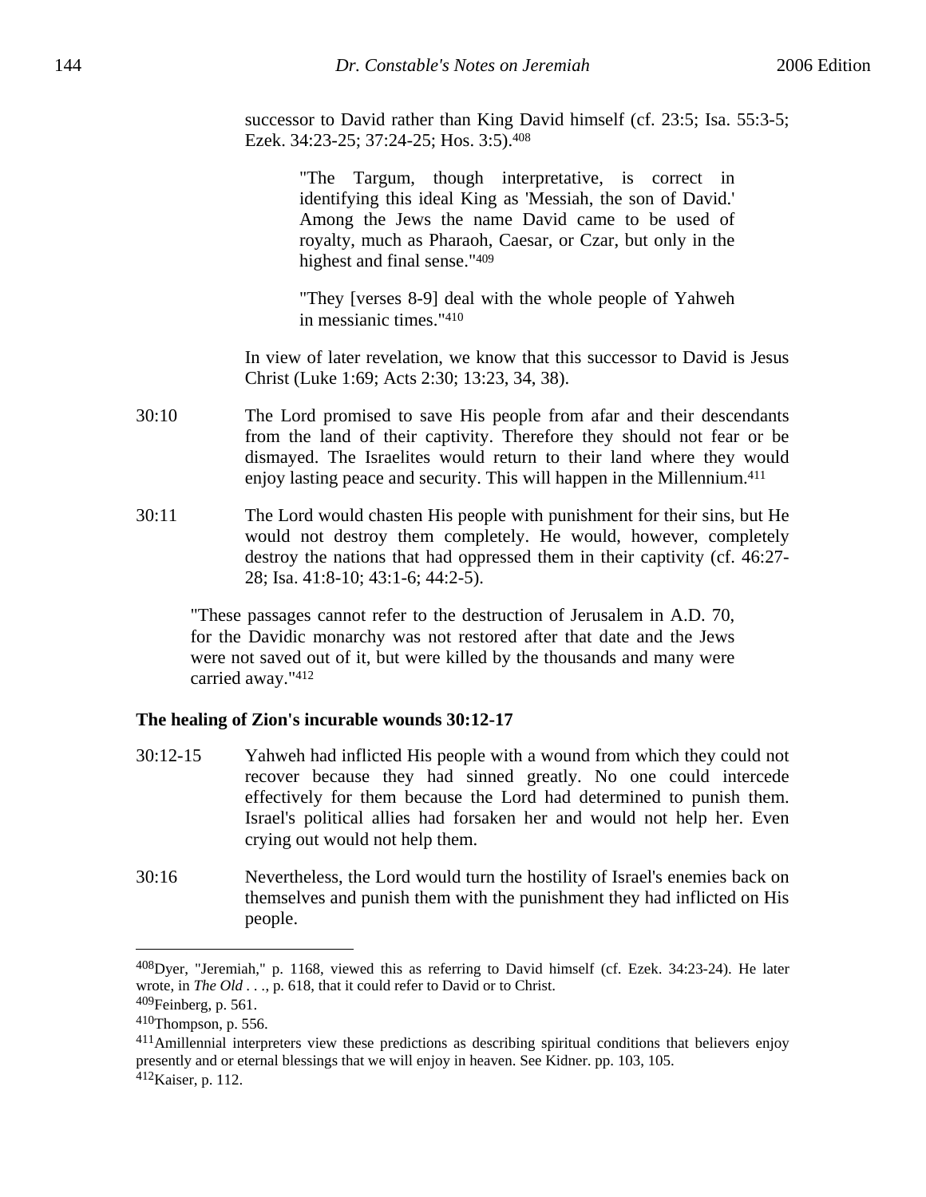successor to David rather than King David himself (cf. 23:5; Isa. 55:3-5; Ezek. 34:23-25; 37:24-25; Hos. 3:5).[408]

> "The Targum, though interpretative, is correct in identifying this ideal King as 'Messiah, the son of David.' Among the Jews the name David came to be used of royalty, much as Pharaoh, Caesar, or Czar, but only in the highest and final sense."[409]

> "They [verses 8-9] deal with the whole people of Yahweh in messianic times."[410]

In view of later revelation, we know that this successor to David is Jesus Christ (Luke 1:69; Acts 2:30; 13:23, 34, 38).

30:10 The Lord promised to save His people from afar and their descendants from the land of their captivity. Therefore they should not fear or be dismayed. The Israelites would return to their land where they would enjoy lasting peace and security. This will happen in the Millennium.[411]

30:11 The Lord would chasten His people with punishment for their sins, but He would not destroy them completely. He would, however, completely destroy the nations that had oppressed them in their captivity (cf. 46:27-28; Isa. 41:8-10; 43:1-6; 44:2-5).

> "These passages cannot refer to the destruction of Jerusalem in A.D. 70, for the Davidic monarchy was not restored after that date and the Jews were not saved out of it, but were killed by the thousands and many were carried away."[412]

**The healing of Zion's incurable wounds 30:12-17**

30:12-15 Yahweh had inflicted His people with a wound from which they could not recover because they had sinned greatly. No one could intercede effectively for them because the Lord had determined to punish them. Israel's political allies had forsaken her and would not help her. Even crying out would not help them.

30:16 Nevertheless, the Lord would turn the hostility of Israel's enemies back on themselves and punish them with the punishment they had inflicted on His people.

---

[408]Dyer, "Jeremiah," p. 1168, viewed this as referring to David himself (cf. Ezek. 34:23-24). He later wrote, in *The Old . . .*, p. 618, that it could refer to David or to Christ.

[409]Feinberg, p. 561.

[410]Thompson, p. 556.

[411]Amillennial interpreters view these predictions as describing spiritual conditions that believers enjoy presently and or eternal blessings that we will enjoy in heaven. See Kidner. pp. 103, 105.

[412]Kaiser, p. 112.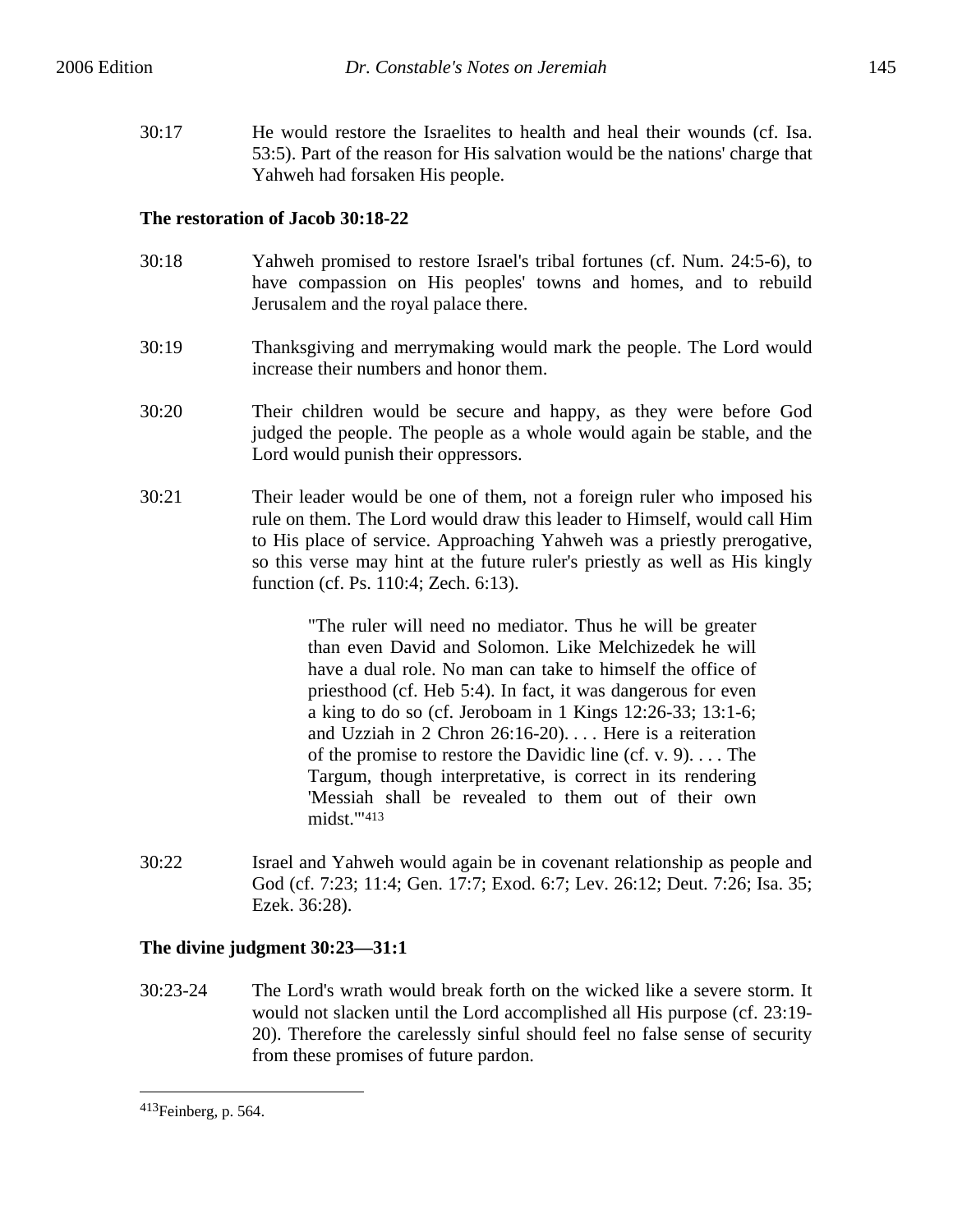30:17 He would restore the Israelites to health and heal their wounds (cf. Isa. 53:5). Part of the reason for His salvation would be the nations' charge that Yahweh had forsaken His people.

**The restoration of Jacob 30:18-22**

30:18 Yahweh promised to restore Israel's tribal fortunes (cf. Num. 24:5-6), to have compassion on His peoples' towns and homes, and to rebuild Jerusalem and the royal palace there.

30:19 Thanksgiving and merrymaking would mark the people. The Lord would increase their numbers and honor them.

30:20 Their children would be secure and happy, as they were before God judged the people. The people as a whole would again be stable, and the Lord would punish their oppressors.

30:21 Their leader would be one of them, not a foreign ruler who imposed his rule on them. The Lord would draw this leader to Himself, would call Him to His place of service. Approaching Yahweh was a priestly prerogative, so this verse may hint at the future ruler's priestly as well as His kingly function (cf. Ps. 110:4; Zech. 6:13).

> "The ruler will need no mediator. Thus he will be greater than even David and Solomon. Like Melchizedek he will have a dual role. No man can take to himself the office of priesthood (cf. Heb 5:4). In fact, it was dangerous for even a king to do so (cf. Jeroboam in 1 Kings 12:26-33; 13:1-6; and Uzziah in 2 Chron 26:16-20). . . . Here is a reiteration of the promise to restore the Davidic line (cf. v. 9). . . . The Targum, though interpretative, is correct in its rendering 'Messiah shall be revealed to them out of their own midst.'"[413]

30:22 Israel and Yahweh would again be in covenant relationship as people and God (cf. 7:23; 11:4; Gen. 17:7; Exod. 6:7; Lev. 26:12; Deut. 7:26; Isa. 35; Ezek. 36:28).

**The divine judgment 30:23—31:1**

30:23-24 The Lord's wrath would break forth on the wicked like a severe storm. It would not slacken until the Lord accomplished all His purpose (cf. 23:19-20). Therefore the carelessly sinful should feel no false sense of security from these promises of future pardon.

---

[413]Feinberg, p. 564.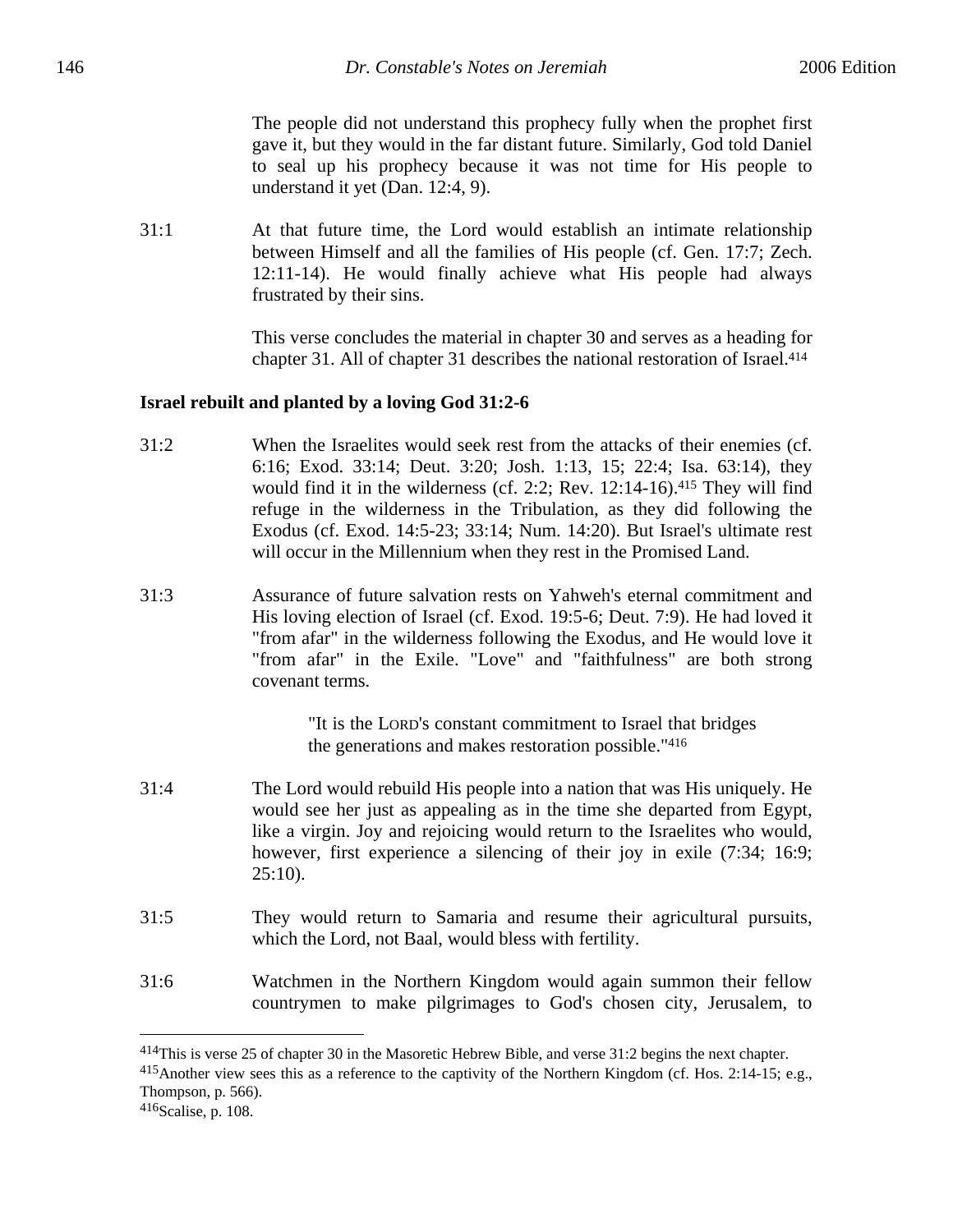The people did not understand this prophecy fully when the prophet first gave it, but they would in the far distant future. Similarly, God told Daniel to seal up his prophecy because it was not time for His people to understand it yet (Dan. 12:4, 9).

31:1 At that future time, the Lord would establish an intimate relationship between Himself and all the families of His people (cf. Gen. 17:7; Zech. 12:11-14). He would finally achieve what His people had always frustrated by their sins.

This verse concludes the material in chapter 30 and serves as a heading for chapter 31. All of chapter 31 describes the national restoration of Israel.[414]

**Israel rebuilt and planted by a loving God 31:2-6**

31:2 When the Israelites would seek rest from the attacks of their enemies (cf. 6:16; Exod. 33:14; Deut. 3:20; Josh. 1:13, 15; 22:4; Isa. 63:14), they would find it in the wilderness (cf. 2:2; Rev. 12:14-16).[415] They will find refuge in the wilderness in the Tribulation, as they did following the Exodus (cf. Exod. 14:5-23; 33:14; Num. 14:20). But Israel's ultimate rest will occur in the Millennium when they rest in the Promised Land.

31:3 Assurance of future salvation rests on Yahweh's eternal commitment and His loving election of Israel (cf. Exod. 19:5-6; Deut. 7:9). He had loved it "from afar" in the wilderness following the Exodus, and He would love it "from afar" in the Exile. "Love" and "faithfulness" are both strong covenant terms.

> "It is the LORD's constant commitment to Israel that bridges the generations and makes restoration possible."[416]

31:4 The Lord would rebuild His people into a nation that was His uniquely. He would see her just as appealing as in the time she departed from Egypt, like a virgin. Joy and rejoicing would return to the Israelites who would, however, first experience a silencing of their joy in exile (7:34; 16:9; 25:10).

31:5 They would return to Samaria and resume their agricultural pursuits, which the Lord, not Baal, would bless with fertility.

31:6 Watchmen in the Northern Kingdom would again summon their fellow countrymen to make pilgrimages to God's chosen city, Jerusalem, to

---

[414] This is verse 25 of chapter 30 in the Masoretic Hebrew Bible, and verse 31:2 begins the next chapter.

[415] Another view sees this as a reference to the captivity of the Northern Kingdom (cf. Hos. 2:14-15; e.g., Thompson, p. 566).

[416] Scalise, p. 108.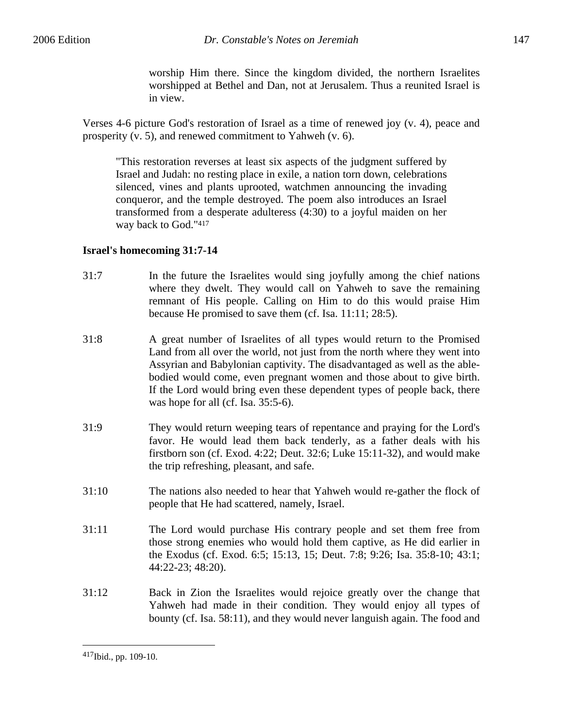> worship Him there. Since the kingdom divided, the northern Israelites worshipped at Bethel and Dan, not at Jerusalem. Thus a reunited Israel is in view.

Verses 4-6 picture God's restoration of Israel as a time of renewed joy (v. 4), peace and prosperity (v. 5), and renewed commitment to Yahweh (v. 6).

> "This restoration reverses at least six aspects of the judgment suffered by Israel and Judah: no resting place in exile, a nation torn down, celebrations silenced, vines and plants uprooted, watchmen announcing the invading conqueror, and the temple destroyed. The poem also introduces an Israel transformed from a desperate adulteress (4:30) to a joyful maiden on her way back to God."[417]

**Israel's homecoming 31:7-14**

31:7 In the future the Israelites would sing joyfully among the chief nations where they dwelt. They would call on Yahweh to save the remaining remnant of His people. Calling on Him to do this would praise Him because He promised to save them (cf. Isa. 11:11; 28:5).

31:8 A great number of Israelites of all types would return to the Promised Land from all over the world, not just from the north where they went into Assyrian and Babylonian captivity. The disadvantaged as well as the able-bodied would come, even pregnant women and those about to give birth. If the Lord would bring even these dependent types of people back, there was hope for all (cf. Isa. 35:5-6).

31:9 They would return weeping tears of repentance and praying for the Lord's favor. He would lead them back tenderly, as a father deals with his firstborn son (cf. Exod. 4:22; Deut. 32:6; Luke 15:11-32), and would make the trip refreshing, pleasant, and safe.

31:10 The nations also needed to hear that Yahweh would re-gather the flock of people that He had scattered, namely, Israel.

31:11 The Lord would purchase His contrary people and set them free from those strong enemies who would hold them captive, as He did earlier in the Exodus (cf. Exod. 6:5; 15:13, 15; Deut. 7:8; 9:26; Isa. 35:8-10; 43:1; 44:22-23; 48:20).

31:12 Back in Zion the Israelites would rejoice greatly over the change that Yahweh had made in their condition. They would enjoy all types of bounty (cf. Isa. 58:11), and they would never languish again. The food and

---

[417] Ibid., pp. 109-10.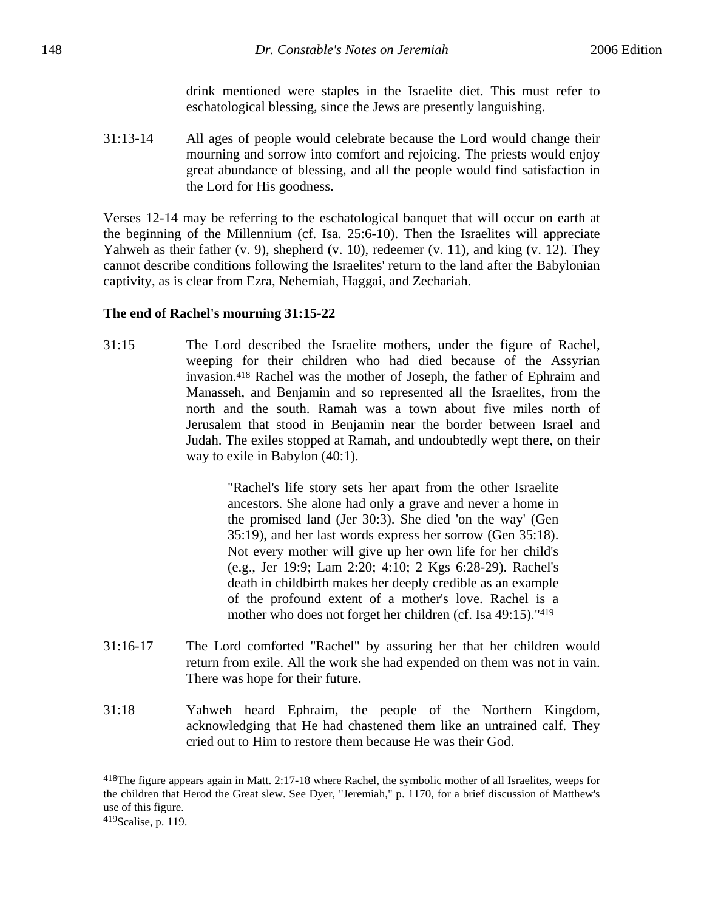drink mentioned were staples in the Israelite diet. This must refer to eschatological blessing, since the Jews are presently languishing.

31:13-14 All ages of people would celebrate because the Lord would change their mourning and sorrow into comfort and rejoicing. The priests would enjoy great abundance of blessing, and all the people would find satisfaction in the Lord for His goodness.

Verses 12-14 may be referring to the eschatological banquet that will occur on earth at the beginning of the Millennium (cf. Isa. 25:6-10). Then the Israelites will appreciate Yahweh as their father (v. 9), shepherd (v. 10), redeemer (v. 11), and king (v. 12). They cannot describe conditions following the Israelites' return to the land after the Babylonian captivity, as is clear from Ezra, Nehemiah, Haggai, and Zechariah.

**The end of Rachel's mourning 31:15-22**

31:15 The Lord described the Israelite mothers, under the figure of Rachel, weeping for their children who had died because of the Assyrian invasion.[418] Rachel was the mother of Joseph, the father of Ephraim and Manasseh, and Benjamin and so represented all the Israelites, from the north and the south. Ramah was a town about five miles north of Jerusalem that stood in Benjamin near the border between Israel and Judah. The exiles stopped at Ramah, and undoubtedly wept there, on their way to exile in Babylon (40:1).

> "Rachel's life story sets her apart from the other Israelite ancestors. She alone had only a grave and never a home in the promised land (Jer 30:3). She died 'on the way' (Gen 35:19), and her last words express her sorrow (Gen 35:18). Not every mother will give up her own life for her child's (e.g., Jer 19:9; Lam 2:20; 4:10; 2 Kgs 6:28-29). Rachel's death in childbirth makes her deeply credible as an example of the profound extent of a mother's love. Rachel is a mother who does not forget her children (cf. Isa 49:15)."[419]

31:16-17 The Lord comforted "Rachel" by assuring her that her children would return from exile. All the work she had expended on them was not in vain. There was hope for their future.

31:18 Yahweh heard Ephraim, the people of the Northern Kingdom, acknowledging that He had chastened them like an untrained calf. They cried out to Him to restore them because He was their God.

---

[418]The figure appears again in Matt. 2:17-18 where Rachel, the symbolic mother of all Israelites, weeps for the children that Herod the Great slew. See Dyer, "Jeremiah," p. 1170, for a brief discussion of Matthew's use of this figure.

[419]Scalise, p. 119.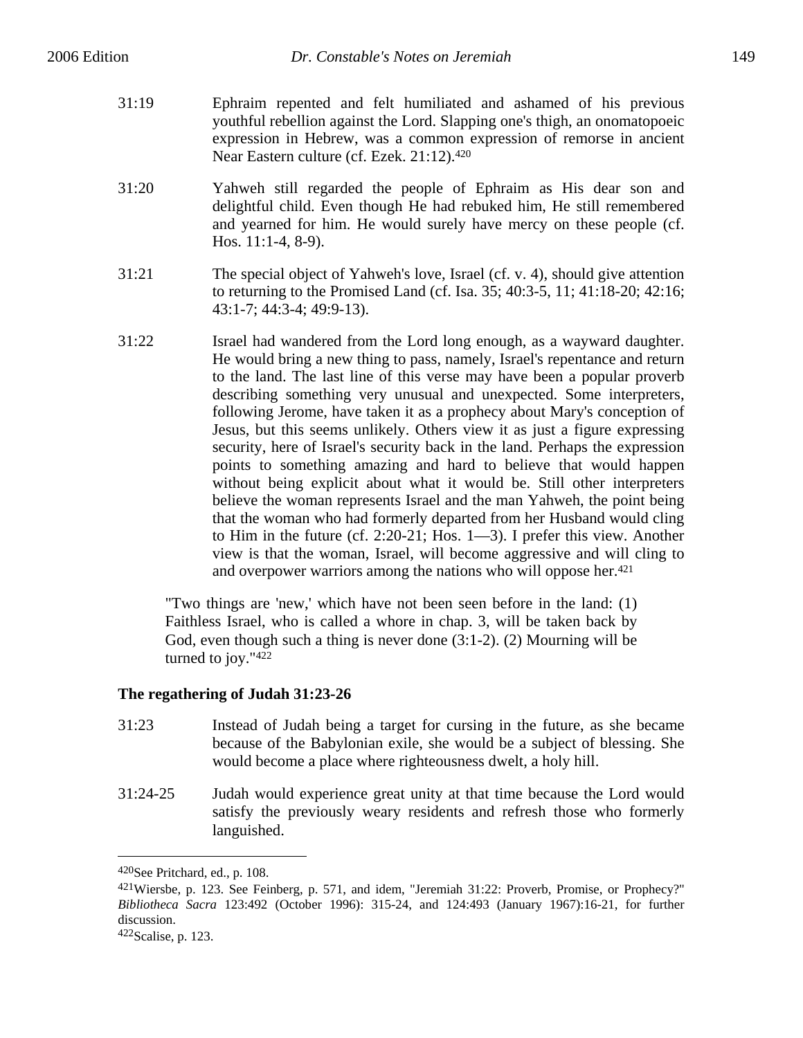31:19 Ephraim repented and felt humiliated and ashamed of his previous youthful rebellion against the Lord. Slapping one's thigh, an onomatopoeic expression in Hebrew, was a common expression of remorse in ancient Near Eastern culture (cf. Ezek. 21:12).[420]

31:20 Yahweh still regarded the people of Ephraim as His dear son and delightful child. Even though He had rebuked him, He still remembered and yearned for him. He would surely have mercy on these people (cf. Hos. 11:1-4, 8-9).

31:21 The special object of Yahweh's love, Israel (cf. v. 4), should give attention to returning to the Promised Land (cf. Isa. 35; 40:3-5, 11; 41:18-20; 42:16; 43:1-7; 44:3-4; 49:9-13).

31:22 Israel had wandered from the Lord long enough, as a wayward daughter. He would bring a new thing to pass, namely, Israel's repentance and return to the land. The last line of this verse may have been a popular proverb describing something very unusual and unexpected. Some interpreters, following Jerome, have taken it as a prophecy about Mary's conception of Jesus, but this seems unlikely. Others view it as just a figure expressing security, here of Israel's security back in the land. Perhaps the expression points to something amazing and hard to believe that would happen without being explicit about what it would be. Still other interpreters believe the woman represents Israel and the man Yahweh, the point being that the woman who had formerly departed from her Husband would cling to Him in the future (cf. 2:20-21; Hos. 1—3). I prefer this view. Another view is that the woman, Israel, will become aggressive and will cling to and overpower warriors among the nations who will oppose her.[421]

> "Two things are 'new,' which have not been seen before in the land: (1) Faithless Israel, who is called a whore in chap. 3, will be taken back by God, even though such a thing is never done (3:1-2). (2) Mourning will be turned to joy."[422]

**The regathering of Judah 31:23-26**

31:23 Instead of Judah being a target for cursing in the future, as she became because of the Babylonian exile, she would be a subject of blessing. She would become a place where righteousness dwelt, a holy hill.

31:24-25 Judah would experience great unity at that time because the Lord would satisfy the previously weary residents and refresh those who formerly languished.

---

[420]See Pritchard, ed., p. 108.

[421]Wiersbe, p. 123. See Feinberg, p. 571, and idem, "Jeremiah 31:22: Proverb, Promise, or Prophecy?" *Bibliotheca Sacra* 123:492 (October 1996): 315-24, and 124:493 (January 1967):16-21, for further discussion.

[422]Scalise, p. 123.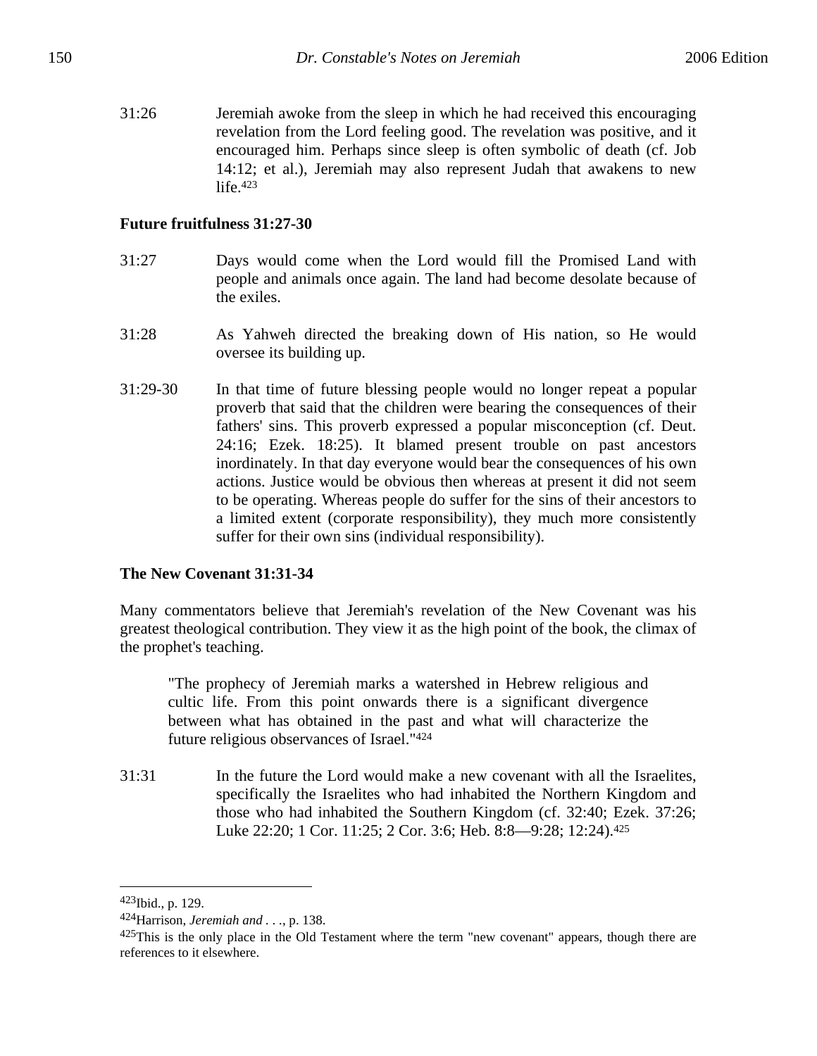31:26 Jeremiah awoke from the sleep in which he had received this encouraging revelation from the Lord feeling good. The revelation was positive, and it encouraged him. Perhaps since sleep is often symbolic of death (cf. Job 14:12; et al.), Jeremiah may also represent Judah that awakens to new life.[423]

**Future fruitfulness 31:27-30**

31:27 Days would come when the Lord would fill the Promised Land with people and animals once again. The land had become desolate because of the exiles.

31:28 As Yahweh directed the breaking down of His nation, so He would oversee its building up.

31:29-30 In that time of future blessing people would no longer repeat a popular proverb that said that the children were bearing the consequences of their fathers' sins. This proverb expressed a popular misconception (cf. Deut. 24:16; Ezek. 18:25). It blamed present trouble on past ancestors inordinately. In that day everyone would bear the consequences of his own actions. Justice would be obvious then whereas at present it did not seem to be operating. Whereas people do suffer for the sins of their ancestors to a limited extent (corporate responsibility), they much more consistently suffer for their own sins (individual responsibility).

**The New Covenant 31:31-34**

Many commentators believe that Jeremiah's revelation of the New Covenant was his greatest theological contribution. They view it as the high point of the book, the climax of the prophet's teaching.

> "The prophecy of Jeremiah marks a watershed in Hebrew religious and cultic life. From this point onwards there is a significant divergence between what has obtained in the past and what will characterize the future religious observances of Israel."[424]

31:31 In the future the Lord would make a new covenant with all the Israelites, specifically the Israelites who had inhabited the Northern Kingdom and those who had inhabited the Southern Kingdom (cf. 32:40; Ezek. 37:26; Luke 22:20; 1 Cor. 11:25; 2 Cor. 3:6; Heb. 8:8—9:28; 12:24).[425]

---

[423] Ibid., p. 129.

[424] Harrison, *Jeremiah and . . .*, p. 138.

[425] This is the only place in the Old Testament where the term "new covenant" appears, though there are references to it elsewhere.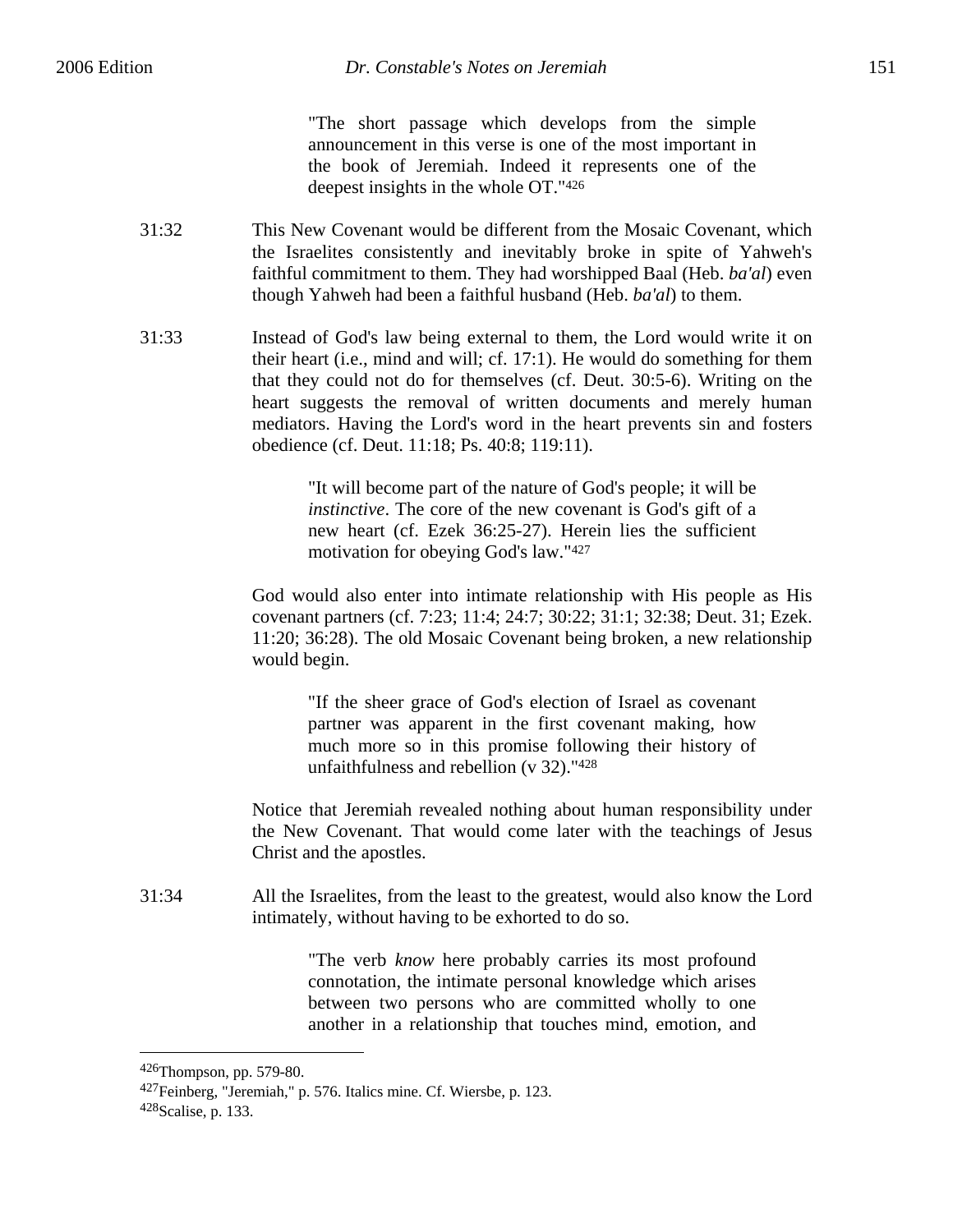> "The short passage which develops from the simple announcement in this verse is one of the most important in the book of Jeremiah. Indeed it represents one of the deepest insights in the whole OT."[426]

31:32 This New Covenant would be different from the Mosaic Covenant, which the Israelites consistently and inevitably broke in spite of Yahweh's faithful commitment to them. They had worshipped Baal (Heb. *ba'al*) even though Yahweh had been a faithful husband (Heb. *ba'al*) to them.

31:33 Instead of God's law being external to them, the Lord would write it on their heart (i.e., mind and will; cf. 17:1). He would do something for them that they could not do for themselves (cf. Deut. 30:5-6). Writing on the heart suggests the removal of written documents and merely human mediators. Having the Lord's word in the heart prevents sin and fosters obedience (cf. Deut. 11:18; Ps. 40:8; 119:11).

> "It will become part of the nature of God's people; it will be *instinctive*. The core of the new covenant is God's gift of a new heart (cf. Ezek 36:25-27). Herein lies the sufficient motivation for obeying God's law."[427]

God would also enter into intimate relationship with His people as His covenant partners (cf. 7:23; 11:4; 24:7; 30:22; 31:1; 32:38; Deut. 31; Ezek. 11:20; 36:28). The old Mosaic Covenant being broken, a new relationship would begin.

> "If the sheer grace of God's election of Israel as covenant partner was apparent in the first covenant making, how much more so in this promise following their history of unfaithfulness and rebellion (v 32)."[428]

Notice that Jeremiah revealed nothing about human responsibility under the New Covenant. That would come later with the teachings of Jesus Christ and the apostles.

31:34 All the Israelites, from the least to the greatest, would also know the Lord intimately, without having to be exhorted to do so.

> "The verb *know* here probably carries its most profound connotation, the intimate personal knowledge which arises between two persons who are committed wholly to one another in a relationship that touches mind, emotion, and

---

[426] Thompson, pp. 579-80.
[427] Feinberg, "Jeremiah," p. 576. Italics mine. Cf. Wiersbe, p. 123.
[428] Scalise, p. 133.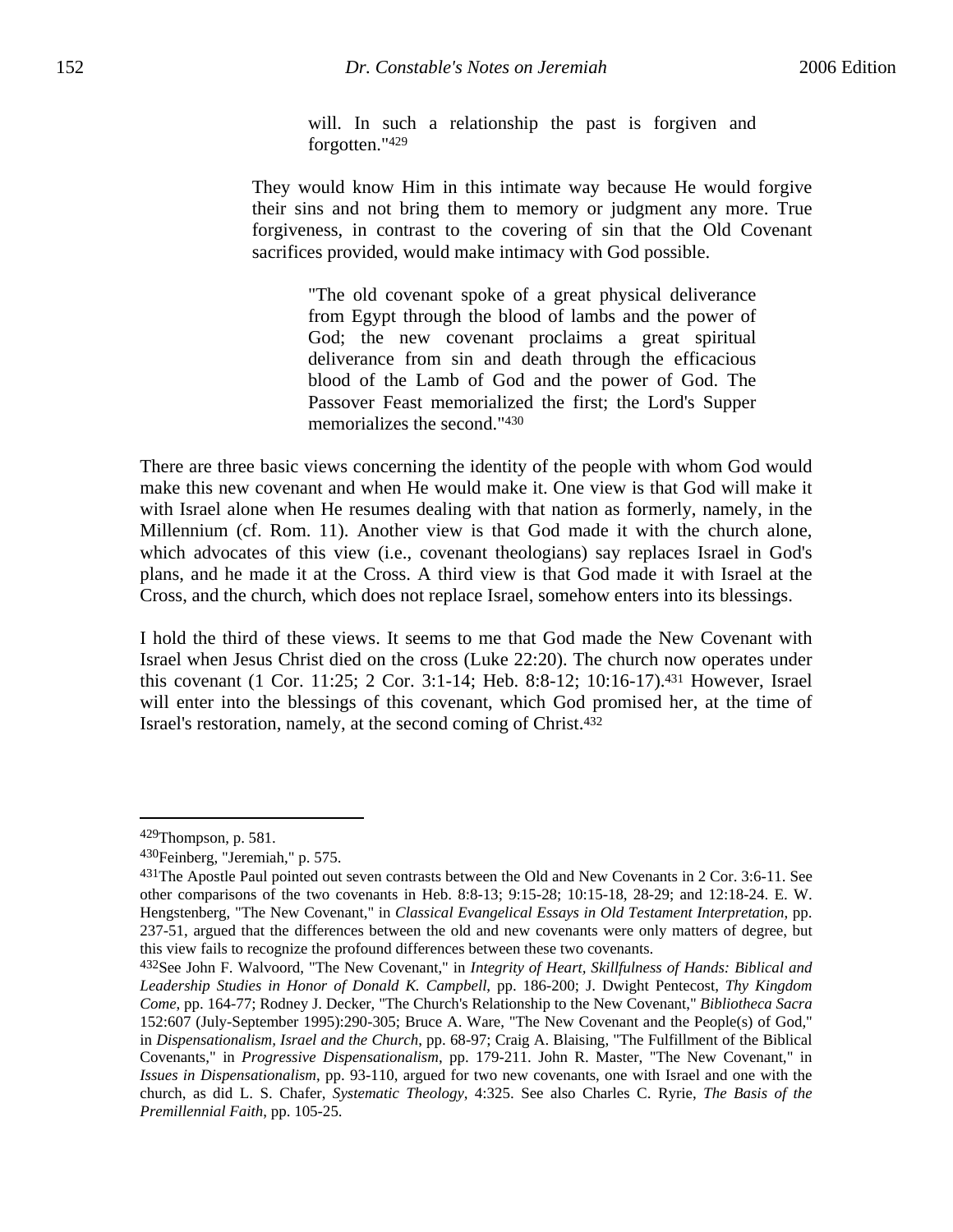> will. In such a relationship the past is forgiven and forgotten."[429]

They would know Him in this intimate way because He would forgive their sins and not bring them to memory or judgment any more. True forgiveness, in contrast to the covering of sin that the Old Covenant sacrifices provided, would make intimacy with God possible.

> "The old covenant spoke of a great physical deliverance from Egypt through the blood of lambs and the power of God; the new covenant proclaims a great spiritual deliverance from sin and death through the efficacious blood of the Lamb of God and the power of God. The Passover Feast memorialized the first; the Lord's Supper memorializes the second."[430]

There are three basic views concerning the identity of the people with whom God would make this new covenant and when He would make it. One view is that God will make it with Israel alone when He resumes dealing with that nation as formerly, namely, in the Millennium (cf. Rom. 11). Another view is that God made it with the church alone, which advocates of this view (i.e., covenant theologians) say replaces Israel in God's plans, and he made it at the Cross. A third view is that God made it with Israel at the Cross, and the church, which does not replace Israel, somehow enters into its blessings.

I hold the third of these views. It seems to me that God made the New Covenant with Israel when Jesus Christ died on the cross (Luke 22:20). The church now operates under this covenant (1 Cor. 11:25; 2 Cor. 3:1-14; Heb. 8:8-12; 10:16-17).[431] However, Israel will enter into the blessings of this covenant, which God promised her, at the time of Israel's restoration, namely, at the second coming of Christ.[432]

---

[429]Thompson, p. 581.

[430]Feinberg, "Jeremiah," p. 575.

[431]The Apostle Paul pointed out seven contrasts between the Old and New Covenants in 2 Cor. 3:6-11. See other comparisons of the two covenants in Heb. 8:8-13; 9:15-28; 10:15-18, 28-29; and 12:18-24. E. W. Hengstenberg, "The New Covenant," in *Classical Evangelical Essays in Old Testament Interpretation*, pp. 237-51, argued that the differences between the old and new covenants were only matters of degree, but this view fails to recognize the profound differences between these two covenants.

[432]See John F. Walvoord, "The New Covenant," in *Integrity of Heart, Skillfulness of Hands: Biblical and Leadership Studies in Honor of Donald K. Campbell*, pp. 186-200; J. Dwight Pentecost, *Thy Kingdom Come*, pp. 164-77; Rodney J. Decker, "The Church's Relationship to the New Covenant," *Bibliotheca Sacra* 152:607 (July-September 1995):290-305; Bruce A. Ware, "The New Covenant and the People(s) of God," in *Dispensationalism, Israel and the Church*, pp. 68-97; Craig A. Blaising, "The Fulfillment of the Biblical Covenants," in *Progressive Dispensationalism*, pp. 179-211. John R. Master, "The New Covenant," in *Issues in Dispensationalism*, pp. 93-110, argued for two new covenants, one with Israel and one with the church, as did L. S. Chafer, *Systematic Theology*, 4:325. See also Charles C. Ryrie, *The Basis of the Premillennial Faith*, pp. 105-25.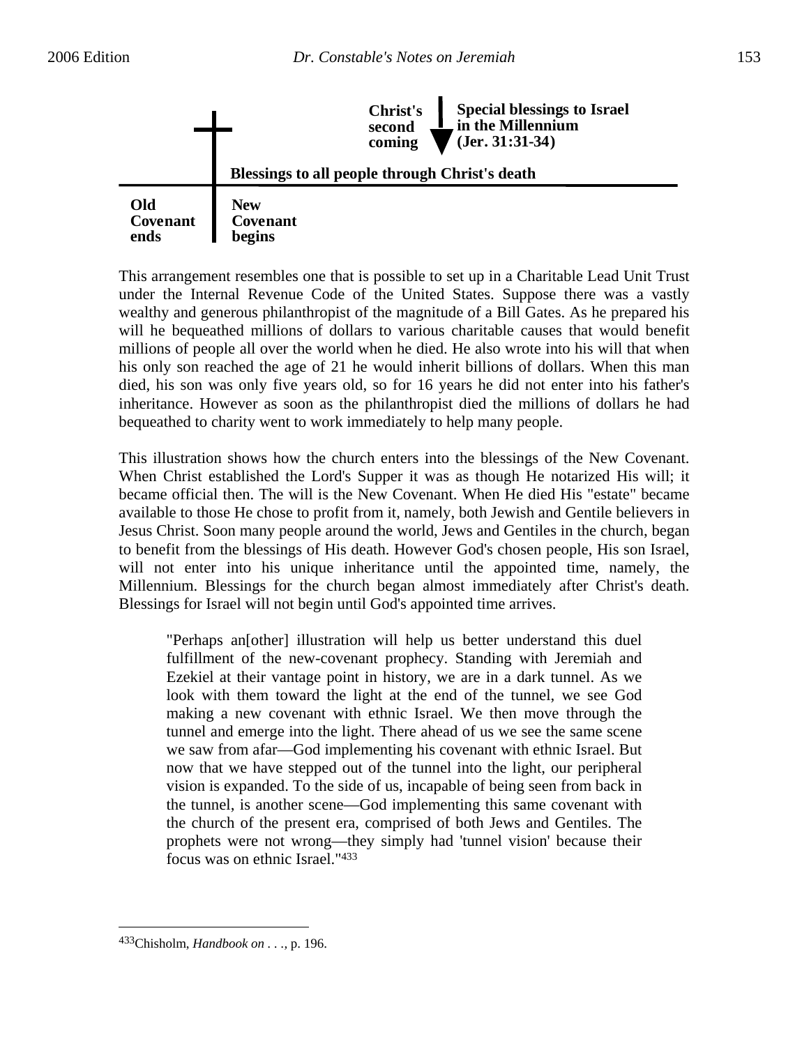Christ's second coming

Special blessings to Israel in the Millennium (Jer. 31:31-34)

Blessings to all people through Christ's death

Old Covenant ends

New Covenant begins

This arrangement resembles one that is possible to set up in a Charitable Lead Unit Trust under the Internal Revenue Code of the United States. Suppose there was a vastly wealthy and generous philanthropist of the magnitude of a Bill Gates. As he prepared his will he bequeathed millions of dollars to various charitable causes that would benefit millions of people all over the world when he died. He also wrote into his will that when his only son reached the age of 21 he would inherit billions of dollars. When this man died, his son was only five years old, so for 16 years he did not enter into his father's inheritance. However as soon as the philanthropist died the millions of dollars he had bequeathed to charity went to work immediately to help many people.

This illustration shows how the church enters into the blessings of the New Covenant. When Christ established the Lord's Supper it was as though He notarized His will; it became official then. The will is the New Covenant. When He died His "estate" became available to those He chose to profit from it, namely, both Jewish and Gentile believers in Jesus Christ. Soon many people around the world, Jews and Gentiles in the church, began to benefit from the blessings of His death. However God's chosen people, His son Israel, will not enter into his unique inheritance until the appointed time, namely, the Millennium. Blessings for the church began almost immediately after Christ's death. Blessings for Israel will not begin until God's appointed time arrives.

> "Perhaps an[other] illustration will help us better understand this duel fulfillment of the new-covenant prophecy. Standing with Jeremiah and Ezekiel at their vantage point in history, we are in a dark tunnel. As we look with them toward the light at the end of the tunnel, we see God making a new covenant with ethnic Israel. We then move through the tunnel and emerge into the light. There ahead of us we see the same scene we saw from afar—God implementing his covenant with ethnic Israel. But now that we have stepped out of the tunnel into the light, our peripheral vision is expanded. To the side of us, incapable of being seen from back in the tunnel, is another scene—God implementing this same covenant with the church of the present era, comprised of both Jews and Gentiles. The prophets were not wrong—they simply had 'tunnel vision' because their focus was on ethnic Israel."[433]

---

[433]Chisholm, *Handbook on . . .*, p. 196.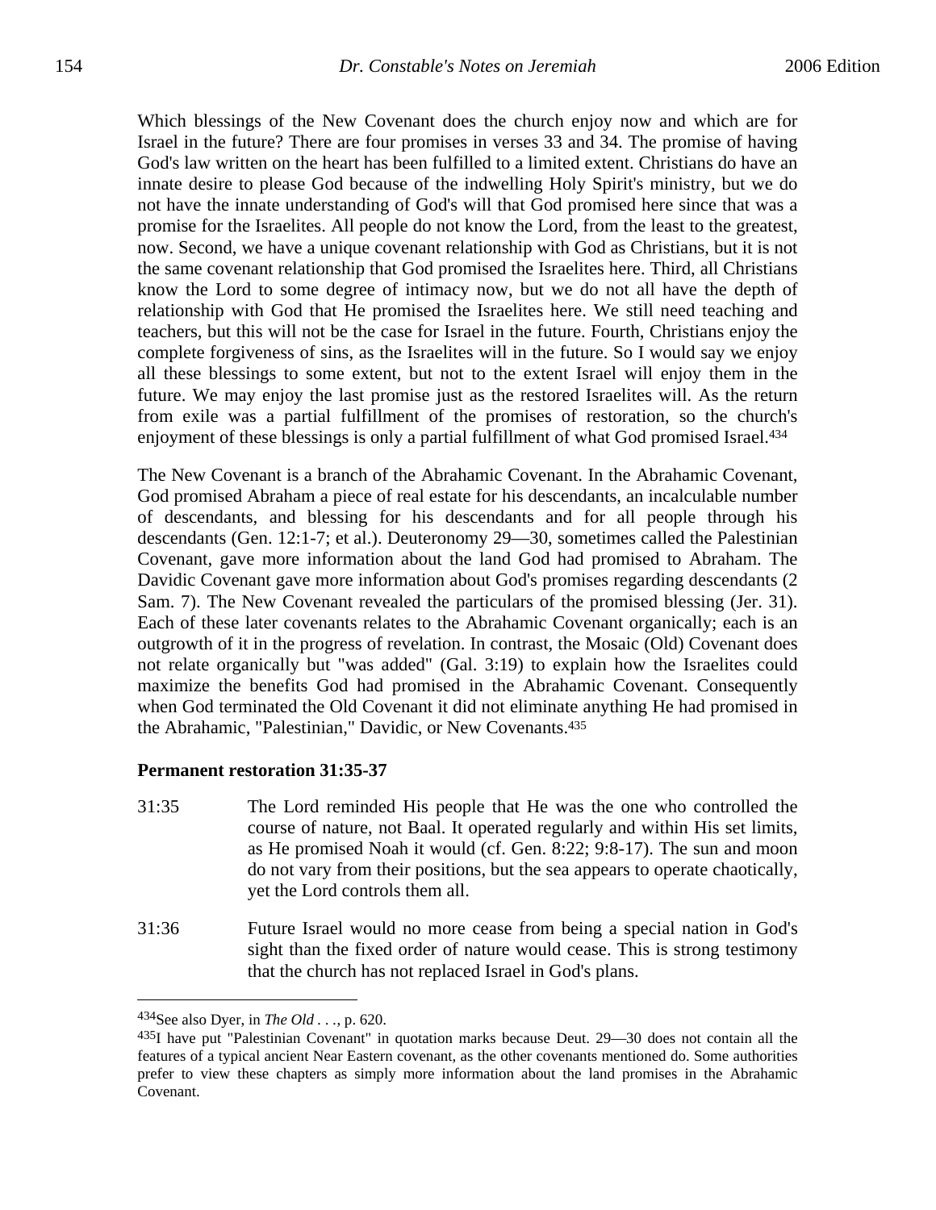Which blessings of the New Covenant does the church enjoy now and which are for Israel in the future? There are four promises in verses 33 and 34. The promise of having God's law written on the heart has been fulfilled to a limited extent. Christians do have an innate desire to please God because of the indwelling Holy Spirit's ministry, but we do not have the innate understanding of God's will that God promised here since that was a promise for the Israelites. All people do not know the Lord, from the least to the greatest, now. Second, we have a unique covenant relationship with God as Christians, but it is not the same covenant relationship that God promised the Israelites here. Third, all Christians know the Lord to some degree of intimacy now, but we do not all have the depth of relationship with God that He promised the Israelites here. We still need teaching and teachers, but this will not be the case for Israel in the future. Fourth, Christians enjoy the complete forgiveness of sins, as the Israelites will in the future. So I would say we enjoy all these blessings to some extent, but not to the extent Israel will enjoy them in the future. We may enjoy the last promise just as the restored Israelites will. As the return from exile was a partial fulfillment of the promises of restoration, so the church's enjoyment of these blessings is only a partial fulfillment of what God promised Israel.[434]

The New Covenant is a branch of the Abrahamic Covenant. In the Abrahamic Covenant, God promised Abraham a piece of real estate for his descendants, an incalculable number of descendants, and blessing for his descendants and for all people through his descendants (Gen. 12:1-7; et al.). Deuteronomy 29—30, sometimes called the Palestinian Covenant, gave more information about the land God had promised to Abraham. The Davidic Covenant gave more information about God's promises regarding descendants (2 Sam. 7). The New Covenant revealed the particulars of the promised blessing (Jer. 31). Each of these later covenants relates to the Abrahamic Covenant organically; each is an outgrowth of it in the progress of revelation. In contrast, the Mosaic (Old) Covenant does not relate organically but "was added" (Gal. 3:19) to explain how the Israelites could maximize the benefits God had promised in the Abrahamic Covenant. Consequently when God terminated the Old Covenant it did not eliminate anything He had promised in the Abrahamic, "Palestinian," Davidic, or New Covenants.[435]

**Permanent restoration 31:35-37**

31:35 The Lord reminded His people that He was the one who controlled the course of nature, not Baal. It operated regularly and within His set limits, as He promised Noah it would (cf. Gen. 8:22; 9:8-17). The sun and moon do not vary from their positions, but the sea appears to operate chaotically, yet the Lord controls them all.

31:36 Future Israel would no more cease from being a special nation in God's sight than the fixed order of nature would cease. This is strong testimony that the church has not replaced Israel in God's plans.

---

[434]See also Dyer, in *The Old . . .*, p. 620.

[435]I have put "Palestinian Covenant" in quotation marks because Deut. 29—30 does not contain all the features of a typical ancient Near Eastern covenant, as the other covenants mentioned do. Some authorities prefer to view these chapters as simply more information about the land promises in the Abrahamic Covenant.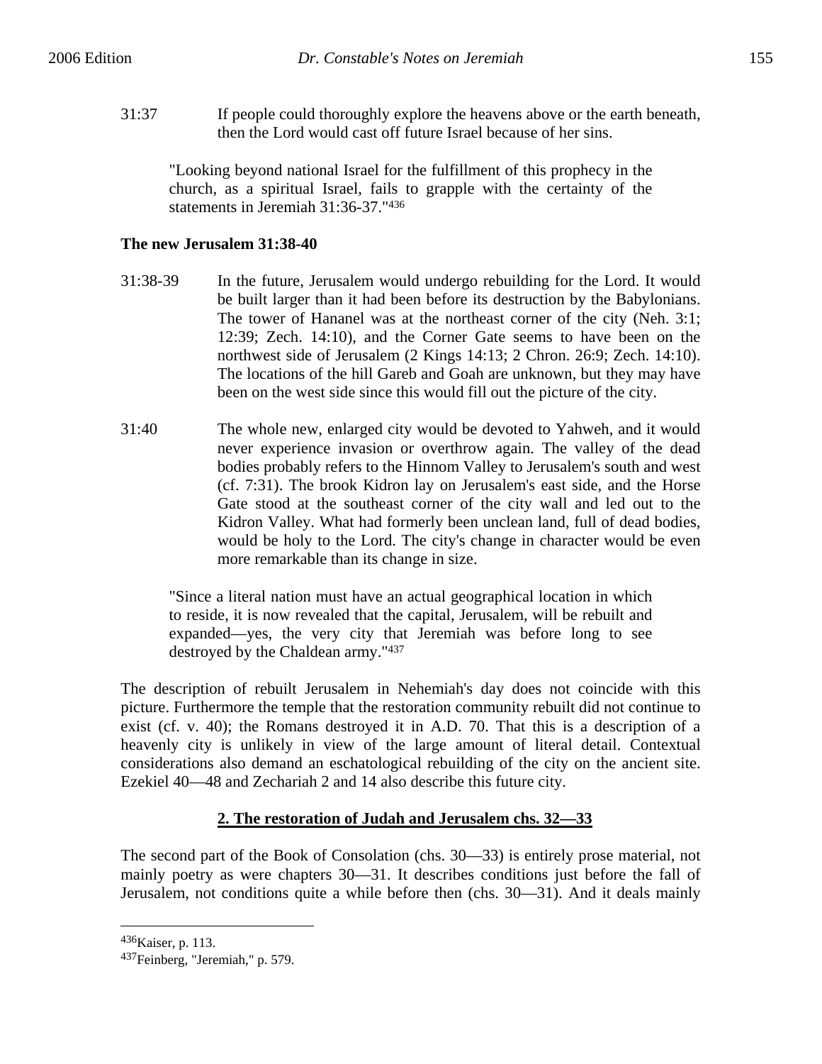31:37 If people could thoroughly explore the heavens above or the earth beneath, then the Lord would cast off future Israel because of her sins.

> "Looking beyond national Israel for the fulfillment of this prophecy in the church, as a spiritual Israel, fails to grapple with the certainty of the statements in Jeremiah 31:36-37."[436]

**The new Jerusalem 31:38-40**

31:38-39 In the future, Jerusalem would undergo rebuilding for the Lord. It would be built larger than it had been before its destruction by the Babylonians. The tower of Hananel was at the northeast corner of the city (Neh. 3:1; 12:39; Zech. 14:10), and the Corner Gate seems to have been on the northwest side of Jerusalem (2 Kings 14:13; 2 Chron. 26:9; Zech. 14:10). The locations of the hill Gareb and Goah are unknown, but they may have been on the west side since this would fill out the picture of the city.

31:40 The whole new, enlarged city would be devoted to Yahweh, and it would never experience invasion or overthrow again. The valley of the dead bodies probably refers to the Hinnom Valley to Jerusalem's south and west (cf. 7:31). The brook Kidron lay on Jerusalem's east side, and the Horse Gate stood at the southeast corner of the city wall and led out to the Kidron Valley. What had formerly been unclean land, full of dead bodies, would be holy to the Lord. The city's change in character would be even more remarkable than its change in size.

> "Since a literal nation must have an actual geographical location in which to reside, it is now revealed that the capital, Jerusalem, will be rebuilt and expanded—yes, the very city that Jeremiah was before long to see destroyed by the Chaldean army."[437]

The description of rebuilt Jerusalem in Nehemiah's day does not coincide with this picture. Furthermore the temple that the restoration community rebuilt did not continue to exist (cf. v. 40); the Romans destroyed it in A.D. 70. That this is a description of a heavenly city is unlikely in view of the large amount of literal detail. Contextual considerations also demand an eschatological rebuilding of the city on the ancient site. Ezekiel 40—48 and Zechariah 2 and 14 also describe this future city.

## 2. The restoration of Judah and Jerusalem chs. 32—33

The second part of the Book of Consolation (chs. 30—33) is entirely prose material, not mainly poetry as were chapters 30—31. It describes conditions just before the fall of Jerusalem, not conditions quite a while before then (chs. 30—31). And it deals mainly

---

[436] Kaiser, p. 113.

[437] Feinberg, "Jeremiah," p. 579.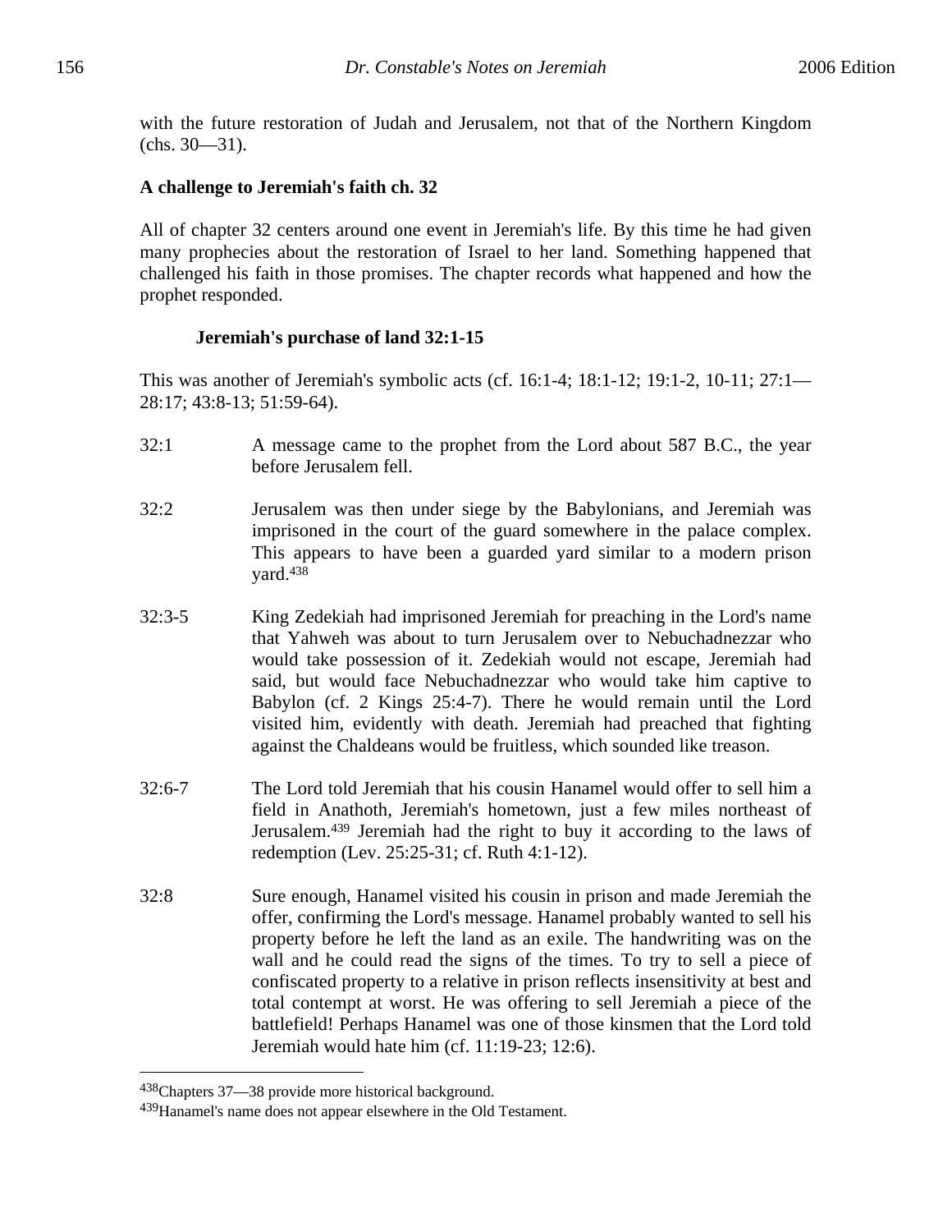with the future restoration of Judah and Jerusalem, not that of the Northern Kingdom (chs. 30—31).

**A challenge to Jeremiah's faith ch. 32**

All of chapter 32 centers around one event in Jeremiah's life. By this time he had given many prophecies about the restoration of Israel to her land. Something happened that challenged his faith in those promises. The chapter records what happened and how the prophet responded.

**Jeremiah's purchase of land 32:1-15**

This was another of Jeremiah's symbolic acts (cf. 16:1-4; 18:1-12; 19:1-2, 10-11; 27:1—28:17; 43:8-13; 51:59-64).

32:1 A message came to the prophet from the Lord about 587 B.C., the year before Jerusalem fell.

32:2 Jerusalem was then under siege by the Babylonians, and Jeremiah was imprisoned in the court of the guard somewhere in the palace complex. This appears to have been a guarded yard similar to a modern prison yard.[438]

32:3-5 King Zedekiah had imprisoned Jeremiah for preaching in the Lord's name that Yahweh was about to turn Jerusalem over to Nebuchadnezzar who would take possession of it. Zedekiah would not escape, Jeremiah had said, but would face Nebuchadnezzar who would take him captive to Babylon (cf. 2 Kings 25:4-7). There he would remain until the Lord visited him, evidently with death. Jeremiah had preached that fighting against the Chaldeans would be fruitless, which sounded like treason.

32:6-7 The Lord told Jeremiah that his cousin Hanamel would offer to sell him a field in Anathoth, Jeremiah's hometown, just a few miles northeast of Jerusalem.[439] Jeremiah had the right to buy it according to the laws of redemption (Lev. 25:25-31; cf. Ruth 4:1-12).

32:8 Sure enough, Hanamel visited his cousin in prison and made Jeremiah the offer, confirming the Lord's message. Hanamel probably wanted to sell his property before he left the land as an exile. The handwriting was on the wall and he could read the signs of the times. To try to sell a piece of confiscated property to a relative in prison reflects insensitivity at best and total contempt at worst. He was offering to sell Jeremiah a piece of the battlefield! Perhaps Hanamel was one of those kinsmen that the Lord told Jeremiah would hate him (cf. 11:19-23; 12:6).

---

[438] Chapters 37—38 provide more historical background.

[439] Hanamel's name does not appear elsewhere in the Old Testament.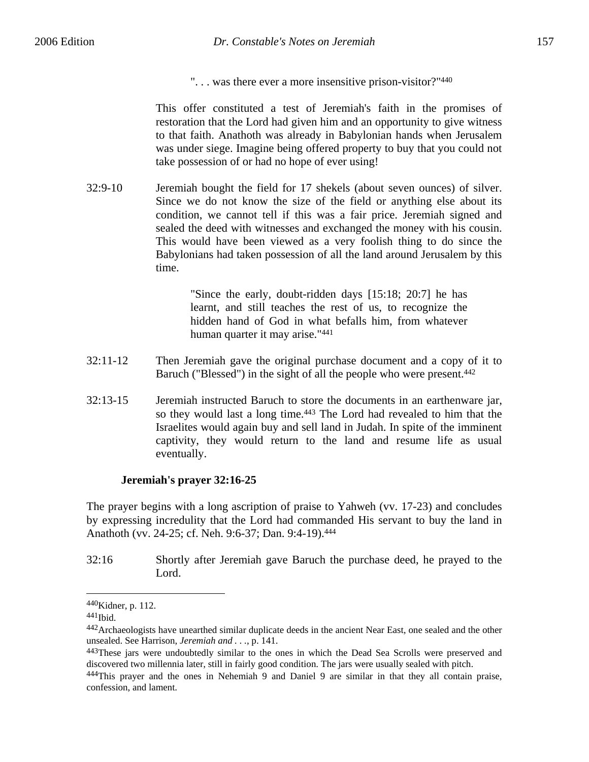> ". . . was there ever a more insensitive prison-visitor?"[440]

This offer constituted a test of Jeremiah's faith in the promises of restoration that the Lord had given him and an opportunity to give witness to that faith. Anathoth was already in Babylonian hands when Jerusalem was under siege. Imagine being offered property to buy that you could not take possession of or had no hope of ever using!

32:9-10 Jeremiah bought the field for 17 shekels (about seven ounces) of silver. Since we do not know the size of the field or anything else about its condition, we cannot tell if this was a fair price. Jeremiah signed and sealed the deed with witnesses and exchanged the money with his cousin. This would have been viewed as a very foolish thing to do since the Babylonians had taken possession of all the land around Jerusalem by this time.

> "Since the early, doubt-ridden days [15:18; 20:7] he has learnt, and still teaches the rest of us, to recognize the hidden hand of God in what befalls him, from whatever human quarter it may arise."[441]

32:11-12 Then Jeremiah gave the original purchase document and a copy of it to Baruch ("Blessed") in the sight of all the people who were present.[442]

32:13-15 Jeremiah instructed Baruch to store the documents in an earthenware jar, so they would last a long time.[443] The Lord had revealed to him that the Israelites would again buy and sell land in Judah. In spite of the imminent captivity, they would return to the land and resume life as usual eventually.

**Jeremiah's prayer 32:16-25**

The prayer begins with a long ascription of praise to Yahweh (vv. 17-23) and concludes by expressing incredulity that the Lord had commanded His servant to buy the land in Anathoth (vv. 24-25; cf. Neh. 9:6-37; Dan. 9:4-19).[444]

32:16 Shortly after Jeremiah gave Baruch the purchase deed, he prayed to the Lord.

---

[440] Kidner, p. 112.

[441] Ibid.

[442] Archaeologists have unearthed similar duplicate deeds in the ancient Near East, one sealed and the other unsealed. See Harrison, *Jeremiah and . . .*, p. 141.

[443] These jars were undoubtedly similar to the ones in which the Dead Sea Scrolls were preserved and discovered two millennia later, still in fairly good condition. The jars were usually sealed with pitch.

[444] This prayer and the ones in Nehemiah 9 and Daniel 9 are similar in that they all contain praise, confession, and lament.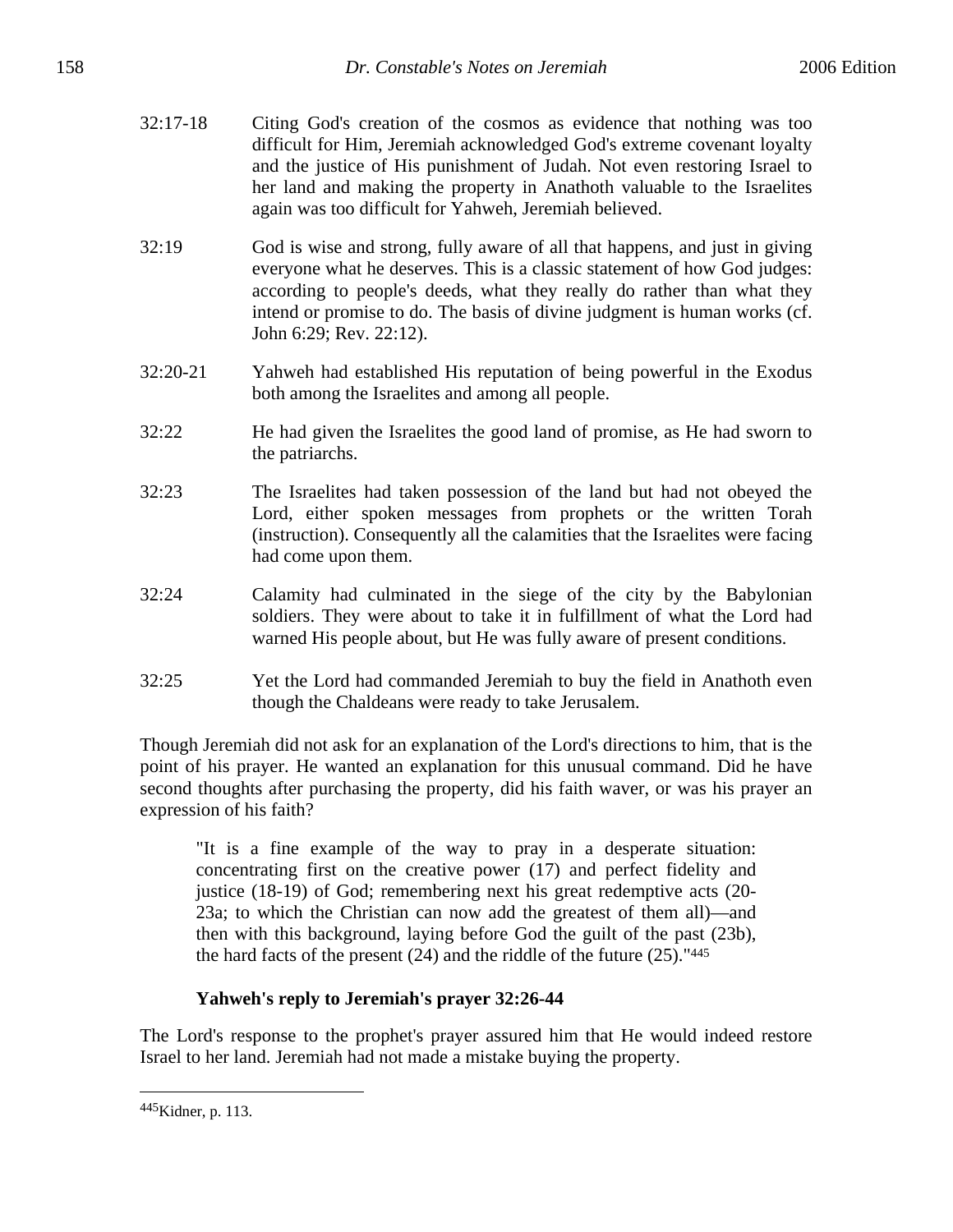32:17-18 Citing God's creation of the cosmos as evidence that nothing was too difficult for Him, Jeremiah acknowledged God's extreme covenant loyalty and the justice of His punishment of Judah. Not even restoring Israel to her land and making the property in Anathoth valuable to the Israelites again was too difficult for Yahweh, Jeremiah believed.

32:19 God is wise and strong, fully aware of all that happens, and just in giving everyone what he deserves. This is a classic statement of how God judges: according to people's deeds, what they really do rather than what they intend or promise to do. The basis of divine judgment is human works (cf. John 6:29; Rev. 22:12).

32:20-21 Yahweh had established His reputation of being powerful in the Exodus both among the Israelites and among all people.

32:22 He had given the Israelites the good land of promise, as He had sworn to the patriarchs.

32:23 The Israelites had taken possession of the land but had not obeyed the Lord, either spoken messages from prophets or the written Torah (instruction). Consequently all the calamities that the Israelites were facing had come upon them.

32:24 Calamity had culminated in the siege of the city by the Babylonian soldiers. They were about to take it in fulfillment of what the Lord had warned His people about, but He was fully aware of present conditions.

32:25 Yet the Lord had commanded Jeremiah to buy the field in Anathoth even though the Chaldeans were ready to take Jerusalem.

Though Jeremiah did not ask for an explanation of the Lord's directions to him, that is the point of his prayer. He wanted an explanation for this unusual command. Did he have second thoughts after purchasing the property, did his faith waver, or was his prayer an expression of his faith?

> "It is a fine example of the way to pray in a desperate situation: concentrating first on the creative power (17) and perfect fidelity and justice (18-19) of God; remembering next his great redemptive acts (20-23a; to which the Christian can now add the greatest of them all)—and then with this background, laying before God the guilt of the past (23b), the hard facts of the present (24) and the riddle of the future (25)."[445]

**Yahweh's reply to Jeremiah's prayer 32:26-44**

The Lord's response to the prophet's prayer assured him that He would indeed restore Israel to her land. Jeremiah had not made a mistake buying the property.

---

[445] Kidner, p. 113.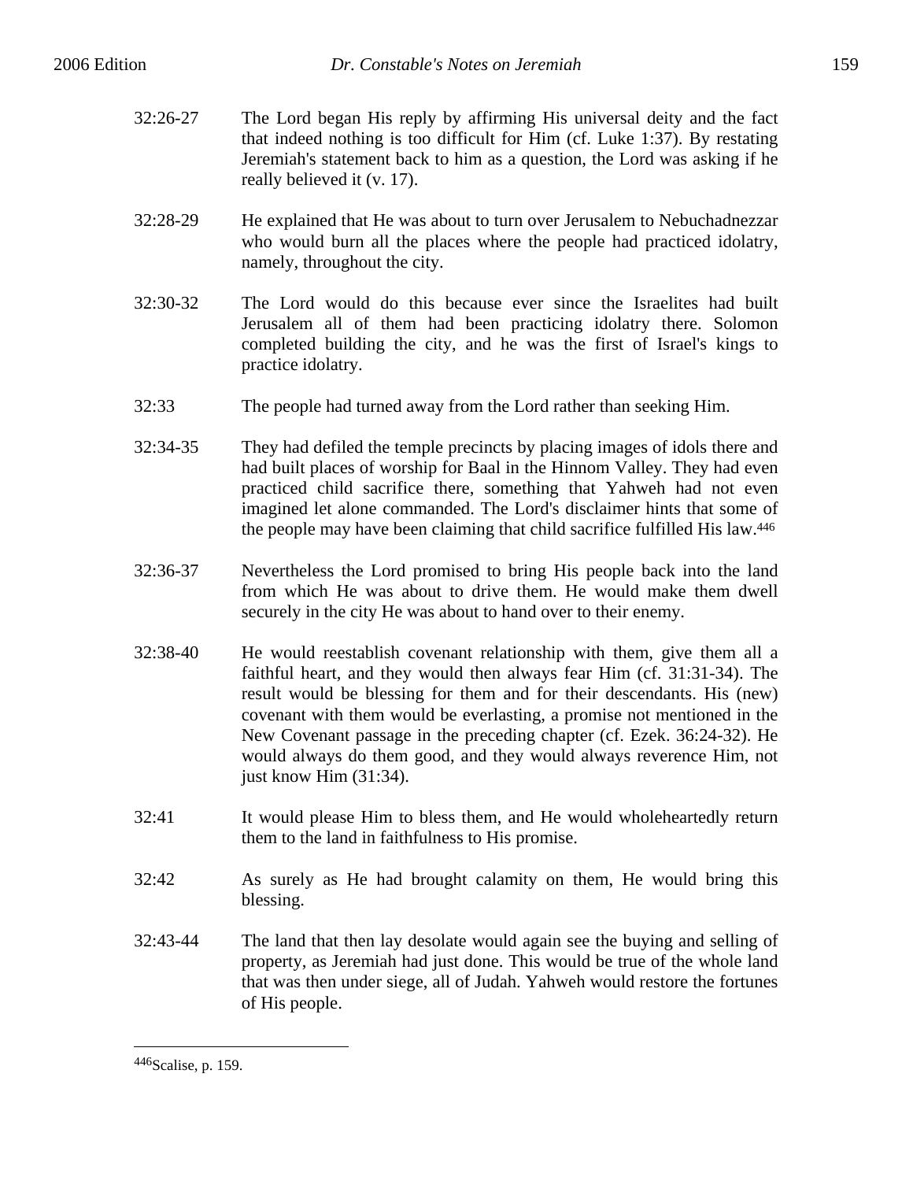32:26-27 The Lord began His reply by affirming His universal deity and the fact that indeed nothing is too difficult for Him (cf. Luke 1:37). By restating Jeremiah's statement back to him as a question, the Lord was asking if he really believed it (v. 17).

32:28-29 He explained that He was about to turn over Jerusalem to Nebuchadnezzar who would burn all the places where the people had practiced idolatry, namely, throughout the city.

32:30-32 The Lord would do this because ever since the Israelites had built Jerusalem all of them had been practicing idolatry there. Solomon completed building the city, and he was the first of Israel's kings to practice idolatry.

32:33 The people had turned away from the Lord rather than seeking Him.

32:34-35 They had defiled the temple precincts by placing images of idols there and had built places of worship for Baal in the Hinnom Valley. They had even practiced child sacrifice there, something that Yahweh had not even imagined let alone commanded. The Lord's disclaimer hints that some of the people may have been claiming that child sacrifice fulfilled His law.[446]

32:36-37 Nevertheless the Lord promised to bring His people back into the land from which He was about to drive them. He would make them dwell securely in the city He was about to hand over to their enemy.

32:38-40 He would reestablish covenant relationship with them, give them all a faithful heart, and they would then always fear Him (cf. 31:31-34). The result would be blessing for them and for their descendants. His (new) covenant with them would be everlasting, a promise not mentioned in the New Covenant passage in the preceding chapter (cf. Ezek. 36:24-32). He would always do them good, and they would always reverence Him, not just know Him (31:34).

32:41 It would please Him to bless them, and He would wholeheartedly return them to the land in faithfulness to His promise.

32:42 As surely as He had brought calamity on them, He would bring this blessing.

32:43-44 The land that then lay desolate would again see the buying and selling of property, as Jeremiah had just done. This would be true of the whole land that was then under siege, all of Judah. Yahweh would restore the fortunes of His people.

---

[446] Scalise, p. 159.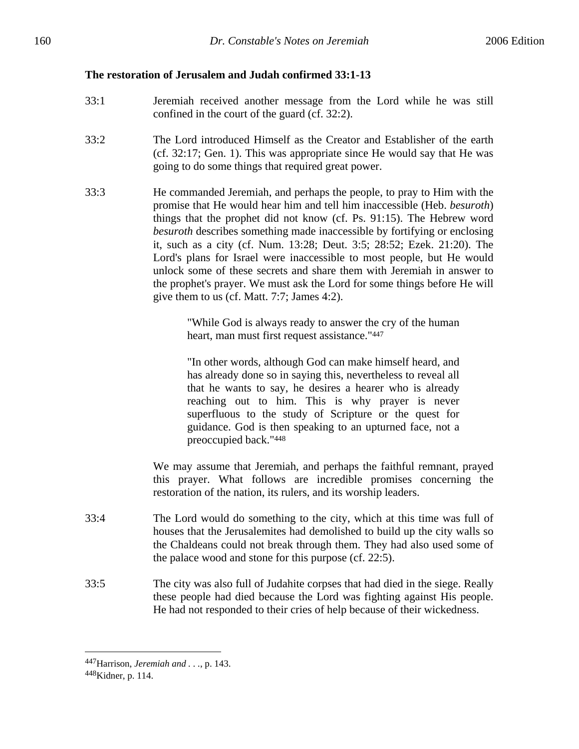**The restoration of Jerusalem and Judah confirmed 33:1-13**

33:1 Jeremiah received another message from the Lord while he was still confined in the court of the guard (cf. 32:2).

33:2 The Lord introduced Himself as the Creator and Establisher of the earth (cf. 32:17; Gen. 1). This was appropriate since He would say that He was going to do some things that required great power.

33:3 He commanded Jeremiah, and perhaps the people, to pray to Him with the promise that He would hear him and tell him inaccessible (Heb. *besuroth*) things that the prophet did not know (cf. Ps. 91:15). The Hebrew word *besuroth* describes something made inaccessible by fortifying or enclosing it, such as a city (cf. Num. 13:28; Deut. 3:5; 28:52; Ezek. 21:20). The Lord's plans for Israel were inaccessible to most people, but He would unlock some of these secrets and share them with Jeremiah in answer to the prophet's prayer. We must ask the Lord for some things before He will give them to us (cf. Matt. 7:7; James 4:2).

> "While God is always ready to answer the cry of the human heart, man must first request assistance."[447]

> "In other words, although God can make himself heard, and has already done so in saying this, nevertheless to reveal all that he wants to say, he desires a hearer who is already reaching out to him. This is why prayer is never superfluous to the study of Scripture or the quest for guidance. God is then speaking to an upturned face, not a preoccupied back."[448]

We may assume that Jeremiah, and perhaps the faithful remnant, prayed this prayer. What follows are incredible promises concerning the restoration of the nation, its rulers, and its worship leaders.

33:4 The Lord would do something to the city, which at this time was full of houses that the Jerusalemites had demolished to build up the city walls so the Chaldeans could not break through them. They had also used some of the palace wood and stone for this purpose (cf. 22:5).

33:5 The city was also full of Judahite corpses that had died in the siege. Really these people had died because the Lord was fighting against His people. He had not responded to their cries of help because of their wickedness.

---

[447] Harrison, *Jeremiah and . . .*, p. 143.

[448] Kidner, p. 114.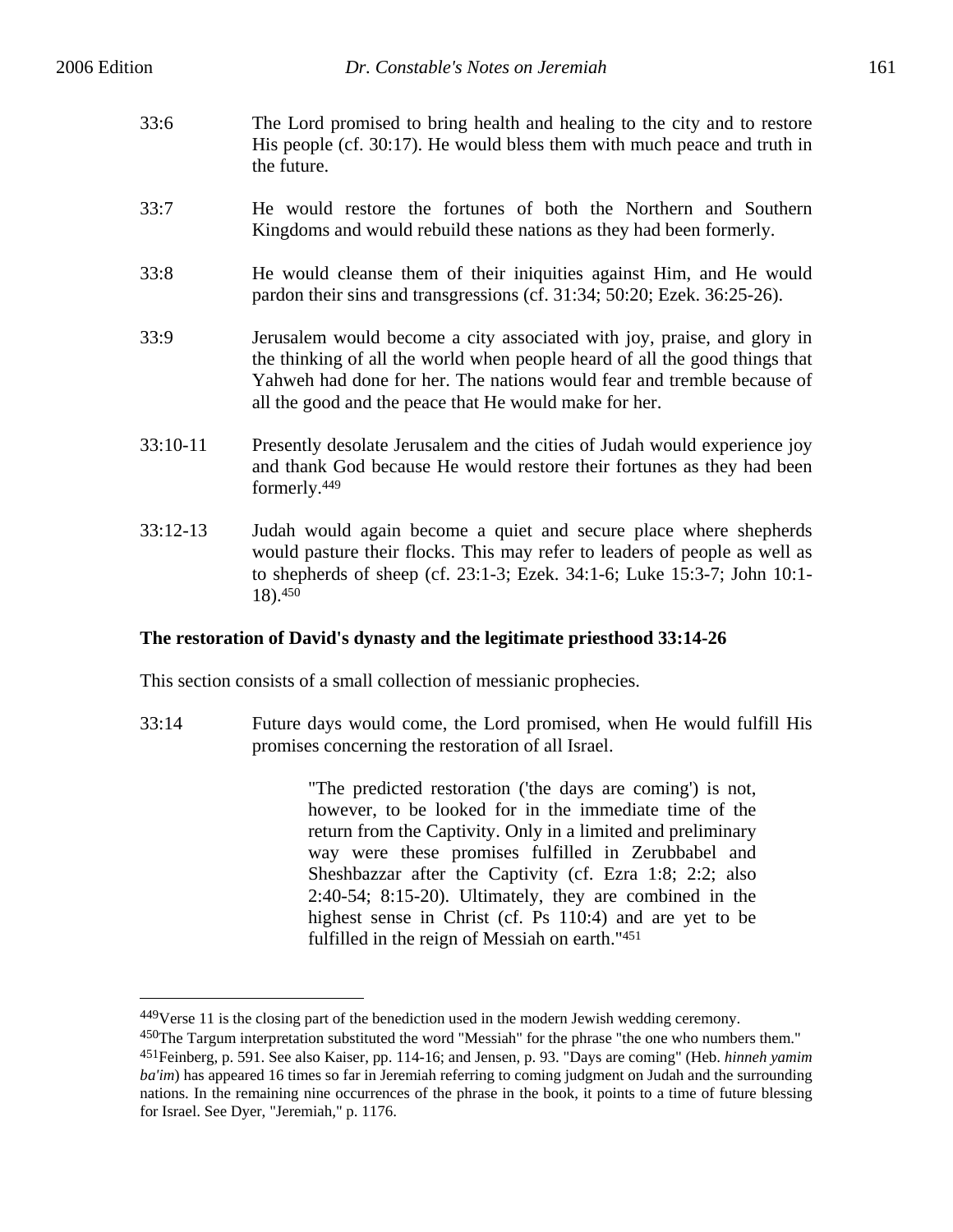33:6 The Lord promised to bring health and healing to the city and to restore His people (cf. 30:17). He would bless them with much peace and truth in the future.

33:7 He would restore the fortunes of both the Northern and Southern Kingdoms and would rebuild these nations as they had been formerly.

33:8 He would cleanse them of their iniquities against Him, and He would pardon their sins and transgressions (cf. 31:34; 50:20; Ezek. 36:25-26).

33:9 Jerusalem would become a city associated with joy, praise, and glory in the thinking of all the world when people heard of all the good things that Yahweh had done for her. The nations would fear and tremble because of all the good and the peace that He would make for her.

33:10-11 Presently desolate Jerusalem and the cities of Judah would experience joy and thank God because He would restore their fortunes as they had been formerly.[449]

33:12-13 Judah would again become a quiet and secure place where shepherds would pasture their flocks. This may refer to leaders of people as well as to shepherds of sheep (cf. 23:1-3; Ezek. 34:1-6; Luke 15:3-7; John 10:1-18).[450]

**The restoration of David's dynasty and the legitimate priesthood 33:14-26**

This section consists of a small collection of messianic prophecies.

33:14 Future days would come, the Lord promised, when He would fulfill His promises concerning the restoration of all Israel.

> "The predicted restoration ('the days are coming') is not, however, to be looked for in the immediate time of the return from the Captivity. Only in a limited and preliminary way were these promises fulfilled in Zerubbabel and Sheshbazzar after the Captivity (cf. Ezra 1:8; 2:2; also 2:40-54; 8:15-20). Ultimately, they are combined in the highest sense in Christ (cf. Ps 110:4) and are yet to be fulfilled in the reign of Messiah on earth."[451]

---

[449]Verse 11 is the closing part of the benediction used in the modern Jewish wedding ceremony.

[450]The Targum interpretation substituted the word "Messiah" for the phrase "the one who numbers them."

[451]Feinberg, p. 591. See also Kaiser, pp. 114-16; and Jensen, p. 93. "Days are coming" (Heb. *hinneh yamim ba'im*) has appeared 16 times so far in Jeremiah referring to coming judgment on Judah and the surrounding nations. In the remaining nine occurrences of the phrase in the book, it points to a time of future blessing for Israel. See Dyer, "Jeremiah," p. 1176.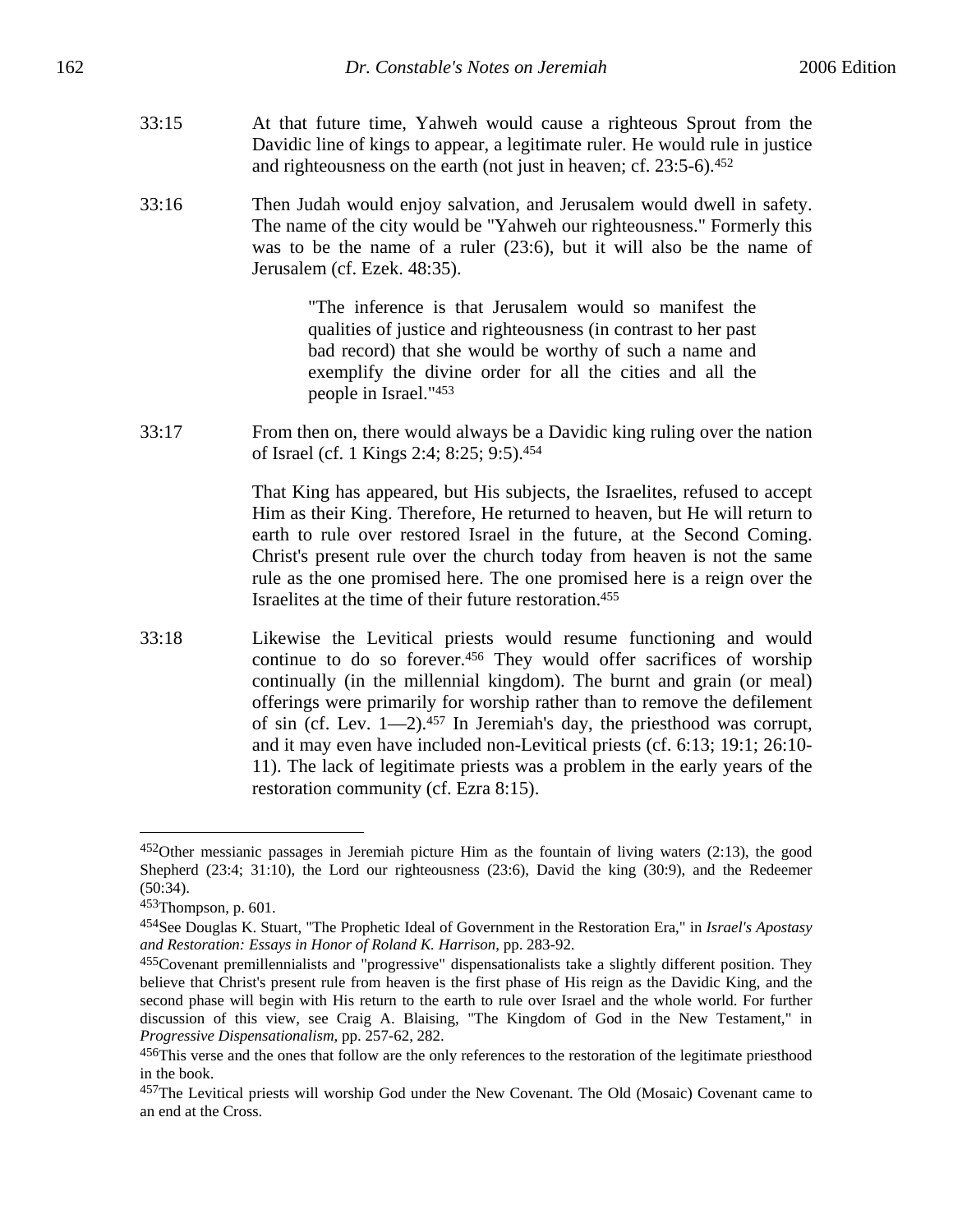33:15 At that future time, Yahweh would cause a righteous Sprout from the Davidic line of kings to appear, a legitimate ruler. He would rule in justice and righteousness on the earth (not just in heaven; cf. 23:5-6).[452]

33:16 Then Judah would enjoy salvation, and Jerusalem would dwell in safety. The name of the city would be "Yahweh our righteousness." Formerly this was to be the name of a ruler (23:6), but it will also be the name of Jerusalem (cf. Ezek. 48:35).

> "The inference is that Jerusalem would so manifest the qualities of justice and righteousness (in contrast to her past bad record) that she would be worthy of such a name and exemplify the divine order for all the cities and all the people in Israel."[453]

33:17 From then on, there would always be a Davidic king ruling over the nation of Israel (cf. 1 Kings 2:4; 8:25; 9:5).[454]

That King has appeared, but His subjects, the Israelites, refused to accept Him as their King. Therefore, He returned to heaven, but He will return to earth to rule over restored Israel in the future, at the Second Coming. Christ's present rule over the church today from heaven is not the same rule as the one promised here. The one promised here is a reign over the Israelites at the time of their future restoration.[455]

33:18 Likewise the Levitical priests would resume functioning and would continue to do so forever.[456] They would offer sacrifices of worship continually (in the millennial kingdom). The burnt and grain (or meal) offerings were primarily for worship rather than to remove the defilement of sin (cf. Lev. 1—2).[457] In Jeremiah's day, the priesthood was corrupt, and it may even have included non-Levitical priests (cf. 6:13; 19:1; 26:10-11). The lack of legitimate priests was a problem in the early years of the restoration community (cf. Ezra 8:15).

---

[452] Other messianic passages in Jeremiah picture Him as the fountain of living waters (2:13), the good Shepherd (23:4; 31:10), the Lord our righteousness (23:6), David the king (30:9), and the Redeemer (50:34).

[453] Thompson, p. 601.

[454] See Douglas K. Stuart, "The Prophetic Ideal of Government in the Restoration Era," in *Israel's Apostasy and Restoration: Essays in Honor of Roland K. Harrison*, pp. 283-92.

[455] Covenant premillennialists and "progressive" dispensationalists take a slightly different position. They believe that Christ's present rule from heaven is the first phase of His reign as the Davidic King, and the second phase will begin with His return to the earth to rule over Israel and the whole world. For further discussion of this view, see Craig A. Blaising, "The Kingdom of God in the New Testament," in *Progressive Dispensationalism*, pp. 257-62, 282.

[456] This verse and the ones that follow are the only references to the restoration of the legitimate priesthood in the book.

[457] The Levitical priests will worship God under the New Covenant. The Old (Mosaic) Covenant came to an end at the Cross.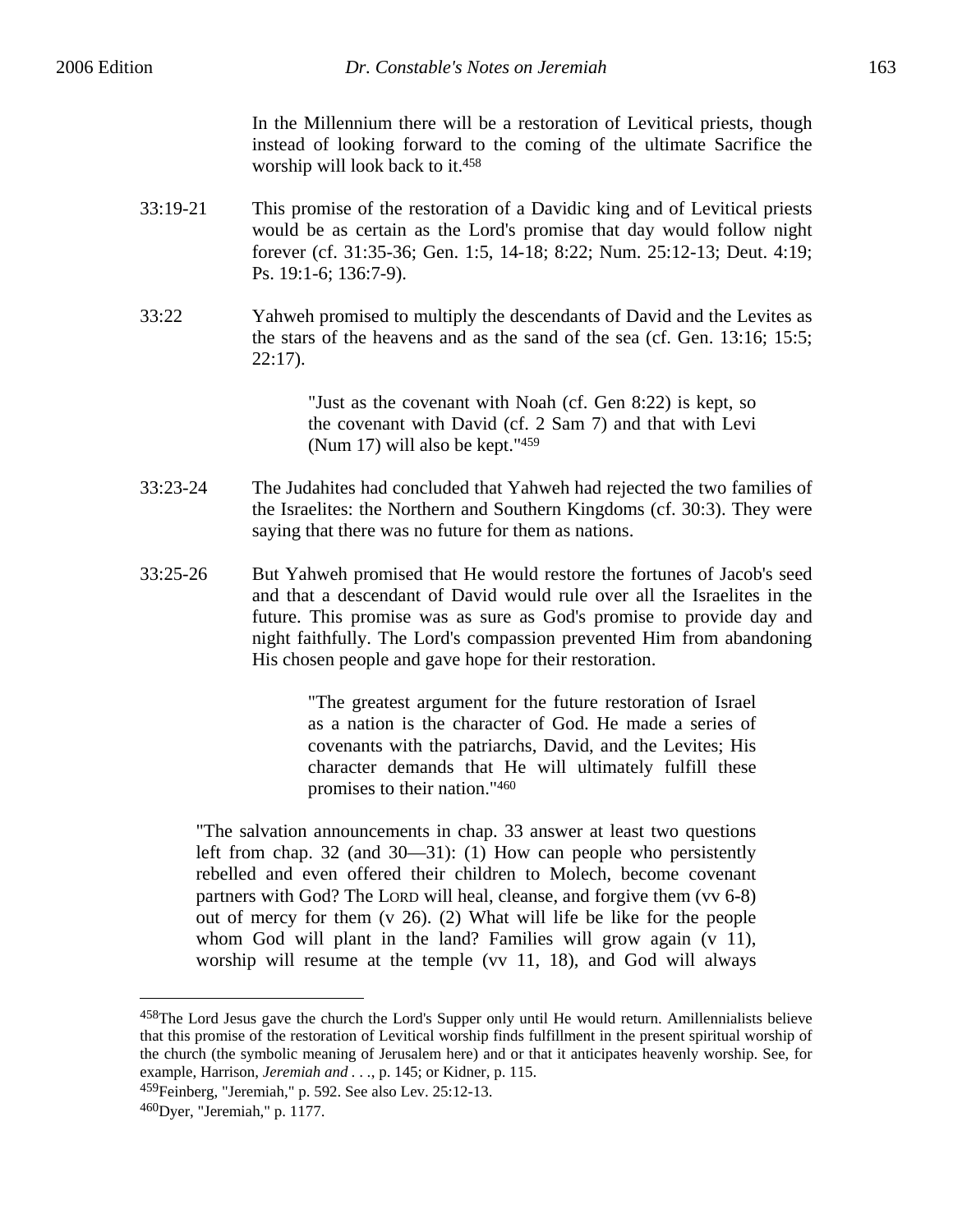In the Millennium there will be a restoration of Levitical priests, though instead of looking forward to the coming of the ultimate Sacrifice the worship will look back to it.[458]

33:19-21 This promise of the restoration of a Davidic king and of Levitical priests would be as certain as the Lord's promise that day would follow night forever (cf. 31:35-36; Gen. 1:5, 14-18; 8:22; Num. 25:12-13; Deut. 4:19; Ps. 19:1-6; 136:7-9).

33:22 Yahweh promised to multiply the descendants of David and the Levites as the stars of the heavens and as the sand of the sea (cf. Gen. 13:16; 15:5; 22:17).

> "Just as the covenant with Noah (cf. Gen 8:22) is kept, so the covenant with David (cf. 2 Sam 7) and that with Levi (Num 17) will also be kept."[459]

33:23-24 The Judahites had concluded that Yahweh had rejected the two families of the Israelites: the Northern and Southern Kingdoms (cf. 30:3). They were saying that there was no future for them as nations.

33:25-26 But Yahweh promised that He would restore the fortunes of Jacob's seed and that a descendant of David would rule over all the Israelites in the future. This promise was as sure as God's promise to provide day and night faithfully. The Lord's compassion prevented Him from abandoning His chosen people and gave hope for their restoration.

> "The greatest argument for the future restoration of Israel as a nation is the character of God. He made a series of covenants with the patriarchs, David, and the Levites; His character demands that He will ultimately fulfill these promises to their nation."[460]

> "The salvation announcements in chap. 33 answer at least two questions left from chap. 32 (and 30—31): (1) How can people who persistently rebelled and even offered their children to Molech, become covenant partners with God? The LORD will heal, cleanse, and forgive them (vv 6-8) out of mercy for them (v 26). (2) What will life be like for the people whom God will plant in the land? Families will grow again (v 11), worship will resume at the temple (vv 11, 18), and God will always

---

[458]The Lord Jesus gave the church the Lord's Supper only until He would return. Amillennialists believe that this promise of the restoration of Levitical worship finds fulfillment in the present spiritual worship of the church (the symbolic meaning of Jerusalem here) and or that it anticipates heavenly worship. See, for example, Harrison, *Jeremiah and . . .*, p. 145; or Kidner, p. 115.

[459]Feinberg, "Jeremiah," p. 592. See also Lev. 25:12-13.

[460]Dyer, "Jeremiah," p. 1177.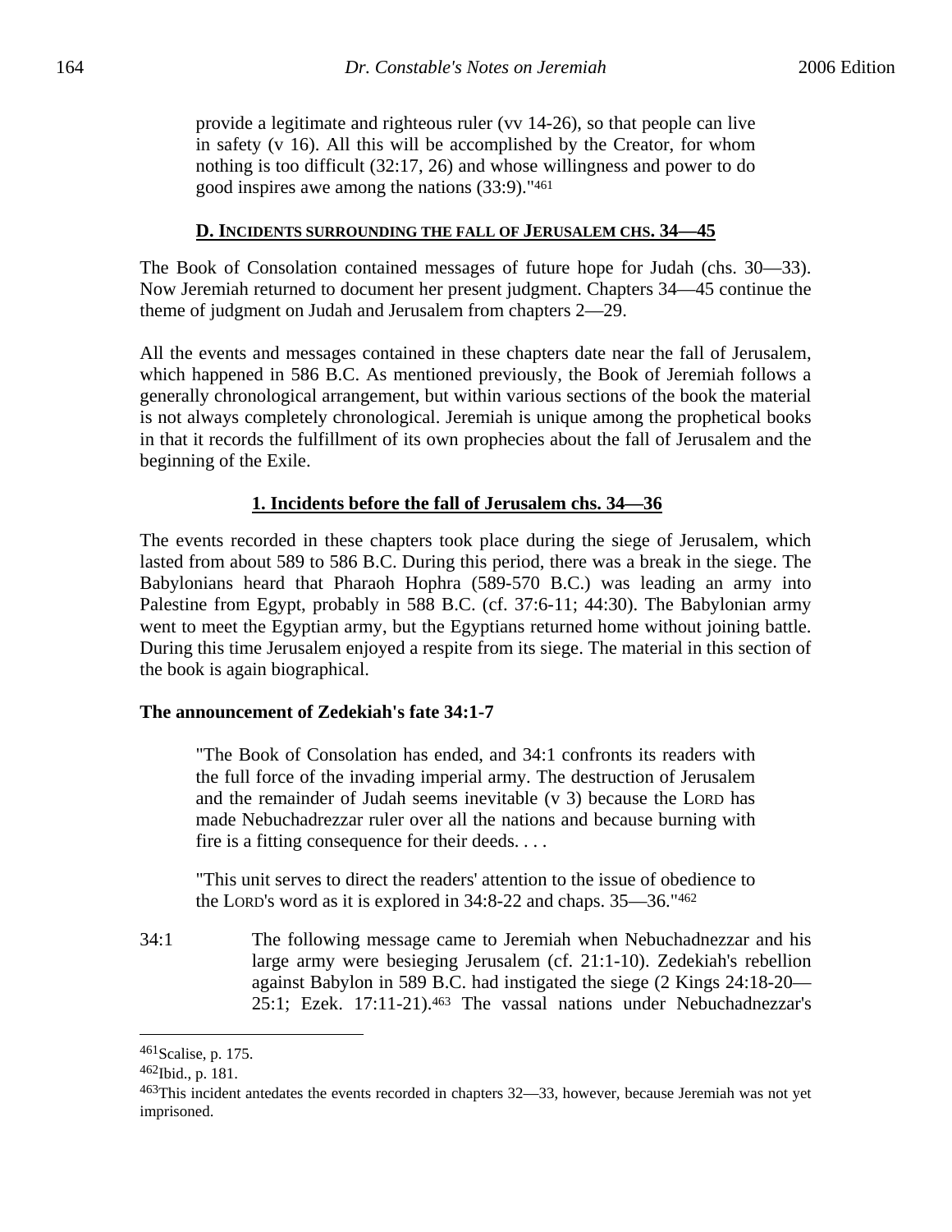> provide a legitimate and righteous ruler (vv 14-26), so that people can live in safety (v 16). All this will be accomplished by the Creator, for whom nothing is too difficult (32:17, 26) and whose willingness and power to do good inspires awe among the nations (33:9)."[461]

## D. INCIDENTS SURROUNDING THE FALL OF JERUSALEM CHS. 34—45

The Book of Consolation contained messages of future hope for Judah (chs. 30—33). Now Jeremiah returned to document her present judgment. Chapters 34—45 continue the theme of judgment on Judah and Jerusalem from chapters 2—29.

All the events and messages contained in these chapters date near the fall of Jerusalem, which happened in 586 B.C. As mentioned previously, the Book of Jeremiah follows a generally chronological arrangement, but within various sections of the book the material is not always completely chronological. Jeremiah is unique among the prophetical books in that it records the fulfillment of its own prophecies about the fall of Jerusalem and the beginning of the Exile.

### 1. Incidents before the fall of Jerusalem chs. 34—36

The events recorded in these chapters took place during the siege of Jerusalem, which lasted from about 589 to 586 B.C. During this period, there was a break in the siege. The Babylonians heard that Pharaoh Hophra (589-570 B.C.) was leading an army into Palestine from Egypt, probably in 588 B.C. (cf. 37:6-11; 44:30). The Babylonian army went to meet the Egyptian army, but the Egyptians returned home without joining battle. During this time Jerusalem enjoyed a respite from its siege. The material in this section of the book is again biographical.

**The announcement of Zedekiah's fate 34:1-7**

> "The Book of Consolation has ended, and 34:1 confronts its readers with the full force of the invading imperial army. The destruction of Jerusalem and the remainder of Judah seems inevitable (v 3) because the LORD has made Nebuchadrezzar ruler over all the nations and because burning with fire is a fitting consequence for their deeds. . . .
>
> "This unit serves to direct the readers' attention to the issue of obedience to the LORD's word as it is explored in 34:8-22 and chaps. 35—36."[462]

34:1 The following message came to Jeremiah when Nebuchadnezzar and his large army were besieging Jerusalem (cf. 21:1-10). Zedekiah's rebellion against Babylon in 589 B.C. had instigated the siege (2 Kings 24:18-20—25:1; Ezek. 17:11-21).[463] The vassal nations under Nebuchadnezzar's

---

[461] Scalise, p. 175.

[462] Ibid., p. 181.

[463] This incident antedates the events recorded in chapters 32—33, however, because Jeremiah was not yet imprisoned.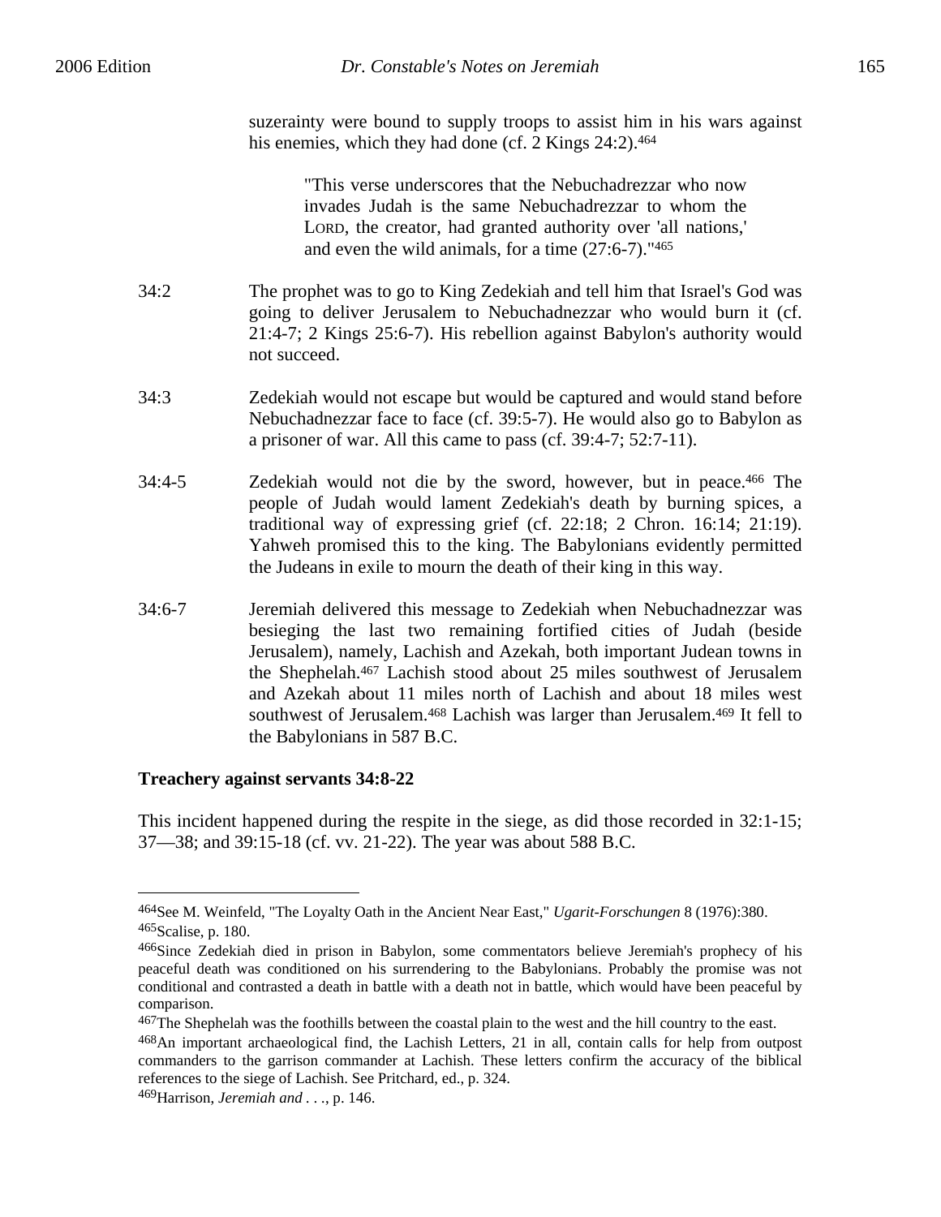suzerainty were bound to supply troops to assist him in his wars against his enemies, which they had done (cf. 2 Kings 24:2).[464]

> "This verse underscores that the Nebuchadrezzar who now invades Judah is the same Nebuchadrezzar to whom the LORD, the creator, had granted authority over 'all nations,' and even the wild animals, for a time (27:6-7)."[465]

34:2 The prophet was to go to King Zedekiah and tell him that Israel's God was going to deliver Jerusalem to Nebuchadnezzar who would burn it (cf. 21:4-7; 2 Kings 25:6-7). His rebellion against Babylon's authority would not succeed.

34:3 Zedekiah would not escape but would be captured and would stand before Nebuchadnezzar face to face (cf. 39:5-7). He would also go to Babylon as a prisoner of war. All this came to pass (cf. 39:4-7; 52:7-11).

34:4-5 Zedekiah would not die by the sword, however, but in peace.[466] The people of Judah would lament Zedekiah's death by burning spices, a traditional way of expressing grief (cf. 22:18; 2 Chron. 16:14; 21:19). Yahweh promised this to the king. The Babylonians evidently permitted the Judeans in exile to mourn the death of their king in this way.

34:6-7 Jeremiah delivered this message to Zedekiah when Nebuchadnezzar was besieging the last two remaining fortified cities of Judah (beside Jerusalem), namely, Lachish and Azekah, both important Judean towns in the Shephelah.[467] Lachish stood about 25 miles southwest of Jerusalem and Azekah about 11 miles north of Lachish and about 18 miles west southwest of Jerusalem.[468] Lachish was larger than Jerusalem.[469] It fell to the Babylonians in 587 B.C.

**Treachery against servants 34:8-22**

This incident happened during the respite in the siege, as did those recorded in 32:1-15; 37—38; and 39:15-18 (cf. vv. 21-22). The year was about 588 B.C.

---

[464]See M. Weinfeld, "The Loyalty Oath in the Ancient Near East," *Ugarit-Forschungen* 8 (1976):380.

[465]Scalise, p. 180.

[466]Since Zedekiah died in prison in Babylon, some commentators believe Jeremiah's prophecy of his peaceful death was conditioned on his surrendering to the Babylonians. Probably the promise was not conditional and contrasted a death in battle with a death not in battle, which would have been peaceful by comparison.

[467]The Shephelah was the foothills between the coastal plain to the west and the hill country to the east.

[468]An important archaeological find, the Lachish Letters, 21 in all, contain calls for help from outpost commanders to the garrison commander at Lachish. These letters confirm the accuracy of the biblical references to the siege of Lachish. See Pritchard, ed., p. 324.

[469]Harrison, *Jeremiah and . . .*, p. 146.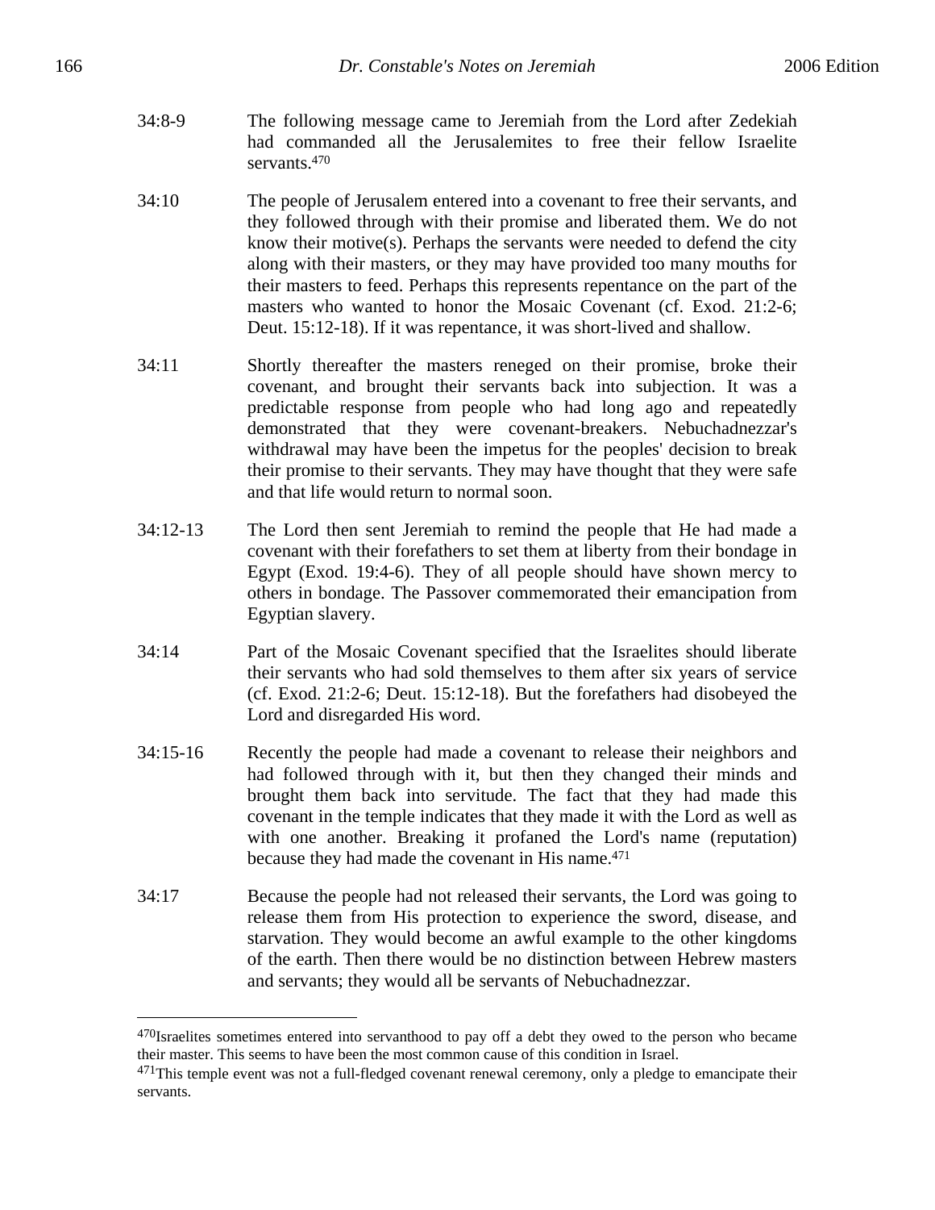34:8-9 The following message came to Jeremiah from the Lord after Zedekiah had commanded all the Jerusalemites to free their fellow Israelite servants.[470]

34:10 The people of Jerusalem entered into a covenant to free their servants, and they followed through with their promise and liberated them. We do not know their motive(s). Perhaps the servants were needed to defend the city along with their masters, or they may have provided too many mouths for their masters to feed. Perhaps this represents repentance on the part of the masters who wanted to honor the Mosaic Covenant (cf. Exod. 21:2-6; Deut. 15:12-18). If it was repentance, it was short-lived and shallow.

34:11 Shortly thereafter the masters reneged on their promise, broke their covenant, and brought their servants back into subjection. It was a predictable response from people who had long ago and repeatedly demonstrated that they were covenant-breakers. Nebuchadnezzar's withdrawal may have been the impetus for the peoples' decision to break their promise to their servants. They may have thought that they were safe and that life would return to normal soon.

34:12-13 The Lord then sent Jeremiah to remind the people that He had made a covenant with their forefathers to set them at liberty from their bondage in Egypt (Exod. 19:4-6). They of all people should have shown mercy to others in bondage. The Passover commemorated their emancipation from Egyptian slavery.

34:14 Part of the Mosaic Covenant specified that the Israelites should liberate their servants who had sold themselves to them after six years of service (cf. Exod. 21:2-6; Deut. 15:12-18). But the forefathers had disobeyed the Lord and disregarded His word.

34:15-16 Recently the people had made a covenant to release their neighbors and had followed through with it, but then they changed their minds and brought them back into servitude. The fact that they had made this covenant in the temple indicates that they made it with the Lord as well as with one another. Breaking it profaned the Lord's name (reputation) because they had made the covenant in His name.[471]

34:17 Because the people had not released their servants, the Lord was going to release them from His protection to experience the sword, disease, and starvation. They would become an awful example to the other kingdoms of the earth. Then there would be no distinction between Hebrew masters and servants; they would all be servants of Nebuchadnezzar.

---

[470] Israelites sometimes entered into servanthood to pay off a debt they owed to the person who became their master. This seems to have been the most common cause of this condition in Israel.

[471] This temple event was not a full-fledged covenant renewal ceremony, only a pledge to emancipate their servants.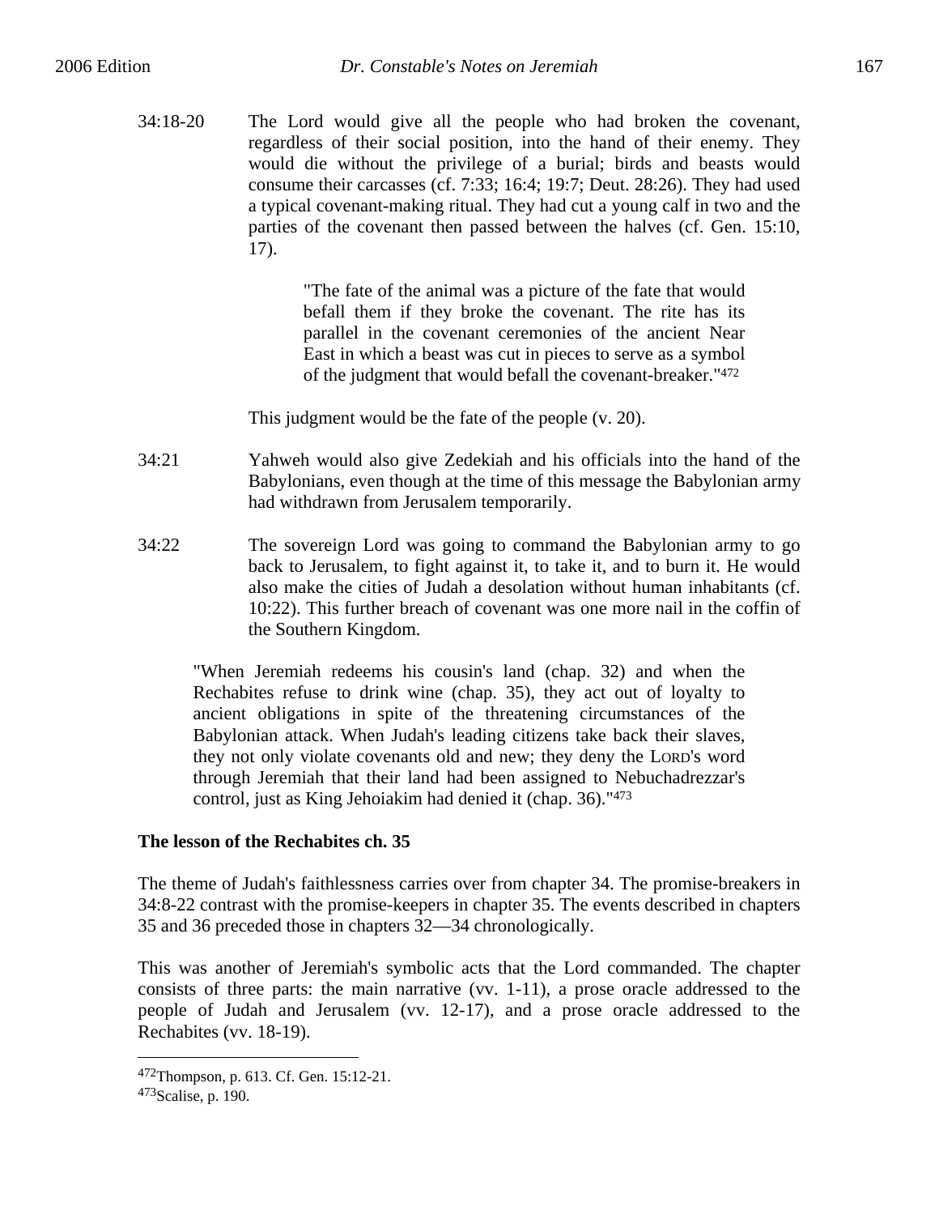34:18-20 The Lord would give all the people who had broken the covenant, regardless of their social position, into the hand of their enemy. They would die without the privilege of a burial; birds and beasts would consume their carcasses (cf. 7:33; 16:4; 19:7; Deut. 28:26). They had used a typical covenant-making ritual. They had cut a young calf in two and the parties of the covenant then passed between the halves (cf. Gen. 15:10, 17).

> "The fate of the animal was a picture of the fate that would befall them if they broke the covenant. The rite has its parallel in the covenant ceremonies of the ancient Near East in which a beast was cut in pieces to serve as a symbol of the judgment that would befall the covenant-breaker."[472]

This judgment would be the fate of the people (v. 20).

34:21 Yahweh would also give Zedekiah and his officials into the hand of the Babylonians, even though at the time of this message the Babylonian army had withdrawn from Jerusalem temporarily.

34:22 The sovereign Lord was going to command the Babylonian army to go back to Jerusalem, to fight against it, to take it, and to burn it. He would also make the cities of Judah a desolation without human inhabitants (cf. 10:22). This further breach of covenant was one more nail in the coffin of the Southern Kingdom.

> "When Jeremiah redeems his cousin's land (chap. 32) and when the Rechabites refuse to drink wine (chap. 35), they act out of loyalty to ancient obligations in spite of the threatening circumstances of the Babylonian attack. When Judah's leading citizens take back their slaves, they not only violate covenants old and new; they deny the LORD's word through Jeremiah that their land had been assigned to Nebuchadrezzar's control, just as King Jehoiakim had denied it (chap. 36)."[473]

**The lesson of the Rechabites ch. 35**

The theme of Judah's faithlessness carries over from chapter 34. The promise-breakers in 34:8-22 contrast with the promise-keepers in chapter 35. The events described in chapters 35 and 36 preceded those in chapters 32—34 chronologically.

This was another of Jeremiah's symbolic acts that the Lord commanded. The chapter consists of three parts: the main narrative (vv. 1-11), a prose oracle addressed to the people of Judah and Jerusalem (vv. 12-17), and a prose oracle addressed to the Rechabites (vv. 18-19).

---

[472] Thompson, p. 613. Cf. Gen. 15:12-21.
[473] Scalise, p. 190.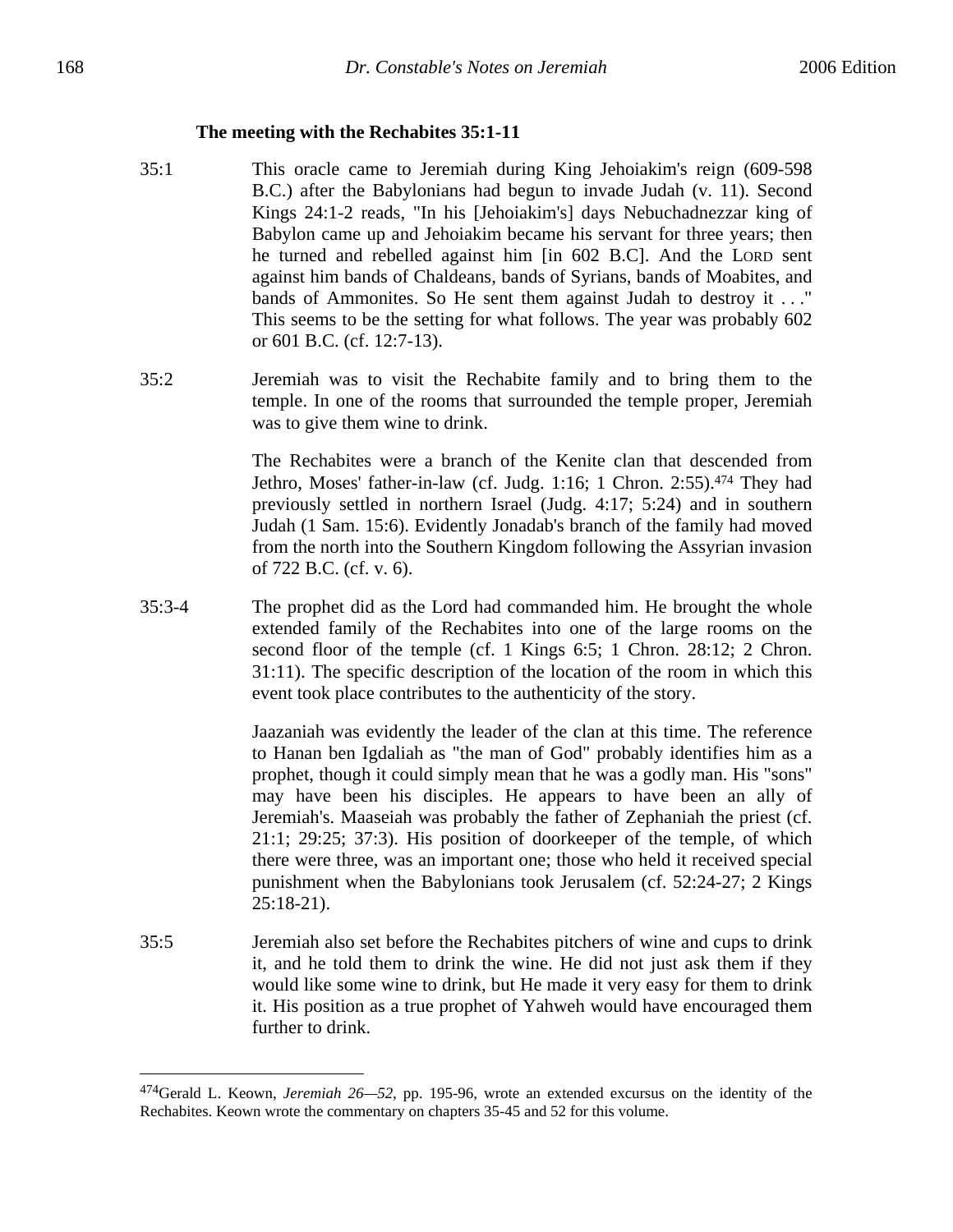### The meeting with the Rechabites 35:1-11

35:1 This oracle came to Jeremiah during King Jehoiakim's reign (609-598 B.C.) after the Babylonians had begun to invade Judah (v. 11). Second Kings 24:1-2 reads, "In his [Jehoiakim's] days Nebuchadnezzar king of Babylon came up and Jehoiakim became his servant for three years; then he turned and rebelled against him [in 602 B.C]. And the LORD sent against him bands of Chaldeans, bands of Syrians, bands of Moabites, and bands of Ammonites. So He sent them against Judah to destroy it . . ." This seems to be the setting for what follows. The year was probably 602 or 601 B.C. (cf. 12:7-13).

35:2 Jeremiah was to visit the Rechabite family and to bring them to the temple. In one of the rooms that surrounded the temple proper, Jeremiah was to give them wine to drink.

The Rechabites were a branch of the Kenite clan that descended from Jethro, Moses' father-in-law (cf. Judg. 1:16; 1 Chron. 2:55).[474] They had previously settled in northern Israel (Judg. 4:17; 5:24) and in southern Judah (1 Sam. 15:6). Evidently Jonadab's branch of the family had moved from the north into the Southern Kingdom following the Assyrian invasion of 722 B.C. (cf. v. 6).

35:3-4 The prophet did as the Lord had commanded him. He brought the whole extended family of the Rechabites into one of the large rooms on the second floor of the temple (cf. 1 Kings 6:5; 1 Chron. 28:12; 2 Chron. 31:11). The specific description of the location of the room in which this event took place contributes to the authenticity of the story.

Jaazaniah was evidently the leader of the clan at this time. The reference to Hanan ben Igdaliah as "the man of God" probably identifies him as a prophet, though it could simply mean that he was a godly man. His "sons" may have been his disciples. He appears to have been an ally of Jeremiah's. Maaseiah was probably the father of Zephaniah the priest (cf. 21:1; 29:25; 37:3). His position of doorkeeper of the temple, of which there were three, was an important one; those who held it received special punishment when the Babylonians took Jerusalem (cf. 52:24-27; 2 Kings 25:18-21).

35:5 Jeremiah also set before the Rechabites pitchers of wine and cups to drink it, and he told them to drink the wine. He did not just ask them if they would like some wine to drink, but He made it very easy for them to drink it. His position as a true prophet of Yahweh would have encouraged them further to drink.

---

[474]Gerald L. Keown, *Jeremiah 26—52*, pp. 195-96, wrote an extended excursus on the identity of the Rechabites. Keown wrote the commentary on chapters 35-45 and 52 for this volume.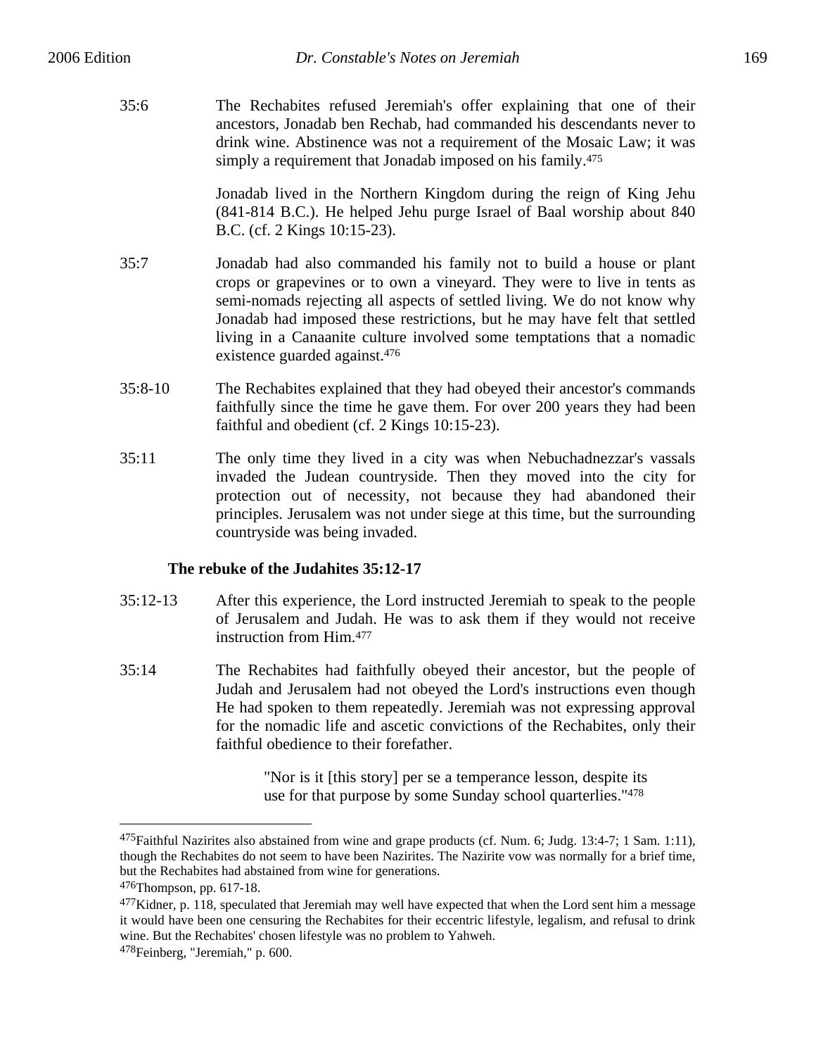35:6 The Rechabites refused Jeremiah's offer explaining that one of their ancestors, Jonadab ben Rechab, had commanded his descendants never to drink wine. Abstinence was not a requirement of the Mosaic Law; it was simply a requirement that Jonadab imposed on his family.[475]

Jonadab lived in the Northern Kingdom during the reign of King Jehu (841-814 B.C.). He helped Jehu purge Israel of Baal worship about 840 B.C. (cf. 2 Kings 10:15-23).

35:7 Jonadab had also commanded his family not to build a house or plant crops or grapevines or to own a vineyard. They were to live in tents as semi-nomads rejecting all aspects of settled living. We do not know why Jonadab had imposed these restrictions, but he may have felt that settled living in a Canaanite culture involved some temptations that a nomadic existence guarded against.[476]

35:8-10 The Rechabites explained that they had obeyed their ancestor's commands faithfully since the time he gave them. For over 200 years they had been faithful and obedient (cf. 2 Kings 10:15-23).

35:11 The only time they lived in a city was when Nebuchadnezzar's vassals invaded the Judean countryside. Then they moved into the city for protection out of necessity, not because they had abandoned their principles. Jerusalem was not under siege at this time, but the surrounding countryside was being invaded.

**The rebuke of the Judahites 35:12-17**

35:12-13 After this experience, the Lord instructed Jeremiah to speak to the people of Jerusalem and Judah. He was to ask them if they would not receive instruction from Him.[477]

35:14 The Rechabites had faithfully obeyed their ancestor, but the people of Judah and Jerusalem had not obeyed the Lord's instructions even though He had spoken to them repeatedly. Jeremiah was not expressing approval for the nomadic life and ascetic convictions of the Rechabites, only their faithful obedience to their forefather.

> "Nor is it [this story] per se a temperance lesson, despite its use for that purpose by some Sunday school quarterlies."[478]

---

[475]Faithful Nazirites also abstained from wine and grape products (cf. Num. 6; Judg. 13:4-7; 1 Sam. 1:11), though the Rechabites do not seem to have been Nazirites. The Nazirite vow was normally for a brief time, but the Rechabites had abstained from wine for generations.

[476]Thompson, pp. 617-18.

[477]Kidner, p. 118, speculated that Jeremiah may well have expected that when the Lord sent him a message it would have been one censuring the Rechabites for their eccentric lifestyle, legalism, and refusal to drink wine. But the Rechabites' chosen lifestyle was no problem to Yahweh.

[478]Feinberg, "Jeremiah," p. 600.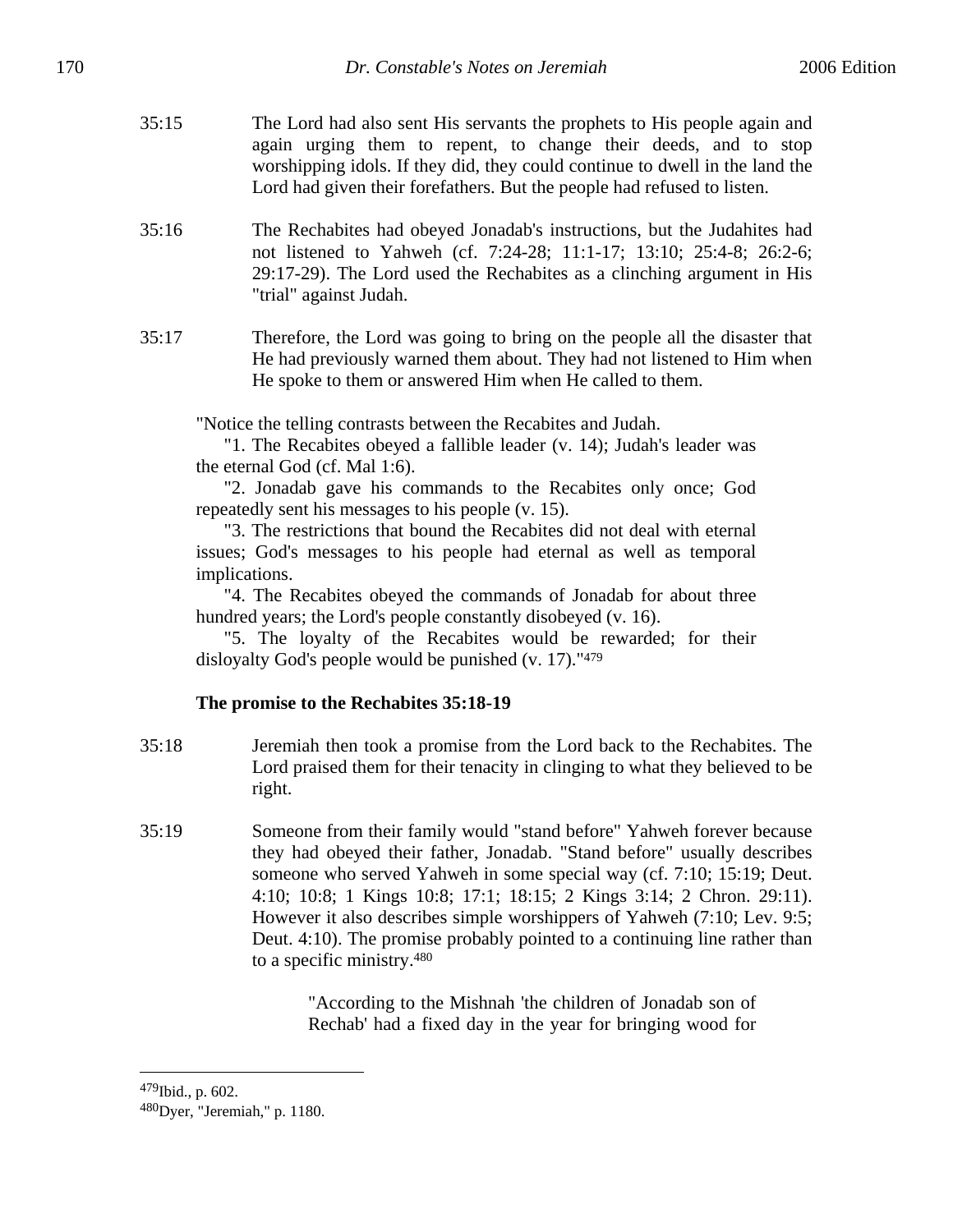35:15 The Lord had also sent His servants the prophets to His people again and again urging them to repent, to change their deeds, and to stop worshipping idols. If they did, they could continue to dwell in the land the Lord had given their forefathers. But the people had refused to listen.

35:16 The Rechabites had obeyed Jonadab's instructions, but the Judahites had not listened to Yahweh (cf. 7:24-28; 11:1-17; 13:10; 25:4-8; 26:2-6; 29:17-29). The Lord used the Rechabites as a clinching argument in His "trial" against Judah.

35:17 Therefore, the Lord was going to bring on the people all the disaster that He had previously warned them about. They had not listened to Him when He spoke to them or answered Him when He called to them.

> "Notice the telling contrasts between the Recabites and Judah.
>
> "1. The Recabites obeyed a fallible leader (v. 14); Judah's leader was the eternal God (cf. Mal 1:6).
>
> "2. Jonadab gave his commands to the Recabites only once; God repeatedly sent his messages to his people (v. 15).
>
> "3. The restrictions that bound the Recabites did not deal with eternal issues; God's messages to his people had eternal as well as temporal implications.
>
> "4. The Recabites obeyed the commands of Jonadab for about three hundred years; the Lord's people constantly disobeyed (v. 16).
>
> "5. The loyalty of the Recabites would be rewarded; for their disloyalty God's people would be punished (v. 17)."[479]

**The promise to the Rechabites 35:18-19**

35:18 Jeremiah then took a promise from the Lord back to the Rechabites. The Lord praised them for their tenacity in clinging to what they believed to be right.

35:19 Someone from their family would "stand before" Yahweh forever because they had obeyed their father, Jonadab. "Stand before" usually describes someone who served Yahweh in some special way (cf. 7:10; 15:19; Deut. 4:10; 10:8; 1 Kings 10:8; 17:1; 18:15; 2 Kings 3:14; 2 Chron. 29:11). However it also describes simple worshippers of Yahweh (7:10; Lev. 9:5; Deut. 4:10). The promise probably pointed to a continuing line rather than to a specific ministry.[480]

> "According to the Mishnah 'the children of Jonadab son of Rechab' had a fixed day in the year for bringing wood for

---

[479] Ibid., p. 602.

[480] Dyer, "Jeremiah," p. 1180.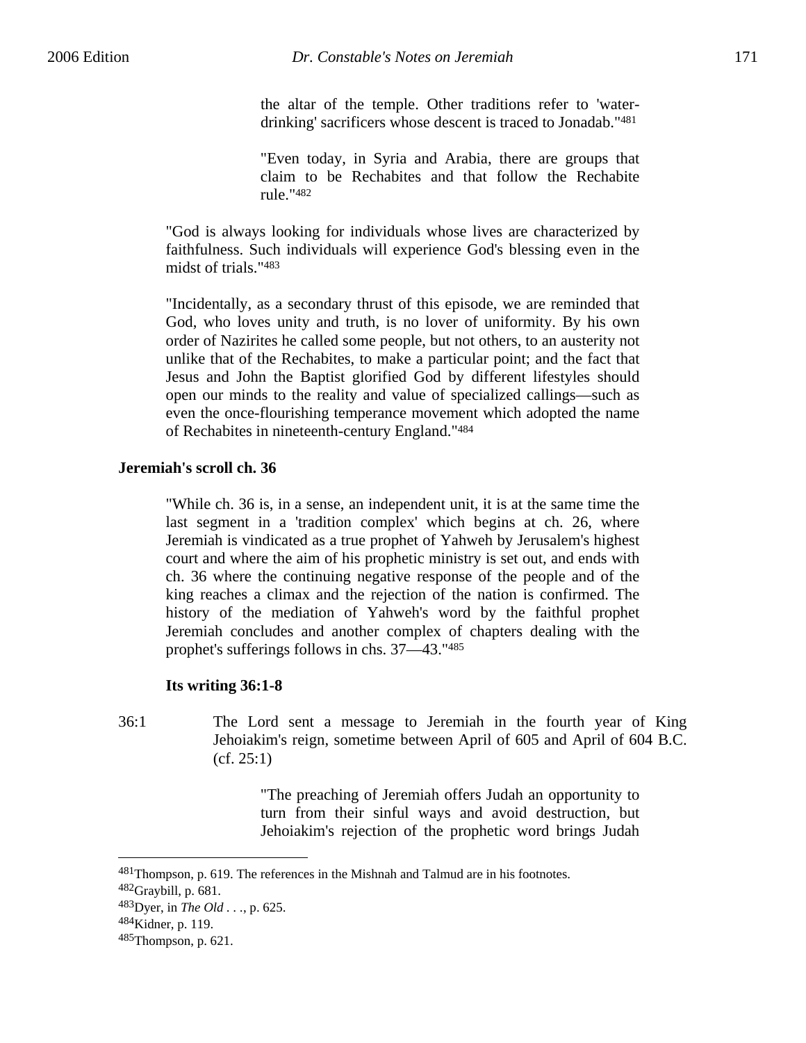> the altar of the temple. Other traditions refer to 'water-drinking' sacrificers whose descent is traced to Jonadab."[481]

> "Even today, in Syria and Arabia, there are groups that claim to be Rechabites and that follow the Rechabite rule."[482]

"God is always looking for individuals whose lives are characterized by faithfulness. Such individuals will experience God's blessing even in the midst of trials."[483]

"Incidentally, as a secondary thrust of this episode, we are reminded that God, who loves unity and truth, is no lover of uniformity. By his own order of Nazirites he called some people, but not others, to an austerity not unlike that of the Rechabites, to make a particular point; and the fact that Jesus and John the Baptist glorified God by different lifestyles should open our minds to the reality and value of specialized callings—such as even the once-flourishing temperance movement which adopted the name of Rechabites in nineteenth-century England."[484]

### Jeremiah's scroll ch. 36

"While ch. 36 is, in a sense, an independent unit, it is at the same time the last segment in a 'tradition complex' which begins at ch. 26, where Jeremiah is vindicated as a true prophet of Yahweh by Jerusalem's highest court and where the aim of his prophetic ministry is set out, and ends with ch. 36 where the continuing negative response of the people and of the king reaches a climax and the rejection of the nation is confirmed. The history of the mediation of Yahweh's word by the faithful prophet Jeremiah concludes and another complex of chapters dealing with the prophet's sufferings follows in chs. 37—43."[485]

#### Its writing 36:1-8

36:1 The Lord sent a message to Jeremiah in the fourth year of King Jehoiakim's reign, sometime between April of 605 and April of 604 B.C. (cf. 25:1)

> "The preaching of Jeremiah offers Judah an opportunity to turn from their sinful ways and avoid destruction, but Jehoiakim's rejection of the prophetic word brings Judah

---

[481] Thompson, p. 619. The references in the Mishnah and Talmud are in his footnotes.
[482] Graybill, p. 681.
[483] Dyer, in *The Old . . .*, p. 625.
[484] Kidner, p. 119.
[485] Thompson, p. 621.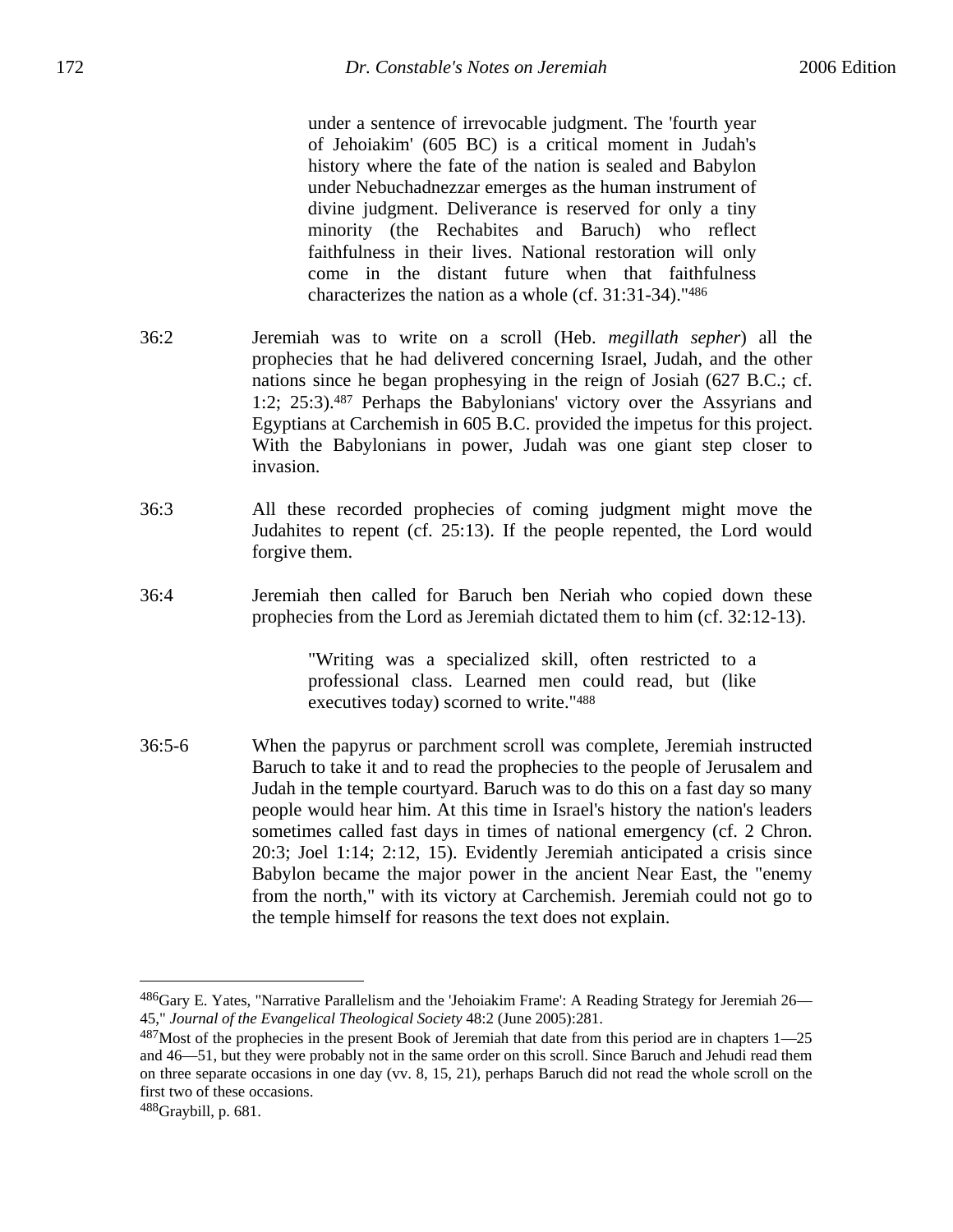> under a sentence of irrevocable judgment. The 'fourth year of Jehoiakim' (605 BC) is a critical moment in Judah's history where the fate of the nation is sealed and Babylon under Nebuchadnezzar emerges as the human instrument of divine judgment. Deliverance is reserved for only a tiny minority (the Rechabites and Baruch) who reflect faithfulness in their lives. National restoration will only come in the distant future when that faithfulness characterizes the nation as a whole (cf. 31:31-34)."[486]

36:2 Jeremiah was to write on a scroll (Heb. *megillath sepher*) all the prophecies that he had delivered concerning Israel, Judah, and the other nations since he began prophesying in the reign of Josiah (627 B.C.; cf. 1:2; 25:3).[487] Perhaps the Babylonians' victory over the Assyrians and Egyptians at Carchemish in 605 B.C. provided the impetus for this project. With the Babylonians in power, Judah was one giant step closer to invasion.

36:3 All these recorded prophecies of coming judgment might move the Judahites to repent (cf. 25:13). If the people repented, the Lord would forgive them.

36:4 Jeremiah then called for Baruch ben Neriah who copied down these prophecies from the Lord as Jeremiah dictated them to him (cf. 32:12-13).

> "Writing was a specialized skill, often restricted to a professional class. Learned men could read, but (like executives today) scorned to write."[488]

36:5-6 When the papyrus or parchment scroll was complete, Jeremiah instructed Baruch to take it and to read the prophecies to the people of Jerusalem and Judah in the temple courtyard. Baruch was to do this on a fast day so many people would hear him. At this time in Israel's history the nation's leaders sometimes called fast days in times of national emergency (cf. 2 Chron. 20:3; Joel 1:14; 2:12, 15). Evidently Jeremiah anticipated a crisis since Babylon became the major power in the ancient Near East, the "enemy from the north," with its victory at Carchemish. Jeremiah could not go to the temple himself for reasons the text does not explain.

---

[486] Gary E. Yates, "Narrative Parallelism and the 'Jehoiakim Frame': A Reading Strategy for Jeremiah 26—45," *Journal of the Evangelical Theological Society* 48:2 (June 2005):281.

[487] Most of the prophecies in the present Book of Jeremiah that date from this period are in chapters 1—25 and 46—51, but they were probably not in the same order on this scroll. Since Baruch and Jehudi read them on three separate occasions in one day (vv. 8, 15, 21), perhaps Baruch did not read the whole scroll on the first two of these occasions.

[488] Graybill, p. 681.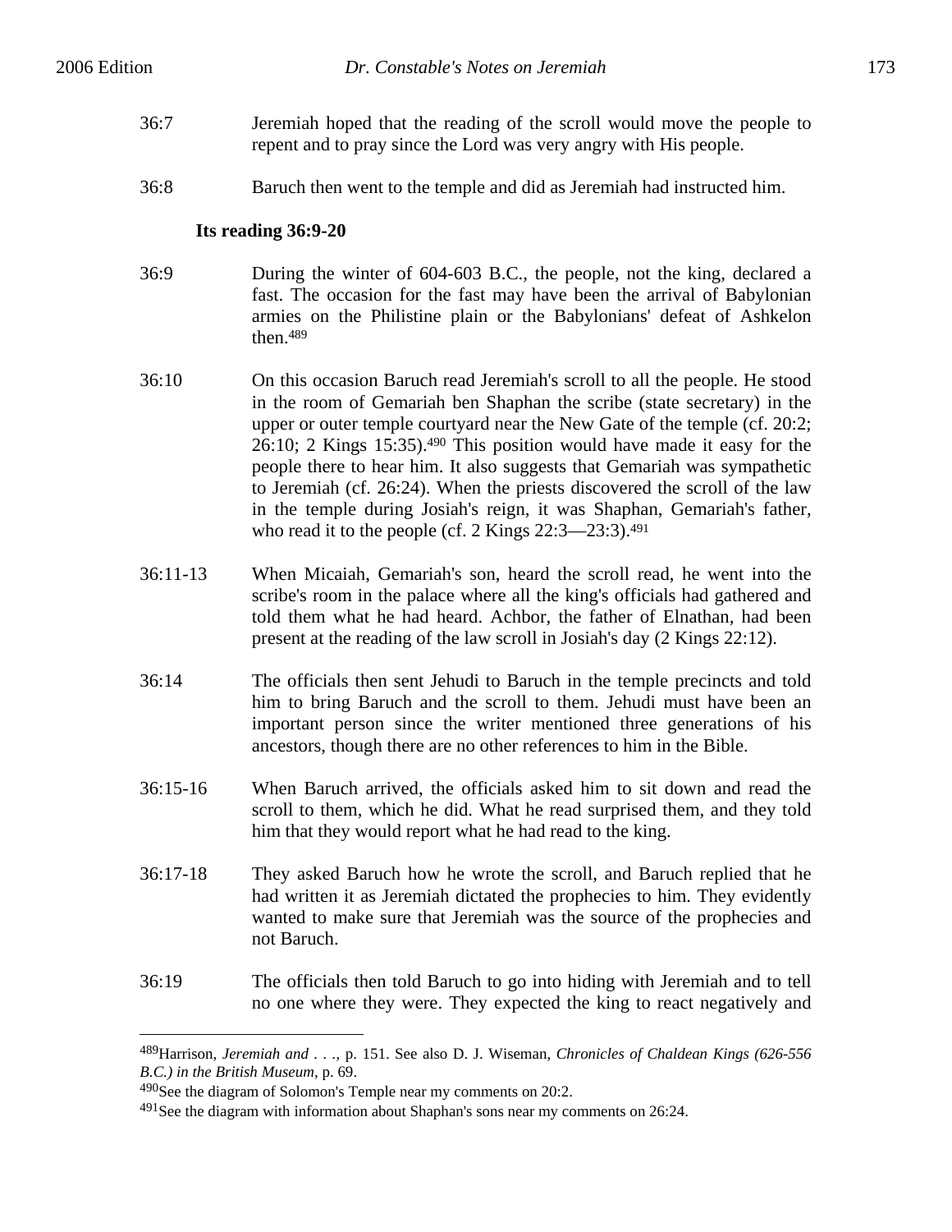36:7 Jeremiah hoped that the reading of the scroll would move the people to repent and to pray since the Lord was very angry with His people.

36:8 Baruch then went to the temple and did as Jeremiah had instructed him.

**Its reading 36:9-20**

36:9 During the winter of 604-603 B.C., the people, not the king, declared a fast. The occasion for the fast may have been the arrival of Babylonian armies on the Philistine plain or the Babylonians' defeat of Ashkelon then.[489]

36:10 On this occasion Baruch read Jeremiah's scroll to all the people. He stood in the room of Gemariah ben Shaphan the scribe (state secretary) in the upper or outer temple courtyard near the New Gate of the temple (cf. 20:2; 26:10; 2 Kings 15:35).[490] This position would have made it easy for the people there to hear him. It also suggests that Gemariah was sympathetic to Jeremiah (cf. 26:24). When the priests discovered the scroll of the law in the temple during Josiah's reign, it was Shaphan, Gemariah's father, who read it to the people (cf. 2 Kings 22:3—23:3).[491]

36:11-13 When Micaiah, Gemariah's son, heard the scroll read, he went into the scribe's room in the palace where all the king's officials had gathered and told them what he had heard. Achbor, the father of Elnathan, had been present at the reading of the law scroll in Josiah's day (2 Kings 22:12).

36:14 The officials then sent Jehudi to Baruch in the temple precincts and told him to bring Baruch and the scroll to them. Jehudi must have been an important person since the writer mentioned three generations of his ancestors, though there are no other references to him in the Bible.

36:15-16 When Baruch arrived, the officials asked him to sit down and read the scroll to them, which he did. What he read surprised them, and they told him that they would report what he had read to the king.

36:17-18 They asked Baruch how he wrote the scroll, and Baruch replied that he had written it as Jeremiah dictated the prophecies to him. They evidently wanted to make sure that Jeremiah was the source of the prophecies and not Baruch.

36:19 The officials then told Baruch to go into hiding with Jeremiah and to tell no one where they were. They expected the king to react negatively and

---

[489] Harrison, *Jeremiah and . . .*, p. 151. See also D. J. Wiseman, *Chronicles of Chaldean Kings (626-556 B.C.) in the British Museum*, p. 69.

[490] See the diagram of Solomon's Temple near my comments on 20:2.

[491] See the diagram with information about Shaphan's sons near my comments on 26:24.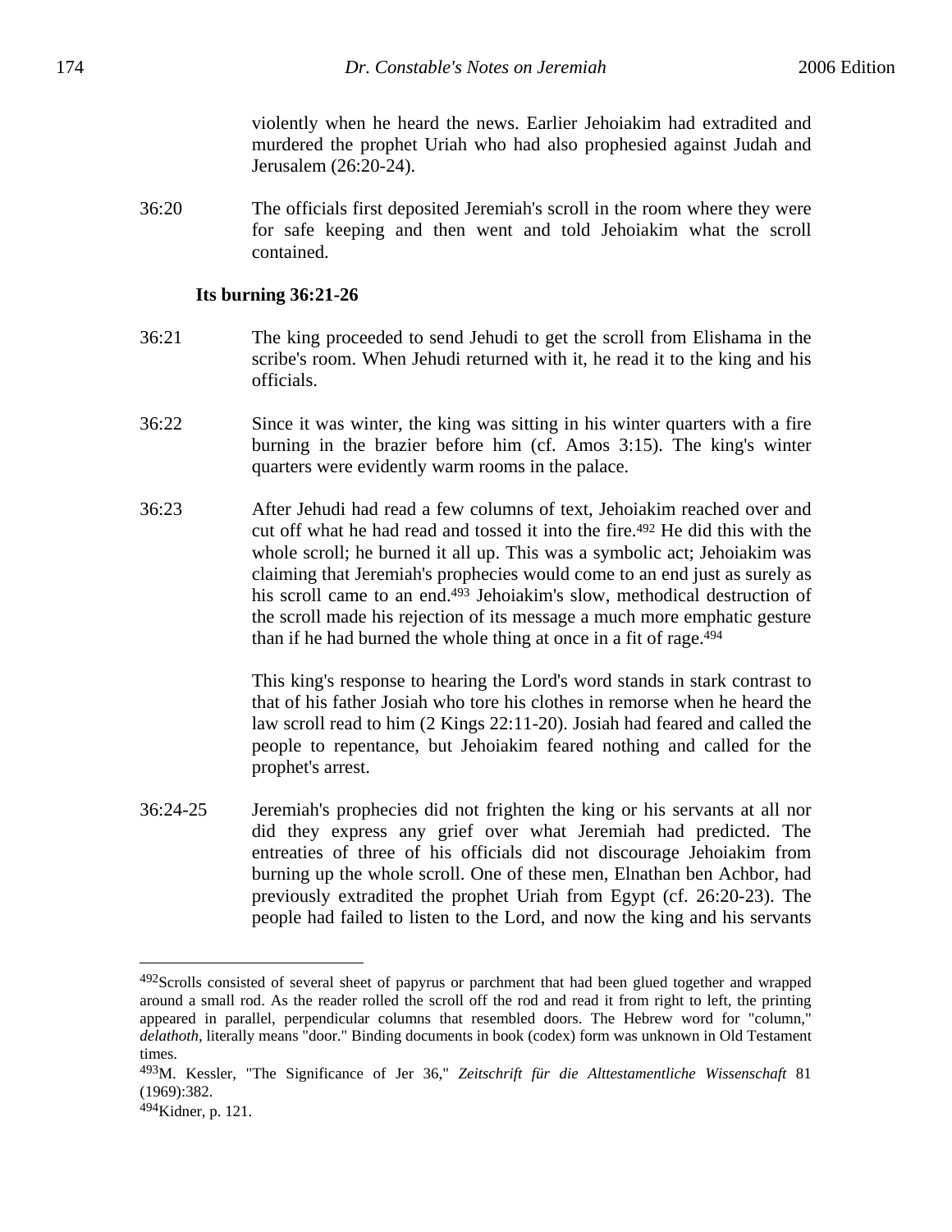violently when he heard the news. Earlier Jehoiakim had extradited and murdered the prophet Uriah who had also prophesied against Judah and Jerusalem (26:20-24).

36:20 The officials first deposited Jeremiah's scroll in the room where they were for safe keeping and then went and told Jehoiakim what the scroll contained.

**Its burning 36:21-26**

36:21 The king proceeded to send Jehudi to get the scroll from Elishama in the scribe's room. When Jehudi returned with it, he read it to the king and his officials.

36:22 Since it was winter, the king was sitting in his winter quarters with a fire burning in the brazier before him (cf. Amos 3:15). The king's winter quarters were evidently warm rooms in the palace.

36:23 After Jehudi had read a few columns of text, Jehoiakim reached over and cut off what he had read and tossed it into the fire.[492] He did this with the whole scroll; he burned it all up. This was a symbolic act; Jehoiakim was claiming that Jeremiah's prophecies would come to an end just as surely as his scroll came to an end.[493] Jehoiakim's slow, methodical destruction of the scroll made his rejection of its message a much more emphatic gesture than if he had burned the whole thing at once in a fit of rage.[494]

This king's response to hearing the Lord's word stands in stark contrast to that of his father Josiah who tore his clothes in remorse when he heard the law scroll read to him (2 Kings 22:11-20). Josiah had feared and called the people to repentance, but Jehoiakim feared nothing and called for the prophet's arrest.

36:24-25 Jeremiah's prophecies did not frighten the king or his servants at all nor did they express any grief over what Jeremiah had predicted. The entreaties of three of his officials did not discourage Jehoiakim from burning up the whole scroll. One of these men, Elnathan ben Achbor, had previously extradited the prophet Uriah from Egypt (cf. 26:20-23). The people had failed to listen to the Lord, and now the king and his servants

---

[492]Scrolls consisted of several sheet of papyrus or parchment that had been glued together and wrapped around a small rod. As the reader rolled the scroll off the rod and read it from right to left, the printing appeared in parallel, perpendicular columns that resembled doors. The Hebrew word for "column," *delathoth*, literally means "door." Binding documents in book (codex) form was unknown in Old Testament times.

[493]M. Kessler, "The Significance of Jer 36," *Zeitschrift für die Alttestamentliche Wissenschaft* 81 (1969):382.

[494]Kidner, p. 121.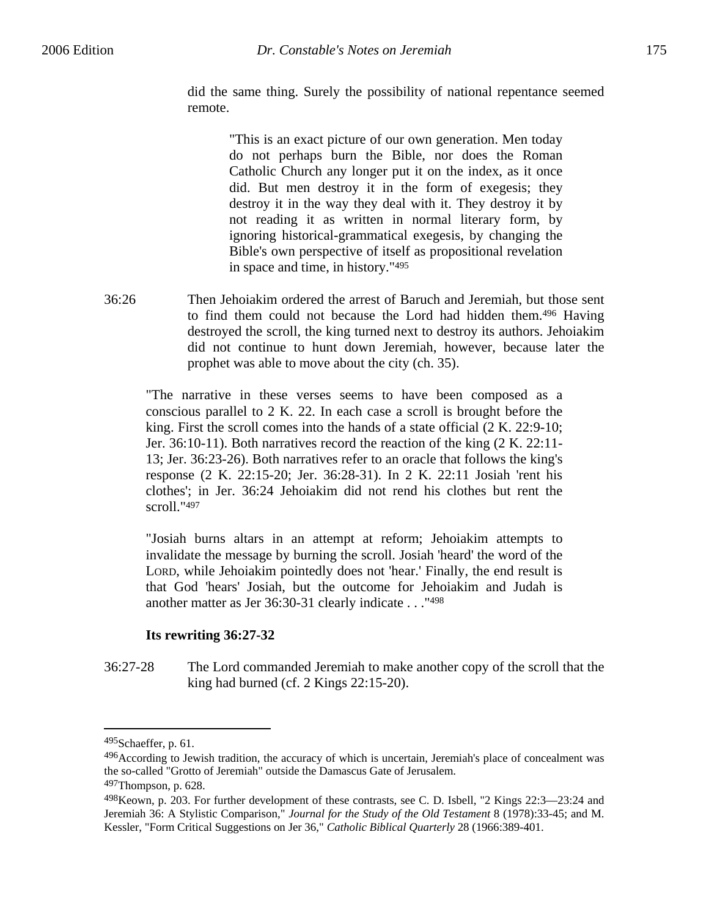did the same thing. Surely the possibility of national repentance seemed remote.

> "This is an exact picture of our own generation. Men today do not perhaps burn the Bible, nor does the Roman Catholic Church any longer put it on the index, as it once did. But men destroy it in the form of exegesis; they destroy it in the way they deal with it. They destroy it by not reading it as written in normal literary form, by ignoring historical-grammatical exegesis, by changing the Bible's own perspective of itself as propositional revelation in space and time, in history."[495]

36:26 Then Jehoiakim ordered the arrest of Baruch and Jeremiah, but those sent to find them could not because the Lord had hidden them.[496] Having destroyed the scroll, the king turned next to destroy its authors. Jehoiakim did not continue to hunt down Jeremiah, however, because later the prophet was able to move about the city (ch. 35).

> "The narrative in these verses seems to have been composed as a conscious parallel to 2 K. 22. In each case a scroll is brought before the king. First the scroll comes into the hands of a state official (2 K. 22:9-10; Jer. 36:10-11). Both narratives record the reaction of the king (2 K. 22:11-13; Jer. 36:23-26). Both narratives refer to an oracle that follows the king's response (2 K. 22:15-20; Jer. 36:28-31). In 2 K. 22:11 Josiah 'rent his clothes'; in Jer. 36:24 Jehoiakim did not rend his clothes but rent the scroll."[497]

> "Josiah burns altars in an attempt at reform; Jehoiakim attempts to invalidate the message by burning the scroll. Josiah 'heard' the word of the LORD, while Jehoiakim pointedly does not 'hear.' Finally, the end result is that God 'hears' Josiah, but the outcome for Jehoiakim and Judah is another matter as Jer 36:30-31 clearly indicate . . ."[498]

**Its rewriting 36:27-32**

36:27-28 The Lord commanded Jeremiah to make another copy of the scroll that the king had burned (cf. 2 Kings 22:15-20).

---

[495] Schaeffer, p. 61.

[496] According to Jewish tradition, the accuracy of which is uncertain, Jeremiah's place of concealment was the so-called "Grotto of Jeremiah" outside the Damascus Gate of Jerusalem.

[497] Thompson, p. 628.

[498] Keown, p. 203. For further development of these contrasts, see C. D. Isbell, "2 Kings 22:3—23:24 and Jeremiah 36: A Stylistic Comparison," *Journal for the Study of the Old Testament* 8 (1978):33-45; and M. Kessler, "Form Critical Suggestions on Jer 36," *Catholic Biblical Quarterly* 28 (1966:389-401.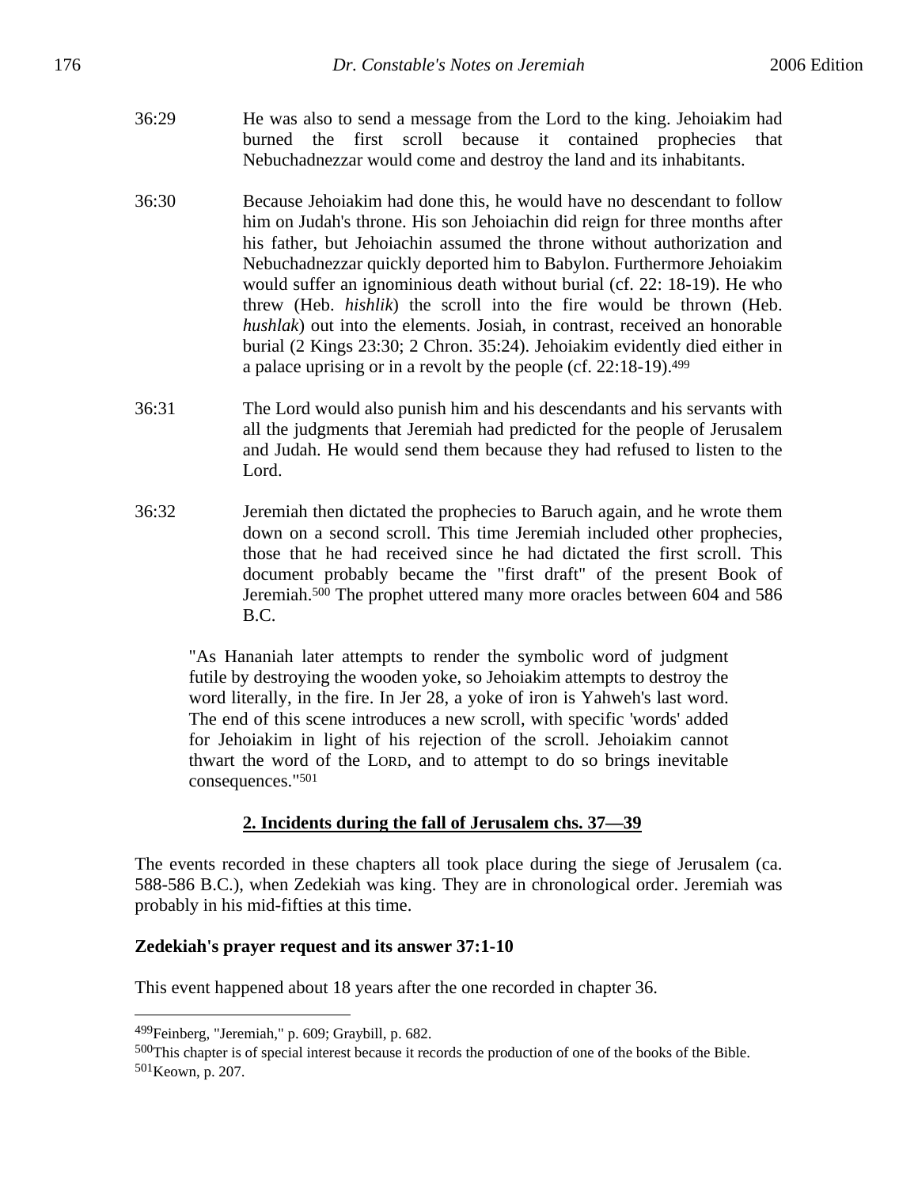36:29 He was also to send a message from the Lord to the king. Jehoiakim had burned the first scroll because it contained prophecies that Nebuchadnezzar would come and destroy the land and its inhabitants.

36:30 Because Jehoiakim had done this, he would have no descendant to follow him on Judah's throne. His son Jehoiachin did reign for three months after his father, but Jehoiachin assumed the throne without authorization and Nebuchadnezzar quickly deported him to Babylon. Furthermore Jehoiakim would suffer an ignominious death without burial (cf. 22: 18-19). He who threw (Heb. *hishlik*) the scroll into the fire would be thrown (Heb. *hushlak*) out into the elements. Josiah, in contrast, received an honorable burial (2 Kings 23:30; 2 Chron. 35:24). Jehoiakim evidently died either in a palace uprising or in a revolt by the people (cf. 22:18-19).[499]

36:31 The Lord would also punish him and his descendants and his servants with all the judgments that Jeremiah had predicted for the people of Jerusalem and Judah. He would send them because they had refused to listen to the Lord.

36:32 Jeremiah then dictated the prophecies to Baruch again, and he wrote them down on a second scroll. This time Jeremiah included other prophecies, those that he had received since he had dictated the first scroll. This document probably became the "first draft" of the present Book of Jeremiah.[500] The prophet uttered many more oracles between 604 and 586 B.C.

> "As Hananiah later attempts to render the symbolic word of judgment futile by destroying the wooden yoke, so Jehoiakim attempts to destroy the word literally, in the fire. In Jer 28, a yoke of iron is Yahweh's last word. The end of this scene introduces a new scroll, with specific 'words' added for Jehoiakim in light of his rejection of the scroll. Jehoiakim cannot thwart the word of the LORD, and to attempt to do so brings inevitable consequences."[501]

## 2. Incidents during the fall of Jerusalem chs. 37—39

The events recorded in these chapters all took place during the siege of Jerusalem (ca. 588-586 B.C.), when Zedekiah was king. They are in chronological order. Jeremiah was probably in his mid-fifties at this time.

### Zedekiah's prayer request and its answer 37:1-10

This event happened about 18 years after the one recorded in chapter 36.

---

[499] Feinberg, "Jeremiah," p. 609; Graybill, p. 682.

[500] This chapter is of special interest because it records the production of one of the books of the Bible.

[501] Keown, p. 207.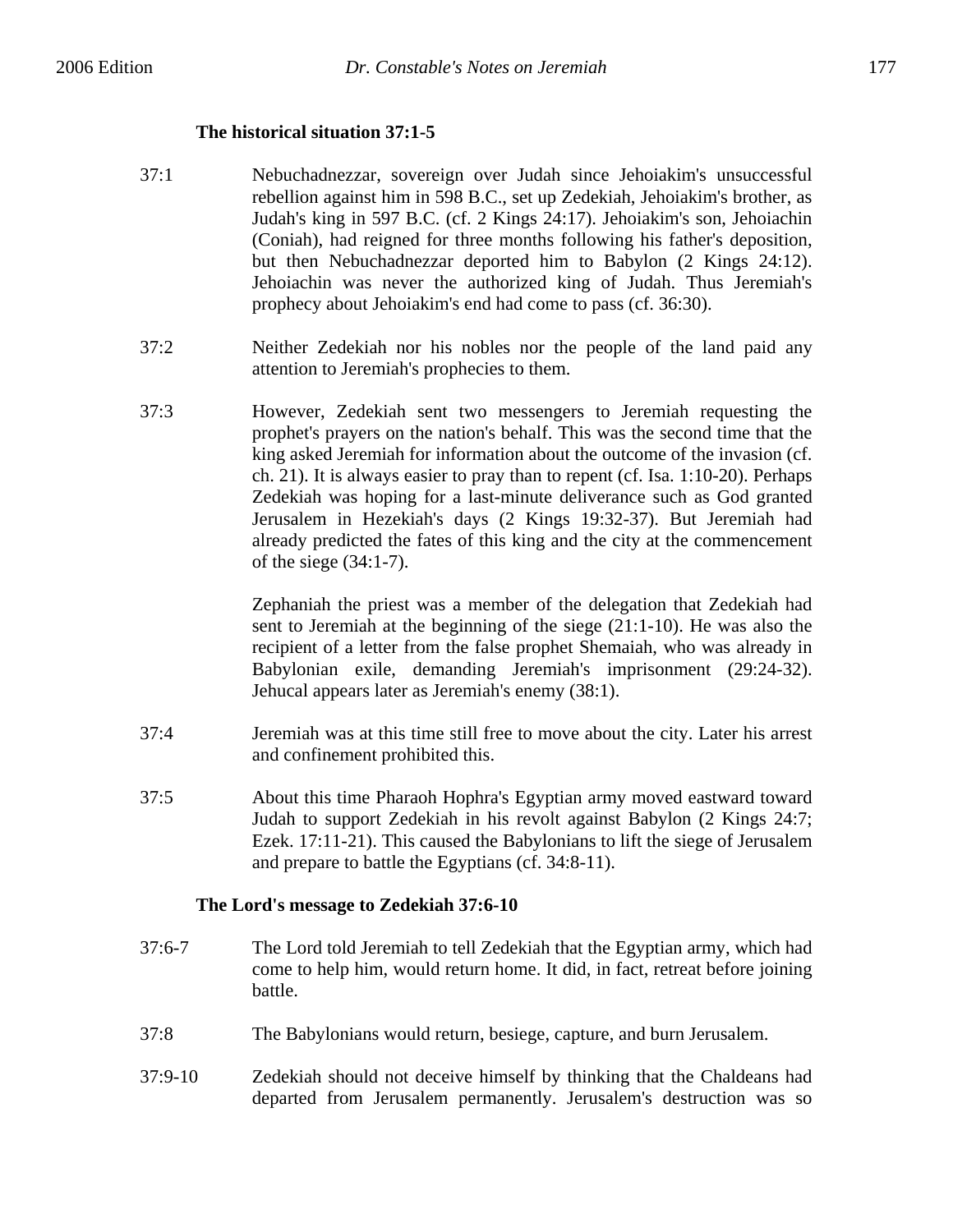**The historical situation 37:1-5**

37:1 Nebuchadnezzar, sovereign over Judah since Jehoiakim's unsuccessful rebellion against him in 598 B.C., set up Zedekiah, Jehoiakim's brother, as Judah's king in 597 B.C. (cf. 2 Kings 24:17). Jehoiakim's son, Jehoiachin (Coniah), had reigned for three months following his father's deposition, but then Nebuchadnezzar deported him to Babylon (2 Kings 24:12). Jehoiachin was never the authorized king of Judah. Thus Jeremiah's prophecy about Jehoiakim's end had come to pass (cf. 36:30).

37:2 Neither Zedekiah nor his nobles nor the people of the land paid any attention to Jeremiah's prophecies to them.

37:3 However, Zedekiah sent two messengers to Jeremiah requesting the prophet's prayers on the nation's behalf. This was the second time that the king asked Jeremiah for information about the outcome of the invasion (cf. ch. 21). It is always easier to pray than to repent (cf. Isa. 1:10-20). Perhaps Zedekiah was hoping for a last-minute deliverance such as God granted Jerusalem in Hezekiah's days (2 Kings 19:32-37). But Jeremiah had already predicted the fates of this king and the city at the commencement of the siege (34:1-7).

Zephaniah the priest was a member of the delegation that Zedekiah had sent to Jeremiah at the beginning of the siege (21:1-10). He was also the recipient of a letter from the false prophet Shemaiah, who was already in Babylonian exile, demanding Jeremiah's imprisonment (29:24-32). Jehucal appears later as Jeremiah's enemy (38:1).

37:4 Jeremiah was at this time still free to move about the city. Later his arrest and confinement prohibited this.

37:5 About this time Pharaoh Hophra's Egyptian army moved eastward toward Judah to support Zedekiah in his revolt against Babylon (2 Kings 24:7; Ezek. 17:11-21). This caused the Babylonians to lift the siege of Jerusalem and prepare to battle the Egyptians (cf. 34:8-11).

**The Lord's message to Zedekiah 37:6-10**

37:6-7 The Lord told Jeremiah to tell Zedekiah that the Egyptian army, which had come to help him, would return home. It did, in fact, retreat before joining battle.

37:8 The Babylonians would return, besiege, capture, and burn Jerusalem.

37:9-10 Zedekiah should not deceive himself by thinking that the Chaldeans had departed from Jerusalem permanently. Jerusalem's destruction was so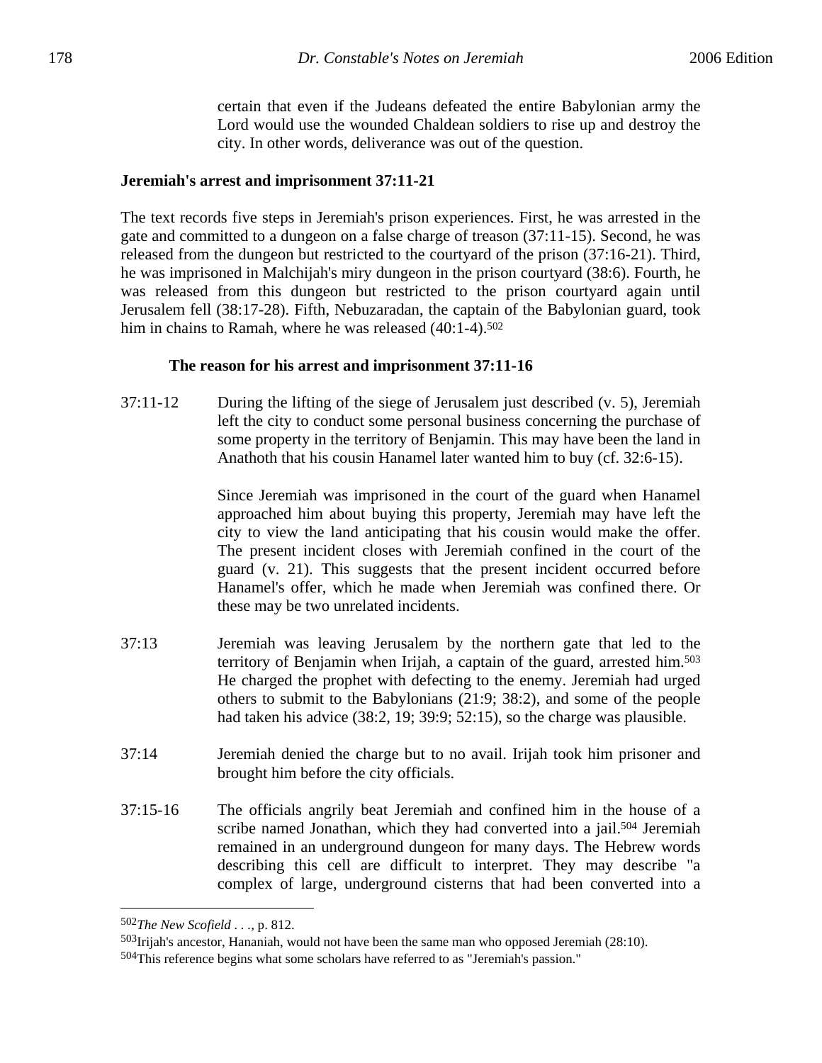certain that even if the Judeans defeated the entire Babylonian army the Lord would use the wounded Chaldean soldiers to rise up and destroy the city. In other words, deliverance was out of the question.

**Jeremiah's arrest and imprisonment 37:11-21**

The text records five steps in Jeremiah's prison experiences. First, he was arrested in the gate and committed to a dungeon on a false charge of treason (37:11-15). Second, he was released from the dungeon but restricted to the courtyard of the prison (37:16-21). Third, he was imprisoned in Malchijah's miry dungeon in the prison courtyard (38:6). Fourth, he was released from this dungeon but restricted to the prison courtyard again until Jerusalem fell (38:17-28). Fifth, Nebuzaradan, the captain of the Babylonian guard, took him in chains to Ramah, where he was released (40:1-4).[502]

**The reason for his arrest and imprisonment 37:11-16**

37:11-12 During the lifting of the siege of Jerusalem just described (v. 5), Jeremiah left the city to conduct some personal business concerning the purchase of some property in the territory of Benjamin. This may have been the land in Anathoth that his cousin Hanamel later wanted him to buy (cf. 32:6-15).

Since Jeremiah was imprisoned in the court of the guard when Hanamel approached him about buying this property, Jeremiah may have left the city to view the land anticipating that his cousin would make the offer. The present incident closes with Jeremiah confined in the court of the guard (v. 21). This suggests that the present incident occurred before Hanamel's offer, which he made when Jeremiah was confined there. Or these may be two unrelated incidents.

37:13 Jeremiah was leaving Jerusalem by the northern gate that led to the territory of Benjamin when Irijah, a captain of the guard, arrested him.[503] He charged the prophet with defecting to the enemy. Jeremiah had urged others to submit to the Babylonians (21:9; 38:2), and some of the people had taken his advice (38:2, 19; 39:9; 52:15), so the charge was plausible.

37:14 Jeremiah denied the charge but to no avail. Irijah took him prisoner and brought him before the city officials.

37:15-16 The officials angrily beat Jeremiah and confined him in the house of a scribe named Jonathan, which they had converted into a jail.[504] Jeremiah remained in an underground dungeon for many days. The Hebrew words describing this cell are difficult to interpret. They may describe "a complex of large, underground cisterns that had been converted into a

---

[502]*The New Scofield . . .,* p. 812.

[503]Irijah's ancestor, Hananiah, would not have been the same man who opposed Jeremiah (28:10).

[504]This reference begins what some scholars have referred to as "Jeremiah's passion."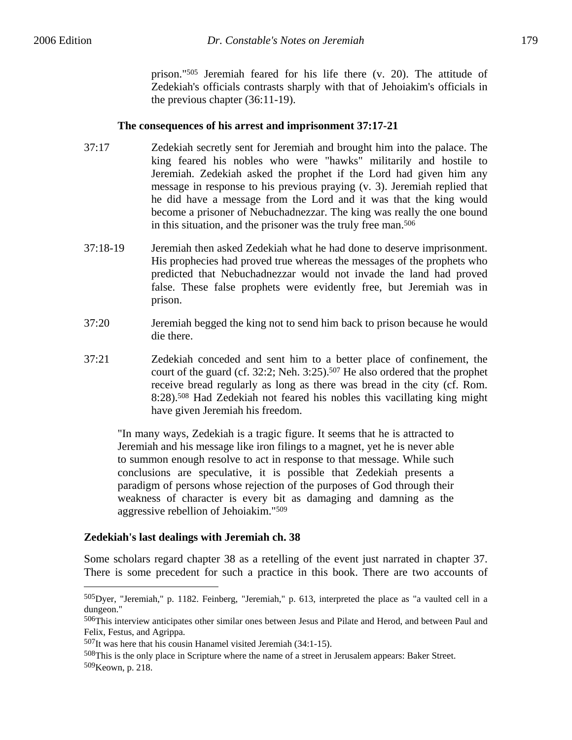prison."[505] Jeremiah feared for his life there (v. 20). The attitude of Zedekiah's officials contrasts sharply with that of Jehoiakim's officials in the previous chapter (36:11-19).

**The consequences of his arrest and imprisonment 37:17-21**

37:17 Zedekiah secretly sent for Jeremiah and brought him into the palace. The king feared his nobles who were "hawks" militarily and hostile to Jeremiah. Zedekiah asked the prophet if the Lord had given him any message in response to his previous praying (v. 3). Jeremiah replied that he did have a message from the Lord and it was that the king would become a prisoner of Nebuchadnezzar. The king was really the one bound in this situation, and the prisoner was the truly free man.[506]

37:18-19 Jeremiah then asked Zedekiah what he had done to deserve imprisonment. His prophecies had proved true whereas the messages of the prophets who predicted that Nebuchadnezzar would not invade the land had proved false. These false prophets were evidently free, but Jeremiah was in prison.

37:20 Jeremiah begged the king not to send him back to prison because he would die there.

37:21 Zedekiah conceded and sent him to a better place of confinement, the court of the guard (cf. 32:2; Neh. 3:25).[507] He also ordered that the prophet receive bread regularly as long as there was bread in the city (cf. Rom. 8:28).[508] Had Zedekiah not feared his nobles this vacillating king might have given Jeremiah his freedom.

> "In many ways, Zedekiah is a tragic figure. It seems that he is attracted to Jeremiah and his message like iron filings to a magnet, yet he is never able to summon enough resolve to act in response to that message. While such conclusions are speculative, it is possible that Zedekiah presents a paradigm of persons whose rejection of the purposes of God through their weakness of character is every bit as damaging and damning as the aggressive rebellion of Jehoiakim."[509]

**Zedekiah's last dealings with Jeremiah ch. 38**

Some scholars regard chapter 38 as a retelling of the event just narrated in chapter 37. There is some precedent for such a practice in this book. There are two accounts of

---

[505] Dyer, "Jeremiah," p. 1182. Feinberg, "Jeremiah," p. 613, interpreted the place as "a vaulted cell in a dungeon."

[506] This interview anticipates other similar ones between Jesus and Pilate and Herod, and between Paul and Felix, Festus, and Agrippa.

[507] It was here that his cousin Hanamel visited Jeremiah (34:1-15).

[508] This is the only place in Scripture where the name of a street in Jerusalem appears: Baker Street.

[509] Keown, p. 218.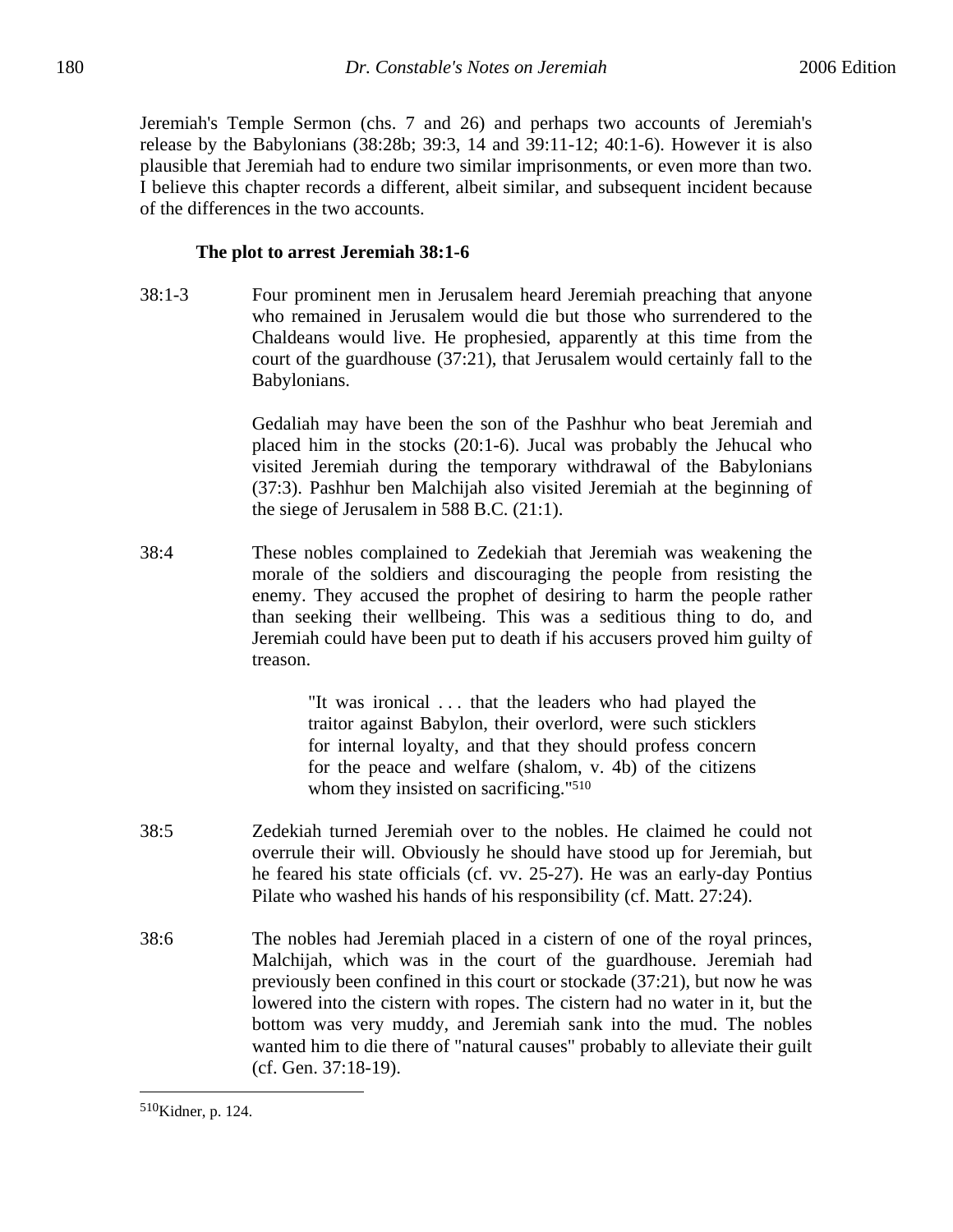Jeremiah's Temple Sermon (chs. 7 and 26) and perhaps two accounts of Jeremiah's release by the Babylonians (38:28b; 39:3, 14 and 39:11-12; 40:1-6). However it is also plausible that Jeremiah had to endure two similar imprisonments, or even more than two. I believe this chapter records a different, albeit similar, and subsequent incident because of the differences in the two accounts.

**The plot to arrest Jeremiah 38:1-6**

38:1-3 Four prominent men in Jerusalem heard Jeremiah preaching that anyone who remained in Jerusalem would die but those who surrendered to the Chaldeans would live. He prophesied, apparently at this time from the court of the guardhouse (37:21), that Jerusalem would certainly fall to the Babylonians.

Gedaliah may have been the son of the Pashhur who beat Jeremiah and placed him in the stocks (20:1-6). Jucal was probably the Jehucal who visited Jeremiah during the temporary withdrawal of the Babylonians (37:3). Pashhur ben Malchijah also visited Jeremiah at the beginning of the siege of Jerusalem in 588 B.C. (21:1).

38:4 These nobles complained to Zedekiah that Jeremiah was weakening the morale of the soldiers and discouraging the people from resisting the enemy. They accused the prophet of desiring to harm the people rather than seeking their wellbeing. This was a seditious thing to do, and Jeremiah could have been put to death if his accusers proved him guilty of treason.

> "It was ironical . . . that the leaders who had played the traitor against Babylon, their overlord, were such sticklers for internal loyalty, and that they should profess concern for the peace and welfare (shalom, v. 4b) of the citizens whom they insisted on sacrificing."[510]

38:5 Zedekiah turned Jeremiah over to the nobles. He claimed he could not overrule their will. Obviously he should have stood up for Jeremiah, but he feared his state officials (cf. vv. 25-27). He was an early-day Pontius Pilate who washed his hands of his responsibility (cf. Matt. 27:24).

38:6 The nobles had Jeremiah placed in a cistern of one of the royal princes, Malchijah, which was in the court of the guardhouse. Jeremiah had previously been confined in this court or stockade (37:21), but now he was lowered into the cistern with ropes. The cistern had no water in it, but the bottom was very muddy, and Jeremiah sank into the mud. The nobles wanted him to die there of "natural causes" probably to alleviate their guilt (cf. Gen. 37:18-19).

---

[510]Kidner, p. 124.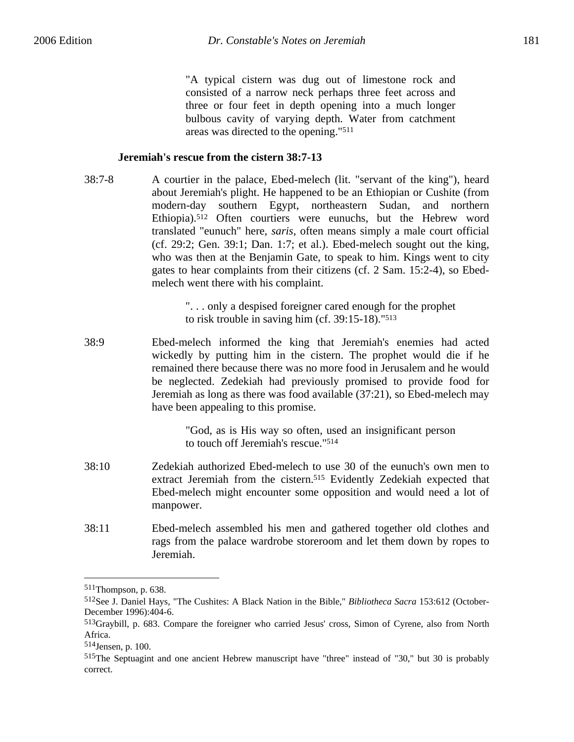> "A typical cistern was dug out of limestone rock and consisted of a narrow neck perhaps three feet across and three or four feet in depth opening into a much longer bulbous cavity of varying depth. Water from catchment areas was directed to the opening."[511]

**Jeremiah's rescue from the cistern 38:7-13**

38:7-8 A courtier in the palace, Ebed-melech (lit. "servant of the king"), heard about Jeremiah's plight. He happened to be an Ethiopian or Cushite (from modern-day southern Egypt, northeastern Sudan, and northern Ethiopia).[512] Often courtiers were eunuchs, but the Hebrew word translated "eunuch" here, *saris*, often means simply a male court official (cf. 29:2; Gen. 39:1; Dan. 1:7; et al.). Ebed-melech sought out the king, who was then at the Benjamin Gate, to speak to him. Kings went to city gates to hear complaints from their citizens (cf. 2 Sam. 15:2-4), so Ebed-melech went there with his complaint.

> ". . . only a despised foreigner cared enough for the prophet to risk trouble in saving him (cf. 39:15-18)."[513]

38:9 Ebed-melech informed the king that Jeremiah's enemies had acted wickedly by putting him in the cistern. The prophet would die if he remained there because there was no more food in Jerusalem and he would be neglected. Zedekiah had previously promised to provide food for Jeremiah as long as there was food available (37:21), so Ebed-melech may have been appealing to this promise.

> "God, as is His way so often, used an insignificant person to touch off Jeremiah's rescue."[514]

38:10 Zedekiah authorized Ebed-melech to use 30 of the eunuch's own men to extract Jeremiah from the cistern.[515] Evidently Zedekiah expected that Ebed-melech might encounter some opposition and would need a lot of manpower.

38:11 Ebed-melech assembled his men and gathered together old clothes and rags from the palace wardrobe storeroom and let them down by ropes to Jeremiah.

---

[511] Thompson, p. 638.

[512] See J. Daniel Hays, "The Cushites: A Black Nation in the Bible," *Bibliotheca Sacra* 153:612 (October-December 1996):404-6.

[513] Graybill, p. 683. Compare the foreigner who carried Jesus' cross, Simon of Cyrene, also from North Africa.

[514] Jensen, p. 100.

[515] The Septuagint and one ancient Hebrew manuscript have "three" instead of "30," but 30 is probably correct.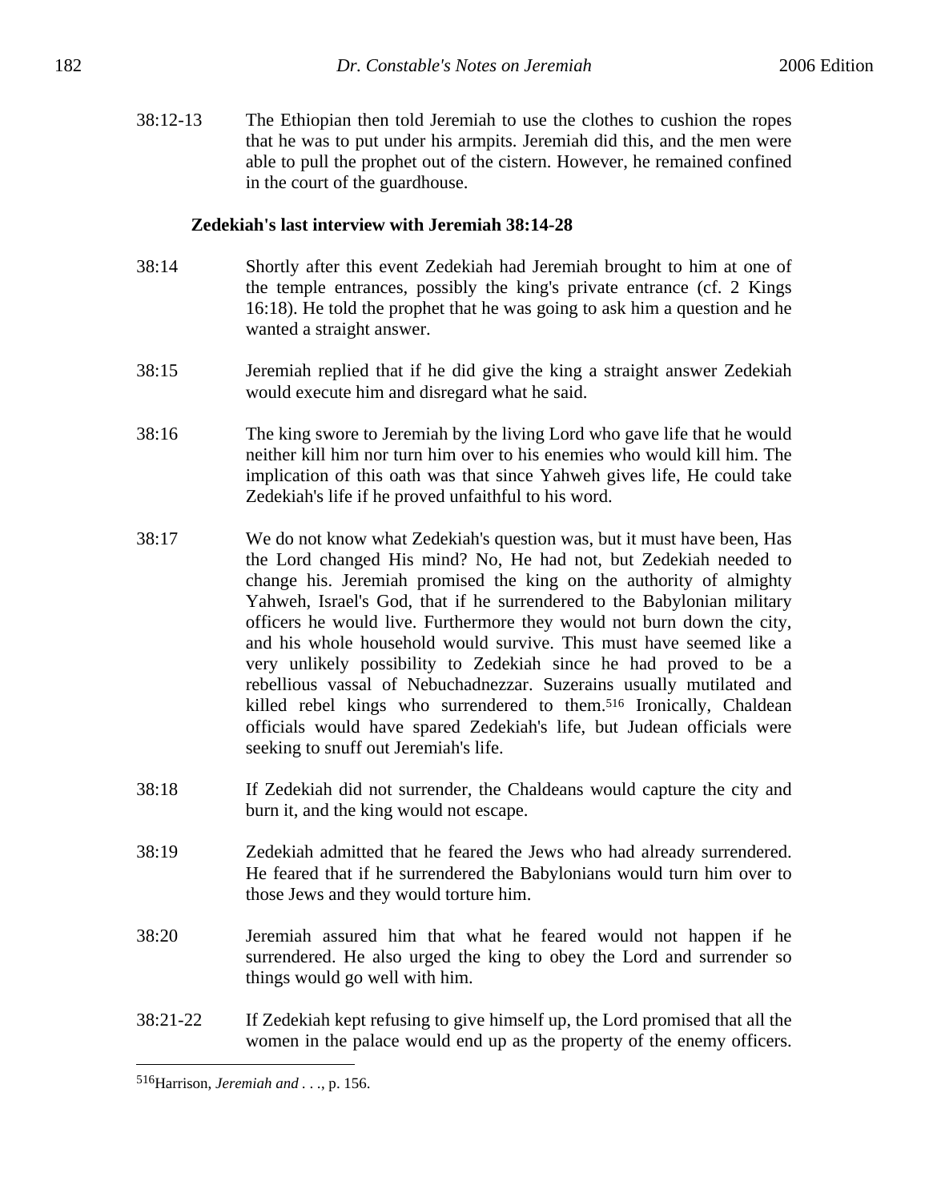38:12-13 The Ethiopian then told Jeremiah to use the clothes to cushion the ropes that he was to put under his armpits. Jeremiah did this, and the men were able to pull the prophet out of the cistern. However, he remained confined in the court of the guardhouse.

**Zedekiah's last interview with Jeremiah 38:14-28**

38:14 Shortly after this event Zedekiah had Jeremiah brought to him at one of the temple entrances, possibly the king's private entrance (cf. 2 Kings 16:18). He told the prophet that he was going to ask him a question and he wanted a straight answer.

38:15 Jeremiah replied that if he did give the king a straight answer Zedekiah would execute him and disregard what he said.

38:16 The king swore to Jeremiah by the living Lord who gave life that he would neither kill him nor turn him over to his enemies who would kill him. The implication of this oath was that since Yahweh gives life, He could take Zedekiah's life if he proved unfaithful to his word.

38:17 We do not know what Zedekiah's question was, but it must have been, Has the Lord changed His mind? No, He had not, but Zedekiah needed to change his. Jeremiah promised the king on the authority of almighty Yahweh, Israel's God, that if he surrendered to the Babylonian military officers he would live. Furthermore they would not burn down the city, and his whole household would survive. This must have seemed like a very unlikely possibility to Zedekiah since he had proved to be a rebellious vassal of Nebuchadnezzar. Suzerains usually mutilated and killed rebel kings who surrendered to them.[516] Ironically, Chaldean officials would have spared Zedekiah's life, but Judean officials were seeking to snuff out Jeremiah's life.

38:18 If Zedekiah did not surrender, the Chaldeans would capture the city and burn it, and the king would not escape.

38:19 Zedekiah admitted that he feared the Jews who had already surrendered. He feared that if he surrendered the Babylonians would turn him over to those Jews and they would torture him.

38:20 Jeremiah assured him that what he feared would not happen if he surrendered. He also urged the king to obey the Lord and surrender so things would go well with him.

38:21-22 If Zedekiah kept refusing to give himself up, the Lord promised that all the women in the palace would end up as the property of the enemy officers.

[516] Harrison, *Jeremiah and . . .*, p. 156.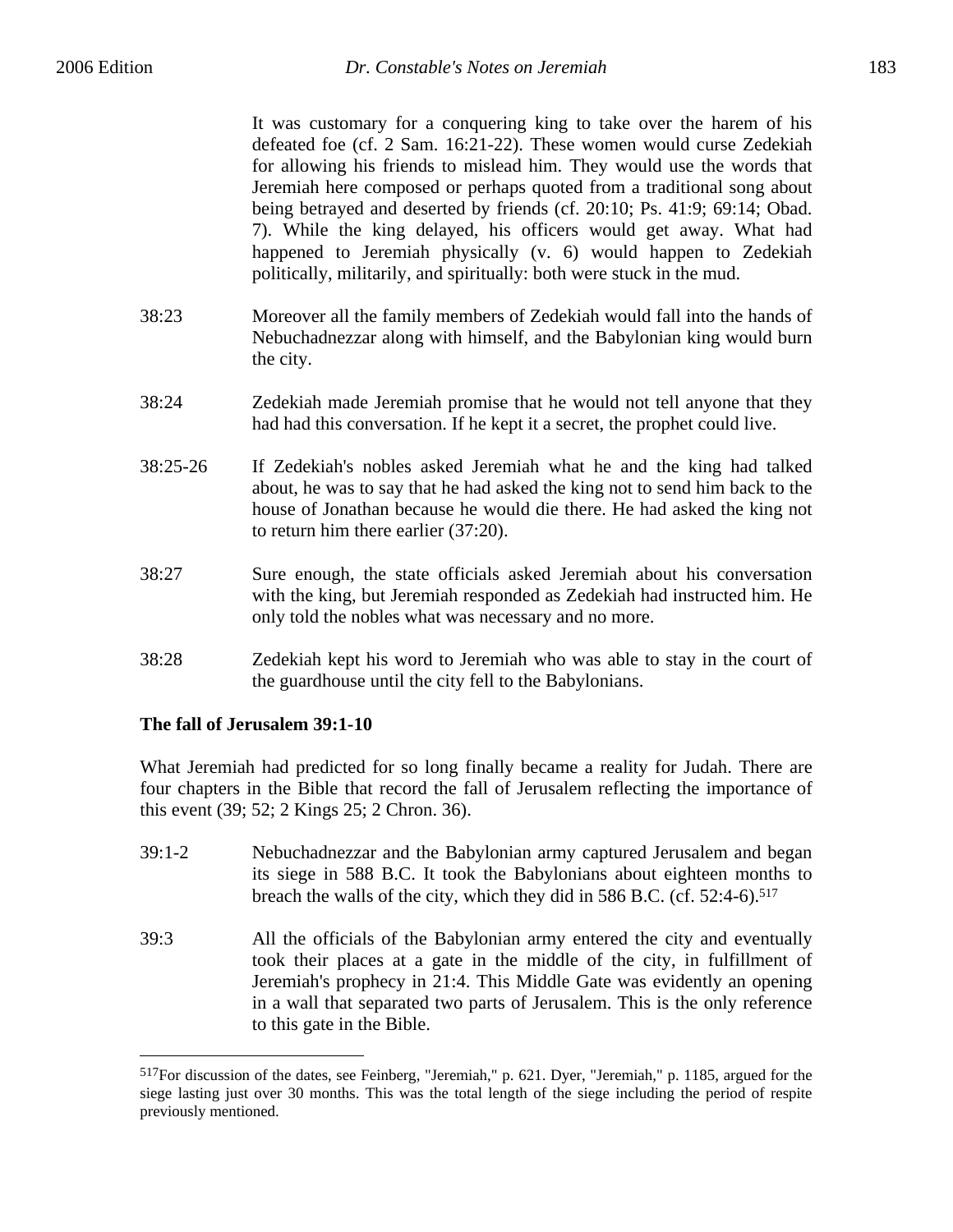It was customary for a conquering king to take over the harem of his defeated foe (cf. 2 Sam. 16:21-22). These women would curse Zedekiah for allowing his friends to mislead him. They would use the words that Jeremiah here composed or perhaps quoted from a traditional song about being betrayed and deserted by friends (cf. 20:10; Ps. 41:9; 69:14; Obad. 7). While the king delayed, his officers would get away. What had happened to Jeremiah physically (v. 6) would happen to Zedekiah politically, militarily, and spiritually: both were stuck in the mud.

38:23 Moreover all the family members of Zedekiah would fall into the hands of Nebuchadnezzar along with himself, and the Babylonian king would burn the city.

38:24 Zedekiah made Jeremiah promise that he would not tell anyone that they had had this conversation. If he kept it a secret, the prophet could live.

38:25-26 If Zedekiah's nobles asked Jeremiah what he and the king had talked about, he was to say that he had asked the king not to send him back to the house of Jonathan because he would die there. He had asked the king not to return him there earlier (37:20).

38:27 Sure enough, the state officials asked Jeremiah about his conversation with the king, but Jeremiah responded as Zedekiah had instructed him. He only told the nobles what was necessary and no more.

38:28 Zedekiah kept his word to Jeremiah who was able to stay in the court of the guardhouse until the city fell to the Babylonians.

**The fall of Jerusalem 39:1-10**

What Jeremiah had predicted for so long finally became a reality for Judah. There are four chapters in the Bible that record the fall of Jerusalem reflecting the importance of this event (39; 52; 2 Kings 25; 2 Chron. 36).

39:1-2 Nebuchadnezzar and the Babylonian army captured Jerusalem and began its siege in 588 B.C. It took the Babylonians about eighteen months to breach the walls of the city, which they did in 586 B.C. (cf. 52:4-6).[517]

39:3 All the officials of the Babylonian army entered the city and eventually took their places at a gate in the middle of the city, in fulfillment of Jeremiah's prophecy in 21:4. This Middle Gate was evidently an opening in a wall that separated two parts of Jerusalem. This is the only reference to this gate in the Bible.

---

[517]For discussion of the dates, see Feinberg, "Jeremiah," p. 621. Dyer, "Jeremiah," p. 1185, argued for the siege lasting just over 30 months. This was the total length of the siege including the period of respite previously mentioned.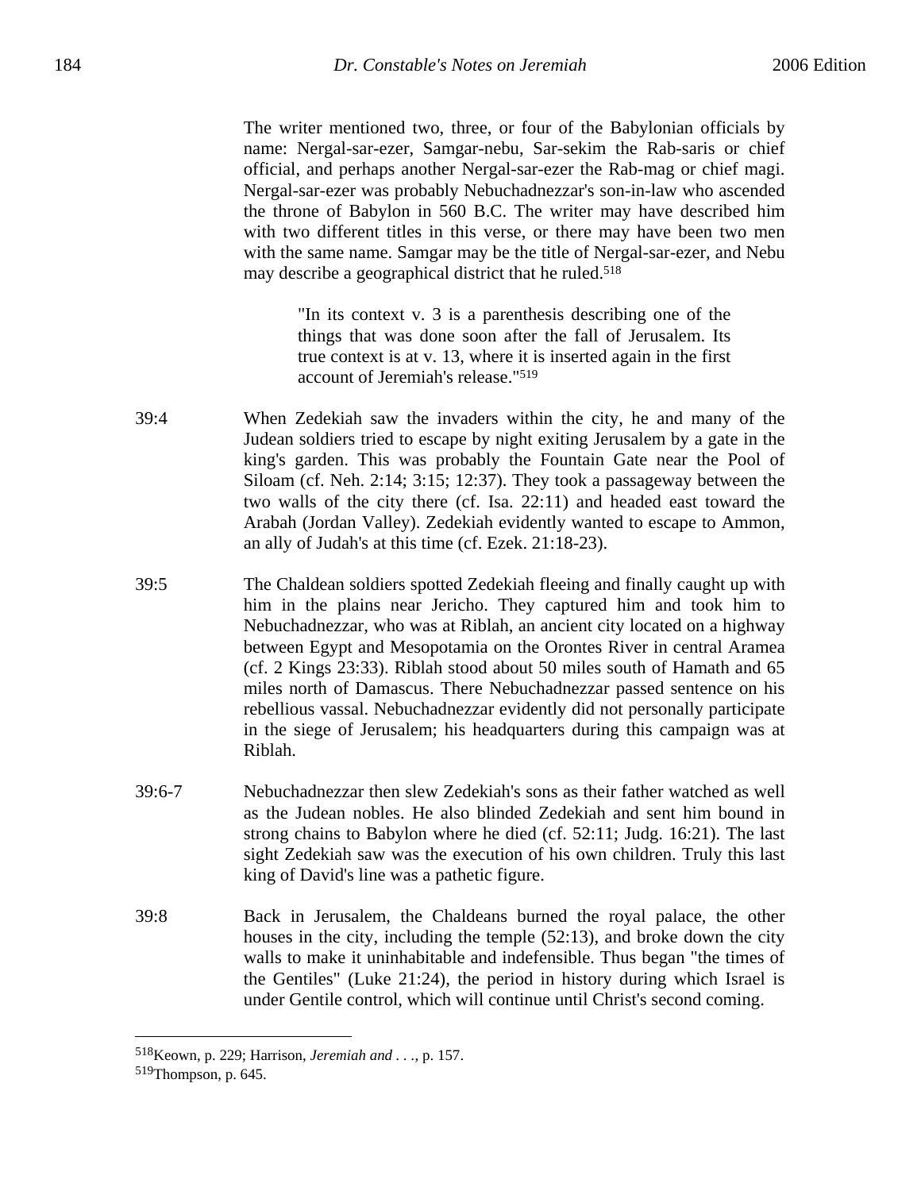The writer mentioned two, three, or four of the Babylonian officials by name: Nergal-sar-ezer, Samgar-nebu, Sar-sekim the Rab-saris or chief official, and perhaps another Nergal-sar-ezer the Rab-mag or chief magi. Nergal-sar-ezer was probably Nebuchadnezzar's son-in-law who ascended the throne of Babylon in 560 B.C. The writer may have described him with two different titles in this verse, or there may have been two men with the same name. Samgar may be the title of Nergal-sar-ezer, and Nebu may describe a geographical district that he ruled.[518]

> "In its context v. 3 is a parenthesis describing one of the things that was done soon after the fall of Jerusalem. Its true context is at v. 13, where it is inserted again in the first account of Jeremiah's release."[519]

39:4 When Zedekiah saw the invaders within the city, he and many of the Judean soldiers tried to escape by night exiting Jerusalem by a gate in the king's garden. This was probably the Fountain Gate near the Pool of Siloam (cf. Neh. 2:14; 3:15; 12:37). They took a passageway between the two walls of the city there (cf. Isa. 22:11) and headed east toward the Arabah (Jordan Valley). Zedekiah evidently wanted to escape to Ammon, an ally of Judah's at this time (cf. Ezek. 21:18-23).

39:5 The Chaldean soldiers spotted Zedekiah fleeing and finally caught up with him in the plains near Jericho. They captured him and took him to Nebuchadnezzar, who was at Riblah, an ancient city located on a highway between Egypt and Mesopotamia on the Orontes River in central Aramea (cf. 2 Kings 23:33). Riblah stood about 50 miles south of Hamath and 65 miles north of Damascus. There Nebuchadnezzar passed sentence on his rebellious vassal. Nebuchadnezzar evidently did not personally participate in the siege of Jerusalem; his headquarters during this campaign was at Riblah.

39:6-7 Nebuchadnezzar then slew Zedekiah's sons as their father watched as well as the Judean nobles. He also blinded Zedekiah and sent him bound in strong chains to Babylon where he died (cf. 52:11; Judg. 16:21). The last sight Zedekiah saw was the execution of his own children. Truly this last king of David's line was a pathetic figure.

39:8 Back in Jerusalem, the Chaldeans burned the royal palace, the other houses in the city, including the temple (52:13), and broke down the city walls to make it uninhabitable and indefensible. Thus began "the times of the Gentiles" (Luke 21:24), the period in history during which Israel is under Gentile control, which will continue until Christ's second coming.

---

[518] Keown, p. 229; Harrison, *Jeremiah and . . .*, p. 157.

[519] Thompson, p. 645.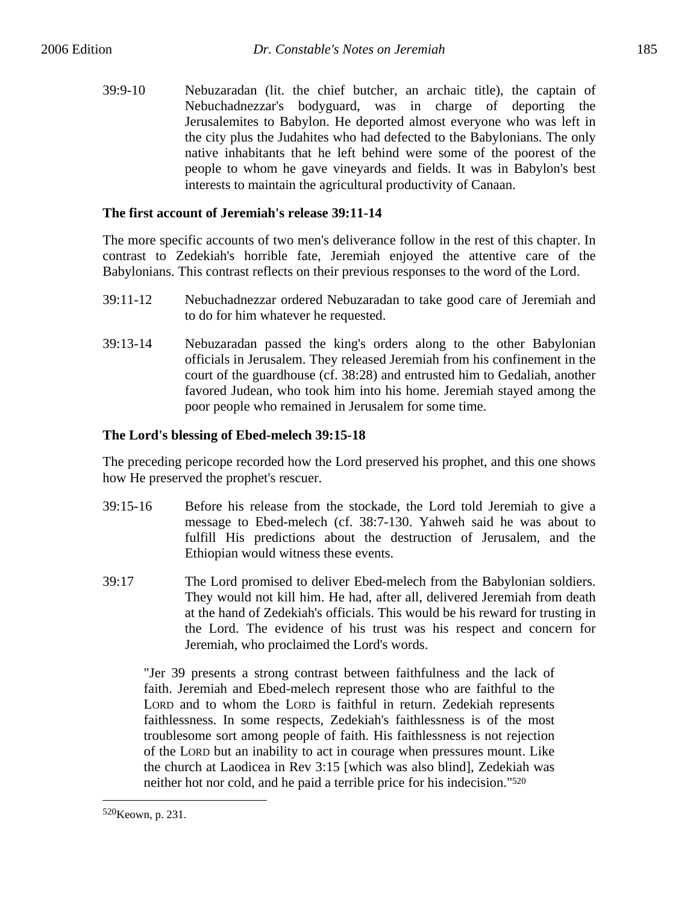39:9-10 Nebuzaradan (lit. the chief butcher, an archaic title), the captain of Nebuchadnezzar's bodyguard, was in charge of deporting the Jerusalemites to Babylon. He deported almost everyone who was left in the city plus the Judahites who had defected to the Babylonians. The only native inhabitants that he left behind were some of the poorest of the people to whom he gave vineyards and fields. It was in Babylon's best interests to maintain the agricultural productivity of Canaan.

**The first account of Jeremiah's release 39:11-14**

The more specific accounts of two men's deliverance follow in the rest of this chapter. In contrast to Zedekiah's horrible fate, Jeremiah enjoyed the attentive care of the Babylonians. This contrast reflects on their previous responses to the word of the Lord.

39:11-12 Nebuchadnezzar ordered Nebuzaradan to take good care of Jeremiah and to do for him whatever he requested.

39:13-14 Nebuzaradan passed the king's orders along to the other Babylonian officials in Jerusalem. They released Jeremiah from his confinement in the court of the guardhouse (cf. 38:28) and entrusted him to Gedaliah, another favored Judean, who took him into his home. Jeremiah stayed among the poor people who remained in Jerusalem for some time.

**The Lord's blessing of Ebed-melech 39:15-18**

The preceding pericope recorded how the Lord preserved his prophet, and this one shows how He preserved the prophet's rescuer.

39:15-16 Before his release from the stockade, the Lord told Jeremiah to give a message to Ebed-melech (cf. 38:7-130. Yahweh said he was about to fulfill His predictions about the destruction of Jerusalem, and the Ethiopian would witness these events.

39:17 The Lord promised to deliver Ebed-melech from the Babylonian soldiers. They would not kill him. He had, after all, delivered Jeremiah from death at the hand of Zedekiah's officials. This would be his reward for trusting in the Lord. The evidence of his trust was his respect and concern for Jeremiah, who proclaimed the Lord's words.

> "Jer 39 presents a strong contrast between faithfulness and the lack of faith. Jeremiah and Ebed-melech represent those who are faithful to the LORD and to whom the LORD is faithful in return. Zedekiah represents faithlessness. In some respects, Zedekiah's faithlessness is of the most troublesome sort among people of faith. His faithlessness is not rejection of the LORD but an inability to act in courage when pressures mount. Like the church at Laodicea in Rev 3:15 [which was also blind], Zedekiah was neither hot nor cold, and he paid a terrible price for his indecision."[520]

---

[520]Keown, p. 231.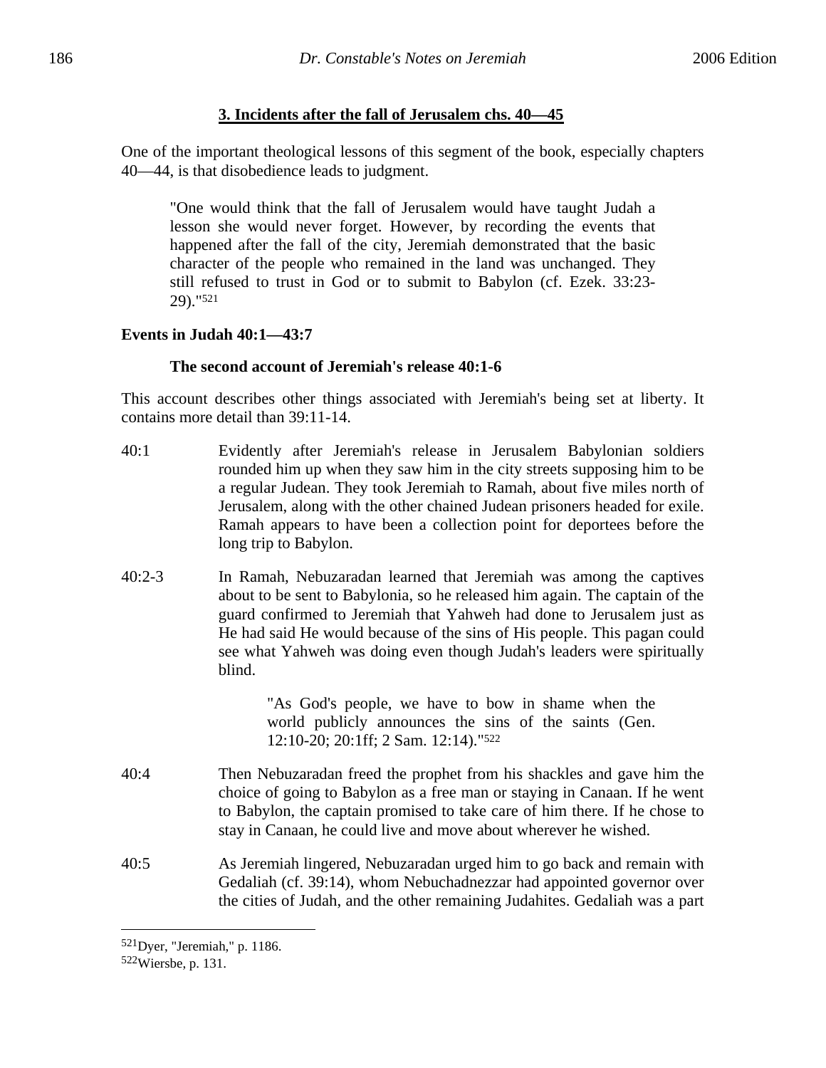### 3. Incidents after the fall of Jerusalem chs. 40—45

One of the important theological lessons of this segment of the book, especially chapters 40—44, is that disobedience leads to judgment.

> "One would think that the fall of Jerusalem would have taught Judah a lesson she would never forget. However, by recording the events that happened after the fall of the city, Jeremiah demonstrated that the basic character of the people who remained in the land was unchanged. They still refused to trust in God or to submit to Babylon (cf. Ezek. 33:23-29)."[521]

#### Events in Judah 40:1—43:7

##### The second account of Jeremiah's release 40:1-6

This account describes other things associated with Jeremiah's being set at liberty. It contains more detail than 39:11-14.

40:1 Evidently after Jeremiah's release in Jerusalem Babylonian soldiers rounded him up when they saw him in the city streets supposing him to be a regular Judean. They took Jeremiah to Ramah, about five miles north of Jerusalem, along with the other chained Judean prisoners headed for exile. Ramah appears to have been a collection point for deportees before the long trip to Babylon.

40:2-3 In Ramah, Nebuzaradan learned that Jeremiah was among the captives about to be sent to Babylonia, so he released him again. The captain of the guard confirmed to Jeremiah that Yahweh had done to Jerusalem just as He had said He would because of the sins of His people. This pagan could see what Yahweh was doing even though Judah's leaders were spiritually blind.

> "As God's people, we have to bow in shame when the world publicly announces the sins of the saints (Gen. 12:10-20; 20:1ff; 2 Sam. 12:14)."[522]

40:4 Then Nebuzaradan freed the prophet from his shackles and gave him the choice of going to Babylon as a free man or staying in Canaan. If he went to Babylon, the captain promised to take care of him there. If he chose to stay in Canaan, he could live and move about wherever he wished.

40:5 As Jeremiah lingered, Nebuzaradan urged him to go back and remain with Gedaliah (cf. 39:14), whom Nebuchadnezzar had appointed governor over the cities of Judah, and the other remaining Judahites. Gedaliah was a part

---

[521] Dyer, "Jeremiah," p. 1186.

[522] Wiersbe, p. 131.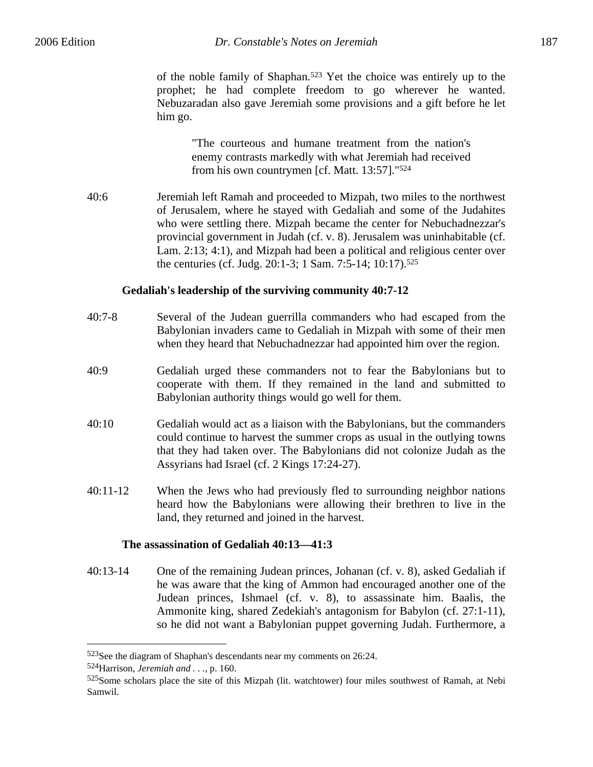of the noble family of Shaphan.[523] Yet the choice was entirely up to the prophet; he had complete freedom to go wherever he wanted. Nebuzaradan also gave Jeremiah some provisions and a gift before he let him go.

> "The courteous and humane treatment from the nation's enemy contrasts markedly with what Jeremiah had received from his own countrymen [cf. Matt. 13:57]."[524]

40:6 Jeremiah left Ramah and proceeded to Mizpah, two miles to the northwest of Jerusalem, where he stayed with Gedaliah and some of the Judahites who were settling there. Mizpah became the center for Nebuchadnezzar's provincial government in Judah (cf. v. 8). Jerusalem was uninhabitable (cf. Lam. 2:13; 4:1), and Mizpah had been a political and religious center over the centuries (cf. Judg. 20:1-3; 1 Sam. 7:5-14; 10:17).[525]

**Gedaliah's leadership of the surviving community 40:7-12**

40:7-8 Several of the Judean guerrilla commanders who had escaped from the Babylonian invaders came to Gedaliah in Mizpah with some of their men when they heard that Nebuchadnezzar had appointed him over the region.

40:9 Gedaliah urged these commanders not to fear the Babylonians but to cooperate with them. If they remained in the land and submitted to Babylonian authority things would go well for them.

40:10 Gedaliah would act as a liaison with the Babylonians, but the commanders could continue to harvest the summer crops as usual in the outlying towns that they had taken over. The Babylonians did not colonize Judah as the Assyrians had Israel (cf. 2 Kings 17:24-27).

40:11-12 When the Jews who had previously fled to surrounding neighbor nations heard how the Babylonians were allowing their brethren to live in the land, they returned and joined in the harvest.

**The assassination of Gedaliah 40:13—41:3**

40:13-14 One of the remaining Judean princes, Johanan (cf. v. 8), asked Gedaliah if he was aware that the king of Ammon had encouraged another one of the Judean princes, Ishmael (cf. v. 8), to assassinate him. Baalis, the Ammonite king, shared Zedekiah's antagonism for Babylon (cf. 27:1-11), so he did not want a Babylonian puppet governing Judah. Furthermore, a

---

[523]See the diagram of Shaphan's descendants near my comments on 26:24.

[524]Harrison, *Jeremiah and . . .*, p. 160.

[525]Some scholars place the site of this Mizpah (lit. watchtower) four miles southwest of Ramah, at Nebi Samwil.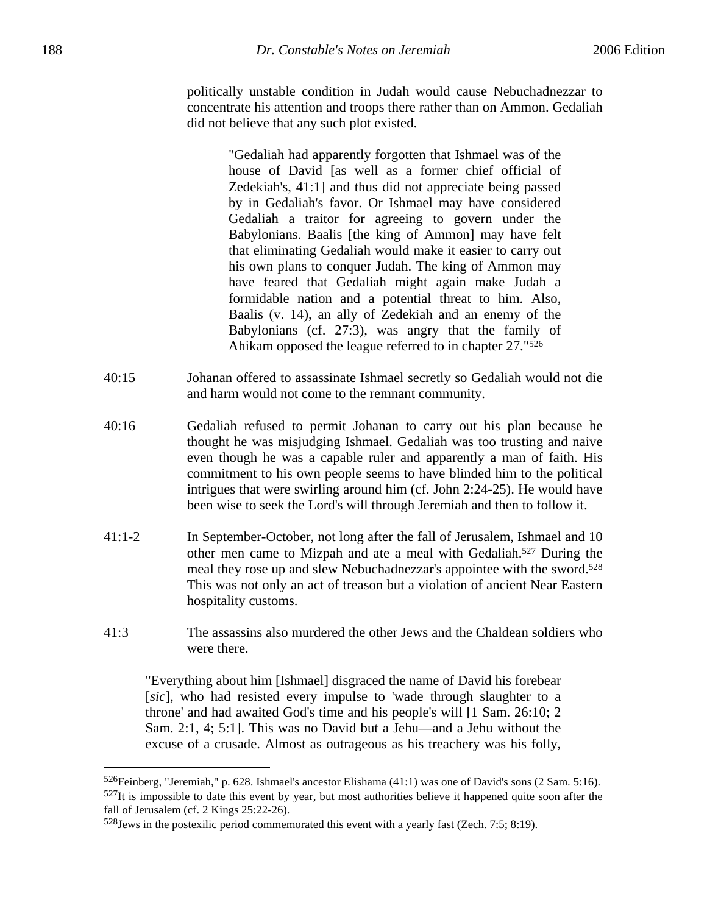politically unstable condition in Judah would cause Nebuchadnezzar to concentrate his attention and troops there rather than on Ammon. Gedaliah did not believe that any such plot existed.

> "Gedaliah had apparently forgotten that Ishmael was of the house of David [as well as a former chief official of Zedekiah's, 41:1] and thus did not appreciate being passed by in Gedaliah's favor. Or Ishmael may have considered Gedaliah a traitor for agreeing to govern under the Babylonians. Baalis [the king of Ammon] may have felt that eliminating Gedaliah would make it easier to carry out his own plans to conquer Judah. The king of Ammon may have feared that Gedaliah might again make Judah a formidable nation and a potential threat to him. Also, Baalis (v. 14), an ally of Zedekiah and an enemy of the Babylonians (cf. 27:3), was angry that the family of Ahikam opposed the league referred to in chapter 27."[526]

40:15 Johanan offered to assassinate Ishmael secretly so Gedaliah would not die and harm would not come to the remnant community.

40:16 Gedaliah refused to permit Johanan to carry out his plan because he thought he was misjudging Ishmael. Gedaliah was too trusting and naive even though he was a capable ruler and apparently a man of faith. His commitment to his own people seems to have blinded him to the political intrigues that were swirling around him (cf. John 2:24-25). He would have been wise to seek the Lord's will through Jeremiah and then to follow it.

41:1-2 In September-October, not long after the fall of Jerusalem, Ishmael and 10 other men came to Mizpah and ate a meal with Gedaliah.[527] During the meal they rose up and slew Nebuchadnezzar's appointee with the sword.[528] This was not only an act of treason but a violation of ancient Near Eastern hospitality customs.

41:3 The assassins also murdered the other Jews and the Chaldean soldiers who were there.

> "Everything about him [Ishmael] disgraced the name of David his forebear [*sic*], who had resisted every impulse to 'wade through slaughter to a throne' and had awaited God's time and his people's will [1 Sam. 26:10; 2 Sam. 2:1, 4; 5:1]. This was no David but a Jehu—and a Jehu without the excuse of a crusade. Almost as outrageous as his treachery was his folly,

---

[526] Feinberg, "Jeremiah," p. 628. Ishmael's ancestor Elishama (41:1) was one of David's sons (2 Sam. 5:16).

[527] It is impossible to date this event by year, but most authorities believe it happened quite soon after the fall of Jerusalem (cf. 2 Kings 25:22-26).

[528] Jews in the postexilic period commemorated this event with a yearly fast (Zech. 7:5; 8:19).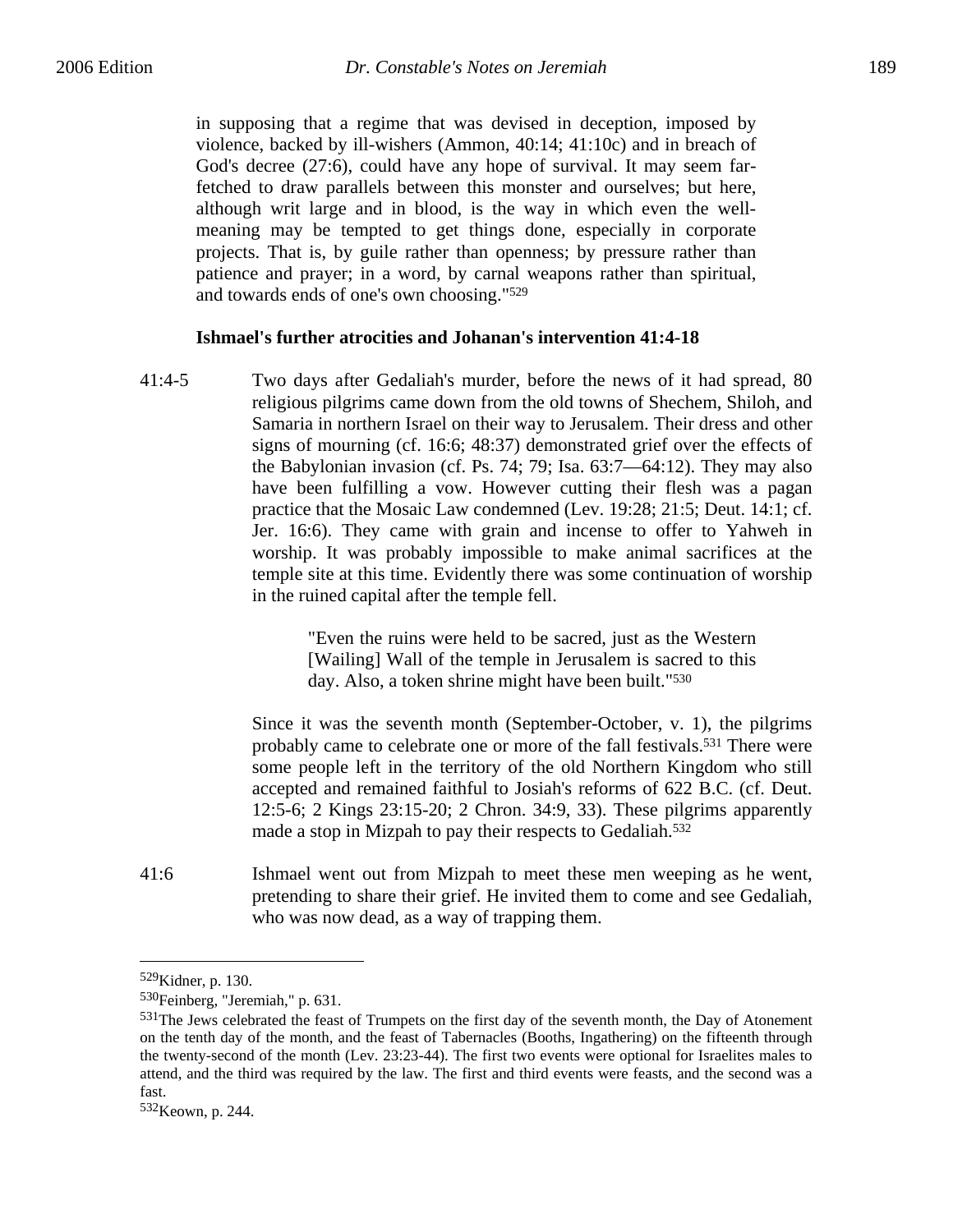in supposing that a regime that was devised in deception, imposed by violence, backed by ill-wishers (Ammon, 40:14; 41:10c) and in breach of God's decree (27:6), could have any hope of survival. It may seem far-fetched to draw parallels between this monster and ourselves; but here, although writ large and in blood, is the way in which even the well-meaning may be tempted to get things done, especially in corporate projects. That is, by guile rather than openness; by pressure rather than patience and prayer; in a word, by carnal weapons rather than spiritual, and towards ends of one's own choosing."[529]

**Ishmael's further atrocities and Johanan's intervention 41:4-18**

41:4-5 Two days after Gedaliah's murder, before the news of it had spread, 80 religious pilgrims came down from the old towns of Shechem, Shiloh, and Samaria in northern Israel on their way to Jerusalem. Their dress and other signs of mourning (cf. 16:6; 48:37) demonstrated grief over the effects of the Babylonian invasion (cf. Ps. 74; 79; Isa. 63:7—64:12). They may also have been fulfilling a vow. However cutting their flesh was a pagan practice that the Mosaic Law condemned (Lev. 19:28; 21:5; Deut. 14:1; cf. Jer. 16:6). They came with grain and incense to offer to Yahweh in worship. It was probably impossible to make animal sacrifices at the temple site at this time. Evidently there was some continuation of worship in the ruined capital after the temple fell.

> "Even the ruins were held to be sacred, just as the Western [Wailing] Wall of the temple in Jerusalem is sacred to this day. Also, a token shrine might have been built."[530]

Since it was the seventh month (September-October, v. 1), the pilgrims probably came to celebrate one or more of the fall festivals.[531] There were some people left in the territory of the old Northern Kingdom who still accepted and remained faithful to Josiah's reforms of 622 B.C. (cf. Deut. 12:5-6; 2 Kings 23:15-20; 2 Chron. 34:9, 33). These pilgrims apparently made a stop in Mizpah to pay their respects to Gedaliah.[532]

41:6 Ishmael went out from Mizpah to meet these men weeping as he went, pretending to share their grief. He invited them to come and see Gedaliah, who was now dead, as a way of trapping them.

---

[529] Kidner, p. 130.

[530] Feinberg, "Jeremiah," p. 631.

[531] The Jews celebrated the feast of Trumpets on the first day of the seventh month, the Day of Atonement on the tenth day of the month, and the feast of Tabernacles (Booths, Ingathering) on the fifteenth through the twenty-second of the month (Lev. 23:23-44). The first two events were optional for Israelites males to attend, and the third was required by the law. The first and third events were feasts, and the second was a fast.

[532] Keown, p. 244.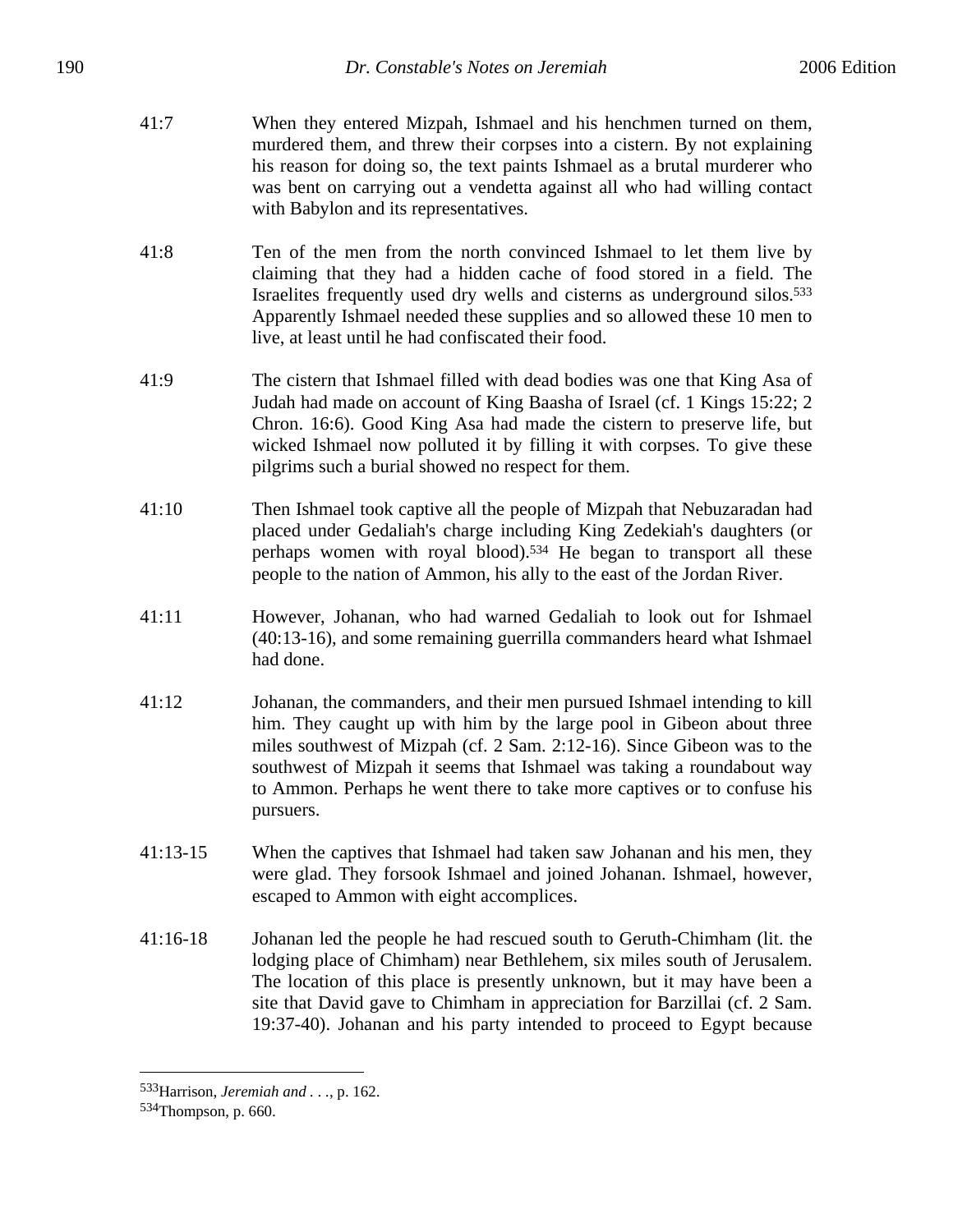41:7 When they entered Mizpah, Ishmael and his henchmen turned on them, murdered them, and threw their corpses into a cistern. By not explaining his reason for doing so, the text paints Ishmael as a brutal murderer who was bent on carrying out a vendetta against all who had willing contact with Babylon and its representatives.

41:8 Ten of the men from the north convinced Ishmael to let them live by claiming that they had a hidden cache of food stored in a field. The Israelites frequently used dry wells and cisterns as underground silos.[533] Apparently Ishmael needed these supplies and so allowed these 10 men to live, at least until he had confiscated their food.

41:9 The cistern that Ishmael filled with dead bodies was one that King Asa of Judah had made on account of King Baasha of Israel (cf. 1 Kings 15:22; 2 Chron. 16:6). Good King Asa had made the cistern to preserve life, but wicked Ishmael now polluted it by filling it with corpses. To give these pilgrims such a burial showed no respect for them.

41:10 Then Ishmael took captive all the people of Mizpah that Nebuzaradan had placed under Gedaliah's charge including King Zedekiah's daughters (or perhaps women with royal blood).[534] He began to transport all these people to the nation of Ammon, his ally to the east of the Jordan River.

41:11 However, Johanan, who had warned Gedaliah to look out for Ishmael (40:13-16), and some remaining guerrilla commanders heard what Ishmael had done.

41:12 Johanan, the commanders, and their men pursued Ishmael intending to kill him. They caught up with him by the large pool in Gibeon about three miles southwest of Mizpah (cf. 2 Sam. 2:12-16). Since Gibeon was to the southwest of Mizpah it seems that Ishmael was taking a roundabout way to Ammon. Perhaps he went there to take more captives or to confuse his pursuers.

41:13-15 When the captives that Ishmael had taken saw Johanan and his men, they were glad. They forsook Ishmael and joined Johanan. Ishmael, however, escaped to Ammon with eight accomplices.

41:16-18 Johanan led the people he had rescued south to Geruth-Chimham (lit. the lodging place of Chimham) near Bethlehem, six miles south of Jerusalem. The location of this place is presently unknown, but it may have been a site that David gave to Chimham in appreciation for Barzillai (cf. 2 Sam. 19:37-40). Johanan and his party intended to proceed to Egypt because

---

[533] Harrison, *Jeremiah and . . .*, p. 162.

[534] Thompson, p. 660.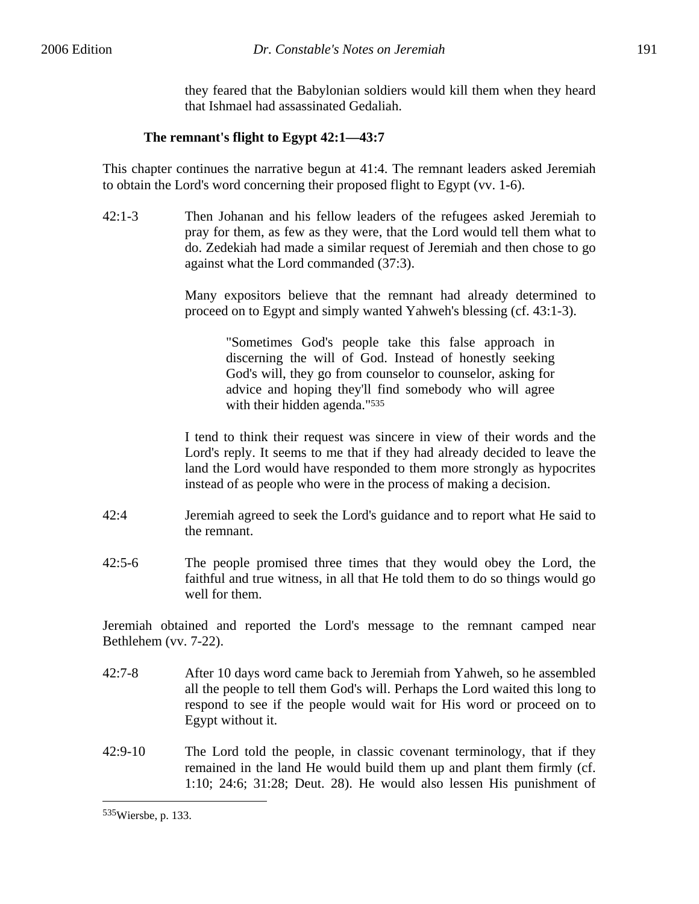they feared that the Babylonian soldiers would kill them when they heard that Ishmael had assassinated Gedaliah.

### The remnant's flight to Egypt 42:1—43:7

This chapter continues the narrative begun at 41:4. The remnant leaders asked Jeremiah to obtain the Lord's word concerning their proposed flight to Egypt (vv. 1-6).

42:1-3 Then Johanan and his fellow leaders of the refugees asked Jeremiah to pray for them, as few as they were, that the Lord would tell them what to do. Zedekiah had made a similar request of Jeremiah and then chose to go against what the Lord commanded (37:3).

Many expositors believe that the remnant had already determined to proceed on to Egypt and simply wanted Yahweh's blessing (cf. 43:1-3).

> "Sometimes God's people take this false approach in discerning the will of God. Instead of honestly seeking God's will, they go from counselor to counselor, asking for advice and hoping they'll find somebody who will agree with their hidden agenda."[535]

I tend to think their request was sincere in view of their words and the Lord's reply. It seems to me that if they had already decided to leave the land the Lord would have responded to them more strongly as hypocrites instead of as people who were in the process of making a decision.

42:4 Jeremiah agreed to seek the Lord's guidance and to report what He said to the remnant.

42:5-6 The people promised three times that they would obey the Lord, the faithful and true witness, in all that He told them to do so things would go well for them.

Jeremiah obtained and reported the Lord's message to the remnant camped near Bethlehem (vv. 7-22).

42:7-8 After 10 days word came back to Jeremiah from Yahweh, so he assembled all the people to tell them God's will. Perhaps the Lord waited this long to respond to see if the people would wait for His word or proceed on to Egypt without it.

42:9-10 The Lord told the people, in classic covenant terminology, that if they remained in the land He would build them up and plant them firmly (cf. 1:10; 24:6; 31:28; Deut. 28). He would also lessen His punishment of

---

[535] Wiersbe, p. 133.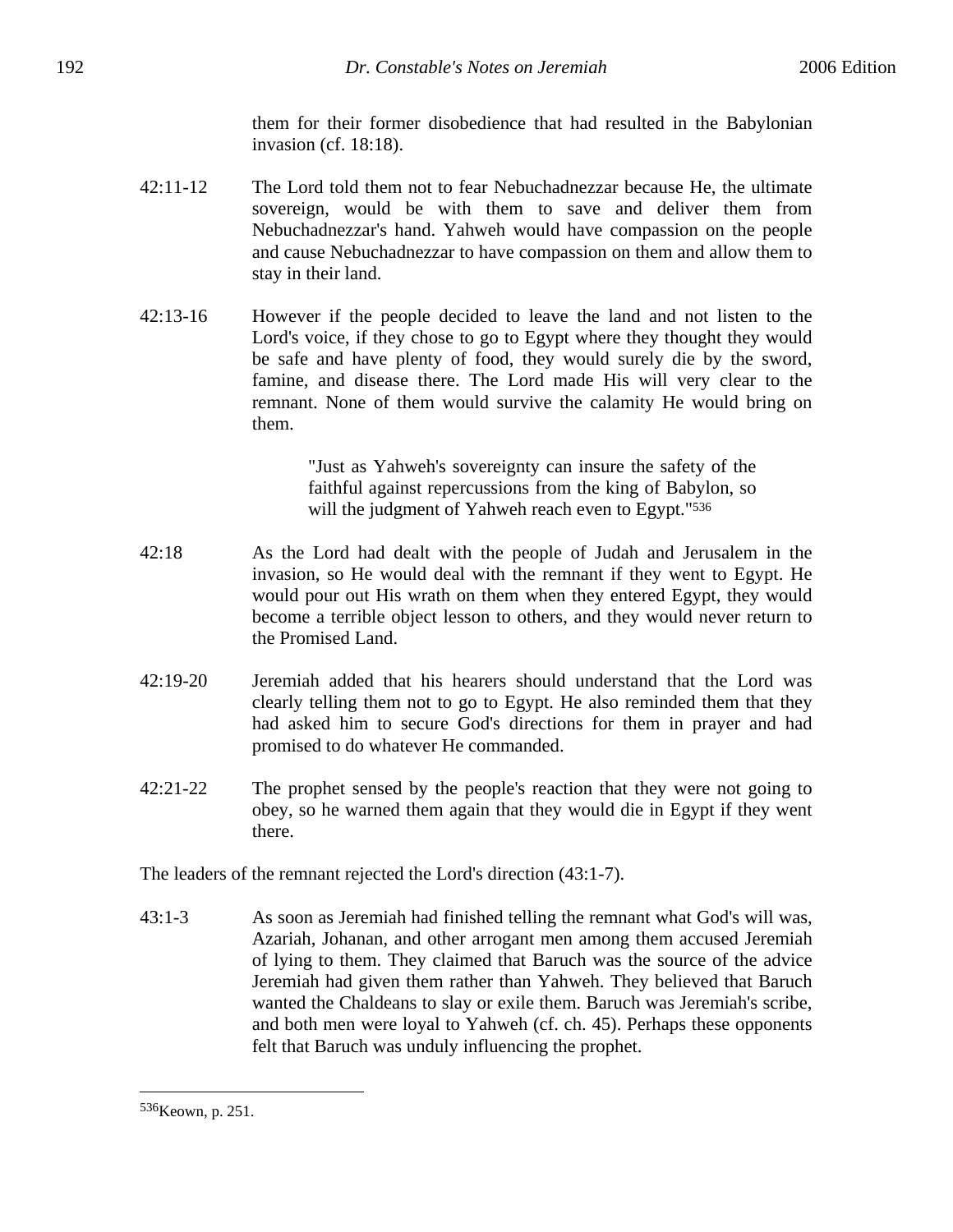them for their former disobedience that had resulted in the Babylonian invasion (cf. 18:18).

42:11-12 The Lord told them not to fear Nebuchadnezzar because He, the ultimate sovereign, would be with them to save and deliver them from Nebuchadnezzar's hand. Yahweh would have compassion on the people and cause Nebuchadnezzar to have compassion on them and allow them to stay in their land.

42:13-16 However if the people decided to leave the land and not listen to the Lord's voice, if they chose to go to Egypt where they thought they would be safe and have plenty of food, they would surely die by the sword, famine, and disease there. The Lord made His will very clear to the remnant. None of them would survive the calamity He would bring on them.

> "Just as Yahweh's sovereignty can insure the safety of the faithful against repercussions from the king of Babylon, so will the judgment of Yahweh reach even to Egypt."[536]

42:18 As the Lord had dealt with the people of Judah and Jerusalem in the invasion, so He would deal with the remnant if they went to Egypt. He would pour out His wrath on them when they entered Egypt, they would become a terrible object lesson to others, and they would never return to the Promised Land.

42:19-20 Jeremiah added that his hearers should understand that the Lord was clearly telling them not to go to Egypt. He also reminded them that they had asked him to secure God's directions for them in prayer and had promised to do whatever He commanded.

42:21-22 The prophet sensed by the people's reaction that they were not going to obey, so he warned them again that they would die in Egypt if they went there.

The leaders of the remnant rejected the Lord's direction (43:1-7).

43:1-3 As soon as Jeremiah had finished telling the remnant what God's will was, Azariah, Johanan, and other arrogant men among them accused Jeremiah of lying to them. They claimed that Baruch was the source of the advice Jeremiah had given them rather than Yahweh. They believed that Baruch wanted the Chaldeans to slay or exile them. Baruch was Jeremiah's scribe, and both men were loyal to Yahweh (cf. ch. 45). Perhaps these opponents felt that Baruch was unduly influencing the prophet.

---

[536]Keown, p. 251.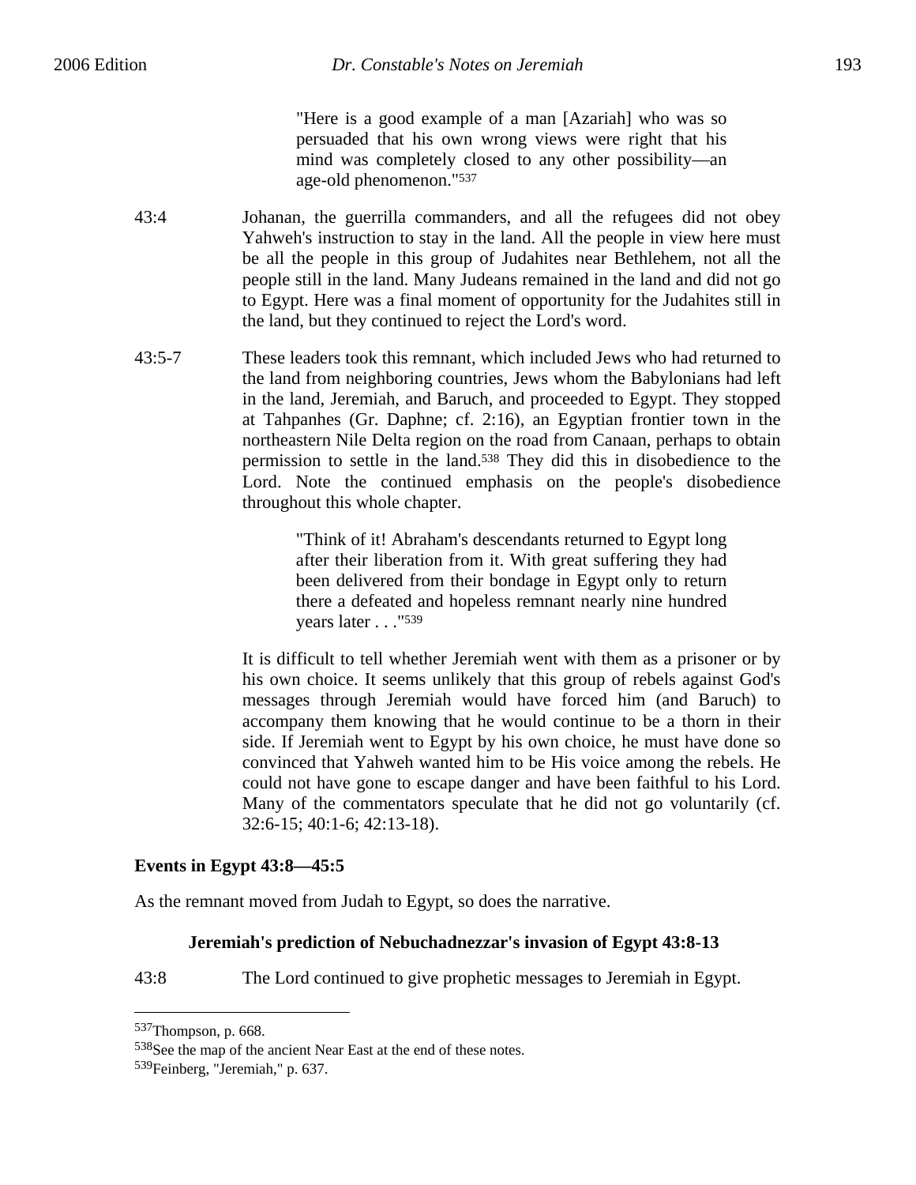> "Here is a good example of a man [Azariah] who was so persuaded that his own wrong views were right that his mind was completely closed to any other possibility—an age-old phenomenon."[537]

43:4 Johanan, the guerrilla commanders, and all the refugees did not obey Yahweh's instruction to stay in the land. All the people in view here must be all the people in this group of Judahites near Bethlehem, not all the people still in the land. Many Judeans remained in the land and did not go to Egypt. Here was a final moment of opportunity for the Judahites still in the land, but they continued to reject the Lord's word.

43:5-7 These leaders took this remnant, which included Jews who had returned to the land from neighboring countries, Jews whom the Babylonians had left in the land, Jeremiah, and Baruch, and proceeded to Egypt. They stopped at Tahpanhes (Gr. Daphne; cf. 2:16), an Egyptian frontier town in the northeastern Nile Delta region on the road from Canaan, perhaps to obtain permission to settle in the land.[538] They did this in disobedience to the Lord. Note the continued emphasis on the people's disobedience throughout this whole chapter.

> "Think of it! Abraham's descendants returned to Egypt long after their liberation from it. With great suffering they had been delivered from their bondage in Egypt only to return there a defeated and hopeless remnant nearly nine hundred years later . . ."[539]

It is difficult to tell whether Jeremiah went with them as a prisoner or by his own choice. It seems unlikely that this group of rebels against God's messages through Jeremiah would have forced him (and Baruch) to accompany them knowing that he would continue to be a thorn in their side. If Jeremiah went to Egypt by his own choice, he must have done so convinced that Yahweh wanted him to be His voice among the rebels. He could not have gone to escape danger and have been faithful to his Lord. Many of the commentators speculate that he did not go voluntarily (cf. 32:6-15; 40:1-6; 42:13-18).

### Events in Egypt 43:8—45:5

As the remnant moved from Judah to Egypt, so does the narrative.

#### Jeremiah's prediction of Nebuchadnezzar's invasion of Egypt 43:8-13

43:8 The Lord continued to give prophetic messages to Jeremiah in Egypt.

---

[537] Thompson, p. 668.

[538] See the map of the ancient Near East at the end of these notes.

[539] Feinberg, "Jeremiah," p. 637.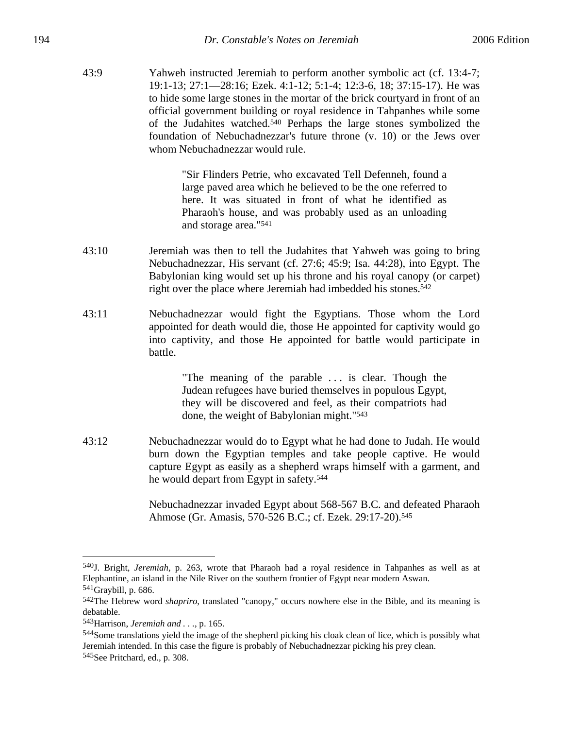43:9 Yahweh instructed Jeremiah to perform another symbolic act (cf. 13:4-7; 19:1-13; 27:1—28:16; Ezek. 4:1-12; 5:1-4; 12:3-6, 18; 37:15-17). He was to hide some large stones in the mortar of the brick courtyard in front of an official government building or royal residence in Tahpanhes while some of the Judahites watched.[540] Perhaps the large stones symbolized the foundation of Nebuchadnezzar's future throne (v. 10) or the Jews over whom Nebuchadnezzar would rule.

> "Sir Flinders Petrie, who excavated Tell Defenneh, found a large paved area which he believed to be the one referred to here. It was situated in front of what he identified as Pharaoh's house, and was probably used as an unloading and storage area."[541]

43:10 Jeremiah was then to tell the Judahites that Yahweh was going to bring Nebuchadnezzar, His servant (cf. 27:6; 45:9; Isa. 44:28), into Egypt. The Babylonian king would set up his throne and his royal canopy (or carpet) right over the place where Jeremiah had imbedded his stones.[542]

43:11 Nebuchadnezzar would fight the Egyptians. Those whom the Lord appointed for death would die, those He appointed for captivity would go into captivity, and those He appointed for battle would participate in battle.

> "The meaning of the parable . . . is clear. Though the Judean refugees have buried themselves in populous Egypt, they will be discovered and feel, as their compatriots had done, the weight of Babylonian might."[543]

43:12 Nebuchadnezzar would do to Egypt what he had done to Judah. He would burn down the Egyptian temples and take people captive. He would capture Egypt as easily as a shepherd wraps himself with a garment, and he would depart from Egypt in safety.[544]

Nebuchadnezzar invaded Egypt about 568-567 B.C. and defeated Pharaoh Ahmose (Gr. Amasis, 570-526 B.C.; cf. Ezek. 29:17-20).[545]

---

[540] J. Bright, *Jeremiah*, p. 263, wrote that Pharaoh had a royal residence in Tahpanhes as well as at Elephantine, an island in the Nile River on the southern frontier of Egypt near modern Aswan.

[541] Graybill, p. 686.

[542] The Hebrew word *shapriro*, translated "canopy," occurs nowhere else in the Bible, and its meaning is debatable.

[543] Harrison, *Jeremiah and . . .*, p. 165.

[544] Some translations yield the image of the shepherd picking his cloak clean of lice, which is possibly what Jeremiah intended. In this case the figure is probably of Nebuchadnezzar picking his prey clean.

[545] See Pritchard, ed., p. 308.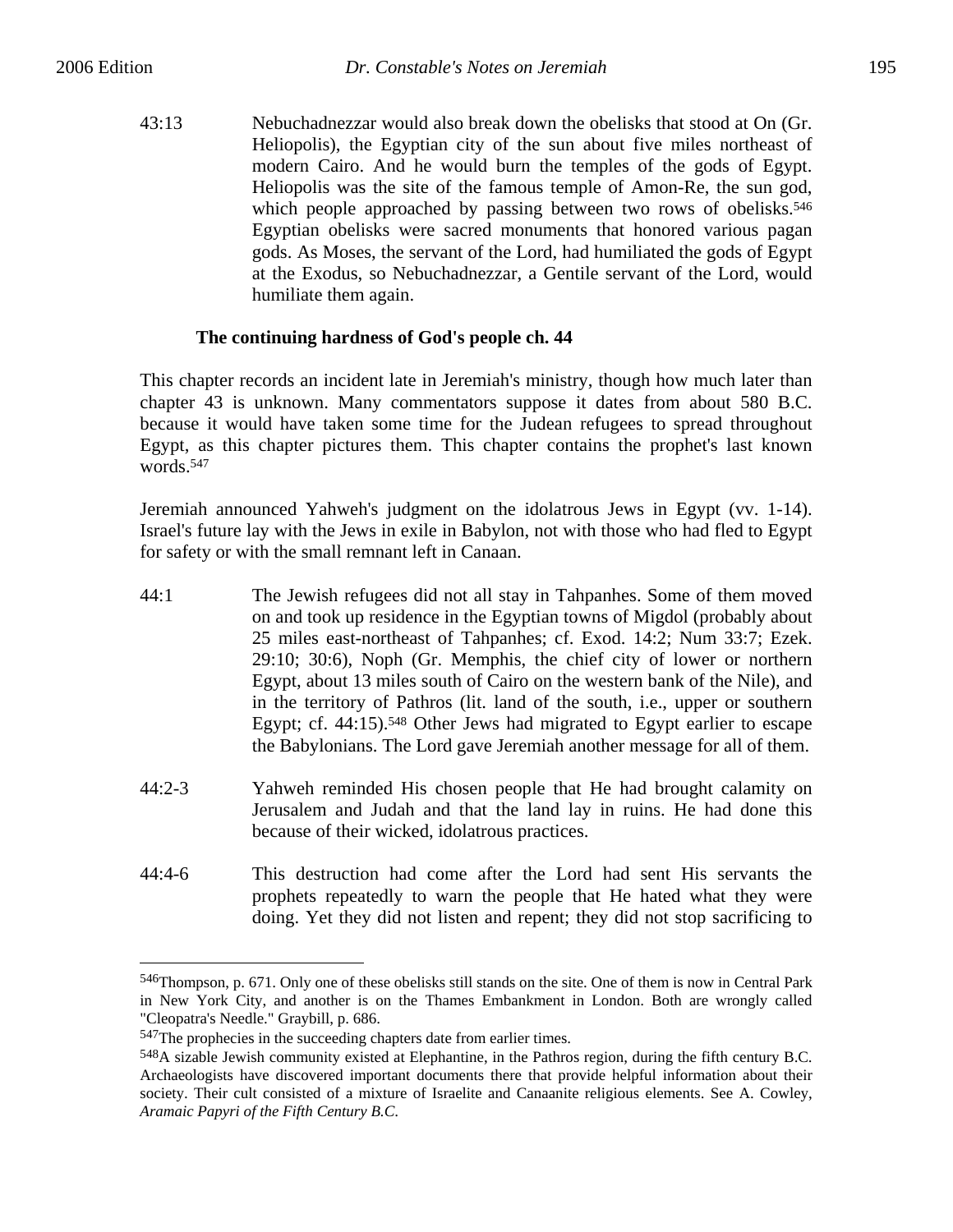43:13 Nebuchadnezzar would also break down the obelisks that stood at On (Gr. Heliopolis), the Egyptian city of the sun about five miles northeast of modern Cairo. And he would burn the temples of the gods of Egypt. Heliopolis was the site of the famous temple of Amon-Re, the sun god, which people approached by passing between two rows of obelisks.[546] Egyptian obelisks were sacred monuments that honored various pagan gods. As Moses, the servant of the Lord, had humiliated the gods of Egypt at the Exodus, so Nebuchadnezzar, a Gentile servant of the Lord, would humiliate them again.

### The continuing hardness of God's people ch. 44

This chapter records an incident late in Jeremiah's ministry, though how much later than chapter 43 is unknown. Many commentators suppose it dates from about 580 B.C. because it would have taken some time for the Judean refugees to spread throughout Egypt, as this chapter pictures them. This chapter contains the prophet's last known words.[547]

Jeremiah announced Yahweh's judgment on the idolatrous Jews in Egypt (vv. 1-14). Israel's future lay with the Jews in exile in Babylon, not with those who had fled to Egypt for safety or with the small remnant left in Canaan.

44:1 The Jewish refugees did not all stay in Tahpanhes. Some of them moved on and took up residence in the Egyptian towns of Migdol (probably about 25 miles east-northeast of Tahpanhes; cf. Exod. 14:2; Num 33:7; Ezek. 29:10; 30:6), Noph (Gr. Memphis, the chief city of lower or northern Egypt, about 13 miles south of Cairo on the western bank of the Nile), and in the territory of Pathros (lit. land of the south, i.e., upper or southern Egypt; cf. 44:15).[548] Other Jews had migrated to Egypt earlier to escape the Babylonians. The Lord gave Jeremiah another message for all of them.

44:2-3 Yahweh reminded His chosen people that He had brought calamity on Jerusalem and Judah and that the land lay in ruins. He had done this because of their wicked, idolatrous practices.

44:4-6 This destruction had come after the Lord had sent His servants the prophets repeatedly to warn the people that He hated what they were doing. Yet they did not listen and repent; they did not stop sacrificing to

---

[546]Thompson, p. 671. Only one of these obelisks still stands on the site. One of them is now in Central Park in New York City, and another is on the Thames Embankment in London. Both are wrongly called "Cleopatra's Needle." Graybill, p. 686.

[547]The prophecies in the succeeding chapters date from earlier times.

[548]A sizable Jewish community existed at Elephantine, in the Pathros region, during the fifth century B.C. Archaeologists have discovered important documents there that provide helpful information about their society. Their cult consisted of a mixture of Israelite and Canaanite religious elements. See A. Cowley, *Aramaic Papyri of the Fifth Century B.C.*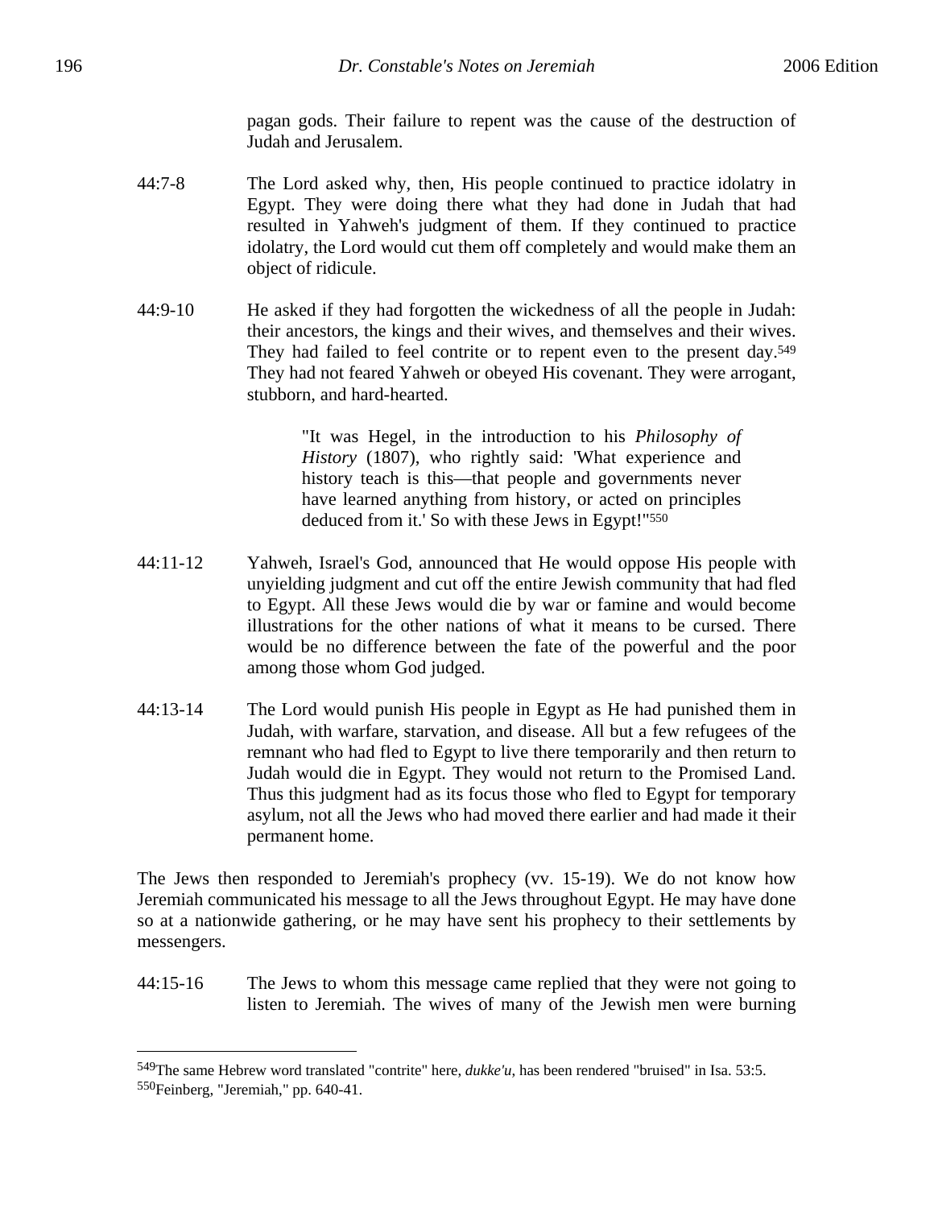pagan gods. Their failure to repent was the cause of the destruction of Judah and Jerusalem.

44:7-8 The Lord asked why, then, His people continued to practice idolatry in Egypt. They were doing there what they had done in Judah that had resulted in Yahweh's judgment of them. If they continued to practice idolatry, the Lord would cut them off completely and would make them an object of ridicule.

44:9-10 He asked if they had forgotten the wickedness of all the people in Judah: their ancestors, the kings and their wives, and themselves and their wives. They had failed to feel contrite or to repent even to the present day.[549] They had not feared Yahweh or obeyed His covenant. They were arrogant, stubborn, and hard-hearted.

> "It was Hegel, in the introduction to his *Philosophy of History* (1807), who rightly said: 'What experience and history teach is this—that people and governments never have learned anything from history, or acted on principles deduced from it.' So with these Jews in Egypt!"[550]

44:11-12 Yahweh, Israel's God, announced that He would oppose His people with unyielding judgment and cut off the entire Jewish community that had fled to Egypt. All these Jews would die by war or famine and would become illustrations for the other nations of what it means to be cursed. There would be no difference between the fate of the powerful and the poor among those whom God judged.

44:13-14 The Lord would punish His people in Egypt as He had punished them in Judah, with warfare, starvation, and disease. All but a few refugees of the remnant who had fled to Egypt to live there temporarily and then return to Judah would die in Egypt. They would not return to the Promised Land. Thus this judgment had as its focus those who fled to Egypt for temporary asylum, not all the Jews who had moved there earlier and had made it their permanent home.

The Jews then responded to Jeremiah's prophecy (vv. 15-19). We do not know how Jeremiah communicated his message to all the Jews throughout Egypt. He may have done so at a nationwide gathering, or he may have sent his prophecy to their settlements by messengers.

44:15-16 The Jews to whom this message came replied that they were not going to listen to Jeremiah. The wives of many of the Jewish men were burning

---

[549] The same Hebrew word translated "contrite" here, *dukke'u*, has been rendered "bruised" in Isa. 53:5.

[550] Feinberg, "Jeremiah," pp. 640-41.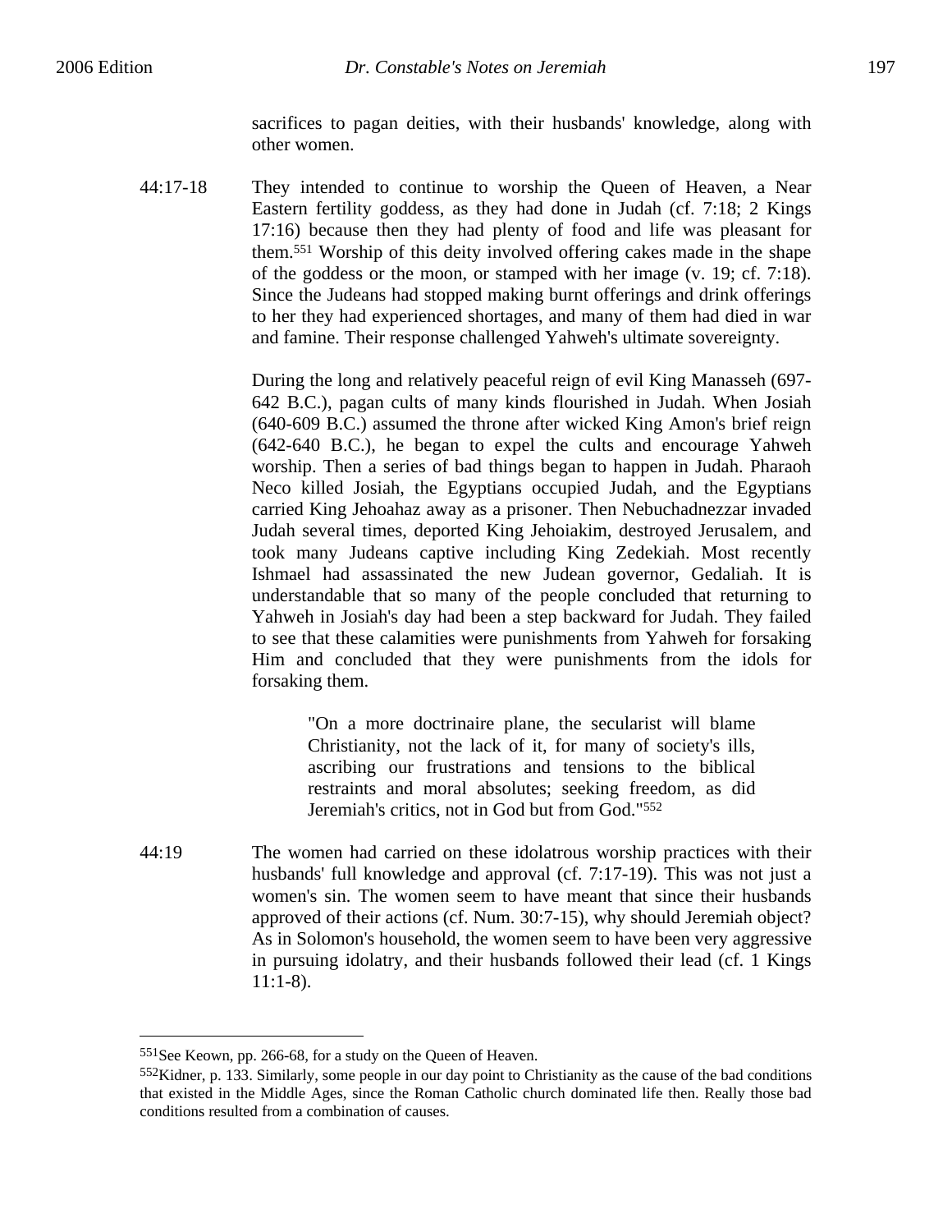sacrifices to pagan deities, with their husbands' knowledge, along with other women.

44:17-18 They intended to continue to worship the Queen of Heaven, a Near Eastern fertility goddess, as they had done in Judah (cf. 7:18; 2 Kings 17:16) because then they had plenty of food and life was pleasant for them.[551] Worship of this deity involved offering cakes made in the shape of the goddess or the moon, or stamped with her image (v. 19; cf. 7:18). Since the Judeans had stopped making burnt offerings and drink offerings to her they had experienced shortages, and many of them had died in war and famine. Their response challenged Yahweh's ultimate sovereignty.

During the long and relatively peaceful reign of evil King Manasseh (697-642 B.C.), pagan cults of many kinds flourished in Judah. When Josiah (640-609 B.C.) assumed the throne after wicked King Amon's brief reign (642-640 B.C.), he began to expel the cults and encourage Yahweh worship. Then a series of bad things began to happen in Judah. Pharaoh Neco killed Josiah, the Egyptians occupied Judah, and the Egyptians carried King Jehoahaz away as a prisoner. Then Nebuchadnezzar invaded Judah several times, deported King Jehoiakim, destroyed Jerusalem, and took many Judeans captive including King Zedekiah. Most recently Ishmael had assassinated the new Judean governor, Gedaliah. It is understandable that so many of the people concluded that returning to Yahweh in Josiah's day had been a step backward for Judah. They failed to see that these calamities were punishments from Yahweh for forsaking Him and concluded that they were punishments from the idols for forsaking them.

> "On a more doctrinaire plane, the secularist will blame Christianity, not the lack of it, for many of society's ills, ascribing our frustrations and tensions to the biblical restraints and moral absolutes; seeking freedom, as did Jeremiah's critics, not in God but from God."[552]

44:19 The women had carried on these idolatrous worship practices with their husbands' full knowledge and approval (cf. 7:17-19). This was not just a women's sin. The women seem to have meant that since their husbands approved of their actions (cf. Num. 30:7-15), why should Jeremiah object? As in Solomon's household, the women seem to have been very aggressive in pursuing idolatry, and their husbands followed their lead (cf. 1 Kings 11:1-8).

---

[551] See Keown, pp. 266-68, for a study on the Queen of Heaven.

[552] Kidner, p. 133. Similarly, some people in our day point to Christianity as the cause of the bad conditions that existed in the Middle Ages, since the Roman Catholic church dominated life then. Really those bad conditions resulted from a combination of causes.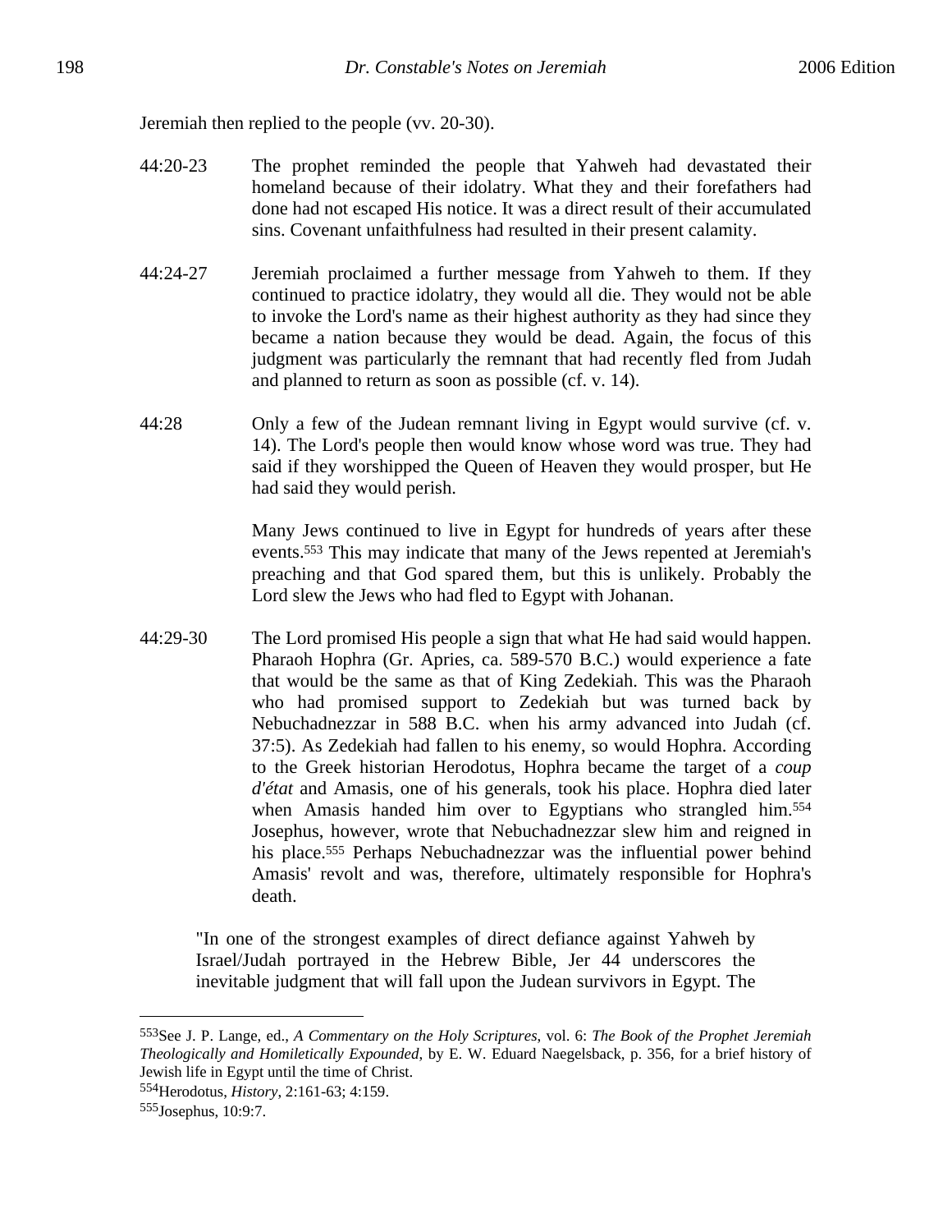Jeremiah then replied to the people (vv. 20-30).

44:20-23 The prophet reminded the people that Yahweh had devastated their homeland because of their idolatry. What they and their forefathers had done had not escaped His notice. It was a direct result of their accumulated sins. Covenant unfaithfulness had resulted in their present calamity.

44:24-27 Jeremiah proclaimed a further message from Yahweh to them. If they continued to practice idolatry, they would all die. They would not be able to invoke the Lord's name as their highest authority as they had since they became a nation because they would be dead. Again, the focus of this judgment was particularly the remnant that had recently fled from Judah and planned to return as soon as possible (cf. v. 14).

44:28 Only a few of the Judean remnant living in Egypt would survive (cf. v. 14). The Lord's people then would know whose word was true. They had said if they worshipped the Queen of Heaven they would prosper, but He had said they would perish.

Many Jews continued to live in Egypt for hundreds of years after these events.[553] This may indicate that many of the Jews repented at Jeremiah's preaching and that God spared them, but this is unlikely. Probably the Lord slew the Jews who had fled to Egypt with Johanan.

44:29-30 The Lord promised His people a sign that what He had said would happen. Pharaoh Hophra (Gr. Apries, ca. 589-570 B.C.) would experience a fate that would be the same as that of King Zedekiah. This was the Pharaoh who had promised support to Zedekiah but was turned back by Nebuchadnezzar in 588 B.C. when his army advanced into Judah (cf. 37:5). As Zedekiah had fallen to his enemy, so would Hophra. According to the Greek historian Herodotus, Hophra became the target of a *coup d'état* and Amasis, one of his generals, took his place. Hophra died later when Amasis handed him over to Egyptians who strangled him.[554] Josephus, however, wrote that Nebuchadnezzar slew him and reigned in his place.[555] Perhaps Nebuchadnezzar was the influential power behind Amasis' revolt and was, therefore, ultimately responsible for Hophra's death.

> "In one of the strongest examples of direct defiance against Yahweh by Israel/Judah portrayed in the Hebrew Bible, Jer 44 underscores the inevitable judgment that will fall upon the Judean survivors in Egypt. The

---

[553] See J. P. Lange, ed., *A Commentary on the Holy Scriptures*, vol. 6: *The Book of the Prophet Jeremiah Theologically and Homiletically Expounded*, by E. W. Eduard Naegelsback, p. 356, for a brief history of Jewish life in Egypt until the time of Christ.

[554] Herodotus, *History*, 2:161-63; 4:159.

[555] Josephus, 10:9:7.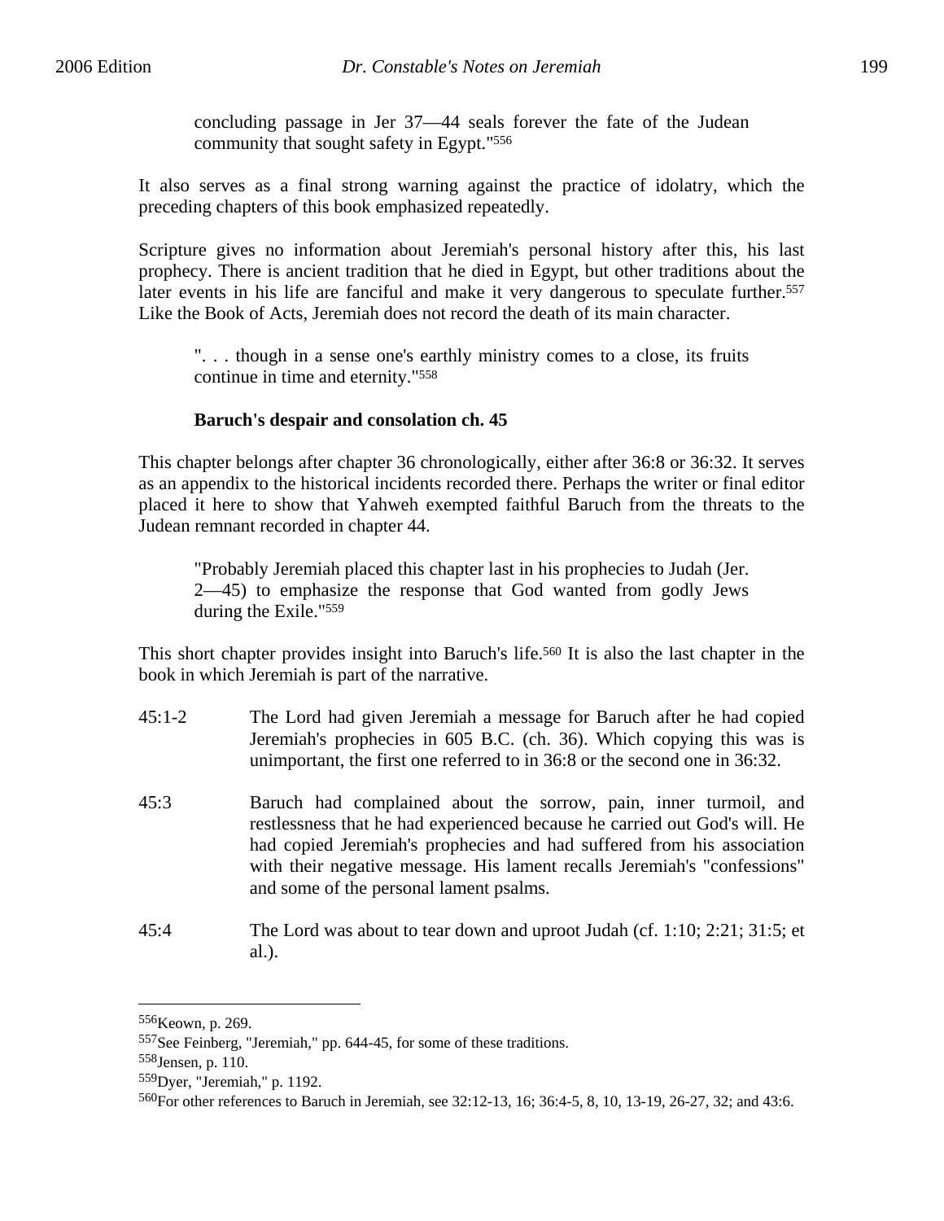> concluding passage in Jer 37—44 seals forever the fate of the Judean community that sought safety in Egypt."[556]

It also serves as a final strong warning against the practice of idolatry, which the preceding chapters of this book emphasized repeatedly.

Scripture gives no information about Jeremiah's personal history after this, his last prophecy. There is ancient tradition that he died in Egypt, but other traditions about the later events in his life are fanciful and make it very dangerous to speculate further.[557] Like the Book of Acts, Jeremiah does not record the death of its main character.

> ". . . though in a sense one's earthly ministry comes to a close, its fruits continue in time and eternity."[558]

### Baruch's despair and consolation ch. 45

This chapter belongs after chapter 36 chronologically, either after 36:8 or 36:32. It serves as an appendix to the historical incidents recorded there. Perhaps the writer or final editor placed it here to show that Yahweh exempted faithful Baruch from the threats to the Judean remnant recorded in chapter 44.

> "Probably Jeremiah placed this chapter last in his prophecies to Judah (Jer. 2—45) to emphasize the response that God wanted from godly Jews during the Exile."[559]

This short chapter provides insight into Baruch's life.[560] It is also the last chapter in the book in which Jeremiah is part of the narrative.

45:1-2 The Lord had given Jeremiah a message for Baruch after he had copied Jeremiah's prophecies in 605 B.C. (ch. 36). Which copying this was is unimportant, the first one referred to in 36:8 or the second one in 36:32.

45:3 Baruch had complained about the sorrow, pain, inner turmoil, and restlessness that he had experienced because he carried out God's will. He had copied Jeremiah's prophecies and had suffered from his association with their negative message. His lament recalls Jeremiah's "confessions" and some of the personal lament psalms.

45:4 The Lord was about to tear down and uproot Judah (cf. 1:10; 2:21; 31:5; et al.).

---

[556]Keown, p. 269.

[557]See Feinberg, "Jeremiah," pp. 644-45, for some of these traditions.

[558]Jensen, p. 110.

[559]Dyer, "Jeremiah," p. 1192.

[560]For other references to Baruch in Jeremiah, see 32:12-13, 16; 36:4-5, 8, 10, 13-19, 26-27, 32; and 43:6.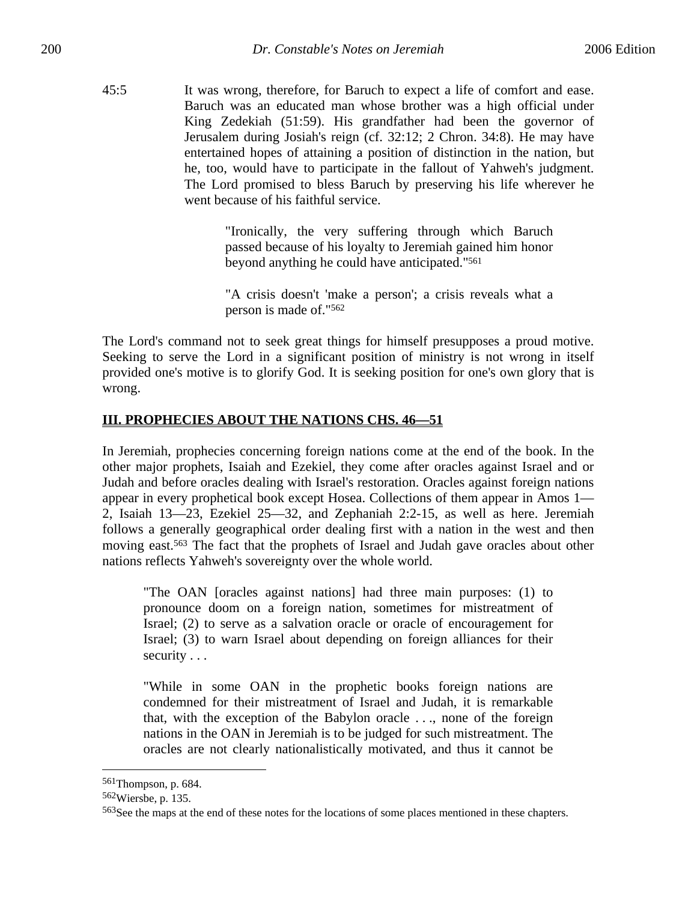45:5 It was wrong, therefore, for Baruch to expect a life of comfort and ease. Baruch was an educated man whose brother was a high official under King Zedekiah (51:59). His grandfather had been the governor of Jerusalem during Josiah's reign (cf. 32:12; 2 Chron. 34:8). He may have entertained hopes of attaining a position of distinction in the nation, but he, too, would have to participate in the fallout of Yahweh's judgment. The Lord promised to bless Baruch by preserving his life wherever he went because of his faithful service.

> "Ironically, the very suffering through which Baruch passed because of his loyalty to Jeremiah gained him honor beyond anything he could have anticipated."[561]

> "A crisis doesn't 'make a person'; a crisis reveals what a person is made of."[562]

The Lord's command not to seek great things for himself presupposes a proud motive. Seeking to serve the Lord in a significant position of ministry is not wrong in itself provided one's motive is to glorify God. It is seeking position for one's own glory that is wrong.

## III. PROPHECIES ABOUT THE NATIONS CHS. 46—51

In Jeremiah, prophecies concerning foreign nations come at the end of the book. In the other major prophets, Isaiah and Ezekiel, they come after oracles against Israel and or Judah and before oracles dealing with Israel's restoration. Oracles against foreign nations appear in every prophetical book except Hosea. Collections of them appear in Amos 1—2, Isaiah 13—23, Ezekiel 25—32, and Zephaniah 2:2-15, as well as here. Jeremiah follows a generally geographical order dealing first with a nation in the west and then moving east.[563] The fact that the prophets of Israel and Judah gave oracles about other nations reflects Yahweh's sovereignty over the whole world.

> "The OAN [oracles against nations] had three main purposes: (1) to pronounce doom on a foreign nation, sometimes for mistreatment of Israel; (2) to serve as a salvation oracle or oracle of encouragement for Israel; (3) to warn Israel about depending on foreign alliances for their security . . .
>
> "While in some OAN in the prophetic books foreign nations are condemned for their mistreatment of Israel and Judah, it is remarkable that, with the exception of the Babylon oracle . . ., none of the foreign nations in the OAN in Jeremiah is to be judged for such mistreatment. The oracles are not clearly nationalistically motivated, and thus it cannot be

---

[561]Thompson, p. 684.

[562]Wiersbe, p. 135.

[563]See the maps at the end of these notes for the locations of some places mentioned in these chapters.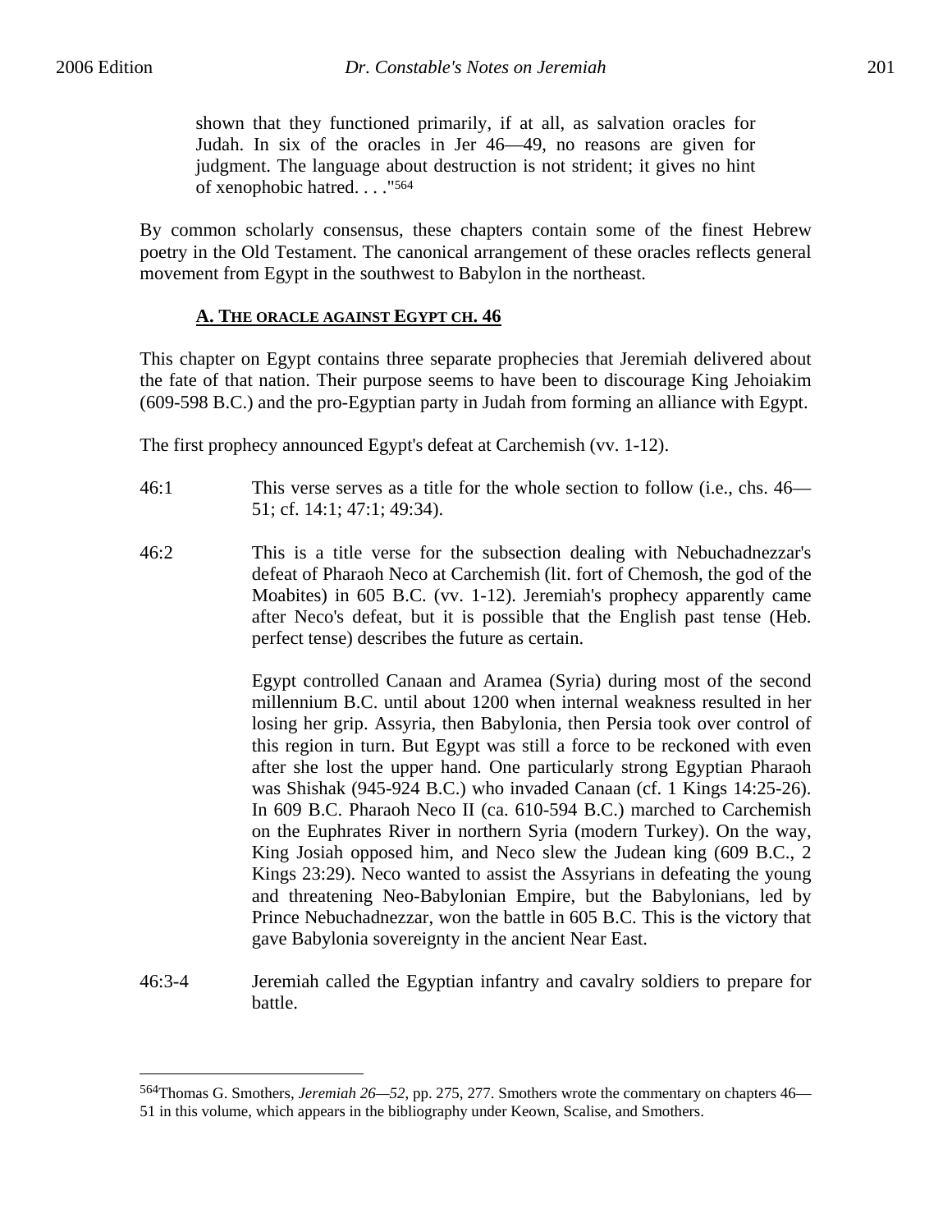> shown that they functioned primarily, if at all, as salvation oracles for Judah. In six of the oracles in Jer 46—49, no reasons are given for judgment. The language about destruction is not strident; it gives no hint of xenophobic hatred. . . ."[564]

By common scholarly consensus, these chapters contain some of the finest Hebrew poetry in the Old Testament. The canonical arrangement of these oracles reflects general movement from Egypt in the southwest to Babylon in the northeast.

### A. THE ORACLE AGAINST EGYPT CH. 46

This chapter on Egypt contains three separate prophecies that Jeremiah delivered about the fate of that nation. Their purpose seems to have been to discourage King Jehoiakim (609-598 B.C.) and the pro-Egyptian party in Judah from forming an alliance with Egypt.

The first prophecy announced Egypt's defeat at Carchemish (vv. 1-12).

46:1 This verse serves as a title for the whole section to follow (i.e., chs. 46—51; cf. 14:1; 47:1; 49:34).

46:2 This is a title verse for the subsection dealing with Nebuchadnezzar's defeat of Pharaoh Neco at Carchemish (lit. fort of Chemosh, the god of the Moabites) in 605 B.C. (vv. 1-12). Jeremiah's prophecy apparently came after Neco's defeat, but it is possible that the English past tense (Heb. perfect tense) describes the future as certain.

Egypt controlled Canaan and Aramea (Syria) during most of the second millennium B.C. until about 1200 when internal weakness resulted in her losing her grip. Assyria, then Babylonia, then Persia took over control of this region in turn. But Egypt was still a force to be reckoned with even after she lost the upper hand. One particularly strong Egyptian Pharaoh was Shishak (945-924 B.C.) who invaded Canaan (cf. 1 Kings 14:25-26). In 609 B.C. Pharaoh Neco II (ca. 610-594 B.C.) marched to Carchemish on the Euphrates River in northern Syria (modern Turkey). On the way, King Josiah opposed him, and Neco slew the Judean king (609 B.C., 2 Kings 23:29). Neco wanted to assist the Assyrians in defeating the young and threatening Neo-Babylonian Empire, but the Babylonians, led by Prince Nebuchadnezzar, won the battle in 605 B.C. This is the victory that gave Babylonia sovereignty in the ancient Near East.

46:3-4 Jeremiah called the Egyptian infantry and cavalry soldiers to prepare for battle.

---

[564] Thomas G. Smothers, *Jeremiah 26—52*, pp. 275, 277. Smothers wrote the commentary on chapters 46—51 in this volume, which appears in the bibliography under Keown, Scalise, and Smothers.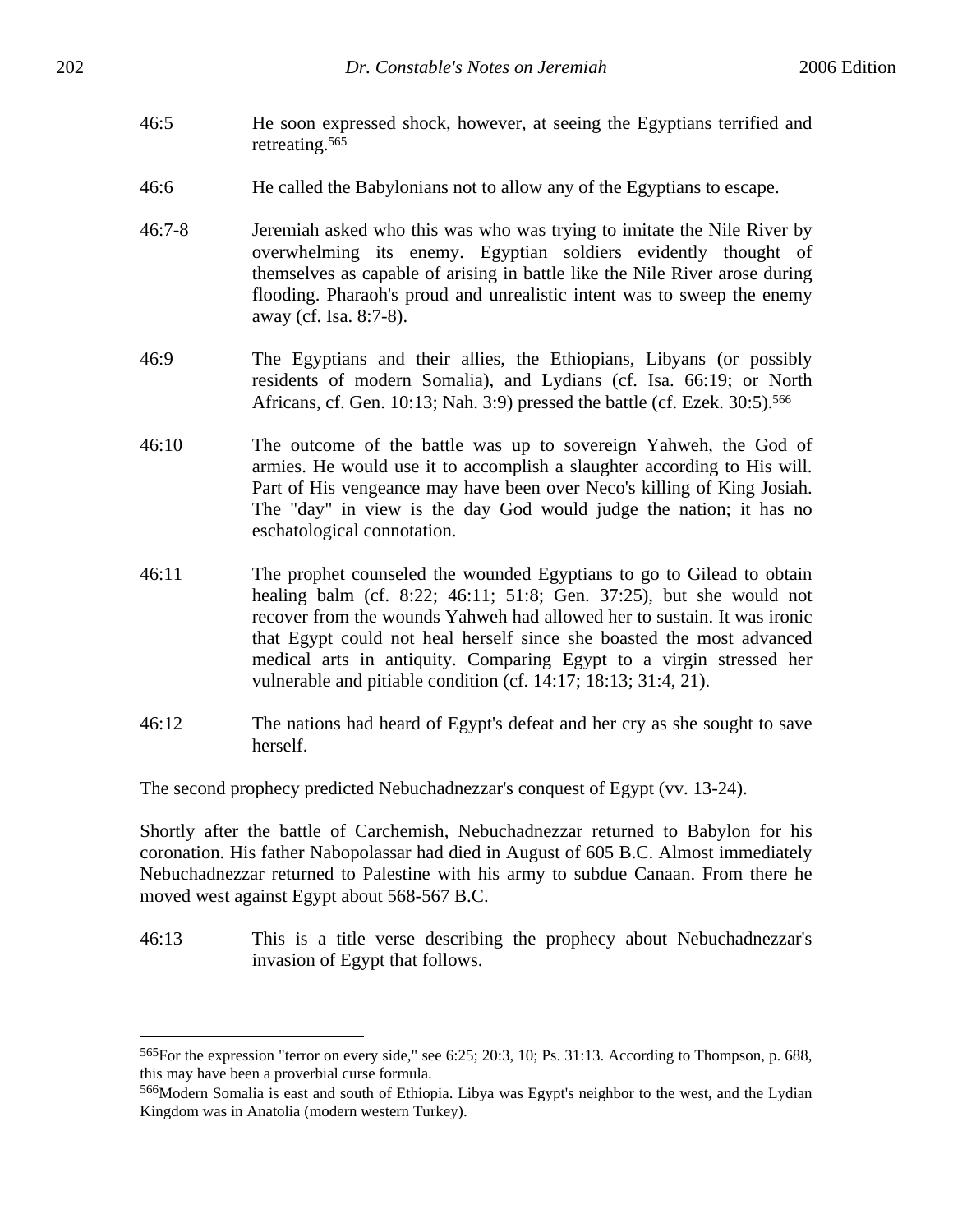46:5 He soon expressed shock, however, at seeing the Egyptians terrified and retreating.[565]

46:6 He called the Babylonians not to allow any of the Egyptians to escape.

46:7-8 Jeremiah asked who this was who was trying to imitate the Nile River by overwhelming its enemy. Egyptian soldiers evidently thought of themselves as capable of arising in battle like the Nile River arose during flooding. Pharaoh's proud and unrealistic intent was to sweep the enemy away (cf. Isa. 8:7-8).

46:9 The Egyptians and their allies, the Ethiopians, Libyans (or possibly residents of modern Somalia), and Lydians (cf. Isa. 66:19; or North Africans, cf. Gen. 10:13; Nah. 3:9) pressed the battle (cf. Ezek. 30:5).[566]

46:10 The outcome of the battle was up to sovereign Yahweh, the God of armies. He would use it to accomplish a slaughter according to His will. Part of His vengeance may have been over Neco's killing of King Josiah. The "day" in view is the day God would judge the nation; it has no eschatological connotation.

46:11 The prophet counseled the wounded Egyptians to go to Gilead to obtain healing balm (cf. 8:22; 46:11; 51:8; Gen. 37:25), but she would not recover from the wounds Yahweh had allowed her to sustain. It was ironic that Egypt could not heal herself since she boasted the most advanced medical arts in antiquity. Comparing Egypt to a virgin stressed her vulnerable and pitiable condition (cf. 14:17; 18:13; 31:4, 21).

46:12 The nations had heard of Egypt's defeat and her cry as she sought to save herself.

The second prophecy predicted Nebuchadnezzar's conquest of Egypt (vv. 13-24).

Shortly after the battle of Carchemish, Nebuchadnezzar returned to Babylon for his coronation. His father Nabopolassar had died in August of 605 B.C. Almost immediately Nebuchadnezzar returned to Palestine with his army to subdue Canaan. From there he moved west against Egypt about 568-567 B.C.

46:13 This is a title verse describing the prophecy about Nebuchadnezzar's invasion of Egypt that follows.

---

[565]For the expression "terror on every side," see 6:25; 20:3, 10; Ps. 31:13. According to Thompson, p. 688, this may have been a proverbial curse formula.

[566]Modern Somalia is east and south of Ethiopia. Libya was Egypt's neighbor to the west, and the Lydian Kingdom was in Anatolia (modern western Turkey).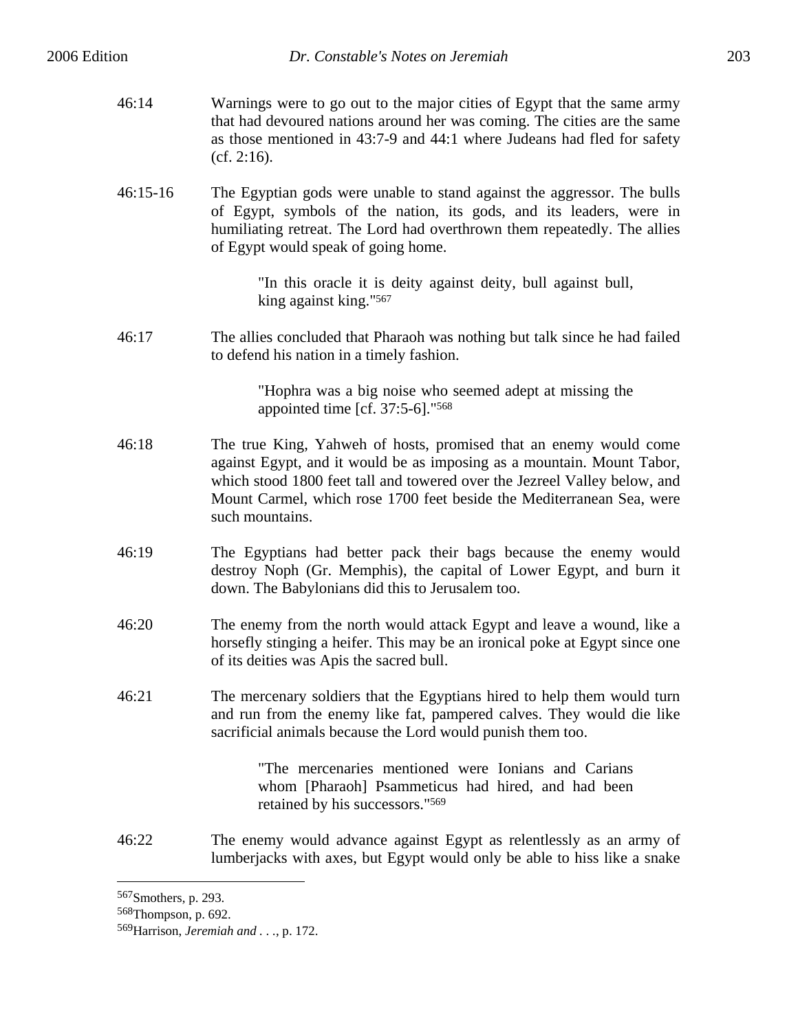46:14 Warnings were to go out to the major cities of Egypt that the same army that had devoured nations around her was coming. The cities are the same as those mentioned in 43:7-9 and 44:1 where Judeans had fled for safety (cf. 2:16).

46:15-16 The Egyptian gods were unable to stand against the aggressor. The bulls of Egypt, symbols of the nation, its gods, and its leaders, were in humiliating retreat. The Lord had overthrown them repeatedly. The allies of Egypt would speak of going home.

> "In this oracle it is deity against deity, bull against bull, king against king."[567]

46:17 The allies concluded that Pharaoh was nothing but talk since he had failed to defend his nation in a timely fashion.

> "Hophra was a big noise who seemed adept at missing the appointed time [cf. 37:5-6]."[568]

46:18 The true King, Yahweh of hosts, promised that an enemy would come against Egypt, and it would be as imposing as a mountain. Mount Tabor, which stood 1800 feet tall and towered over the Jezreel Valley below, and Mount Carmel, which rose 1700 feet beside the Mediterranean Sea, were such mountains.

46:19 The Egyptians had better pack their bags because the enemy would destroy Noph (Gr. Memphis), the capital of Lower Egypt, and burn it down. The Babylonians did this to Jerusalem too.

46:20 The enemy from the north would attack Egypt and leave a wound, like a horsefly stinging a heifer. This may be an ironical poke at Egypt since one of its deities was Apis the sacred bull.

46:21 The mercenary soldiers that the Egyptians hired to help them would turn and run from the enemy like fat, pampered calves. They would die like sacrificial animals because the Lord would punish them too.

> "The mercenaries mentioned were Ionians and Carians whom [Pharaoh] Psammeticus had hired, and had been retained by his successors."[569]

46:22 The enemy would advance against Egypt as relentlessly as an army of lumberjacks with axes, but Egypt would only be able to hiss like a snake

---

[567]Smothers, p. 293.

[568]Thompson, p. 692.

[569]Harrison, *Jeremiah and . . .*, p. 172.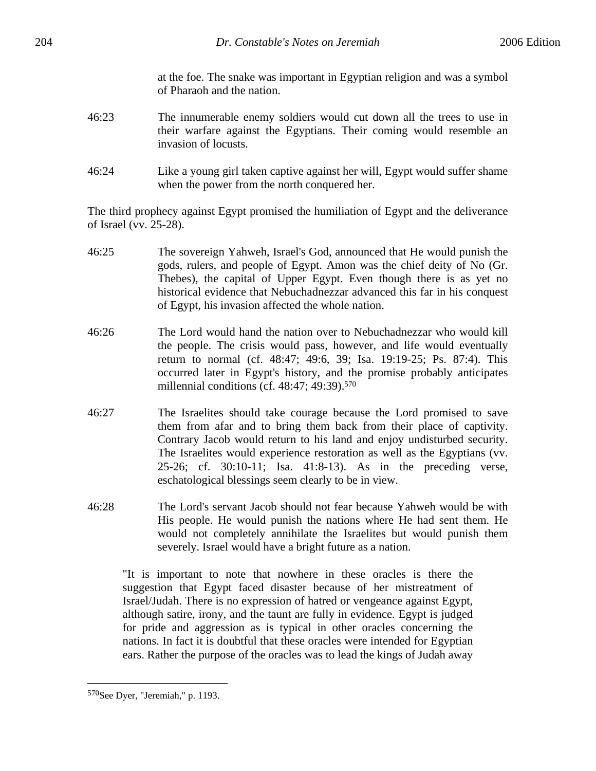at the foe. The snake was important in Egyptian religion and was a symbol of Pharaoh and the nation.

46:23 The innumerable enemy soldiers would cut down all the trees to use in their warfare against the Egyptians. Their coming would resemble an invasion of locusts.

46:24 Like a young girl taken captive against her will, Egypt would suffer shame when the power from the north conquered her.

The third prophecy against Egypt promised the humiliation of Egypt and the deliverance of Israel (vv. 25-28).

46:25 The sovereign Yahweh, Israel's God, announced that He would punish the gods, rulers, and people of Egypt. Amon was the chief deity of No (Gr. Thebes), the capital of Upper Egypt. Even though there is as yet no historical evidence that Nebuchadnezzar advanced this far in his conquest of Egypt, his invasion affected the whole nation.

46:26 The Lord would hand the nation over to Nebuchadnezzar who would kill the people. The crisis would pass, however, and life would eventually return to normal (cf. 48:47; 49:6, 39; Isa. 19:19-25; Ps. 87:4). This occurred later in Egypt's history, and the promise probably anticipates millennial conditions (cf. 48:47; 49:39).[570]

46:27 The Israelites should take courage because the Lord promised to save them from afar and to bring them back from their place of captivity. Contrary Jacob would return to his land and enjoy undisturbed security. The Israelites would experience restoration as well as the Egyptians (vv. 25-26; cf. 30:10-11; Isa. 41:8-13). As in the preceding verse, eschatological blessings seem clearly to be in view.

46:28 The Lord's servant Jacob should not fear because Yahweh would be with His people. He would punish the nations where He had sent them. He would not completely annihilate the Israelites but would punish them severely. Israel would have a bright future as a nation.

> "It is important to note that nowhere in these oracles is there the suggestion that Egypt faced disaster because of her mistreatment of Israel/Judah. There is no expression of hatred or vengeance against Egypt, although satire, irony, and the taunt are fully in evidence. Egypt is judged for pride and aggression as is typical in other oracles concerning the nations. In fact it is doubtful that these oracles were intended for Egyptian ears. Rather the purpose of the oracles was to lead the kings of Judah away

---

[570] See Dyer, "Jeremiah," p. 1193.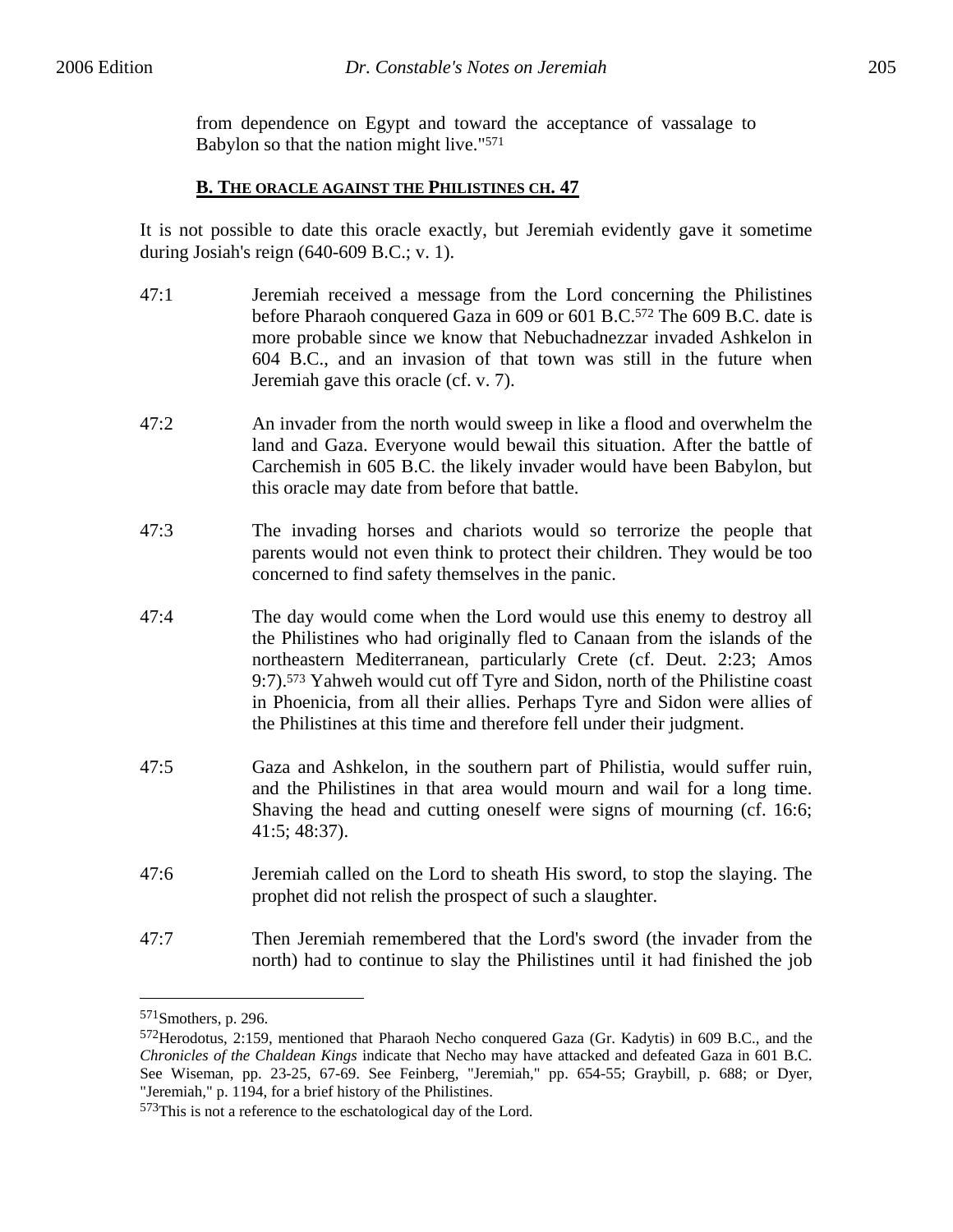from dependence on Egypt and toward the acceptance of vassalage to Babylon so that the nation might live."[571]

### B. THE ORACLE AGAINST THE PHILISTINES CH. 47

It is not possible to date this oracle exactly, but Jeremiah evidently gave it sometime during Josiah's reign (640-609 B.C.; v. 1).

47:1 Jeremiah received a message from the Lord concerning the Philistines before Pharaoh conquered Gaza in 609 or 601 B.C.[572] The 609 B.C. date is more probable since we know that Nebuchadnezzar invaded Ashkelon in 604 B.C., and an invasion of that town was still in the future when Jeremiah gave this oracle (cf. v. 7).

47:2 An invader from the north would sweep in like a flood and overwhelm the land and Gaza. Everyone would bewail this situation. After the battle of Carchemish in 605 B.C. the likely invader would have been Babylon, but this oracle may date from before that battle.

47:3 The invading horses and chariots would so terrorize the people that parents would not even think to protect their children. They would be too concerned to find safety themselves in the panic.

47:4 The day would come when the Lord would use this enemy to destroy all the Philistines who had originally fled to Canaan from the islands of the northeastern Mediterranean, particularly Crete (cf. Deut. 2:23; Amos 9:7).[573] Yahweh would cut off Tyre and Sidon, north of the Philistine coast in Phoenicia, from all their allies. Perhaps Tyre and Sidon were allies of the Philistines at this time and therefore fell under their judgment.

47:5 Gaza and Ashkelon, in the southern part of Philistia, would suffer ruin, and the Philistines in that area would mourn and wail for a long time. Shaving the head and cutting oneself were signs of mourning (cf. 16:6; 41:5; 48:37).

47:6 Jeremiah called on the Lord to sheath His sword, to stop the slaying. The prophet did not relish the prospect of such a slaughter.

47:7 Then Jeremiah remembered that the Lord's sword (the invader from the north) had to continue to slay the Philistines until it had finished the job

---

[571]Smothers, p. 296.

[572]Herodotus, 2:159, mentioned that Pharaoh Necho conquered Gaza (Gr. Kadytis) in 609 B.C., and the *Chronicles of the Chaldean Kings* indicate that Necho may have attacked and defeated Gaza in 601 B.C. See Wiseman, pp. 23-25, 67-69. See Feinberg, "Jeremiah," pp. 654-55; Graybill, p. 688; or Dyer, "Jeremiah," p. 1194, for a brief history of the Philistines.

[573]This is not a reference to the eschatological day of the Lord.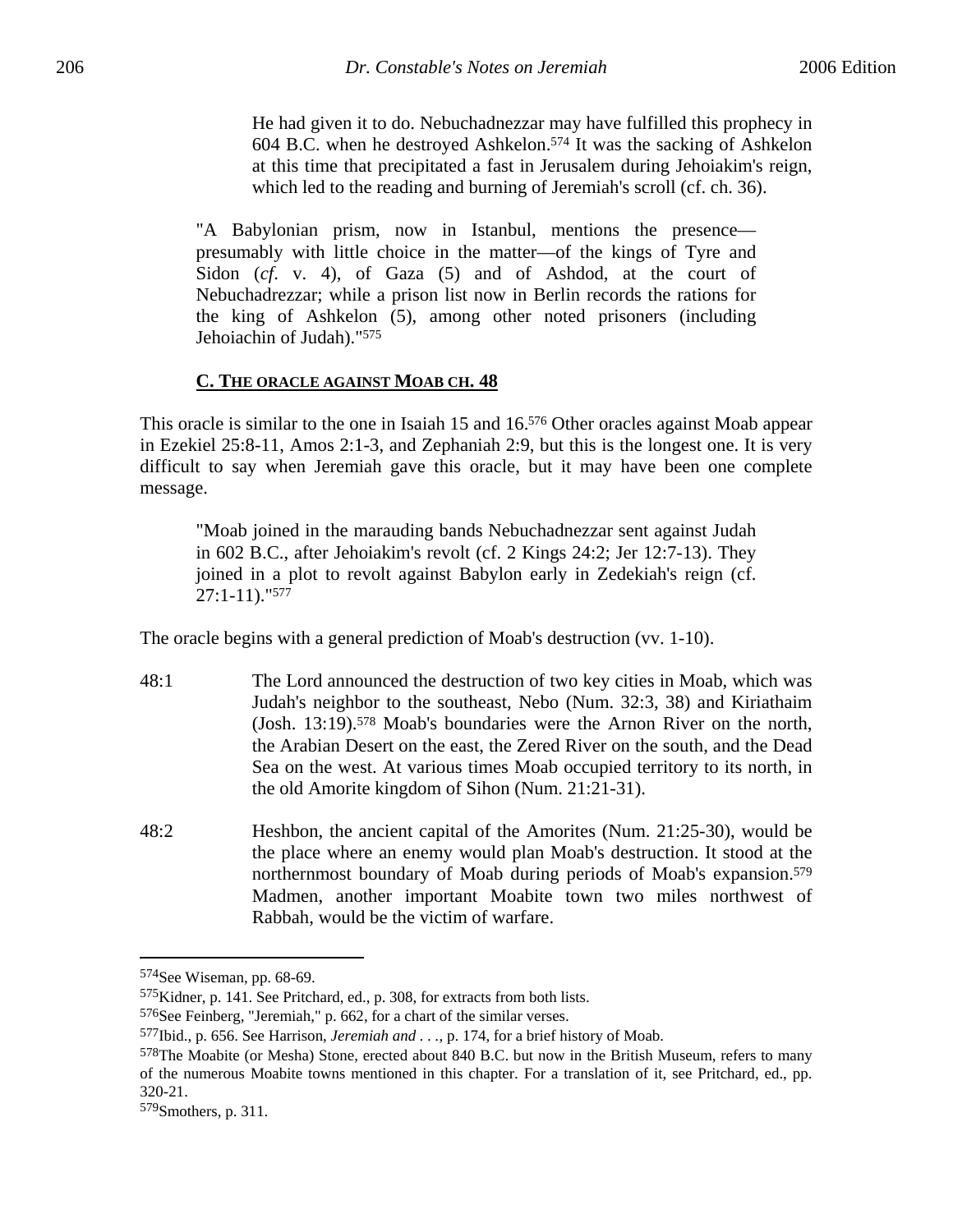He had given it to do. Nebuchadnezzar may have fulfilled this prophecy in 604 B.C. when he destroyed Ashkelon.[574] It was the sacking of Ashkelon at this time that precipitated a fast in Jerusalem during Jehoiakim's reign, which led to the reading and burning of Jeremiah's scroll (cf. ch. 36).

> "A Babylonian prism, now in Istanbul, mentions the presence—presumably with little choice in the matter—of the kings of Tyre and Sidon (*cf*. v. 4), of Gaza (5) and of Ashdod, at the court of Nebuchadrezzar; while a prison list now in Berlin records the rations for the king of Ashkelon (5), among other noted prisoners (including Jehoiachin of Judah)."[575]

### C. THE ORACLE AGAINST MOAB CH. 48

This oracle is similar to the one in Isaiah 15 and 16.[576] Other oracles against Moab appear in Ezekiel 25:8-11, Amos 2:1-3, and Zephaniah 2:9, but this is the longest one. It is very difficult to say when Jeremiah gave this oracle, but it may have been one complete message.

> "Moab joined in the marauding bands Nebuchadnezzar sent against Judah in 602 B.C., after Jehoiakim's revolt (cf. 2 Kings 24:2; Jer 12:7-13). They joined in a plot to revolt against Babylon early in Zedekiah's reign (cf. 27:1-11)."[577]

The oracle begins with a general prediction of Moab's destruction (vv. 1-10).

48:1 The Lord announced the destruction of two key cities in Moab, which was Judah's neighbor to the southeast, Nebo (Num. 32:3, 38) and Kiriathaim (Josh. 13:19).[578] Moab's boundaries were the Arnon River on the north, the Arabian Desert on the east, the Zered River on the south, and the Dead Sea on the west. At various times Moab occupied territory to its north, in the old Amorite kingdom of Sihon (Num. 21:21-31).

48:2 Heshbon, the ancient capital of the Amorites (Num. 21:25-30), would be the place where an enemy would plan Moab's destruction. It stood at the northernmost boundary of Moab during periods of Moab's expansion.[579] Madmen, another important Moabite town two miles northwest of Rabbah, would be the victim of warfare.

---

[574] See Wiseman, pp. 68-69.

[575] Kidner, p. 141. See Pritchard, ed., p. 308, for extracts from both lists.

[576] See Feinberg, "Jeremiah," p. 662, for a chart of the similar verses.

[577] Ibid., p. 656. See Harrison, *Jeremiah and . . .*, p. 174, for a brief history of Moab.

[578] The Moabite (or Mesha) Stone, erected about 840 B.C. but now in the British Museum, refers to many of the numerous Moabite towns mentioned in this chapter. For a translation of it, see Pritchard, ed., pp. 320-21.

[579] Smothers, p. 311.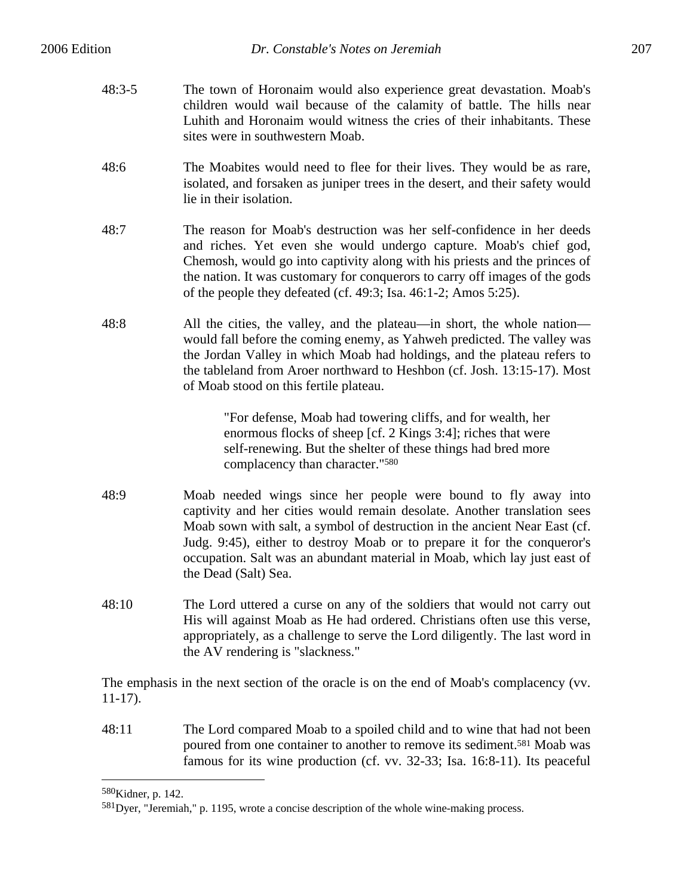48:3-5 The town of Horonaim would also experience great devastation. Moab's children would wail because of the calamity of battle. The hills near Luhith and Horonaim would witness the cries of their inhabitants. These sites were in southwestern Moab.

48:6 The Moabites would need to flee for their lives. They would be as rare, isolated, and forsaken as juniper trees in the desert, and their safety would lie in their isolation.

48:7 The reason for Moab's destruction was her self-confidence in her deeds and riches. Yet even she would undergo capture. Moab's chief god, Chemosh, would go into captivity along with his priests and the princes of the nation. It was customary for conquerors to carry off images of the gods of the people they defeated (cf. 49:3; Isa. 46:1-2; Amos 5:25).

48:8 All the cities, the valley, and the plateau—in short, the whole nation—would fall before the coming enemy, as Yahweh predicted. The valley was the Jordan Valley in which Moab had holdings, and the plateau refers to the tableland from Aroer northward to Heshbon (cf. Josh. 13:15-17). Most of Moab stood on this fertile plateau.

> "For defense, Moab had towering cliffs, and for wealth, her enormous flocks of sheep [cf. 2 Kings 3:4]; riches that were self-renewing. But the shelter of these things had bred more complacency than character."[580]

48:9 Moab needed wings since her people were bound to fly away into captivity and her cities would remain desolate. Another translation sees Moab sown with salt, a symbol of destruction in the ancient Near East (cf. Judg. 9:45), either to destroy Moab or to prepare it for the conqueror's occupation. Salt was an abundant material in Moab, which lay just east of the Dead (Salt) Sea.

48:10 The Lord uttered a curse on any of the soldiers that would not carry out His will against Moab as He had ordered. Christians often use this verse, appropriately, as a challenge to serve the Lord diligently. The last word in the AV rendering is "slackness."

The emphasis in the next section of the oracle is on the end of Moab's complacency (vv. 11-17).

48:11 The Lord compared Moab to a spoiled child and to wine that had not been poured from one container to another to remove its sediment.[581] Moab was famous for its wine production (cf. vv. 32-33; Isa. 16:8-11). Its peaceful

---

[580]Kidner, p. 142.

[581]Dyer, "Jeremiah," p. 1195, wrote a concise description of the whole wine-making process.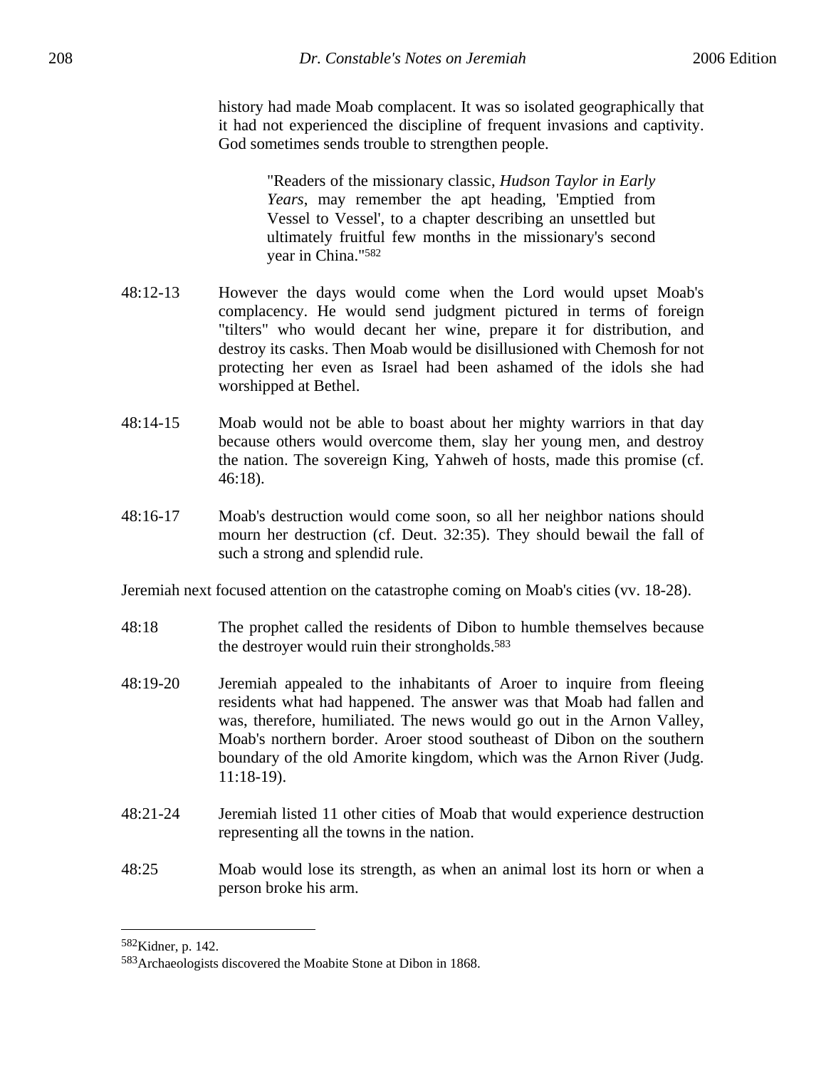history had made Moab complacent. It was so isolated geographically that it had not experienced the discipline of frequent invasions and captivity. God sometimes sends trouble to strengthen people.

> "Readers of the missionary classic, *Hudson Taylor in Early Years*, may remember the apt heading, 'Emptied from Vessel to Vessel', to a chapter describing an unsettled but ultimately fruitful few months in the missionary's second year in China."[582]

48:12-13 However the days would come when the Lord would upset Moab's complacency. He would send judgment pictured in terms of foreign "tilters" who would decant her wine, prepare it for distribution, and destroy its casks. Then Moab would be disillusioned with Chemosh for not protecting her even as Israel had been ashamed of the idols she had worshipped at Bethel.

48:14-15 Moab would not be able to boast about her mighty warriors in that day because others would overcome them, slay her young men, and destroy the nation. The sovereign King, Yahweh of hosts, made this promise (cf. 46:18).

48:16-17 Moab's destruction would come soon, so all her neighbor nations should mourn her destruction (cf. Deut. 32:35). They should bewail the fall of such a strong and splendid rule.

Jeremiah next focused attention on the catastrophe coming on Moab's cities (vv. 18-28).

48:18 The prophet called the residents of Dibon to humble themselves because the destroyer would ruin their strongholds.[583]

48:19-20 Jeremiah appealed to the inhabitants of Aroer to inquire from fleeing residents what had happened. The answer was that Moab had fallen and was, therefore, humiliated. The news would go out in the Arnon Valley, Moab's northern border. Aroer stood southeast of Dibon on the southern boundary of the old Amorite kingdom, which was the Arnon River (Judg. 11:18-19).

48:21-24 Jeremiah listed 11 other cities of Moab that would experience destruction representing all the towns in the nation.

48:25 Moab would lose its strength, as when an animal lost its horn or when a person broke his arm.

---

[582]Kidner, p. 142.

[583]Archaeologists discovered the Moabite Stone at Dibon in 1868.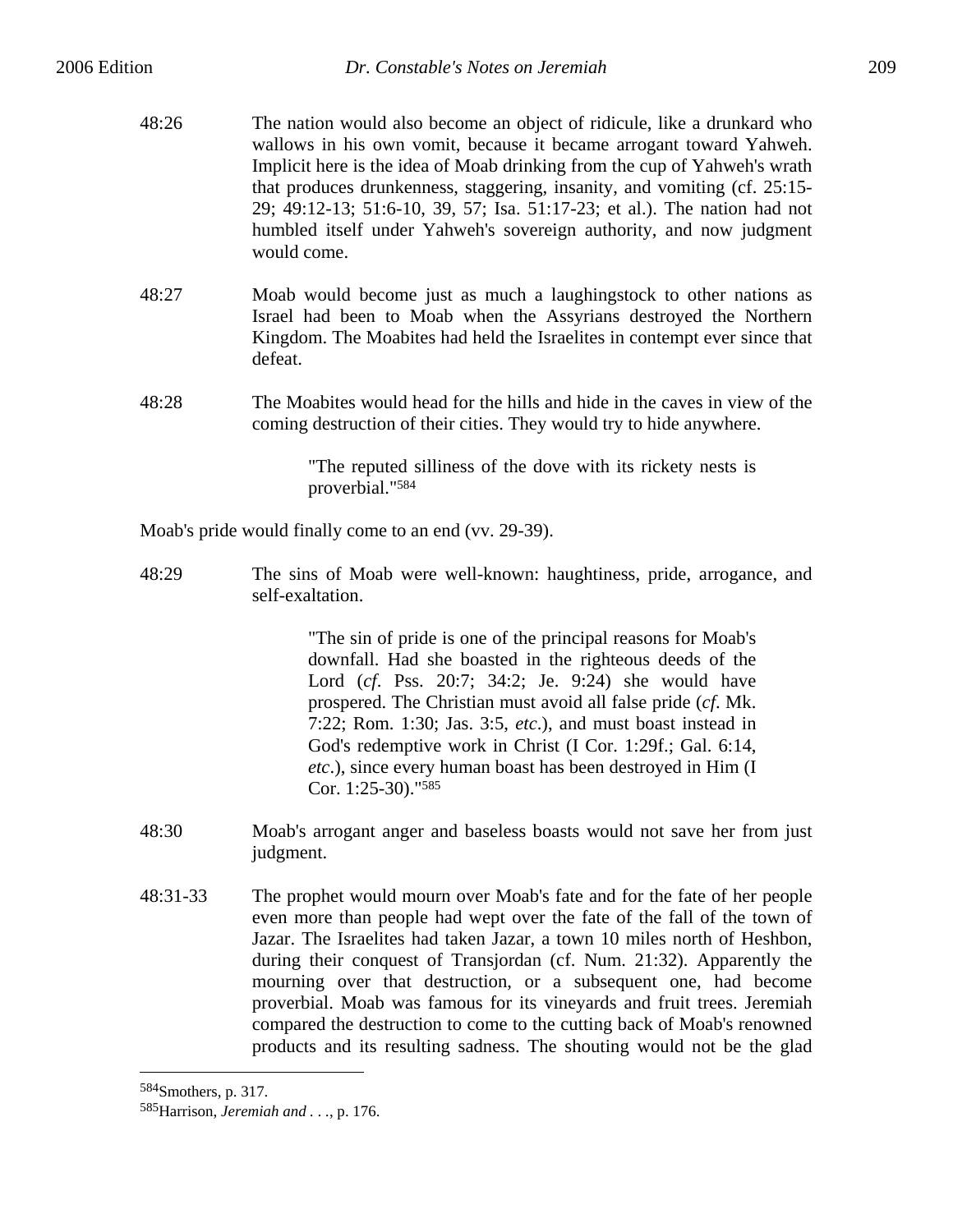48:26 The nation would also become an object of ridicule, like a drunkard who wallows in his own vomit, because it became arrogant toward Yahweh. Implicit here is the idea of Moab drinking from the cup of Yahweh's wrath that produces drunkenness, staggering, insanity, and vomiting (cf. 25:15-29; 49:12-13; 51:6-10, 39, 57; Isa. 51:17-23; et al.). The nation had not humbled itself under Yahweh's sovereign authority, and now judgment would come.

48:27 Moab would become just as much a laughingstock to other nations as Israel had been to Moab when the Assyrians destroyed the Northern Kingdom. The Moabites had held the Israelites in contempt ever since that defeat.

48:28 The Moabites would head for the hills and hide in the caves in view of the coming destruction of their cities. They would try to hide anywhere.

> "The reputed silliness of the dove with its rickety nests is proverbial."[584]

Moab's pride would finally come to an end (vv. 29-39).

48:29 The sins of Moab were well-known: haughtiness, pride, arrogance, and self-exaltation.

> "The sin of pride is one of the principal reasons for Moab's downfall. Had she boasted in the righteous deeds of the Lord (*cf.* Pss. 20:7; 34:2; Je. 9:24) she would have prospered. The Christian must avoid all false pride (*cf.* Mk. 7:22; Rom. 1:30; Jas. 3:5, *etc*.), and must boast instead in God's redemptive work in Christ (I Cor. 1:29f.; Gal. 6:14, *etc*.), since every human boast has been destroyed in Him (I Cor. 1:25-30)."[585]

48:30 Moab's arrogant anger and baseless boasts would not save her from just judgment.

48:31-33 The prophet would mourn over Moab's fate and for the fate of her people even more than people had wept over the fate of the fall of the town of Jazar. The Israelites had taken Jazar, a town 10 miles north of Heshbon, during their conquest of Transjordan (cf. Num. 21:32). Apparently the mourning over that destruction, or a subsequent one, had become proverbial. Moab was famous for its vineyards and fruit trees. Jeremiah compared the destruction to come to the cutting back of Moab's renowned products and its resulting sadness. The shouting would not be the glad

---

[584] Smothers, p. 317.
[585] Harrison, *Jeremiah and . . .*, p. 176.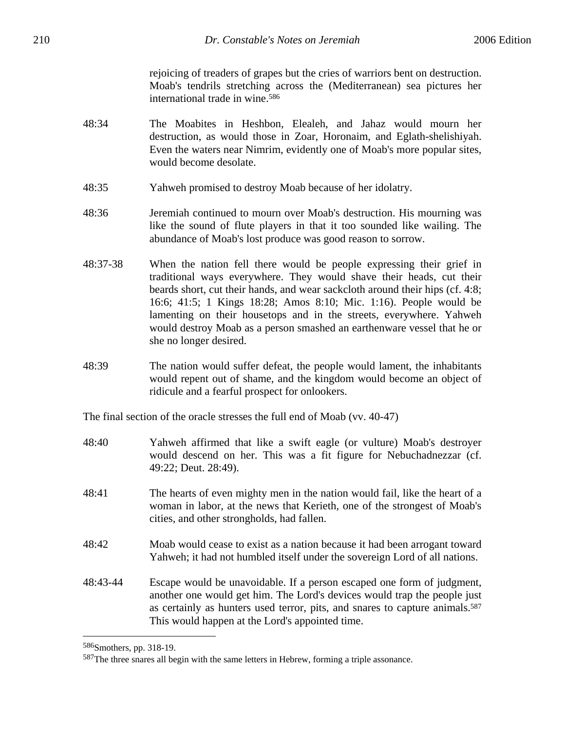rejoicing of treaders of grapes but the cries of warriors bent on destruction. Moab's tendrils stretching across the (Mediterranean) sea pictures her international trade in wine.[586]

48:34 The Moabites in Heshbon, Elealeh, and Jahaz would mourn her destruction, as would those in Zoar, Horonaim, and Eglath-shelishiyah. Even the waters near Nimrim, evidently one of Moab's more popular sites, would become desolate.

48:35 Yahweh promised to destroy Moab because of her idolatry.

48:36 Jeremiah continued to mourn over Moab's destruction. His mourning was like the sound of flute players in that it too sounded like wailing. The abundance of Moab's lost produce was good reason to sorrow.

48:37-38 When the nation fell there would be people expressing their grief in traditional ways everywhere. They would shave their heads, cut their beards short, cut their hands, and wear sackcloth around their hips (cf. 4:8; 16:6; 41:5; 1 Kings 18:28; Amos 8:10; Mic. 1:16). People would be lamenting on their housetops and in the streets, everywhere. Yahweh would destroy Moab as a person smashed an earthenware vessel that he or she no longer desired.

48:39 The nation would suffer defeat, the people would lament, the inhabitants would repent out of shame, and the kingdom would become an object of ridicule and a fearful prospect for onlookers.

The final section of the oracle stresses the full end of Moab (vv. 40-47)

48:40 Yahweh affirmed that like a swift eagle (or vulture) Moab's destroyer would descend on her. This was a fit figure for Nebuchadnezzar (cf. 49:22; Deut. 28:49).

48:41 The hearts of even mighty men in the nation would fail, like the heart of a woman in labor, at the news that Kerieth, one of the strongest of Moab's cities, and other strongholds, had fallen.

48:42 Moab would cease to exist as a nation because it had been arrogant toward Yahweh; it had not humbled itself under the sovereign Lord of all nations.

48:43-44 Escape would be unavoidable. If a person escaped one form of judgment, another one would get him. The Lord's devices would trap the people just as certainly as hunters used terror, pits, and snares to capture animals.[587] This would happen at the Lord's appointed time.

---

[586] Smothers, pp. 318-19.

[587] The three snares all begin with the same letters in Hebrew, forming a triple assonance.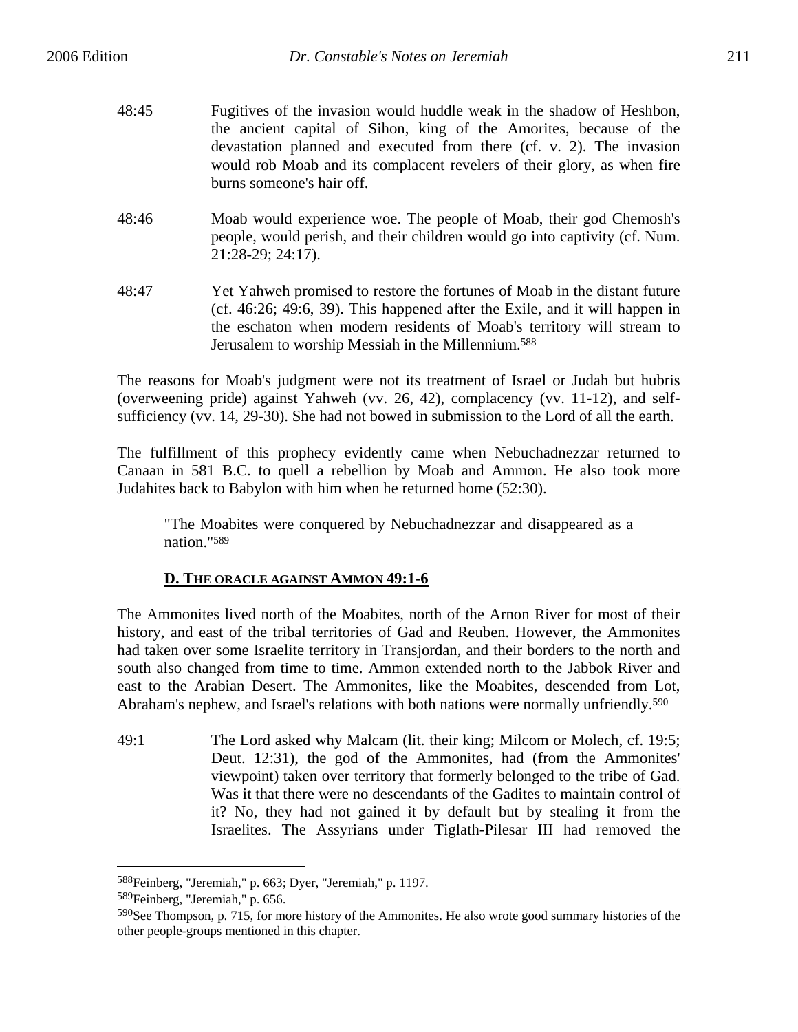48:45 Fugitives of the invasion would huddle weak in the shadow of Heshbon, the ancient capital of Sihon, king of the Amorites, because of the devastation planned and executed from there (cf. v. 2). The invasion would rob Moab and its complacent revelers of their glory, as when fire burns someone's hair off.

48:46 Moab would experience woe. The people of Moab, their god Chemosh's people, would perish, and their children would go into captivity (cf. Num. 21:28-29; 24:17).

48:47 Yet Yahweh promised to restore the fortunes of Moab in the distant future (cf. 46:26; 49:6, 39). This happened after the Exile, and it will happen in the eschaton when modern residents of Moab's territory will stream to Jerusalem to worship Messiah in the Millennium.[588]

The reasons for Moab's judgment were not its treatment of Israel or Judah but hubris (overweening pride) against Yahweh (vv. 26, 42), complacency (vv. 11-12), and self-sufficiency (vv. 14, 29-30). She had not bowed in submission to the Lord of all the earth.

The fulfillment of this prophecy evidently came when Nebuchadnezzar returned to Canaan in 581 B.C. to quell a rebellion by Moab and Ammon. He also took more Judahites back to Babylon with him when he returned home (52:30).

> "The Moabites were conquered by Nebuchadnezzar and disappeared as a nation."[589]

### D. THE ORACLE AGAINST AMMON 49:1-6

The Ammonites lived north of the Moabites, north of the Arnon River for most of their history, and east of the tribal territories of Gad and Reuben. However, the Ammonites had taken over some Israelite territory in Transjordan, and their borders to the north and south also changed from time to time. Ammon extended north to the Jabbok River and east to the Arabian Desert. The Ammonites, like the Moabites, descended from Lot, Abraham's nephew, and Israel's relations with both nations were normally unfriendly.[590]

49:1 The Lord asked why Malcam (lit. their king; Milcom or Molech, cf. 19:5; Deut. 12:31), the god of the Ammonites, had (from the Ammonites' viewpoint) taken over territory that formerly belonged to the tribe of Gad. Was it that there were no descendants of the Gadites to maintain control of it? No, they had not gained it by default but by stealing it from the Israelites. The Assyrians under Tiglath-Pilesar III had removed the

---

[588] Feinberg, "Jeremiah," p. 663; Dyer, "Jeremiah," p. 1197.

[589] Feinberg, "Jeremiah," p. 656.

[590] See Thompson, p. 715, for more history of the Ammonites. He also wrote good summary histories of the other people-groups mentioned in this chapter.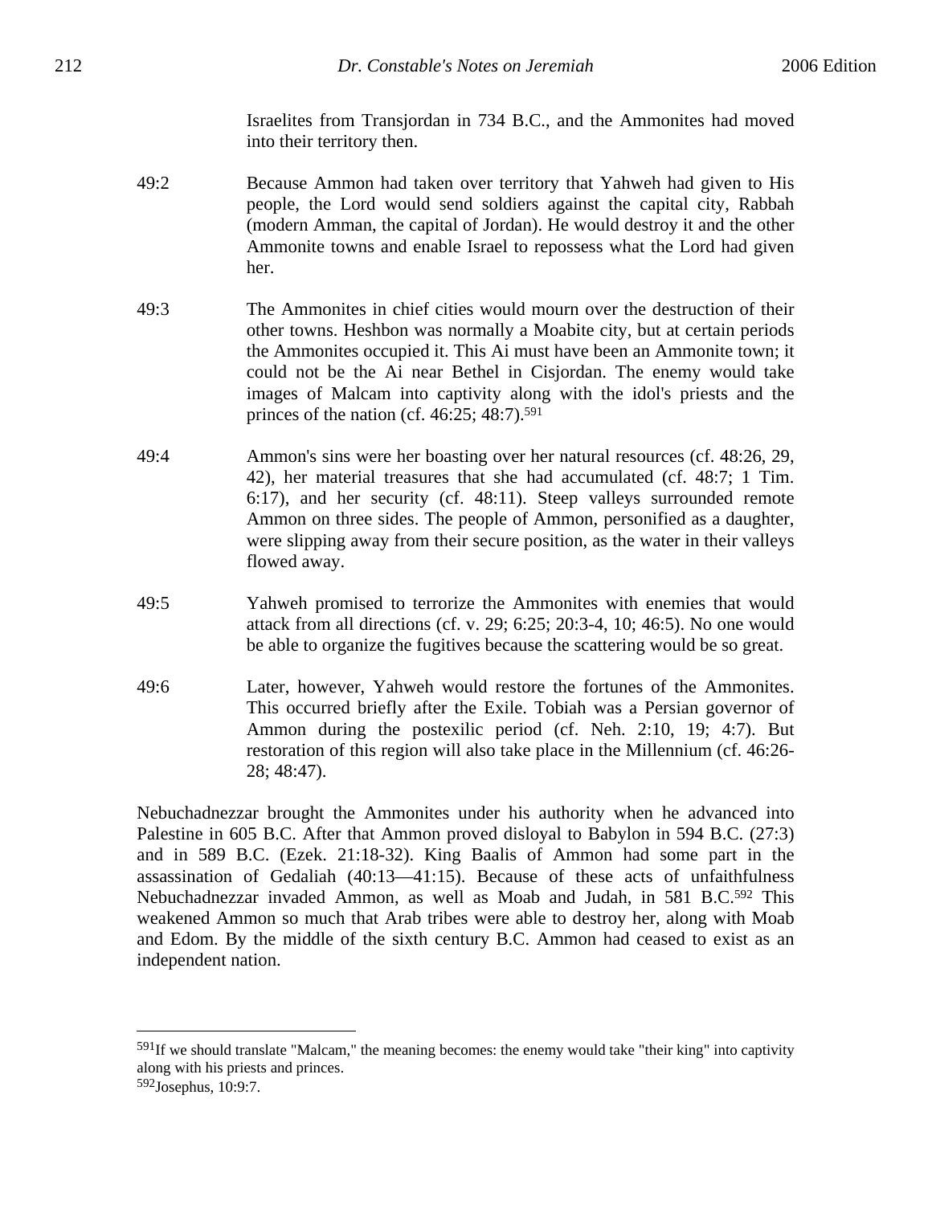Israelites from Transjordan in 734 B.C., and the Ammonites had moved into their territory then.

49:2 Because Ammon had taken over territory that Yahweh had given to His people, the Lord would send soldiers against the capital city, Rabbah (modern Amman, the capital of Jordan). He would destroy it and the other Ammonite towns and enable Israel to repossess what the Lord had given her.

49:3 The Ammonites in chief cities would mourn over the destruction of their other towns. Heshbon was normally a Moabite city, but at certain periods the Ammonites occupied it. This Ai must have been an Ammonite town; it could not be the Ai near Bethel in Cisjordan. The enemy would take images of Malcam into captivity along with the idol's priests and the princes of the nation (cf. 46:25; 48:7).[591]

49:4 Ammon's sins were her boasting over her natural resources (cf. 48:26, 29, 42), her material treasures that she had accumulated (cf. 48:7; 1 Tim. 6:17), and her security (cf. 48:11). Steep valleys surrounded remote Ammon on three sides. The people of Ammon, personified as a daughter, were slipping away from their secure position, as the water in their valleys flowed away.

49:5 Yahweh promised to terrorize the Ammonites with enemies that would attack from all directions (cf. v. 29; 6:25; 20:3-4, 10; 46:5). No one would be able to organize the fugitives because the scattering would be so great.

49:6 Later, however, Yahweh would restore the fortunes of the Ammonites. This occurred briefly after the Exile. Tobiah was a Persian governor of Ammon during the postexilic period (cf. Neh. 2:10, 19; 4:7). But restoration of this region will also take place in the Millennium (cf. 46:26-28; 48:47).

Nebuchadnezzar brought the Ammonites under his authority when he advanced into Palestine in 605 B.C. After that Ammon proved disloyal to Babylon in 594 B.C. (27:3) and in 589 B.C. (Ezek. 21:18-32). King Baalis of Ammon had some part in the assassination of Gedaliah (40:13—41:15). Because of these acts of unfaithfulness Nebuchadnezzar invaded Ammon, as well as Moab and Judah, in 581 B.C.[592] This weakened Ammon so much that Arab tribes were able to destroy her, along with Moab and Edom. By the middle of the sixth century B.C. Ammon had ceased to exist as an independent nation.

---

[591] If we should translate "Malcam," the meaning becomes: the enemy would take "their king" into captivity along with his priests and princes.

[592] Josephus, 10:9:7.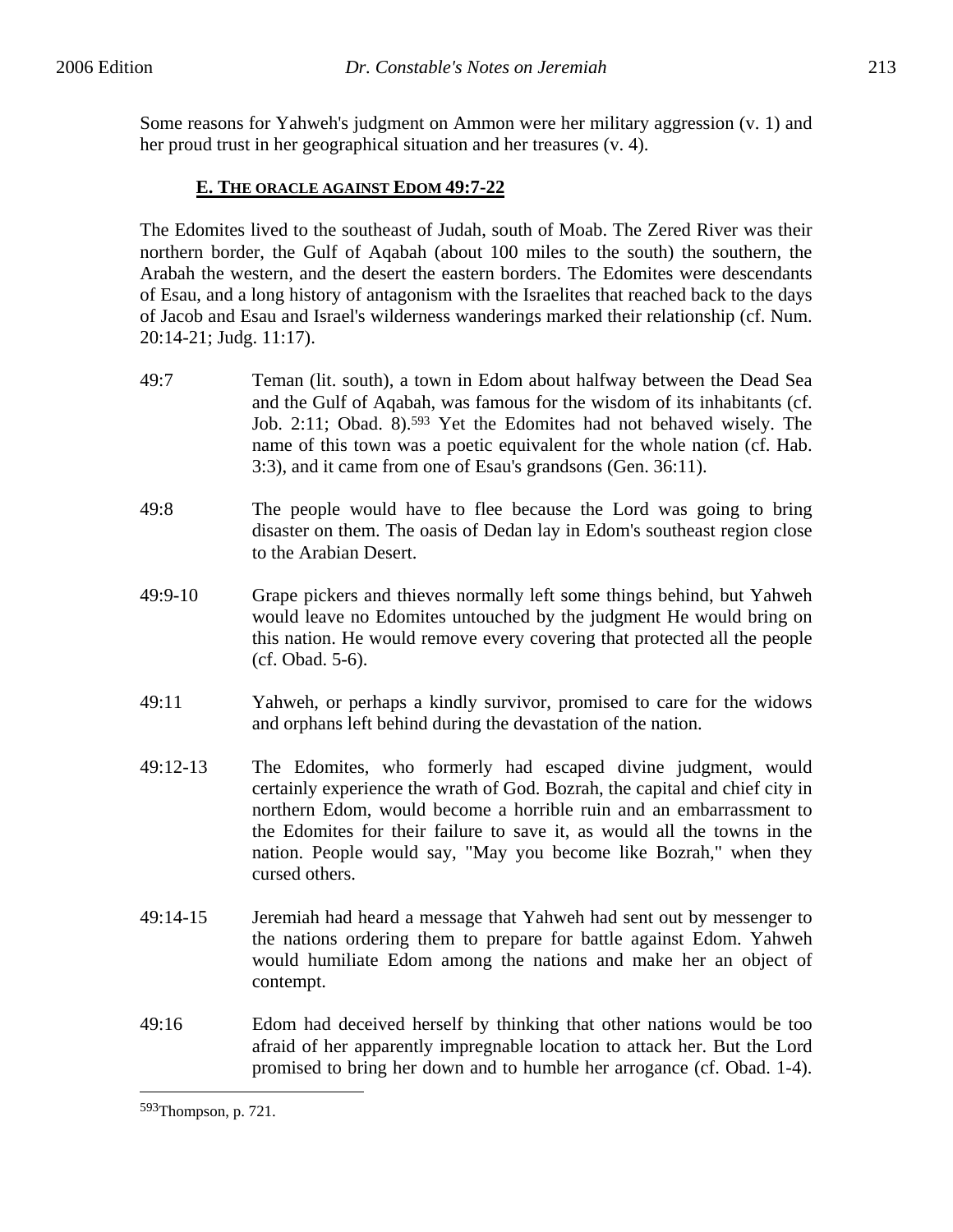Some reasons for Yahweh's judgment on Ammon were her military aggression (v. 1) and her proud trust in her geographical situation and her treasures (v. 4).

### E. THE ORACLE AGAINST EDOM 49:7-22

The Edomites lived to the southeast of Judah, south of Moab. The Zered River was their northern border, the Gulf of Aqabah (about 100 miles to the south) the southern, the Arabah the western, and the desert the eastern borders. The Edomites were descendants of Esau, and a long history of antagonism with the Israelites that reached back to the days of Jacob and Esau and Israel's wilderness wanderings marked their relationship (cf. Num. 20:14-21; Judg. 11:17).

49:7 Teman (lit. south), a town in Edom about halfway between the Dead Sea and the Gulf of Aqabah, was famous for the wisdom of its inhabitants (cf. Job. 2:11; Obad. 8).[593] Yet the Edomites had not behaved wisely. The name of this town was a poetic equivalent for the whole nation (cf. Hab. 3:3), and it came from one of Esau's grandsons (Gen. 36:11).

49:8 The people would have to flee because the Lord was going to bring disaster on them. The oasis of Dedan lay in Edom's southeast region close to the Arabian Desert.

49:9-10 Grape pickers and thieves normally left some things behind, but Yahweh would leave no Edomites untouched by the judgment He would bring on this nation. He would remove every covering that protected all the people (cf. Obad. 5-6).

49:11 Yahweh, or perhaps a kindly survivor, promised to care for the widows and orphans left behind during the devastation of the nation.

49:12-13 The Edomites, who formerly had escaped divine judgment, would certainly experience the wrath of God. Bozrah, the capital and chief city in northern Edom, would become a horrible ruin and an embarrassment to the Edomites for their failure to save it, as would all the towns in the nation. People would say, "May you become like Bozrah," when they cursed others.

49:14-15 Jeremiah had heard a message that Yahweh had sent out by messenger to the nations ordering them to prepare for battle against Edom. Yahweh would humiliate Edom among the nations and make her an object of contempt.

49:16 Edom had deceived herself by thinking that other nations would be too afraid of her apparently impregnable location to attack her. But the Lord promised to bring her down and to humble her arrogance (cf. Obad. 1-4).

---

[593] Thompson, p. 721.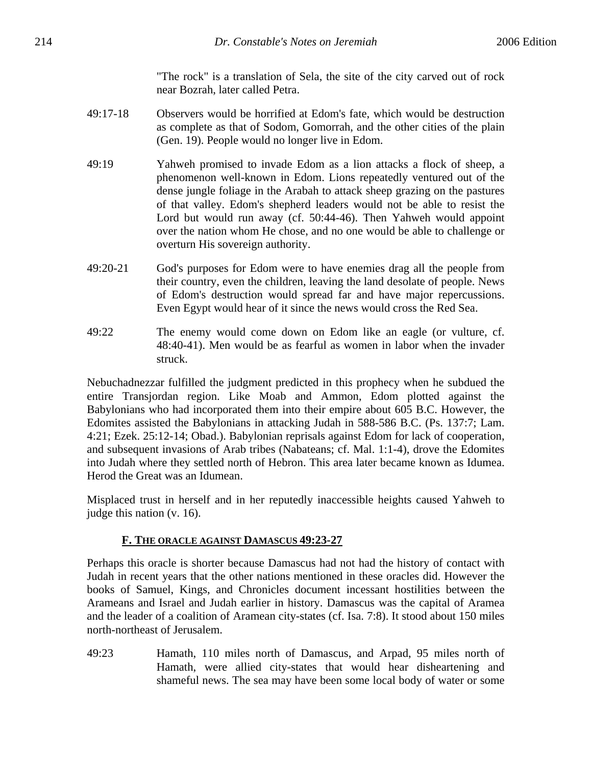"The rock" is a translation of Sela, the site of the city carved out of rock near Bozrah, later called Petra.

49:17-18 Observers would be horrified at Edom's fate, which would be destruction as complete as that of Sodom, Gomorrah, and the other cities of the plain (Gen. 19). People would no longer live in Edom.

49:19 Yahweh promised to invade Edom as a lion attacks a flock of sheep, a phenomenon well-known in Edom. Lions repeatedly ventured out of the dense jungle foliage in the Arabah to attack sheep grazing on the pastures of that valley. Edom's shepherd leaders would not be able to resist the Lord but would run away (cf. 50:44-46). Then Yahweh would appoint over the nation whom He chose, and no one would be able to challenge or overturn His sovereign authority.

49:20-21 God's purposes for Edom were to have enemies drag all the people from their country, even the children, leaving the land desolate of people. News of Edom's destruction would spread far and have major repercussions. Even Egypt would hear of it since the news would cross the Red Sea.

49:22 The enemy would come down on Edom like an eagle (or vulture, cf. 48:40-41). Men would be as fearful as women in labor when the invader struck.

Nebuchadnezzar fulfilled the judgment predicted in this prophecy when he subdued the entire Transjordan region. Like Moab and Ammon, Edom plotted against the Babylonians who had incorporated them into their empire about 605 B.C. However, the Edomites assisted the Babylonians in attacking Judah in 588-586 B.C. (Ps. 137:7; Lam. 4:21; Ezek. 25:12-14; Obad.). Babylonian reprisals against Edom for lack of cooperation, and subsequent invasions of Arab tribes (Nabateans; cf. Mal. 1:1-4), drove the Edomites into Judah where they settled north of Hebron. This area later became known as Idumea. Herod the Great was an Idumean.

Misplaced trust in herself and in her reputedly inaccessible heights caused Yahweh to judge this nation (v. 16).

### F. The oracle against Damascus 49:23-27

Perhaps this oracle is shorter because Damascus had not had the history of contact with Judah in recent years that the other nations mentioned in these oracles did. However the books of Samuel, Kings, and Chronicles document incessant hostilities between the Arameans and Israel and Judah earlier in history. Damascus was the capital of Aramea and the leader of a coalition of Aramean city-states (cf. Isa. 7:8). It stood about 150 miles north-northeast of Jerusalem.

49:23 Hamath, 110 miles north of Damascus, and Arpad, 95 miles north of Hamath, were allied city-states that would hear disheartening and shameful news. The sea may have been some local body of water or some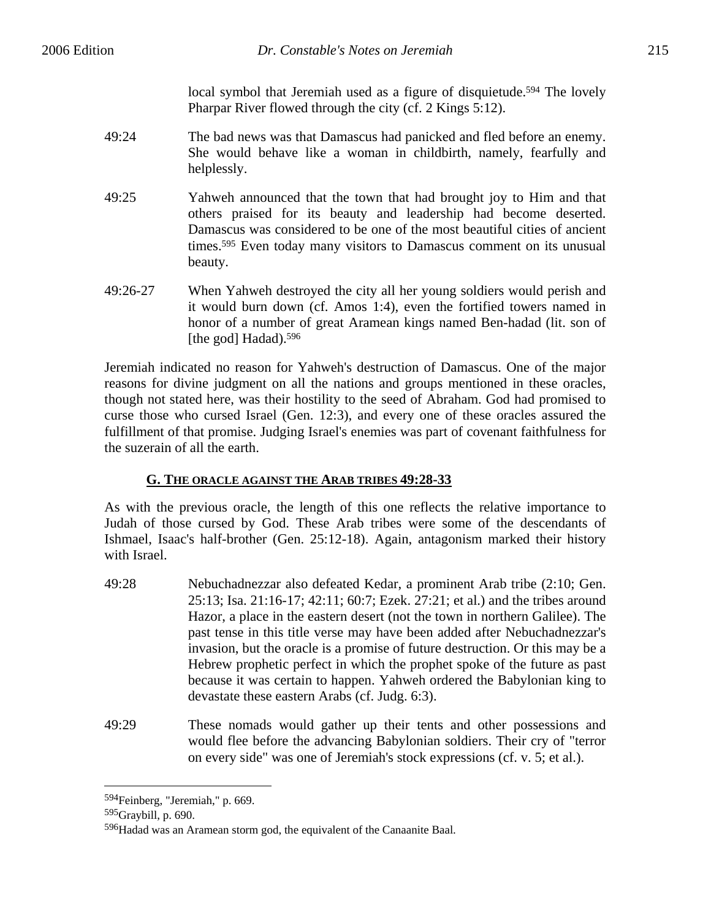local symbol that Jeremiah used as a figure of disquietude.[594] The lovely Pharpar River flowed through the city (cf. 2 Kings 5:12).

49:24 The bad news was that Damascus had panicked and fled before an enemy. She would behave like a woman in childbirth, namely, fearfully and helplessly.

49:25 Yahweh announced that the town that had brought joy to Him and that others praised for its beauty and leadership had become deserted. Damascus was considered to be one of the most beautiful cities of ancient times.[595] Even today many visitors to Damascus comment on its unusual beauty.

49:26-27 When Yahweh destroyed the city all her young soldiers would perish and it would burn down (cf. Amos 1:4), even the fortified towers named in honor of a number of great Aramean kings named Ben-hadad (lit. son of [the god] Hadad).[596]

Jeremiah indicated no reason for Yahweh's destruction of Damascus. One of the major reasons for divine judgment on all the nations and groups mentioned in these oracles, though not stated here, was their hostility to the seed of Abraham. God had promised to curse those who cursed Israel (Gen. 12:3), and every one of these oracles assured the fulfillment of that promise. Judging Israel's enemies was part of covenant faithfulness for the suzerain of all the earth.

### G. THE ORACLE AGAINST THE ARAB TRIBES 49:28-33

As with the previous oracle, the length of this one reflects the relative importance to Judah of those cursed by God. These Arab tribes were some of the descendants of Ishmael, Isaac's half-brother (Gen. 25:12-18). Again, antagonism marked their history with Israel.

49:28 Nebuchadnezzar also defeated Kedar, a prominent Arab tribe (2:10; Gen. 25:13; Isa. 21:16-17; 42:11; 60:7; Ezek. 27:21; et al.) and the tribes around Hazor, a place in the eastern desert (not the town in northern Galilee). The past tense in this title verse may have been added after Nebuchadnezzar's invasion, but the oracle is a promise of future destruction. Or this may be a Hebrew prophetic perfect in which the prophet spoke of the future as past because it was certain to happen. Yahweh ordered the Babylonian king to devastate these eastern Arabs (cf. Judg. 6:3).

49:29 These nomads would gather up their tents and other possessions and would flee before the advancing Babylonian soldiers. Their cry of "terror on every side" was one of Jeremiah's stock expressions (cf. v. 5; et al.).

---

[594] Feinberg, "Jeremiah," p. 669.

[595] Graybill, p. 690.

[596] Hadad was an Aramean storm god, the equivalent of the Canaanite Baal.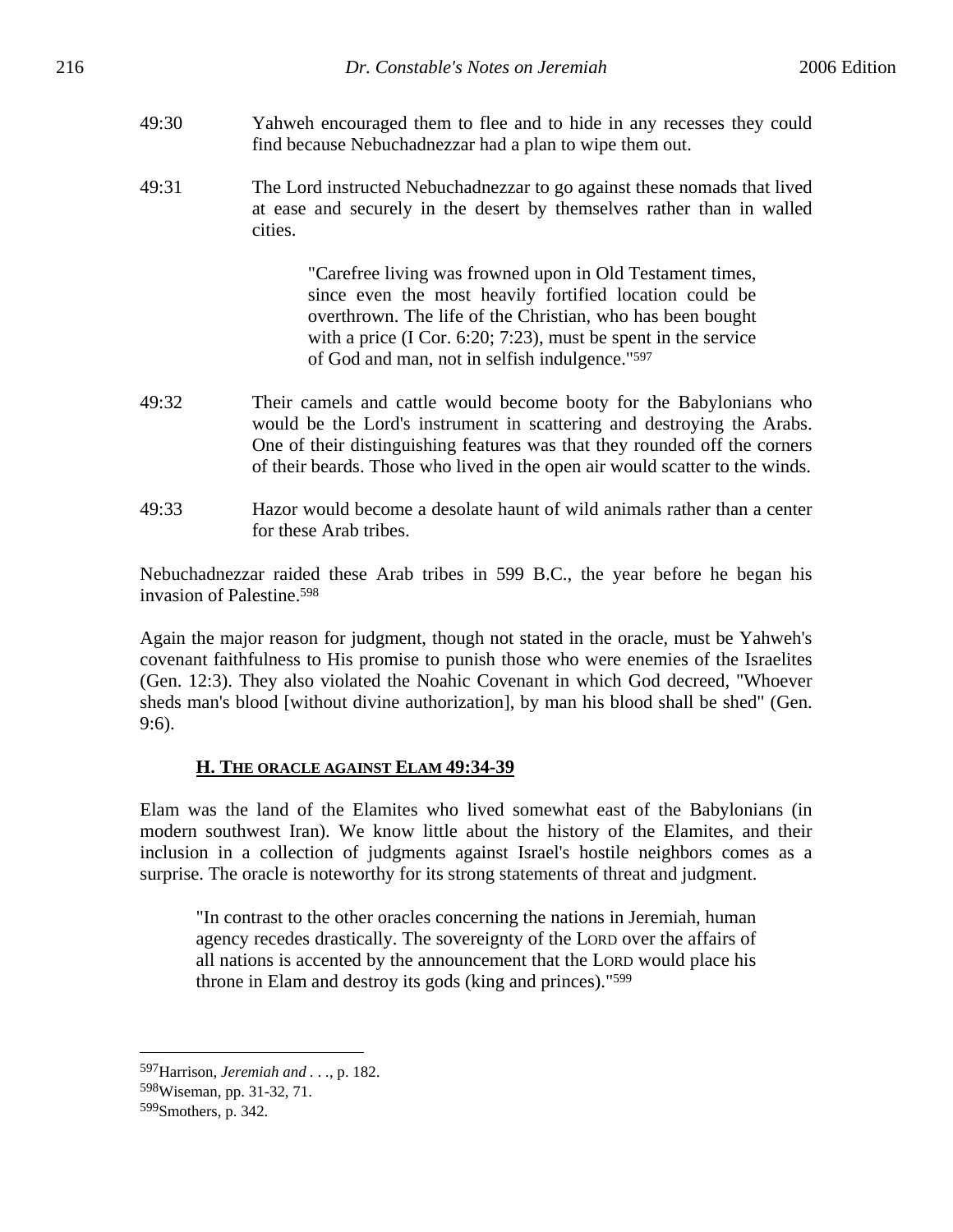49:30 Yahweh encouraged them to flee and to hide in any recesses they could find because Nebuchadnezzar had a plan to wipe them out.

49:31 The Lord instructed Nebuchadnezzar to go against these nomads that lived at ease and securely in the desert by themselves rather than in walled cities.

> "Carefree living was frowned upon in Old Testament times, since even the most heavily fortified location could be overthrown. The life of the Christian, who has been bought with a price (I Cor. 6:20; 7:23), must be spent in the service of God and man, not in selfish indulgence."[597]

49:32 Their camels and cattle would become booty for the Babylonians who would be the Lord's instrument in scattering and destroying the Arabs. One of their distinguishing features was that they rounded off the corners of their beards. Those who lived in the open air would scatter to the winds.

49:33 Hazor would become a desolate haunt of wild animals rather than a center for these Arab tribes.

Nebuchadnezzar raided these Arab tribes in 599 B.C., the year before he began his invasion of Palestine.[598]

Again the major reason for judgment, though not stated in the oracle, must be Yahweh's covenant faithfulness to His promise to punish those who were enemies of the Israelites (Gen. 12:3). They also violated the Noahic Covenant in which God decreed, "Whoever sheds man's blood [without divine authorization], by man his blood shall be shed" (Gen. 9:6).

### H. THE ORACLE AGAINST ELAM 49:34-39

Elam was the land of the Elamites who lived somewhat east of the Babylonians (in modern southwest Iran). We know little about the history of the Elamites, and their inclusion in a collection of judgments against Israel's hostile neighbors comes as a surprise. The oracle is noteworthy for its strong statements of threat and judgment.

> "In contrast to the other oracles concerning the nations in Jeremiah, human agency recedes drastically. The sovereignty of the LORD over the affairs of all nations is accented by the announcement that the LORD would place his throne in Elam and destroy its gods (king and princes)."[599]

---

[597]Harrison, *Jeremiah and . . .*, p. 182.
[598]Wiseman, pp. 31-32, 71.
[599]Smothers, p. 342.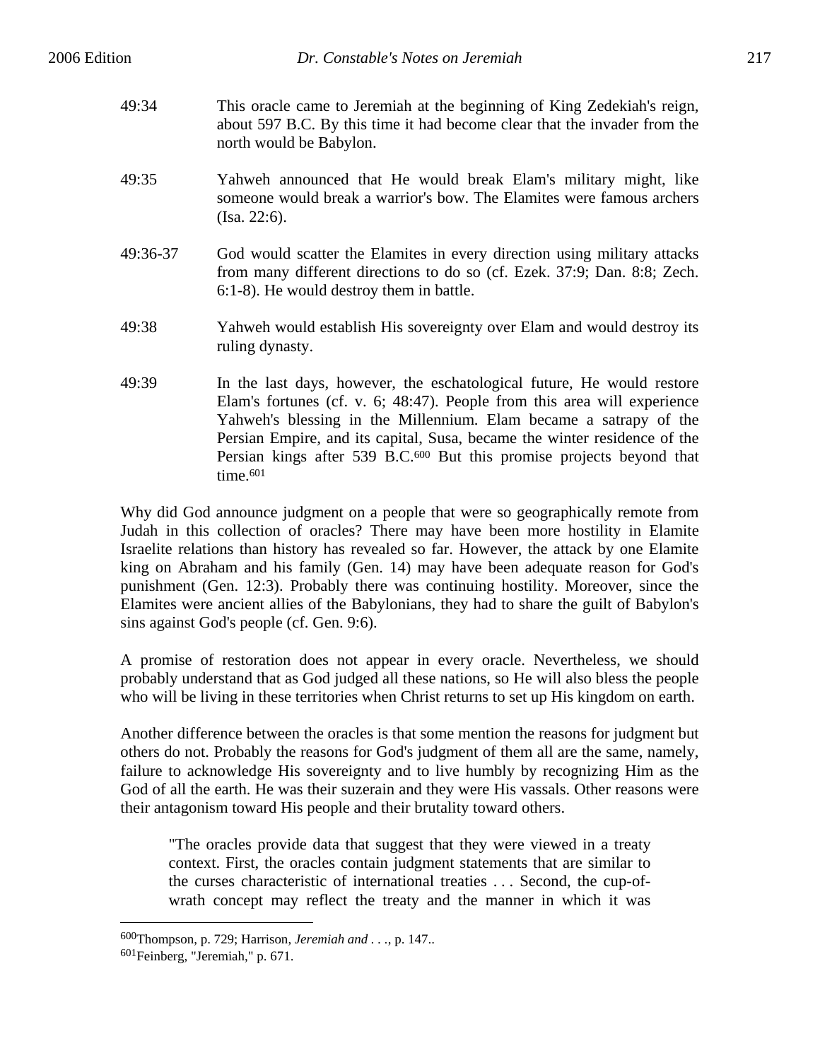49:34 This oracle came to Jeremiah at the beginning of King Zedekiah's reign, about 597 B.C. By this time it had become clear that the invader from the north would be Babylon.

49:35 Yahweh announced that He would break Elam's military might, like someone would break a warrior's bow. The Elamites were famous archers (Isa. 22:6).

49:36-37 God would scatter the Elamites in every direction using military attacks from many different directions to do so (cf. Ezek. 37:9; Dan. 8:8; Zech. 6:1-8). He would destroy them in battle.

49:38 Yahweh would establish His sovereignty over Elam and would destroy its ruling dynasty.

49:39 In the last days, however, the eschatological future, He would restore Elam's fortunes (cf. v. 6; 48:47). People from this area will experience Yahweh's blessing in the Millennium. Elam became a satrapy of the Persian Empire, and its capital, Susa, became the winter residence of the Persian kings after 539 B.C.[600] But this promise projects beyond that time.[601]

Why did God announce judgment on a people that were so geographically remote from Judah in this collection of oracles? There may have been more hostility in Elamite Israelite relations than history has revealed so far. However, the attack by one Elamite king on Abraham and his family (Gen. 14) may have been adequate reason for God's punishment (Gen. 12:3). Probably there was continuing hostility. Moreover, since the Elamites were ancient allies of the Babylonians, they had to share the guilt of Babylon's sins against God's people (cf. Gen. 9:6).

A promise of restoration does not appear in every oracle. Nevertheless, we should probably understand that as God judged all these nations, so He will also bless the people who will be living in these territories when Christ returns to set up His kingdom on earth.

Another difference between the oracles is that some mention the reasons for judgment but others do not. Probably the reasons for God's judgment of them all are the same, namely, failure to acknowledge His sovereignty and to live humbly by recognizing Him as the God of all the earth. He was their suzerain and they were His vassals. Other reasons were their antagonism toward His people and their brutality toward others.

> "The oracles provide data that suggest that they were viewed in a treaty context. First, the oracles contain judgment statements that are similar to the curses characteristic of international treaties . . . Second, the cup-of-wrath concept may reflect the treaty and the manner in which it was

---

[600]Thompson, p. 729; Harrison, *Jeremiah and* . . ., p. 147..

[601]Feinberg, "Jeremiah," p. 671.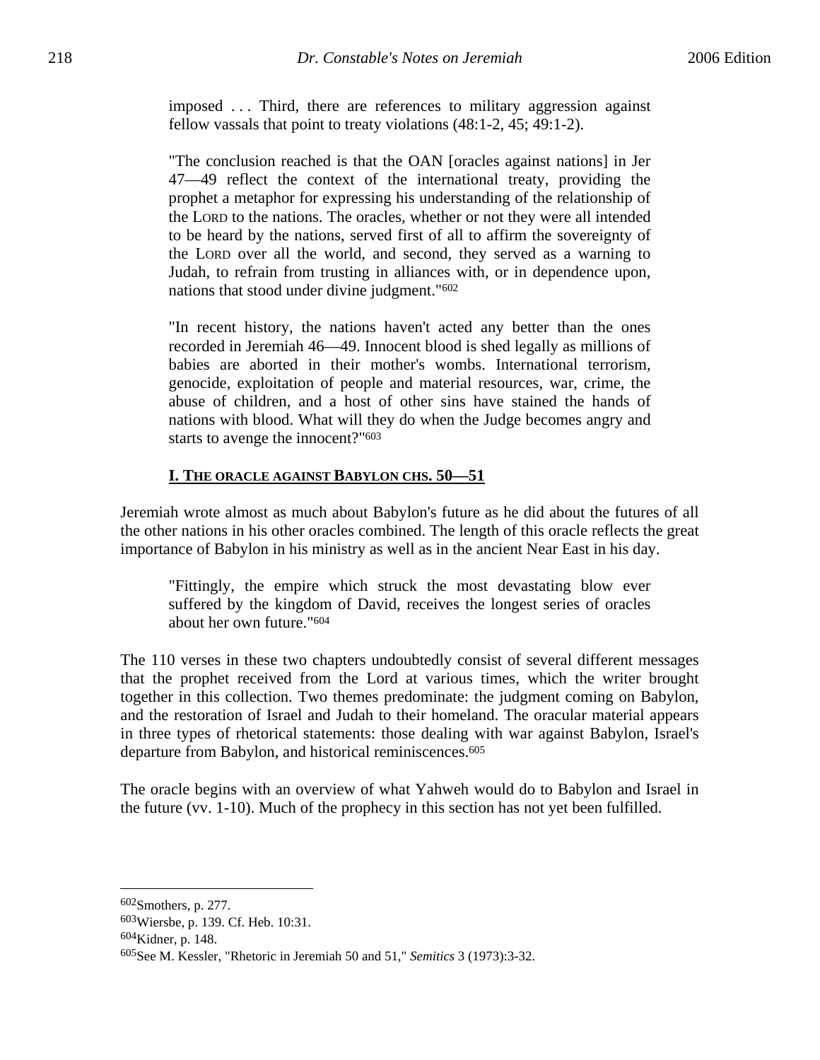> imposed . . . Third, there are references to military aggression against fellow vassals that point to treaty violations (48:1-2, 45; 49:1-2).
>
> "The conclusion reached is that the OAN [oracles against nations] in Jer 47—49 reflect the context of the international treaty, providing the prophet a metaphor for expressing his understanding of the relationship of the LORD to the nations. The oracles, whether or not they were all intended to be heard by the nations, served first of all to affirm the sovereignty of the LORD over all the world, and second, they served as a warning to Judah, to refrain from trusting in alliances with, or in dependence upon, nations that stood under divine judgment."[602]

> "In recent history, the nations haven't acted any better than the ones recorded in Jeremiah 46—49. Innocent blood is shed legally as millions of babies are aborted in their mother's wombs. International terrorism, genocide, exploitation of people and material resources, war, crime, the abuse of children, and a host of other sins have stained the hands of nations with blood. What will they do when the Judge becomes angry and starts to avenge the innocent?"[603]

## I. THE ORACLE AGAINST BABYLON CHS. 50—51

Jeremiah wrote almost as much about Babylon's future as he did about the futures of all the other nations in his other oracles combined. The length of this oracle reflects the great importance of Babylon in his ministry as well as in the ancient Near East in his day.

> "Fittingly, the empire which struck the most devastating blow ever suffered by the kingdom of David, receives the longest series of oracles about her own future."[604]

The 110 verses in these two chapters undoubtedly consist of several different messages that the prophet received from the Lord at various times, which the writer brought together in this collection. Two themes predominate: the judgment coming on Babylon, and the restoration of Israel and Judah to their homeland. The oracular material appears in three types of rhetorical statements: those dealing with war against Babylon, Israel's departure from Babylon, and historical reminiscences.[605]

The oracle begins with an overview of what Yahweh would do to Babylon and Israel in the future (vv. 1-10). Much of the prophecy in this section has not yet been fulfilled.

---

[602]Smothers, p. 277.

[603]Wiersbe, p. 139. Cf. Heb. 10:31.

[604]Kidner, p. 148.

[605]See M. Kessler, "Rhetoric in Jeremiah 50 and 51," *Semitics* 3 (1973):3-32.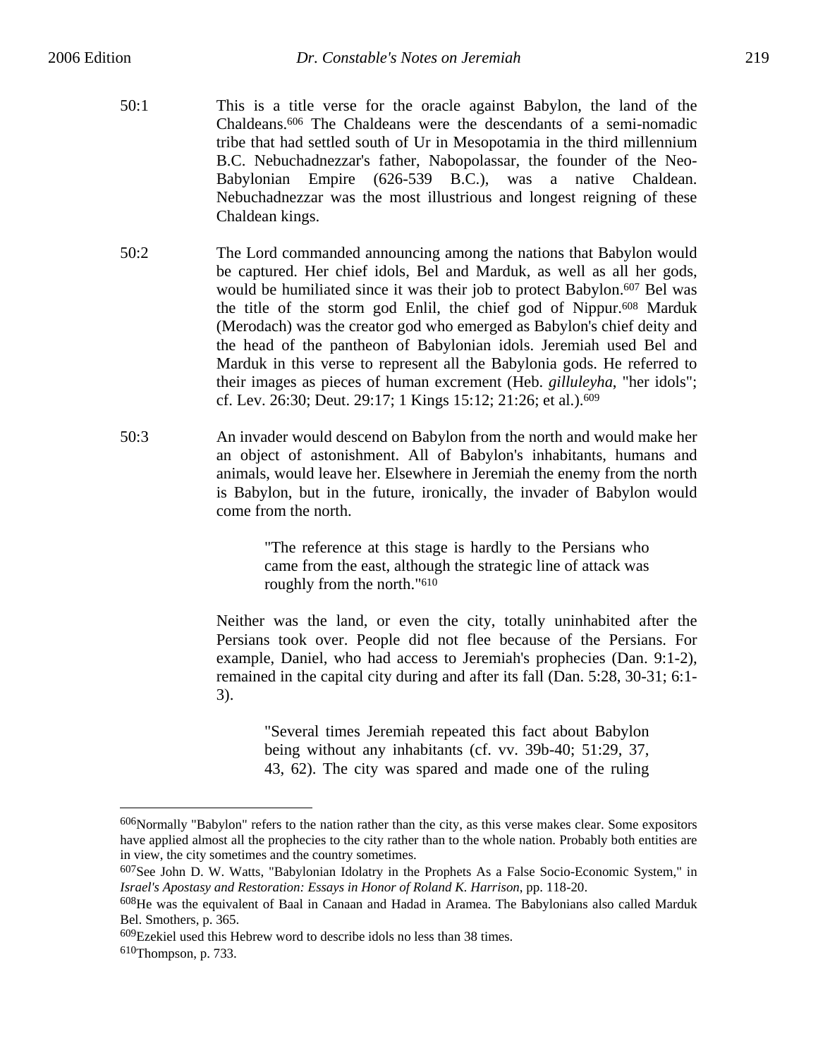50:1 This is a title verse for the oracle against Babylon, the land of the Chaldeans.[606] The Chaldeans were the descendants of a semi-nomadic tribe that had settled south of Ur in Mesopotamia in the third millennium B.C. Nebuchadnezzar's father, Nabopolassar, the founder of the Neo-Babylonian Empire (626-539 B.C.), was a native Chaldean. Nebuchadnezzar was the most illustrious and longest reigning of these Chaldean kings.

50:2 The Lord commanded announcing among the nations that Babylon would be captured. Her chief idols, Bel and Marduk, as well as all her gods, would be humiliated since it was their job to protect Babylon.[607] Bel was the title of the storm god Enlil, the chief god of Nippur.[608] Marduk (Merodach) was the creator god who emerged as Babylon's chief deity and the head of the pantheon of Babylonian idols. Jeremiah used Bel and Marduk in this verse to represent all the Babylonia gods. He referred to their images as pieces of human excrement (Heb. *gilluleyha*, "her idols"; cf. Lev. 26:30; Deut. 29:17; 1 Kings 15:12; 21:26; et al.).[609]

50:3 An invader would descend on Babylon from the north and would make her an object of astonishment. All of Babylon's inhabitants, humans and animals, would leave her. Elsewhere in Jeremiah the enemy from the north is Babylon, but in the future, ironically, the invader of Babylon would come from the north.

> "The reference at this stage is hardly to the Persians who came from the east, although the strategic line of attack was roughly from the north."[610]

Neither was the land, or even the city, totally uninhabited after the Persians took over. People did not flee because of the Persians. For example, Daniel, who had access to Jeremiah's prophecies (Dan. 9:1-2), remained in the capital city during and after its fall (Dan. 5:28, 30-31; 6:1-3).

> "Several times Jeremiah repeated this fact about Babylon being without any inhabitants (cf. vv. 39b-40; 51:29, 37, 43, 62). The city was spared and made one of the ruling

---

[606] Normally "Babylon" refers to the nation rather than the city, as this verse makes clear. Some expositors have applied almost all the prophecies to the city rather than to the whole nation. Probably both entities are in view, the city sometimes and the country sometimes.

[607] See John D. W. Watts, "Babylonian Idolatry in the Prophets As a False Socio-Economic System," in *Israel's Apostasy and Restoration: Essays in Honor of Roland K. Harrison*, pp. 118-20.

[608] He was the equivalent of Baal in Canaan and Hadad in Aramea. The Babylonians also called Marduk Bel. Smothers, p. 365.

[609] Ezekiel used this Hebrew word to describe idols no less than 38 times.

[610] Thompson, p. 733.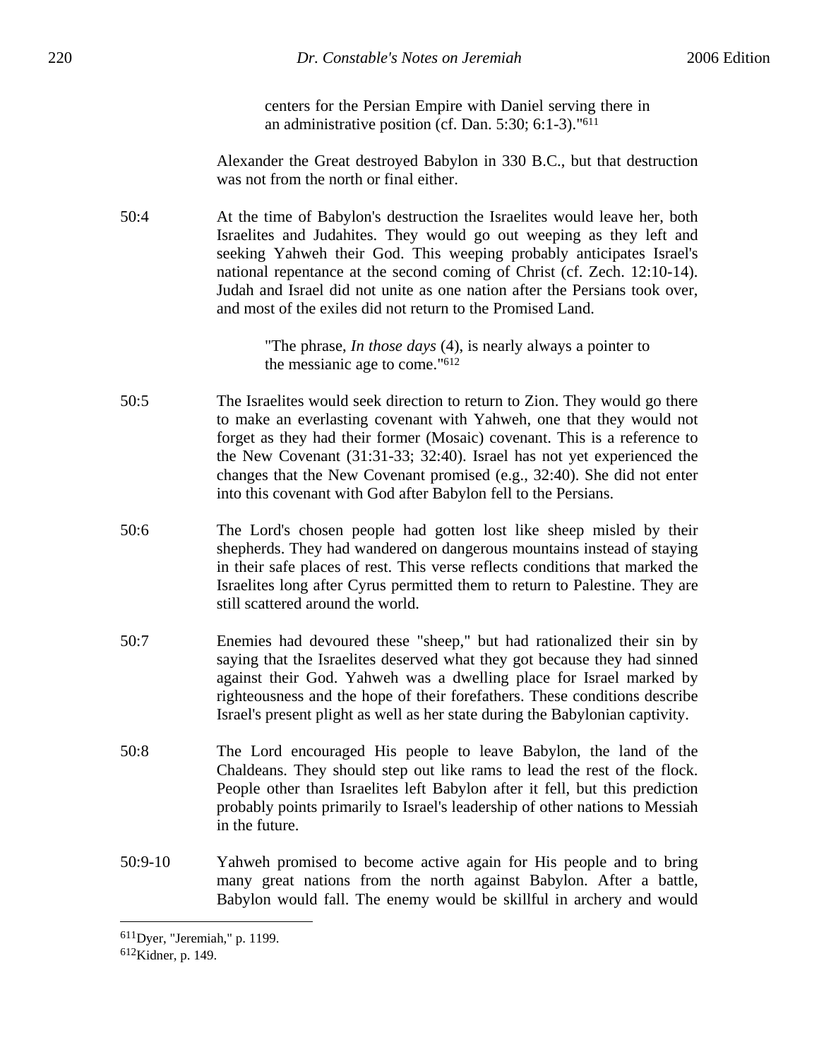> centers for the Persian Empire with Daniel serving there in an administrative position (cf. Dan. 5:30; 6:1-3)."[611]

Alexander the Great destroyed Babylon in 330 B.C., but that destruction was not from the north or final either.

50:4 At the time of Babylon's destruction the Israelites would leave her, both Israelites and Judahites. They would go out weeping as they left and seeking Yahweh their God. This weeping probably anticipates Israel's national repentance at the second coming of Christ (cf. Zech. 12:10-14). Judah and Israel did not unite as one nation after the Persians took over, and most of the exiles did not return to the Promised Land.

> "The phrase, *In those days* (4), is nearly always a pointer to the messianic age to come."[612]

50:5 The Israelites would seek direction to return to Zion. They would go there to make an everlasting covenant with Yahweh, one that they would not forget as they had their former (Mosaic) covenant. This is a reference to the New Covenant (31:31-33; 32:40). Israel has not yet experienced the changes that the New Covenant promised (e.g., 32:40). She did not enter into this covenant with God after Babylon fell to the Persians.

50:6 The Lord's chosen people had gotten lost like sheep misled by their shepherds. They had wandered on dangerous mountains instead of staying in their safe places of rest. This verse reflects conditions that marked the Israelites long after Cyrus permitted them to return to Palestine. They are still scattered around the world.

50:7 Enemies had devoured these "sheep," but had rationalized their sin by saying that the Israelites deserved what they got because they had sinned against their God. Yahweh was a dwelling place for Israel marked by righteousness and the hope of their forefathers. These conditions describe Israel's present plight as well as her state during the Babylonian captivity.

50:8 The Lord encouraged His people to leave Babylon, the land of the Chaldeans. They should step out like rams to lead the rest of the flock. People other than Israelites left Babylon after it fell, but this prediction probably points primarily to Israel's leadership of other nations to Messiah in the future.

50:9-10 Yahweh promised to become active again for His people and to bring many great nations from the north against Babylon. After a battle, Babylon would fall. The enemy would be skillful in archery and would

---

[611] Dyer, "Jeremiah," p. 1199.

[612] Kidner, p. 149.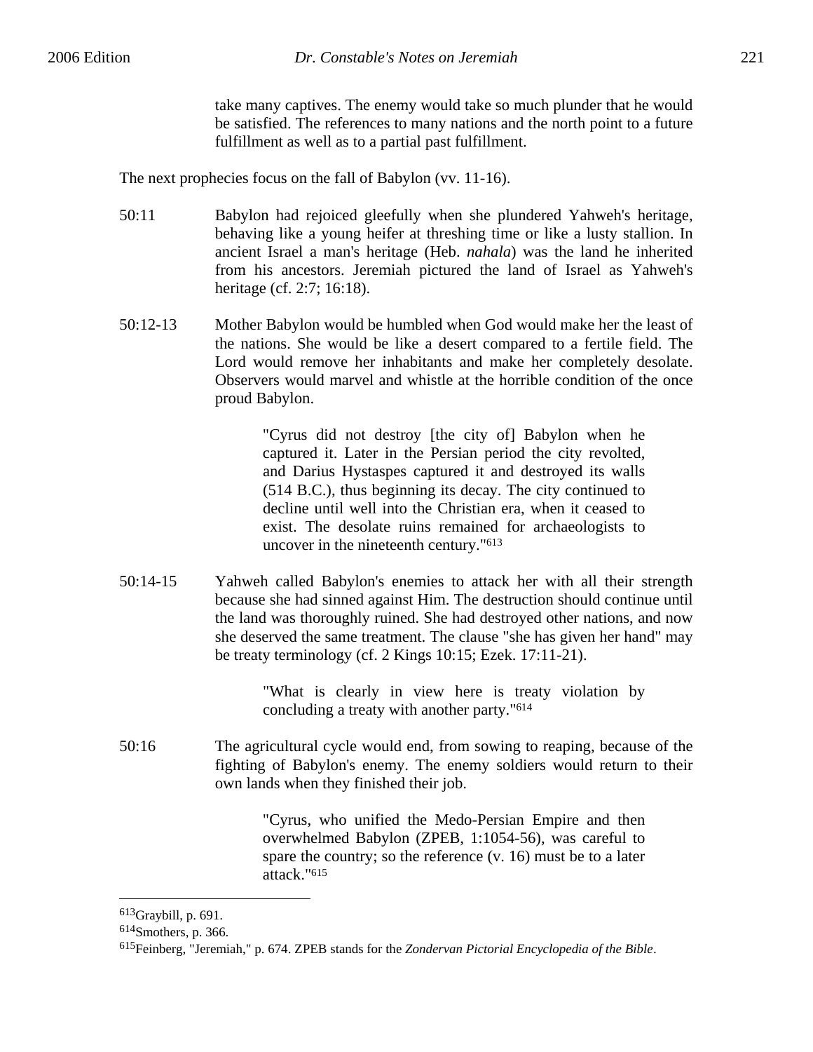take many captives. The enemy would take so much plunder that he would be satisfied. The references to many nations and the north point to a future fulfillment as well as to a partial past fulfillment.

The next prophecies focus on the fall of Babylon (vv. 11-16).

50:11 Babylon had rejoiced gleefully when she plundered Yahweh's heritage, behaving like a young heifer at threshing time or like a lusty stallion. In ancient Israel a man's heritage (Heb. *nahala*) was the land he inherited from his ancestors. Jeremiah pictured the land of Israel as Yahweh's heritage (cf. 2:7; 16:18).

50:12-13 Mother Babylon would be humbled when God would make her the least of the nations. She would be like a desert compared to a fertile field. The Lord would remove her inhabitants and make her completely desolate. Observers would marvel and whistle at the horrible condition of the once proud Babylon.

> "Cyrus did not destroy [the city of] Babylon when he captured it. Later in the Persian period the city revolted, and Darius Hystaspes captured it and destroyed its walls (514 B.C.), thus beginning its decay. The city continued to decline until well into the Christian era, when it ceased to exist. The desolate ruins remained for archaeologists to uncover in the nineteenth century."[613]

50:14-15 Yahweh called Babylon's enemies to attack her with all their strength because she had sinned against Him. The destruction should continue until the land was thoroughly ruined. She had destroyed other nations, and now she deserved the same treatment. The clause "she has given her hand" may be treaty terminology (cf. 2 Kings 10:15; Ezek. 17:11-21).

> "What is clearly in view here is treaty violation by concluding a treaty with another party."[614]

50:16 The agricultural cycle would end, from sowing to reaping, because of the fighting of Babylon's enemy. The enemy soldiers would return to their own lands when they finished their job.

> "Cyrus, who unified the Medo-Persian Empire and then overwhelmed Babylon (ZPEB, 1:1054-56), was careful to spare the country; so the reference (v. 16) must be to a later attack."[615]

---

[613]Graybill, p. 691.

[614]Smothers, p. 366.

[615]Feinberg, "Jeremiah," p. 674. ZPEB stands for the *Zondervan Pictorial Encyclopedia of the Bible*.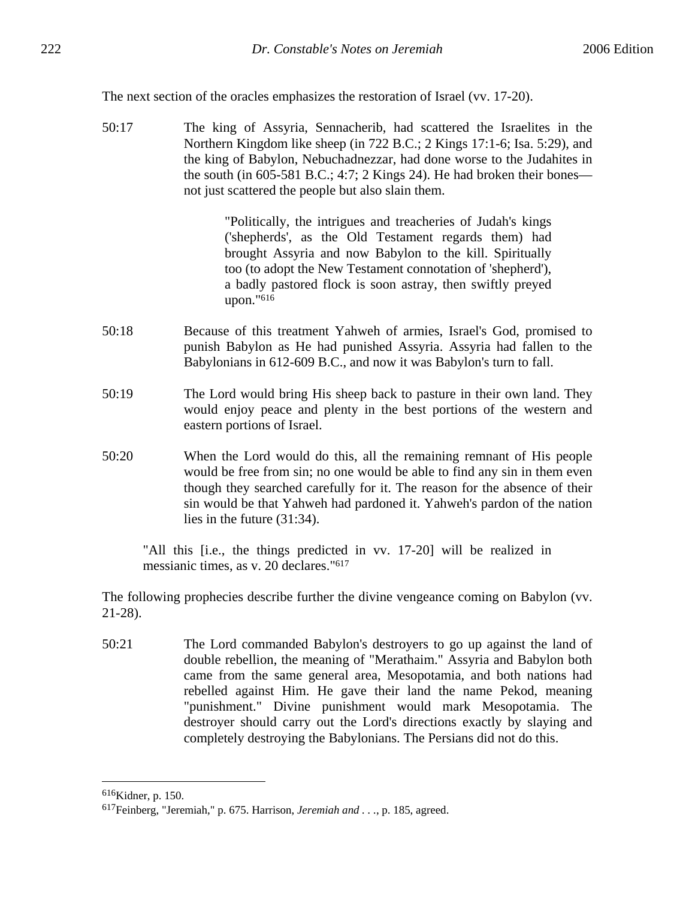The next section of the oracles emphasizes the restoration of Israel (vv. 17-20).

50:17 The king of Assyria, Sennacherib, had scattered the Israelites in the Northern Kingdom like sheep (in 722 B.C.; 2 Kings 17:1-6; Isa. 5:29), and the king of Babylon, Nebuchadnezzar, had done worse to the Judahites in the south (in 605-581 B.C.; 4:7; 2 Kings 24). He had broken their bones—not just scattered the people but also slain them.

> "Politically, the intrigues and treacheries of Judah's kings ('shepherds', as the Old Testament regards them) had brought Assyria and now Babylon to the kill. Spiritually too (to adopt the New Testament connotation of 'shepherd'), a badly pastored flock is soon astray, then swiftly preyed upon."[616]

50:18 Because of this treatment Yahweh of armies, Israel's God, promised to punish Babylon as He had punished Assyria. Assyria had fallen to the Babylonians in 612-609 B.C., and now it was Babylon's turn to fall.

50:19 The Lord would bring His sheep back to pasture in their own land. They would enjoy peace and plenty in the best portions of the western and eastern portions of Israel.

50:20 When the Lord would do this, all the remaining remnant of His people would be free from sin; no one would be able to find any sin in them even though they searched carefully for it. The reason for the absence of their sin would be that Yahweh had pardoned it. Yahweh's pardon of the nation lies in the future (31:34).

> "All this [i.e., the things predicted in vv. 17-20] will be realized in messianic times, as v. 20 declares."[617]

The following prophecies describe further the divine vengeance coming on Babylon (vv. 21-28).

50:21 The Lord commanded Babylon's destroyers to go up against the land of double rebellion, the meaning of "Merathaim." Assyria and Babylon both came from the same general area, Mesopotamia, and both nations had rebelled against Him. He gave their land the name Pekod, meaning "punishment." Divine punishment would mark Mesopotamia. The destroyer should carry out the Lord's directions exactly by slaying and completely destroying the Babylonians. The Persians did not do this.

---

[616] Kidner, p. 150.

[617] Feinberg, "Jeremiah," p. 675. Harrison, *Jeremiah and . . .*, p. 185, agreed.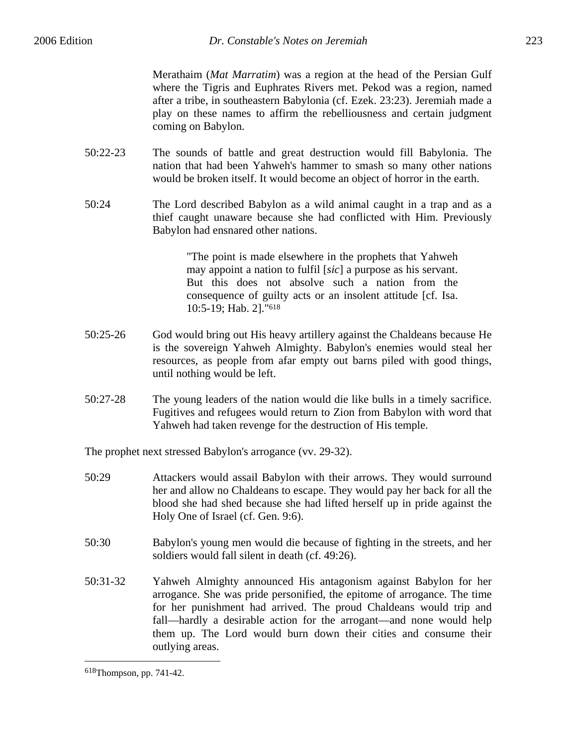Merathaim (*Mat Marratim*) was a region at the head of the Persian Gulf where the Tigris and Euphrates Rivers met. Pekod was a region, named after a tribe, in southeastern Babylonia (cf. Ezek. 23:23). Jeremiah made a play on these names to affirm the rebelliousness and certain judgment coming on Babylon.

50:22-23 The sounds of battle and great destruction would fill Babylonia. The nation that had been Yahweh's hammer to smash so many other nations would be broken itself. It would become an object of horror in the earth.

50:24 The Lord described Babylon as a wild animal caught in a trap and as a thief caught unaware because she had conflicted with Him. Previously Babylon had ensnared other nations.

> "The point is made elsewhere in the prophets that Yahweh may appoint a nation to fulfil [*sic*] a purpose as his servant. But this does not absolve such a nation from the consequence of guilty acts or an insolent attitude [cf. Isa. 10:5-19; Hab. 2]."[618]

50:25-26 God would bring out His heavy artillery against the Chaldeans because He is the sovereign Yahweh Almighty. Babylon's enemies would steal her resources, as people from afar empty out barns piled with good things, until nothing would be left.

50:27-28 The young leaders of the nation would die like bulls in a timely sacrifice. Fugitives and refugees would return to Zion from Babylon with word that Yahweh had taken revenge for the destruction of His temple.

The prophet next stressed Babylon's arrogance (vv. 29-32).

50:29 Attackers would assail Babylon with their arrows. They would surround her and allow no Chaldeans to escape. They would pay her back for all the blood she had shed because she had lifted herself up in pride against the Holy One of Israel (cf. Gen. 9:6).

50:30 Babylon's young men would die because of fighting in the streets, and her soldiers would fall silent in death (cf. 49:26).

50:31-32 Yahweh Almighty announced His antagonism against Babylon for her arrogance. She was pride personified, the epitome of arrogance. The time for her punishment had arrived. The proud Chaldeans would trip and fall—hardly a desirable action for the arrogant—and none would help them up. The Lord would burn down their cities and consume their outlying areas.

---

[618] Thompson, pp. 741-42.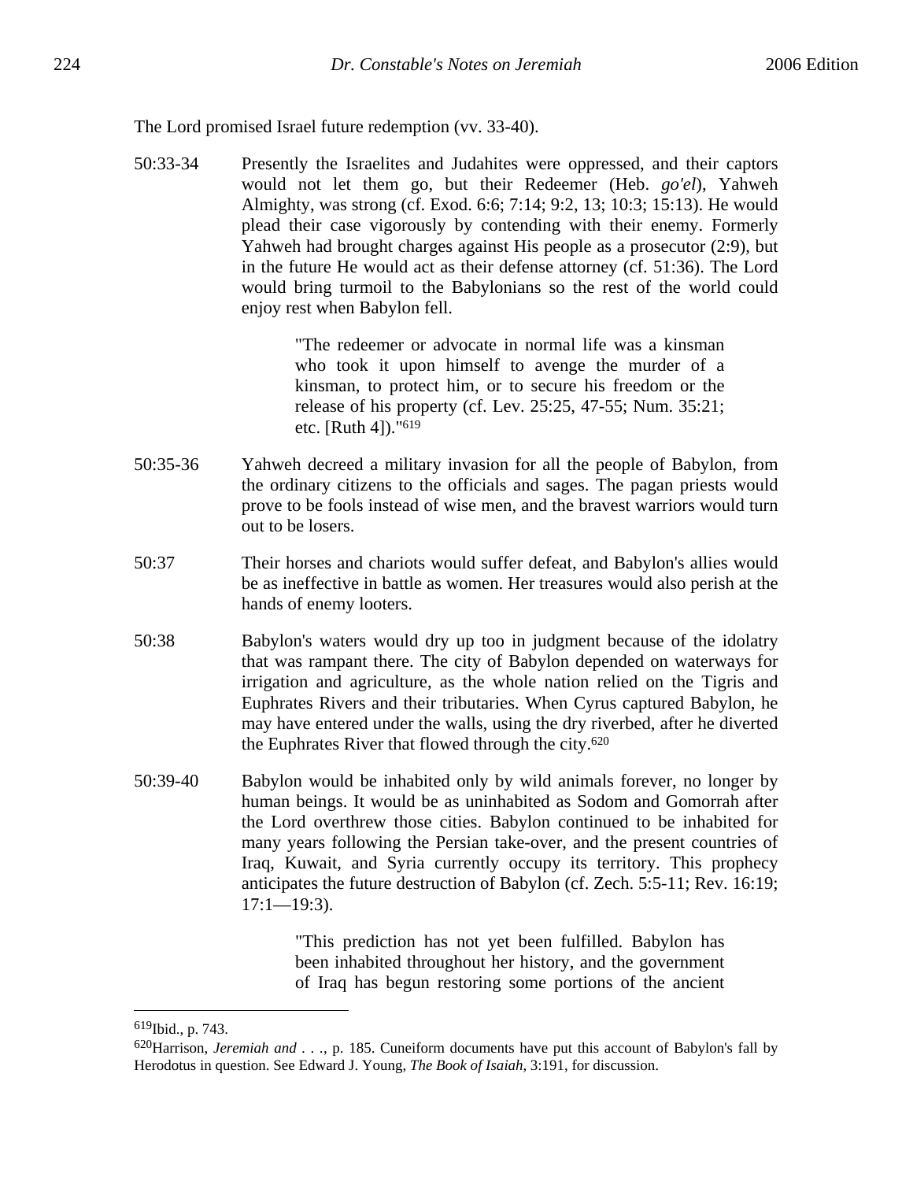The Lord promised Israel future redemption (vv. 33-40).

50:33-34 Presently the Israelites and Judahites were oppressed, and their captors would not let them go, but their Redeemer (Heb. *go'el*), Yahweh Almighty, was strong (cf. Exod. 6:6; 7:14; 9:2, 13; 10:3; 15:13). He would plead their case vigorously by contending with their enemy. Formerly Yahweh had brought charges against His people as a prosecutor (2:9), but in the future He would act as their defense attorney (cf. 51:36). The Lord would bring turmoil to the Babylonians so the rest of the world could enjoy rest when Babylon fell.

> "The redeemer or advocate in normal life was a kinsman who took it upon himself to avenge the murder of a kinsman, to protect him, or to secure his freedom or the release of his property (cf. Lev. 25:25, 47-55; Num. 35:21; etc. [Ruth 4])."[619]

50:35-36 Yahweh decreed a military invasion for all the people of Babylon, from the ordinary citizens to the officials and sages. The pagan priests would prove to be fools instead of wise men, and the bravest warriors would turn out to be losers.

50:37 Their horses and chariots would suffer defeat, and Babylon's allies would be as ineffective in battle as women. Her treasures would also perish at the hands of enemy looters.

50:38 Babylon's waters would dry up too in judgment because of the idolatry that was rampant there. The city of Babylon depended on waterways for irrigation and agriculture, as the whole nation relied on the Tigris and Euphrates Rivers and their tributaries. When Cyrus captured Babylon, he may have entered under the walls, using the dry riverbed, after he diverted the Euphrates River that flowed through the city.[620]

50:39-40 Babylon would be inhabited only by wild animals forever, no longer by human beings. It would be as uninhabited as Sodom and Gomorrah after the Lord overthrew those cities. Babylon continued to be inhabited for many years following the Persian take-over, and the present countries of Iraq, Kuwait, and Syria currently occupy its territory. This prophecy anticipates the future destruction of Babylon (cf. Zech. 5:5-11; Rev. 16:19; 17:1—19:3).

> "This prediction has not yet been fulfilled. Babylon has been inhabited throughout her history, and the government of Iraq has begun restoring some portions of the ancient

---

[619]Ibid., p. 743.

[620]Harrison, *Jeremiah and . . .*, p. 185. Cuneiform documents have put this account of Babylon's fall by Herodotus in question. See Edward J. Young, *The Book of Isaiah*, 3:191, for discussion.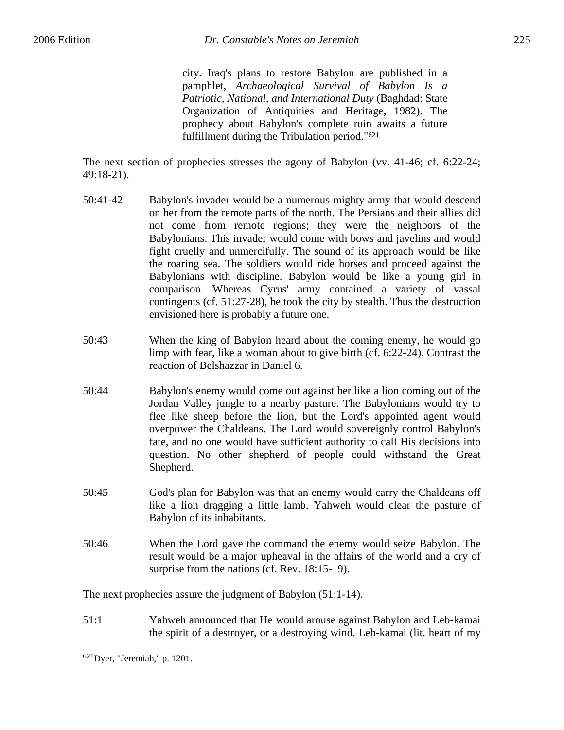city. Iraq's plans to restore Babylon are published in a pamphlet, *Archaeological Survival of Babylon Is a Patriotic, National, and International Duty* (Baghdad: State Organization of Antiquities and Heritage, 1982). The prophecy about Babylon's complete ruin awaits a future fulfillment during the Tribulation period."[621]

The next section of prophecies stresses the agony of Babylon (vv. 41-46; cf. 6:22-24; 49:18-21).

50:41-42 Babylon's invader would be a numerous mighty army that would descend on her from the remote parts of the north. The Persians and their allies did not come from remote regions; they were the neighbors of the Babylonians. This invader would come with bows and javelins and would fight cruelly and unmercifully. The sound of its approach would be like the roaring sea. The soldiers would ride horses and proceed against the Babylonians with discipline. Babylon would be like a young girl in comparison. Whereas Cyrus' army contained a variety of vassal contingents (cf. 51:27-28), he took the city by stealth. Thus the destruction envisioned here is probably a future one.

50:43 When the king of Babylon heard about the coming enemy, he would go limp with fear, like a woman about to give birth (cf. 6:22-24). Contrast the reaction of Belshazzar in Daniel 6.

50:44 Babylon's enemy would come out against her like a lion coming out of the Jordan Valley jungle to a nearby pasture. The Babylonians would try to flee like sheep before the lion, but the Lord's appointed agent would overpower the Chaldeans. The Lord would sovereignly control Babylon's fate, and no one would have sufficient authority to call His decisions into question. No other shepherd of people could withstand the Great Shepherd.

50:45 God's plan for Babylon was that an enemy would carry the Chaldeans off like a lion dragging a little lamb. Yahweh would clear the pasture of Babylon of its inhabitants.

50:46 When the Lord gave the command the enemy would seize Babylon. The result would be a major upheaval in the affairs of the world and a cry of surprise from the nations (cf. Rev. 18:15-19).

The next prophecies assure the judgment of Babylon (51:1-14).

51:1 Yahweh announced that He would arouse against Babylon and Leb-kamai the spirit of a destroyer, or a destroying wind. Leb-kamai (lit. heart of my

---

[621]Dyer, "Jeremiah," p. 1201.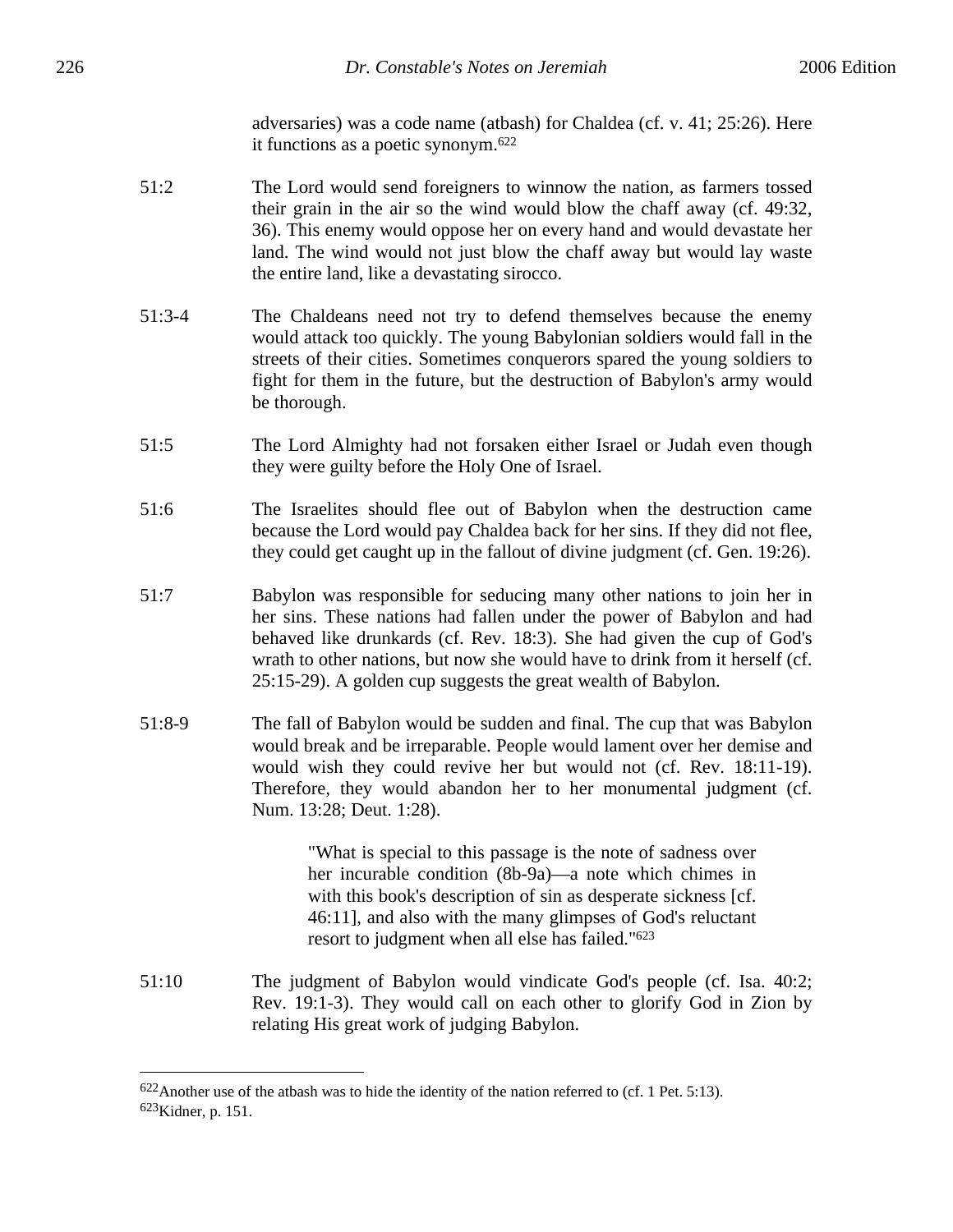adversaries) was a code name (atbash) for Chaldea (cf. v. 41; 25:26). Here it functions as a poetic synonym.[622]

51:2 The Lord would send foreigners to winnow the nation, as farmers tossed their grain in the air so the wind would blow the chaff away (cf. 49:32, 36). This enemy would oppose her on every hand and would devastate her land. The wind would not just blow the chaff away but would lay waste the entire land, like a devastating sirocco.

51:3-4 The Chaldeans need not try to defend themselves because the enemy would attack too quickly. The young Babylonian soldiers would fall in the streets of their cities. Sometimes conquerors spared the young soldiers to fight for them in the future, but the destruction of Babylon's army would be thorough.

51:5 The Lord Almighty had not forsaken either Israel or Judah even though they were guilty before the Holy One of Israel.

51:6 The Israelites should flee out of Babylon when the destruction came because the Lord would pay Chaldea back for her sins. If they did not flee, they could get caught up in the fallout of divine judgment (cf. Gen. 19:26).

51:7 Babylon was responsible for seducing many other nations to join her in her sins. These nations had fallen under the power of Babylon and had behaved like drunkards (cf. Rev. 18:3). She had given the cup of God's wrath to other nations, but now she would have to drink from it herself (cf. 25:15-29). A golden cup suggests the great wealth of Babylon.

51:8-9 The fall of Babylon would be sudden and final. The cup that was Babylon would break and be irreparable. People would lament over her demise and would wish they could revive her but would not (cf. Rev. 18:11-19). Therefore, they would abandon her to her monumental judgment (cf. Num. 13:28; Deut. 1:28).

> "What is special to this passage is the note of sadness over her incurable condition (8b-9a)—a note which chimes in with this book's description of sin as desperate sickness [cf. 46:11], and also with the many glimpses of God's reluctant resort to judgment when all else has failed."[623]

51:10 The judgment of Babylon would vindicate God's people (cf. Isa. 40:2; Rev. 19:1-3). They would call on each other to glorify God in Zion by relating His great work of judging Babylon.

---

[622] Another use of the atbash was to hide the identity of the nation referred to (cf. 1 Pet. 5:13).

[623] Kidner, p. 151.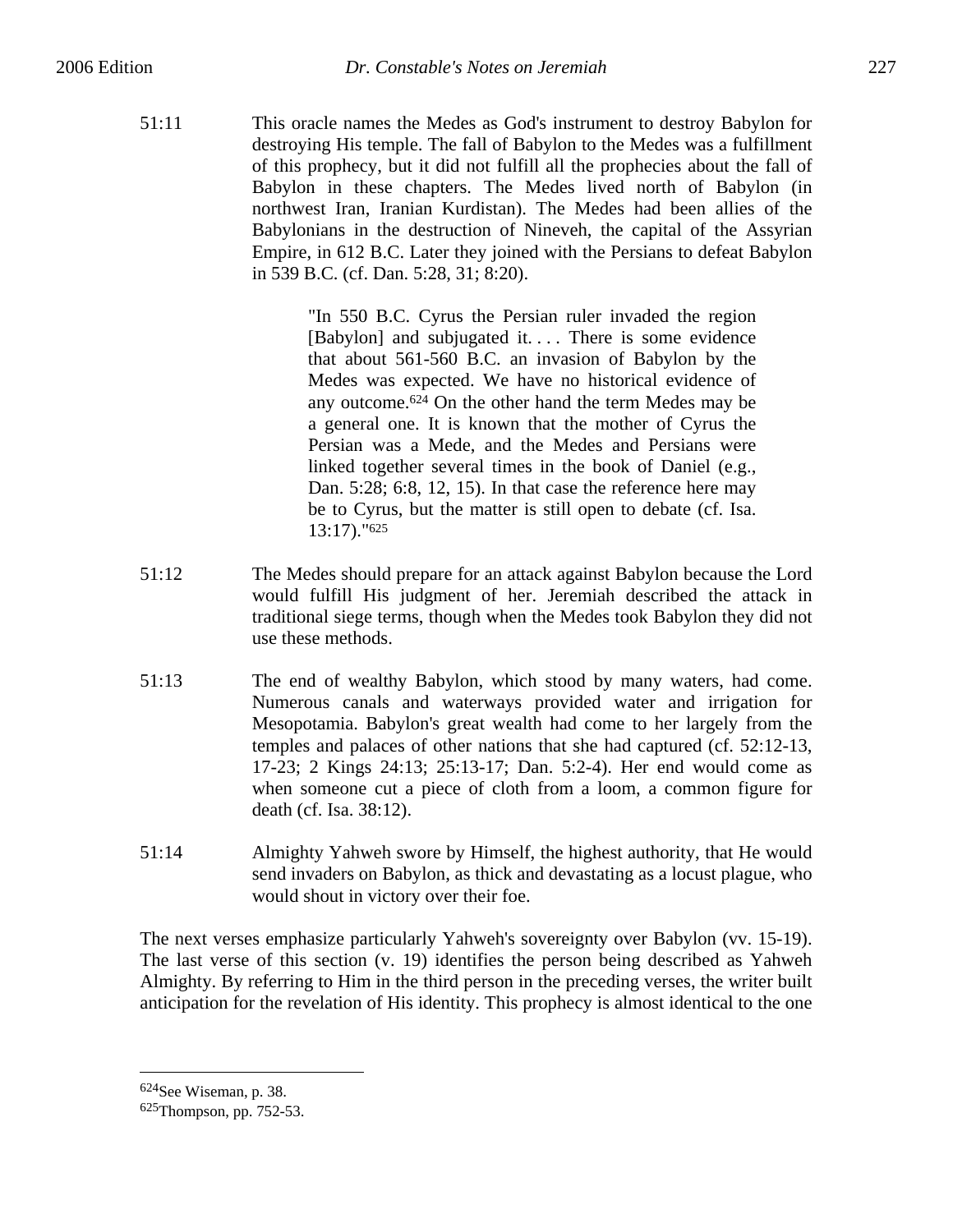51:11 This oracle names the Medes as God's instrument to destroy Babylon for destroying His temple. The fall of Babylon to the Medes was a fulfillment of this prophecy, but it did not fulfill all the prophecies about the fall of Babylon in these chapters. The Medes lived north of Babylon (in northwest Iran, Iranian Kurdistan). The Medes had been allies of the Babylonians in the destruction of Nineveh, the capital of the Assyrian Empire, in 612 B.C. Later they joined with the Persians to defeat Babylon in 539 B.C. (cf. Dan. 5:28, 31; 8:20).

> "In 550 B.C. Cyrus the Persian ruler invaded the region [Babylon] and subjugated it. . . . There is some evidence that about 561-560 B.C. an invasion of Babylon by the Medes was expected. We have no historical evidence of any outcome.[624] On the other hand the term Medes may be a general one. It is known that the mother of Cyrus the Persian was a Mede, and the Medes and Persians were linked together several times in the book of Daniel (e.g., Dan. 5:28; 6:8, 12, 15). In that case the reference here may be to Cyrus, but the matter is still open to debate (cf. Isa. 13:17)."[625]

51:12 The Medes should prepare for an attack against Babylon because the Lord would fulfill His judgment of her. Jeremiah described the attack in traditional siege terms, though when the Medes took Babylon they did not use these methods.

51:13 The end of wealthy Babylon, which stood by many waters, had come. Numerous canals and waterways provided water and irrigation for Mesopotamia. Babylon's great wealth had come to her largely from the temples and palaces of other nations that she had captured (cf. 52:12-13, 17-23; 2 Kings 24:13; 25:13-17; Dan. 5:2-4). Her end would come as when someone cut a piece of cloth from a loom, a common figure for death (cf. Isa. 38:12).

51:14 Almighty Yahweh swore by Himself, the highest authority, that He would send invaders on Babylon, as thick and devastating as a locust plague, who would shout in victory over their foe.

The next verses emphasize particularly Yahweh's sovereignty over Babylon (vv. 15-19). The last verse of this section (v. 19) identifies the person being described as Yahweh Almighty. By referring to Him in the third person in the preceding verses, the writer built anticipation for the revelation of His identity. This prophecy is almost identical to the one

---

[624] See Wiseman, p. 38.

[625] Thompson, pp. 752-53.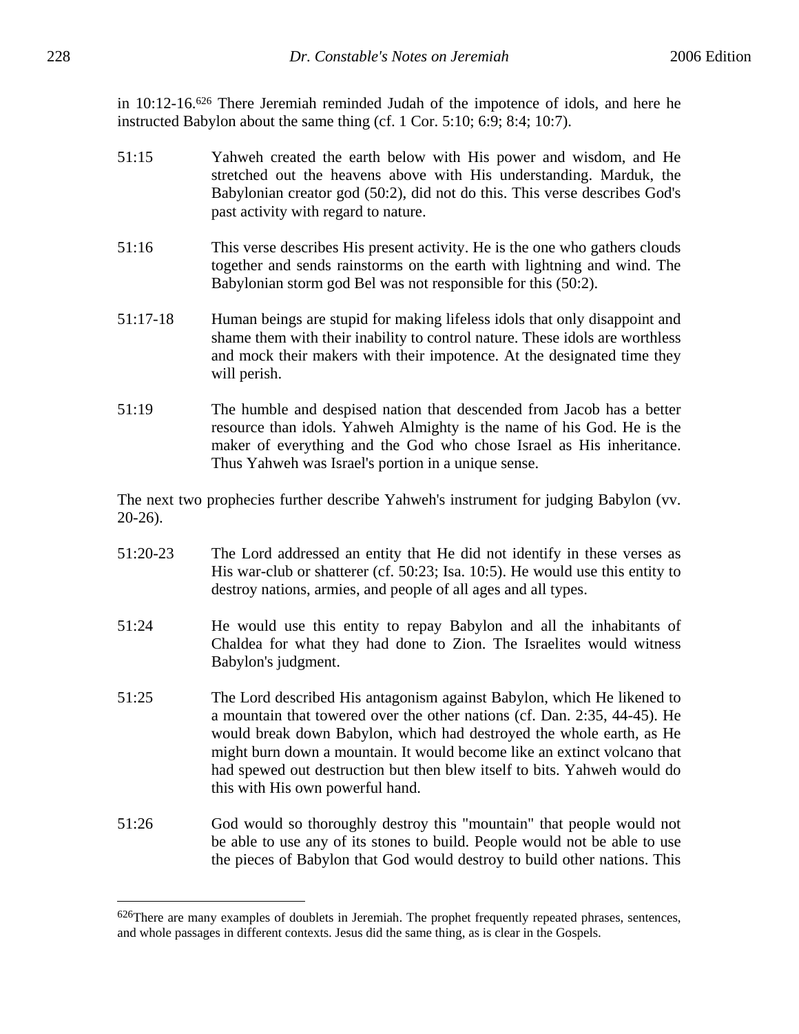in 10:12-16.[626] There Jeremiah reminded Judah of the impotence of idols, and here he instructed Babylon about the same thing (cf. 1 Cor. 5:10; 6:9; 8:4; 10:7).

51:15 Yahweh created the earth below with His power and wisdom, and He stretched out the heavens above with His understanding. Marduk, the Babylonian creator god (50:2), did not do this. This verse describes God's past activity with regard to nature.

51:16 This verse describes His present activity. He is the one who gathers clouds together and sends rainstorms on the earth with lightning and wind. The Babylonian storm god Bel was not responsible for this (50:2).

51:17-18 Human beings are stupid for making lifeless idols that only disappoint and shame them with their inability to control nature. These idols are worthless and mock their makers with their impotence. At the designated time they will perish.

51:19 The humble and despised nation that descended from Jacob has a better resource than idols. Yahweh Almighty is the name of his God. He is the maker of everything and the God who chose Israel as His inheritance. Thus Yahweh was Israel's portion in a unique sense.

The next two prophecies further describe Yahweh's instrument for judging Babylon (vv. 20-26).

51:20-23 The Lord addressed an entity that He did not identify in these verses as His war-club or shatterer (cf. 50:23; Isa. 10:5). He would use this entity to destroy nations, armies, and people of all ages and all types.

51:24 He would use this entity to repay Babylon and all the inhabitants of Chaldea for what they had done to Zion. The Israelites would witness Babylon's judgment.

51:25 The Lord described His antagonism against Babylon, which He likened to a mountain that towered over the other nations (cf. Dan. 2:35, 44-45). He would break down Babylon, which had destroyed the whole earth, as He might burn down a mountain. It would become like an extinct volcano that had spewed out destruction but then blew itself to bits. Yahweh would do this with His own powerful hand.

51:26 God would so thoroughly destroy this "mountain" that people would not be able to use any of its stones to build. People would not be able to use the pieces of Babylon that God would destroy to build other nations. This

---

[626]There are many examples of doublets in Jeremiah. The prophet frequently repeated phrases, sentences, and whole passages in different contexts. Jesus did the same thing, as is clear in the Gospels.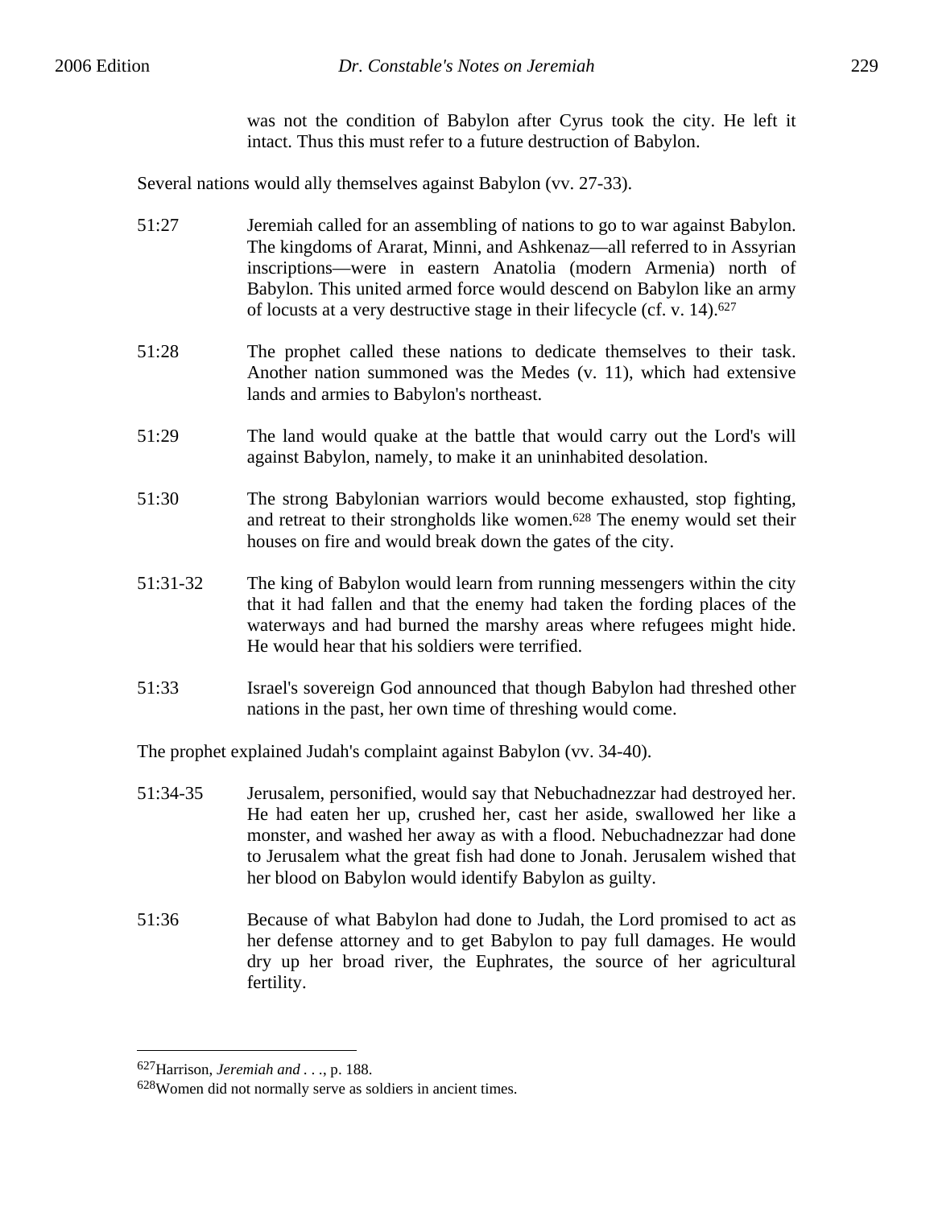was not the condition of Babylon after Cyrus took the city. He left it intact. Thus this must refer to a future destruction of Babylon.

Several nations would ally themselves against Babylon (vv. 27-33).

51:27 Jeremiah called for an assembling of nations to go to war against Babylon. The kingdoms of Ararat, Minni, and Ashkenaz—all referred to in Assyrian inscriptions—were in eastern Anatolia (modern Armenia) north of Babylon. This united armed force would descend on Babylon like an army of locusts at a very destructive stage in their lifecycle (cf. v. 14).[627]

51:28 The prophet called these nations to dedicate themselves to their task. Another nation summoned was the Medes (v. 11), which had extensive lands and armies to Babylon's northeast.

51:29 The land would quake at the battle that would carry out the Lord's will against Babylon, namely, to make it an uninhabited desolation.

51:30 The strong Babylonian warriors would become exhausted, stop fighting, and retreat to their strongholds like women.[628] The enemy would set their houses on fire and would break down the gates of the city.

51:31-32 The king of Babylon would learn from running messengers within the city that it had fallen and that the enemy had taken the fording places of the waterways and had burned the marshy areas where refugees might hide. He would hear that his soldiers were terrified.

51:33 Israel's sovereign God announced that though Babylon had threshed other nations in the past, her own time of threshing would come.

The prophet explained Judah's complaint against Babylon (vv. 34-40).

51:34-35 Jerusalem, personified, would say that Nebuchadnezzar had destroyed her. He had eaten her up, crushed her, cast her aside, swallowed her like a monster, and washed her away as with a flood. Nebuchadnezzar had done to Jerusalem what the great fish had done to Jonah. Jerusalem wished that her blood on Babylon would identify Babylon as guilty.

51:36 Because of what Babylon had done to Judah, the Lord promised to act as her defense attorney and to get Babylon to pay full damages. He would dry up her broad river, the Euphrates, the source of her agricultural fertility.

---

[627] Harrison, *Jeremiah and . . .*, p. 188.

[628] Women did not normally serve as soldiers in ancient times.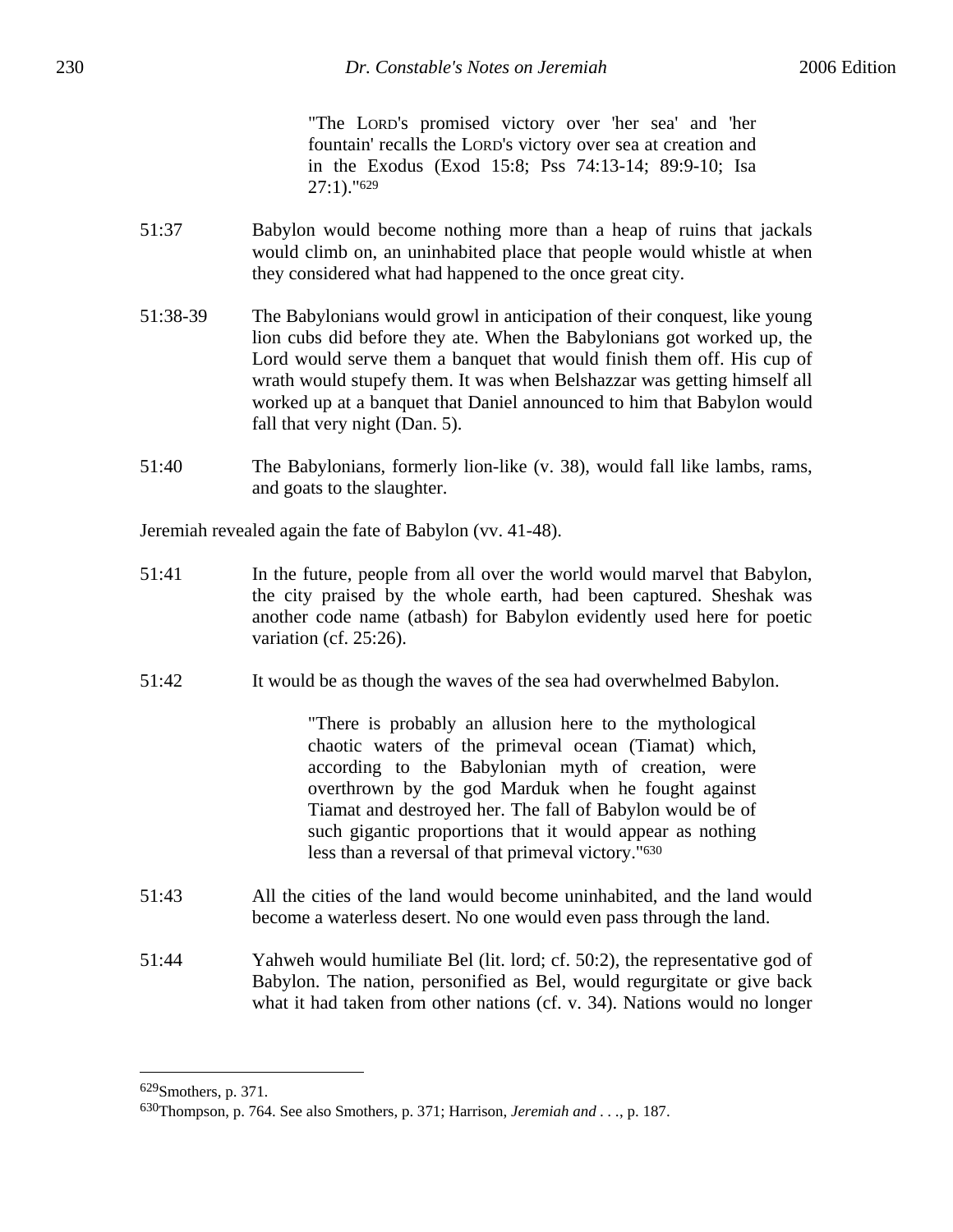> "The LORD's promised victory over 'her sea' and 'her fountain' recalls the LORD's victory over sea at creation and in the Exodus (Exod 15:8; Pss 74:13-14; 89:9-10; Isa 27:1)."[629]

51:37 Babylon would become nothing more than a heap of ruins that jackals would climb on, an uninhabited place that people would whistle at when they considered what had happened to the once great city.

51:38-39 The Babylonians would growl in anticipation of their conquest, like young lion cubs did before they ate. When the Babylonians got worked up, the Lord would serve them a banquet that would finish them off. His cup of wrath would stupefy them. It was when Belshazzar was getting himself all worked up at a banquet that Daniel announced to him that Babylon would fall that very night (Dan. 5).

51:40 The Babylonians, formerly lion-like (v. 38), would fall like lambs, rams, and goats to the slaughter.

Jeremiah revealed again the fate of Babylon (vv. 41-48).

51:41 In the future, people from all over the world would marvel that Babylon, the city praised by the whole earth, had been captured. Sheshak was another code name (atbash) for Babylon evidently used here for poetic variation (cf. 25:26).

51:42 It would be as though the waves of the sea had overwhelmed Babylon.

> "There is probably an allusion here to the mythological chaotic waters of the primeval ocean (Tiamat) which, according to the Babylonian myth of creation, were overthrown by the god Marduk when he fought against Tiamat and destroyed her. The fall of Babylon would be of such gigantic proportions that it would appear as nothing less than a reversal of that primeval victory."[630]

51:43 All the cities of the land would become uninhabited, and the land would become a waterless desert. No one would even pass through the land.

51:44 Yahweh would humiliate Bel (lit. lord; cf. 50:2), the representative god of Babylon. The nation, personified as Bel, would regurgitate or give back what it had taken from other nations (cf. v. 34). Nations would no longer

---

[629]Smothers, p. 371.

[630]Thompson, p. 764. See also Smothers, p. 371; Harrison, *Jeremiah and . . .*, p. 187.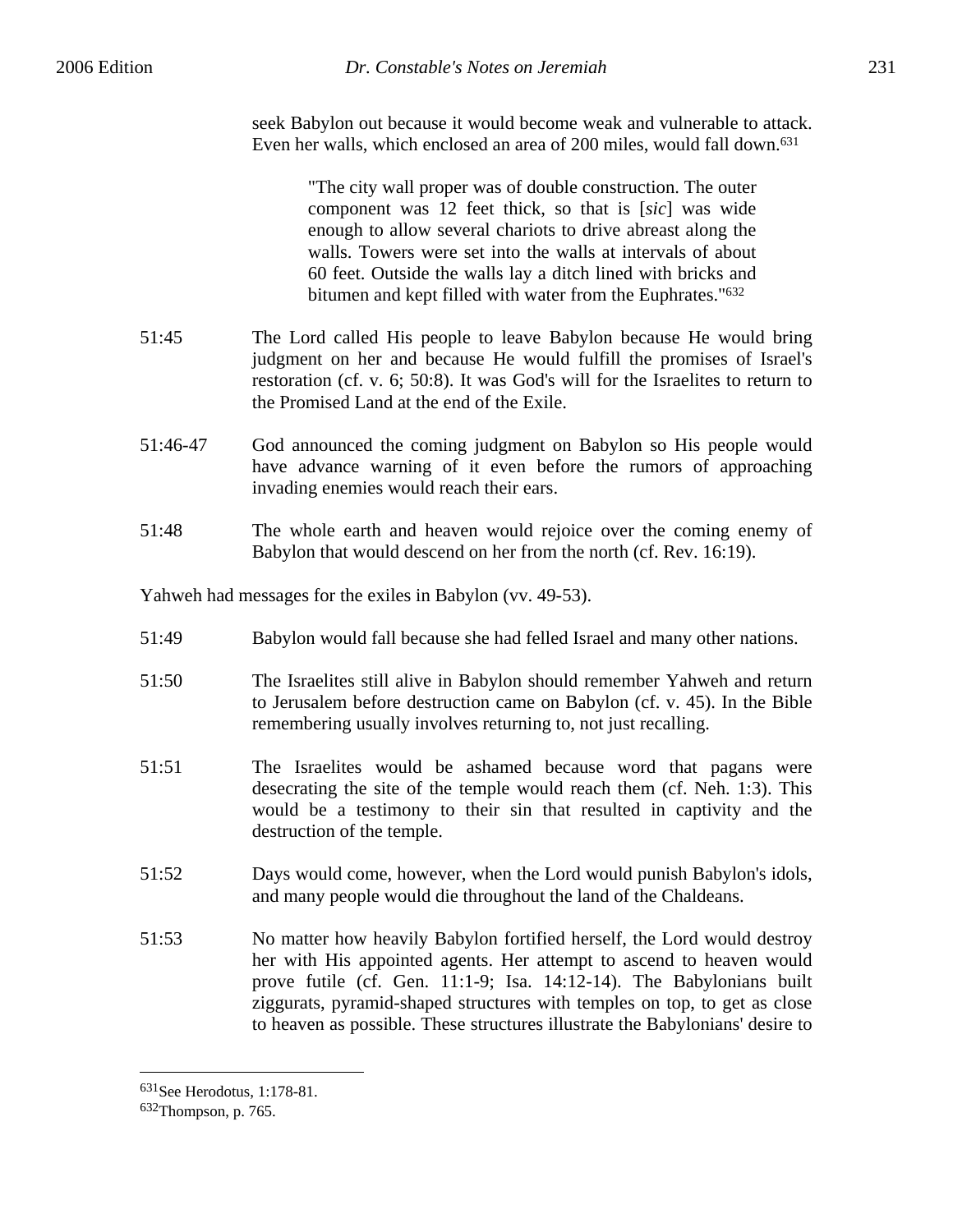seek Babylon out because it would become weak and vulnerable to attack. Even her walls, which enclosed an area of 200 miles, would fall down.[631]

> "The city wall proper was of double construction. The outer component was 12 feet thick, so that is [*sic*] was wide enough to allow several chariots to drive abreast along the walls. Towers were set into the walls at intervals of about 60 feet. Outside the walls lay a ditch lined with bricks and bitumen and kept filled with water from the Euphrates."[632]

51:45 The Lord called His people to leave Babylon because He would bring judgment on her and because He would fulfill the promises of Israel's restoration (cf. v. 6; 50:8). It was God's will for the Israelites to return to the Promised Land at the end of the Exile.

51:46-47 God announced the coming judgment on Babylon so His people would have advance warning of it even before the rumors of approaching invading enemies would reach their ears.

51:48 The whole earth and heaven would rejoice over the coming enemy of Babylon that would descend on her from the north (cf. Rev. 16:19).

Yahweh had messages for the exiles in Babylon (vv. 49-53).

51:49 Babylon would fall because she had felled Israel and many other nations.

51:50 The Israelites still alive in Babylon should remember Yahweh and return to Jerusalem before destruction came on Babylon (cf. v. 45). In the Bible remembering usually involves returning to, not just recalling.

51:51 The Israelites would be ashamed because word that pagans were desecrating the site of the temple would reach them (cf. Neh. 1:3). This would be a testimony to their sin that resulted in captivity and the destruction of the temple.

51:52 Days would come, however, when the Lord would punish Babylon's idols, and many people would die throughout the land of the Chaldeans.

51:53 No matter how heavily Babylon fortified herself, the Lord would destroy her with His appointed agents. Her attempt to ascend to heaven would prove futile (cf. Gen. 11:1-9; Isa. 14:12-14). The Babylonians built ziggurats, pyramid-shaped structures with temples on top, to get as close to heaven as possible. These structures illustrate the Babylonians' desire to

---

[631] See Herodotus, 1:178-81.

[632] Thompson, p. 765.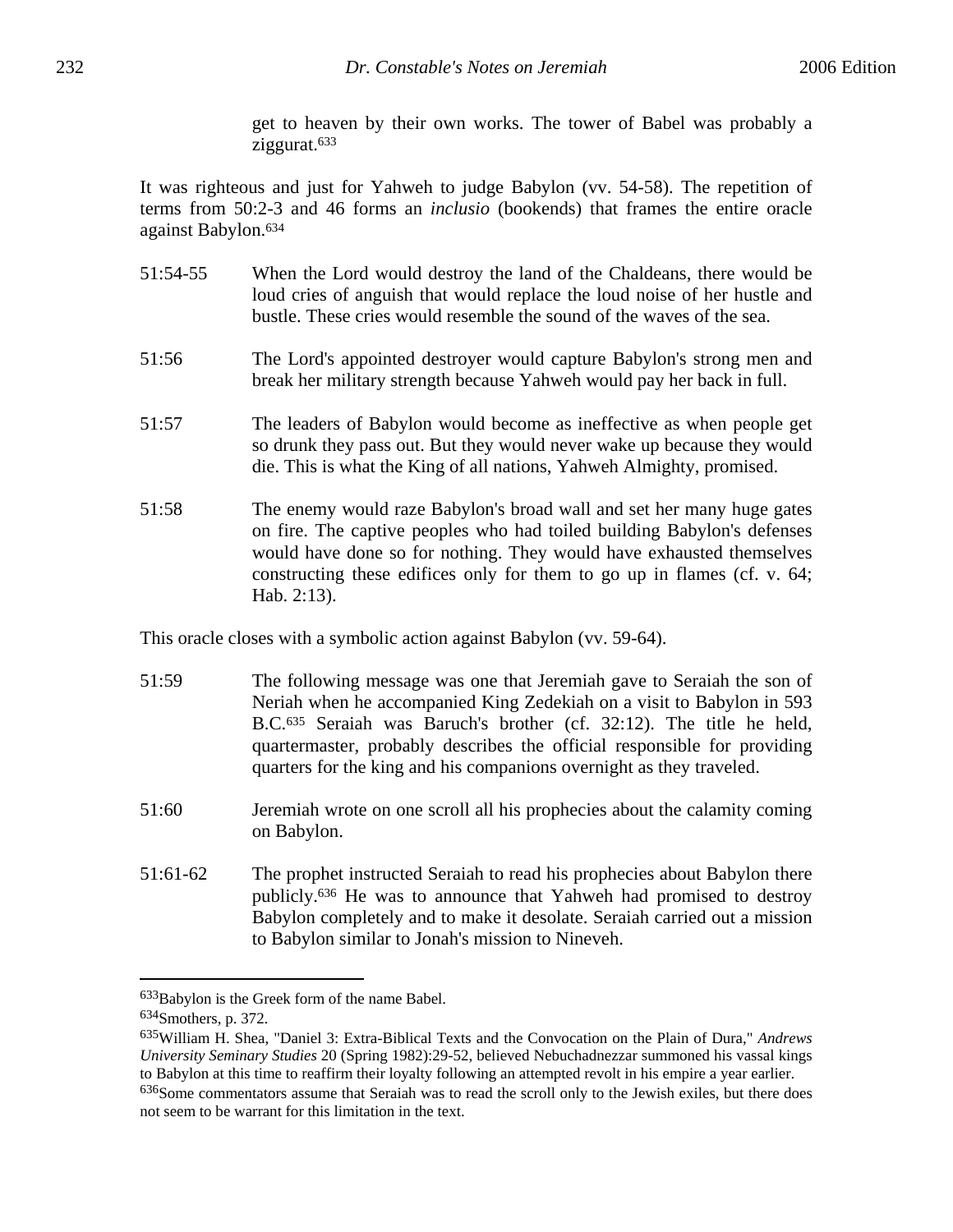get to heaven by their own works. The tower of Babel was probably a ziggurat.[633]

It was righteous and just for Yahweh to judge Babylon (vv. 54-58). The repetition of terms from 50:2-3 and 46 forms an *inclusio* (bookends) that frames the entire oracle against Babylon.[634]

51:54-55 When the Lord would destroy the land of the Chaldeans, there would be loud cries of anguish that would replace the loud noise of her hustle and bustle. These cries would resemble the sound of the waves of the sea.

51:56 The Lord's appointed destroyer would capture Babylon's strong men and break her military strength because Yahweh would pay her back in full.

51:57 The leaders of Babylon would become as ineffective as when people get so drunk they pass out. But they would never wake up because they would die. This is what the King of all nations, Yahweh Almighty, promised.

51:58 The enemy would raze Babylon's broad wall and set her many huge gates on fire. The captive peoples who had toiled building Babylon's defenses would have done so for nothing. They would have exhausted themselves constructing these edifices only for them to go up in flames (cf. v. 64; Hab. 2:13).

This oracle closes with a symbolic action against Babylon (vv. 59-64).

51:59 The following message was one that Jeremiah gave to Seraiah the son of Neriah when he accompanied King Zedekiah on a visit to Babylon in 593 B.C.[635] Seraiah was Baruch's brother (cf. 32:12). The title he held, quartermaster, probably describes the official responsible for providing quarters for the king and his companions overnight as they traveled.

51:60 Jeremiah wrote on one scroll all his prophecies about the calamity coming on Babylon.

51:61-62 The prophet instructed Seraiah to read his prophecies about Babylon there publicly.[636] He was to announce that Yahweh had promised to destroy Babylon completely and to make it desolate. Seraiah carried out a mission to Babylon similar to Jonah's mission to Nineveh.

---

[633]Babylon is the Greek form of the name Babel.

[634]Smothers, p. 372.

[635]William H. Shea, "Daniel 3: Extra-Biblical Texts and the Convocation on the Plain of Dura," *Andrews University Seminary Studies* 20 (Spring 1982):29-52, believed Nebuchadnezzar summoned his vassal kings to Babylon at this time to reaffirm their loyalty following an attempted revolt in his empire a year earlier.

[636]Some commentators assume that Seraiah was to read the scroll only to the Jewish exiles, but there does not seem to be warrant for this limitation in the text.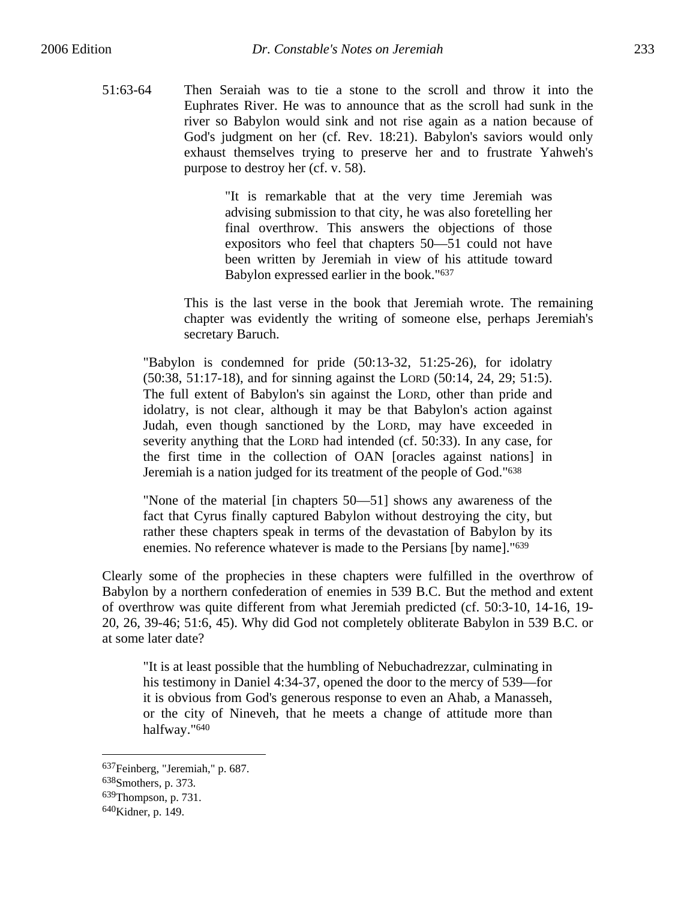51:63-64 Then Seraiah was to tie a stone to the scroll and throw it into the Euphrates River. He was to announce that as the scroll had sunk in the river so Babylon would sink and not rise again as a nation because of God's judgment on her (cf. Rev. 18:21). Babylon's saviors would only exhaust themselves trying to preserve her and to frustrate Yahweh's purpose to destroy her (cf. v. 58).

> "It is remarkable that at the very time Jeremiah was advising submission to that city, he was also foretelling her final overthrow. This answers the objections of those expositors who feel that chapters 50—51 could not have been written by Jeremiah in view of his attitude toward Babylon expressed earlier in the book."[637]

This is the last verse in the book that Jeremiah wrote. The remaining chapter was evidently the writing of someone else, perhaps Jeremiah's secretary Baruch.

> "Babylon is condemned for pride (50:13-32, 51:25-26), for idolatry (50:38, 51:17-18), and for sinning against the LORD (50:14, 24, 29; 51:5). The full extent of Babylon's sin against the LORD, other than pride and idolatry, is not clear, although it may be that Babylon's action against Judah, even though sanctioned by the LORD, may have exceeded in severity anything that the LORD had intended (cf. 50:33). In any case, for the first time in the collection of OAN [oracles against nations] in Jeremiah is a nation judged for its treatment of the people of God."[638]

> "None of the material [in chapters 50—51] shows any awareness of the fact that Cyrus finally captured Babylon without destroying the city, but rather these chapters speak in terms of the devastation of Babylon by its enemies. No reference whatever is made to the Persians [by name]."[639]

Clearly some of the prophecies in these chapters were fulfilled in the overthrow of Babylon by a northern confederation of enemies in 539 B.C. But the method and extent of overthrow was quite different from what Jeremiah predicted (cf. 50:3-10, 14-16, 19-20, 26, 39-46; 51:6, 45). Why did God not completely obliterate Babylon in 539 B.C. or at some later date?

> "It is at least possible that the humbling of Nebuchadrezzar, culminating in his testimony in Daniel 4:34-37, opened the door to the mercy of 539—for it is obvious from God's generous response to even an Ahab, a Manasseh, or the city of Nineveh, that he meets a change of attitude more than halfway."[640]

---

[637] Feinberg, "Jeremiah," p. 687.
[638] Smothers, p. 373.
[639] Thompson, p. 731.
[640] Kidner, p. 149.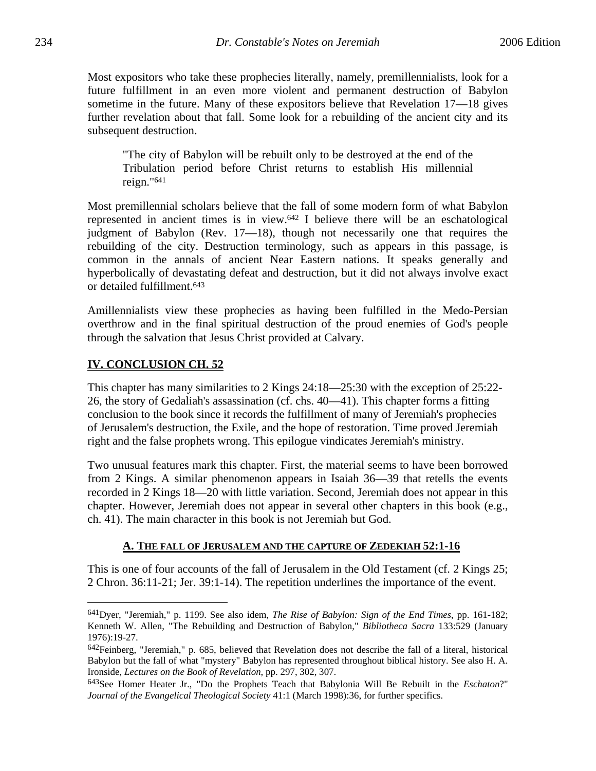Most expositors who take these prophecies literally, namely, premillennialists, look for a future fulfillment in an even more violent and permanent destruction of Babylon sometime in the future. Many of these expositors believe that Revelation 17—18 gives further revelation about that fall. Some look for a rebuilding of the ancient city and its subsequent destruction.

> "The city of Babylon will be rebuilt only to be destroyed at the end of the Tribulation period before Christ returns to establish His millennial reign."[641]

Most premillennial scholars believe that the fall of some modern form of what Babylon represented in ancient times is in view.[642] I believe there will be an eschatological judgment of Babylon (Rev. 17—18), though not necessarily one that requires the rebuilding of the city. Destruction terminology, such as appears in this passage, is common in the annals of ancient Near Eastern nations. It speaks generally and hyperbolically of devastating defeat and destruction, but it did not always involve exact or detailed fulfillment.[643]

Amillennialists view these prophecies as having been fulfilled in the Medo-Persian overthrow and in the final spiritual destruction of the proud enemies of God's people through the salvation that Jesus Christ provided at Calvary.

## IV. CONCLUSION CH. 52

This chapter has many similarities to 2 Kings 24:18—25:30 with the exception of 25:22-26, the story of Gedaliah's assassination (cf. chs. 40—41). This chapter forms a fitting conclusion to the book since it records the fulfillment of many of Jeremiah's prophecies of Jerusalem's destruction, the Exile, and the hope of restoration. Time proved Jeremiah right and the false prophets wrong. This epilogue vindicates Jeremiah's ministry.

Two unusual features mark this chapter. First, the material seems to have been borrowed from 2 Kings. A similar phenomenon appears in Isaiah 36—39 that retells the events recorded in 2 Kings 18—20 with little variation. Second, Jeremiah does not appear in this chapter. However, Jeremiah does not appear in several other chapters in this book (e.g., ch. 41). The main character in this book is not Jeremiah but God.

### A. THE FALL OF JERUSALEM AND THE CAPTURE OF ZEDEKIAH 52:1-16

This is one of four accounts of the fall of Jerusalem in the Old Testament (cf. 2 Kings 25; 2 Chron. 36:11-21; Jer. 39:1-14). The repetition underlines the importance of the event.

---

[641] Dyer, "Jeremiah," p. 1199. See also idem, *The Rise of Babylon: Sign of the End Times*, pp. 161-182; Kenneth W. Allen, "The Rebuilding and Destruction of Babylon," *Bibliotheca Sacra* 133:529 (January 1976):19-27.

[642] Feinberg, "Jeremiah," p. 685, believed that Revelation does not describe the fall of a literal, historical Babylon but the fall of what "mystery" Babylon has represented throughout biblical history. See also H. A. Ironside, *Lectures on the Book of Revelation*, pp. 297, 302, 307.

[643] See Homer Heater Jr., "Do the Prophets Teach that Babylonia Will Be Rebuilt in the *Eschaton*?" *Journal of the Evangelical Theological Society* 41:1 (March 1998):36, for further specifics.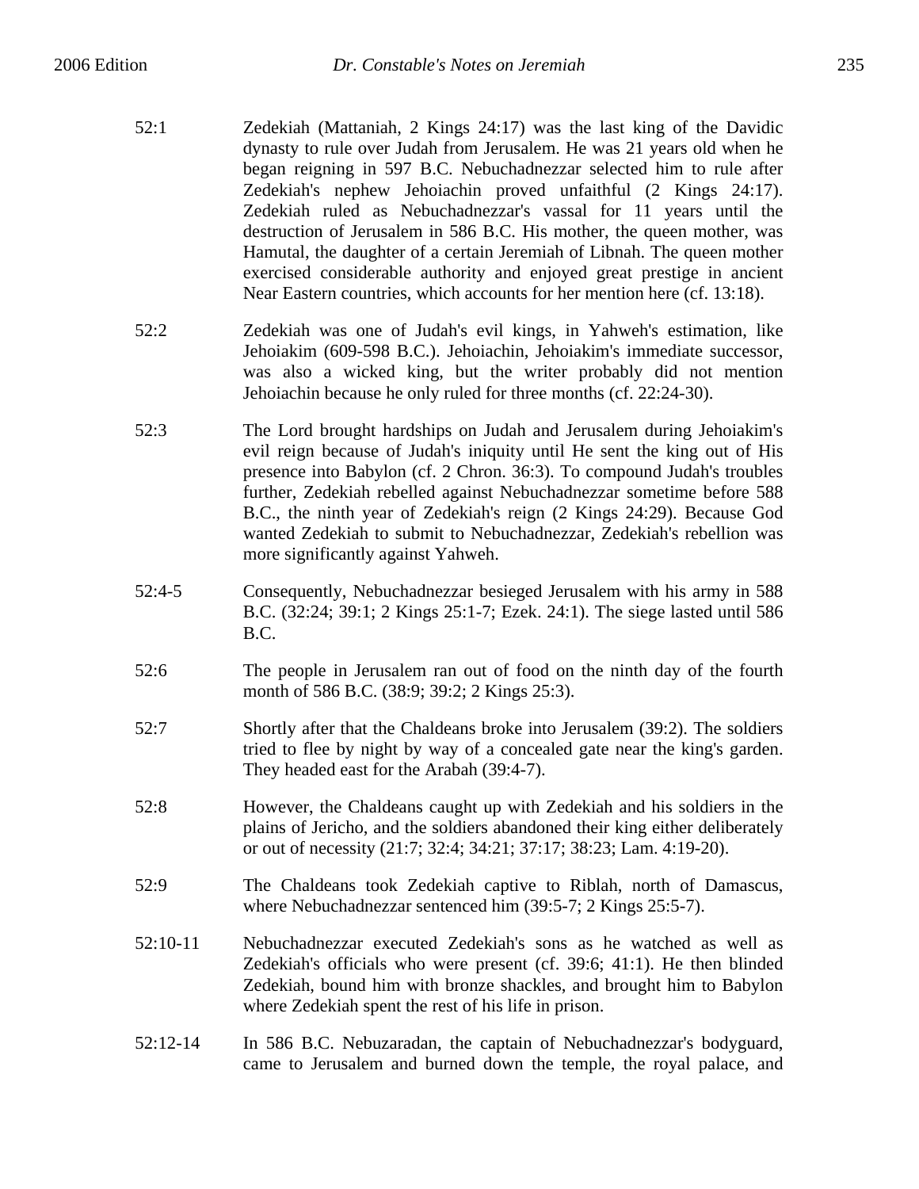52:1 Zedekiah (Mattaniah, 2 Kings 24:17) was the last king of the Davidic dynasty to rule over Judah from Jerusalem. He was 21 years old when he began reigning in 597 B.C. Nebuchadnezzar selected him to rule after Zedekiah's nephew Jehoiachin proved unfaithful (2 Kings 24:17). Zedekiah ruled as Nebuchadnezzar's vassal for 11 years until the destruction of Jerusalem in 586 B.C. His mother, the queen mother, was Hamutal, the daughter of a certain Jeremiah of Libnah. The queen mother exercised considerable authority and enjoyed great prestige in ancient Near Eastern countries, which accounts for her mention here (cf. 13:18).

52:2 Zedekiah was one of Judah's evil kings, in Yahweh's estimation, like Jehoiakim (609-598 B.C.). Jehoiachin, Jehoiakim's immediate successor, was also a wicked king, but the writer probably did not mention Jehoiachin because he only ruled for three months (cf. 22:24-30).

52:3 The Lord brought hardships on Judah and Jerusalem during Jehoiakim's evil reign because of Judah's iniquity until He sent the king out of His presence into Babylon (cf. 2 Chron. 36:3). To compound Judah's troubles further, Zedekiah rebelled against Nebuchadnezzar sometime before 588 B.C., the ninth year of Zedekiah's reign (2 Kings 24:29). Because God wanted Zedekiah to submit to Nebuchadnezzar, Zedekiah's rebellion was more significantly against Yahweh.

52:4-5 Consequently, Nebuchadnezzar besieged Jerusalem with his army in 588 B.C. (32:24; 39:1; 2 Kings 25:1-7; Ezek. 24:1). The siege lasted until 586 B.C.

52:6 The people in Jerusalem ran out of food on the ninth day of the fourth month of 586 B.C. (38:9; 39:2; 2 Kings 25:3).

52:7 Shortly after that the Chaldeans broke into Jerusalem (39:2). The soldiers tried to flee by night by way of a concealed gate near the king's garden. They headed east for the Arabah (39:4-7).

52:8 However, the Chaldeans caught up with Zedekiah and his soldiers in the plains of Jericho, and the soldiers abandoned their king either deliberately or out of necessity (21:7; 32:4; 34:21; 37:17; 38:23; Lam. 4:19-20).

52:9 The Chaldeans took Zedekiah captive to Riblah, north of Damascus, where Nebuchadnezzar sentenced him (39:5-7; 2 Kings 25:5-7).

52:10-11 Nebuchadnezzar executed Zedekiah's sons as he watched as well as Zedekiah's officials who were present (cf. 39:6; 41:1). He then blinded Zedekiah, bound him with bronze shackles, and brought him to Babylon where Zedekiah spent the rest of his life in prison.

52:12-14 In 586 B.C. Nebuzaradan, the captain of Nebuchadnezzar's bodyguard, came to Jerusalem and burned down the temple, the royal palace, and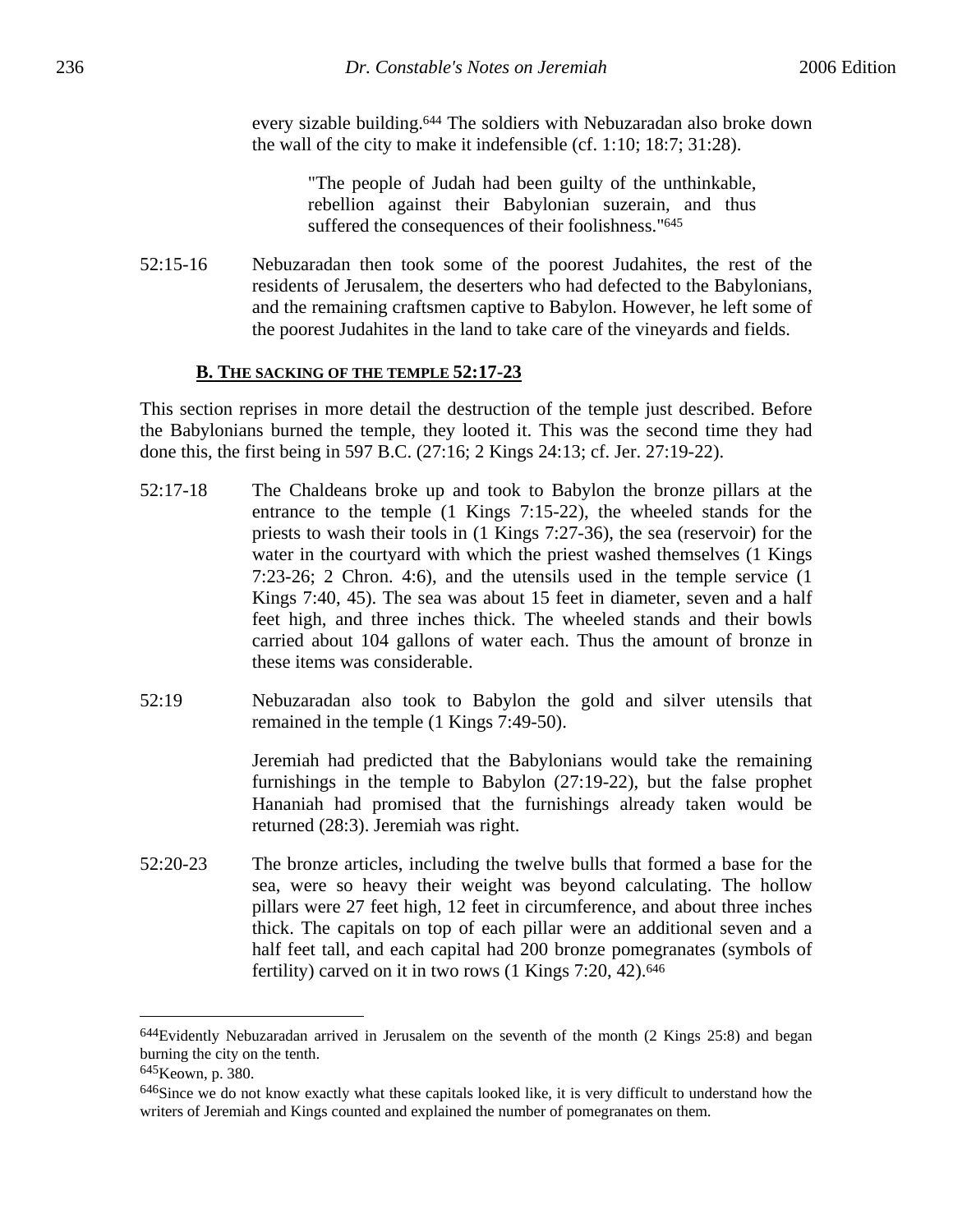every sizable building.[644] The soldiers with Nebuzaradan also broke down the wall of the city to make it indefensible (cf. 1:10; 18:7; 31:28).

> "The people of Judah had been guilty of the unthinkable, rebellion against their Babylonian suzerain, and thus suffered the consequences of their foolishness."[645]

52:15-16 Nebuzaradan then took some of the poorest Judahites, the rest of the residents of Jerusalem, the deserters who had defected to the Babylonians, and the remaining craftsmen captive to Babylon. However, he left some of the poorest Judahites in the land to take care of the vineyards and fields.

### B. THE SACKING OF THE TEMPLE 52:17-23

This section reprises in more detail the destruction of the temple just described. Before the Babylonians burned the temple, they looted it. This was the second time they had done this, the first being in 597 B.C. (27:16; 2 Kings 24:13; cf. Jer. 27:19-22).

52:17-18 The Chaldeans broke up and took to Babylon the bronze pillars at the entrance to the temple (1 Kings 7:15-22), the wheeled stands for the priests to wash their tools in (1 Kings 7:27-36), the sea (reservoir) for the water in the courtyard with which the priest washed themselves (1 Kings 7:23-26; 2 Chron. 4:6), and the utensils used in the temple service (1 Kings 7:40, 45). The sea was about 15 feet in diameter, seven and a half feet high, and three inches thick. The wheeled stands and their bowls carried about 104 gallons of water each. Thus the amount of bronze in these items was considerable.

52:19 Nebuzaradan also took to Babylon the gold and silver utensils that remained in the temple (1 Kings 7:49-50).

Jeremiah had predicted that the Babylonians would take the remaining furnishings in the temple to Babylon (27:19-22), but the false prophet Hananiah had promised that the furnishings already taken would be returned (28:3). Jeremiah was right.

52:20-23 The bronze articles, including the twelve bulls that formed a base for the sea, were so heavy their weight was beyond calculating. The hollow pillars were 27 feet high, 12 feet in circumference, and about three inches thick. The capitals on top of each pillar were an additional seven and a half feet tall, and each capital had 200 bronze pomegranates (symbols of fertility) carved on it in two rows (1 Kings 7:20, 42).[646]

---

[644]Evidently Nebuzaradan arrived in Jerusalem on the seventh of the month (2 Kings 25:8) and began burning the city on the tenth.

[645]Keown, p. 380.

[646]Since we do not know exactly what these capitals looked like, it is very difficult to understand how the writers of Jeremiah and Kings counted and explained the number of pomegranates on them.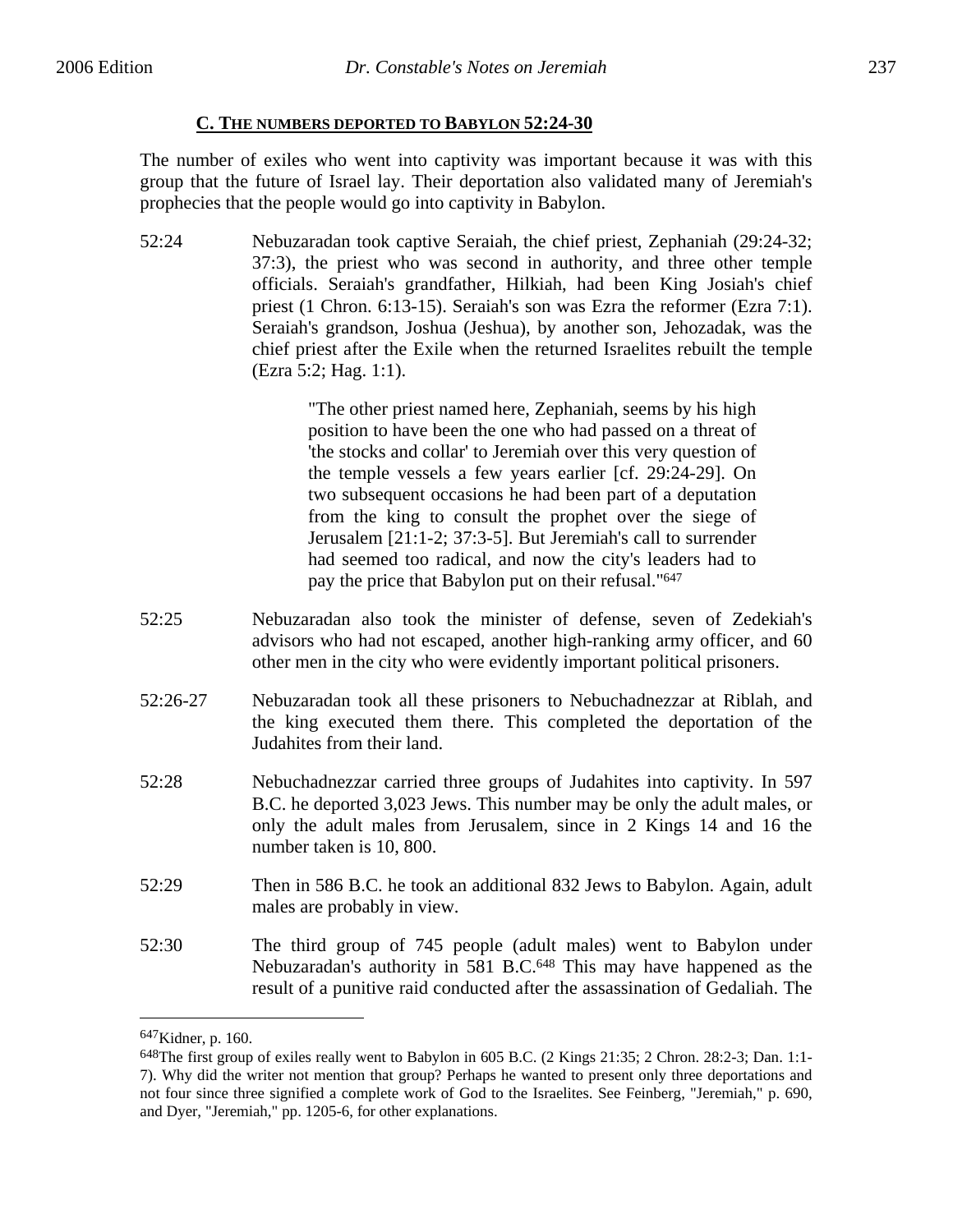### C. THE NUMBERS DEPORTED TO BABYLON 52:24-30

The number of exiles who went into captivity was important because it was with this group that the future of Israel lay. Their deportation also validated many of Jeremiah's prophecies that the people would go into captivity in Babylon.

52:24 Nebuzaradan took captive Seraiah, the chief priest, Zephaniah (29:24-32; 37:3), the priest who was second in authority, and three other temple officials. Seraiah's grandfather, Hilkiah, had been King Josiah's chief priest (1 Chron. 6:13-15). Seraiah's son was Ezra the reformer (Ezra 7:1). Seraiah's grandson, Joshua (Jeshua), by another son, Jehozadak, was the chief priest after the Exile when the returned Israelites rebuilt the temple (Ezra 5:2; Hag. 1:1).

> "The other priest named here, Zephaniah, seems by his high position to have been the one who had passed on a threat of 'the stocks and collar' to Jeremiah over this very question of the temple vessels a few years earlier [cf. 29:24-29]. On two subsequent occasions he had been part of a deputation from the king to consult the prophet over the siege of Jerusalem [21:1-2; 37:3-5]. But Jeremiah's call to surrender had seemed too radical, and now the city's leaders had to pay the price that Babylon put on their refusal."[647]

52:25 Nebuzaradan also took the minister of defense, seven of Zedekiah's advisors who had not escaped, another high-ranking army officer, and 60 other men in the city who were evidently important political prisoners.

52:26-27 Nebuzaradan took all these prisoners to Nebuchadnezzar at Riblah, and the king executed them there. This completed the deportation of the Judahites from their land.

52:28 Nebuchadnezzar carried three groups of Judahites into captivity. In 597 B.C. he deported 3,023 Jews. This number may be only the adult males, or only the adult males from Jerusalem, since in 2 Kings 14 and 16 the number taken is 10, 800.

52:29 Then in 586 B.C. he took an additional 832 Jews to Babylon. Again, adult males are probably in view.

52:30 The third group of 745 people (adult males) went to Babylon under Nebuzaradan's authority in 581 B.C.[648] This may have happened as the result of a punitive raid conducted after the assassination of Gedaliah. The

---

[647]Kidner, p. 160.

[648]The first group of exiles really went to Babylon in 605 B.C. (2 Kings 21:35; 2 Chron. 28:2-3; Dan. 1:1-7). Why did the writer not mention that group? Perhaps he wanted to present only three deportations and not four since three signified a complete work of God to the Israelites. See Feinberg, "Jeremiah," p. 690, and Dyer, "Jeremiah," pp. 1205-6, for other explanations.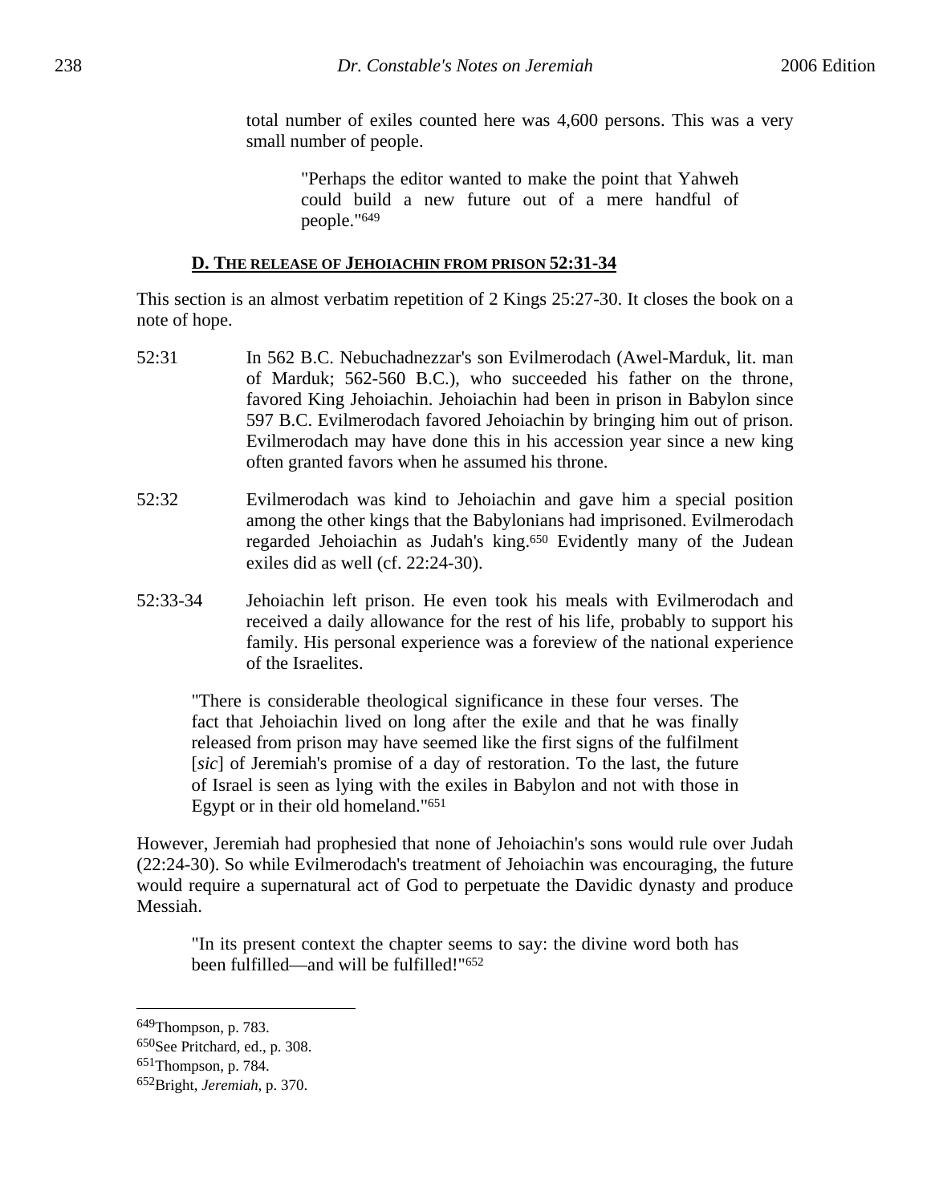total number of exiles counted here was 4,600 persons. This was a very small number of people.

> "Perhaps the editor wanted to make the point that Yahweh could build a new future out of a mere handful of people."[649]

### D. THE RELEASE OF JEHOIACHIN FROM PRISON 52:31-34

This section is an almost verbatim repetition of 2 Kings 25:27-30. It closes the book on a note of hope.

**52:31** In 562 B.C. Nebuchadnezzar's son Evilmerodach (Awel-Marduk, lit. man of Marduk; 562-560 B.C.), who succeeded his father on the throne, favored King Jehoiachin. Jehoiachin had been in prison in Babylon since 597 B.C. Evilmerodach favored Jehoiachin by bringing him out of prison. Evilmerodach may have done this in his accession year since a new king often granted favors when he assumed his throne.

**52:32** Evilmerodach was kind to Jehoiachin and gave him a special position among the other kings that the Babylonians had imprisoned. Evilmerodach regarded Jehoiachin as Judah's king.[650] Evidently many of the Judean exiles did as well (cf. 22:24-30).

**52:33-34** Jehoiachin left prison. He even took his meals with Evilmerodach and received a daily allowance for the rest of his life, probably to support his family. His personal experience was a foreview of the national experience of the Israelites.

> "There is considerable theological significance in these four verses. The fact that Jehoiachin lived on long after the exile and that he was finally released from prison may have seemed like the first signs of the fulfilment [*sic*] of Jeremiah's promise of a day of restoration. To the last, the future of Israel is seen as lying with the exiles in Babylon and not with those in Egypt or in their old homeland."[651]

However, Jeremiah had prophesied that none of Jehoiachin's sons would rule over Judah (22:24-30). So while Evilmerodach's treatment of Jehoiachin was encouraging, the future would require a supernatural act of God to perpetuate the Davidic dynasty and produce Messiah.

> "In its present context the chapter seems to say: the divine word both has been fulfilled—and will be fulfilled!"[652]

---

[649] Thompson, p. 783.

[650] See Pritchard, ed., p. 308.

[651] Thompson, p. 784.

[652] Bright, *Jeremiah*, p. 370.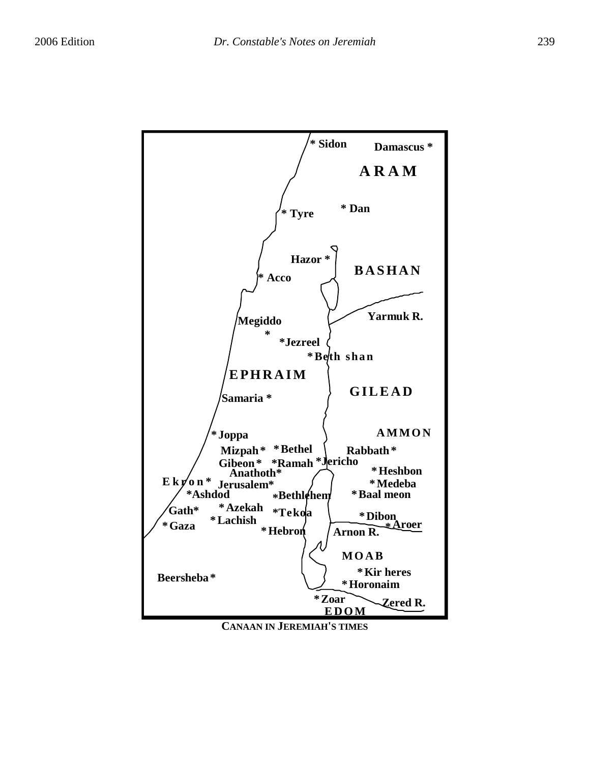CANAAN IN JEREMIAH'S TIMES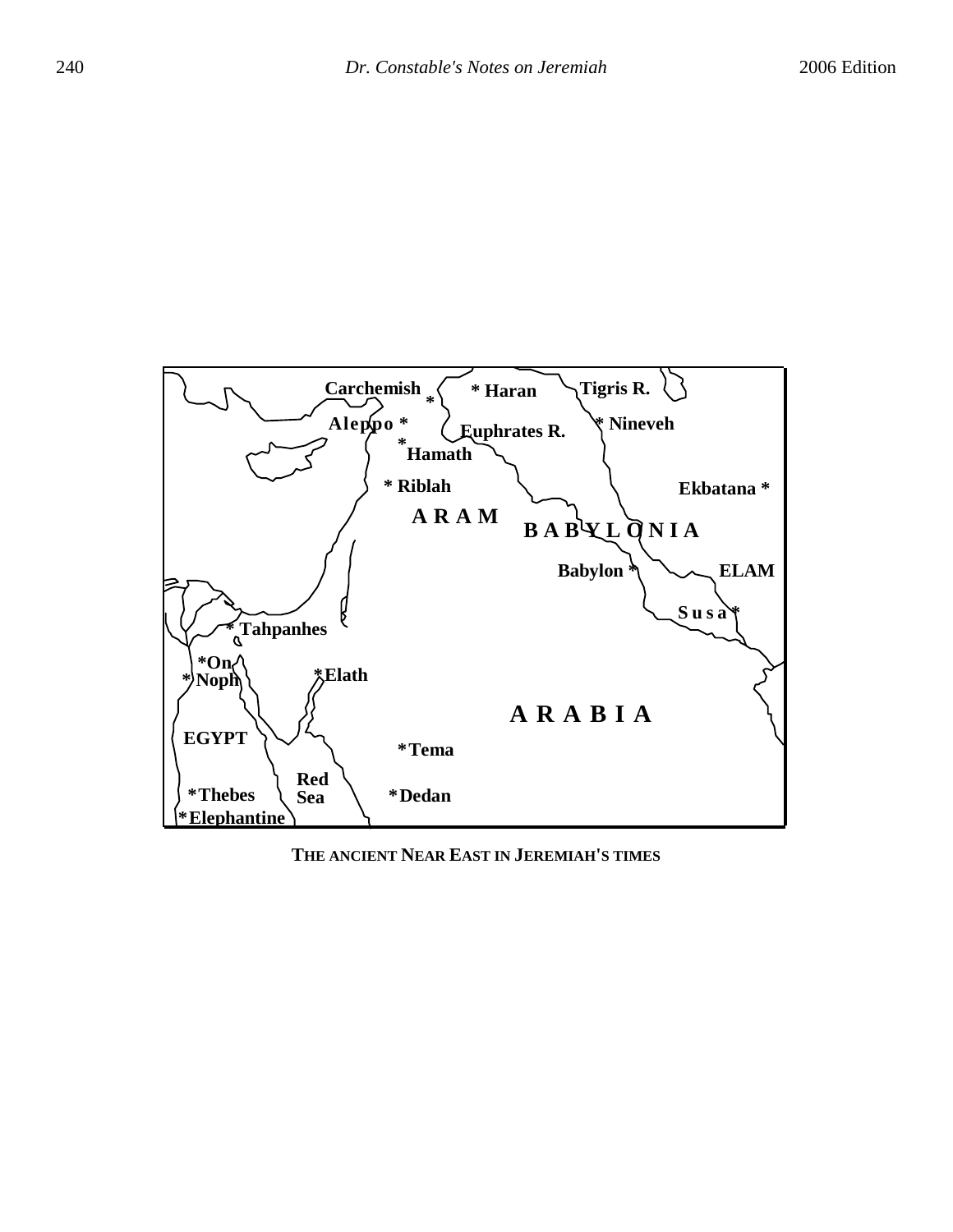**THE ANCIENT NEAR EAST IN JEREMIAH'S TIMES**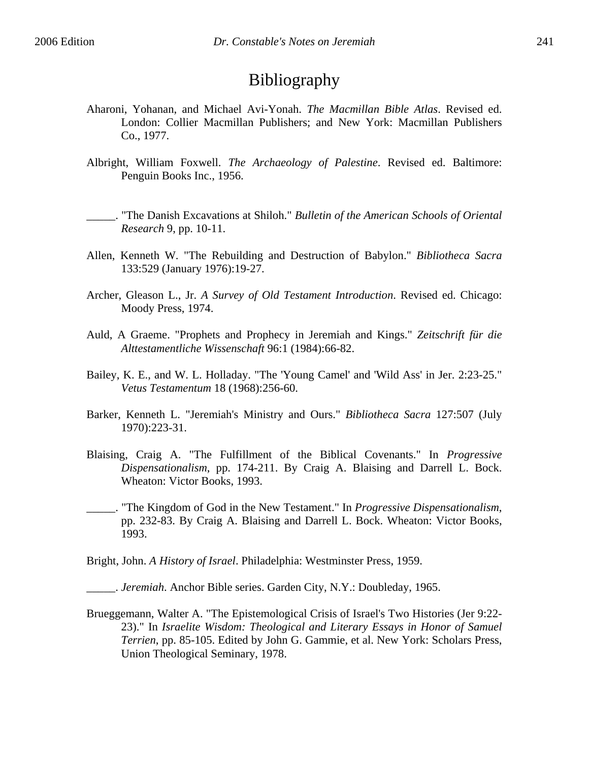# Bibliography

Aharoni, Yohanan, and Michael Avi-Yonah. *The Macmillan Bible Atlas*. Revised ed. London: Collier Macmillan Publishers; and New York: Macmillan Publishers Co., 1977.

Albright, William Foxwell. *The Archaeology of Palestine*. Revised ed. Baltimore: Penguin Books Inc., 1956.

_____. "The Danish Excavations at Shiloh." *Bulletin of the American Schools of Oriental Research* 9, pp. 10-11.

Allen, Kenneth W. "The Rebuilding and Destruction of Babylon." *Bibliotheca Sacra* 133:529 (January 1976):19-27.

Archer, Gleason L., Jr. *A Survey of Old Testament Introduction*. Revised ed. Chicago: Moody Press, 1974.

Auld, A Graeme. "Prophets and Prophecy in Jeremiah and Kings." *Zeitschrift für die Alttestamentliche Wissenschaft* 96:1 (1984):66-82.

Bailey, K. E., and W. L. Holladay. "The 'Young Camel' and 'Wild Ass' in Jer. 2:23-25." *Vetus Testamentum* 18 (1968):256-60.

Barker, Kenneth L. "Jeremiah's Ministry and Ours." *Bibliotheca Sacra* 127:507 (July 1970):223-31.

Blaising, Craig A. "The Fulfillment of the Biblical Covenants." In *Progressive Dispensationalism*, pp. 174-211. By Craig A. Blaising and Darrell L. Bock. Wheaton: Victor Books, 1993.

_____. "The Kingdom of God in the New Testament." In *Progressive Dispensationalism*, pp. 232-83. By Craig A. Blaising and Darrell L. Bock. Wheaton: Victor Books, 1993.

Bright, John. *A History of Israel*. Philadelphia: Westminster Press, 1959.

_____. *Jeremiah*. Anchor Bible series. Garden City, N.Y.: Doubleday, 1965.

Brueggemann, Walter A. "The Epistemological Crisis of Israel's Two Histories (Jer 9:22-23)." In *Israelite Wisdom: Theological and Literary Essays in Honor of Samuel Terrien*, pp. 85-105. Edited by John G. Gammie, et al. New York: Scholars Press, Union Theological Seminary, 1978.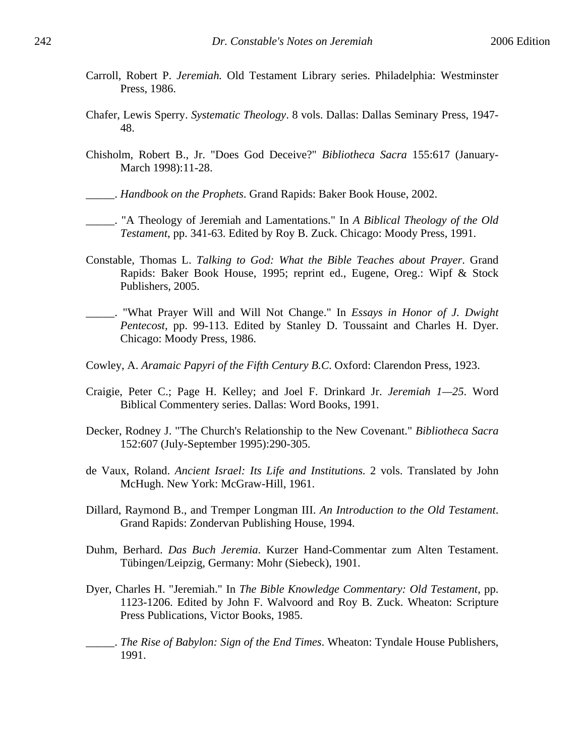Carroll, Robert P. *Jeremiah.* Old Testament Library series. Philadelphia: Westminster Press, 1986.

Chafer, Lewis Sperry. *Systematic Theology*. 8 vols. Dallas: Dallas Seminary Press, 1947-48.

Chisholm, Robert B., Jr. "Does God Deceive?" *Bibliotheca Sacra* 155:617 (January-March 1998):11-28.

_____. *Handbook on the Prophets*. Grand Rapids: Baker Book House, 2002.

_____. "A Theology of Jeremiah and Lamentations." In *A Biblical Theology of the Old Testament*, pp. 341-63. Edited by Roy B. Zuck. Chicago: Moody Press, 1991.

Constable, Thomas L. *Talking to God: What the Bible Teaches about Prayer*. Grand Rapids: Baker Book House, 1995; reprint ed., Eugene, Oreg.: Wipf & Stock Publishers, 2005.

_____. "What Prayer Will and Will Not Change." In *Essays in Honor of J. Dwight Pentecost*, pp. 99-113. Edited by Stanley D. Toussaint and Charles H. Dyer. Chicago: Moody Press, 1986.

Cowley, A. *Aramaic Papyri of the Fifth Century B.C.* Oxford: Clarendon Press, 1923.

Craigie, Peter C.; Page H. Kelley; and Joel F. Drinkard Jr. *Jeremiah 1—25*. Word Biblical Commentery series. Dallas: Word Books, 1991.

Decker, Rodney J. "The Church's Relationship to the New Covenant." *Bibliotheca Sacra* 152:607 (July-September 1995):290-305.

de Vaux, Roland. *Ancient Israel: Its Life and Institutions*. 2 vols. Translated by John McHugh. New York: McGraw-Hill, 1961.

Dillard, Raymond B., and Tremper Longman III. *An Introduction to the Old Testament*. Grand Rapids: Zondervan Publishing House, 1994.

Duhm, Berhard. *Das Buch Jeremia*. Kurzer Hand-Commentar zum Alten Testament. Tübingen/Leipzig, Germany: Mohr (Siebeck), 1901.

Dyer, Charles H. "Jeremiah." In *The Bible Knowledge Commentary: Old Testament*, pp. 1123-1206. Edited by John F. Walvoord and Roy B. Zuck. Wheaton: Scripture Press Publications, Victor Books, 1985.

_____. *The Rise of Babylon: Sign of the End Times*. Wheaton: Tyndale House Publishers, 1991.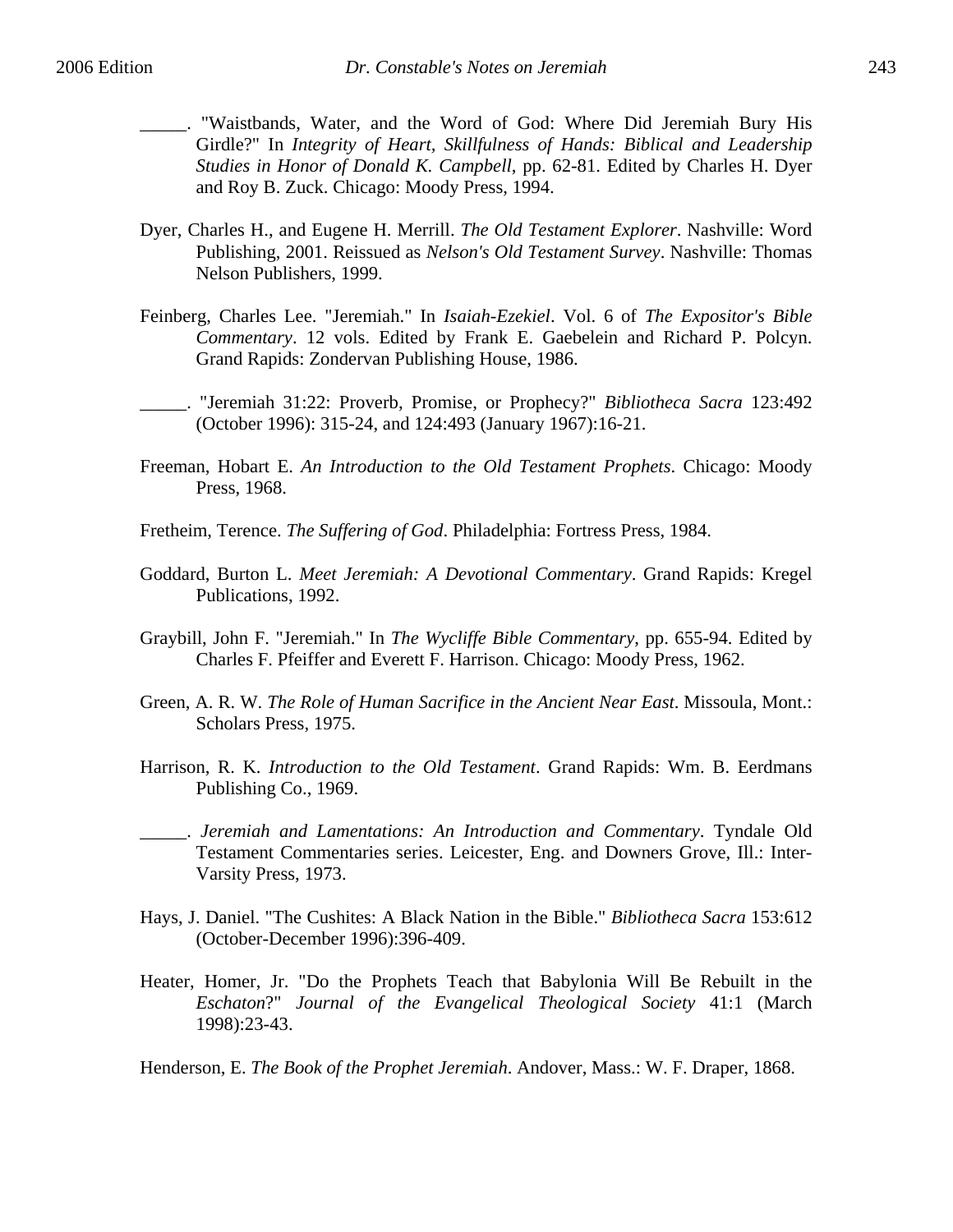_____. "Waistbands, Water, and the Word of God: Where Did Jeremiah Bury His Girdle?" In *Integrity of Heart, Skillfulness of Hands: Biblical and Leadership Studies in Honor of Donald K. Campbell*, pp. 62-81. Edited by Charles H. Dyer and Roy B. Zuck. Chicago: Moody Press, 1994.

Dyer, Charles H., and Eugene H. Merrill. *The Old Testament Explorer*. Nashville: Word Publishing, 2001. Reissued as *Nelson's Old Testament Survey*. Nashville: Thomas Nelson Publishers, 1999.

Feinberg, Charles Lee. "Jeremiah." In *Isaiah-Ezekiel*. Vol. 6 of *The Expositor's Bible Commentary*. 12 vols. Edited by Frank E. Gaebelein and Richard P. Polcyn. Grand Rapids: Zondervan Publishing House, 1986.

_____. "Jeremiah 31:22: Proverb, Promise, or Prophecy?" *Bibliotheca Sacra* 123:492 (October 1996): 315-24, and 124:493 (January 1967):16-21.

Freeman, Hobart E. *An Introduction to the Old Testament Prophets*. Chicago: Moody Press, 1968.

Fretheim, Terence. *The Suffering of God*. Philadelphia: Fortress Press, 1984.

Goddard, Burton L. *Meet Jeremiah: A Devotional Commentary*. Grand Rapids: Kregel Publications, 1992.

Graybill, John F. "Jeremiah." In *The Wycliffe Bible Commentary*, pp. 655-94. Edited by Charles F. Pfeiffer and Everett F. Harrison. Chicago: Moody Press, 1962.

Green, A. R. W. *The Role of Human Sacrifice in the Ancient Near East*. Missoula, Mont.: Scholars Press, 1975.

Harrison, R. K. *Introduction to the Old Testament*. Grand Rapids: Wm. B. Eerdmans Publishing Co., 1969.

_____. *Jeremiah and Lamentations: An Introduction and Commentary*. Tyndale Old Testament Commentaries series. Leicester, Eng. and Downers Grove, Ill.: Inter-Varsity Press, 1973.

Hays, J. Daniel. "The Cushites: A Black Nation in the Bible." *Bibliotheca Sacra* 153:612 (October-December 1996):396-409.

Heater, Homer, Jr. "Do the Prophets Teach that Babylonia Will Be Rebuilt in the *Eschaton*?" *Journal of the Evangelical Theological Society* 41:1 (March 1998):23-43.

Henderson, E. *The Book of the Prophet Jeremiah*. Andover, Mass.: W. F. Draper, 1868.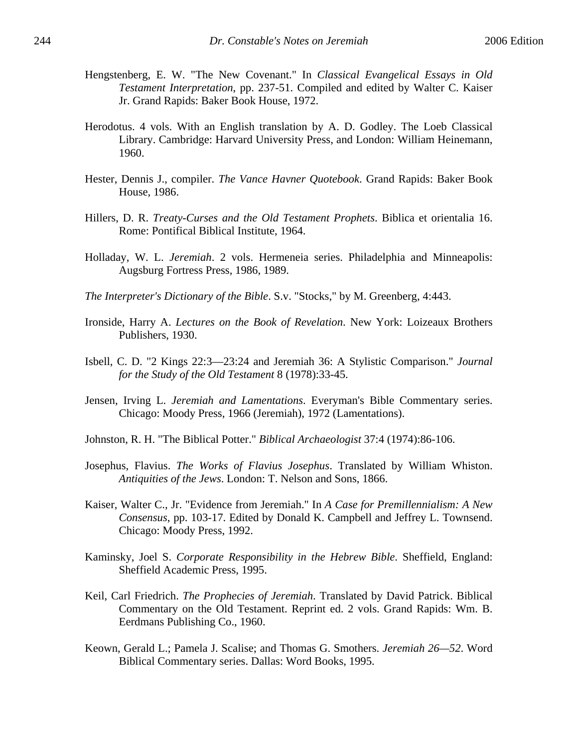Hengstenberg, E. W. "The New Covenant." In *Classical Evangelical Essays in Old Testament Interpretation*, pp. 237-51. Compiled and edited by Walter C. Kaiser Jr. Grand Rapids: Baker Book House, 1972.

Herodotus. 4 vols. With an English translation by A. D. Godley. The Loeb Classical Library. Cambridge: Harvard University Press, and London: William Heinemann, 1960.

Hester, Dennis J., compiler. *The Vance Havner Quotebook*. Grand Rapids: Baker Book House, 1986.

Hillers, D. R. *Treaty-Curses and the Old Testament Prophets*. Biblica et orientalia 16. Rome: Pontifical Biblical Institute, 1964.

Holladay, W. L. *Jeremiah*. 2 vols. Hermeneia series. Philadelphia and Minneapolis: Augsburg Fortress Press, 1986, 1989.

*The Interpreter's Dictionary of the Bible*. S.v. "Stocks," by M. Greenberg, 4:443.

Ironside, Harry A. *Lectures on the Book of Revelation*. New York: Loizeaux Brothers Publishers, 1930.

Isbell, C. D. "2 Kings 22:3—23:24 and Jeremiah 36: A Stylistic Comparison." *Journal for the Study of the Old Testament* 8 (1978):33-45.

Jensen, Irving L. *Jeremiah and Lamentations*. Everyman's Bible Commentary series. Chicago: Moody Press, 1966 (Jeremiah), 1972 (Lamentations).

Johnston, R. H. "The Biblical Potter." *Biblical Archaeologist* 37:4 (1974):86-106.

Josephus, Flavius. *The Works of Flavius Josephus*. Translated by William Whiston. *Antiquities of the Jews*. London: T. Nelson and Sons, 1866.

Kaiser, Walter C., Jr. "Evidence from Jeremiah." In *A Case for Premillennialism: A New Consensus*, pp. 103-17. Edited by Donald K. Campbell and Jeffrey L. Townsend. Chicago: Moody Press, 1992.

Kaminsky, Joel S. *Corporate Responsibility in the Hebrew Bible*. Sheffield, England: Sheffield Academic Press, 1995.

Keil, Carl Friedrich. *The Prophecies of Jeremiah*. Translated by David Patrick. Biblical Commentary on the Old Testament. Reprint ed. 2 vols. Grand Rapids: Wm. B. Eerdmans Publishing Co., 1960.

Keown, Gerald L.; Pamela J. Scalise; and Thomas G. Smothers. *Jeremiah 26—52*. Word Biblical Commentary series. Dallas: Word Books, 1995.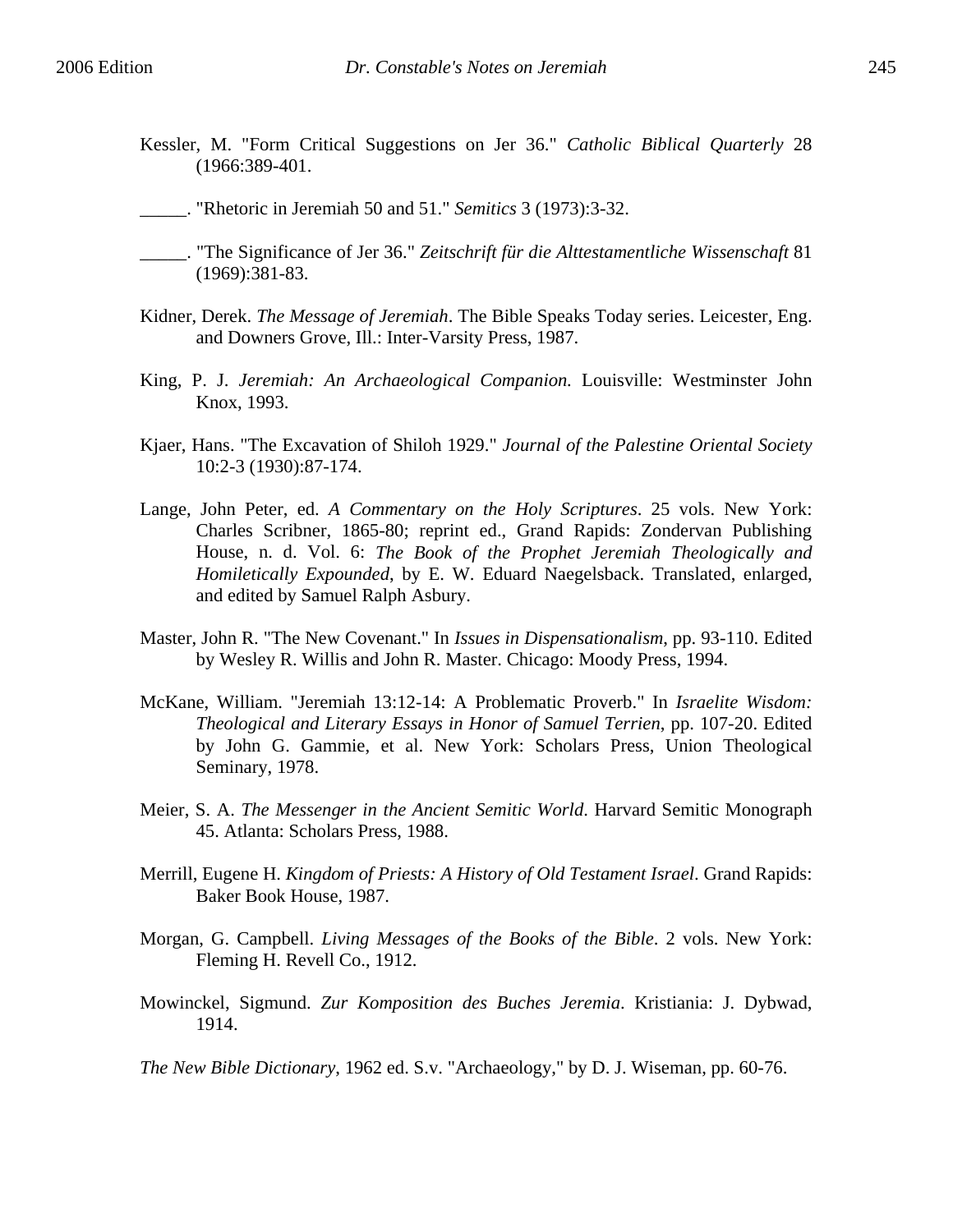Kessler, M. "Form Critical Suggestions on Jer 36." *Catholic Biblical Quarterly* 28 (1966:389-401.

_____. "Rhetoric in Jeremiah 50 and 51." *Semitics* 3 (1973):3-32.

_____. "The Significance of Jer 36." *Zeitschrift für die Alttestamentliche Wissenschaft* 81 (1969):381-83.

Kidner, Derek. *The Message of Jeremiah*. The Bible Speaks Today series. Leicester, Eng. and Downers Grove, Ill.: Inter-Varsity Press, 1987.

King, P. J. *Jeremiah: An Archaeological Companion.* Louisville: Westminster John Knox, 1993.

Kjaer, Hans. "The Excavation of Shiloh 1929." *Journal of the Palestine Oriental Society* 10:2-3 (1930):87-174.

Lange, John Peter, ed. *A Commentary on the Holy Scriptures*. 25 vols. New York: Charles Scribner, 1865-80; reprint ed., Grand Rapids: Zondervan Publishing House, n. d. Vol. 6: *The Book of the Prophet Jeremiah Theologically and Homiletically Expounded*, by E. W. Eduard Naegelsback. Translated, enlarged, and edited by Samuel Ralph Asbury.

Master, John R. "The New Covenant." In *Issues in Dispensationalism*, pp. 93-110. Edited by Wesley R. Willis and John R. Master. Chicago: Moody Press, 1994.

McKane, William. "Jeremiah 13:12-14: A Problematic Proverb." In *Israelite Wisdom: Theological and Literary Essays in Honor of Samuel Terrien*, pp. 107-20. Edited by John G. Gammie, et al. New York: Scholars Press, Union Theological Seminary, 1978.

Meier, S. A. *The Messenger in the Ancient Semitic World*. Harvard Semitic Monograph 45. Atlanta: Scholars Press, 1988.

Merrill, Eugene H. *Kingdom of Priests: A History of Old Testament Israel*. Grand Rapids: Baker Book House, 1987.

Morgan, G. Campbell. *Living Messages of the Books of the Bible*. 2 vols. New York: Fleming H. Revell Co., 1912.

Mowinckel, Sigmund. *Zur Komposition des Buches Jeremia*. Kristiania: J. Dybwad, 1914.

*The New Bible Dictionary*, 1962 ed. S.v. "Archaeology," by D. J. Wiseman, pp. 60-76.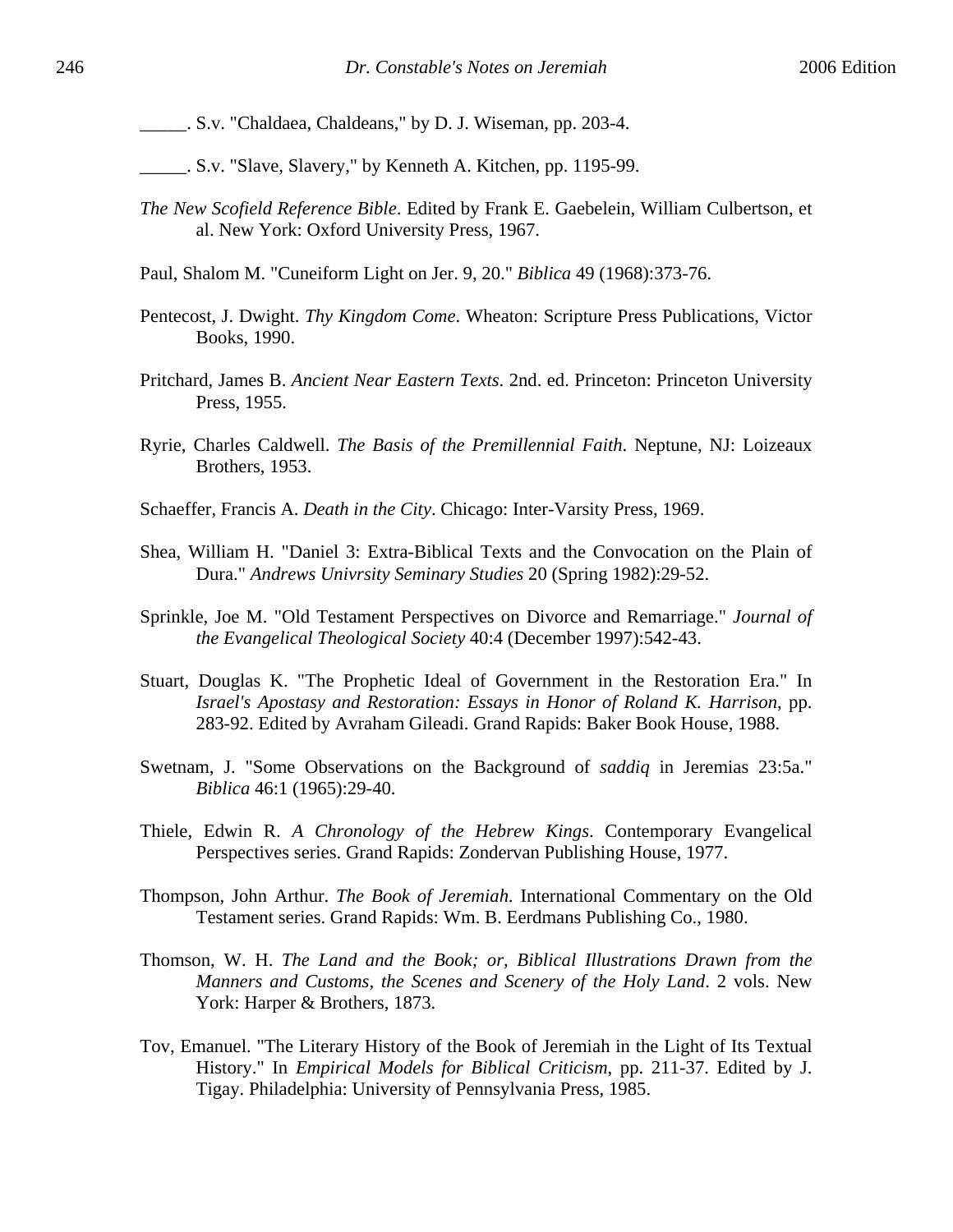_____. S.v. "Chaldaea, Chaldeans," by D. J. Wiseman, pp. 203-4.

_____. S.v. "Slave, Slavery," by Kenneth A. Kitchen, pp. 1195-99.

*The New Scofield Reference Bible*. Edited by Frank E. Gaebelein, William Culbertson, et al. New York: Oxford University Press, 1967.

Paul, Shalom M. "Cuneiform Light on Jer. 9, 20." *Biblica* 49 (1968):373-76.

Pentecost, J. Dwight. *Thy Kingdom Come*. Wheaton: Scripture Press Publications, Victor Books, 1990.

Pritchard, James B. *Ancient Near Eastern Texts*. 2nd. ed. Princeton: Princeton University Press, 1955.

Ryrie, Charles Caldwell. *The Basis of the Premillennial Faith*. Neptune, NJ: Loizeaux Brothers, 1953.

Schaeffer, Francis A. *Death in the City*. Chicago: Inter-Varsity Press, 1969.

Shea, William H. "Daniel 3: Extra-Biblical Texts and the Convocation on the Plain of Dura." *Andrews Univrsity Seminary Studies* 20 (Spring 1982):29-52.

Sprinkle, Joe M. "Old Testament Perspectives on Divorce and Remarriage." *Journal of the Evangelical Theological Society* 40:4 (December 1997):542-43.

Stuart, Douglas K. "The Prophetic Ideal of Government in the Restoration Era." In *Israel's Apostasy and Restoration: Essays in Honor of Roland K. Harrison*, pp. 283-92. Edited by Avraham Gileadi. Grand Rapids: Baker Book House, 1988.

Swetnam, J. "Some Observations on the Background of *saddiq* in Jeremias 23:5a." *Biblica* 46:1 (1965):29-40.

Thiele, Edwin R. *A Chronology of the Hebrew Kings*. Contemporary Evangelical Perspectives series. Grand Rapids: Zondervan Publishing House, 1977.

Thompson, John Arthur. *The Book of Jeremiah.* International Commentary on the Old Testament series. Grand Rapids: Wm. B. Eerdmans Publishing Co., 1980.

Thomson, W. H. *The Land and the Book; or, Biblical Illustrations Drawn from the Manners and Customs, the Scenes and Scenery of the Holy Land*. 2 vols. New York: Harper & Brothers, 1873.

Tov, Emanuel. "The Literary History of the Book of Jeremiah in the Light of Its Textual History." In *Empirical Models for Biblical Criticism*, pp. 211-37. Edited by J. Tigay. Philadelphia: University of Pennsylvania Press, 1985.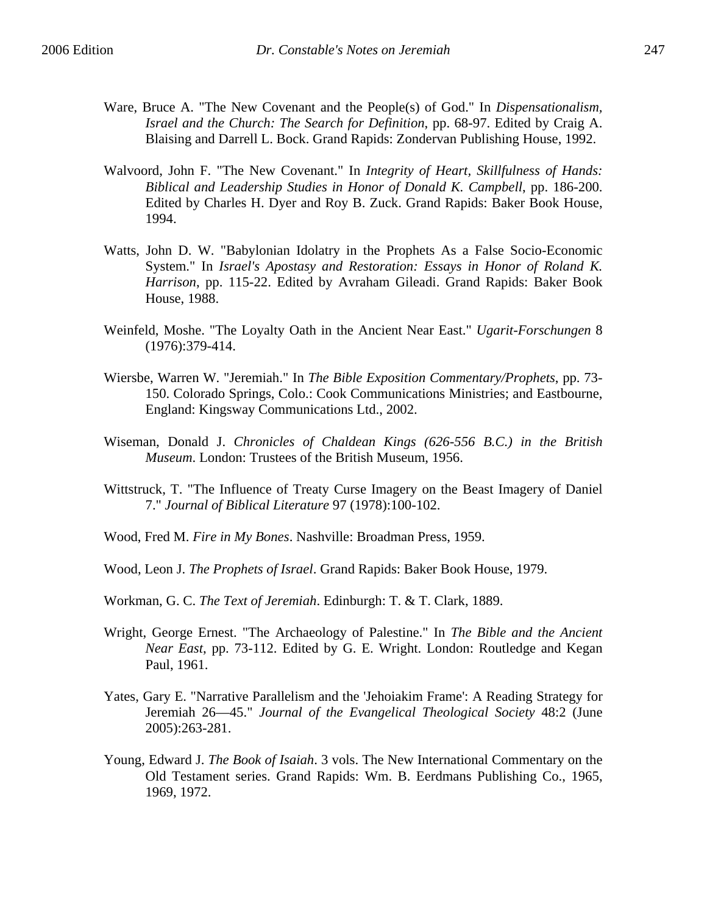Ware, Bruce A. "The New Covenant and the People(s) of God." In *Dispensationalism, Israel and the Church: The Search for Definition*, pp. 68-97. Edited by Craig A. Blaising and Darrell L. Bock. Grand Rapids: Zondervan Publishing House, 1992.

Walvoord, John F. "The New Covenant." In *Integrity of Heart, Skillfulness of Hands: Biblical and Leadership Studies in Honor of Donald K. Campbell*, pp. 186-200. Edited by Charles H. Dyer and Roy B. Zuck. Grand Rapids: Baker Book House, 1994.

Watts, John D. W. "Babylonian Idolatry in the Prophets As a False Socio-Economic System." In *Israel's Apostasy and Restoration: Essays in Honor of Roland K. Harrison*, pp. 115-22. Edited by Avraham Gileadi. Grand Rapids: Baker Book House, 1988.

Weinfeld, Moshe. "The Loyalty Oath in the Ancient Near East." *Ugarit-Forschungen* 8 (1976):379-414.

Wiersbe, Warren W. "Jeremiah." In *The Bible Exposition Commentary/Prophets*, pp. 73-150. Colorado Springs, Colo.: Cook Communications Ministries; and Eastbourne, England: Kingsway Communications Ltd., 2002.

Wiseman, Donald J. *Chronicles of Chaldean Kings (626-556 B.C.) in the British Museum*. London: Trustees of the British Museum, 1956.

Wittstruck, T. "The Influence of Treaty Curse Imagery on the Beast Imagery of Daniel 7." *Journal of Biblical Literature* 97 (1978):100-102.

Wood, Fred M. *Fire in My Bones*. Nashville: Broadman Press, 1959.

Wood, Leon J. *The Prophets of Israel*. Grand Rapids: Baker Book House, 1979.

Workman, G. C. *The Text of Jeremiah*. Edinburgh: T. & T. Clark, 1889.

Wright, George Ernest. "The Archaeology of Palestine." In *The Bible and the Ancient Near East*, pp. 73-112. Edited by G. E. Wright. London: Routledge and Kegan Paul, 1961.

Yates, Gary E. "Narrative Parallelism and the 'Jehoiakim Frame': A Reading Strategy for Jeremiah 26—45." *Journal of the Evangelical Theological Society* 48:2 (June 2005):263-281.

Young, Edward J. *The Book of Isaiah*. 3 vols. The New International Commentary on the Old Testament series. Grand Rapids: Wm. B. Eerdmans Publishing Co., 1965, 1969, 1972.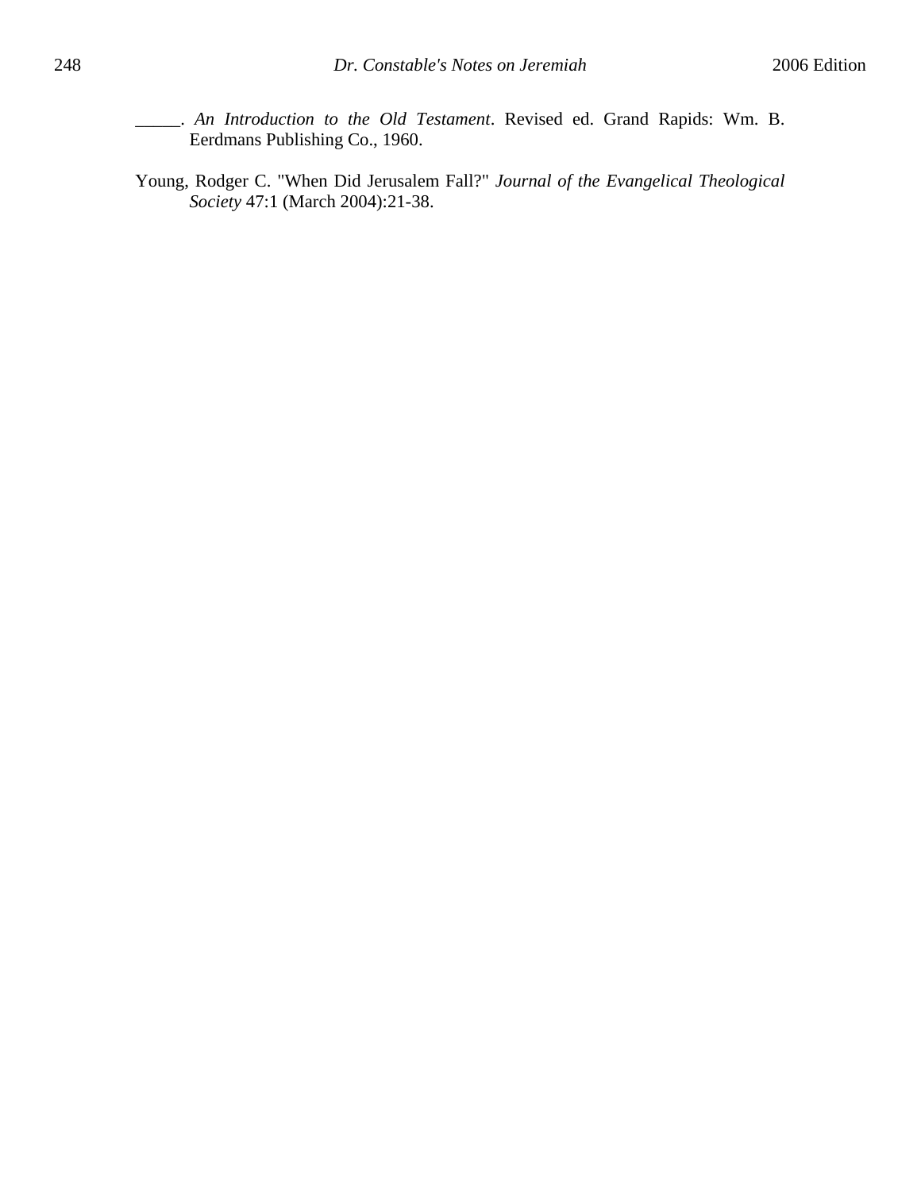_____. *An Introduction to the Old Testament*. Revised ed. Grand Rapids: Wm. B. Eerdmans Publishing Co., 1960.

Young, Rodger C. "When Did Jerusalem Fall?" *Journal of the Evangelical Theological Society* 47:1 (March 2004):21-38.